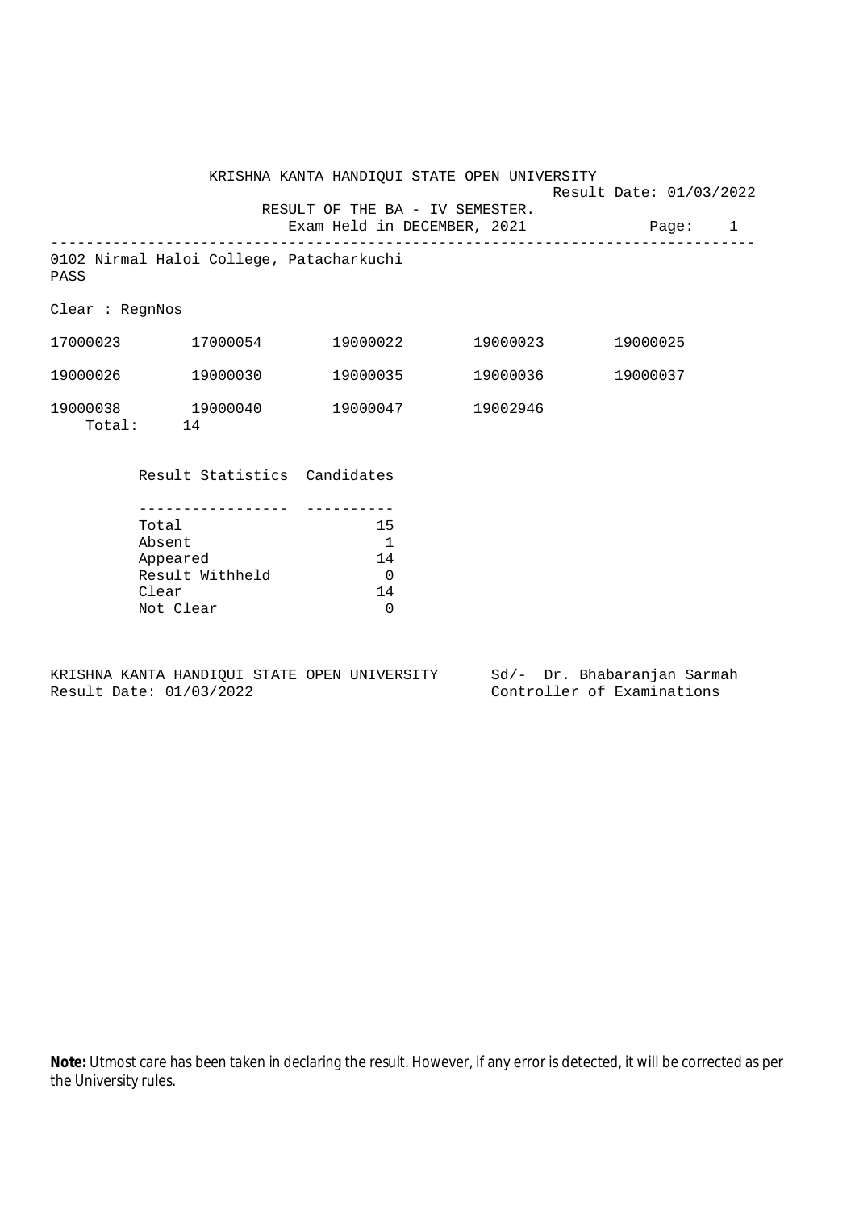# KRISHNA KANTA HANDIQUI STATE OPEN UNIVERSITY

Result Date: 01/03/2022

## RESULT OF THE BA - IV SEMESTER.

Exam Held in DECEMBER, 2021

---

0102 Nirmal Haloi College, Patacharkuchi

PASS

Clear : RegnNos

| | | | | |
|---|---|---|---|---|
| 17000023 | 17000054 | 19000022 | 19000023 | 19000025 |
| 19000026 | 19000030 | 19000035 | 19000036 | 19000037 |
| 19000038 | 19000040 | 19000047 | 19002946 | |

Total: 14

| Result Statistics | Candidates |
|---|---|
| Total | 15 |
| Absent | 1 |
| Appeared | 14 |
| Result Withheld | 0 |
| Clear | 14 |
| Not Clear | 0 |

KRISHNA KANTA HANDIQUI STATE OPEN UNIVERSITY
Result Date: 01/03/2022

Sd/- Dr. Bhabaranjan Sarmah
Controller of Examinations

**Note:** Utmost care has been taken in declaring the result. However, if any error is detected, it will be corrected as per the University rules.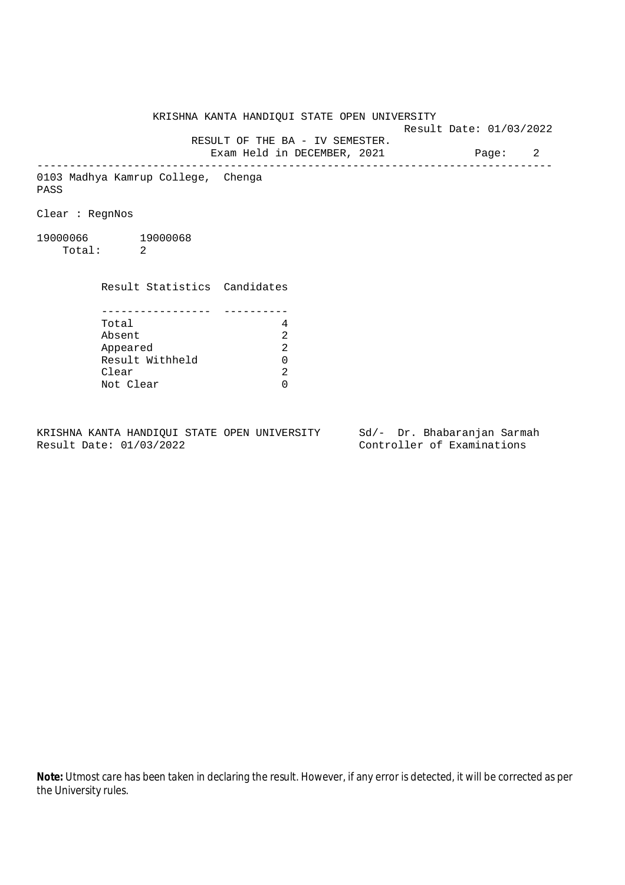KRISHNA KANTA HANDIQUI STATE OPEN UNIVERSITY

Result Date: 01/03/2022

RESULT OF THE BA - IV SEMESTER.

Exam Held in DECEMBER, 2021

---

0103 Madhya Kamrup College, Chenga

PASS

Clear : RegnNos

19000066 19000068

Total: 2

| Result Statistics | Candidates |
|---|---|
| Total | 4 |
| Absent | 2 |
| Appeared | 2 |
| Result Withheld | 0 |
| Clear | 2 |
| Not Clear | 0 |

KRISHNA KANTA HANDIQUI STATE OPEN UNIVERSITY
Result Date: 01/03/2022

Sd/- Dr. Bhabaranjan Sarmah
Controller of Examinations

**Note:** Utmost care has been taken in declaring the result. However, if any error is detected, it will be corrected as per the University rules.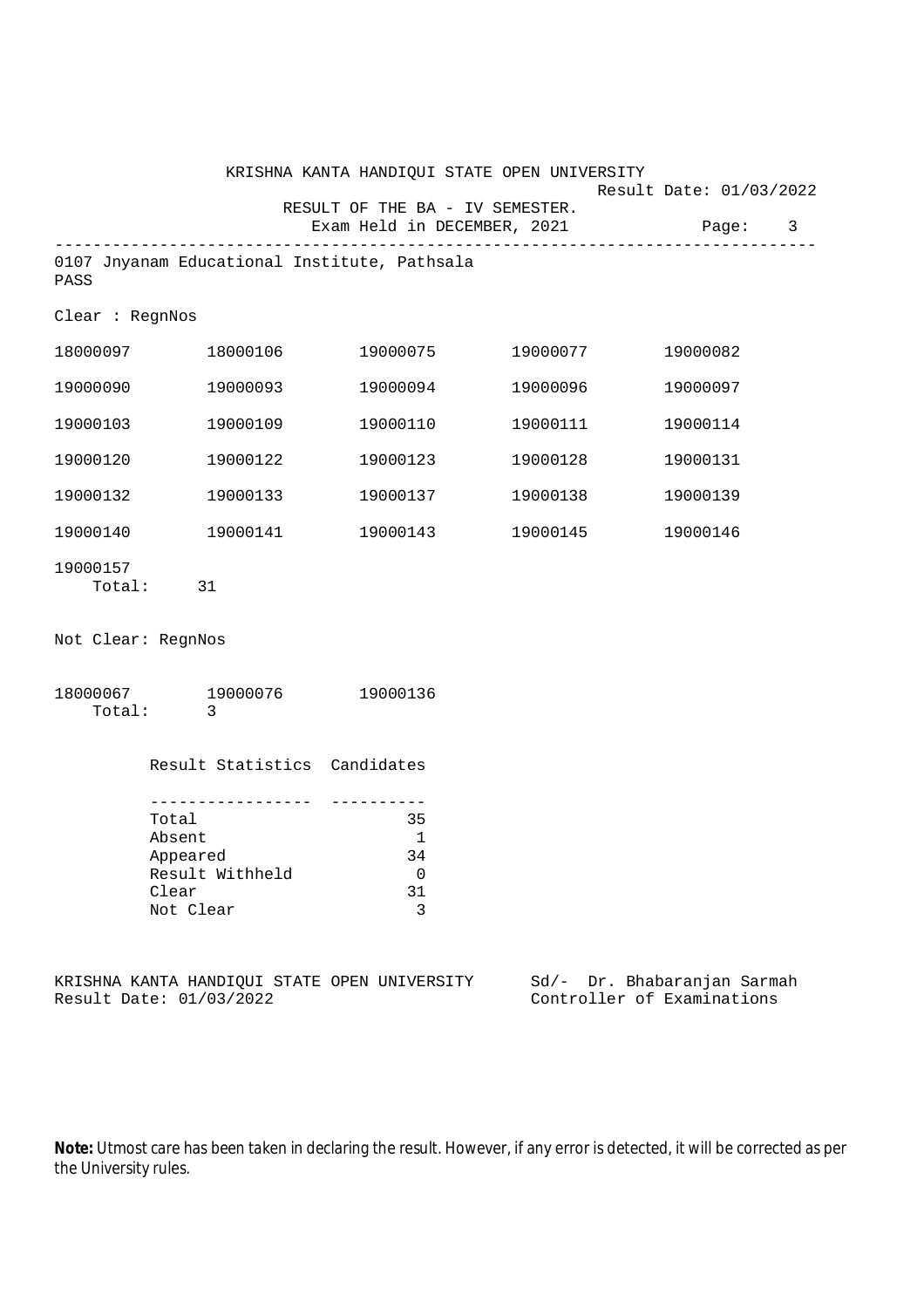KRISHNA KANTA HANDIQUI STATE OPEN UNIVERSITY

Result Date: 01/03/2022

RESULT OF THE BA - IV SEMESTER.

Exam Held in DECEMBER, 2021

---

0107 Jnyanam Educational Institute, Pathsala

PASS

Clear : RegnNos

| | | | | |
|---|---|---|---|---|
| 18000097 | 18000106 | 19000075 | 19000077 | 19000082 |
| 19000090 | 19000093 | 19000094 | 19000096 | 19000097 |
| 19000103 | 19000109 | 19000110 | 19000111 | 19000114 |
| 19000120 | 19000122 | 19000123 | 19000128 | 19000131 |
| 19000132 | 19000133 | 19000137 | 19000138 | 19000139 |
| 19000140 | 19000141 | 19000143 | 19000145 | 19000146 |
| 19000157 | | | | |

Total: 31

Not Clear: RegnNos

| | | |
|---|---|---|
| 18000067 | 19000076 | 19000136 |

Total: 3

| Result Statistics | Candidates |
|---|---|
| Total | 35 |
| Absent | 1 |
| Appeared | 34 |
| Result Withheld | 0 |
| Clear | 31 |
| Not Clear | 3 |

KRISHNA KANTA HANDIQUI STATE OPEN UNIVERSITY
Result Date: 01/03/2022

Sd/- Dr. Bhabaranjan Sarmah
Controller of Examinations

**Note:** Utmost care has been taken in declaring the result. However, if any error is detected, it will be corrected as per the University rules.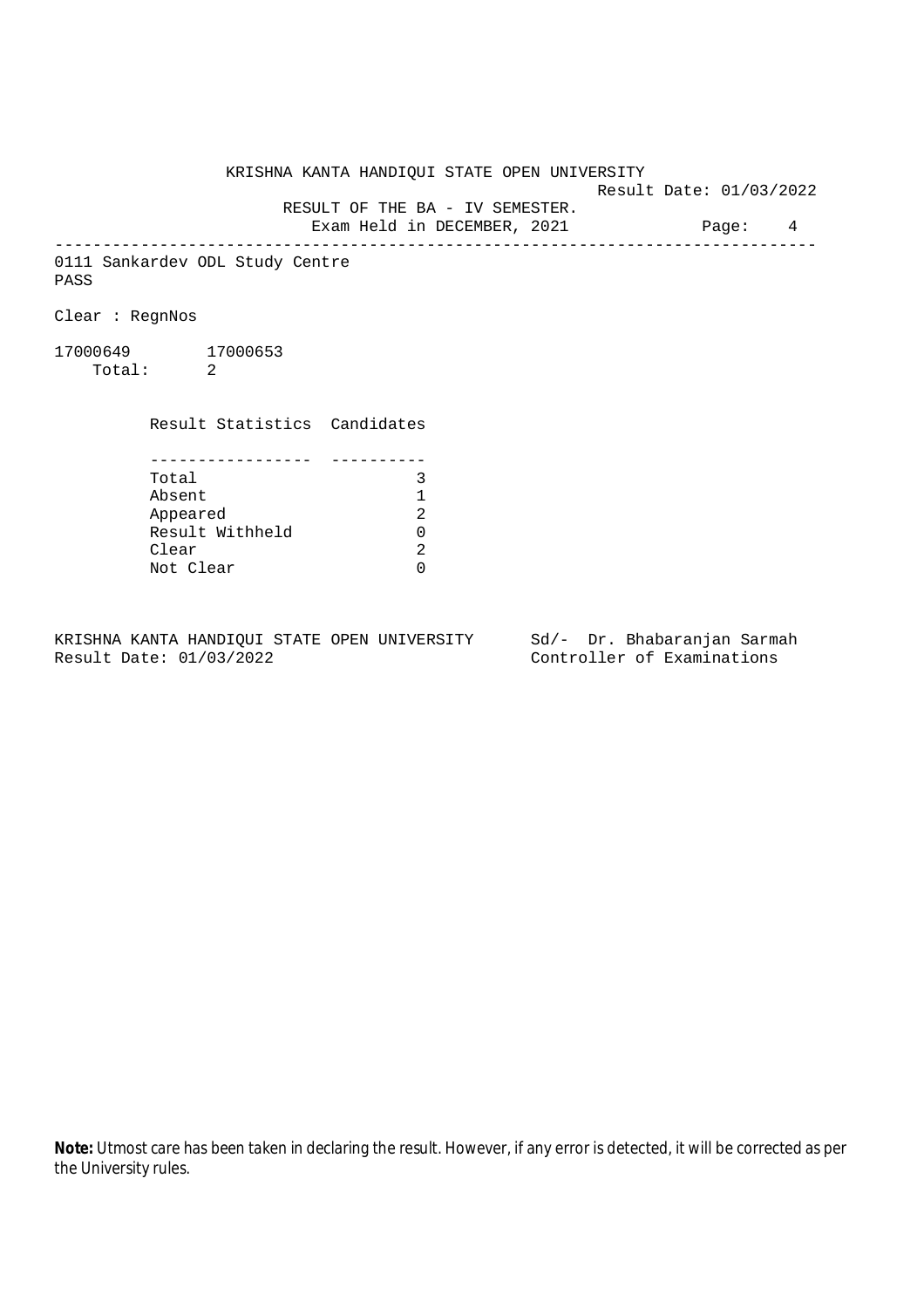KRISHNA KANTA HANDIQUI STATE OPEN UNIVERSITY

Result Date: 01/03/2022

RESULT OF THE BA - IV SEMESTER.

Exam Held in DECEMBER, 2021

---

0111 Sankardev ODL Study Centre

PASS

Clear : RegnNos

17000649 17000653

Total: 2

| Result Statistics | Candidates |
|---|---|
| Total | 3 |
| Absent | 1 |
| Appeared | 2 |
| Result Withheld | 0 |
| Clear | 2 |
| Not Clear | 0 |

KRISHNA KANTA HANDIQUI STATE OPEN UNIVERSITY
Result Date: 01/03/2022

Sd/- Dr. Bhabaranjan Sarmah
Controller of Examinations

**Note:** Utmost care has been taken in declaring the result. However, if any error is detected, it will be corrected as per the University rules.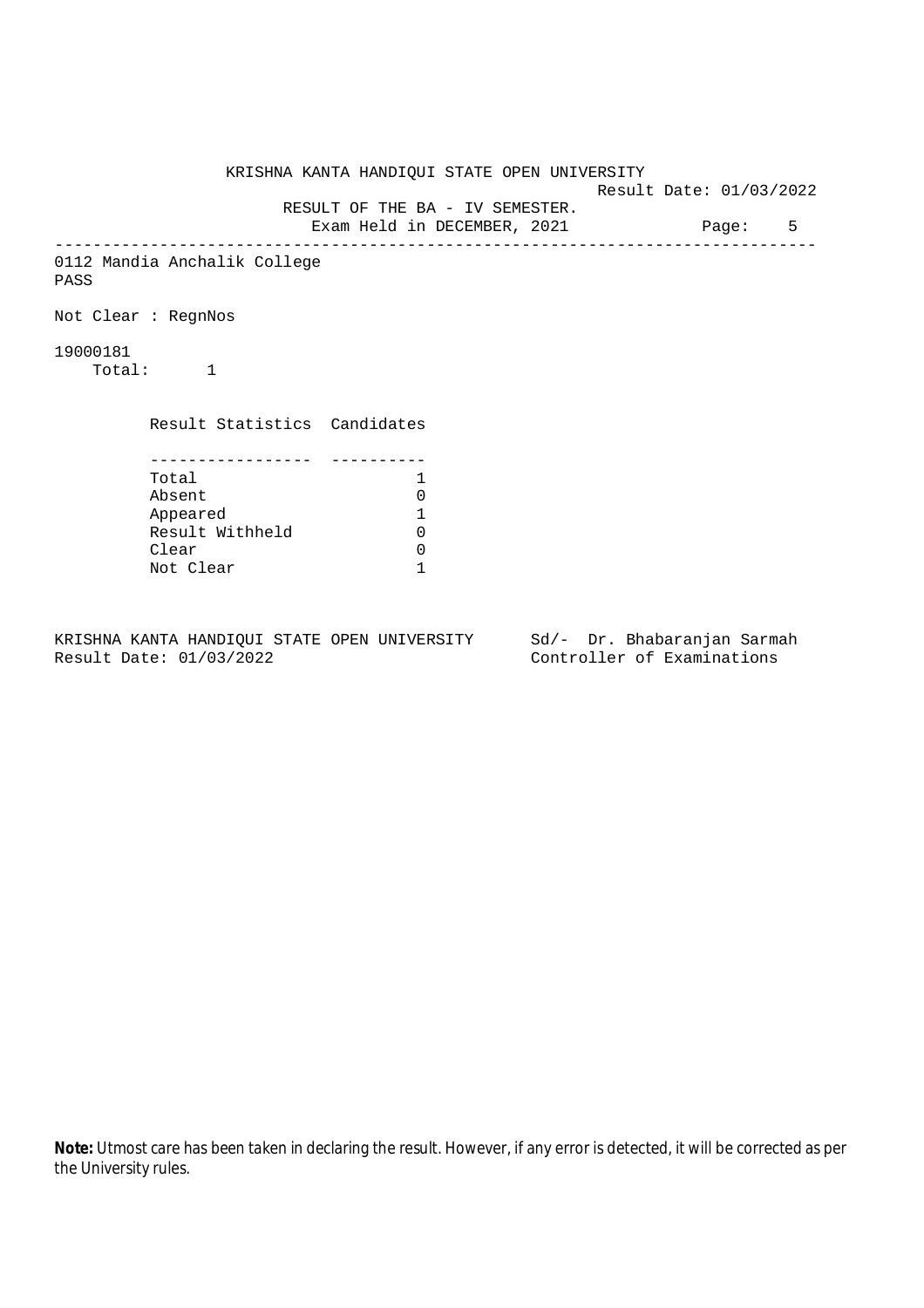KRISHNA KANTA HANDIQUI STATE OPEN UNIVERSITY

Result Date: 01/03/2022

RESULT OF THE BA - IV SEMESTER.

Exam Held in DECEMBER, 2021

---

0112 Mandia Anchalik College

PASS

Not Clear : RegnNos

19000181

Total: 1

| Result Statistics | Candidates |
|---|---|
| Total | 1 |
| Absent | 0 |
| Appeared | 1 |
| Result Withheld | 0 |
| Clear | 0 |
| Not Clear | 1 |

KRISHNA KANTA HANDIQUI STATE OPEN UNIVERSITY
Result Date: 01/03/2022

Sd/- Dr. Bhabaranjan Sarmah
Controller of Examinations

**Note:** Utmost care has been taken in declaring the result. However, if any error is detected, it will be corrected as per the University rules.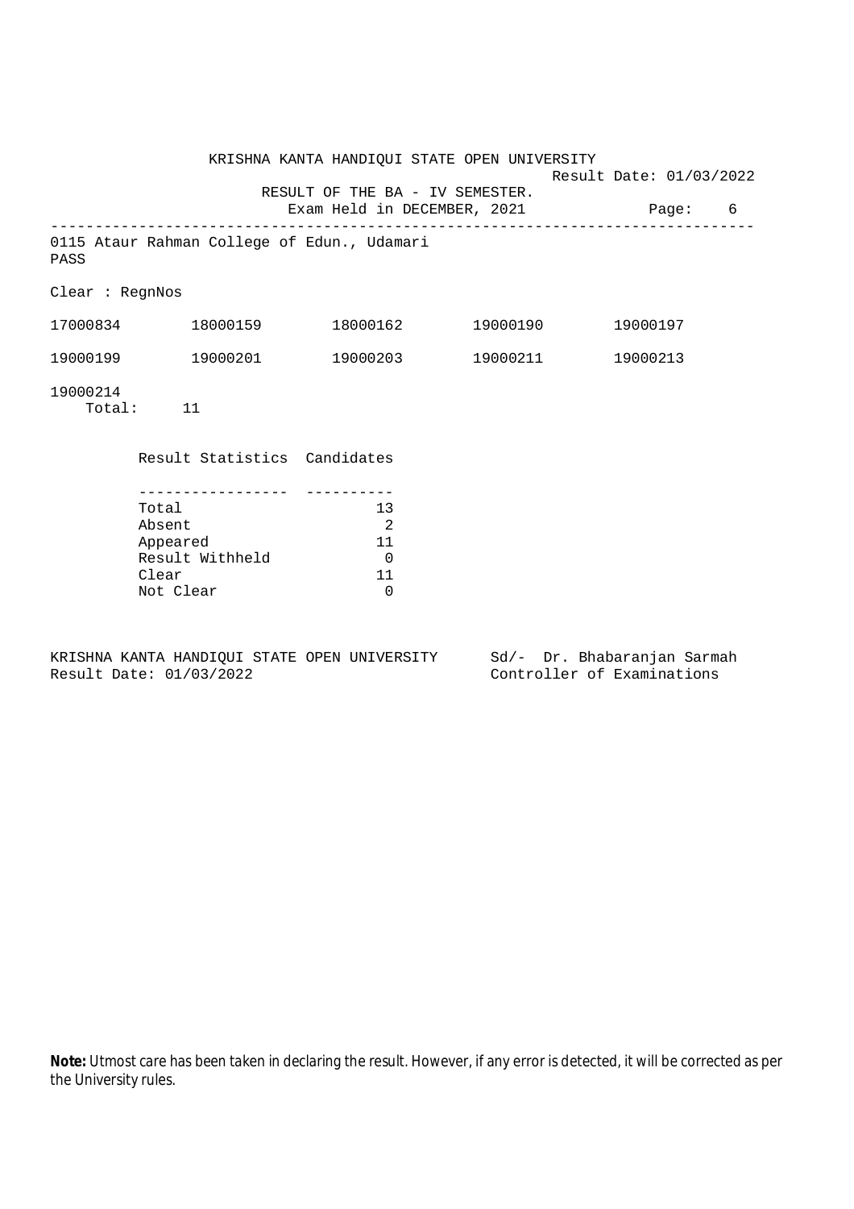KRISHNA KANTA HANDIQUI STATE OPEN UNIVERSITY

Result Date: 01/03/2022

RESULT OF THE BA - IV SEMESTER.

Exam Held in DECEMBER, 2021

---

0115 Ataur Rahman College of Edun., Udamari

PASS

Clear : RegnNos

| | | | | |
|---|---|---|---|---|
| 17000834 | 18000159 | 18000162 | 19000190 | 19000197 |
| 19000199 | 19000201 | 19000203 | 19000211 | 19000213 |
| 19000214 | | | | |

Total: 11

| Result Statistics | Candidates |
|---|---|
| Total | 13 |
| Absent | 2 |
| Appeared | 11 |
| Result Withheld | 0 |
| Clear | 11 |
| Not Clear | 0 |

KRISHNA KANTA HANDIQUI STATE OPEN UNIVERSITY
Result Date: 01/03/2022

Sd/- Dr. Bhabaranjan Sarmah
Controller of Examinations

**Note:** Utmost care has been taken in declaring the result. However, if any error is detected, it will be corrected as per the University rules.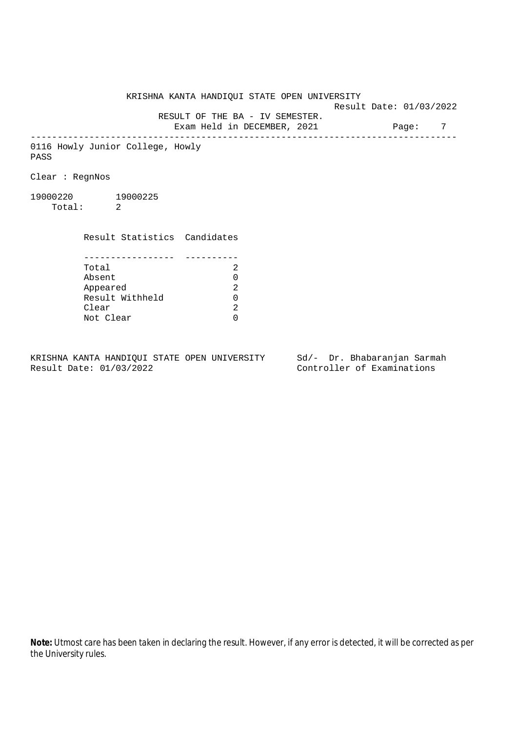KRISHNA KANTA HANDIQUI STATE OPEN UNIVERSITY

Result Date: 01/03/2022

RESULT OF THE BA - IV SEMESTER.

Exam Held in DECEMBER, 2021

---

0116 Howly Junior College, Howly

PASS

Clear : RegnNos

19000220 19000225

Total: 2

| Result Statistics | Candidates |
|---|---|
| Total | 2 |
| Absent | 0 |
| Appeared | 2 |
| Result Withheld | 0 |
| Clear | 2 |
| Not Clear | 0 |

KRISHNA KANTA HANDIQUI STATE OPEN UNIVERSITY
Result Date: 01/03/2022

Sd/- Dr. Bhabaranjan Sarmah
Controller of Examinations

**Note:** Utmost care has been taken in declaring the result. However, if any error is detected, it will be corrected as per the University rules.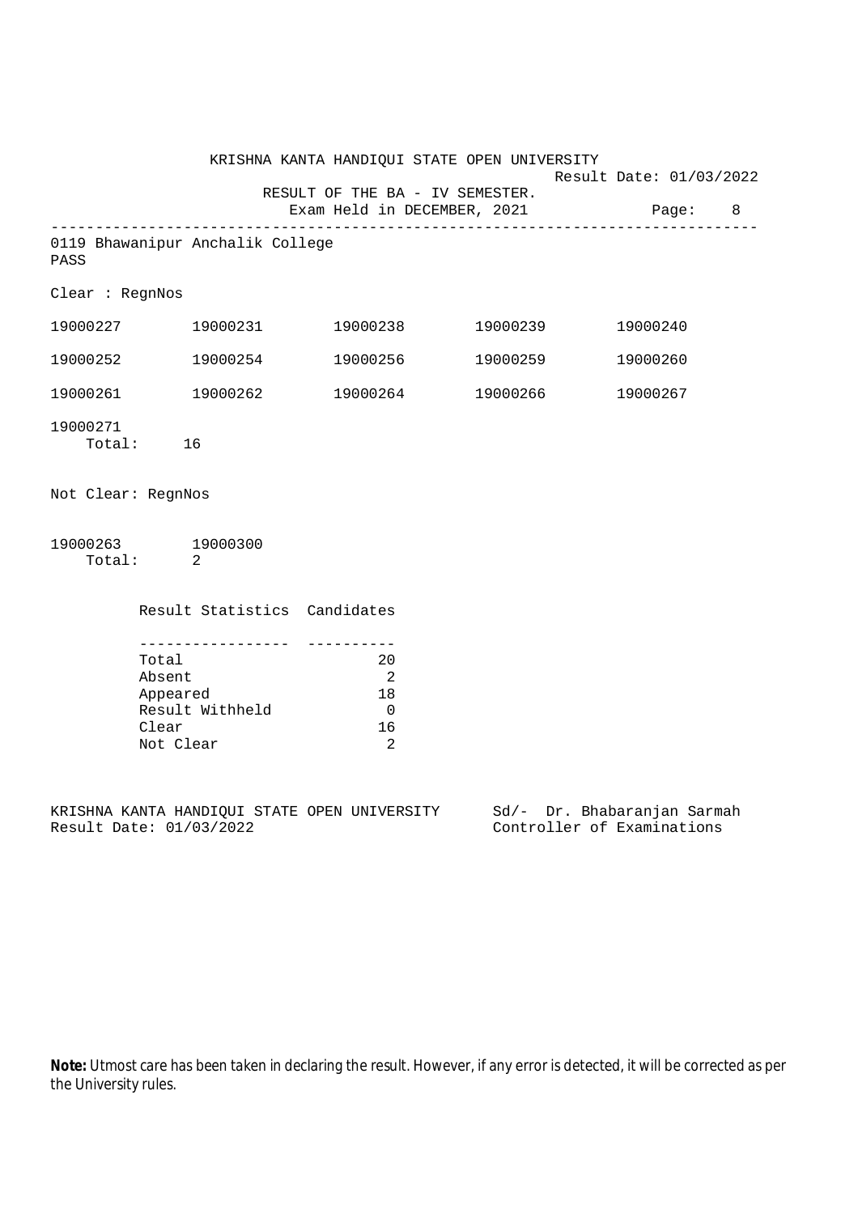KRISHNA KANTA HANDIQUI STATE OPEN UNIVERSITY

Result Date: 01/03/2022

RESULT OF THE BA - IV SEMESTER.

Exam Held in DECEMBER, 2021 Page: 8

---

0119 Bhawanipur Anchalik College

PASS

Clear : RegnNos

| | | | | |
|---|---|---|---|---|
| 19000227 | 19000231 | 19000238 | 19000239 | 19000240 |
| 19000252 | 19000254 | 19000256 | 19000259 | 19000260 |
| 19000261 | 19000262 | 19000264 | 19000266 | 19000267 |
| 19000271 | | | | |

Total: 16

Not Clear: RegnNos

| | |
|---|---|
| 19000263 | 19000300 |

Total: 2

| Result Statistics | Candidates |
|---|---|
| Total | 20 |
| Absent | 2 |
| Appeared | 18 |
| Result Withheld | 0 |
| Clear | 16 |
| Not Clear | 2 |

KRISHNA KANTA HANDIQUI STATE OPEN UNIVERSITY
Result Date: 01/03/2022

Sd/- Dr. Bhabaranjan Sarmah
Controller of Examinations

**Note:** Utmost care has been taken in declaring the result. However, if any error is detected, it will be corrected as per the University rules.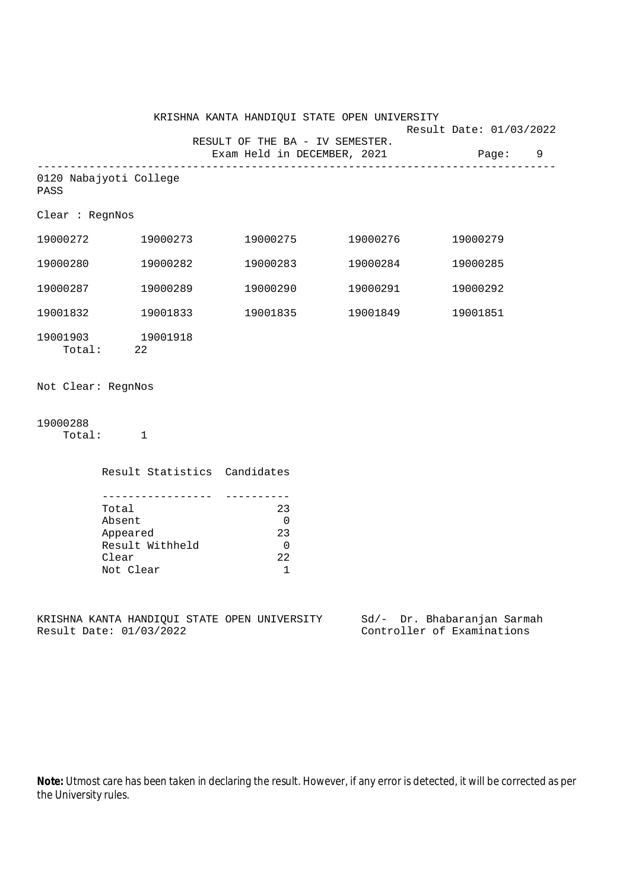KRISHNA KANTA HANDIQUI STATE OPEN UNIVERSITY

Result Date: 01/03/2022

RESULT OF THE BA - IV SEMESTER.

Exam Held in DECEMBER, 2021

---

0120 Nabajyoti College

PASS

Clear : RegnNos

| | | | | |
|---|---|---|---|---|
| 19000272 | 19000273 | 19000275 | 19000276 | 19000279 |
| 19000280 | 19000282 | 19000283 | 19000284 | 19000285 |
| 19000287 | 19000289 | 19000290 | 19000291 | 19000292 |
| 19001832 | 19001833 | 19001835 | 19001849 | 19001851 |
| 19001903 | 19001918 | | | |

Total: 22

Not Clear: RegnNos

19000288

Total: 1

| Result Statistics | Candidates |
|---|---|
| Total | 23 |
| Absent | 0 |
| Appeared | 23 |
| Result Withheld | 0 |
| Clear | 22 |
| Not Clear | 1 |

KRISHNA KANTA HANDIQUI STATE OPEN UNIVERSITY
Result Date: 01/03/2022

Sd/- Dr. Bhabaranjan Sarmah
Controller of Examinations

**Note:** Utmost care has been taken in declaring the result. However, if any error is detected, it will be corrected as per the University rules.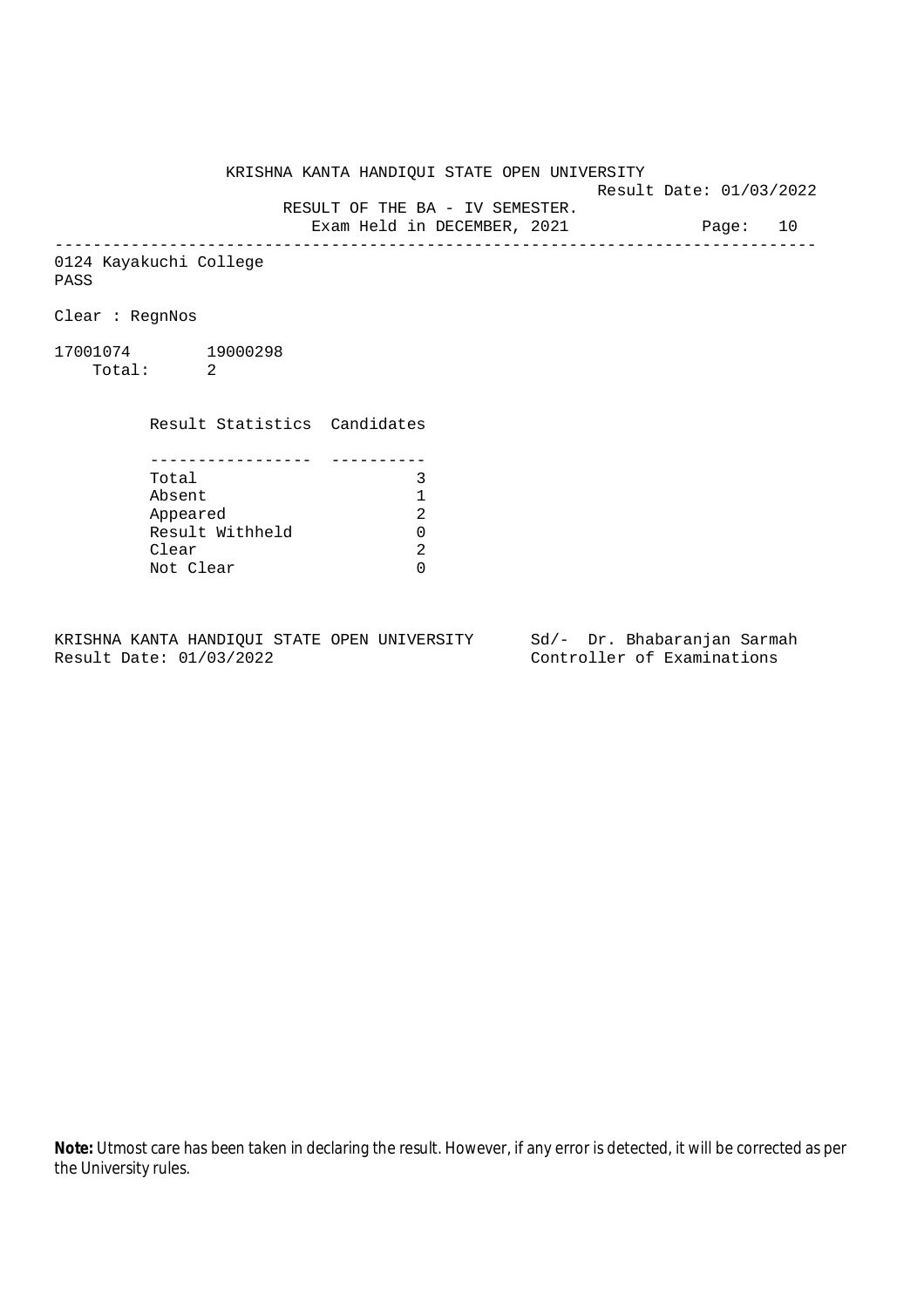KRISHNA KANTA HANDIQUI STATE OPEN UNIVERSITY

Result Date: 01/03/2022

RESULT OF THE BA - IV SEMESTER.

Exam Held in DECEMBER, 2021

---

0124 Kayakuchi College

PASS

Clear : RegnNos

17001074 19000298

Total: 2

| Result Statistics | Candidates |
|---|---|
| Total | 3 |
| Absent | 1 |
| Appeared | 2 |
| Result Withheld | 0 |
| Clear | 2 |
| Not Clear | 0 |

KRISHNA KANTA HANDIQUI STATE OPEN UNIVERSITY
Result Date: 01/03/2022

Sd/- Dr. Bhabaranjan Sarmah
Controller of Examinations

**Note:** Utmost care has been taken in declaring the result. However, if any error is detected, it will be corrected as per the University rules.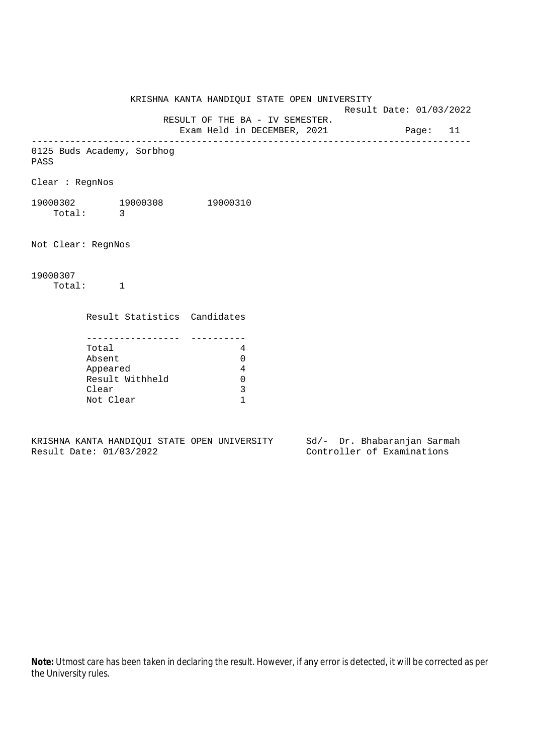KRISHNA KANTA HANDIQUI STATE OPEN UNIVERSITY

Result Date: 01/03/2022

RESULT OF THE BA - IV SEMESTER.

Exam Held in DECEMBER, 2021

---

0125 Buds Academy, Sorbhog

PASS

Clear : RegnNos

19000302 19000308 19000310

Total: 3

Not Clear: RegnNos

19000307

Total: 1

| Result Statistics | Candidates |
|---|---|
| Total | 4 |
| Absent | 0 |
| Appeared | 4 |
| Result Withheld | 0 |
| Clear | 3 |
| Not Clear | 1 |

KRISHNA KANTA HANDIQUI STATE OPEN UNIVERSITY
Result Date: 01/03/2022

Sd/- Dr. Bhabaranjan Sarmah
Controller of Examinations

**Note:** Utmost care has been taken in declaring the result. However, if any error is detected, it will be corrected as per the University rules.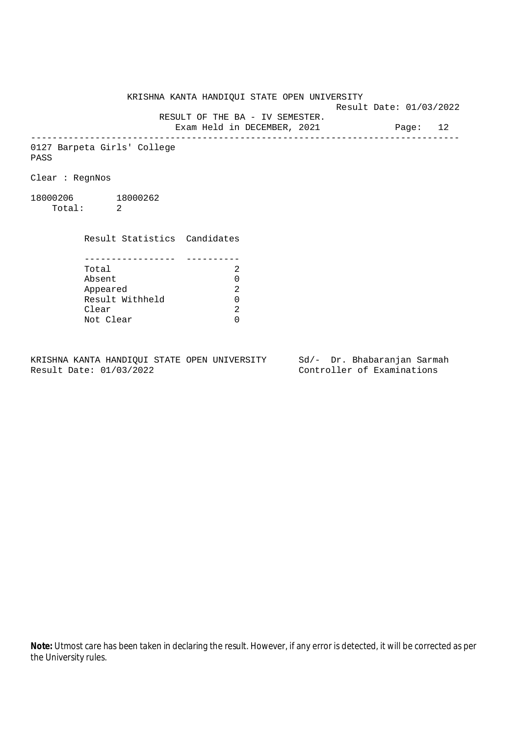KRISHNA KANTA HANDIQUI STATE OPEN UNIVERSITY

Result Date: 01/03/2022

RESULT OF THE BA - IV SEMESTER.

Exam Held in DECEMBER, 2021

---

0127 Barpeta Girls' College

PASS

Clear : RegnNos

18000206 18000262

Total: 2

| Result Statistics | Candidates |
|---|---|
| Total | 2 |
| Absent | 0 |
| Appeared | 2 |
| Result Withheld | 0 |
| Clear | 2 |
| Not Clear | 0 |

KRISHNA KANTA HANDIQUI STATE OPEN UNIVERSITY
Result Date: 01/03/2022

Sd/- Dr. Bhabaranjan Sarmah
Controller of Examinations

**Note:** Utmost care has been taken in declaring the result. However, if any error is detected, it will be corrected as per the University rules.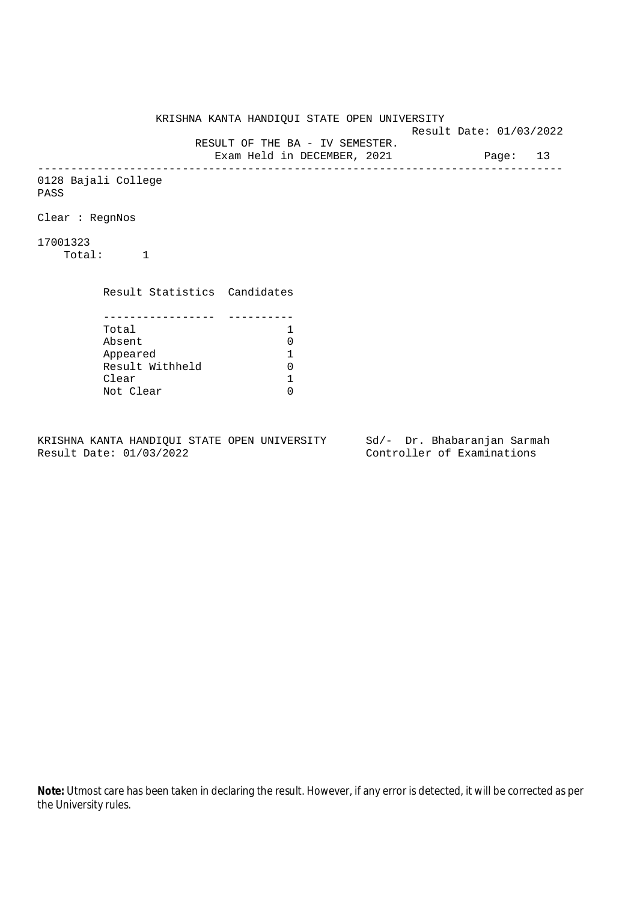KRISHNA KANTA HANDIQUI STATE OPEN UNIVERSITY

Result Date: 01/03/2022

RESULT OF THE BA - IV SEMESTER.

Exam Held in DECEMBER, 2021

---

0128 Bajali College

PASS

Clear : RegnNos

17001323

Total: 1

| Result Statistics | Candidates |
|---|---|
| Total | 1 |
| Absent | 0 |
| Appeared | 1 |
| Result Withheld | 0 |
| Clear | 1 |
| Not Clear | 0 |

KRISHNA KANTA HANDIQUI STATE OPEN UNIVERSITY
Result Date: 01/03/2022

Sd/- Dr. Bhabaranjan Sarmah
Controller of Examinations

**Note:** Utmost care has been taken in declaring the result. However, if any error is detected, it will be corrected as per the University rules.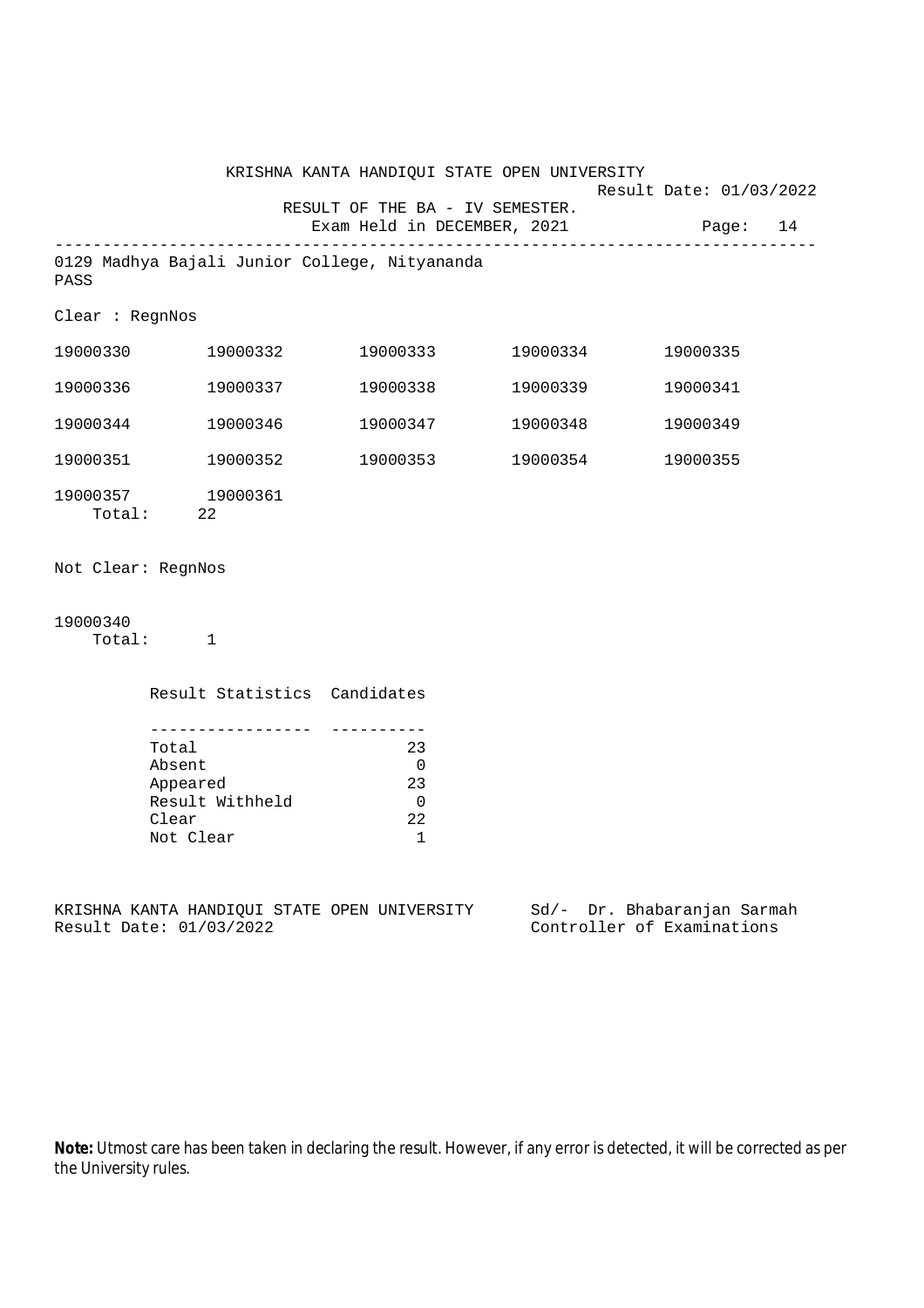KRISHNA KANTA HANDIQUI STATE OPEN UNIVERSITY

Result Date: 01/03/2022

RESULT OF THE BA - IV SEMESTER.

Exam Held in DECEMBER, 2021

---

0129 Madhya Bajali Junior College, Nityananda

PASS

Clear : RegnNos

| | | | | |
|---|---|---|---|---|
| 19000330 | 19000332 | 19000333 | 19000334 | 19000335 |
| 19000336 | 19000337 | 19000338 | 19000339 | 19000341 |
| 19000344 | 19000346 | 19000347 | 19000348 | 19000349 |
| 19000351 | 19000352 | 19000353 | 19000354 | 19000355 |
| 19000357 | 19000361 | | | |

Total: 22

Not Clear: RegnNos

19000340

Total: 1

| Result Statistics | Candidates |
|---|---|
| Total | 23 |
| Absent | 0 |
| Appeared | 23 |
| Result Withheld | 0 |
| Clear | 22 |
| Not Clear | 1 |

KRISHNA KANTA HANDIQUI STATE OPEN UNIVERSITY
Result Date: 01/03/2022

Sd/- Dr. Bhabaranjan Sarmah
Controller of Examinations

**Note:** Utmost care has been taken in declaring the result. However, if any error is detected, it will be corrected as per the University rules.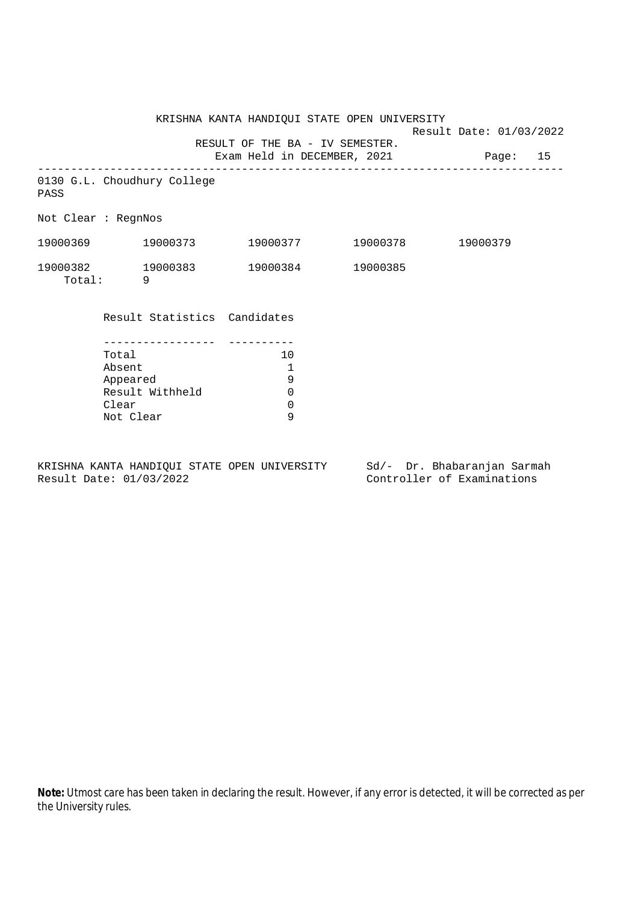KRISHNA KANTA HANDIQUI STATE OPEN UNIVERSITY

Result Date: 01/03/2022

RESULT OF THE BA - IV SEMESTER.

Exam Held in DECEMBER, 2021

---

0130 G.L. Choudhury College

PASS

Not Clear : RegnNos

| | | | | |
|---|---|---|---|---|
| 19000369 | 19000373 | 19000377 | 19000378 | 19000379 |
| 19000382 | 19000383 | 19000384 | 19000385 | |

Total: 9

| Result Statistics | Candidates |
|---|---|
| Total | 10 |
| Absent | 1 |
| Appeared | 9 |
| Result Withheld | 0 |
| Clear | 0 |
| Not Clear | 9 |

KRISHNA KANTA HANDIQUI STATE OPEN UNIVERSITY
Result Date: 01/03/2022

Sd/- Dr. Bhabaranjan Sarmah
Controller of Examinations

**Note:** Utmost care has been taken in declaring the result. However, if any error is detected, it will be corrected as per the University rules.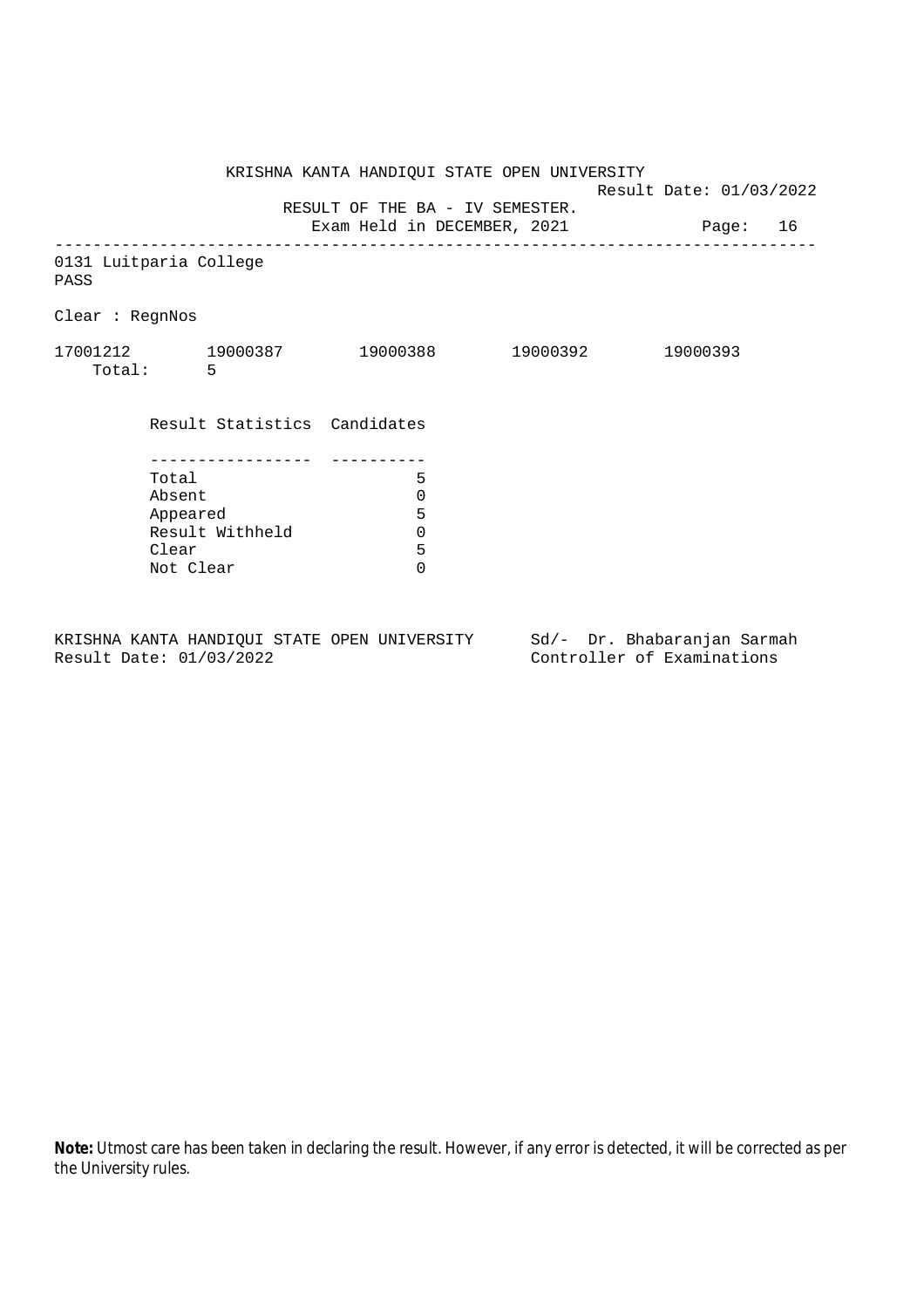KRISHNA KANTA HANDIQUI STATE OPEN UNIVERSITY

Result Date: 01/03/2022

RESULT OF THE BA - IV SEMESTER.

Exam Held in DECEMBER, 2021

---

0131 Luitparia College

PASS

Clear : RegnNos

17001212 19000387 19000388 19000392 19000393

Total: 5

| Result Statistics | Candidates |
|---|---|
| Total | 5 |
| Absent | 0 |
| Appeared | 5 |
| Result Withheld | 0 |
| Clear | 5 |
| Not Clear | 0 |

KRISHNA KANTA HANDIQUI STATE OPEN UNIVERSITY
Result Date: 01/03/2022

Sd/- Dr. Bhabaranjan Sarmah
Controller of Examinations

**Note:** Utmost care has been taken in declaring the result. However, if any error is detected, it will be corrected as per the University rules.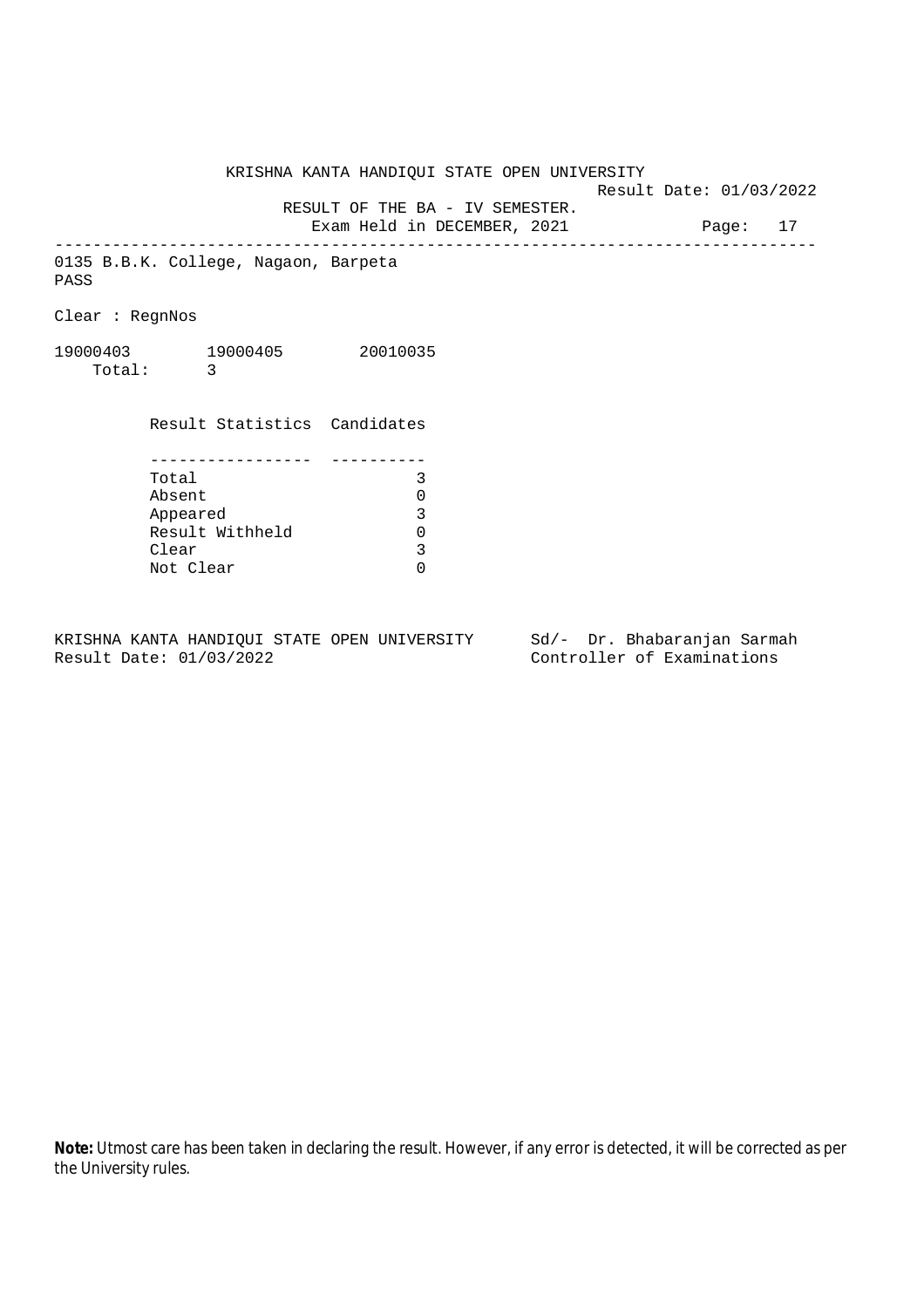KRISHNA KANTA HANDIQUI STATE OPEN UNIVERSITY

Result Date: 01/03/2022

RESULT OF THE BA - IV SEMESTER.

Exam Held in DECEMBER, 2021

---

0135 B.B.K. College, Nagaon, Barpeta

PASS

Clear : RegnNos

19000403 19000405 20010035

Total: 3

| Result Statistics | Candidates |
|---|---|
| Total | 3 |
| Absent | 0 |
| Appeared | 3 |
| Result Withheld | 0 |
| Clear | 3 |
| Not Clear | 0 |

KRISHNA KANTA HANDIQUI STATE OPEN UNIVERSITY
Result Date: 01/03/2022

Sd/- Dr. Bhabaranjan Sarmah
Controller of Examinations

**Note:** Utmost care has been taken in declaring the result. However, if any error is detected, it will be corrected as per the University rules.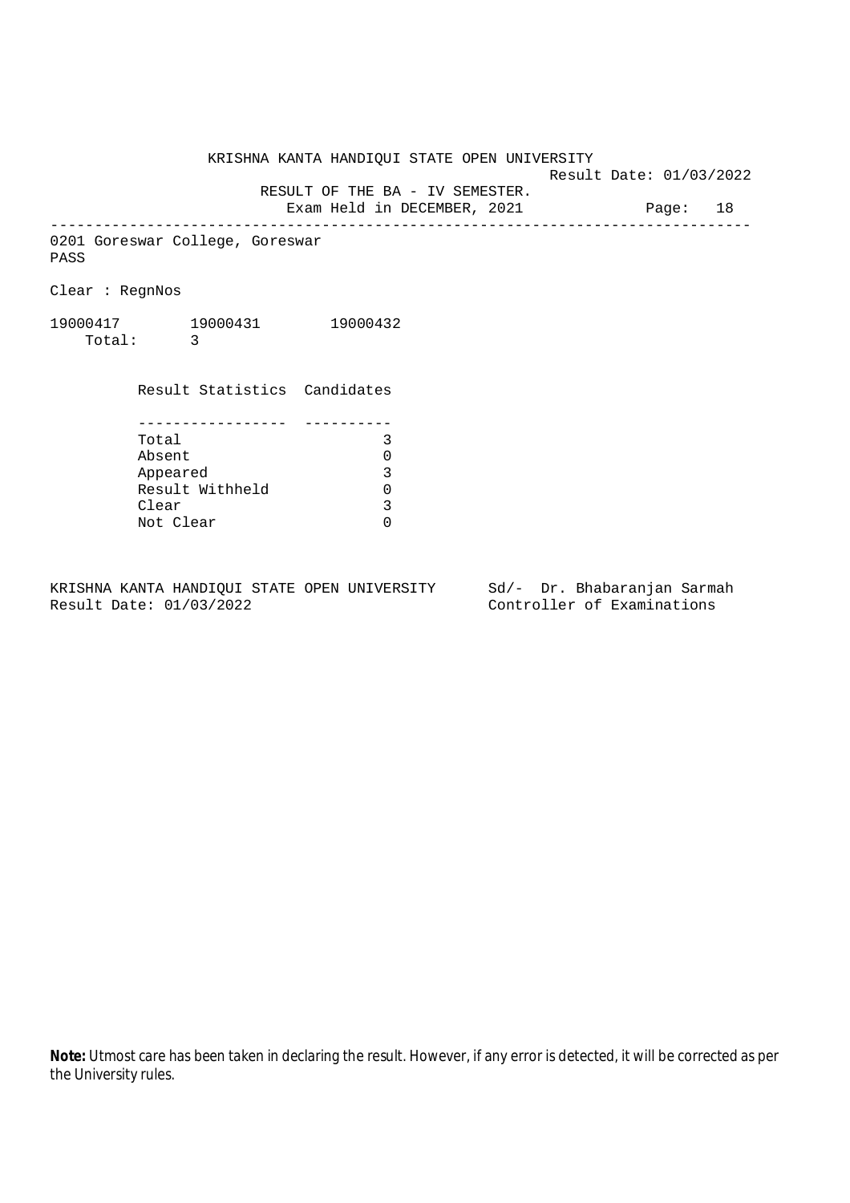KRISHNA KANTA HANDIQUI STATE OPEN UNIVERSITY

Result Date: 01/03/2022

RESULT OF THE BA - IV SEMESTER.

Exam Held in DECEMBER, 2021

---

0201 Goreswar College, Goreswar

PASS

Clear : RegnNos

19000417 19000431 19000432

Total: 3

| Result Statistics | Candidates |
| --- | --- |
| Total | 3 |
| Absent | 0 |
| Appeared | 3 |
| Result Withheld | 0 |
| Clear | 3 |
| Not Clear | 0 |

KRISHNA KANTA HANDIQUI STATE OPEN UNIVERSITY
Result Date: 01/03/2022

Sd/- Dr. Bhabaranjan Sarmah
Controller of Examinations

**Note:** Utmost care has been taken in declaring the result. However, if any error is detected, it will be corrected as per the University rules.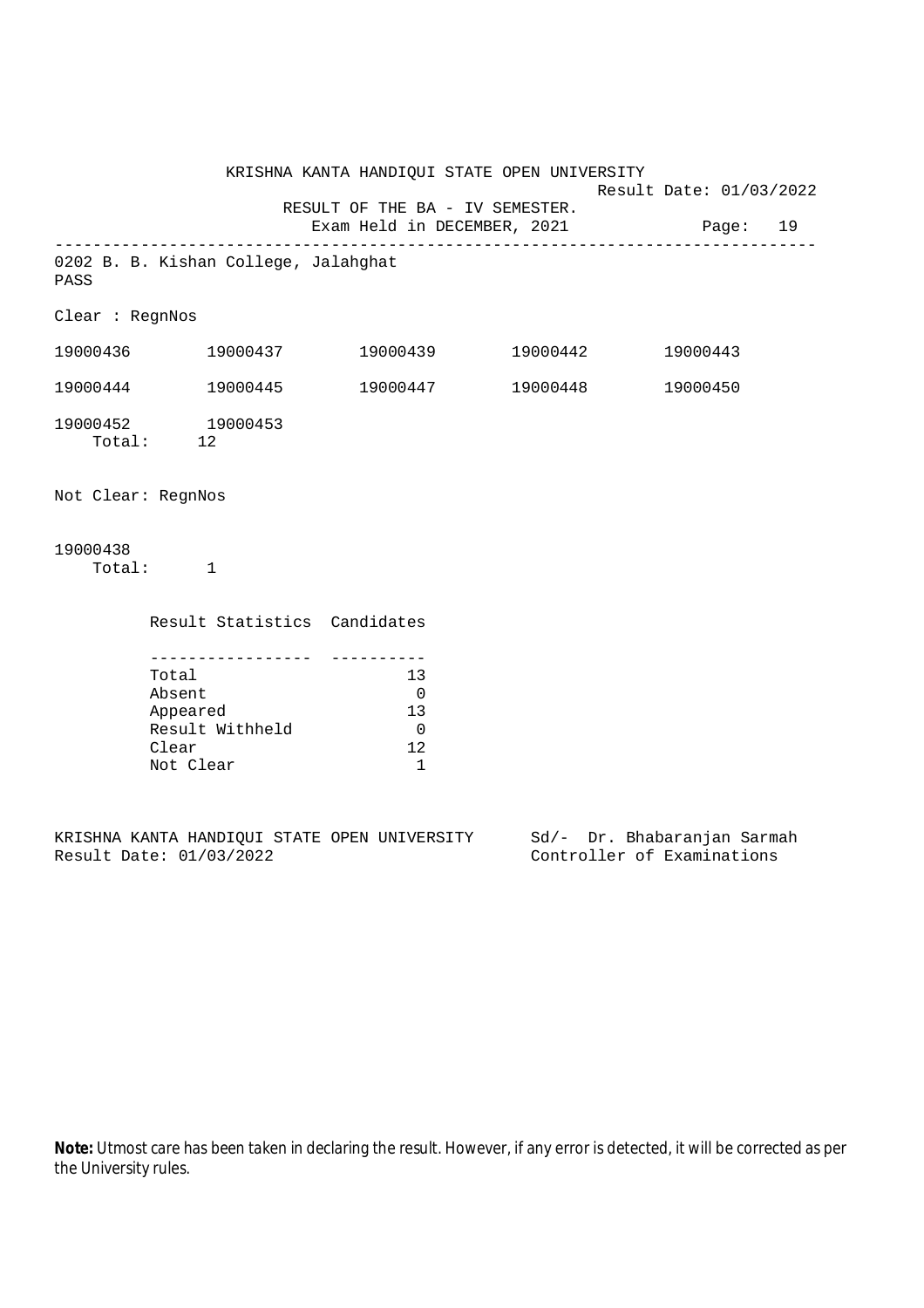KRISHNA KANTA HANDIQUI STATE OPEN UNIVERSITY

Result Date: 01/03/2022

RESULT OF THE BA - IV SEMESTER.

Exam Held in DECEMBER, 2021

Page: 19

---

0202 B. B. Kishan College, Jalahghat

PASS

Clear : RegnNos

| | | | | |
|---|---|---|---|---|
| 19000436 | 19000437 | 19000439 | 19000442 | 19000443 |
| 19000444 | 19000445 | 19000447 | 19000448 | 19000450 |
| 19000452 | 19000453 | | | |

Total: 12

Not Clear: RegnNos

19000438

Total: 1

| Result Statistics | Candidates |
|---|---|
| Total | 13 |
| Absent | 0 |
| Appeared | 13 |
| Result Withheld | 0 |
| Clear | 12 |
| Not Clear | 1 |

KRISHNA KANTA HANDIQUI STATE OPEN UNIVERSITY

Result Date: 01/03/2022

Sd/- Dr. Bhabaranjan Sarmah

Controller of Examinations

**Note:** Utmost care has been taken in declaring the result. However, if any error is detected, it will be corrected as per the University rules.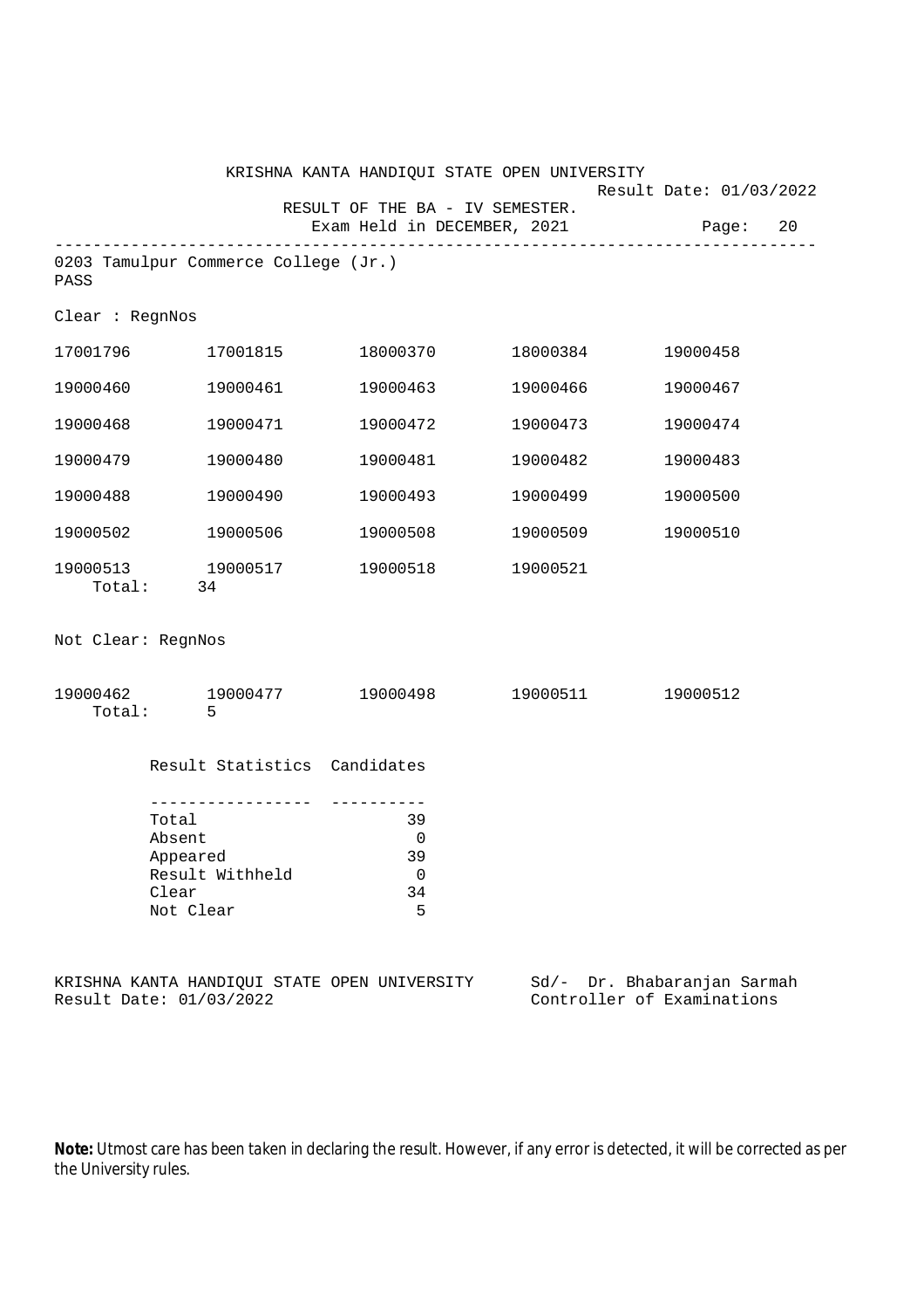KRISHNA KANTA HANDIQUI STATE OPEN UNIVERSITY

Result Date: 01/03/2022

RESULT OF THE BA - IV SEMESTER.

Exam Held in DECEMBER, 2021

---

0203 Tamulpur Commerce College (Jr.)

PASS

Clear : RegnNos

| | | | | |
|---|---|---|---|---|
| 17001796 | 17001815 | 18000370 | 18000384 | 19000458 |
| 19000460 | 19000461 | 19000463 | 19000466 | 19000467 |
| 19000468 | 19000471 | 19000472 | 19000473 | 19000474 |
| 19000479 | 19000480 | 19000481 | 19000482 | 19000483 |
| 19000488 | 19000490 | 19000493 | 19000499 | 19000500 |
| 19000502 | 19000506 | 19000508 | 19000509 | 19000510 |
| 19000513 | 19000517 | 19000518 | 19000521 | |

Total: 34

Not Clear: RegnNos

| | | | | |
|---|---|---|---|---|
| 19000462 | 19000477 | 19000498 | 19000511 | 19000512 |

Total: 5

| Result Statistics | Candidates |
|---|---|
| Total | 39 |
| Absent | 0 |
| Appeared | 39 |
| Result Withheld | 0 |
| Clear | 34 |
| Not Clear | 5 |

KRISHNA KANTA HANDIQUI STATE OPEN UNIVERSITY
Result Date: 01/03/2022

Sd/- Dr. Bhabaranjan Sarmah
Controller of Examinations

**Note:** Utmost care has been taken in declaring the result. However, if any error is detected, it will be corrected as per the University rules.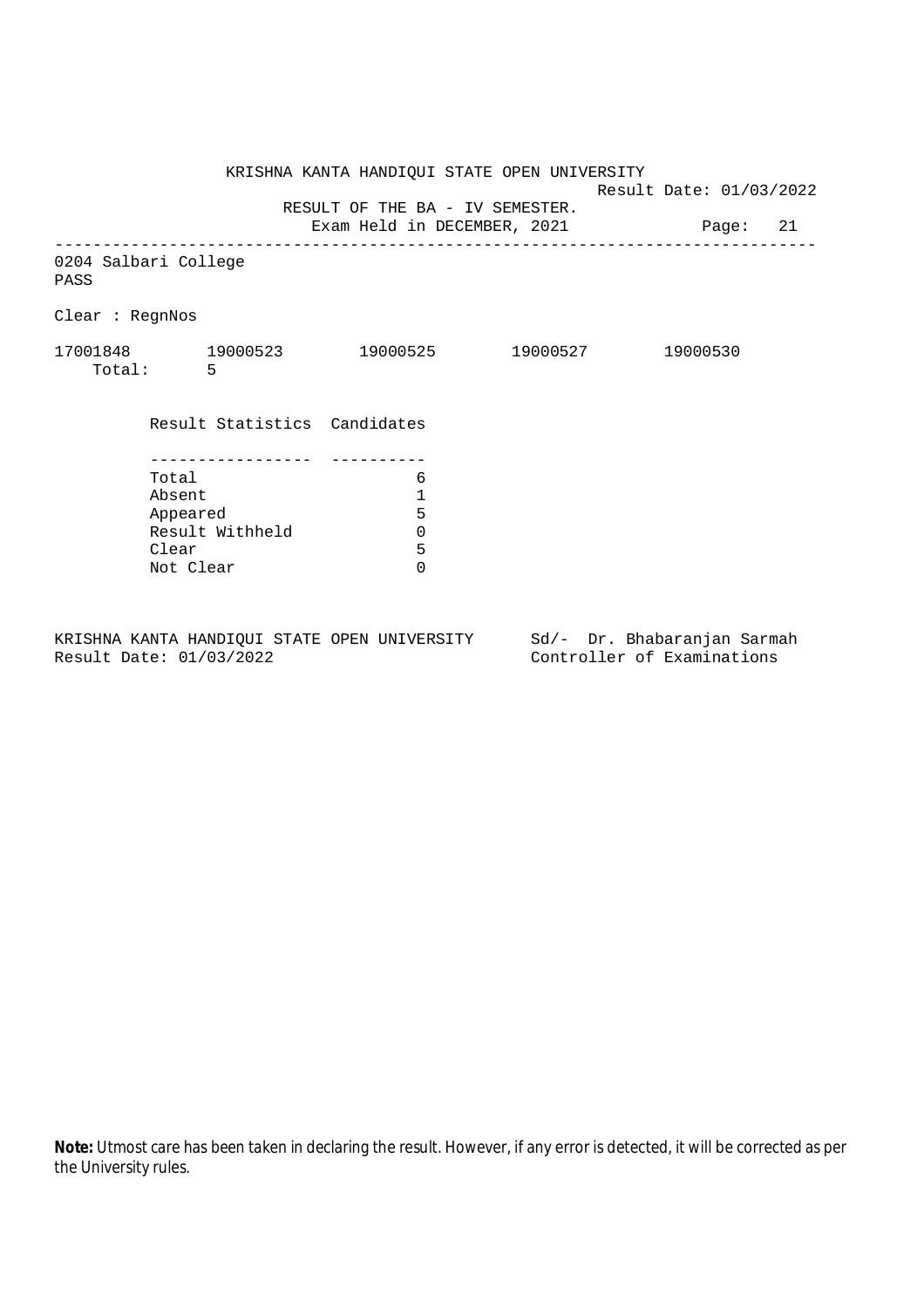KRISHNA KANTA HANDIQUI STATE OPEN UNIVERSITY

Result Date: 01/03/2022

RESULT OF THE BA - IV SEMESTER.

Exam Held in DECEMBER, 2021

---

0204 Salbari College

PASS

Clear : RegnNos

17001848 19000523 19000525 19000527 19000530

Total: 5

| Result Statistics | Candidates |
| --- | --- |
| Total | 6 |
| Absent | 1 |
| Appeared | 5 |
| Result Withheld | 0 |
| Clear | 5 |
| Not Clear | 0 |

KRISHNA KANTA HANDIQUI STATE OPEN UNIVERSITY
Result Date: 01/03/2022

Sd/- Dr. Bhabaranjan Sarmah
Controller of Examinations

**Note:** Utmost care has been taken in declaring the result. However, if any error is detected, it will be corrected as per the University rules.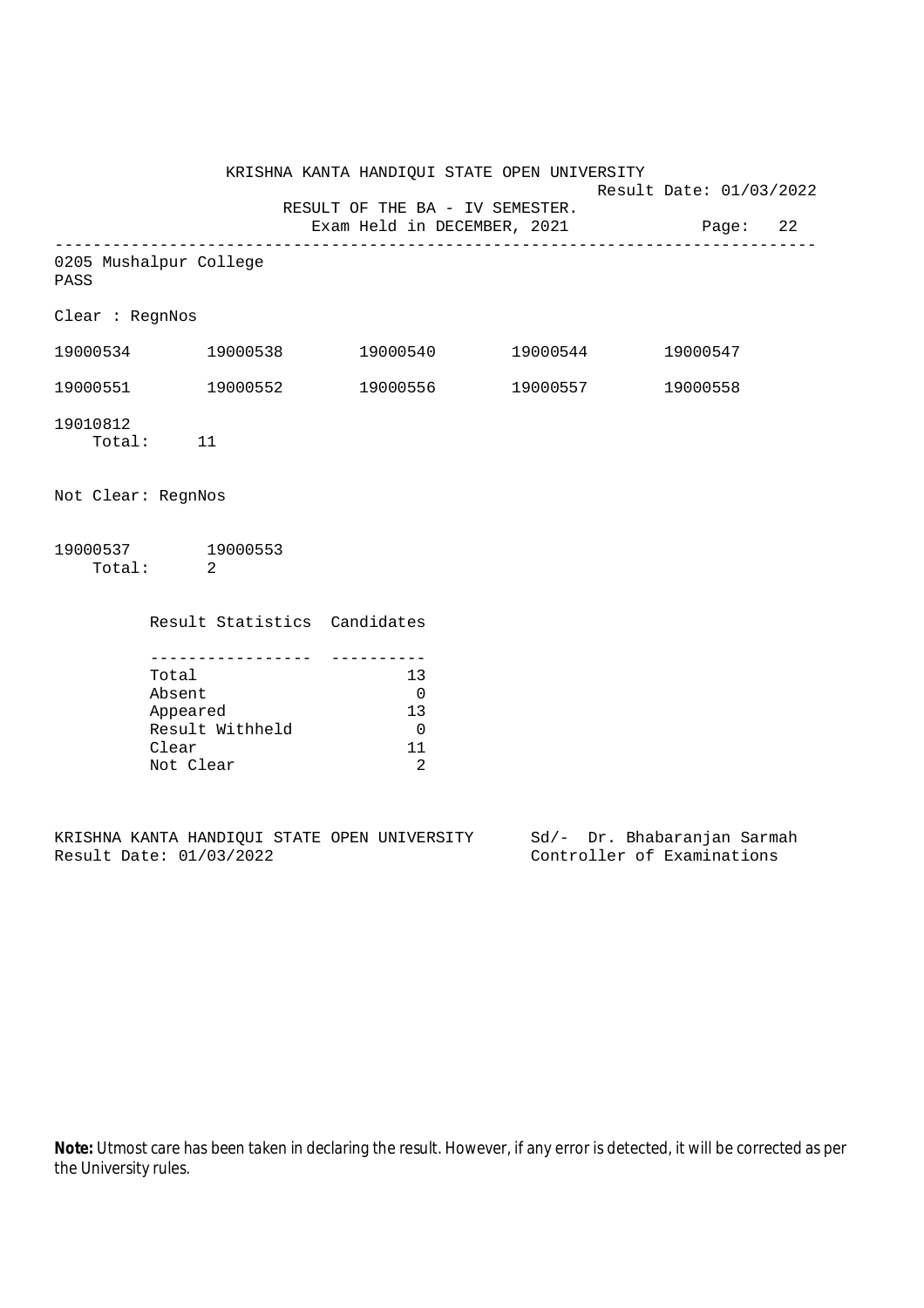KRISHNA KANTA HANDIQUI STATE OPEN UNIVERSITY

Result Date: 01/03/2022

RESULT OF THE BA - IV SEMESTER.

Exam Held in DECEMBER, 2021

---

0205 Mushalpur College

PASS

Clear : RegnNos

| | | | | |
|---|---|---|---|---|
| 19000534 | 19000538 | 19000540 | 19000544 | 19000547 |
| 19000551 | 19000552 | 19000556 | 19000557 | 19000558 |
| 19010812 | | | | |

Total: 11

Not Clear: RegnNos

19000537 19000553

Total: 2

| Result Statistics | Candidates |
|---|---|
| Total | 13 |
| Absent | 0 |
| Appeared | 13 |
| Result Withheld | 0 |
| Clear | 11 |
| Not Clear | 2 |

KRISHNA KANTA HANDIQUI STATE OPEN UNIVERSITY

Result Date: 01/03/2022

Sd/- Dr. Bhabaranjan Sarmah

Controller of Examinations

**Note:** Utmost care has been taken in declaring the result. However, if any error is detected, it will be corrected as per the University rules.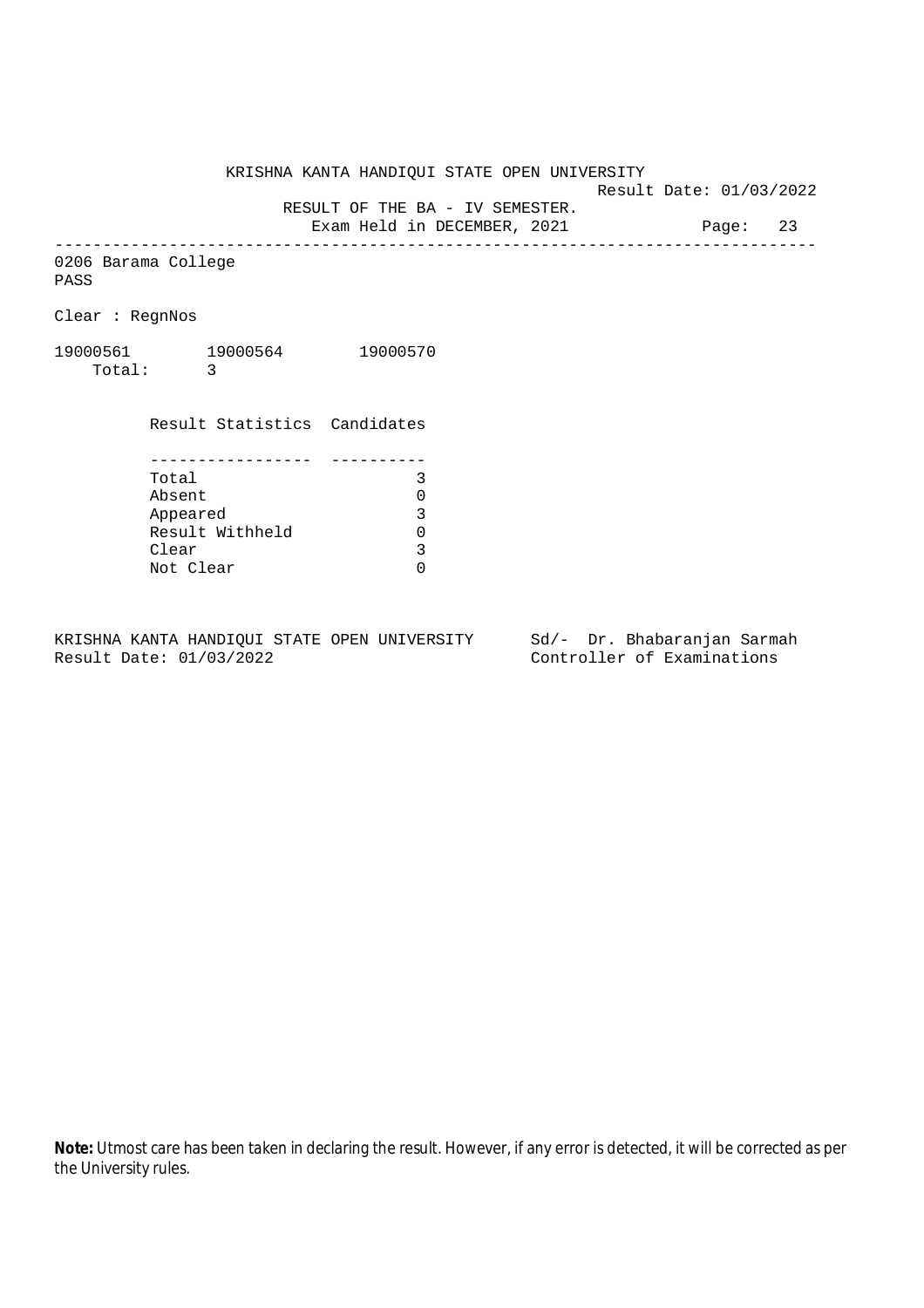KRISHNA KANTA HANDIQUI STATE OPEN UNIVERSITY

Result Date: 01/03/2022

RESULT OF THE BA - IV SEMESTER.

Exam Held in DECEMBER, 2021

---

0206 Barama College

PASS

Clear : RegnNos

19000561 19000564 19000570

Total: 3

| Result Statistics | Candidates |
|---|---|
| Total | 3 |
| Absent | 0 |
| Appeared | 3 |
| Result Withheld | 0 |
| Clear | 3 |
| Not Clear | 0 |

KRISHNA KANTA HANDIQUI STATE OPEN UNIVERSITY
Result Date: 01/03/2022

Sd/- Dr. Bhabaranjan Sarmah
Controller of Examinations

**Note:** Utmost care has been taken in declaring the result. However, if any error is detected, it will be corrected as per the University rules.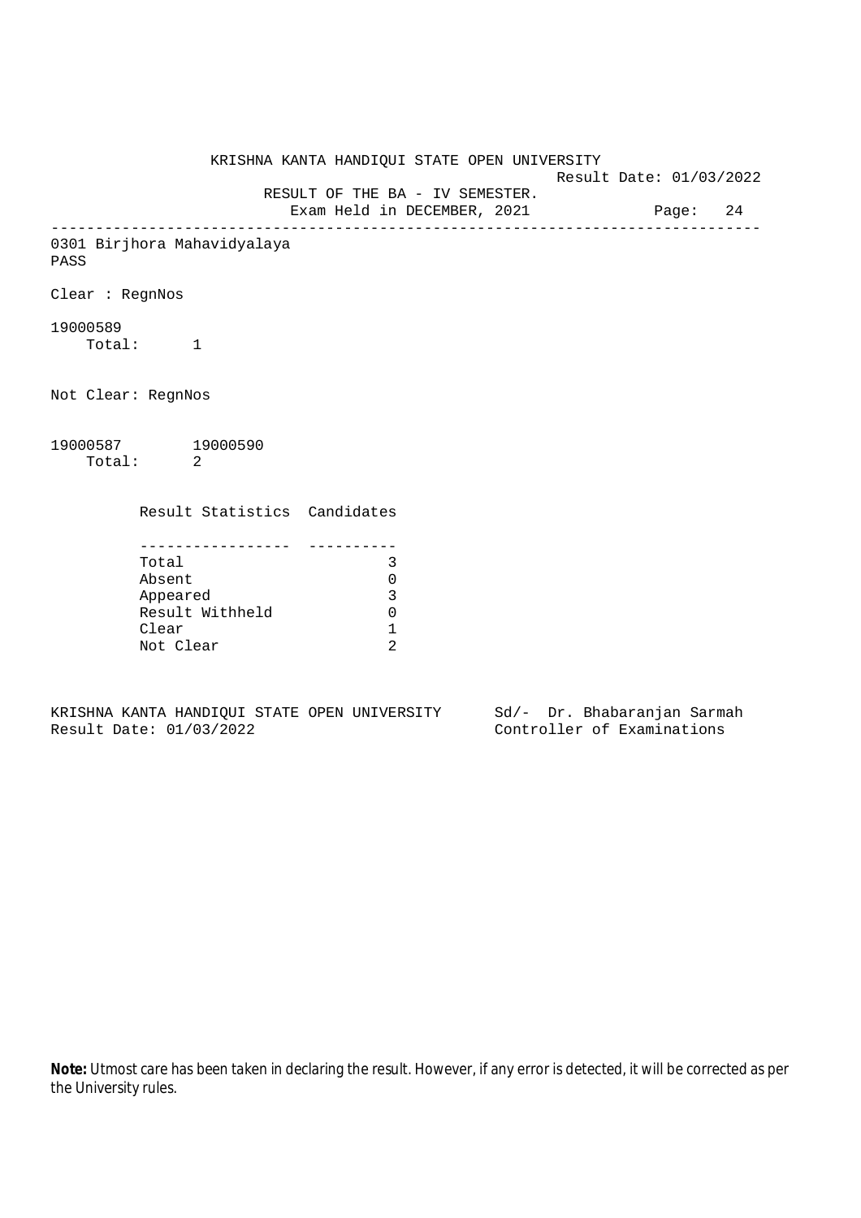KRISHNA KANTA HANDIQUI STATE OPEN UNIVERSITY

Result Date: 01/03/2022

RESULT OF THE BA - IV SEMESTER.

Exam Held in DECEMBER, 2021

---

0301 Birjhora Mahavidyalaya

PASS

Clear : RegnNos

19000589

Total: 1

Not Clear: RegnNos

19000587 19000590

Total: 2

| Result Statistics | Candidates |
|---|---|
| Total | 3 |
| Absent | 0 |
| Appeared | 3 |
| Result Withheld | 0 |
| Clear | 1 |
| Not Clear | 2 |

KRISHNA KANTA HANDIQUI STATE OPEN UNIVERSITY
Result Date: 01/03/2022

Sd/- Dr. Bhabaranjan Sarmah
Controller of Examinations

**Note:** Utmost care has been taken in declaring the result. However, if any error is detected, it will be corrected as per the University rules.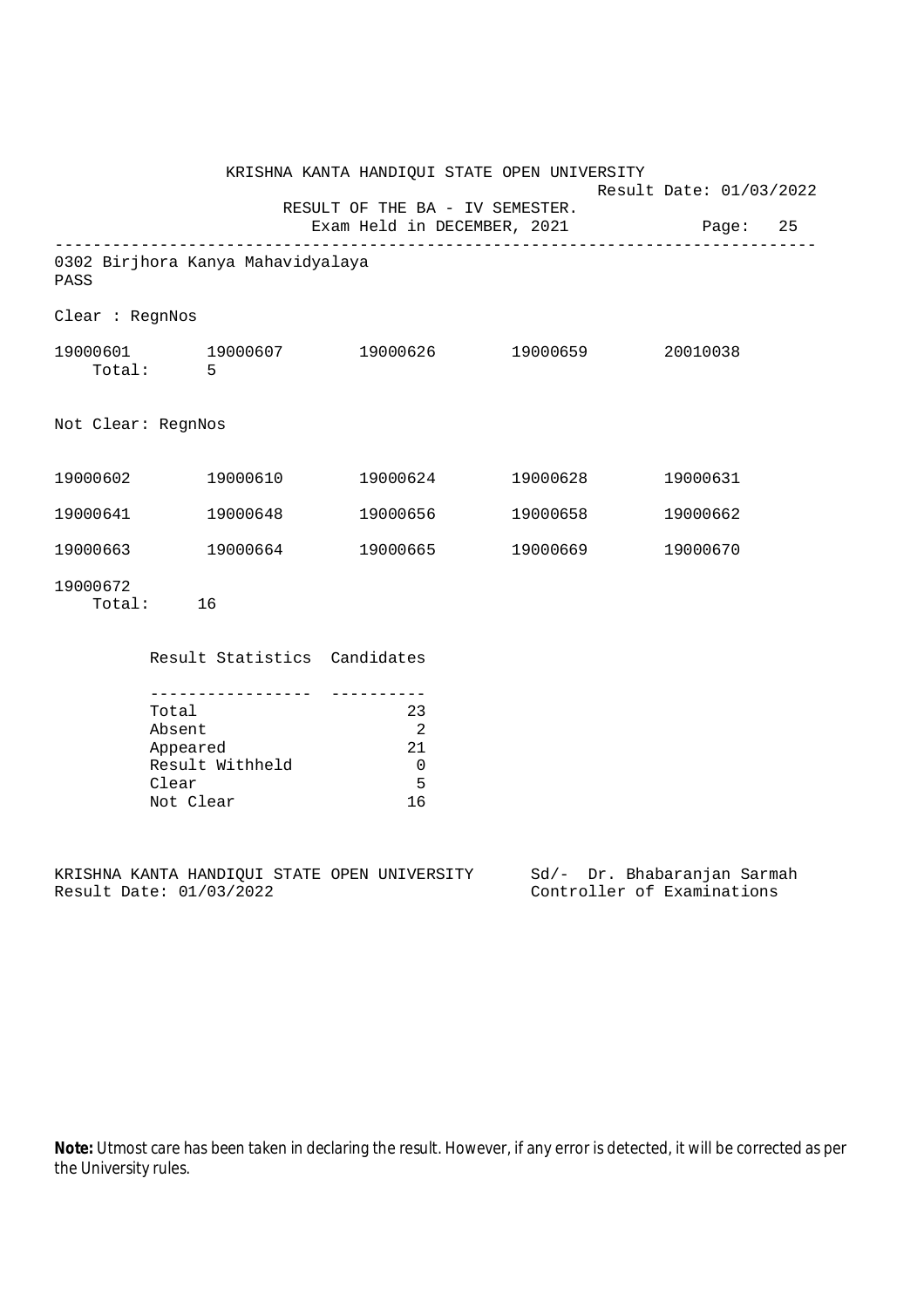KRISHNA KANTA HANDIQUI STATE OPEN UNIVERSITY

Result Date: 01/03/2022

RESULT OF THE BA - IV SEMESTER.

Exam Held in DECEMBER, 2021

---

0302 Birjhora Kanya Mahavidyalaya

PASS

Clear : RegnNos

| | | | | |
|---|---|---|---|---|
| 19000601 | 19000607 | 19000626 | 19000659 | 20010038 |

Total: 5

Not Clear: RegnNos

| | | | | |
|---|---|---|---|---|
| 19000602 | 19000610 | 19000624 | 19000628 | 19000631 |
| 19000641 | 19000648 | 19000656 | 19000658 | 19000662 |
| 19000663 | 19000664 | 19000665 | 19000669 | 19000670 |
| 19000672 | | | | |

Total: 16

| Result Statistics | Candidates |
|---|---|
| Total | 23 |
| Absent | 2 |
| Appeared | 21 |
| Result Withheld | 0 |
| Clear | 5 |
| Not Clear | 16 |

KRISHNA KANTA HANDIQUI STATE OPEN UNIVERSITY
Result Date: 01/03/2022

Sd/- Dr. Bhabaranjan Sarmah
Controller of Examinations

**Note:** Utmost care has been taken in declaring the result. However, if any error is detected, it will be corrected as per the University rules.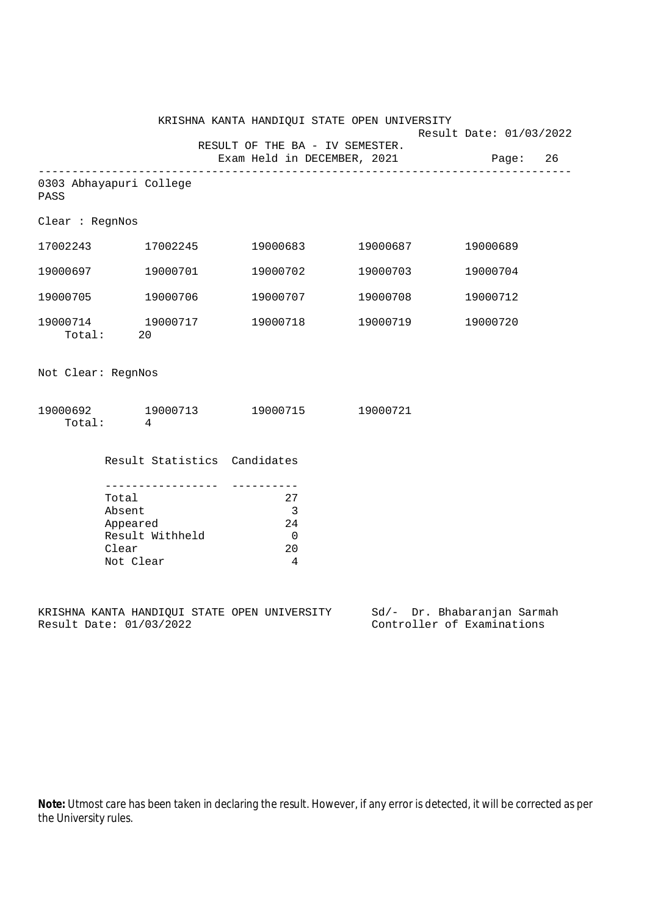KRISHNA KANTA HANDIQUI STATE OPEN UNIVERSITY

Result Date: 01/03/2022

RESULT OF THE BA - IV SEMESTER.

Exam Held in DECEMBER, 2021

0303 Abhayapuri College

PASS

Clear : RegnNos

| | | | | |
|---|---|---|---|---|
| 17002243 | 17002245 | 19000683 | 19000687 | 19000689 |
| 19000697 | 19000701 | 19000702 | 19000703 | 19000704 |
| 19000705 | 19000706 | 19000707 | 19000708 | 19000712 |
| 19000714 | 19000717 | 19000718 | 19000719 | 19000720 |

Total: 20

Not Clear: RegnNos

| | | | |
|---|---|---|---|
| 19000692 | 19000713 | 19000715 | 19000721 |

Total: 4

| Result Statistics | Candidates |
|---|---|
| Total | 27 |
| Absent | 3 |
| Appeared | 24 |
| Result Withheld | 0 |
| Clear | 20 |
| Not Clear | 4 |

KRISHNA KANTA HANDIQUI STATE OPEN UNIVERSITY
Result Date: 01/03/2022

Sd/- Dr. Bhabaranjan Sarmah
Controller of Examinations

**Note:** Utmost care has been taken in declaring the result. However, if any error is detected, it will be corrected as per the University rules.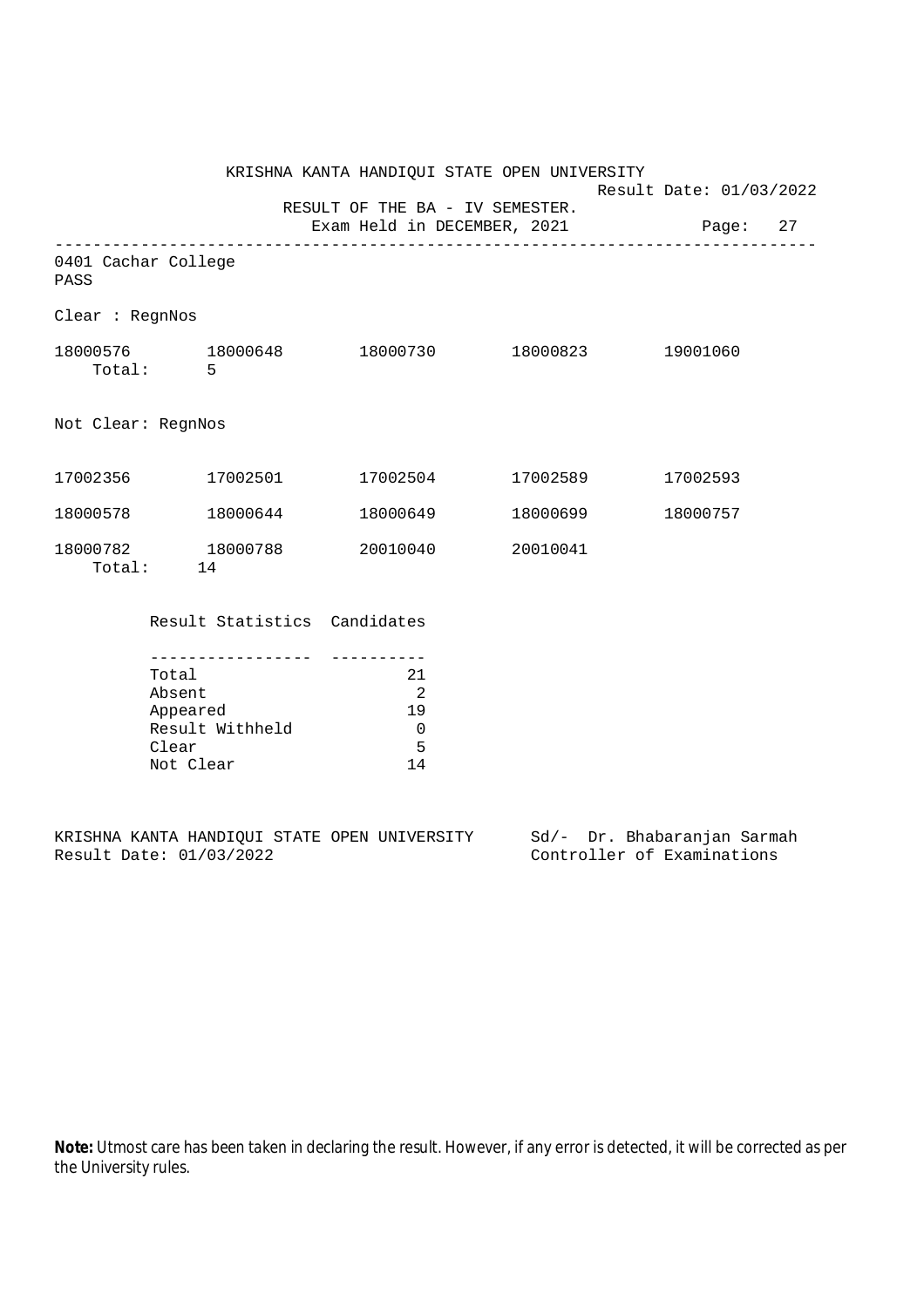KRISHNA KANTA HANDIQUI STATE OPEN UNIVERSITY

Result Date: 01/03/2022

RESULT OF THE BA - IV SEMESTER.

Exam Held in DECEMBER, 2021

---

0401 Cachar College

PASS

Clear : RegnNos

| | | | | |
|---|---|---|---|---|
| 18000576 | 18000648 | 18000730 | 18000823 | 19001060 |

Total: 5

Not Clear: RegnNos

| | | | | |
|---|---|---|---|---|
| 17002356 | 17002501 | 17002504 | 17002589 | 17002593 |
| 18000578 | 18000644 | 18000649 | 18000699 | 18000757 |
| 18000782 | 18000788 | 20010040 | 20010041 | |

Total: 14

| Result Statistics | Candidates |
|---|---|
| Total | 21 |
| Absent | 2 |
| Appeared | 19 |
| Result Withheld | 0 |
| Clear | 5 |
| Not Clear | 14 |

KRISHNA KANTA HANDIQUI STATE OPEN UNIVERSITY
Result Date: 01/03/2022

Sd/- Dr. Bhabaranjan Sarmah
Controller of Examinations

**Note:** Utmost care has been taken in declaring the result. However, if any error is detected, it will be corrected as per the University rules.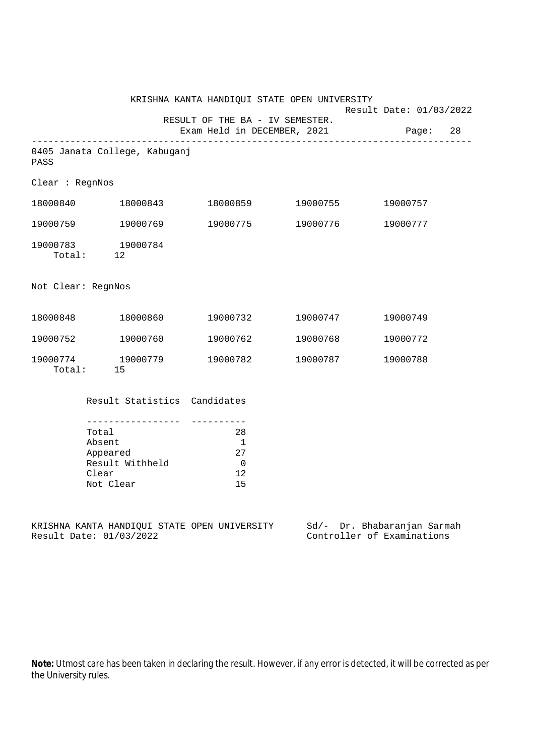KRISHNA KANTA HANDIQUI STATE OPEN UNIVERSITY

Result Date: 01/03/2022

RESULT OF THE BA - IV SEMESTER.

Exam Held in DECEMBER, 2021

---

0405 Janata College, Kabuganj

PASS

Clear : RegnNos

| | | | | |
|---|---|---|---|---|
| 18000840 | 18000843 | 18000859 | 19000755 | 19000757 |
| 19000759 | 19000769 | 19000775 | 19000776 | 19000777 |
| 19000783 | 19000784 | | | |

Total: 12

Not Clear: RegnNos

| | | | | |
|---|---|---|---|---|
| 18000848 | 18000860 | 19000732 | 19000747 | 19000749 |
| 19000752 | 19000760 | 19000762 | 19000768 | 19000772 |
| 19000774 | 19000779 | 19000782 | 19000787 | 19000788 |

Total: 15

| Result Statistics | Candidates |
|---|---|
| Total | 28 |
| Absent | 1 |
| Appeared | 27 |
| Result Withheld | 0 |
| Clear | 12 |
| Not Clear | 15 |

KRISHNA KANTA HANDIQUI STATE OPEN UNIVERSITY
Result Date: 01/03/2022

Sd/- Dr. Bhabaranjan Sarmah
Controller of Examinations

**Note:** Utmost care has been taken in declaring the result. However, if any error is detected, it will be corrected as per the University rules.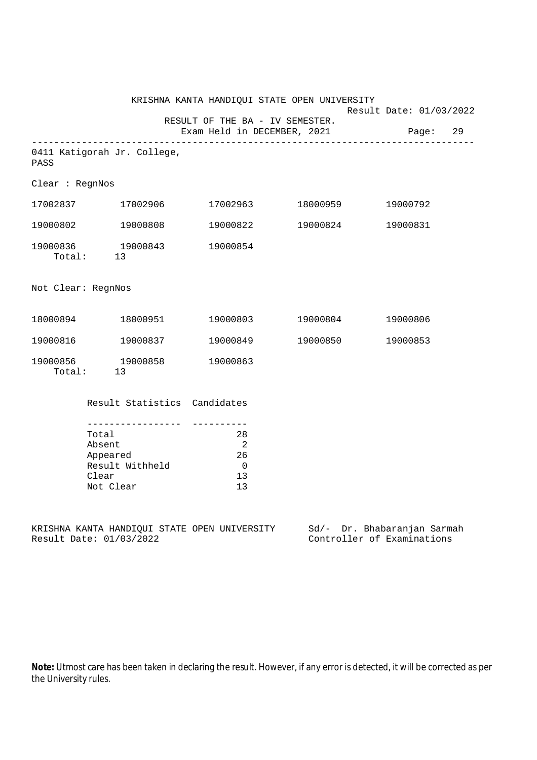KRISHNA KANTA HANDIQUI STATE OPEN UNIVERSITY

Result Date: 01/03/2022

RESULT OF THE BA - IV SEMESTER.

Exam Held in DECEMBER, 2021

0411 Katigorah Jr. College,
PASS

Clear : RegnNos

| | | | | |
|---|---|---|---|---|
| 17002837 | 17002906 | 17002963 | 18000959 | 19000792 |
| 19000802 | 19000808 | 19000822 | 19000824 | 19000831 |
| 19000836 | 19000843 | 19000854 | | |

Total: 13

Not Clear: RegnNos

| | | | | |
|---|---|---|---|---|
| 18000894 | 18000951 | 19000803 | 19000804 | 19000806 |
| 19000816 | 19000837 | 19000849 | 19000850 | 19000853 |
| 19000856 | 19000858 | 19000863 | | |

Total: 13

| Result Statistics | Candidates |
|---|---|
| Total | 28 |
| Absent | 2 |
| Appeared | 26 |
| Result Withheld | 0 |
| Clear | 13 |
| Not Clear | 13 |

KRISHNA KANTA HANDIQUI STATE OPEN UNIVERSITY
Result Date: 01/03/2022

Sd/- Dr. Bhabaranjan Sarmah
Controller of Examinations

**Note:** Utmost care has been taken in declaring the result. However, if any error is detected, it will be corrected as per the University rules.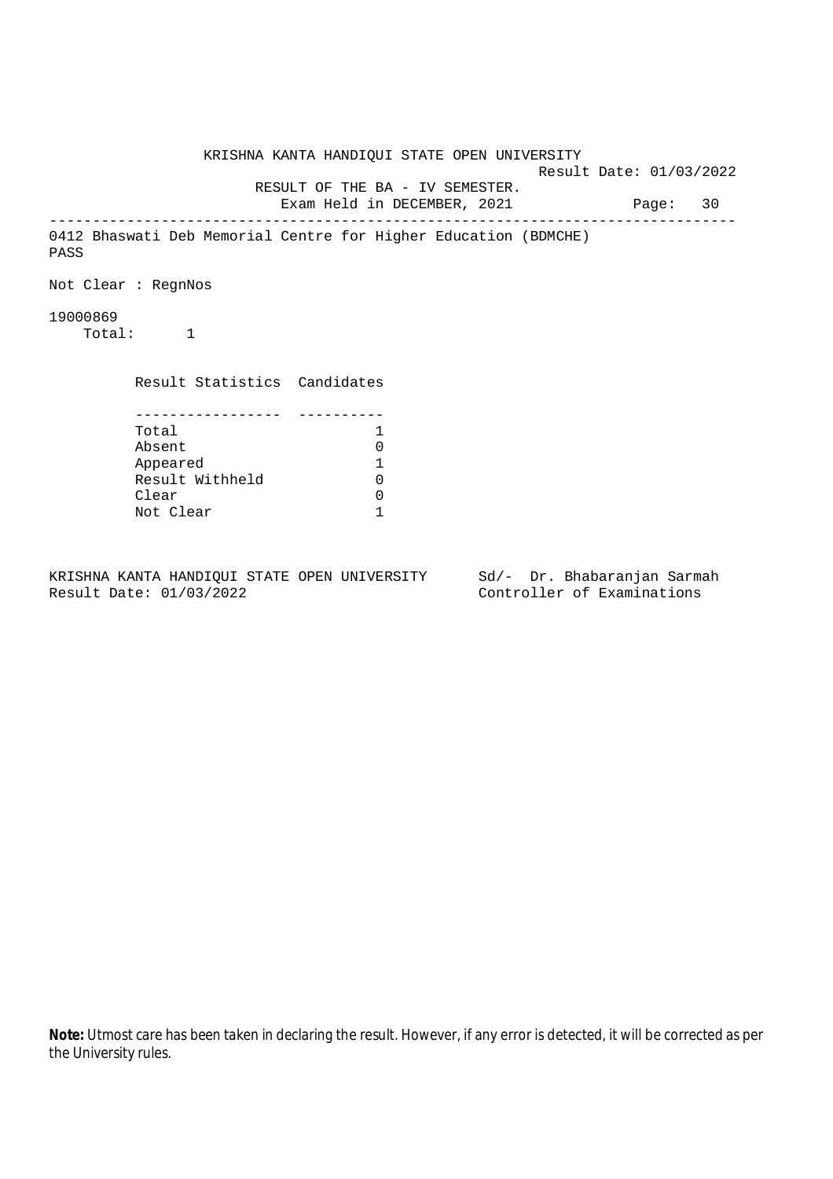KRISHNA KANTA HANDIQUI STATE OPEN UNIVERSITY

Result Date: 01/03/2022

RESULT OF THE BA - IV SEMESTER.

Exam Held in DECEMBER, 2021

---

0412 Bhaswati Deb Memorial Centre for Higher Education (BDMCHE)

PASS

Not Clear : RegnNos

19000869

Total: 1

| Result Statistics | Candidates |
| --- | --- |
| Total | 1 |
| Absent | 0 |
| Appeared | 1 |
| Result Withheld | 0 |
| Clear | 0 |
| Not Clear | 1 |

KRISHNA KANTA HANDIQUI STATE OPEN UNIVERSITY
Result Date: 01/03/2022

Sd/- Dr. Bhabaranjan Sarmah
Controller of Examinations

**Note:** Utmost care has been taken in declaring the result. However, if any error is detected, it will be corrected as per the University rules.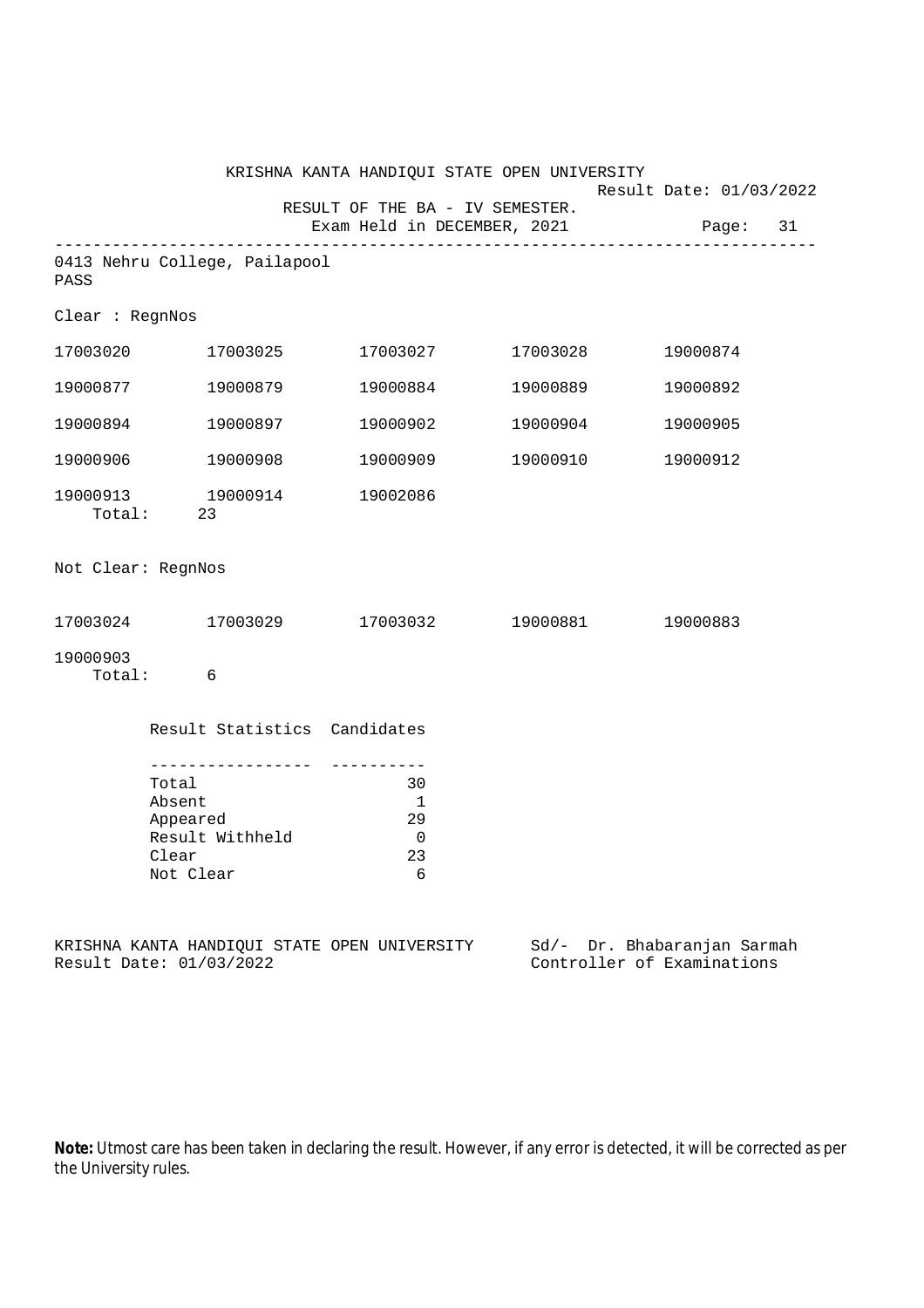KRISHNA KANTA HANDIQUI STATE OPEN UNIVERSITY

Result Date: 01/03/2022

RESULT OF THE BA - IV SEMESTER.

Exam Held in DECEMBER, 2021

0413 Nehru College, Pailapool

PASS

Clear : RegnNos

| | | | | |
|---|---|---|---|---|
| 17003020 | 17003025 | 17003027 | 17003028 | 19000874 |
| 19000877 | 19000879 | 19000884 | 19000889 | 19000892 |
| 19000894 | 19000897 | 19000902 | 19000904 | 19000905 |
| 19000906 | 19000908 | 19000909 | 19000910 | 19000912 |
| 19000913 | 19000914 | 19002086 | | |

Total: 23

Not Clear: RegnNos

| | | | | |
|---|---|---|---|---|
| 17003024 | 17003029 | 17003032 | 19000881 | 19000883 |
| 19000903 | | | | |

Total: 6

| Result Statistics | Candidates |
|---|---|
| Total | 30 |
| Absent | 1 |
| Appeared | 29 |
| Result Withheld | 0 |
| Clear | 23 |
| Not Clear | 6 |

KRISHNA KANTA HANDIQUI STATE OPEN UNIVERSITY
Result Date: 01/03/2022

Sd/- Dr. Bhabaranjan Sarmah
Controller of Examinations

**Note:** Utmost care has been taken in declaring the result. However, if any error is detected, it will be corrected as per the University rules.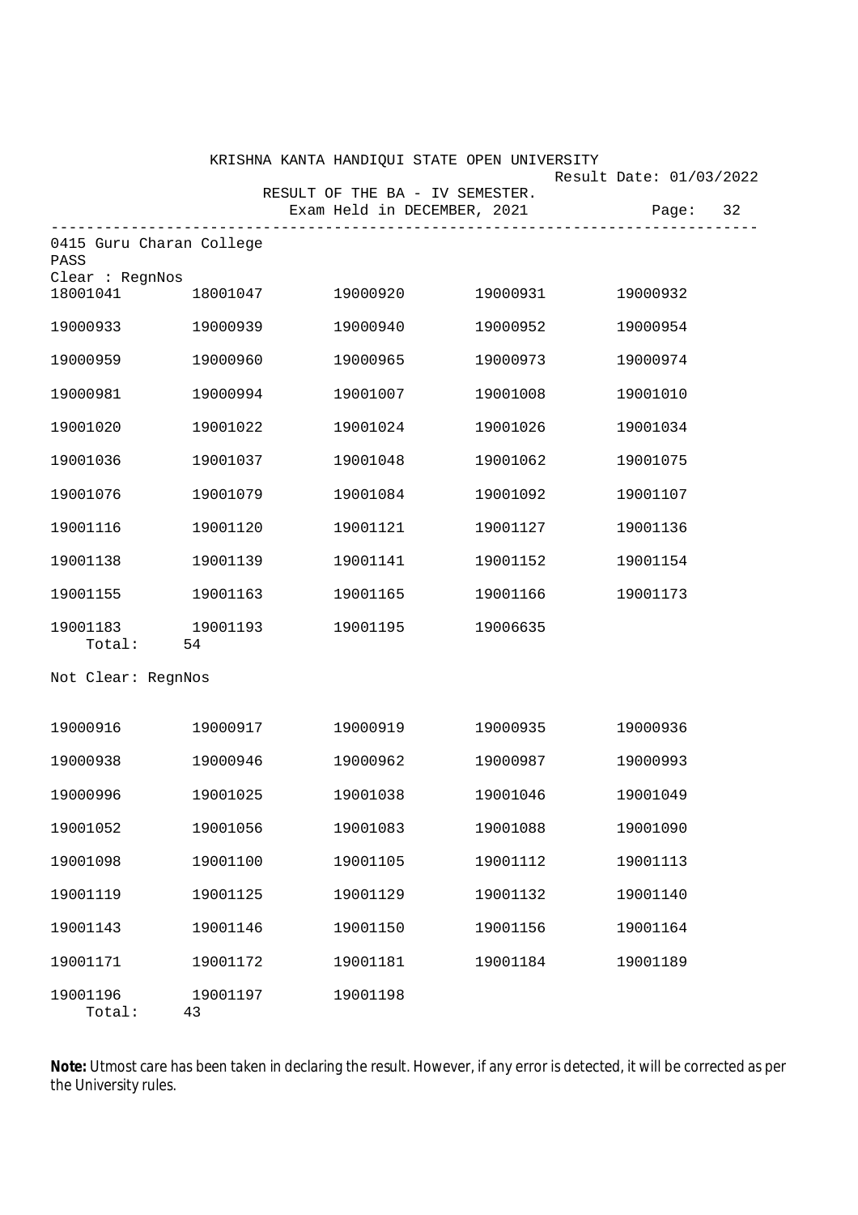KRISHNA KANTA HANDIQUI STATE OPEN UNIVERSITY

Result Date: 01/03/2022

RESULT OF THE BA - IV SEMESTER.

Exam Held in DECEMBER, 2021

---

0415 Guru Charan College

PASS

Clear : RegnNos

| | | | | |
|---|---|---|---|---|
| 18001041 | 18001047 | 19000920 | 19000931 | 19000932 |
| 19000933 | 19000939 | 19000940 | 19000952 | 19000954 |
| 19000959 | 19000960 | 19000965 | 19000973 | 19000974 |
| 19000981 | 19000994 | 19001007 | 19001008 | 19001010 |
| 19001020 | 19001022 | 19001024 | 19001026 | 19001034 |
| 19001036 | 19001037 | 19001048 | 19001062 | 19001075 |
| 19001076 | 19001079 | 19001084 | 19001092 | 19001107 |
| 19001116 | 19001120 | 19001121 | 19001127 | 19001136 |
| 19001138 | 19001139 | 19001141 | 19001152 | 19001154 |
| 19001155 | 19001163 | 19001165 | 19001166 | 19001173 |
| 19001183 | 19001193 | 19001195 | 19006635 | |

Total: 54

Not Clear: RegnNos

| | | | | |
|---|---|---|---|---|
| 19000916 | 19000917 | 19000919 | 19000935 | 19000936 |
| 19000938 | 19000946 | 19000962 | 19000987 | 19000993 |
| 19000996 | 19001025 | 19001038 | 19001046 | 19001049 |
| 19001052 | 19001056 | 19001083 | 19001088 | 19001090 |
| 19001098 | 19001100 | 19001105 | 19001112 | 19001113 |
| 19001119 | 19001125 | 19001129 | 19001132 | 19001140 |
| 19001143 | 19001146 | 19001150 | 19001156 | 19001164 |
| 19001171 | 19001172 | 19001181 | 19001184 | 19001189 |
| 19001196 | 19001197 | 19001198 | | |

Total: 43

**Note:** Utmost care has been taken in declaring the result. However, if any error is detected, it will be corrected as per the University rules.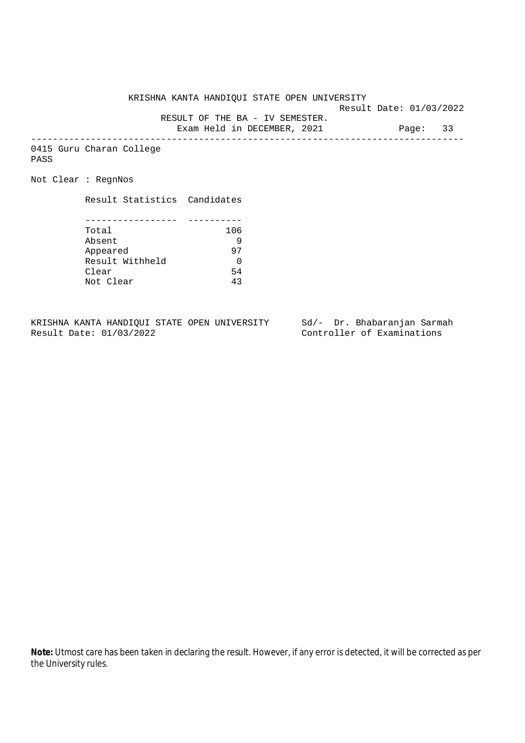KRISHNA KANTA HANDIQUI STATE OPEN UNIVERSITY

Result Date: 01/03/2022

RESULT OF THE BA - IV SEMESTER.

Exam Held in DECEMBER, 2021

Page: 33

---

0415 Guru Charan College

PASS

Not Clear : RegnNos

| Result Statistics | Candidates |
|---|---|
| Total | 106 |
| Absent | 9 |
| Appeared | 97 |
| Result Withheld | 0 |
| Clear | 54 |
| Not Clear | 43 |

KRISHNA KANTA HANDIQUI STATE OPEN UNIVERSITY
Result Date: 01/03/2022

Sd/- Dr. Bhabaranjan Sarmah
Controller of Examinations

**Note:** Utmost care has been taken in declaring the result. However, if any error is detected, it will be corrected as per the University rules.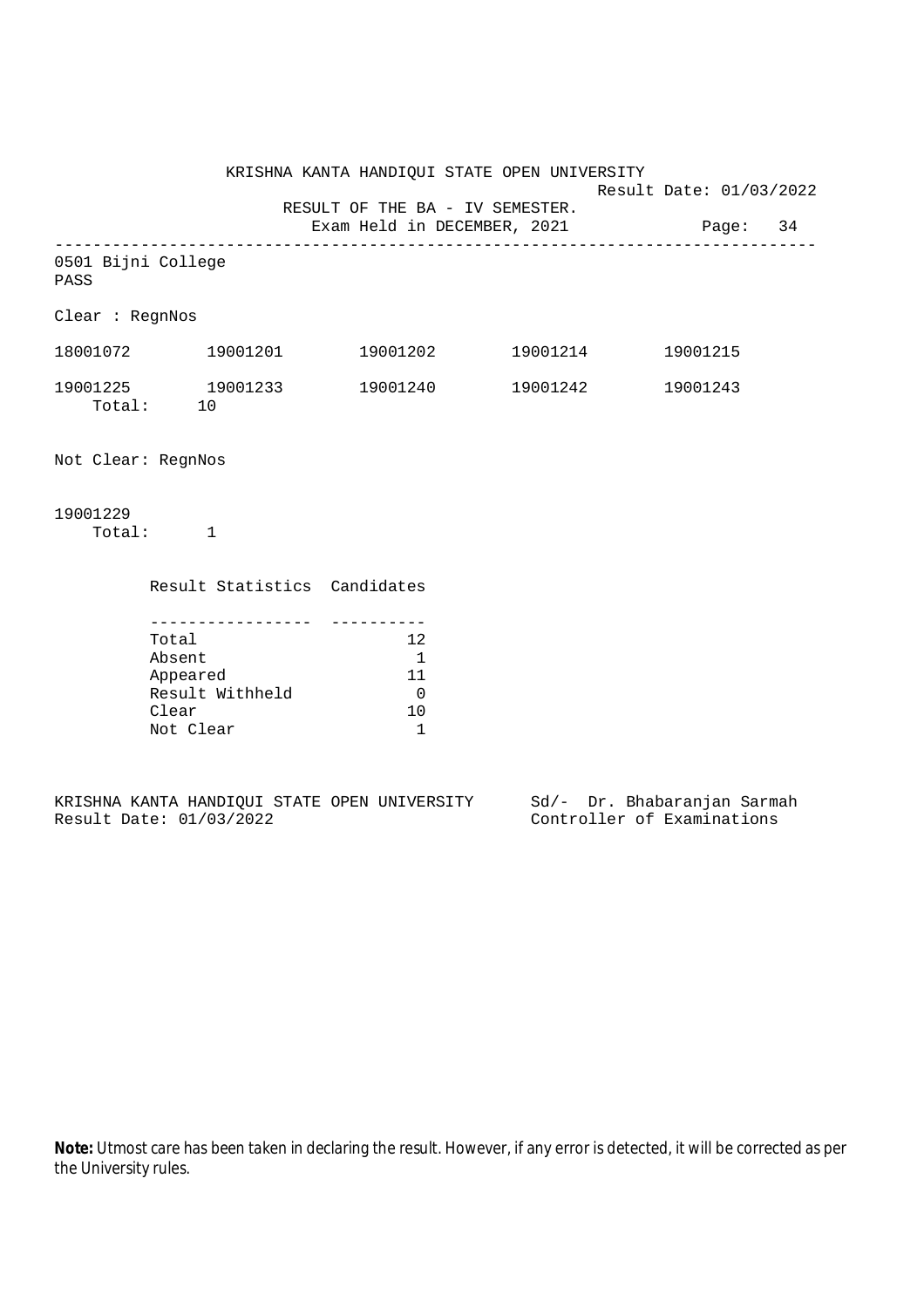KRISHNA KANTA HANDIQUI STATE OPEN UNIVERSITY

Result Date: 01/03/2022

RESULT OF THE BA - IV SEMESTER.

Exam Held in DECEMBER, 2021

---

0501 Bijni College

PASS

Clear : RegnNos

| | | | | |
|---|---|---|---|---|
| 18001072 | 19001201 | 19001202 | 19001214 | 19001215 |
| 19001225 | 19001233 | 19001240 | 19001242 | 19001243 |

Total: 10

Not Clear: RegnNos

19001229

Total: 1

| Result Statistics | Candidates |
|---|---|
| Total | 12 |
| Absent | 1 |
| Appeared | 11 |
| Result Withheld | 0 |
| Clear | 10 |
| Not Clear | 1 |

KRISHNA KANTA HANDIQUI STATE OPEN UNIVERSITY
Result Date: 01/03/2022

Sd/- Dr. Bhabaranjan Sarmah
Controller of Examinations

**Note:** Utmost care has been taken in declaring the result. However, if any error is detected, it will be corrected as per the University rules.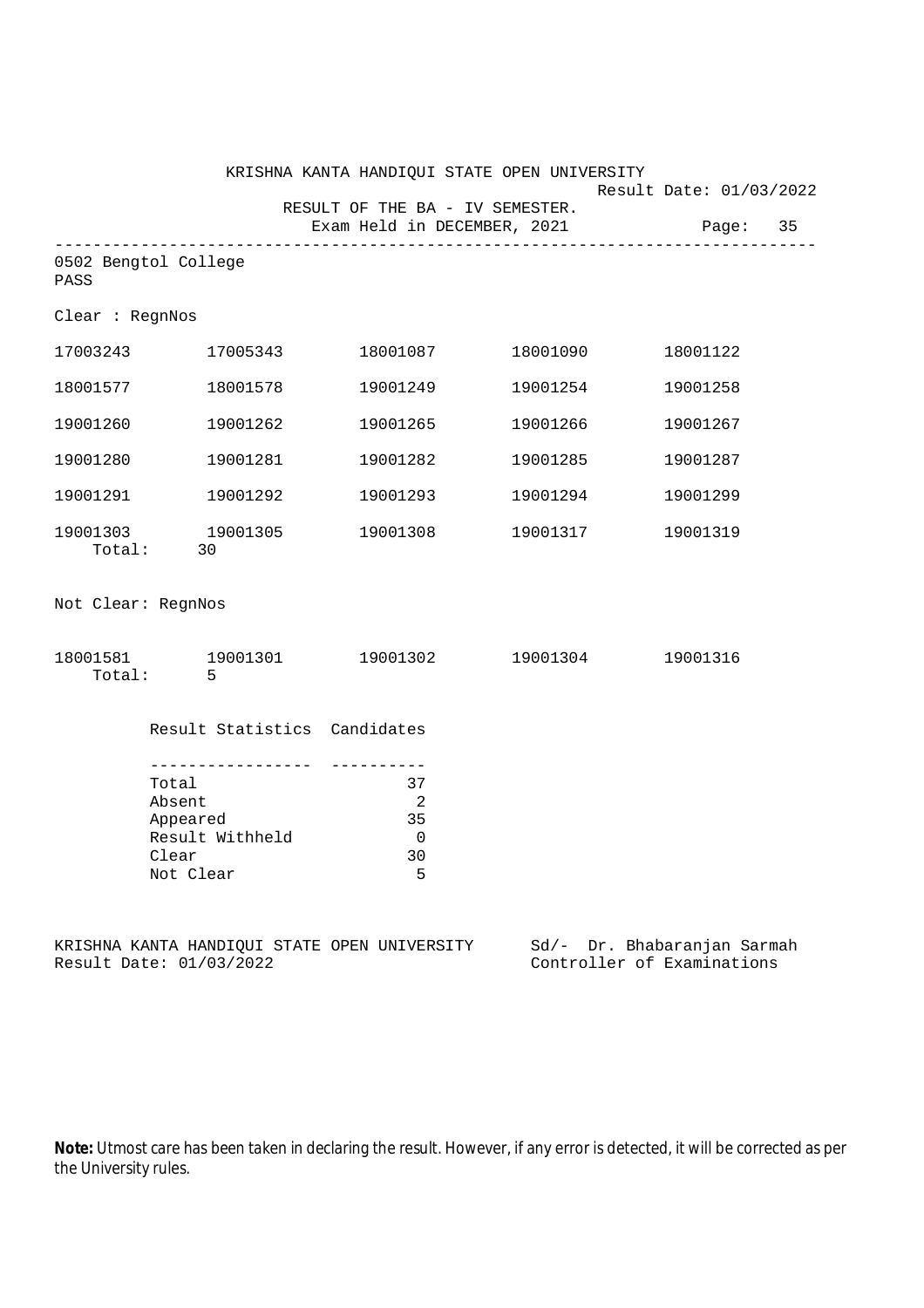KRISHNA KANTA HANDIQUI STATE OPEN UNIVERSITY

Result Date: 01/03/2022

RESULT OF THE BA - IV SEMESTER.

Exam Held in DECEMBER, 2021

---

0502 Bengtol College

PASS

Clear : RegnNos

| | | | | |
|---|---|---|---|---|
| 17003243 | 17005343 | 18001087 | 18001090 | 18001122 |
| 18001577 | 18001578 | 19001249 | 19001254 | 19001258 |
| 19001260 | 19001262 | 19001265 | 19001266 | 19001267 |
| 19001280 | 19001281 | 19001282 | 19001285 | 19001287 |
| 19001291 | 19001292 | 19001293 | 19001294 | 19001299 |
| 19001303 | 19001305 | 19001308 | 19001317 | 19001319 |

Total: 30

Not Clear: RegnNos

| | | | | |
|---|---|---|---|---|
| 18001581 | 19001301 | 19001302 | 19001304 | 19001316 |

Total: 5

| Result Statistics | Candidates |
|---|---|
| Total | 37 |
| Absent | 2 |
| Appeared | 35 |
| Result Withheld | 0 |
| Clear | 30 |
| Not Clear | 5 |

KRISHNA KANTA HANDIQUI STATE OPEN UNIVERSITY
Result Date: 01/03/2022

Sd/- Dr. Bhabaranjan Sarmah
Controller of Examinations

**Note:** Utmost care has been taken in declaring the result. However, if any error is detected, it will be corrected as per the University rules.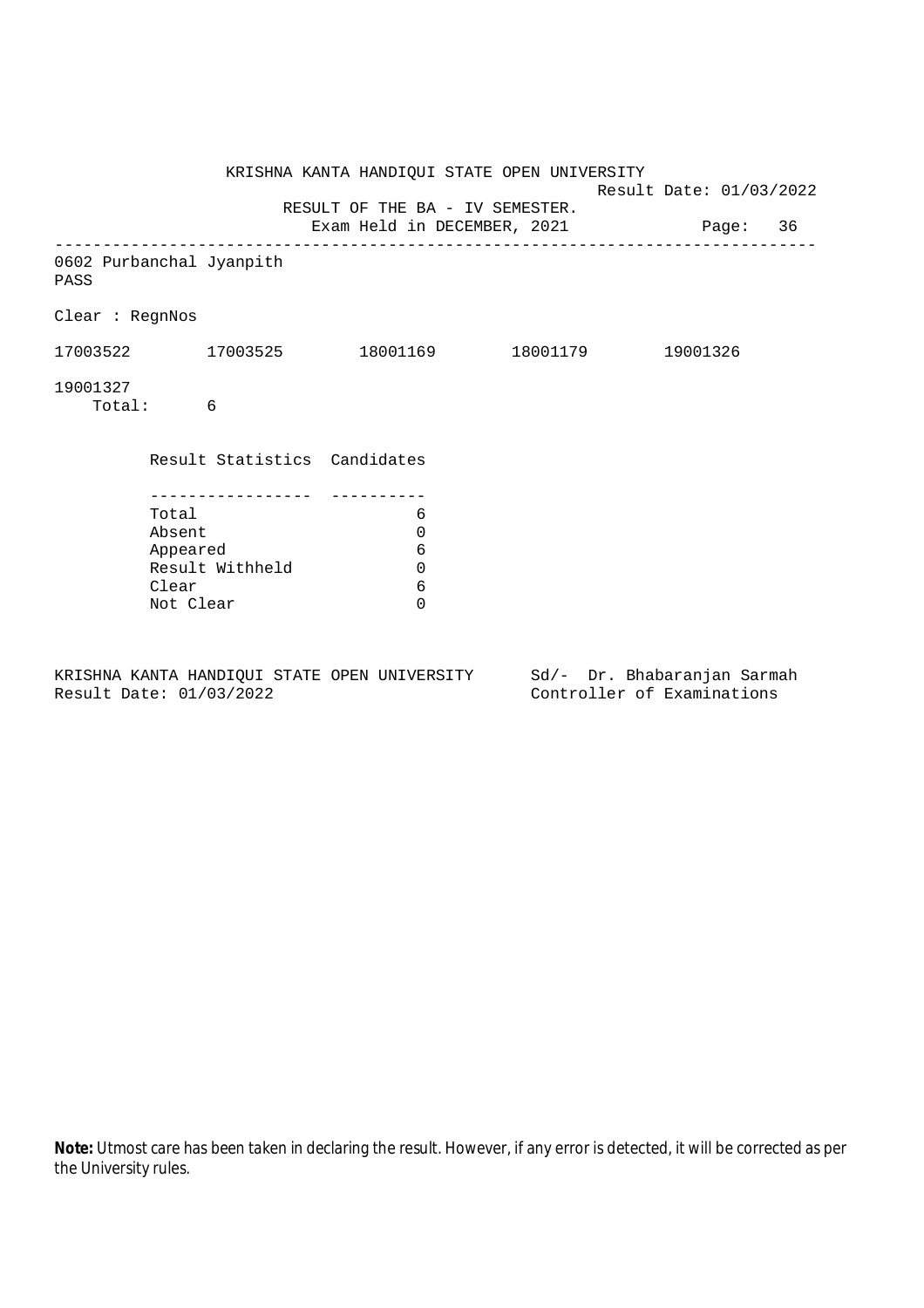KRISHNA KANTA HANDIQUI STATE OPEN UNIVERSITY

Result Date: 01/03/2022

RESULT OF THE BA - IV SEMESTER.

Exam Held in DECEMBER, 2021

---

0602 Purbanchal Jyanpith

PASS

Clear : RegnNos

17003522 17003525 18001169 18001179 19001326

19001327

Total: 6

| Result Statistics | Candidates |
| --- | --- |
| Total | 6 |
| Absent | 0 |
| Appeared | 6 |
| Result Withheld | 0 |
| Clear | 6 |
| Not Clear | 0 |

KRISHNA KANTA HANDIQUI STATE OPEN UNIVERSITY
Result Date: 01/03/2022

Sd/- Dr. Bhabaranjan Sarmah
Controller of Examinations

**Note:** Utmost care has been taken in declaring the result. However, if any error is detected, it will be corrected as per the University rules.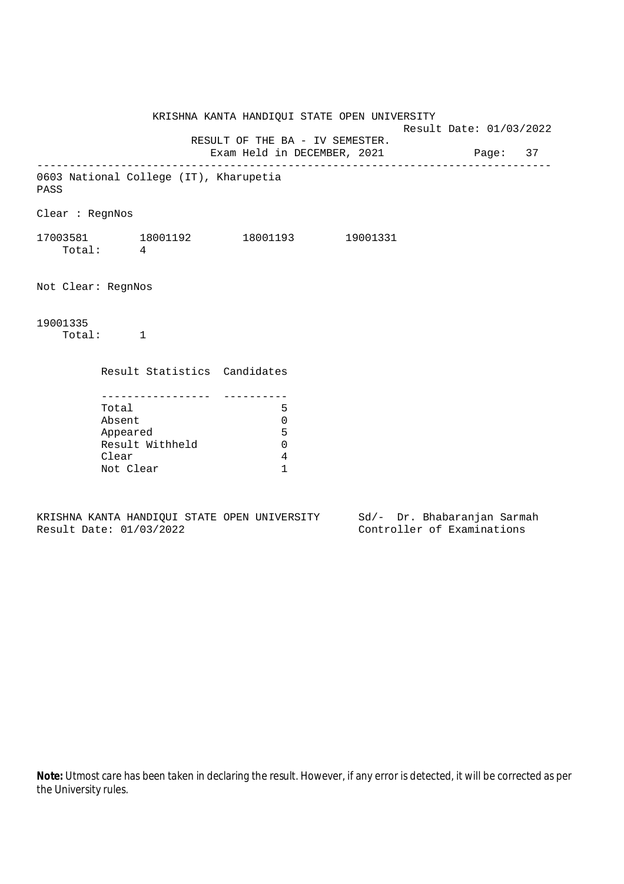KRISHNA KANTA HANDIQUI STATE OPEN UNIVERSITY

Result Date: 01/03/2022

RESULT OF THE BA - IV SEMESTER.

Exam Held in DECEMBER, 2021

---

0603 National College (IT), Kharupetia

PASS

Clear : RegnNos

17003581 18001192 18001193 19001331

Total: 4

Not Clear: RegnNos

19001335

Total: 1

| Result Statistics | Candidates |
|---|---|
| Total | 5 |
| Absent | 0 |
| Appeared | 5 |
| Result Withheld | 0 |
| Clear | 4 |
| Not Clear | 1 |

KRISHNA KANTA HANDIQUI STATE OPEN UNIVERSITY
Result Date: 01/03/2022

Sd/- Dr. Bhabaranjan Sarmah
Controller of Examinations

**Note:** Utmost care has been taken in declaring the result. However, if any error is detected, it will be corrected as per the University rules.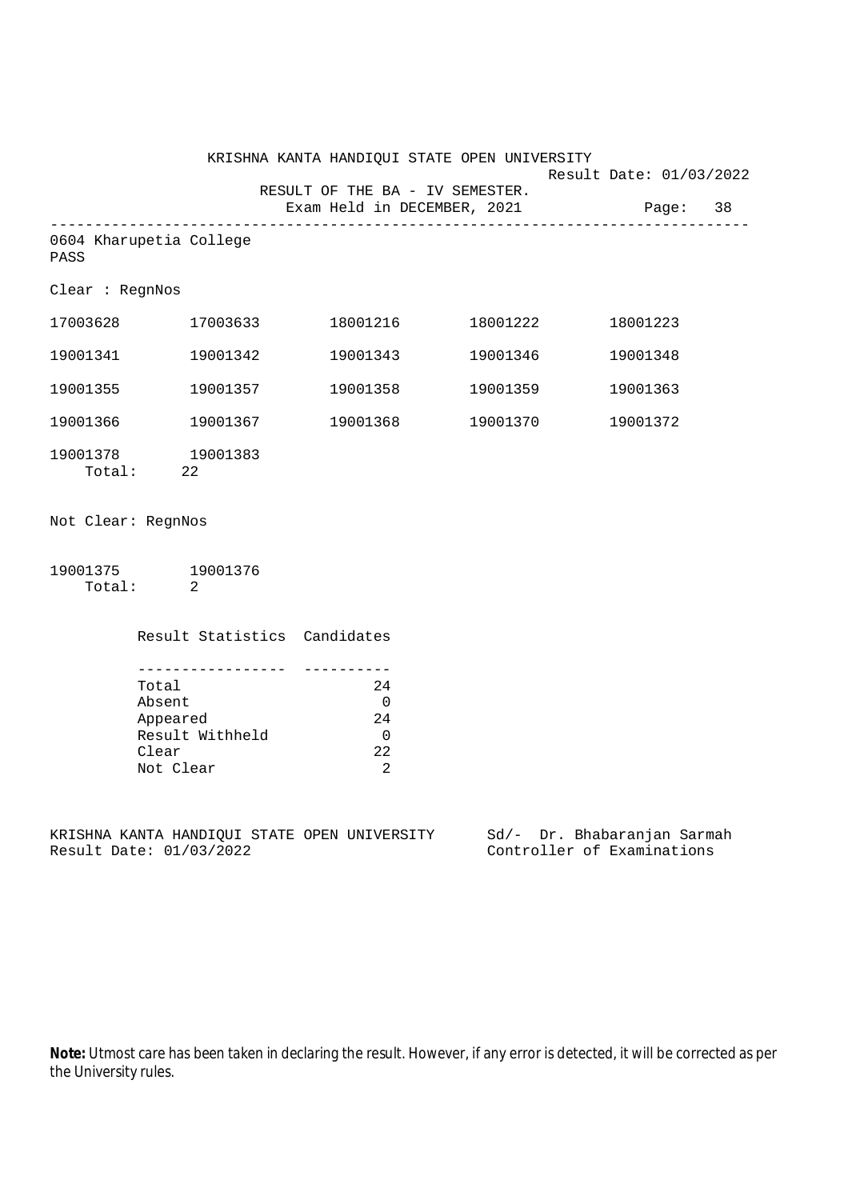KRISHNA KANTA HANDIQUI STATE OPEN UNIVERSITY

Result Date: 01/03/2022

RESULT OF THE BA - IV SEMESTER.

Exam Held in DECEMBER, 2021

---

0604 Kharupetia College

PASS

Clear : RegnNos

| | | | | |
|---|---|---|---|---|
| 17003628 | 17003633 | 18001216 | 18001222 | 18001223 |
| 19001341 | 19001342 | 19001343 | 19001346 | 19001348 |
| 19001355 | 19001357 | 19001358 | 19001359 | 19001363 |
| 19001366 | 19001367 | 19001368 | 19001370 | 19001372 |
| 19001378 | 19001383 | | | |

Total: 22

Not Clear: RegnNos

| | |
|---|---|
| 19001375 | 19001376 |

Total: 2

| Result Statistics | Candidates |
|---|---|
| Total | 24 |
| Absent | 0 |
| Appeared | 24 |
| Result Withheld | 0 |
| Clear | 22 |
| Not Clear | 2 |

KRISHNA KANTA HANDIQUI STATE OPEN UNIVERSITY
Result Date: 01/03/2022

Sd/- Dr. Bhabaranjan Sarmah
Controller of Examinations

**Note:** Utmost care has been taken in declaring the result. However, if any error is detected, it will be corrected as per the University rules.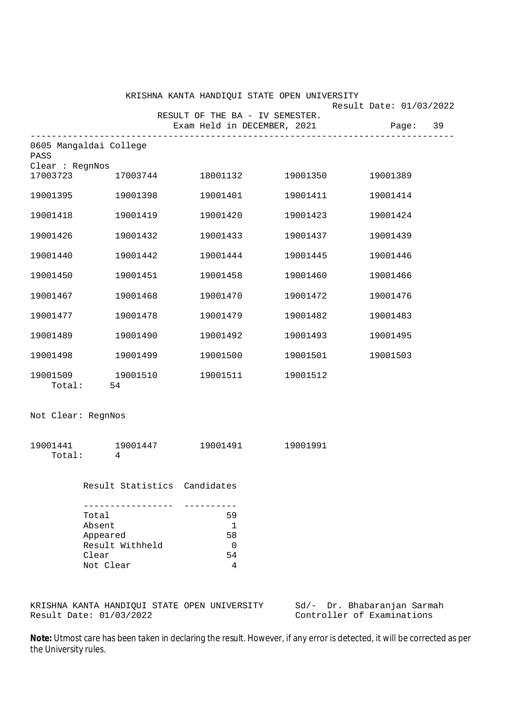KRISHNA KANTA HANDIQUI STATE OPEN UNIVERSITY

Result Date: 01/03/2022

RESULT OF THE BA - IV SEMESTER.

Exam Held in DECEMBER, 2021

Page: 39

---

0605 Mangaldai College

PASS

Clear : RegnNos

| | | | | |
|---|---|---|---|---|
| 17003723 | 17003744 | 18001132 | 19001350 | 19001389 |
| 19001395 | 19001398 | 19001401 | 19001411 | 19001414 |
| 19001418 | 19001419 | 19001420 | 19001423 | 19001424 |
| 19001426 | 19001432 | 19001433 | 19001437 | 19001439 |
| 19001440 | 19001442 | 19001444 | 19001445 | 19001446 |
| 19001450 | 19001451 | 19001458 | 19001460 | 19001466 |
| 19001467 | 19001468 | 19001470 | 19001472 | 19001476 |
| 19001477 | 19001478 | 19001479 | 19001482 | 19001483 |
| 19001489 | 19001490 | 19001492 | 19001493 | 19001495 |
| 19001498 | 19001499 | 19001500 | 19001501 | 19001503 |
| 19001509 | 19001510 | 19001511 | 19001512 | |

Total: 54

Not Clear: RegnNos

| | | | |
|---|---|---|---|
| 19001441 | 19001447 | 19001491 | 19001991 |

Total: 4

| Result Statistics | Candidates |
|---|---|
| Total | 59 |
| Absent | 1 |
| Appeared | 58 |
| Result Withheld | 0 |
| Clear | 54 |
| Not Clear | 4 |

KRISHNA KANTA HANDIQUI STATE OPEN UNIVERSITY
Result Date: 01/03/2022

Sd/- Dr. Bhabaranjan Sarmah
Controller of Examinations

**Note:** Utmost care has been taken in declaring the result. However, if any error is detected, it will be corrected as per the University rules.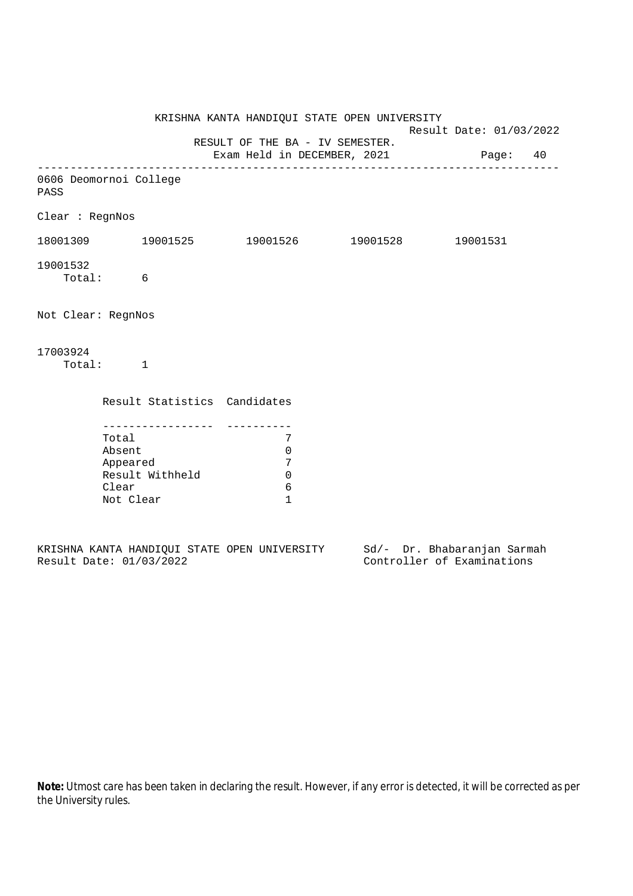KRISHNA KANTA HANDIQUI STATE OPEN UNIVERSITY

Result Date: 01/03/2022

RESULT OF THE BA - IV SEMESTER.

Exam Held in DECEMBER, 2021

---

0606 Deomornoi College

PASS

Clear : RegnNos

18001309 19001525 19001526 19001528 19001531

19001532

Total: 6

Not Clear: RegnNos

17003924

Total: 1

| Result Statistics | Candidates |
|---|---|
| Total | 7 |
| Absent | 0 |
| Appeared | 7 |
| Result Withheld | 0 |
| Clear | 6 |
| Not Clear | 1 |

KRISHNA KANTA HANDIQUI STATE OPEN UNIVERSITY
Result Date: 01/03/2022

Sd/- Dr. Bhabaranjan Sarmah
Controller of Examinations

**Note:** Utmost care has been taken in declaring the result. However, if any error is detected, it will be corrected as per the University rules.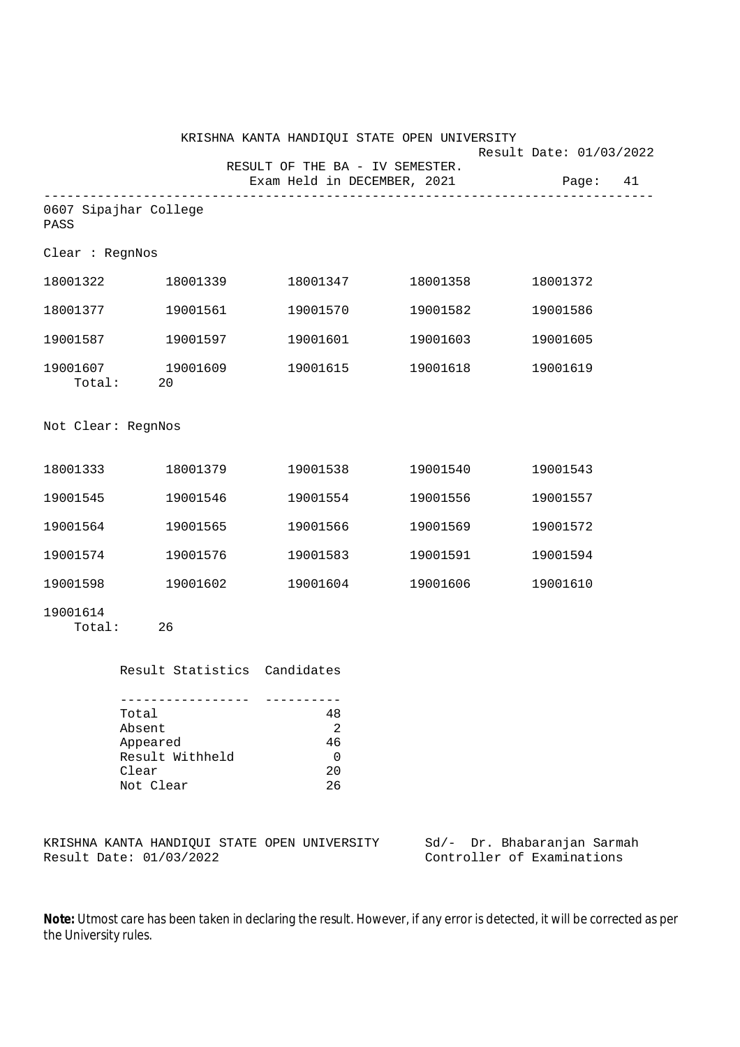KRISHNA KANTA HANDIQUI STATE OPEN UNIVERSITY

Result Date: 01/03/2022

RESULT OF THE BA - IV SEMESTER.

Exam Held in DECEMBER, 2021

---

0607 Sipajhar College

PASS

Clear : RegnNos

| | | | | |
|---|---|---|---|---|
| 18001322 | 18001339 | 18001347 | 18001358 | 18001372 |
| 18001377 | 19001561 | 19001570 | 19001582 | 19001586 |
| 19001587 | 19001597 | 19001601 | 19001603 | 19001605 |
| 19001607 | 19001609 | 19001615 | 19001618 | 19001619 |

Total: 20

Not Clear: RegnNos

| | | | | |
|---|---|---|---|---|
| 18001333 | 18001379 | 19001538 | 19001540 | 19001543 |
| 19001545 | 19001546 | 19001554 | 19001556 | 19001557 |
| 19001564 | 19001565 | 19001566 | 19001569 | 19001572 |
| 19001574 | 19001576 | 19001583 | 19001591 | 19001594 |
| 19001598 | 19001602 | 19001604 | 19001606 | 19001610 |
| 19001614 | | | | |

Total: 26

| Result Statistics | Candidates |
|---|---|
| Total | 48 |
| Absent | 2 |
| Appeared | 46 |
| Result Withheld | 0 |
| Clear | 20 |
| Not Clear | 26 |

KRISHNA KANTA HANDIQUI STATE OPEN UNIVERSITY
Result Date: 01/03/2022

Sd/- Dr. Bhabaranjan Sarmah
Controller of Examinations

**Note:** Utmost care has been taken in declaring the result. However, if any error is detected, it will be corrected as per the University rules.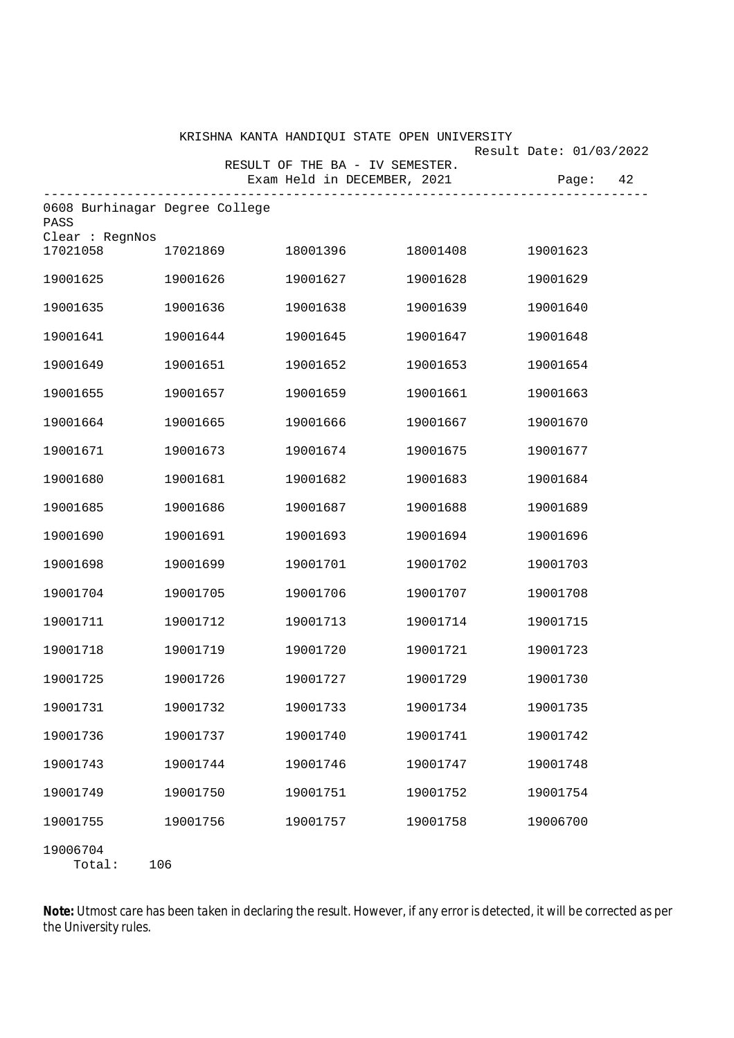KRISHNA KANTA HANDIQUI STATE OPEN UNIVERSITY

Result Date: 01/03/2022

RESULT OF THE BA - IV SEMESTER.

Exam Held in DECEMBER, 2021

0608 Burhinagar Degree College

PASS

Clear : RegnNos

| | | | | |
|---|---|---|---|---|
| 17021058 | 17021869 | 18001396 | 18001408 | 19001623 |
| 19001625 | 19001626 | 19001627 | 19001628 | 19001629 |
| 19001635 | 19001636 | 19001638 | 19001639 | 19001640 |
| 19001641 | 19001644 | 19001645 | 19001647 | 19001648 |
| 19001649 | 19001651 | 19001652 | 19001653 | 19001654 |
| 19001655 | 19001657 | 19001659 | 19001661 | 19001663 |
| 19001664 | 19001665 | 19001666 | 19001667 | 19001670 |
| 19001671 | 19001673 | 19001674 | 19001675 | 19001677 |
| 19001680 | 19001681 | 19001682 | 19001683 | 19001684 |
| 19001685 | 19001686 | 19001687 | 19001688 | 19001689 |
| 19001690 | 19001691 | 19001693 | 19001694 | 19001696 |
| 19001698 | 19001699 | 19001701 | 19001702 | 19001703 |
| 19001704 | 19001705 | 19001706 | 19001707 | 19001708 |
| 19001711 | 19001712 | 19001713 | 19001714 | 19001715 |
| 19001718 | 19001719 | 19001720 | 19001721 | 19001723 |
| 19001725 | 19001726 | 19001727 | 19001729 | 19001730 |
| 19001731 | 19001732 | 19001733 | 19001734 | 19001735 |
| 19001736 | 19001737 | 19001740 | 19001741 | 19001742 |
| 19001743 | 19001744 | 19001746 | 19001747 | 19001748 |
| 19001749 | 19001750 | 19001751 | 19001752 | 19001754 |
| 19001755 | 19001756 | 19001757 | 19001758 | 19006700 |
| 19006704 | | | | |

Total: 106

**Note:** Utmost care has been taken in declaring the result. However, if any error is detected, it will be corrected as per the University rules.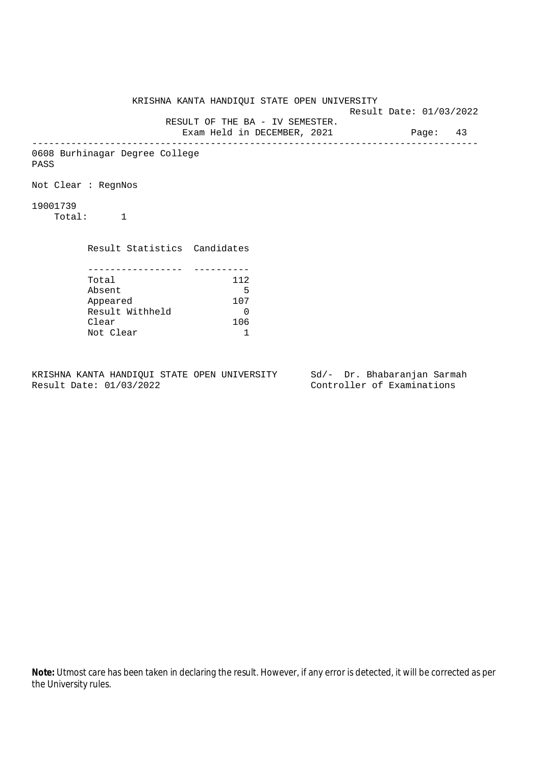KRISHNA KANTA HANDIQUI STATE OPEN UNIVERSITY

Result Date: 01/03/2022

RESULT OF THE BA - IV SEMESTER.

Exam Held in DECEMBER, 2021

---

0608 Burhinagar Degree College

PASS

Not Clear : RegnNos

19001739

Total: 1

| Result Statistics | Candidates |
| --- | --- |
| Total | 112 |
| Absent | 5 |
| Appeared | 107 |
| Result Withheld | 0 |
| Clear | 106 |
| Not Clear | 1 |

KRISHNA KANTA HANDIQUI STATE OPEN UNIVERSITY
Result Date: 01/03/2022

Sd/- Dr. Bhabaranjan Sarmah
Controller of Examinations

**Note:** Utmost care has been taken in declaring the result. However, if any error is detected, it will be corrected as per the University rules.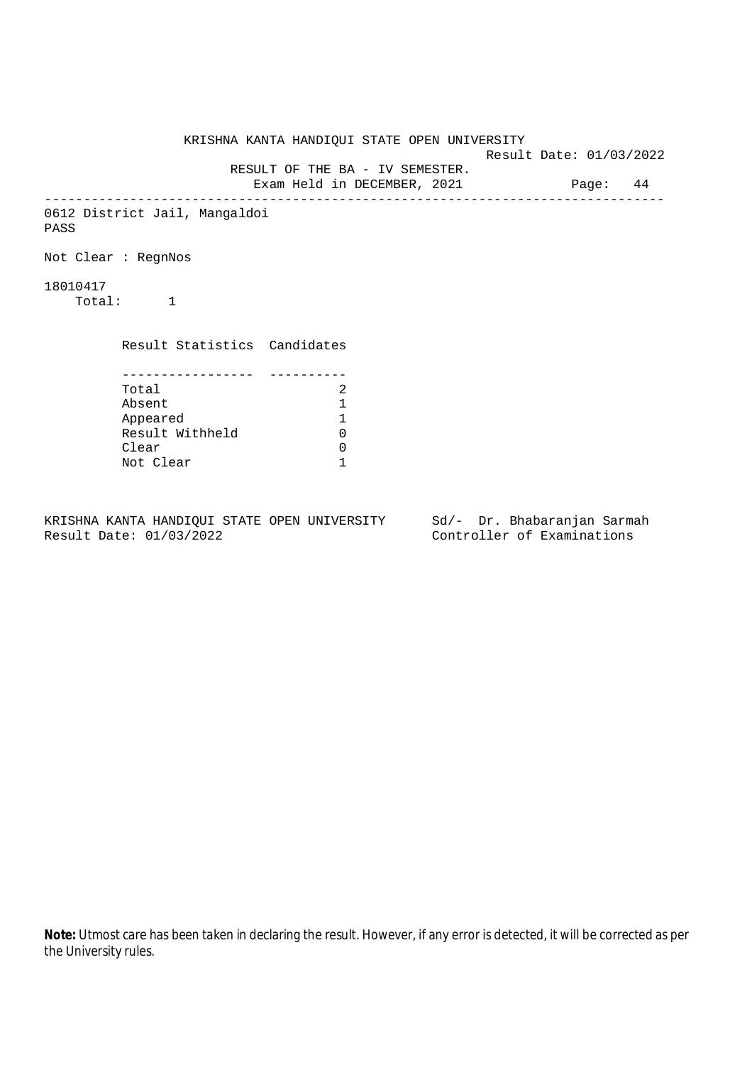KRISHNA KANTA HANDIQUI STATE OPEN UNIVERSITY

Result Date: 01/03/2022

RESULT OF THE BA - IV SEMESTER.

Exam Held in DECEMBER, 2021

---

0612 District Jail, Mangaldoi

PASS

Not Clear : RegnNos

18010417

Total: 1

| Result Statistics | Candidates |
|---|---|
| Total | 2 |
| Absent | 1 |
| Appeared | 1 |
| Result Withheld | 0 |
| Clear | 0 |
| Not Clear | 1 |

KRISHNA KANTA HANDIQUI STATE OPEN UNIVERSITY
Result Date: 01/03/2022

Sd/- Dr. Bhabaranjan Sarmah
Controller of Examinations

**Note:** Utmost care has been taken in declaring the result. However, if any error is detected, it will be corrected as per the University rules.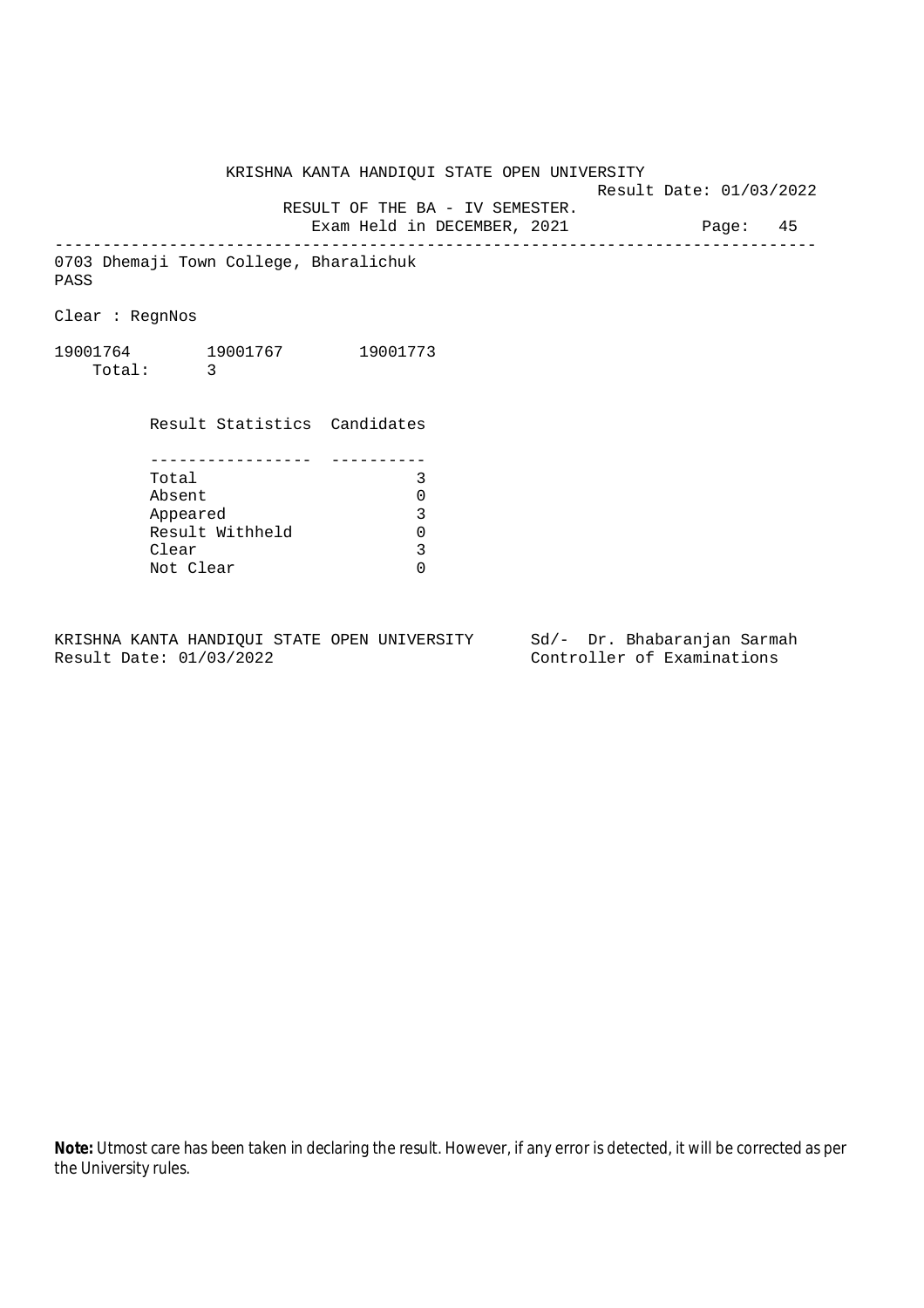KRISHNA KANTA HANDIQUI STATE OPEN UNIVERSITY

Result Date: 01/03/2022

RESULT OF THE BA - IV SEMESTER.

Exam Held in DECEMBER, 2021

0703 Dhemaji Town College, Bharalichuk

PASS

Clear : RegnNos

19001764 19001767 19001773

Total: 3

| Result Statistics | Candidates |
|---|---|
| Total | 3 |
| Absent | 0 |
| Appeared | 3 |
| Result Withheld | 0 |
| Clear | 3 |
| Not Clear | 0 |

KRISHNA KANTA HANDIQUI STATE OPEN UNIVERSITY
Result Date: 01/03/2022

Sd/- Dr. Bhabaranjan Sarmah
Controller of Examinations

**Note:** Utmost care has been taken in declaring the result. However, if any error is detected, it will be corrected as per the University rules.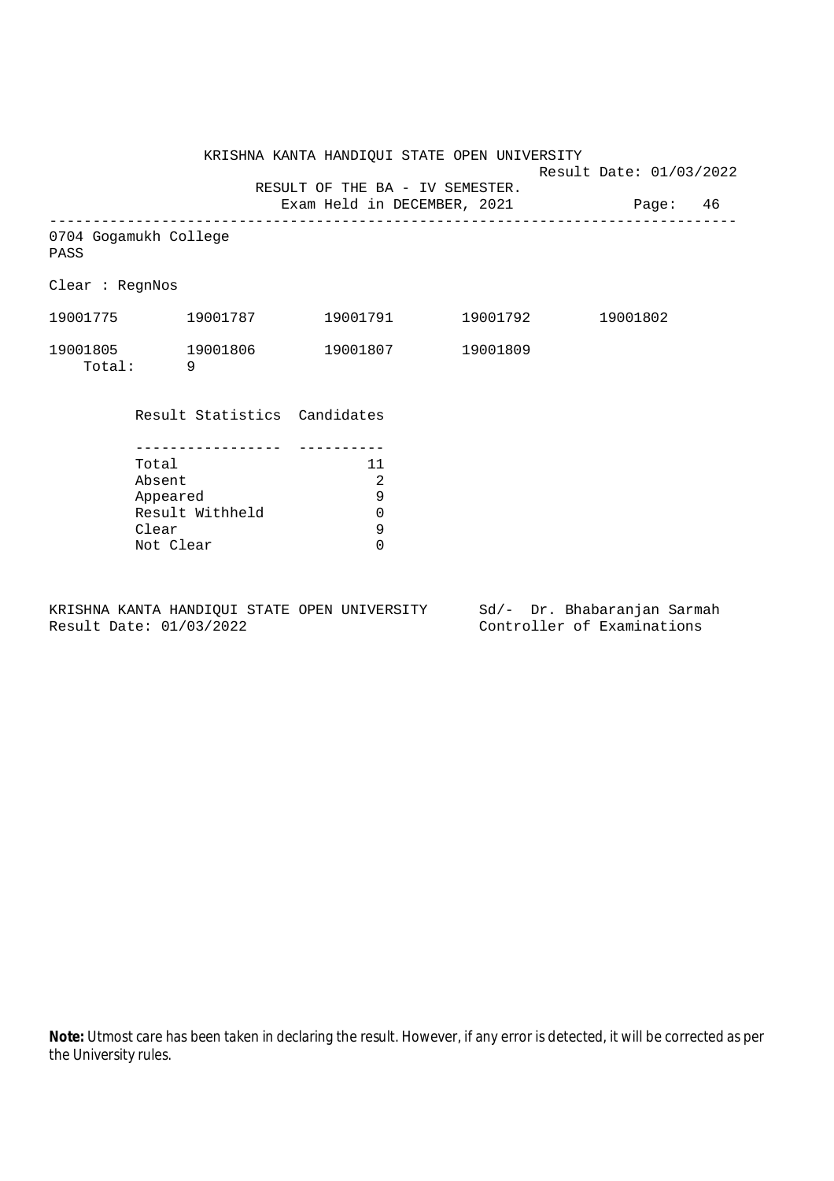KRISHNA KANTA HANDIQUI STATE OPEN UNIVERSITY

Result Date: 01/03/2022

RESULT OF THE BA - IV SEMESTER.

Exam Held in DECEMBER, 2021

---

0704 Gogamukh College

PASS

Clear : RegnNos

| | | | | |
|---|---|---|---|---|
| 19001775 | 19001787 | 19001791 | 19001792 | 19001802 |
| 19001805 | 19001806 | 19001807 | 19001809 | |

Total: 9

| Result Statistics | Candidates |
|---|---|
| Total | 11 |
| Absent | 2 |
| Appeared | 9 |
| Result Withheld | 0 |
| Clear | 9 |
| Not Clear | 0 |

KRISHNA KANTA HANDIQUI STATE OPEN UNIVERSITY
Result Date: 01/03/2022

Sd/- Dr. Bhabaranjan Sarmah
Controller of Examinations

**Note:** Utmost care has been taken in declaring the result. However, if any error is detected, it will be corrected as per the University rules.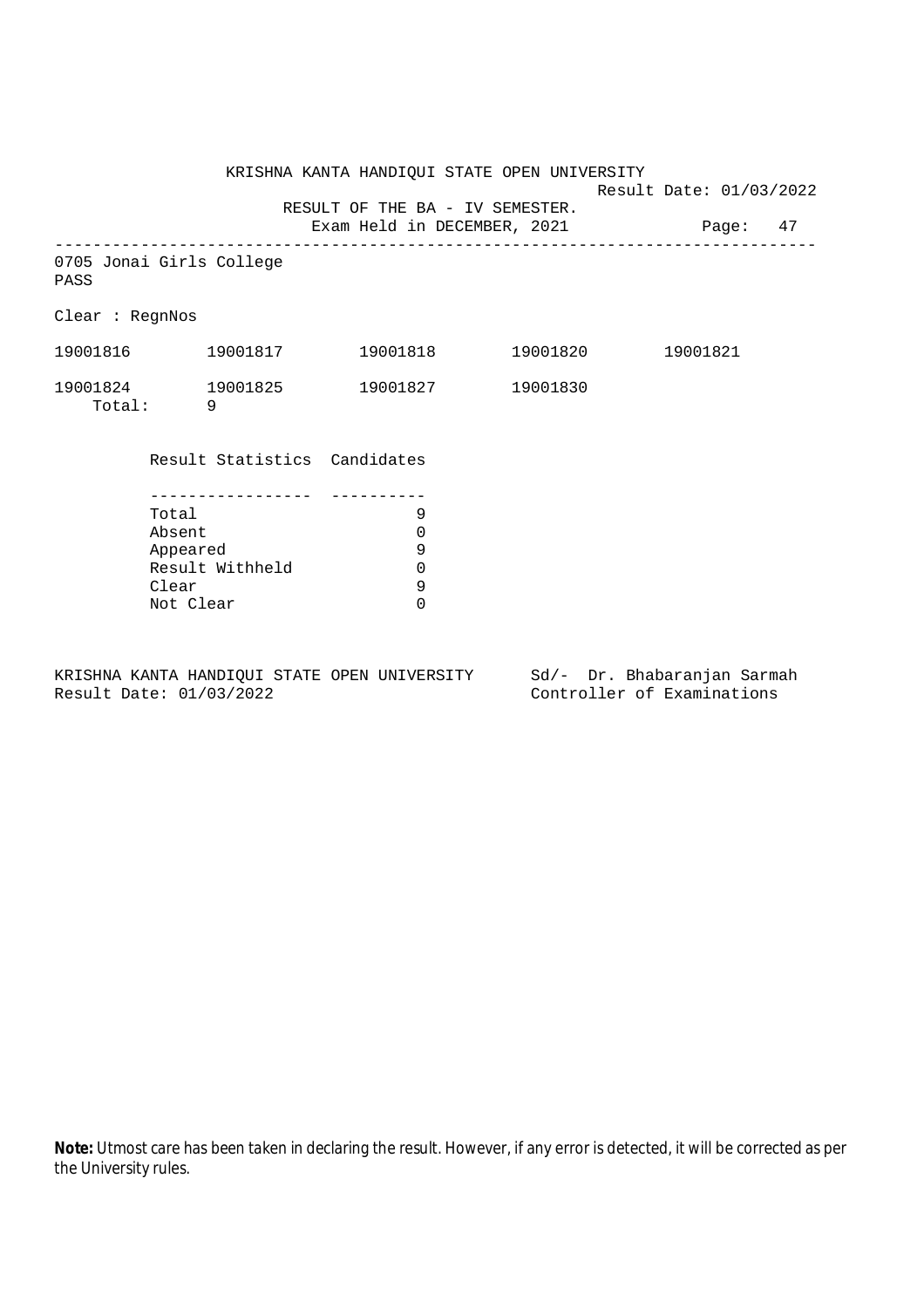KRISHNA KANTA HANDIQUI STATE OPEN UNIVERSITY

Result Date: 01/03/2022

RESULT OF THE BA - IV SEMESTER.

Exam Held in DECEMBER, 2021

---

0705 Jonai Girls College

PASS

Clear : RegnNos

| | | | | |
|---|---|---|---|---|
| 19001816 | 19001817 | 19001818 | 19001820 | 19001821 |
| 19001824 | 19001825 | 19001827 | 19001830 | |

Total: 9

| Result Statistics | Candidates |
|---|---|
| Total | 9 |
| Absent | 0 |
| Appeared | 9 |
| Result Withheld | 0 |
| Clear | 9 |
| Not Clear | 0 |

KRISHNA KANTA HANDIQUI STATE OPEN UNIVERSITY
Result Date: 01/03/2022

Sd/- Dr. Bhabaranjan Sarmah
Controller of Examinations

**Note:** Utmost care has been taken in declaring the result. However, if any error is detected, it will be corrected as per the University rules.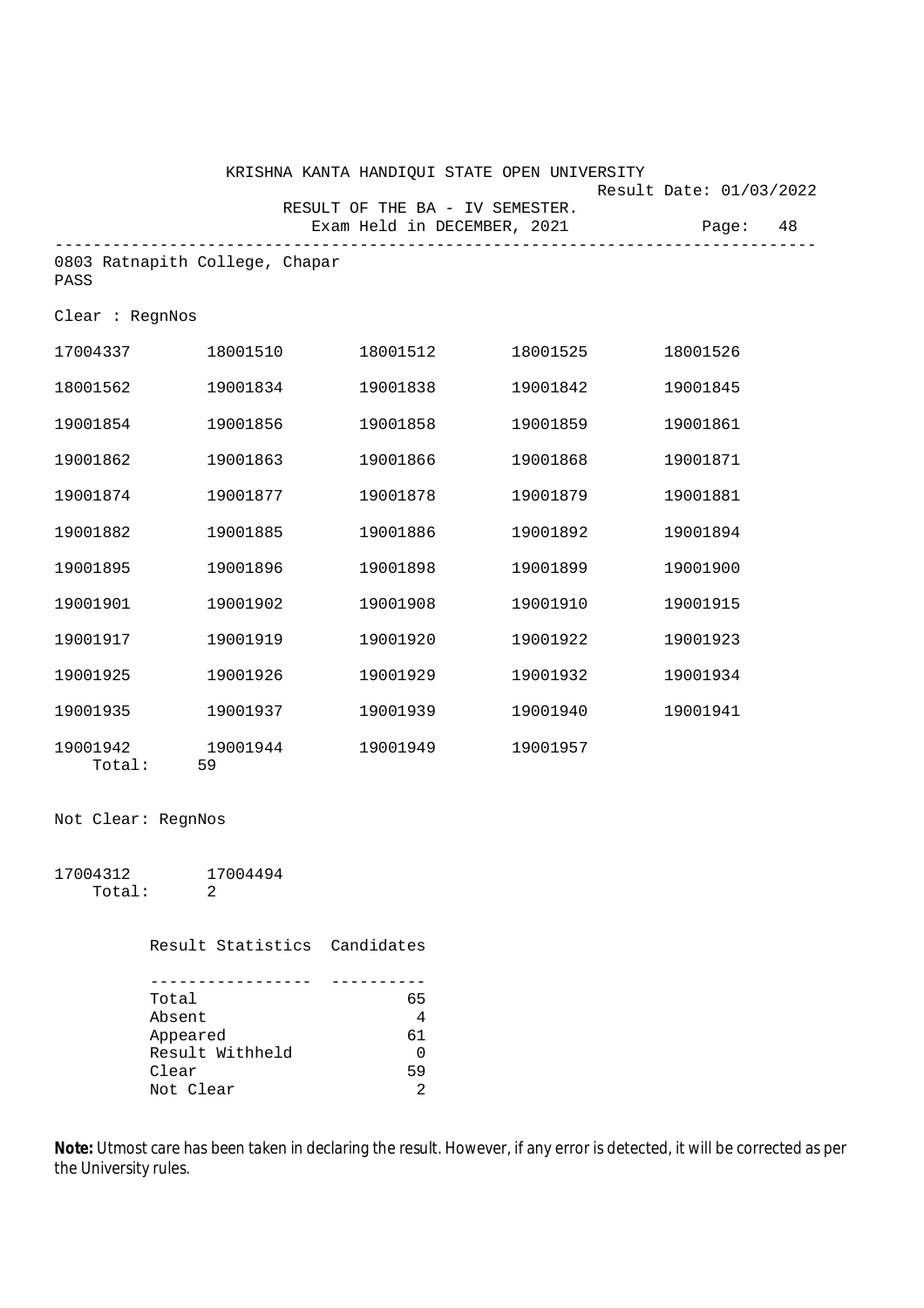KRISHNA KANTA HANDIQUI STATE OPEN UNIVERSITY

Result Date: 01/03/2022

RESULT OF THE BA - IV SEMESTER.

Exam Held in DECEMBER, 2021

---

0803 Ratnapith College, Chapar

PASS

Clear : RegnNos

| | | | | |
|---|---|---|---|---|
| 17004337 | 18001510 | 18001512 | 18001525 | 18001526 |
| 18001562 | 19001834 | 19001838 | 19001842 | 19001845 |
| 19001854 | 19001856 | 19001858 | 19001859 | 19001861 |
| 19001862 | 19001863 | 19001866 | 19001868 | 19001871 |
| 19001874 | 19001877 | 19001878 | 19001879 | 19001881 |
| 19001882 | 19001885 | 19001886 | 19001892 | 19001894 |
| 19001895 | 19001896 | 19001898 | 19001899 | 19001900 |
| 19001901 | 19001902 | 19001908 | 19001910 | 19001915 |
| 19001917 | 19001919 | 19001920 | 19001922 | 19001923 |
| 19001925 | 19001926 | 19001929 | 19001932 | 19001934 |
| 19001935 | 19001937 | 19001939 | 19001940 | 19001941 |
| 19001942 | 19001944 | 19001949 | 19001957 | |

Total: 59

Not Clear: RegnNos

17004312 17004494

Total: 2

| Result Statistics | Candidates |
|---|---|
| Total | 65 |
| Absent | 4 |
| Appeared | 61 |
| Result Withheld | 0 |
| Clear | 59 |
| Not Clear | 2 |

**Note:** Utmost care has been taken in declaring the result. However, if any error is detected, it will be corrected as per the University rules.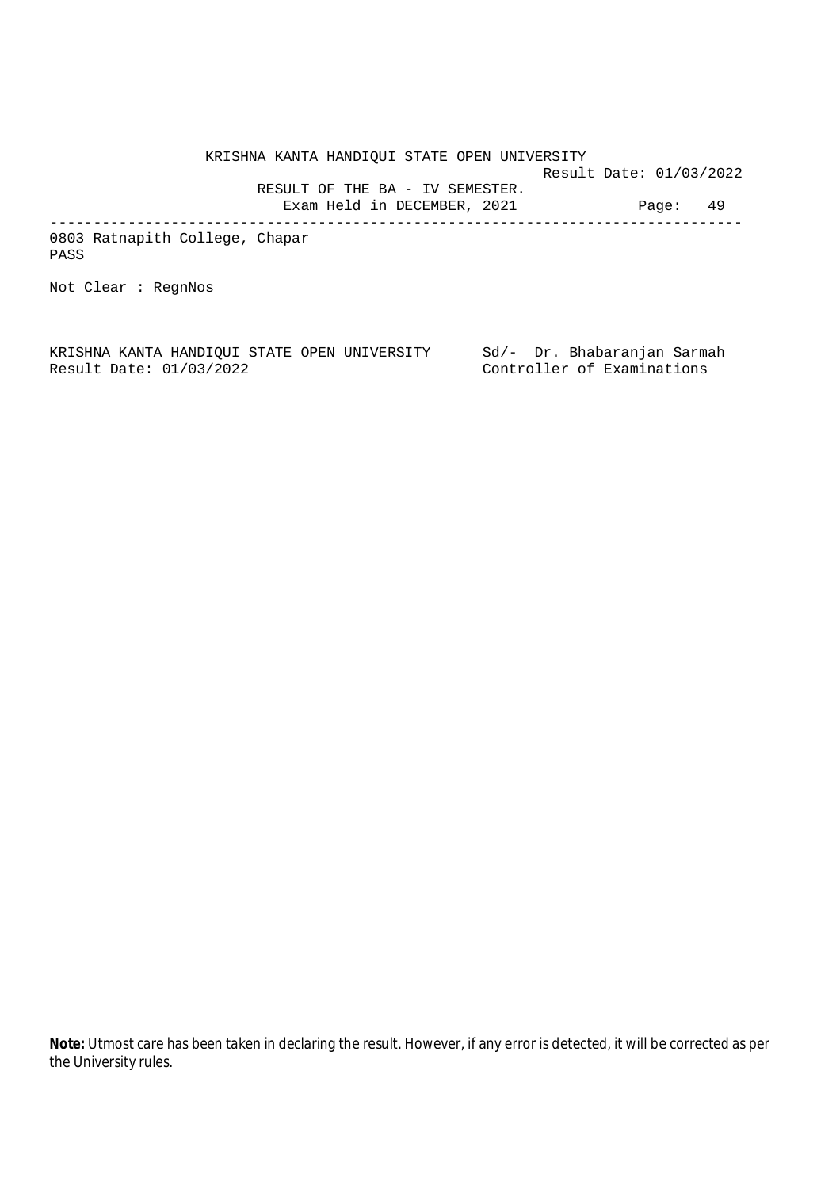KRISHNA KANTA HANDIQUI STATE OPEN UNIVERSITY

Result Date: 01/03/2022

RESULT OF THE BA - IV SEMESTER.

Exam Held in DECEMBER, 2021

---

0803 Ratnapith College, Chapar

PASS

Not Clear : RegnNos

KRISHNA KANTA HANDIQUI STATE OPEN UNIVERSITY
Result Date: 01/03/2022

Sd/- Dr. Bhabaranjan Sarmah
Controller of Examinations

**Note:** Utmost care has been taken in declaring the result. However, if any error is detected, it will be corrected as per the University rules.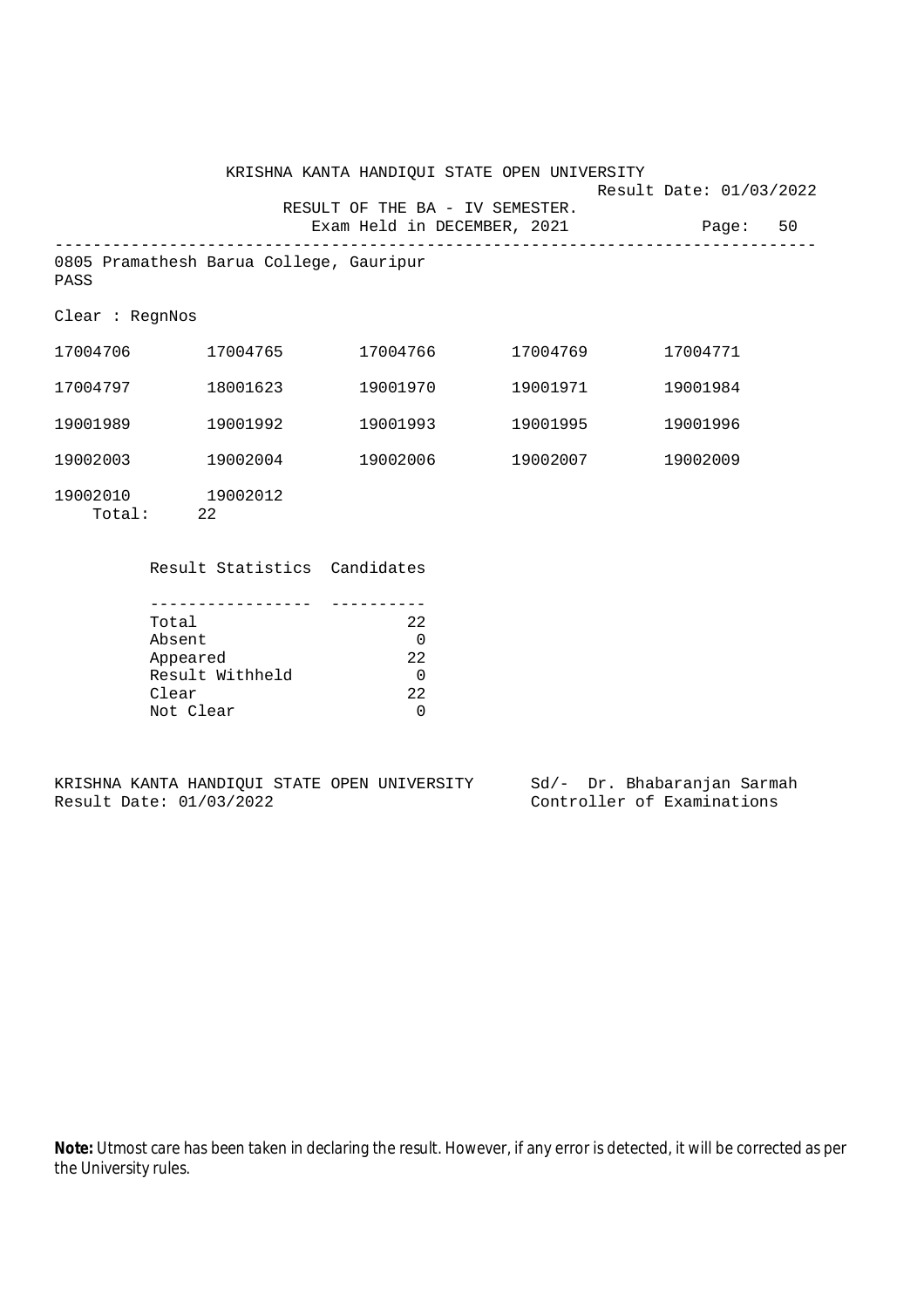KRISHNA KANTA HANDIQUI STATE OPEN UNIVERSITY

Result Date: 01/03/2022

RESULT OF THE BA - IV SEMESTER.

Exam Held in DECEMBER, 2021

---

0805 Pramathesh Barua College, Gauripur

PASS

Clear : RegnNos

| | | | | |
|---|---|---|---|---|
| 17004706 | 17004765 | 17004766 | 17004769 | 17004771 |
| 17004797 | 18001623 | 19001970 | 19001971 | 19001984 |
| 19001989 | 19001992 | 19001993 | 19001995 | 19001996 |
| 19002003 | 19002004 | 19002006 | 19002007 | 19002009 |
| 19002010 | 19002012 | | | |

Total: 22

| Result Statistics | Candidates |
|---|---|
| Total | 22 |
| Absent | 0 |
| Appeared | 22 |
| Result Withheld | 0 |
| Clear | 22 |
| Not Clear | 0 |

KRISHNA KANTA HANDIQUI STATE OPEN UNIVERSITY
Result Date: 01/03/2022

Sd/- Dr. Bhabaranjan Sarmah
Controller of Examinations

**Note:** Utmost care has been taken in declaring the result. However, if any error is detected, it will be corrected as per the University rules.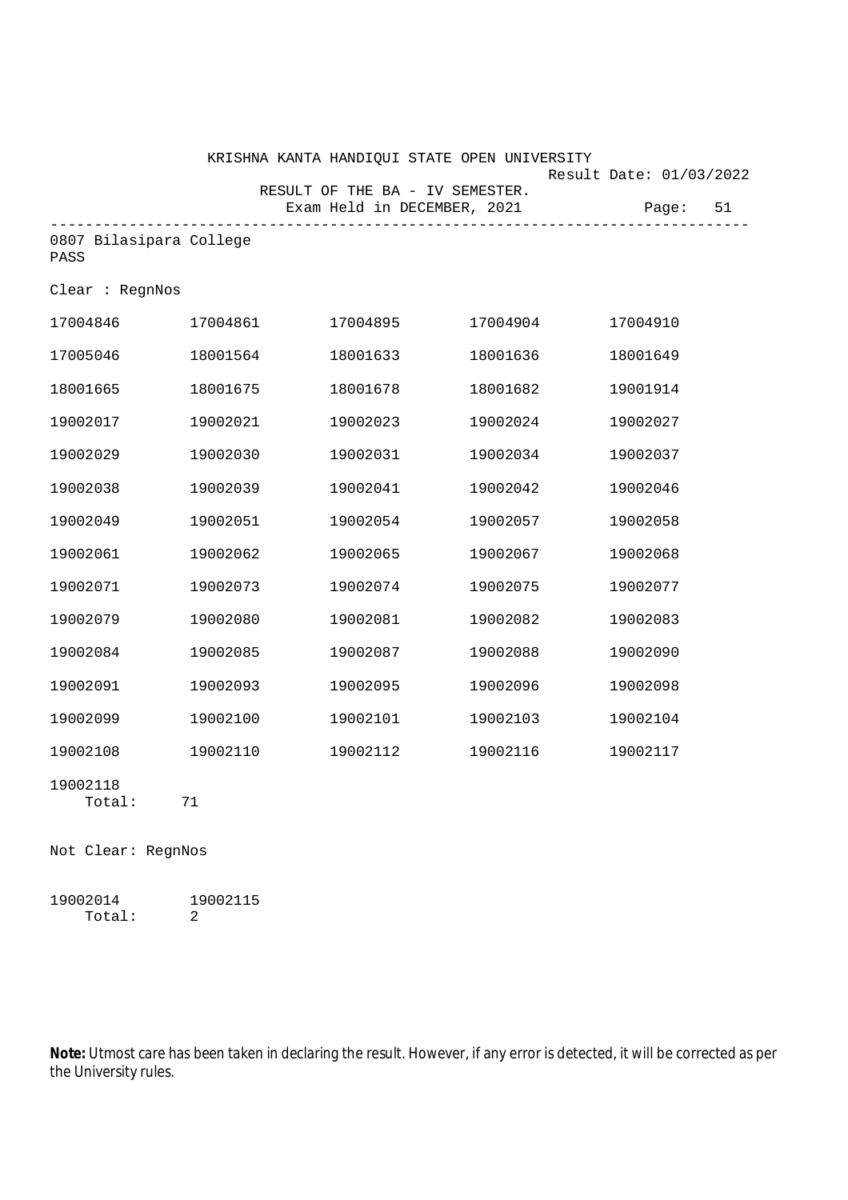KRISHNA KANTA HANDIQUI STATE OPEN UNIVERSITY

Result Date: 01/03/2022

RESULT OF THE BA - IV SEMESTER.

Exam Held in DECEMBER, 2021

Page: 51

---

0807 Bilasipara College

PASS

Clear : RegnNos

| | | | | |
|---|---|---|---|---|
| 17004846 | 17004861 | 17004895 | 17004904 | 17004910 |
| 17005046 | 18001564 | 18001633 | 18001636 | 18001649 |
| 18001665 | 18001675 | 18001678 | 18001682 | 19001914 |
| 19002017 | 19002021 | 19002023 | 19002024 | 19002027 |
| 19002029 | 19002030 | 19002031 | 19002034 | 19002037 |
| 19002038 | 19002039 | 19002041 | 19002042 | 19002046 |
| 19002049 | 19002051 | 19002054 | 19002057 | 19002058 |
| 19002061 | 19002062 | 19002065 | 19002067 | 19002068 |
| 19002071 | 19002073 | 19002074 | 19002075 | 19002077 |
| 19002079 | 19002080 | 19002081 | 19002082 | 19002083 |
| 19002084 | 19002085 | 19002087 | 19002088 | 19002090 |
| 19002091 | 19002093 | 19002095 | 19002096 | 19002098 |
| 19002099 | 19002100 | 19002101 | 19002103 | 19002104 |
| 19002108 | 19002110 | 19002112 | 19002116 | 19002117 |
| 19002118 | | | | |

Total: 71

Not Clear: RegnNos

19002014 19002115

Total: 2

**Note:** Utmost care has been taken in declaring the result. However, if any error is detected, it will be corrected as per the University rules.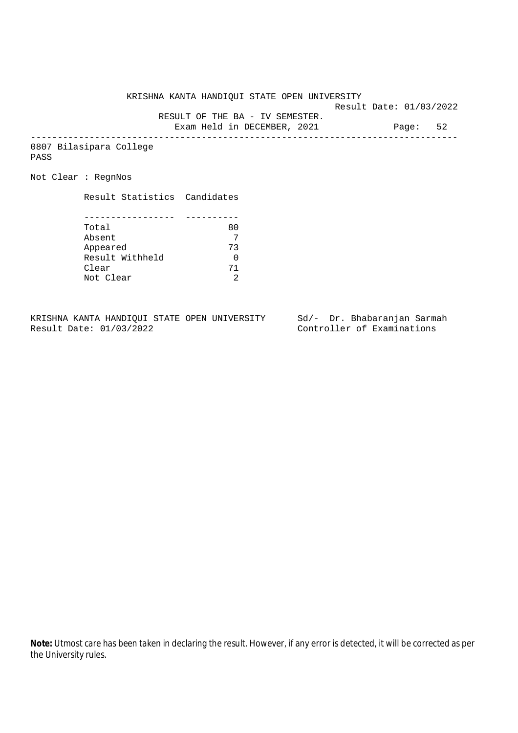KRISHNA KANTA HANDIQUI STATE OPEN UNIVERSITY

Result Date: 01/03/2022

RESULT OF THE BA - IV SEMESTER.

Exam Held in DECEMBER, 2021

0807 Bilasipara College

PASS

Not Clear : RegnNos

| Result Statistics | Candidates |
|---|---|
| Total | 80 |
| Absent | 7 |
| Appeared | 73 |
| Result Withheld | 0 |
| Clear | 71 |
| Not Clear | 2 |

KRISHNA KANTA HANDIQUI STATE OPEN UNIVERSITY
Result Date: 01/03/2022

Sd/- Dr. Bhabaranjan Sarmah
Controller of Examinations

**Note:** Utmost care has been taken in declaring the result. However, if any error is detected, it will be corrected as per the University rules.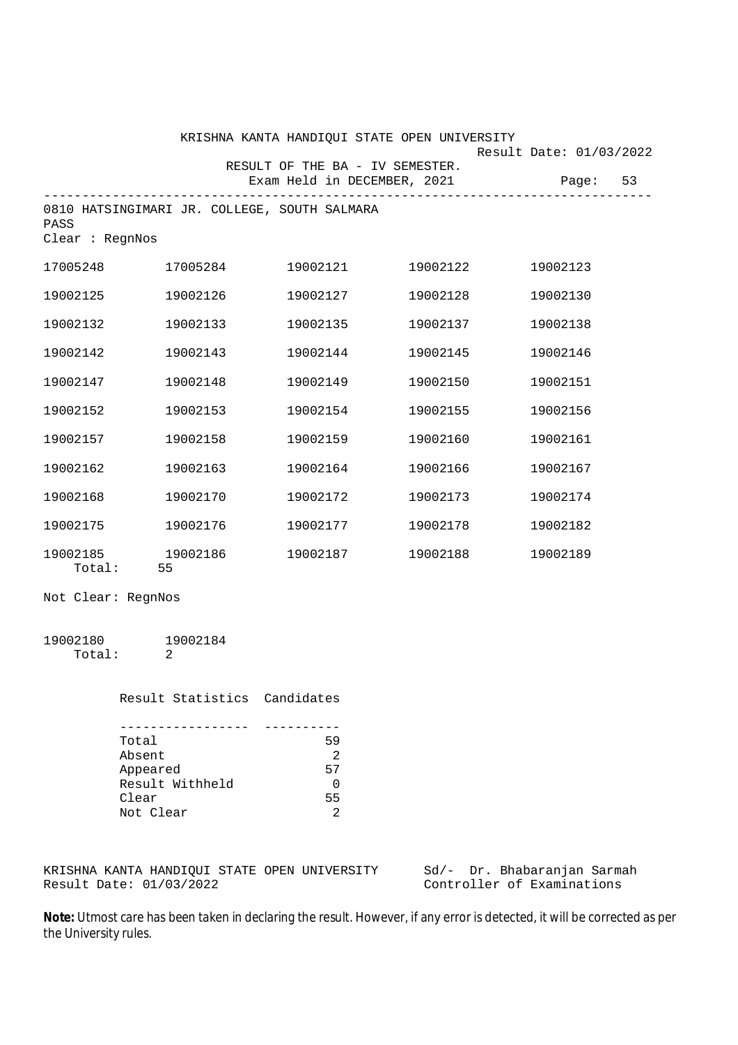KRISHNA KANTA HANDIQUI STATE OPEN UNIVERSITY

Result Date: 01/03/2022

RESULT OF THE BA - IV SEMESTER.

Exam Held in DECEMBER, 2021

0810 HATSINGIMARI JR. COLLEGE, SOUTH SALMARA

PASS

Clear : RegnNos

| | | | | |
|---|---|---|---|---|
| 17005248 | 17005284 | 19002121 | 19002122 | 19002123 |
| 19002125 | 19002126 | 19002127 | 19002128 | 19002130 |
| 19002132 | 19002133 | 19002135 | 19002137 | 19002138 |
| 19002142 | 19002143 | 19002144 | 19002145 | 19002146 |
| 19002147 | 19002148 | 19002149 | 19002150 | 19002151 |
| 19002152 | 19002153 | 19002154 | 19002155 | 19002156 |
| 19002157 | 19002158 | 19002159 | 19002160 | 19002161 |
| 19002162 | 19002163 | 19002164 | 19002166 | 19002167 |
| 19002168 | 19002170 | 19002172 | 19002173 | 19002174 |
| 19002175 | 19002176 | 19002177 | 19002178 | 19002182 |
| 19002185 | 19002186 | 19002187 | 19002188 | 19002189 |

Total: 55

Not Clear: RegnNos

19002180    19002184

Total: 2

| Result Statistics | Candidates |
|---|---|
| Total | 59 |
| Absent | 2 |
| Appeared | 57 |
| Result Withheld | 0 |
| Clear | 55 |
| Not Clear | 2 |

KRISHNA KANTA HANDIQUI STATE OPEN UNIVERSITY
Result Date: 01/03/2022

Sd/- Dr. Bhabaranjan Sarmah
Controller of Examinations

**Note:** Utmost care has been taken in declaring the result. However, if any error is detected, it will be corrected as per the University rules.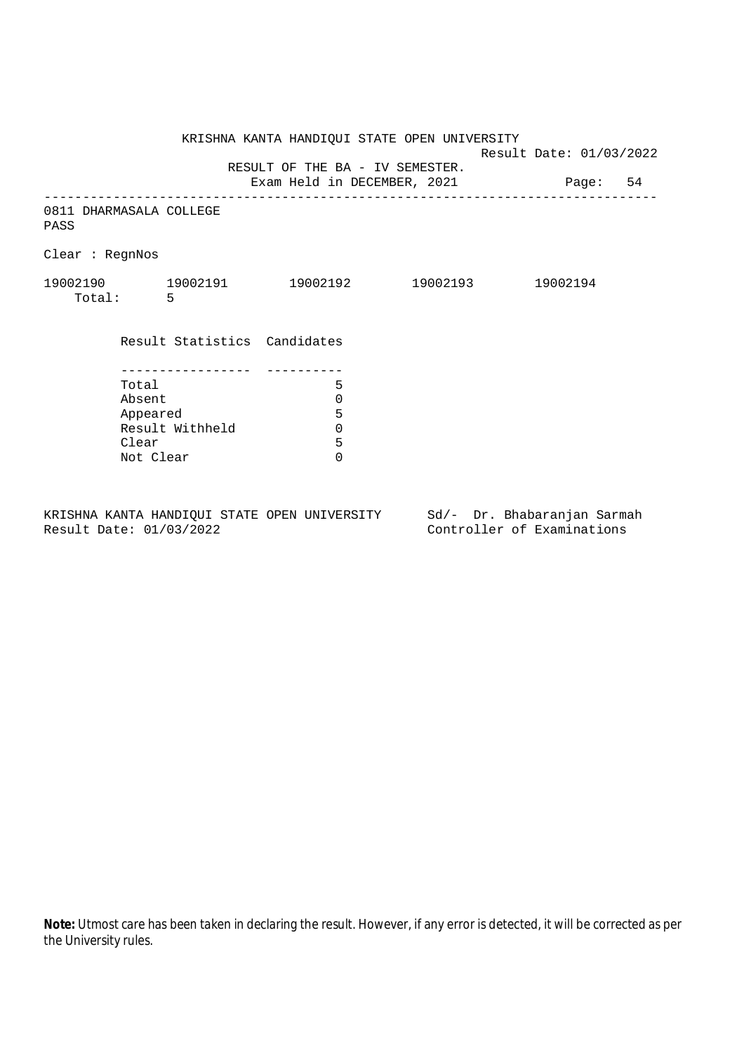KRISHNA KANTA HANDIQUI STATE OPEN UNIVERSITY

Result Date: 01/03/2022

RESULT OF THE BA - IV SEMESTER.

Exam Held in DECEMBER, 2021

---

0811 DHARMASALA COLLEGE

PASS

Clear : RegnNos

19002190 19002191 19002192 19002193 19002194

Total: 5

| Result Statistics | Candidates |
|---|---|
| Total | 5 |
| Absent | 0 |
| Appeared | 5 |
| Result Withheld | 0 |
| Clear | 5 |
| Not Clear | 0 |

KRISHNA KANTA HANDIQUI STATE OPEN UNIVERSITY
Result Date: 01/03/2022

Sd/- Dr. Bhabaranjan Sarmah
Controller of Examinations

**Note:** Utmost care has been taken in declaring the result. However, if any error is detected, it will be corrected as per the University rules.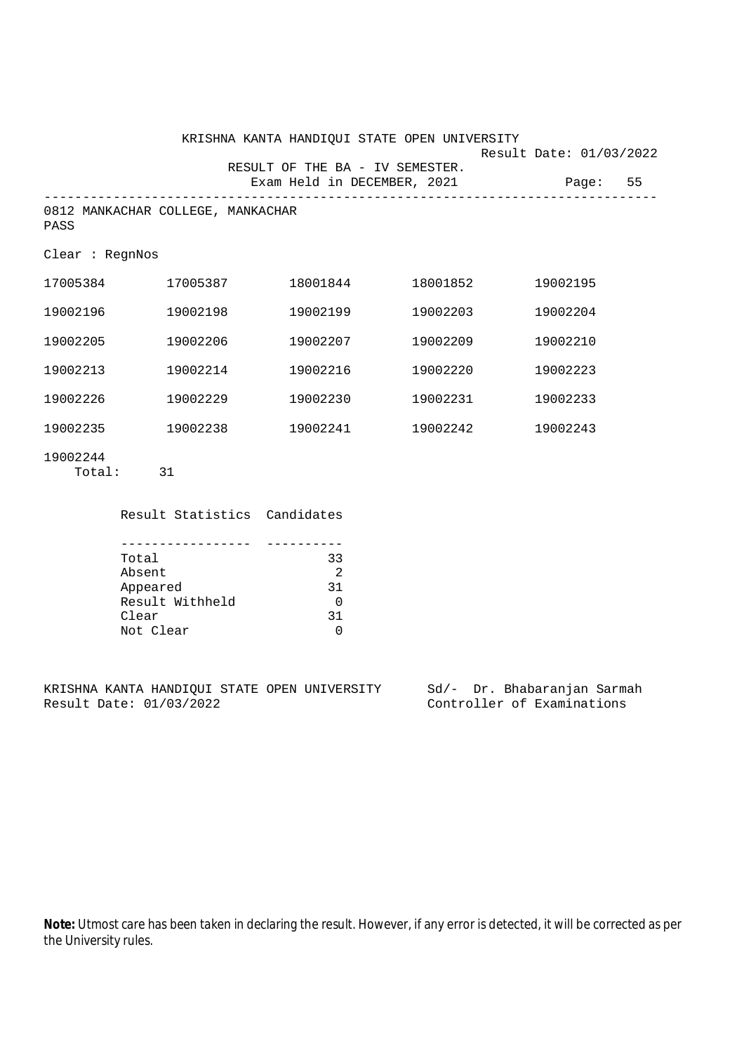KRISHNA KANTA HANDIQUI STATE OPEN UNIVERSITY

Result Date: 01/03/2022

RESULT OF THE BA - IV SEMESTER.

Exam Held in DECEMBER, 2021

---

0812 MANKACHAR COLLEGE, MANKACHAR

PASS

Clear : RegnNos

| | | | | |
|---|---|---|---|---|
| 17005384 | 17005387 | 18001844 | 18001852 | 19002195 |
| 19002196 | 19002198 | 19002199 | 19002203 | 19002204 |
| 19002205 | 19002206 | 19002207 | 19002209 | 19002210 |
| 19002213 | 19002214 | 19002216 | 19002220 | 19002223 |
| 19002226 | 19002229 | 19002230 | 19002231 | 19002233 |
| 19002235 | 19002238 | 19002241 | 19002242 | 19002243 |
| 19002244 | | | | |

Total: 31

| Result Statistics | Candidates |
|---|---|
| Total | 33 |
| Absent | 2 |
| Appeared | 31 |
| Result Withheld | 0 |
| Clear | 31 |
| Not Clear | 0 |

KRISHNA KANTA HANDIQUI STATE OPEN UNIVERSITY
Result Date: 01/03/2022

Sd/- Dr. Bhabaranjan Sarmah
Controller of Examinations

**Note:** Utmost care has been taken in declaring the result. However, if any error is detected, it will be corrected as per the University rules.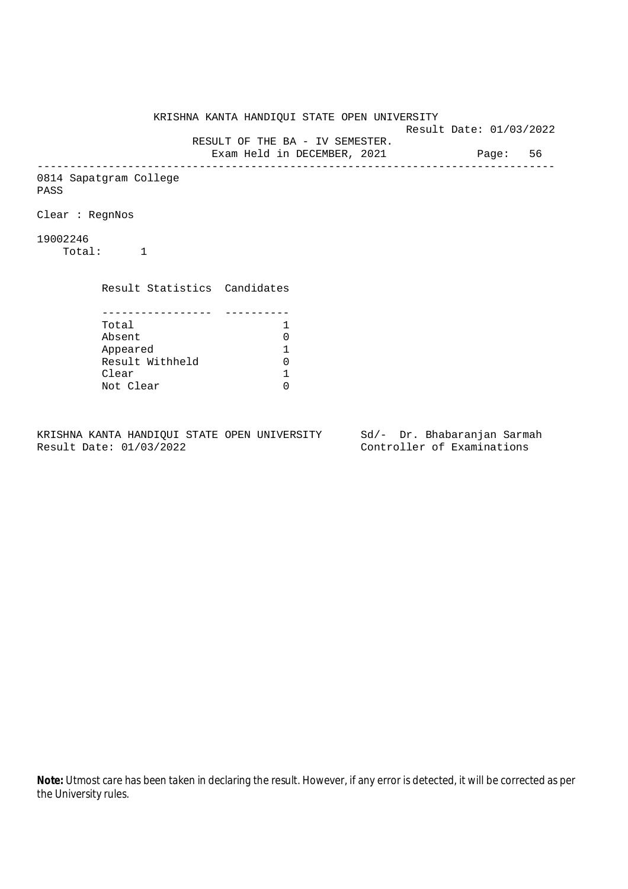KRISHNA KANTA HANDIQUI STATE OPEN UNIVERSITY

Result Date: 01/03/2022

RESULT OF THE BA - IV SEMESTER.

Exam Held in DECEMBER, 2021

---

0814 Sapatgram College

PASS

Clear : RegnNos

19002246

Total: 1

| Result Statistics | Candidates |
|---|---|
| Total | 1 |
| Absent | 0 |
| Appeared | 1 |
| Result Withheld | 0 |
| Clear | 1 |
| Not Clear | 0 |

KRISHNA KANTA HANDIQUI STATE OPEN UNIVERSITY
Result Date: 01/03/2022

Sd/- Dr. Bhabaranjan Sarmah
Controller of Examinations

**Note:** Utmost care has been taken in declaring the result. However, if any error is detected, it will be corrected as per the University rules.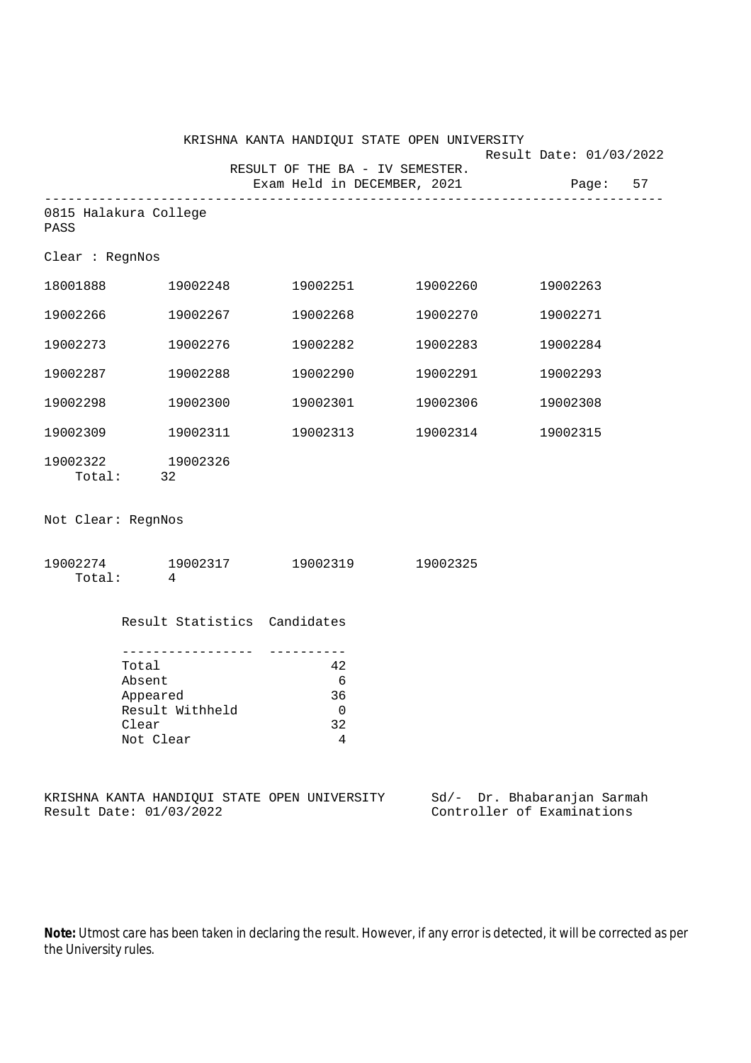# KRISHNA KANTA HANDIQUI STATE OPEN UNIVERSITY

Result Date: 01/03/2022

RESULT OF THE BA - IV SEMESTER.
Exam Held in DECEMBER, 2021

Page: 57

---

0815 Halakura College
PASS

Clear : RegnNos

| | | | | |
|---|---|---|---|---|
| 18001888 | 19002248 | 19002251 | 19002260 | 19002263 |
| 19002266 | 19002267 | 19002268 | 19002270 | 19002271 |
| 19002273 | 19002276 | 19002282 | 19002283 | 19002284 |
| 19002287 | 19002288 | 19002290 | 19002291 | 19002293 |
| 19002298 | 19002300 | 19002301 | 19002306 | 19002308 |
| 19002309 | 19002311 | 19002313 | 19002314 | 19002315 |
| 19002322 | 19002326 | | | |

Total: 32

Not Clear: RegnNos

| | | | |
|---|---|---|---|
| 19002274 | 19002317 | 19002319 | 19002325 |

Total: 4

| Result Statistics | Candidates |
|---|---|
| Total | 42 |
| Absent | 6 |
| Appeared | 36 |
| Result Withheld | 0 |
| Clear | 32 |
| Not Clear | 4 |

KRISHNA KANTA HANDIQUI STATE OPEN UNIVERSITY
Result Date: 01/03/2022

Sd/- Dr. Bhabaranjan Sarmah
Controller of Examinations

**Note:** Utmost care has been taken in declaring the result. However, if any error is detected, it will be corrected as per the University rules.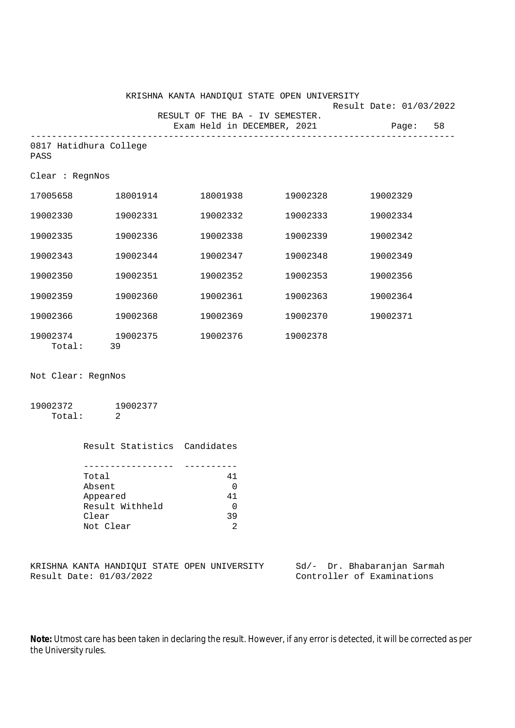KRISHNA KANTA HANDIQUI STATE OPEN UNIVERSITY

Result Date: 01/03/2022

RESULT OF THE BA - IV SEMESTER.

Exam Held in DECEMBER, 2021

---

0817 Hatidhura College

PASS

Clear : RegnNos

| | | | | |
|---|---|---|---|---|
| 17005658 | 18001914 | 18001938 | 19002328 | 19002329 |
| 19002330 | 19002331 | 19002332 | 19002333 | 19002334 |
| 19002335 | 19002336 | 19002338 | 19002339 | 19002342 |
| 19002343 | 19002344 | 19002347 | 19002348 | 19002349 |
| 19002350 | 19002351 | 19002352 | 19002353 | 19002356 |
| 19002359 | 19002360 | 19002361 | 19002363 | 19002364 |
| 19002366 | 19002368 | 19002369 | 19002370 | 19002371 |
| 19002374 | 19002375 | 19002376 | 19002378 | |

Total: 39

Not Clear: RegnNos

| | |
|---|---|
| 19002372 | 19002377 |

Total: 2

| Result Statistics | Candidates |
|---|---|
| Total | 41 |
| Absent | 0 |
| Appeared | 41 |
| Result Withheld | 0 |
| Clear | 39 |
| Not Clear | 2 |

KRISHNA KANTA HANDIQUI STATE OPEN UNIVERSITY
Result Date: 01/03/2022

Sd/- Dr. Bhabaranjan Sarmah
Controller of Examinations

**Note:** Utmost care has been taken in declaring the result. However, if any error is detected, it will be corrected as per the University rules.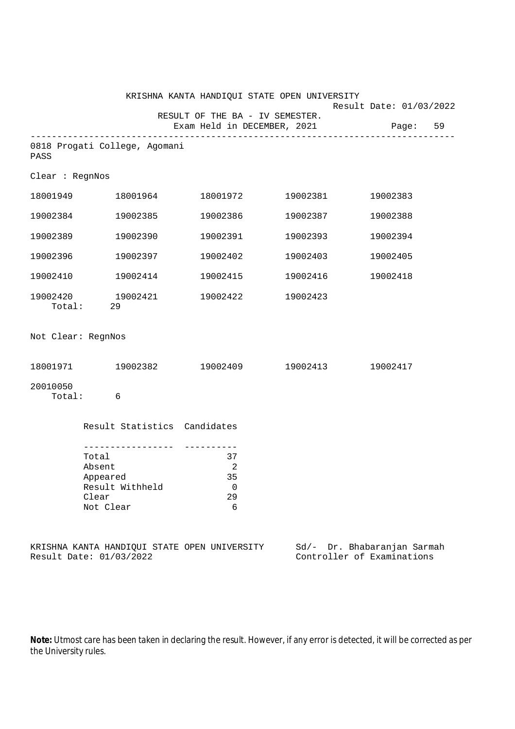KRISHNA KANTA HANDIQUI STATE OPEN UNIVERSITY

Result Date: 01/03/2022

RESULT OF THE BA - IV SEMESTER.

Exam Held in DECEMBER, 2021

---

0818 Progati College, Agomani

PASS

Clear : RegnNos

| | | | | |
|---|---|---|---|---|
| 18001949 | 18001964 | 18001972 | 19002381 | 19002383 |
| 19002384 | 19002385 | 19002386 | 19002387 | 19002388 |
| 19002389 | 19002390 | 19002391 | 19002393 | 19002394 |
| 19002396 | 19002397 | 19002402 | 19002403 | 19002405 |
| 19002410 | 19002414 | 19002415 | 19002416 | 19002418 |
| 19002420 | 19002421 | 19002422 | 19002423 | |

Total: 29

Not Clear: RegnNos

| | | | | |
|---|---|---|---|---|
| 18001971 | 19002382 | 19002409 | 19002413 | 19002417 |
| 20010050 | | | | |

Total: 6

| Result Statistics | Candidates |
|---|---|
| Total | 37 |
| Absent | 2 |
| Appeared | 35 |
| Result Withheld | 0 |
| Clear | 29 |
| Not Clear | 6 |

KRISHNA KANTA HANDIQUI STATE OPEN UNIVERSITY
Result Date: 01/03/2022

Sd/- Dr. Bhabaranjan Sarmah
Controller of Examinations

**Note:** Utmost care has been taken in declaring the result. However, if any error is detected, it will be corrected as per the University rules.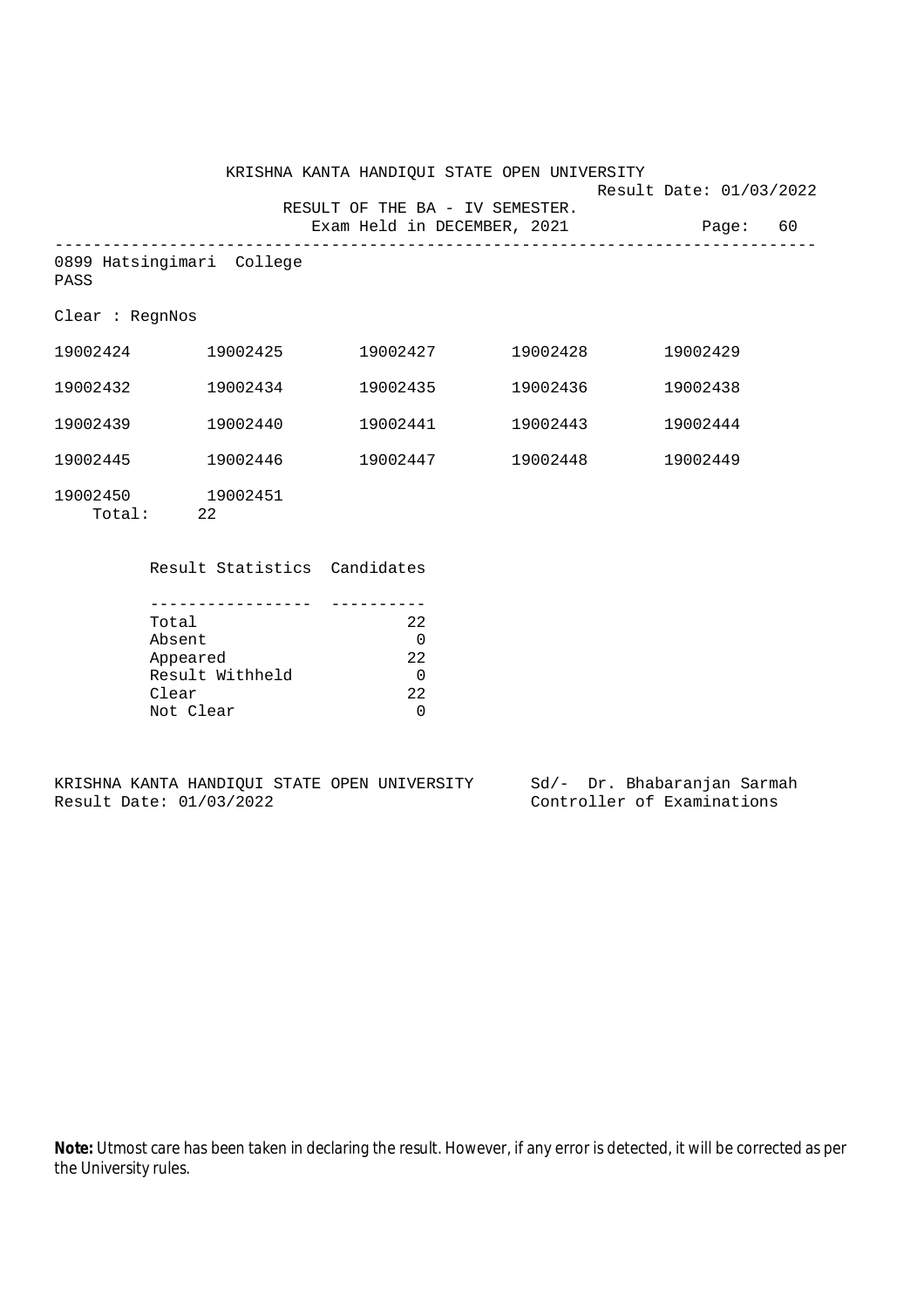KRISHNA KANTA HANDIQUI STATE OPEN UNIVERSITY

Result Date: 01/03/2022

RESULT OF THE BA - IV SEMESTER.

Exam Held in DECEMBER, 2021

0899 Hatsingimari College

PASS

Clear : RegnNos

| | | | | |
|---|---|---|---|---|
| 19002424 | 19002425 | 19002427 | 19002428 | 19002429 |
| 19002432 | 19002434 | 19002435 | 19002436 | 19002438 |
| 19002439 | 19002440 | 19002441 | 19002443 | 19002444 |
| 19002445 | 19002446 | 19002447 | 19002448 | 19002449 |
| 19002450 | 19002451 | | | |

Total: 22

| Result Statistics | Candidates |
|---|---|
| Total | 22 |
| Absent | 0 |
| Appeared | 22 |
| Result Withheld | 0 |
| Clear | 22 |
| Not Clear | 0 |

KRISHNA KANTA HANDIQUI STATE OPEN UNIVERSITY
Result Date: 01/03/2022

Sd/- Dr. Bhabaranjan Sarmah
Controller of Examinations

**Note:** Utmost care has been taken in declaring the result. However, if any error is detected, it will be corrected as per the University rules.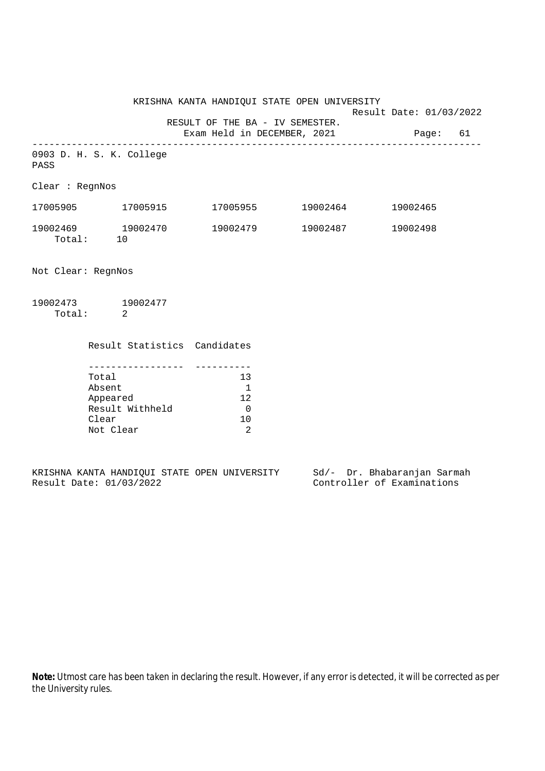KRISHNA KANTA HANDIQUI STATE OPEN UNIVERSITY

Result Date: 01/03/2022

RESULT OF THE BA - IV SEMESTER.

Exam Held in DECEMBER, 2021

---

0903 D. H. S. K. College

PASS

Clear : RegnNos

17005905    17005915    17005955    19002464    19002465

19002469    19002470    19002479    19002487    19002498

Total: 10

Not Clear: RegnNos

19002473    19002477

Total: 2

| Result Statistics | Candidates |
| --- | --- |
| Total | 13 |
| Absent | 1 |
| Appeared | 12 |
| Result Withheld | 0 |
| Clear | 10 |
| Not Clear | 2 |

KRISHNA KANTA HANDIQUI STATE OPEN UNIVERSITY    Sd/- Dr. Bhabaranjan Sarmah

Result Date: 01/03/2022    Controller of Examinations

**Note:** Utmost care has been taken in declaring the result. However, if any error is detected, it will be corrected as per the University rules.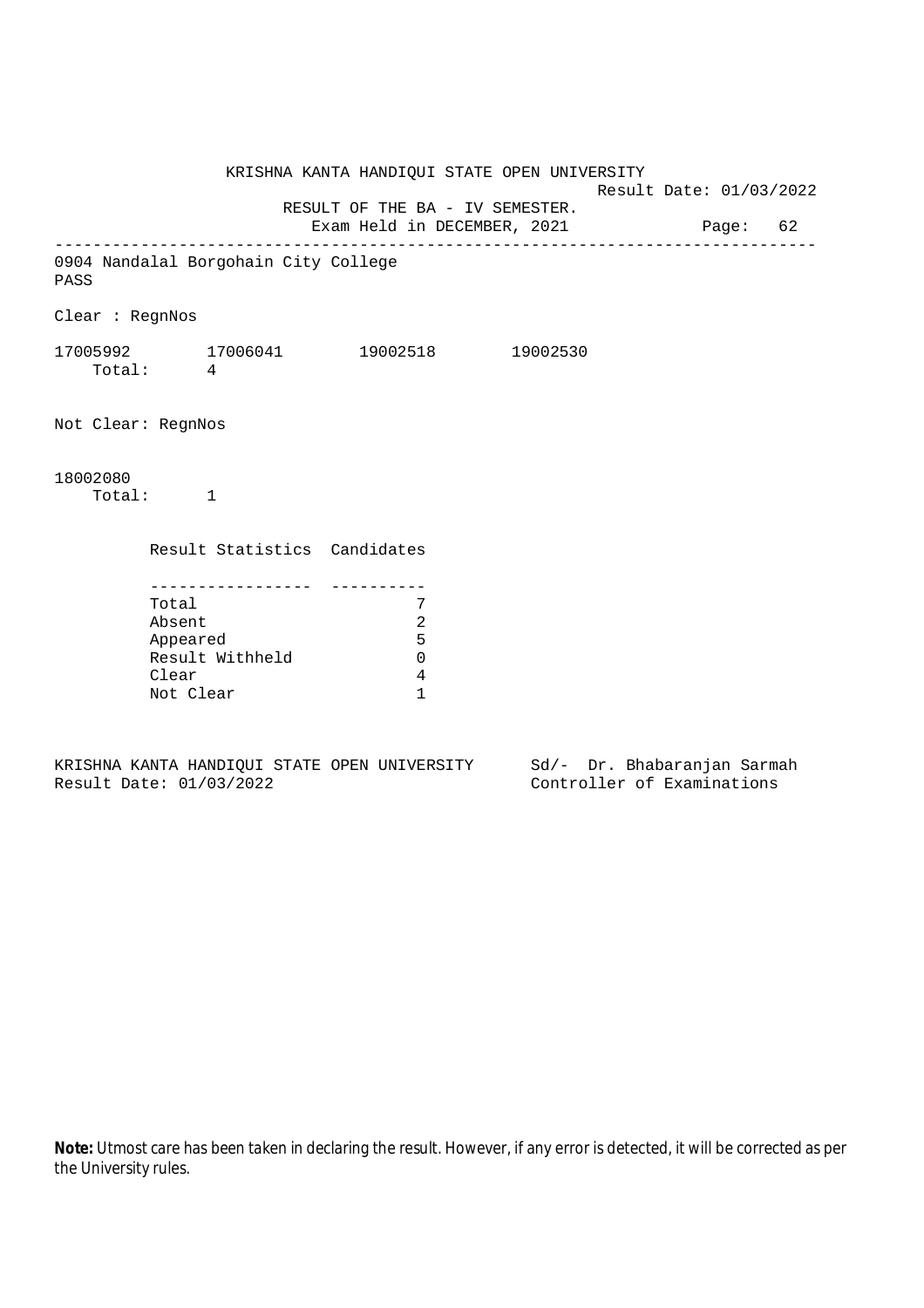KRISHNA KANTA HANDIQUI STATE OPEN UNIVERSITY

Result Date: 01/03/2022

RESULT OF THE BA - IV SEMESTER.

Exam Held in DECEMBER, 2021

---

0904 Nandalal Borgohain City College

PASS

Clear : RegnNos

17005992 17006041 19002518 19002530

Total: 4

Not Clear: RegnNos

18002080

Total: 1

| Result Statistics | Candidates |
|---|---|
| Total | 7 |
| Absent | 2 |
| Appeared | 5 |
| Result Withheld | 0 |
| Clear | 4 |
| Not Clear | 1 |

KRISHNA KANTA HANDIQUI STATE OPEN UNIVERSITY
Result Date: 01/03/2022

Sd/- Dr. Bhabaranjan Sarmah
Controller of Examinations

**Note:** Utmost care has been taken in declaring the result. However, if any error is detected, it will be corrected as per the University rules.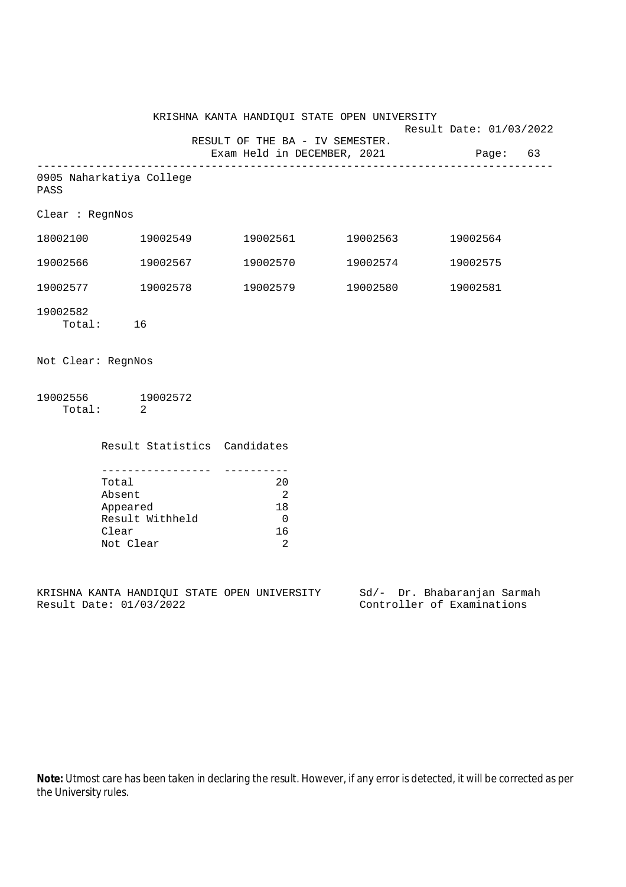KRISHNA KANTA HANDIQUI STATE OPEN UNIVERSITY

Result Date: 01/03/2022

RESULT OF THE BA - IV SEMESTER.

Exam Held in DECEMBER, 2021

Page: 63

---

0905 Naharkatiya College

PASS

Clear : RegnNos

| | | | | |
|---|---|---|---|---|
| 18002100 | 19002549 | 19002561 | 19002563 | 19002564 |
| 19002566 | 19002567 | 19002570 | 19002574 | 19002575 |
| 19002577 | 19002578 | 19002579 | 19002580 | 19002581 |
| 19002582 | | | | |

Total: 16

Not Clear: RegnNos

| | |
|---|---|
| 19002556 | 19002572 |

Total: 2

| Result Statistics | Candidates |
|---|---|
| Total | 20 |
| Absent | 2 |
| Appeared | 18 |
| Result Withheld | 0 |
| Clear | 16 |
| Not Clear | 2 |

KRISHNA KANTA HANDIQUI STATE OPEN UNIVERSITY
Result Date: 01/03/2022

Sd/- Dr. Bhabaranjan Sarmah
Controller of Examinations

**Note:** Utmost care has been taken in declaring the result. However, if any error is detected, it will be corrected as per the University rules.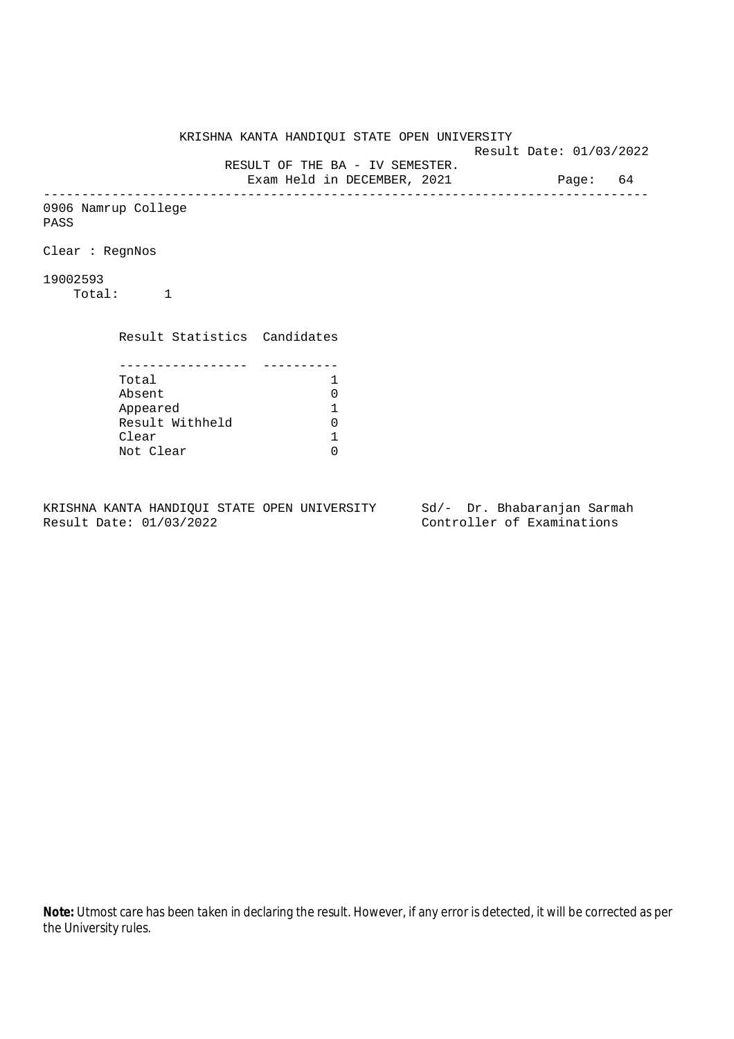KRISHNA KANTA HANDIQUI STATE OPEN UNIVERSITY

Result Date: 01/03/2022

RESULT OF THE BA - IV SEMESTER.

Exam Held in DECEMBER, 2021

---

0906 Namrup College

PASS

Clear : RegnNos

19002593

Total: 1

| Result Statistics | Candidates |
|---|---|
| Total | 1 |
| Absent | 0 |
| Appeared | 1 |
| Result Withheld | 0 |
| Clear | 1 |
| Not Clear | 0 |

KRISHNA KANTA HANDIQUI STATE OPEN UNIVERSITY    Sd/- Dr. Bhabaranjan Sarmah

Result Date: 01/03/2022    Controller of Examinations

**Note:** Utmost care has been taken in declaring the result. However, if any error is detected, it will be corrected as per the University rules.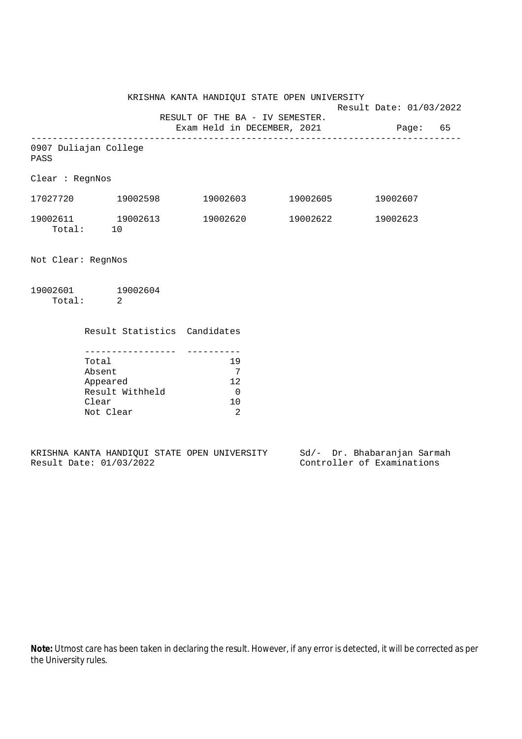KRISHNA KANTA HANDIQUI STATE OPEN UNIVERSITY

Result Date: 01/03/2022

RESULT OF THE BA - IV SEMESTER.

Exam Held in DECEMBER, 2021

---

0907 Duliajan College

PASS

Clear : RegnNos

| | | | | |
|---|---|---|---|---|
| 17027720 | 19002598 | 19002603 | 19002605 | 19002607 |
| 19002611 | 19002613 | 19002620 | 19002622 | 19002623 |

Total: 10

Not Clear: RegnNos

| | |
|---|---|
| 19002601 | 19002604 |

Total: 2

| Result Statistics | Candidates |
|---|---|
| Total | 19 |
| Absent | 7 |
| Appeared | 12 |
| Result Withheld | 0 |
| Clear | 10 |
| Not Clear | 2 |

KRISHNA KANTA HANDIQUI STATE OPEN UNIVERSITY
Result Date: 01/03/2022

Sd/- Dr. Bhabaranjan Sarmah
Controller of Examinations

**Note:** Utmost care has been taken in declaring the result. However, if any error is detected, it will be corrected as per the University rules.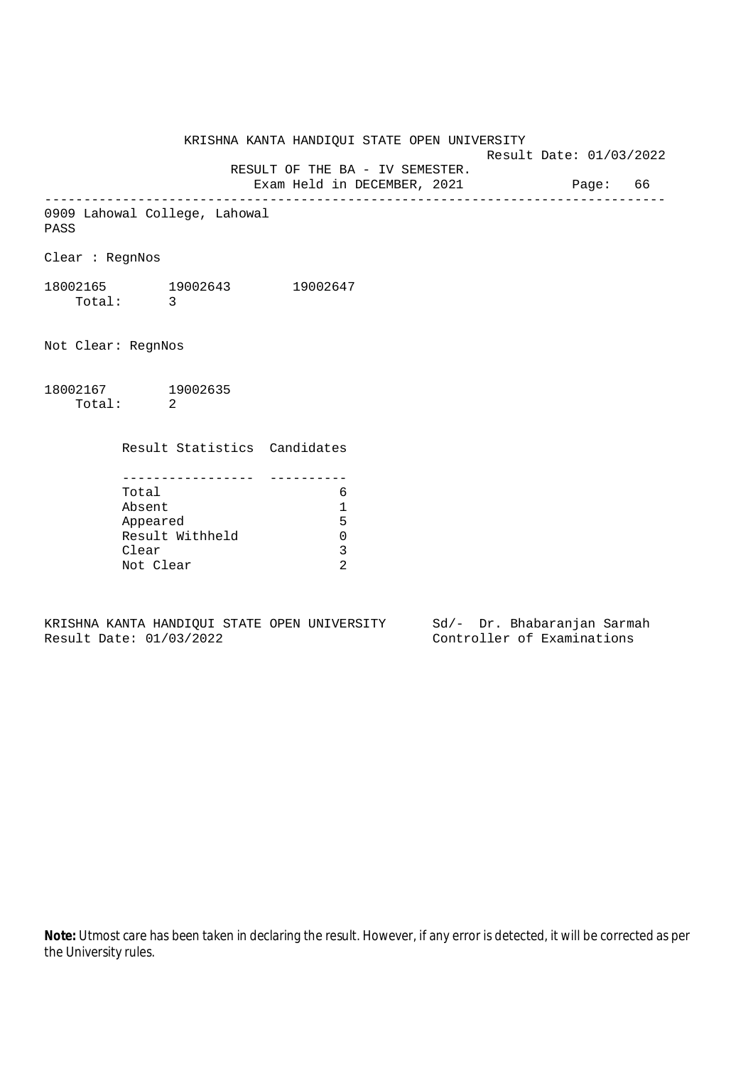KRISHNA KANTA HANDIQUI STATE OPEN UNIVERSITY

Result Date: 01/03/2022

RESULT OF THE BA - IV SEMESTER.

Exam Held in DECEMBER, 2021

---

0909 Lahowal College, Lahowal

PASS

Clear : RegnNos

18002165 19002643 19002647

Total: 3

Not Clear: RegnNos

18002167 19002635

Total: 2

| Result Statistics | Candidates |
| --- | --- |
| Total | 6 |
| Absent | 1 |
| Appeared | 5 |
| Result Withheld | 0 |
| Clear | 3 |
| Not Clear | 2 |

KRISHNA KANTA HANDIQUI STATE OPEN UNIVERSITY

Result Date: 01/03/2022

Sd/- Dr. Bhabaranjan Sarmah

Controller of Examinations

**Note:** Utmost care has been taken in declaring the result. However, if any error is detected, it will be corrected as per the University rules.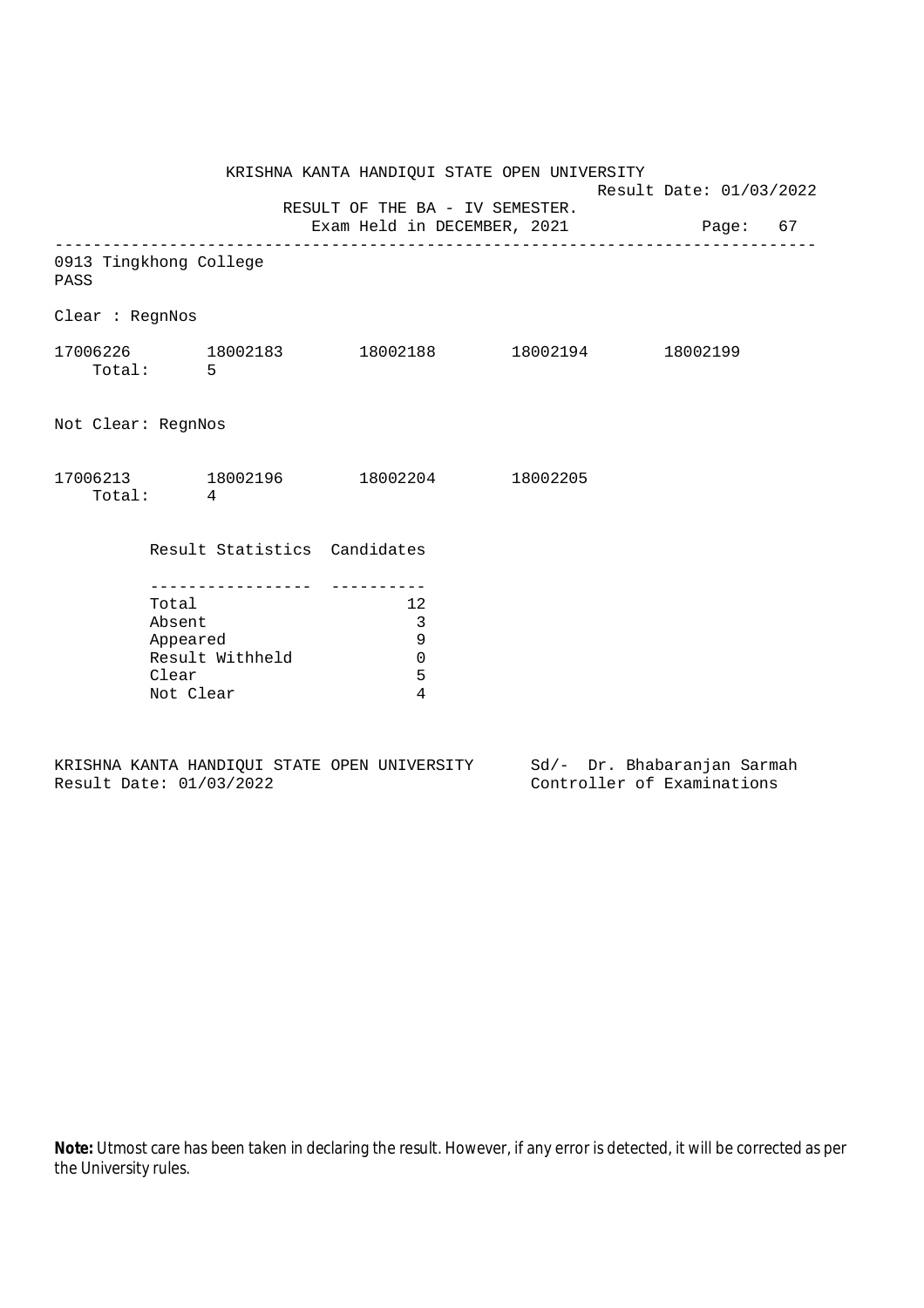KRISHNA KANTA HANDIQUI STATE OPEN UNIVERSITY

Result Date: 01/03/2022

RESULT OF THE BA - IV SEMESTER.

Exam Held in DECEMBER, 2021

---

0913 Tingkhong College

PASS

Clear : RegnNos

17006226 18002183 18002188 18002194 18002199

Total: 5

Not Clear: RegnNos

17006213 18002196 18002204 18002205

Total: 4

| Result Statistics | Candidates |
|---|---|
| Total | 12 |
| Absent | 3 |
| Appeared | 9 |
| Result Withheld | 0 |
| Clear | 5 |
| Not Clear | 4 |

KRISHNA KANTA HANDIQUI STATE OPEN UNIVERSITY
Result Date: 01/03/2022

Sd/- Dr. Bhabaranjan Sarmah
Controller of Examinations

**Note:** Utmost care has been taken in declaring the result. However, if any error is detected, it will be corrected as per the University rules.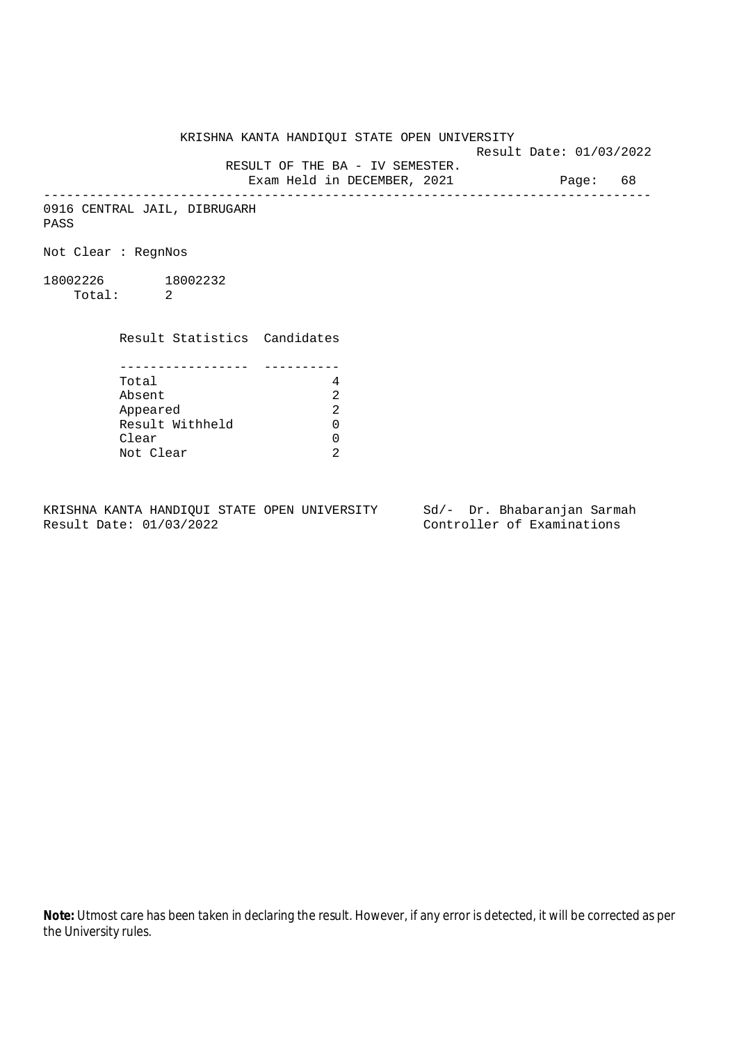KRISHNA KANTA HANDIQUI STATE OPEN UNIVERSITY

Result Date: 01/03/2022

RESULT OF THE BA - IV SEMESTER.

Exam Held in DECEMBER, 2021

---

0916 CENTRAL JAIL, DIBRUGARH

PASS

Not Clear : RegnNos

18002226 18002232

Total: 2

| Result Statistics | Candidates |
|---|---|
| Total | 4 |
| Absent | 2 |
| Appeared | 2 |
| Result Withheld | 0 |
| Clear | 0 |
| Not Clear | 2 |

KRISHNA KANTA HANDIQUI STATE OPEN UNIVERSITY
Result Date: 01/03/2022

Sd/- Dr. Bhabaranjan Sarmah
Controller of Examinations

**Note:** Utmost care has been taken in declaring the result. However, if any error is detected, it will be corrected as per the University rules.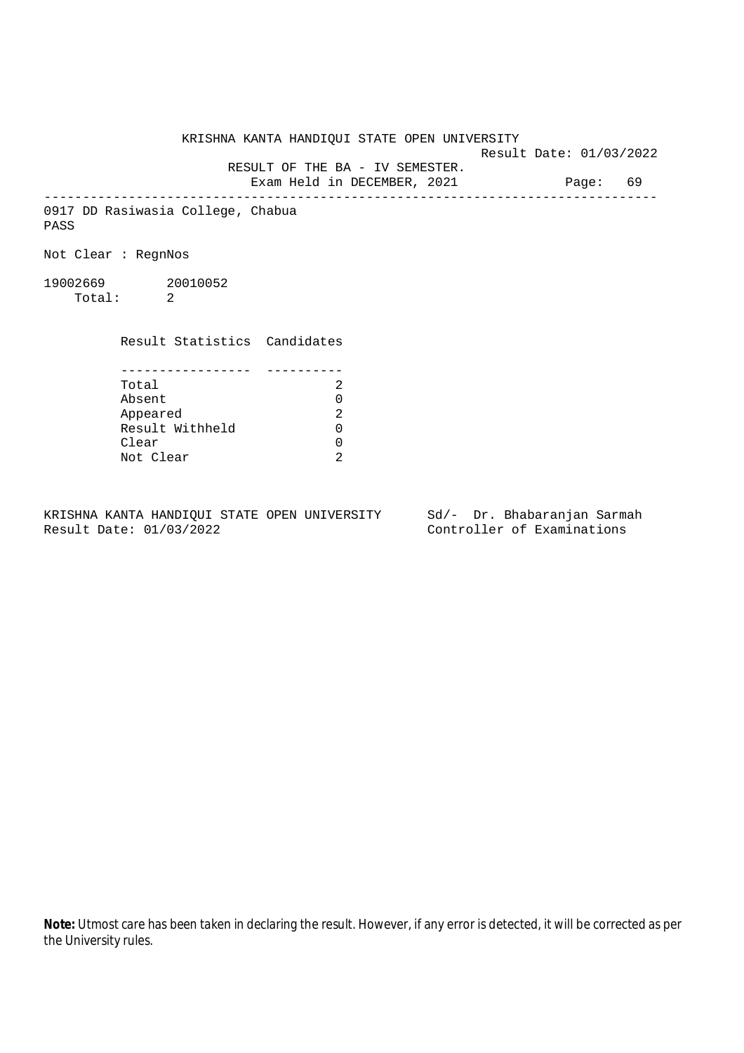KRISHNA KANTA HANDIQUI STATE OPEN UNIVERSITY

Result Date: 01/03/2022

RESULT OF THE BA - IV SEMESTER.

Exam Held in DECEMBER, 2021

---

0917 DD Rasiwasia College, Chabua

PASS

Not Clear : RegnNos

19002669 20010052

Total: 2

| Result Statistics | Candidates |
|---|---|
| Total | 2 |
| Absent | 0 |
| Appeared | 2 |
| Result Withheld | 0 |
| Clear | 0 |
| Not Clear | 2 |

KRISHNA KANTA HANDIQUI STATE OPEN UNIVERSITY
Result Date: 01/03/2022

Sd/- Dr. Bhabaranjan Sarmah
Controller of Examinations

**Note:** Utmost care has been taken in declaring the result. However, if any error is detected, it will be corrected as per the University rules.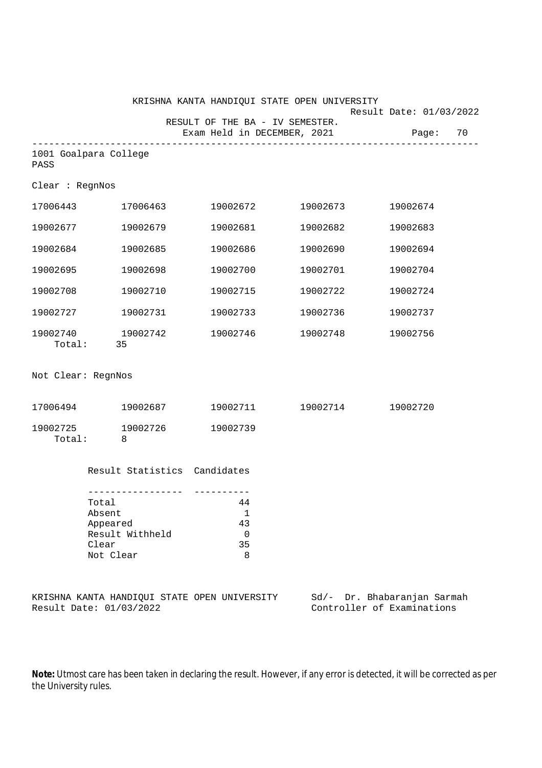KRISHNA KANTA HANDIQUI STATE OPEN UNIVERSITY

Result Date: 01/03/2022

RESULT OF THE BA - IV SEMESTER.

Exam Held in DECEMBER, 2021

---

1001 Goalpara College

PASS

Clear : RegnNos

| | | | | |
|---|---|---|---|---|
| 17006443 | 17006463 | 19002672 | 19002673 | 19002674 |
| 19002677 | 19002679 | 19002681 | 19002682 | 19002683 |
| 19002684 | 19002685 | 19002686 | 19002690 | 19002694 |
| 19002695 | 19002698 | 19002700 | 19002701 | 19002704 |
| 19002708 | 19002710 | 19002715 | 19002722 | 19002724 |
| 19002727 | 19002731 | 19002733 | 19002736 | 19002737 |
| 19002740 | 19002742 | 19002746 | 19002748 | 19002756 |

Total: 35

Not Clear: RegnNos

| | | | | |
|---|---|---|---|---|
| 17006494 | 19002687 | 19002711 | 19002714 | 19002720 |
| 19002725 | 19002726 | 19002739 | | |

Total: 8

| Result Statistics | Candidates |
|---|---|
| Total | 44 |
| Absent | 1 |
| Appeared | 43 |
| Result Withheld | 0 |
| Clear | 35 |
| Not Clear | 8 |

KRISHNA KANTA HANDIQUI STATE OPEN UNIVERSITY
Result Date: 01/03/2022

Sd/- Dr. Bhabaranjan Sarmah
Controller of Examinations

**Note:** Utmost care has been taken in declaring the result. However, if any error is detected, it will be corrected as per the University rules.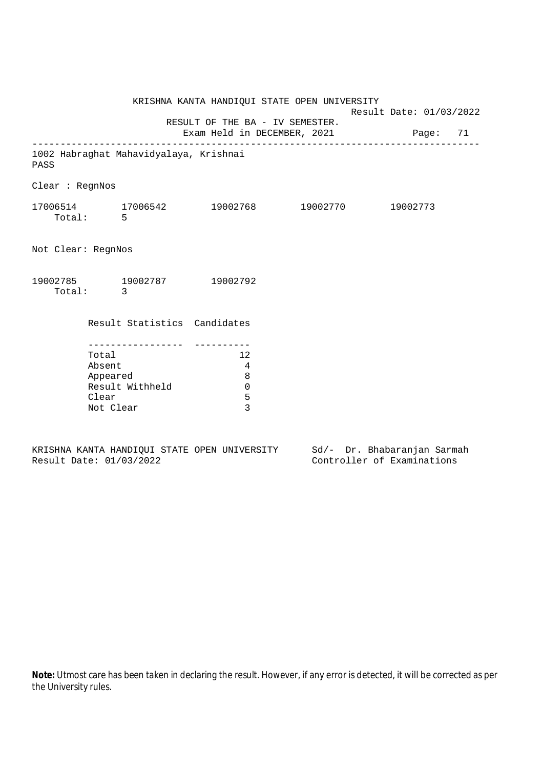KRISHNA KANTA HANDIQUI STATE OPEN UNIVERSITY

Result Date: 01/03/2022

RESULT OF THE BA - IV SEMESTER.

Exam Held in DECEMBER, 2021

Page: 71

---

1002 Habraghat Mahavidyalaya, Krishnai

PASS

Clear : RegnNos

17006514 17006542 19002768 19002770 19002773

Total: 5

Not Clear: RegnNos

19002785 19002787 19002792

Total: 3

| Result Statistics | Candidates |
|---|---|
| Total | 12 |
| Absent | 4 |
| Appeared | 8 |
| Result Withheld | 0 |
| Clear | 5 |
| Not Clear | 3 |

KRISHNA KANTA HANDIQUI STATE OPEN UNIVERSITY
Result Date: 01/03/2022

Sd/- Dr. Bhabaranjan Sarmah
Controller of Examinations

**Note:** Utmost care has been taken in declaring the result. However, if any error is detected, it will be corrected as per the University rules.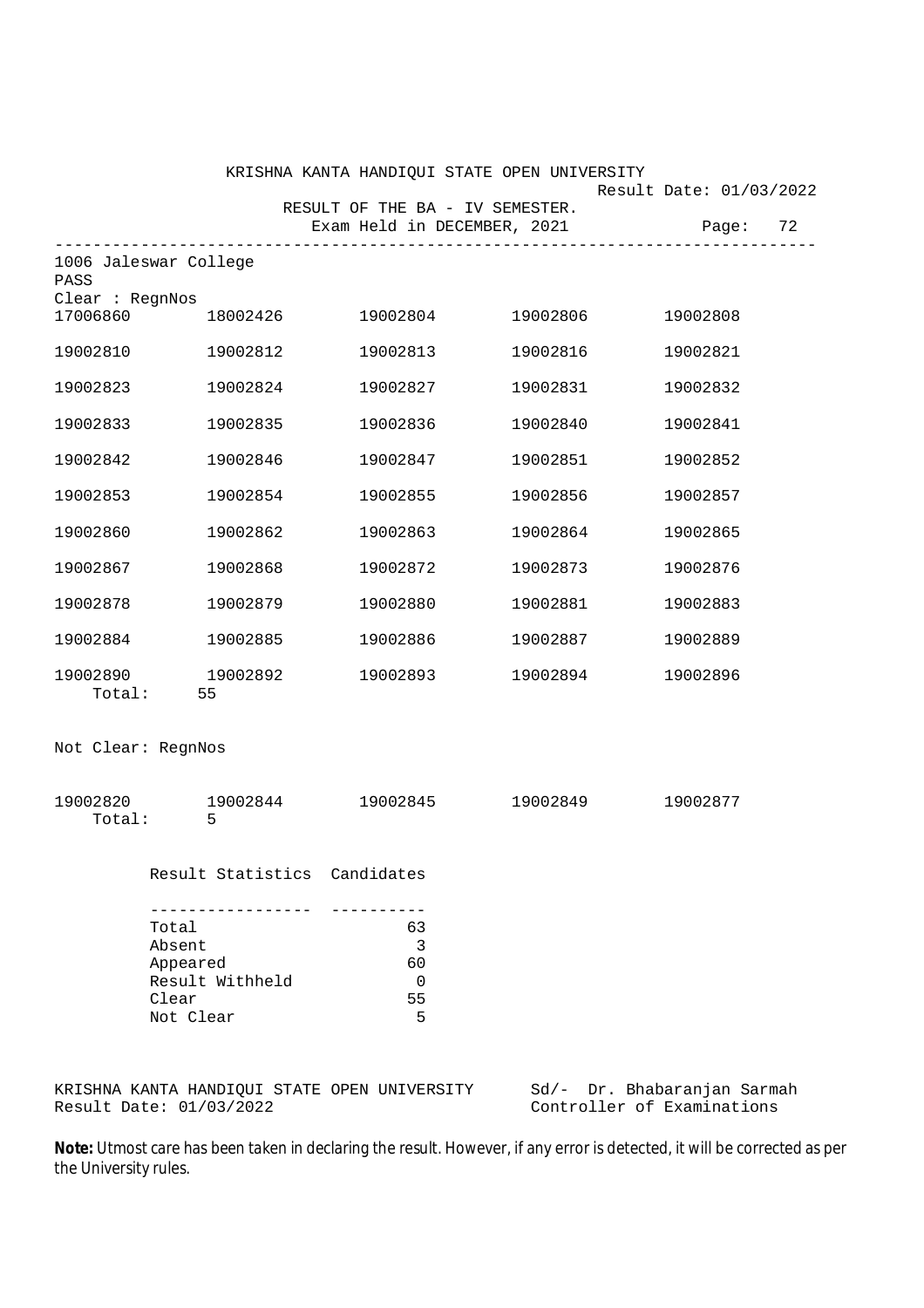KRISHNA KANTA HANDIQUI STATE OPEN UNIVERSITY

Result Date: 01/03/2022

RESULT OF THE BA - IV SEMESTER.

Exam Held in DECEMBER, 2021

Page: 72

---

1006 Jaleswar College

PASS

Clear : RegnNos

| | | | | |
|---|---|---|---|---|
| 17006860 | 18002426 | 19002804 | 19002806 | 19002808 |
| 19002810 | 19002812 | 19002813 | 19002816 | 19002821 |
| 19002823 | 19002824 | 19002827 | 19002831 | 19002832 |
| 19002833 | 19002835 | 19002836 | 19002840 | 19002841 |
| 19002842 | 19002846 | 19002847 | 19002851 | 19002852 |
| 19002853 | 19002854 | 19002855 | 19002856 | 19002857 |
| 19002860 | 19002862 | 19002863 | 19002864 | 19002865 |
| 19002867 | 19002868 | 19002872 | 19002873 | 19002876 |
| 19002878 | 19002879 | 19002880 | 19002881 | 19002883 |
| 19002884 | 19002885 | 19002886 | 19002887 | 19002889 |
| 19002890 | 19002892 | 19002893 | 19002894 | 19002896 |

Total: 55

Not Clear: RegnNos

| | | | | |
|---|---|---|---|---|
| 19002820 | 19002844 | 19002845 | 19002849 | 19002877 |

Total: 5

| Result Statistics | Candidates |
|---|---|
| Total | 63 |
| Absent | 3 |
| Appeared | 60 |
| Result Withheld | 0 |
| Clear | 55 |
| Not Clear | 5 |

KRISHNA KANTA HANDIQUI STATE OPEN UNIVERSITY
Result Date: 01/03/2022

Sd/- Dr. Bhabaranjan Sarmah
Controller of Examinations

**Note:** Utmost care has been taken in declaring the result. However, if any error is detected, it will be corrected as per the University rules.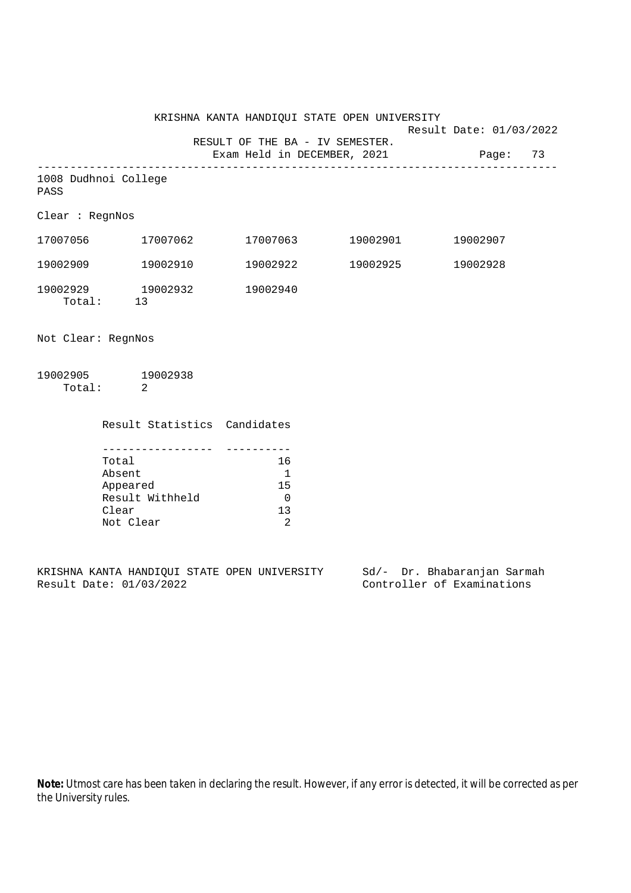KRISHNA KANTA HANDIQUI STATE OPEN UNIVERSITY

Result Date: 01/03/2022

RESULT OF THE BA - IV SEMESTER.

Exam Held in DECEMBER, 2021

---

1008 Dudhnoi College

PASS

Clear : RegnNos

| | | | | |
|---|---|---|---|---|
| 17007056 | 17007062 | 17007063 | 19002901 | 19002907 |
| 19002909 | 19002910 | 19002922 | 19002925 | 19002928 |
| 19002929 | 19002932 | 19002940 | | |

Total: 13

Not Clear: RegnNos

| | |
|---|---|
| 19002905 | 19002938 |

Total: 2

| Result Statistics | Candidates |
|---|---|
| Total | 16 |
| Absent | 1 |
| Appeared | 15 |
| Result Withheld | 0 |
| Clear | 13 |
| Not Clear | 2 |

KRISHNA KANTA HANDIQUI STATE OPEN UNIVERSITY
Result Date: 01/03/2022

Sd/- Dr. Bhabaranjan Sarmah
Controller of Examinations

**Note:** Utmost care has been taken in declaring the result. However, if any error is detected, it will be corrected as per the University rules.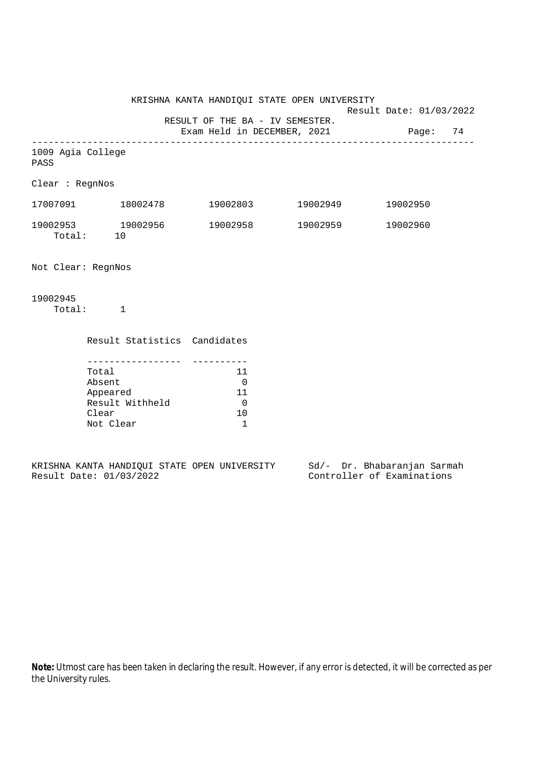KRISHNA KANTA HANDIQUI STATE OPEN UNIVERSITY

Result Date: 01/03/2022

RESULT OF THE BA - IV SEMESTER.

Exam Held in DECEMBER, 2021

Page: 74

---

1009 Agia College

PASS

Clear : RegnNos

17007091 18002478 19002803 19002949 19002950

19002953 19002956 19002958 19002959 19002960

Total: 10

Not Clear: RegnNos

19002945

Total: 1

| Result Statistics | Candidates |
|---|---|
| Total | 11 |
| Absent | 0 |
| Appeared | 11 |
| Result Withheld | 0 |
| Clear | 10 |
| Not Clear | 1 |

KRISHNA KANTA HANDIQUI STATE OPEN UNIVERSITY
Result Date: 01/03/2022

Sd/- Dr. Bhabaranjan Sarmah
Controller of Examinations

**Note:** Utmost care has been taken in declaring the result. However, if any error is detected, it will be corrected as per the University rules.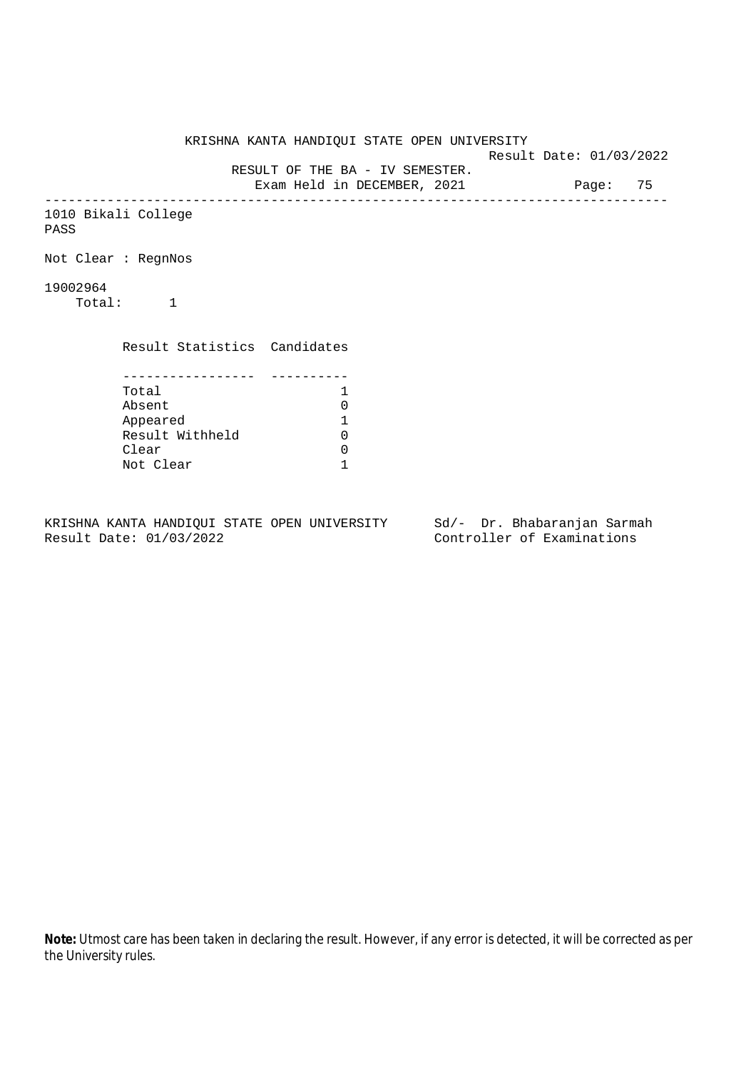KRISHNA KANTA HANDIQUI STATE OPEN UNIVERSITY

Result Date: 01/03/2022

RESULT OF THE BA - IV SEMESTER.

Exam Held in DECEMBER, 2021

---

1010 Bikali College

PASS

Not Clear : RegnNos

19002964

Total: 1

| Result Statistics | Candidates |
|---|---|
| Total | 1 |
| Absent | 0 |
| Appeared | 1 |
| Result Withheld | 0 |
| Clear | 0 |
| Not Clear | 1 |

KRISHNA KANTA HANDIQUI STATE OPEN UNIVERSITY
Result Date: 01/03/2022

Sd/- Dr. Bhabaranjan Sarmah
Controller of Examinations

**Note:** Utmost care has been taken in declaring the result. However, if any error is detected, it will be corrected as per the University rules.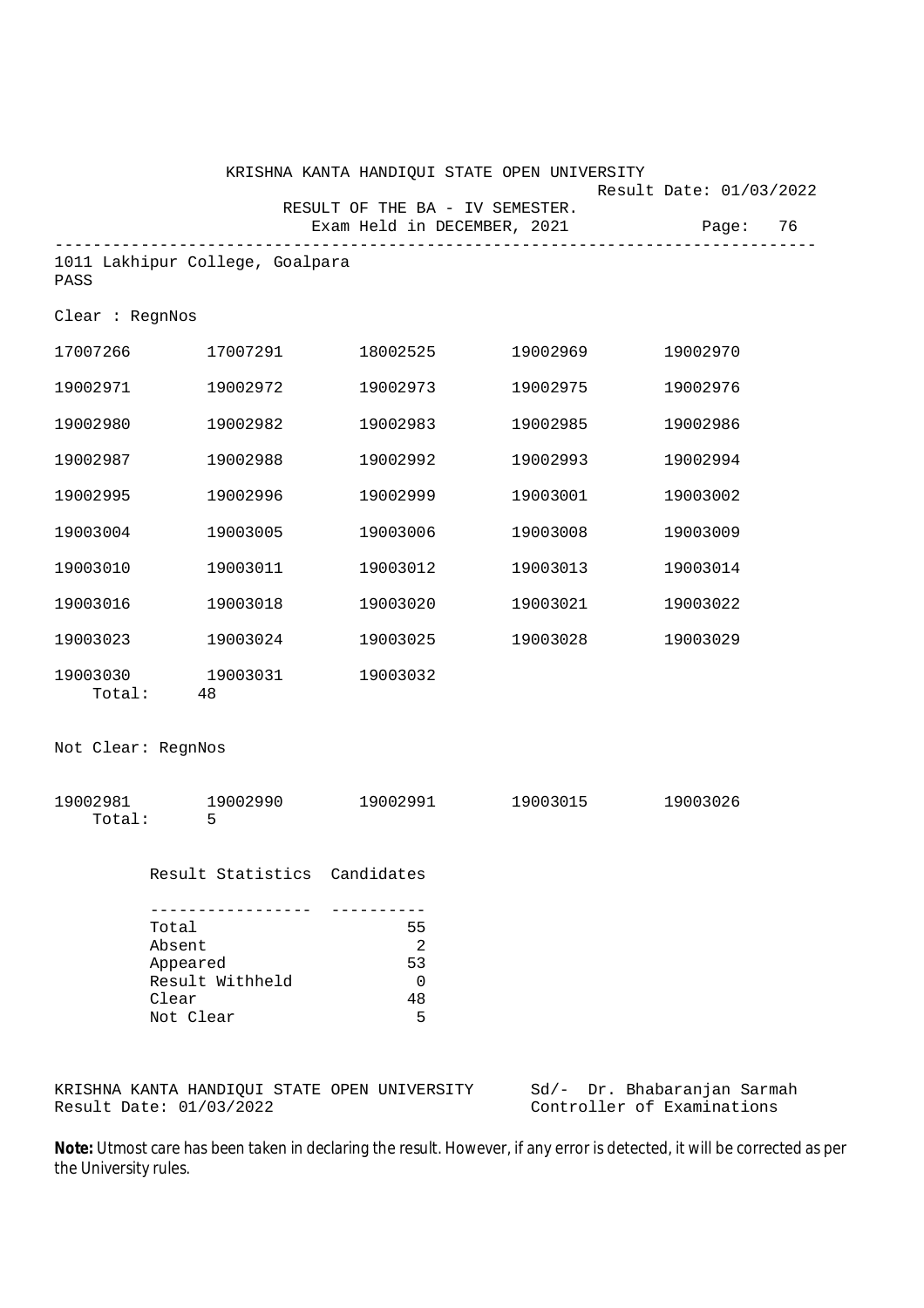KRISHNA KANTA HANDIQUI STATE OPEN UNIVERSITY

Result Date: 01/03/2022

RESULT OF THE BA - IV SEMESTER.

Exam Held in DECEMBER, 2021

1011 Lakhipur College, Goalpara

PASS

Clear : RegnNos

| | | | | |
|---|---|---|---|---|
| 17007266 | 17007291 | 18002525 | 19002969 | 19002970 |
| 19002971 | 19002972 | 19002973 | 19002975 | 19002976 |
| 19002980 | 19002982 | 19002983 | 19002985 | 19002986 |
| 19002987 | 19002988 | 19002992 | 19002993 | 19002994 |
| 19002995 | 19002996 | 19002999 | 19003001 | 19003002 |
| 19003004 | 19003005 | 19003006 | 19003008 | 19003009 |
| 19003010 | 19003011 | 19003012 | 19003013 | 19003014 |
| 19003016 | 19003018 | 19003020 | 19003021 | 19003022 |
| 19003023 | 19003024 | 19003025 | 19003028 | 19003029 |
| 19003030 | 19003031 | 19003032 | | |

Total: 48

Not Clear: RegnNos

| | | | | |
|---|---|---|---|---|
| 19002981 | 19002990 | 19002991 | 19003015 | 19003026 |

Total: 5

| Result Statistics | Candidates |
|---|---|
| Total | 55 |
| Absent | 2 |
| Appeared | 53 |
| Result Withheld | 0 |
| Clear | 48 |
| Not Clear | 5 |

KRISHNA KANTA HANDIQUI STATE OPEN UNIVERSITY
Result Date: 01/03/2022

Sd/- Dr. Bhabaranjan Sarmah
Controller of Examinations

**Note:** Utmost care has been taken in declaring the result. However, if any error is detected, it will be corrected as per the University rules.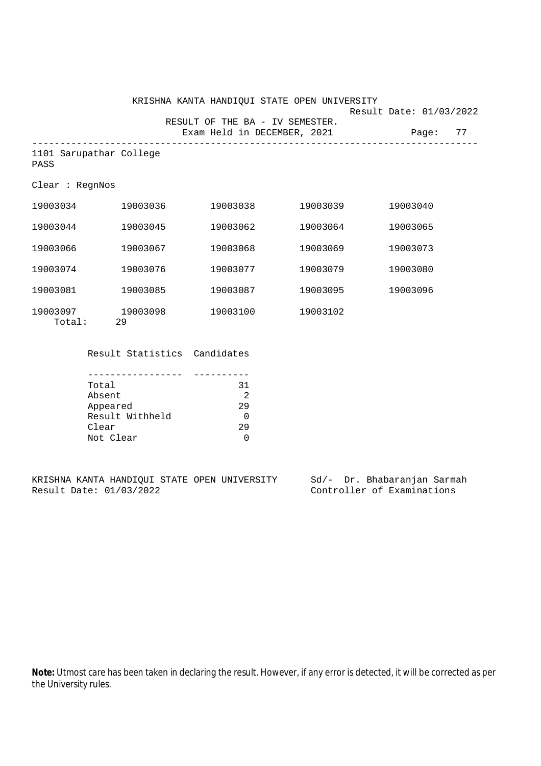KRISHNA KANTA HANDIQUI STATE OPEN UNIVERSITY

Result Date: 01/03/2022

RESULT OF THE BA - IV SEMESTER.

Exam Held in DECEMBER, 2021

Page: 77

---

1101 Sarupathar College

PASS

Clear : RegnNos

| | | | | |
|---|---|---|---|---|
| 19003034 | 19003036 | 19003038 | 19003039 | 19003040 |
| 19003044 | 19003045 | 19003062 | 19003064 | 19003065 |
| 19003066 | 19003067 | 19003068 | 19003069 | 19003073 |
| 19003074 | 19003076 | 19003077 | 19003079 | 19003080 |
| 19003081 | 19003085 | 19003087 | 19003095 | 19003096 |
| 19003097 | 19003098 | 19003100 | 19003102 | |

Total: 29

| Result Statistics | Candidates |
|---|---|
| Total | 31 |
| Absent | 2 |
| Appeared | 29 |
| Result Withheld | 0 |
| Clear | 29 |
| Not Clear | 0 |

KRISHNA KANTA HANDIQUI STATE OPEN UNIVERSITY
Result Date: 01/03/2022

Sd/- Dr. Bhabaranjan Sarmah
Controller of Examinations

**Note:** Utmost care has been taken in declaring the result. However, if any error is detected, it will be corrected as per the University rules.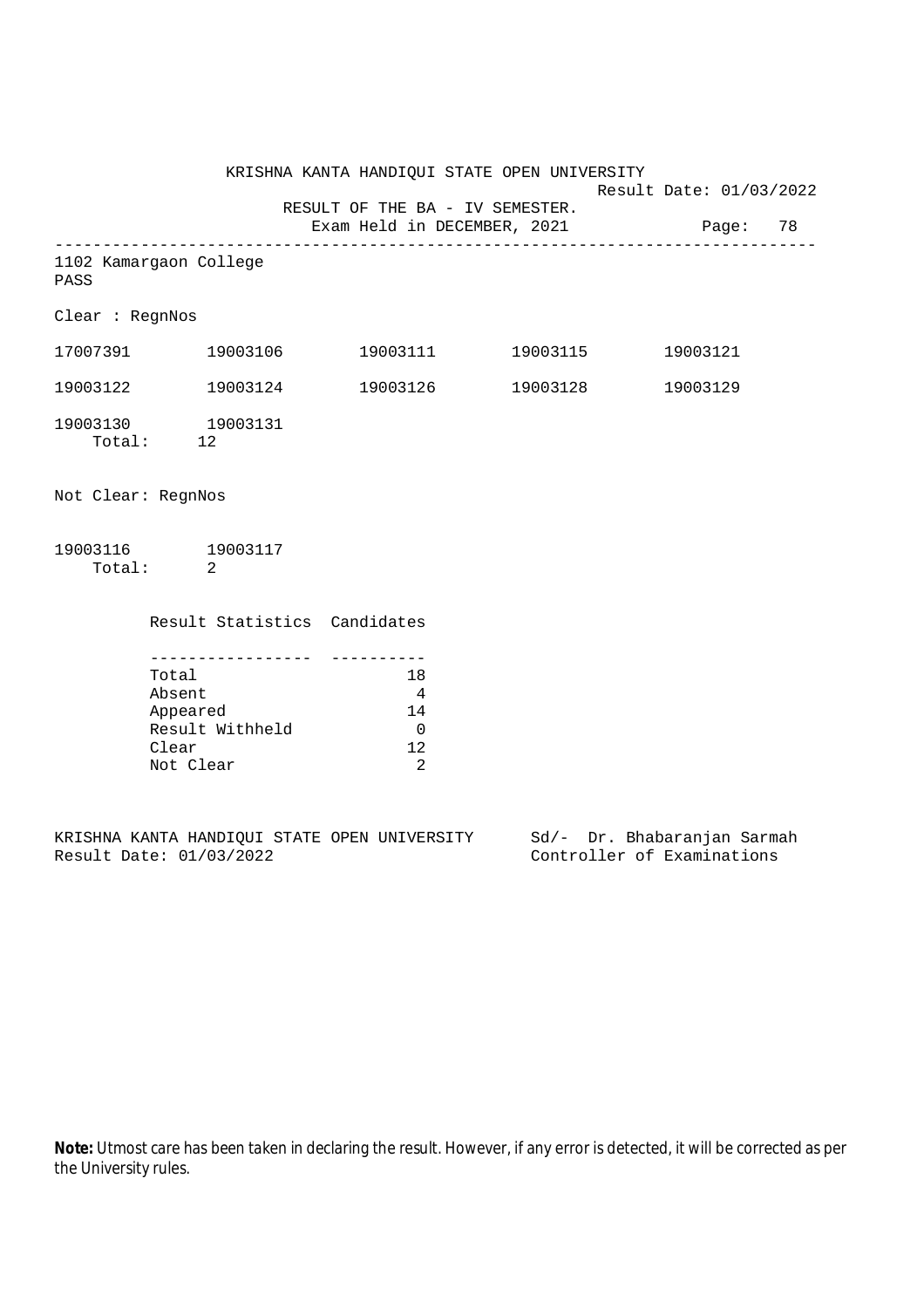KRISHNA KANTA HANDIQUI STATE OPEN UNIVERSITY

Result Date: 01/03/2022

RESULT OF THE BA - IV SEMESTER.

Exam Held in DECEMBER, 2021

Page: 78

---

1102 Kamargaon College

PASS

Clear : RegnNos

| | | | | |
|---|---|---|---|---|
| 17007391 | 19003106 | 19003111 | 19003115 | 19003121 |
| 19003122 | 19003124 | 19003126 | 19003128 | 19003129 |
| 19003130 | 19003131 | | | |

Total: 12

Not Clear: RegnNos

19003116 19003117

Total: 2

| Result Statistics | Candidates |
|---|---|
| Total | 18 |
| Absent | 4 |
| Appeared | 14 |
| Result Withheld | 0 |
| Clear | 12 |
| Not Clear | 2 |

KRISHNA KANTA HANDIQUI STATE OPEN UNIVERSITY
Result Date: 01/03/2022

Sd/- Dr. Bhabaranjan Sarmah
Controller of Examinations

**Note:** Utmost care has been taken in declaring the result. However, if any error is detected, it will be corrected as per the University rules.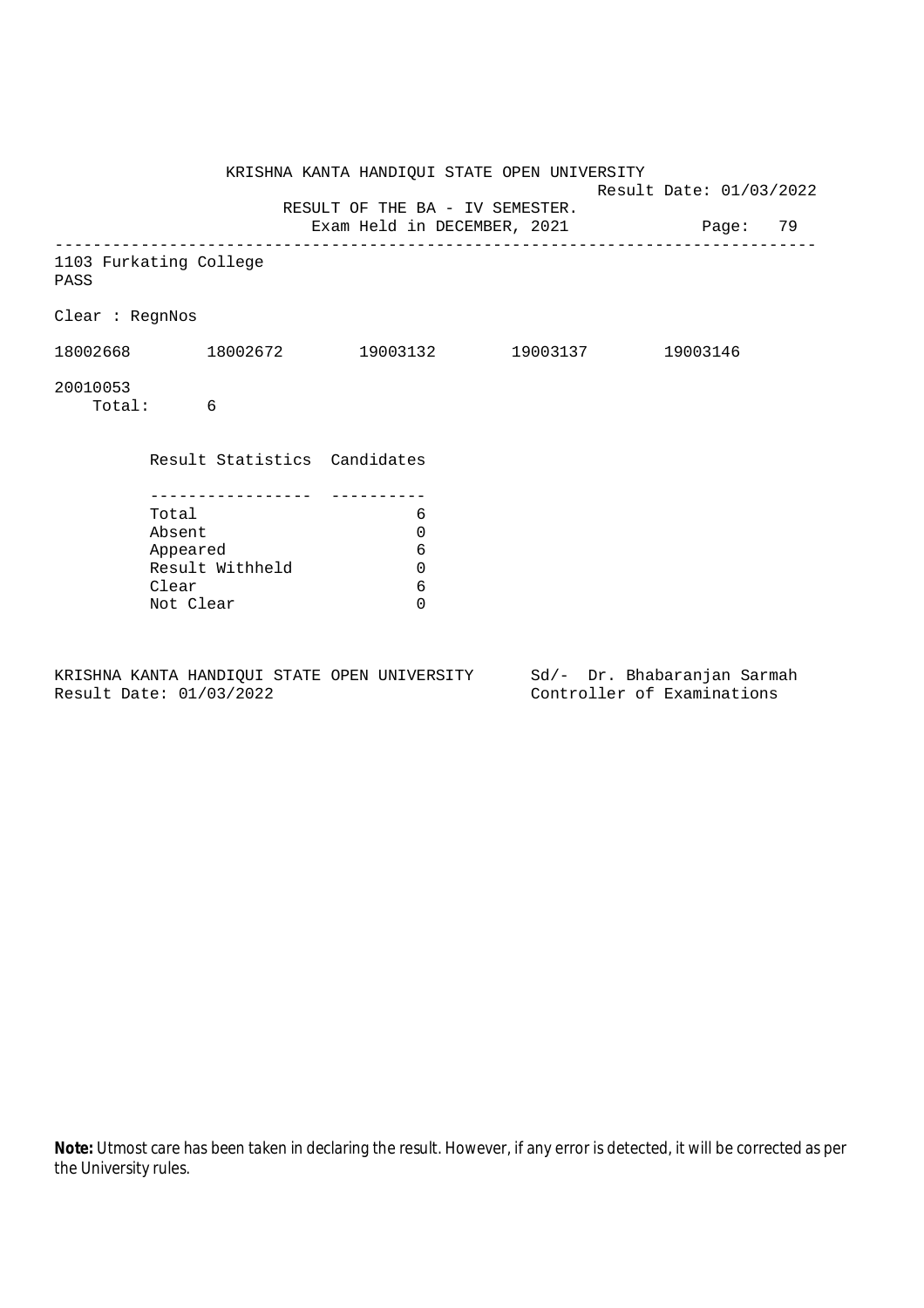KRISHNA KANTA HANDIQUI STATE OPEN UNIVERSITY

Result Date: 01/03/2022

RESULT OF THE BA - IV SEMESTER.

Exam Held in DECEMBER, 2021

---

1103 Furkating College

PASS

Clear : RegnNos

18002668 18002672 19003132 19003137 19003146

20010053

Total: 6

| Result Statistics | Candidates |
|---|---|
| Total | 6 |
| Absent | 0 |
| Appeared | 6 |
| Result Withheld | 0 |
| Clear | 6 |
| Not Clear | 0 |

KRISHNA KANTA HANDIQUI STATE OPEN UNIVERSITY
Result Date: 01/03/2022

Sd/- Dr. Bhabaranjan Sarmah
Controller of Examinations

**Note:** Utmost care has been taken in declaring the result. However, if any error is detected, it will be corrected as per the University rules.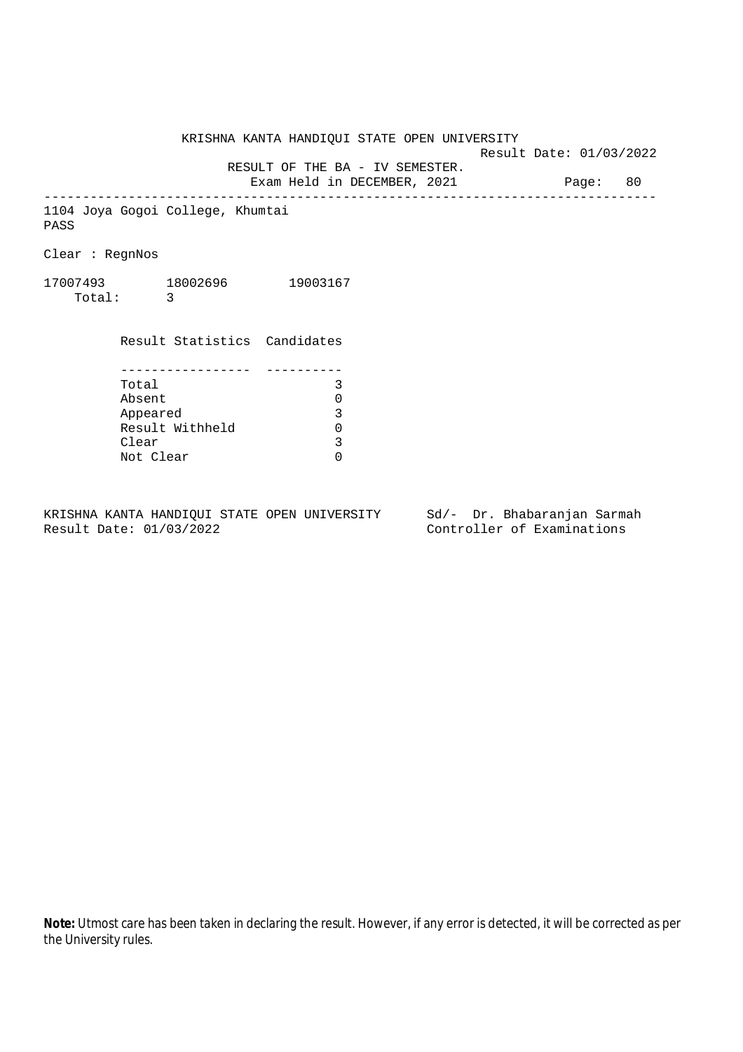KRISHNA KANTA HANDIQUI STATE OPEN UNIVERSITY

Result Date: 01/03/2022

RESULT OF THE BA - IV SEMESTER.

Exam Held in DECEMBER, 2021

---

1104 Joya Gogoi College, Khumtai

PASS

Clear : RegnNos

17007493 18002696 19003167

Total: 3

| Result Statistics | Candidates |
|---|---|
| Total | 3 |
| Absent | 0 |
| Appeared | 3 |
| Result Withheld | 0 |
| Clear | 3 |
| Not Clear | 0 |

KRISHNA KANTA HANDIQUI STATE OPEN UNIVERSITY
Result Date: 01/03/2022

Sd/- Dr. Bhabaranjan Sarmah
Controller of Examinations

**Note:** Utmost care has been taken in declaring the result. However, if any error is detected, it will be corrected as per the University rules.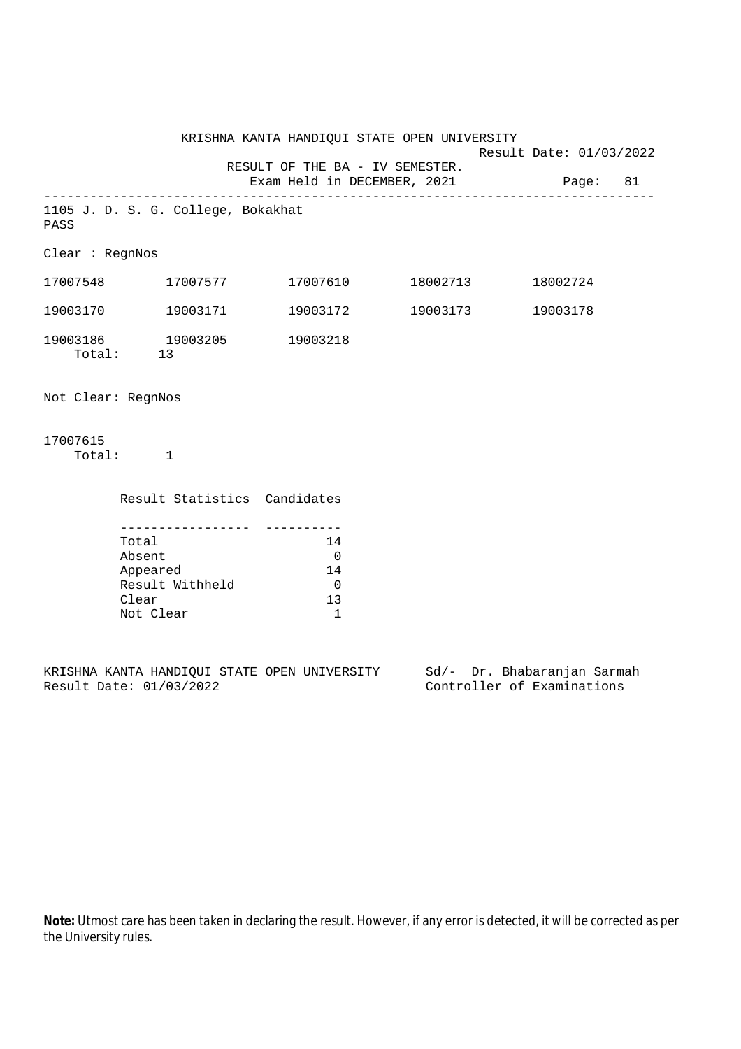KRISHNA KANTA HANDIQUI STATE OPEN UNIVERSITY

Result Date: 01/03/2022

RESULT OF THE BA - IV SEMESTER.

Exam Held in DECEMBER, 2021

Page: 81

---

1105 J. D. S. G. College, Bokakhat

PASS

Clear : RegnNos

| | | | | |
|---|---|---|---|---|
| 17007548 | 17007577 | 17007610 | 18002713 | 18002724 |
| 19003170 | 19003171 | 19003172 | 19003173 | 19003178 |
| 19003186 | 19003205 | 19003218 | | |

Total: 13

Not Clear: RegnNos

17007615

Total: 1

| Result Statistics | Candidates |
|---|---|
| Total | 14 |
| Absent | 0 |
| Appeared | 14 |
| Result Withheld | 0 |
| Clear | 13 |
| Not Clear | 1 |

KRISHNA KANTA HANDIQUI STATE OPEN UNIVERSITY
Result Date: 01/03/2022

Sd/- Dr. Bhabaranjan Sarmah
Controller of Examinations

**Note:** Utmost care has been taken in declaring the result. However, if any error is detected, it will be corrected as per the University rules.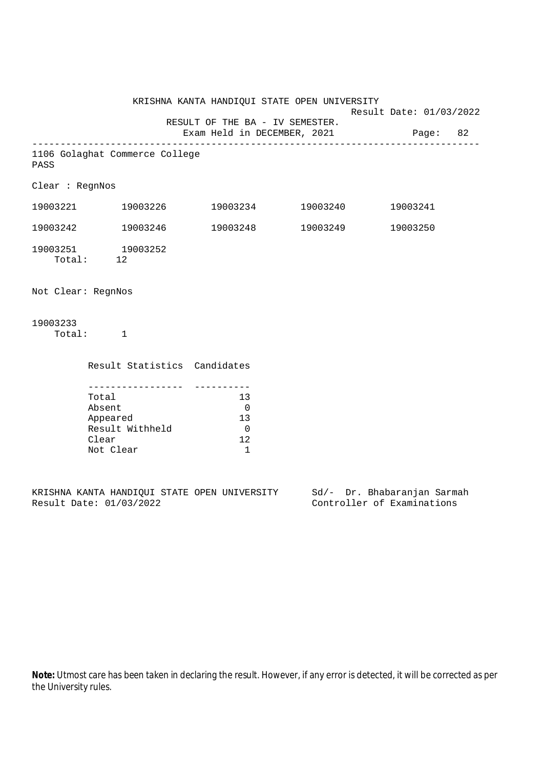KRISHNA KANTA HANDIQUI STATE OPEN UNIVERSITY

Result Date: 01/03/2022

RESULT OF THE BA - IV SEMESTER.

Exam Held in DECEMBER, 2021

---

1106 Golaghat Commerce College

PASS

Clear : RegnNos

| | | | | |
|---|---|---|---|---|
| 19003221 | 19003226 | 19003234 | 19003240 | 19003241 |
| 19003242 | 19003246 | 19003248 | 19003249 | 19003250 |
| 19003251 | 19003252 | | | |

Total: 12

Not Clear: RegnNos

19003233

Total: 1

| Result Statistics | Candidates |
|---|---|
| Total | 13 |
| Absent | 0 |
| Appeared | 13 |
| Result Withheld | 0 |
| Clear | 12 |
| Not Clear | 1 |

KRISHNA KANTA HANDIQUI STATE OPEN UNIVERSITY
Result Date: 01/03/2022

Sd/- Dr. Bhabaranjan Sarmah
Controller of Examinations

**Note:** Utmost care has been taken in declaring the result. However, if any error is detected, it will be corrected as per the University rules.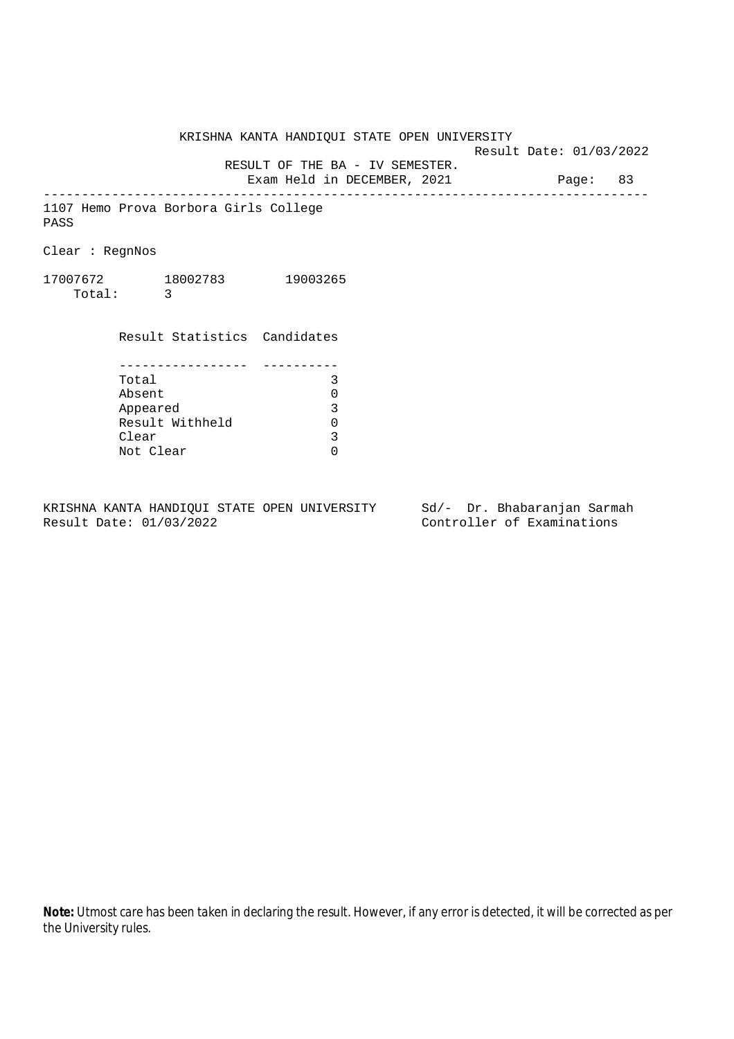KRISHNA KANTA HANDIQUI STATE OPEN UNIVERSITY

Result Date: 01/03/2022

RESULT OF THE BA - IV SEMESTER.

Exam Held in DECEMBER, 2021

---

1107 Hemo Prova Borbora Girls College

PASS

Clear : RegnNos

17007672 18002783 19003265

Total: 3

| Result Statistics | Candidates |
|---|---|
| Total | 3 |
| Absent | 0 |
| Appeared | 3 |
| Result Withheld | 0 |
| Clear | 3 |
| Not Clear | 0 |

KRISHNA KANTA HANDIQUI STATE OPEN UNIVERSITY
Result Date: 01/03/2022

Sd/- Dr. Bhabaranjan Sarmah
Controller of Examinations

**Note:** Utmost care has been taken in declaring the result. However, if any error is detected, it will be corrected as per the University rules.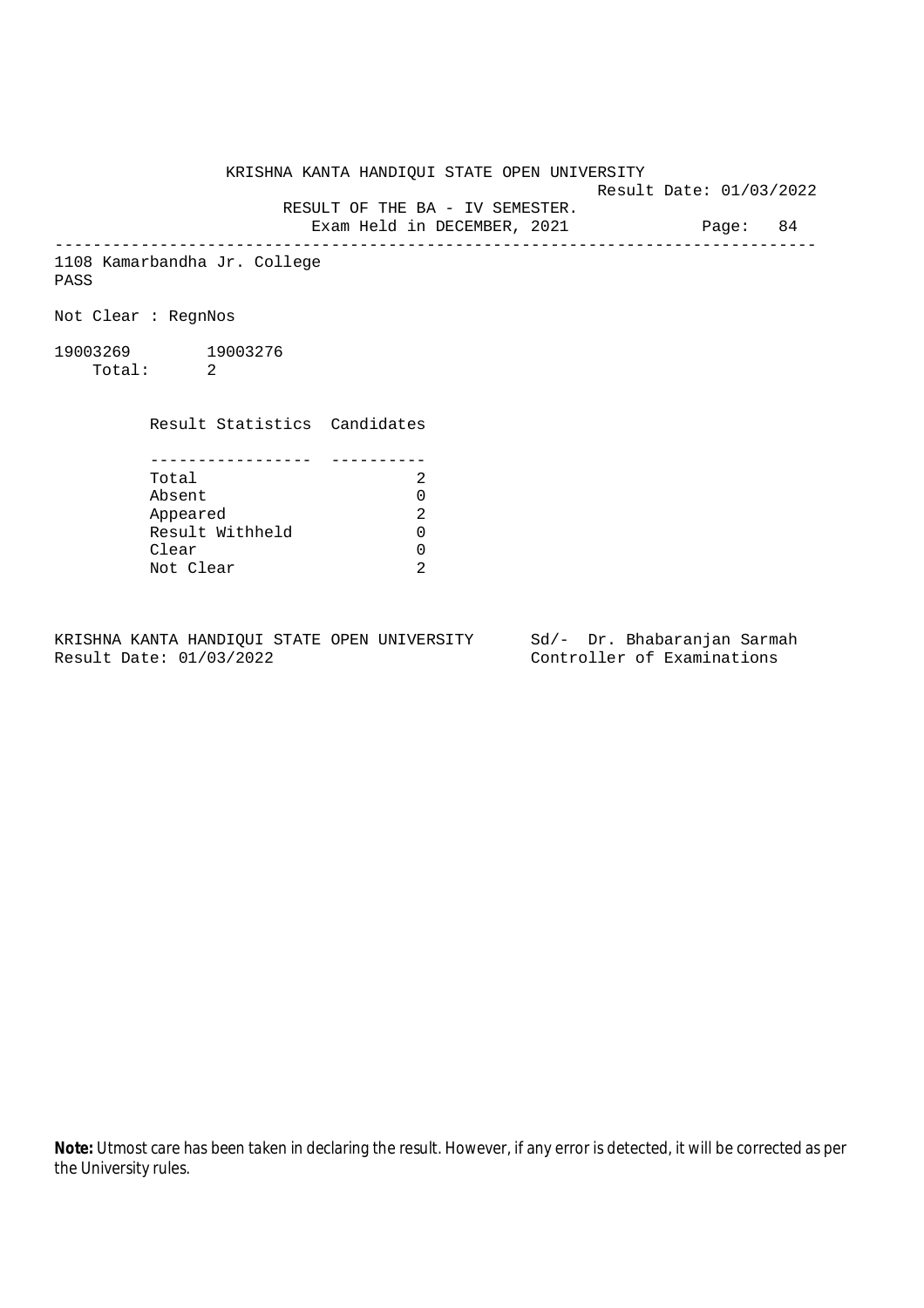KRISHNA KANTA HANDIQUI STATE OPEN UNIVERSITY

Result Date: 01/03/2022

RESULT OF THE BA - IV SEMESTER.

Exam Held in DECEMBER, 2021

Page: 84

---

1108 Kamarbandha Jr. College

PASS

Not Clear : RegnNos

19003269 19003276

Total: 2

| Result Statistics | Candidates |
|---|---|
| Total | 2 |
| Absent | 0 |
| Appeared | 2 |
| Result Withheld | 0 |
| Clear | 0 |
| Not Clear | 2 |

KRISHNA KANTA HANDIQUI STATE OPEN UNIVERSITY
Result Date: 01/03/2022

Sd/- Dr. Bhabaranjan Sarmah
Controller of Examinations

**Note:** Utmost care has been taken in declaring the result. However, if any error is detected, it will be corrected as per the University rules.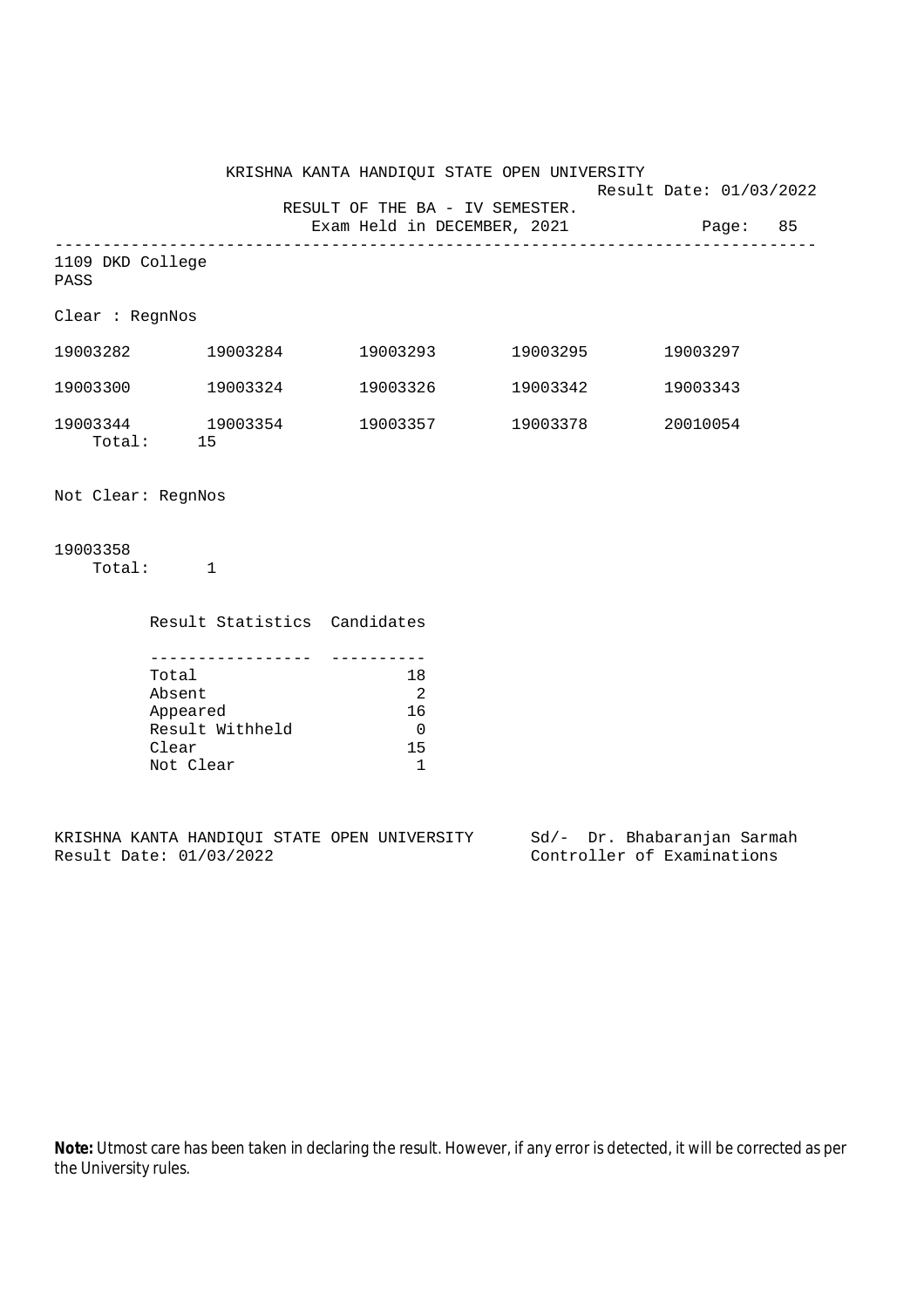KRISHNA KANTA HANDIQUI STATE OPEN UNIVERSITY

Result Date: 01/03/2022

RESULT OF THE BA - IV SEMESTER.

Exam Held in DECEMBER, 2021

---

1109 DKD College

PASS

Clear : RegnNos

| | | | | |
|---|---|---|---|---|
| 19003282 | 19003284 | 19003293 | 19003295 | 19003297 |
| 19003300 | 19003324 | 19003326 | 19003342 | 19003343 |
| 19003344 | 19003354 | 19003357 | 19003378 | 20010054 |

Total: 15

Not Clear: RegnNos

19003358

Total: 1

| Result Statistics | Candidates |
|---|---|
| Total | 18 |
| Absent | 2 |
| Appeared | 16 |
| Result Withheld | 0 |
| Clear | 15 |
| Not Clear | 1 |

KRISHNA KANTA HANDIQUI STATE OPEN UNIVERSITY
Result Date: 01/03/2022

Sd/- Dr. Bhabaranjan Sarmah
Controller of Examinations

**Note:** Utmost care has been taken in declaring the result. However, if any error is detected, it will be corrected as per the University rules.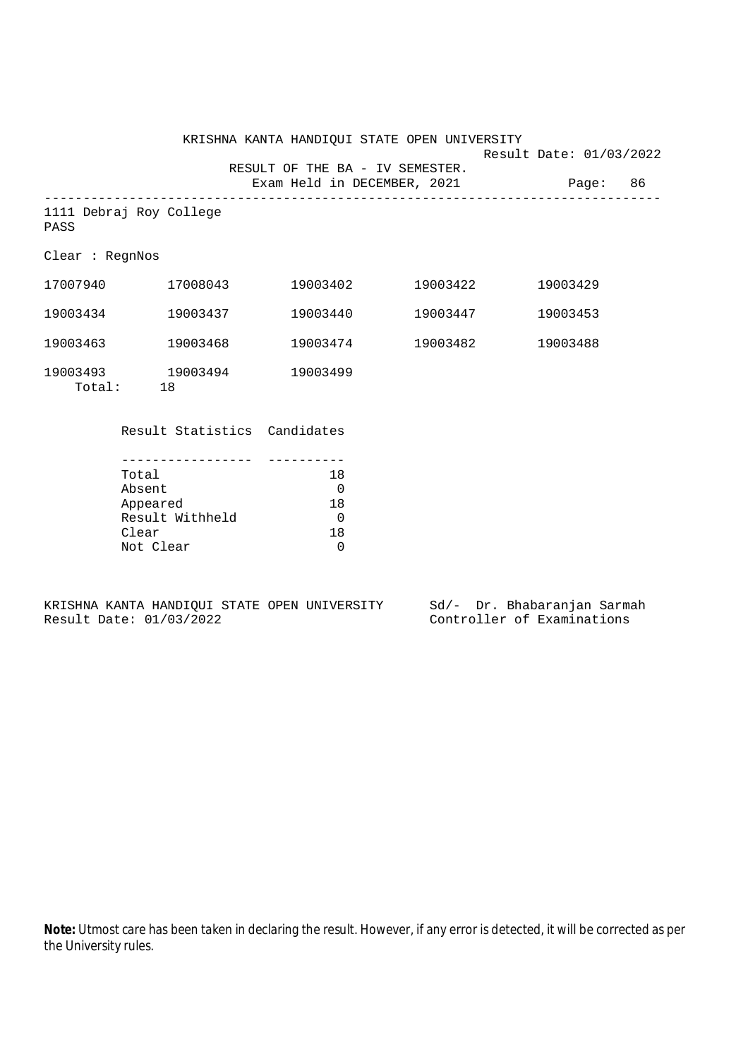KRISHNA KANTA HANDIQUI STATE OPEN UNIVERSITY

Result Date: 01/03/2022

RESULT OF THE BA - IV SEMESTER.

Exam Held in DECEMBER, 2021

---

1111 Debraj Roy College

PASS

Clear : RegnNos

| | | | | |
|---|---|---|---|---|
| 17007940 | 17008043 | 19003402 | 19003422 | 19003429 |
| 19003434 | 19003437 | 19003440 | 19003447 | 19003453 |
| 19003463 | 19003468 | 19003474 | 19003482 | 19003488 |
| 19003493 | 19003494 | 19003499 | | |

Total: 18

| Result Statistics | Candidates |
|---|---|
| Total | 18 |
| Absent | 0 |
| Appeared | 18 |
| Result Withheld | 0 |
| Clear | 18 |
| Not Clear | 0 |

KRISHNA KANTA HANDIQUI STATE OPEN UNIVERSITY
Result Date: 01/03/2022

Sd/- Dr. Bhabaranjan Sarmah
Controller of Examinations

**Note:** Utmost care has been taken in declaring the result. However, if any error is detected, it will be corrected as per the University rules.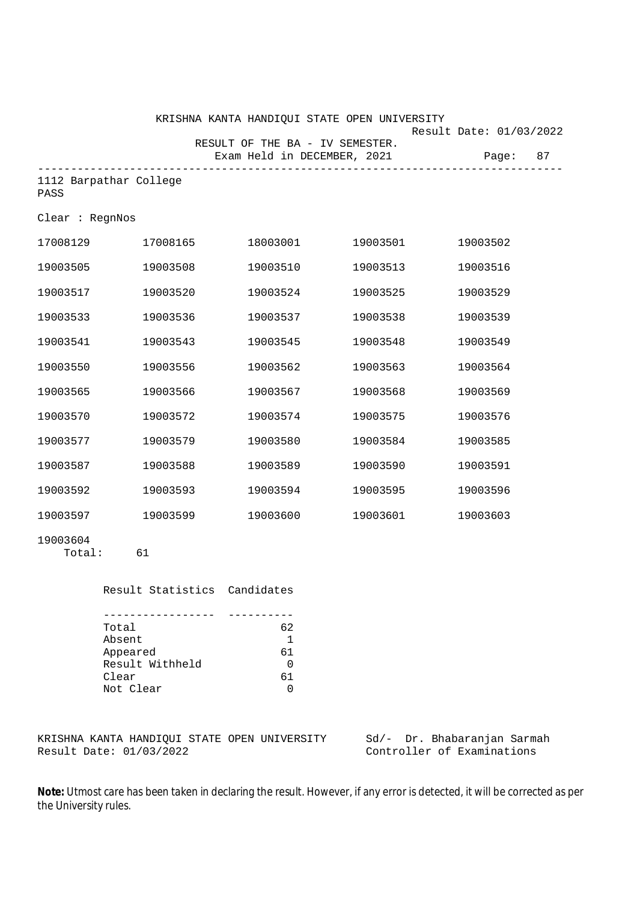KRISHNA KANTA HANDIQUI STATE OPEN UNIVERSITY

Result Date: 01/03/2022

RESULT OF THE BA - IV SEMESTER.

Exam Held in DECEMBER, 2021

Page: 87

---

1112 Barpathar College

PASS

Clear : RegnNos

| | | | | |
|---|---|---|---|---|
| 17008129 | 17008165 | 18003001 | 19003501 | 19003502 |
| 19003505 | 19003508 | 19003510 | 19003513 | 19003516 |
| 19003517 | 19003520 | 19003524 | 19003525 | 19003529 |
| 19003533 | 19003536 | 19003537 | 19003538 | 19003539 |
| 19003541 | 19003543 | 19003545 | 19003548 | 19003549 |
| 19003550 | 19003556 | 19003562 | 19003563 | 19003564 |
| 19003565 | 19003566 | 19003567 | 19003568 | 19003569 |
| 19003570 | 19003572 | 19003574 | 19003575 | 19003576 |
| 19003577 | 19003579 | 19003580 | 19003584 | 19003585 |
| 19003587 | 19003588 | 19003589 | 19003590 | 19003591 |
| 19003592 | 19003593 | 19003594 | 19003595 | 19003596 |
| 19003597 | 19003599 | 19003600 | 19003601 | 19003603 |
| 19003604 | | | | |

Total: 61

| Result Statistics | Candidates |
|---|---|
| Total | 62 |
| Absent | 1 |
| Appeared | 61 |
| Result Withheld | 0 |
| Clear | 61 |
| Not Clear | 0 |

KRISHNA KANTA HANDIQUI STATE OPEN UNIVERSITY

Result Date: 01/03/2022

Sd/- Dr. Bhabaranjan Sarmah

Controller of Examinations

**Note:** Utmost care has been taken in declaring the result. However, if any error is detected, it will be corrected as per the University rules.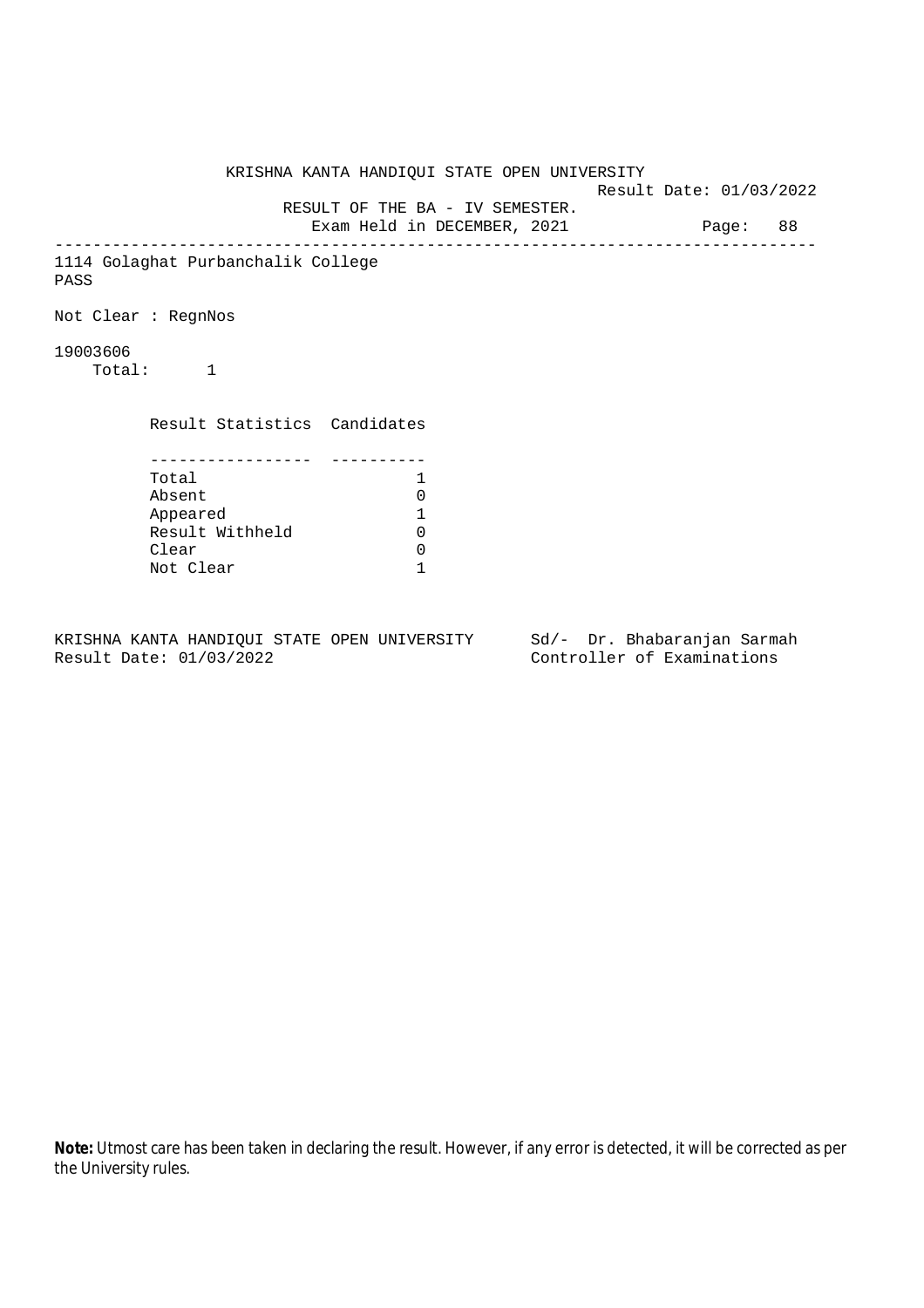KRISHNA KANTA HANDIQUI STATE OPEN UNIVERSITY

Result Date: 01/03/2022

RESULT OF THE BA - IV SEMESTER.

Exam Held in DECEMBER, 2021

Page: 88

---

1114 Golaghat Purbanchalik College

PASS

Not Clear : RegnNos

19003606

Total: 1

| Result Statistics | Candidates |
|---|---|
| Total | 1 |
| Absent | 0 |
| Appeared | 1 |
| Result Withheld | 0 |
| Clear | 0 |
| Not Clear | 1 |

KRISHNA KANTA HANDIQUI STATE OPEN UNIVERSITY
Result Date: 01/03/2022

Sd/- Dr. Bhabaranjan Sarmah
Controller of Examinations

**Note:** Utmost care has been taken in declaring the result. However, if any error is detected, it will be corrected as per the University rules.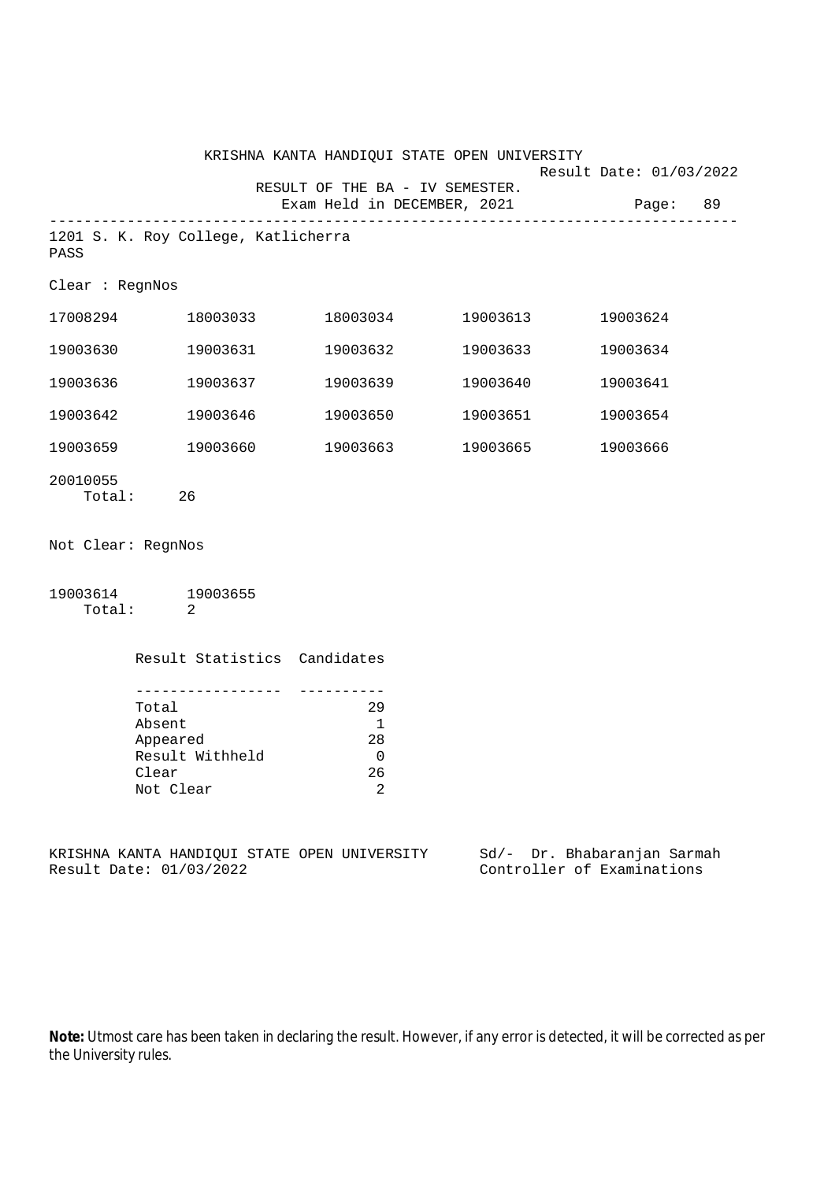KRISHNA KANTA HANDIQUI STATE OPEN UNIVERSITY

Result Date: 01/03/2022

RESULT OF THE BA - IV SEMESTER.

Exam Held in DECEMBER, 2021

---

1201 S. K. Roy College, Katlicherra

PASS

Clear : RegnNos

| | | | | |
|---|---|---|---|---|
| 17008294 | 18003033 | 18003034 | 19003613 | 19003624 |
| 19003630 | 19003631 | 19003632 | 19003633 | 19003634 |
| 19003636 | 19003637 | 19003639 | 19003640 | 19003641 |
| 19003642 | 19003646 | 19003650 | 19003651 | 19003654 |
| 19003659 | 19003660 | 19003663 | 19003665 | 19003666 |
| 20010055 | | | | |

Total: 26

Not Clear: RegnNos

19003614 19003655

Total: 2

| Result Statistics | Candidates |
|---|---|
| Total | 29 |
| Absent | 1 |
| Appeared | 28 |
| Result Withheld | 0 |
| Clear | 26 |
| Not Clear | 2 |

KRISHNA KANTA HANDIQUI STATE OPEN UNIVERSITY
Result Date: 01/03/2022

Sd/- Dr. Bhabaranjan Sarmah
Controller of Examinations

**Note:** Utmost care has been taken in declaring the result. However, if any error is detected, it will be corrected as per the University rules.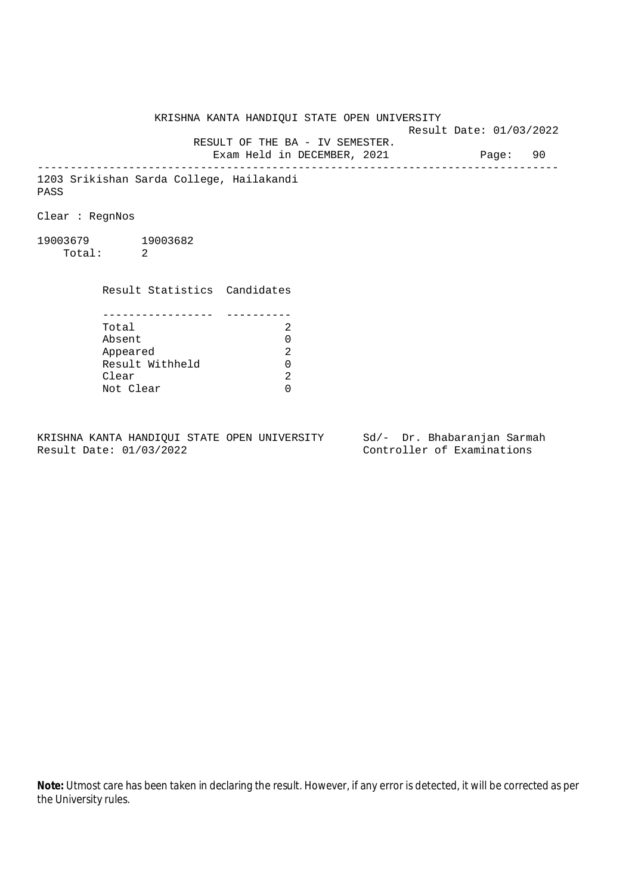KRISHNA KANTA HANDIQUI STATE OPEN UNIVERSITY

Result Date: 01/03/2022

RESULT OF THE BA - IV SEMESTER.

Exam Held in DECEMBER, 2021

---

1203 Srikishan Sarda College, Hailakandi

PASS

Clear : RegnNos

19003679 19003682

Total: 2

| Result Statistics | Candidates |
|---|---|
| Total | 2 |
| Absent | 0 |
| Appeared | 2 |
| Result Withheld | 0 |
| Clear | 2 |
| Not Clear | 0 |

KRISHNA KANTA HANDIQUI STATE OPEN UNIVERSITY
Result Date: 01/03/2022

Sd/- Dr. Bhabaranjan Sarmah
Controller of Examinations

**Note:** Utmost care has been taken in declaring the result. However, if any error is detected, it will be corrected as per the University rules.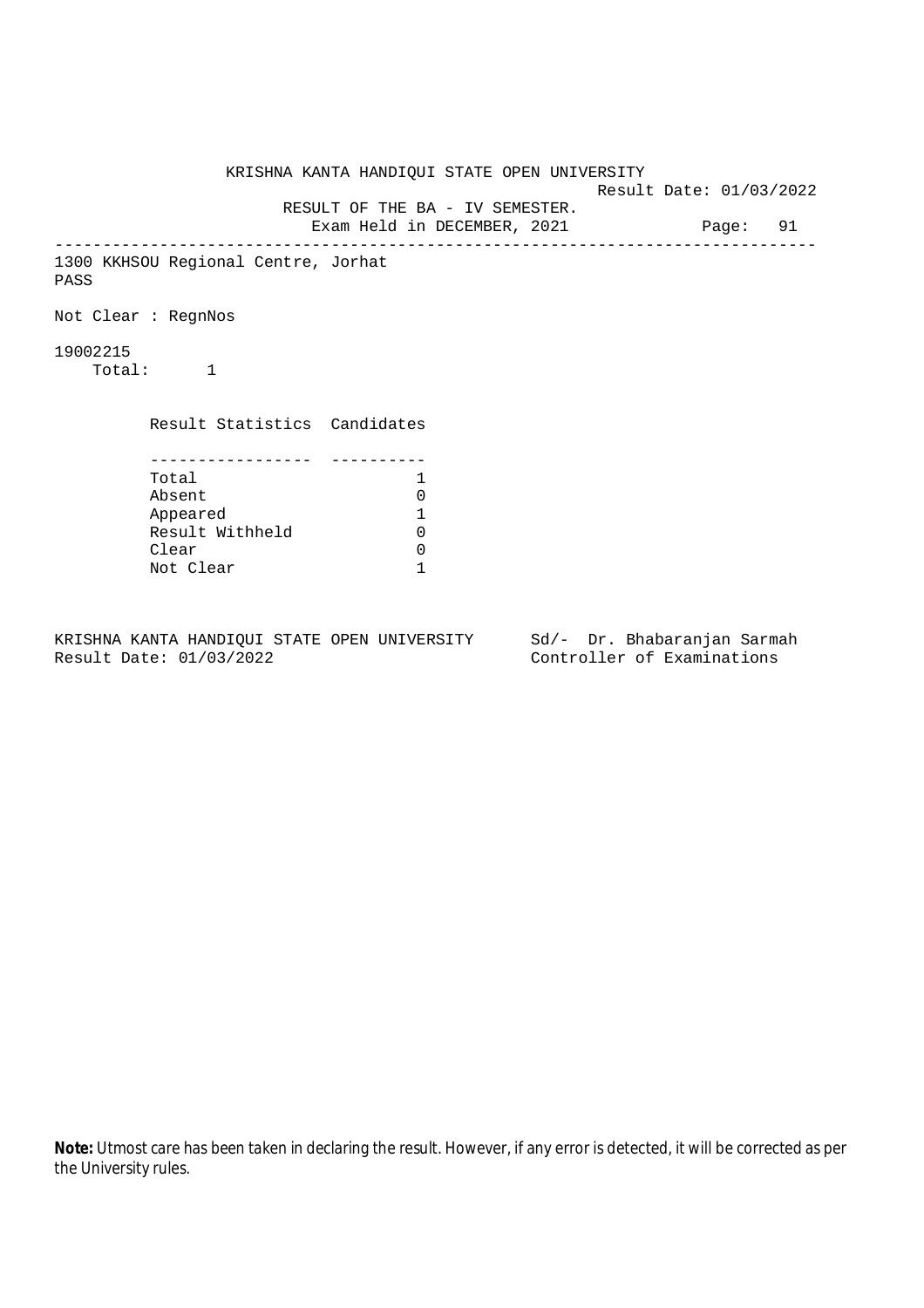KRISHNA KANTA HANDIQUI STATE OPEN UNIVERSITY

Result Date: 01/03/2022

RESULT OF THE BA - IV SEMESTER.

Exam Held in DECEMBER, 2021

---

1300 KKHSOU Regional Centre, Jorhat

PASS

Not Clear : RegnNos

19002215

Total: 1

| Result Statistics | Candidates |
|---|---|
| Total | 1 |
| Absent | 0 |
| Appeared | 1 |
| Result Withheld | 0 |
| Clear | 0 |
| Not Clear | 1 |

KRISHNA KANTA HANDIQUI STATE OPEN UNIVERSITY
Result Date: 01/03/2022

Sd/- Dr. Bhabaranjan Sarmah
Controller of Examinations

**Note:** Utmost care has been taken in declaring the result. However, if any error is detected, it will be corrected as per the University rules.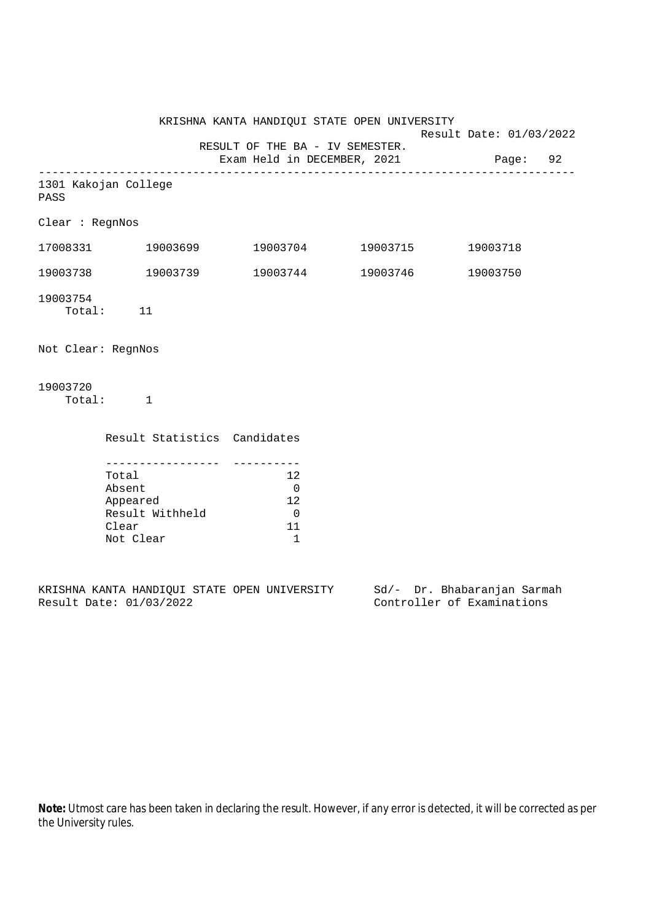KRISHNA KANTA HANDIQUI STATE OPEN UNIVERSITY

Result Date: 01/03/2022

RESULT OF THE BA - IV SEMESTER.

Exam Held in DECEMBER, 2021

Page: 92

---

1301 Kakojan College

PASS

Clear : RegnNos

| | | | | |
|---|---|---|---|---|
| 17008331 | 19003699 | 19003704 | 19003715 | 19003718 |
| 19003738 | 19003739 | 19003744 | 19003746 | 19003750 |
| 19003754 | | | | |

Total: 11

Not Clear: RegnNos

19003720

Total: 1

| Result Statistics | Candidates |
|---|---|
| Total | 12 |
| Absent | 0 |
| Appeared | 12 |
| Result Withheld | 0 |
| Clear | 11 |
| Not Clear | 1 |

KRISHNA KANTA HANDIQUI STATE OPEN UNIVERSITY
Result Date: 01/03/2022

Sd/- Dr. Bhabaranjan Sarmah
Controller of Examinations

**Note:** Utmost care has been taken in declaring the result. However, if any error is detected, it will be corrected as per the University rules.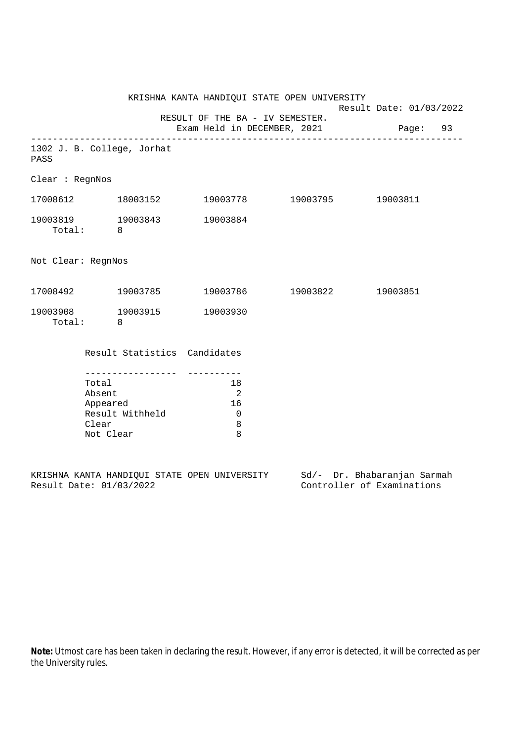KRISHNA KANTA HANDIQUI STATE OPEN UNIVERSITY

Result Date: 01/03/2022

RESULT OF THE BA - IV SEMESTER.

Exam Held in DECEMBER, 2021

---

1302 J. B. College, Jorhat

PASS

Clear : RegnNos

| | | | | |
|---|---|---|---|---|
| 17008612 | 18003152 | 19003778 | 19003795 | 19003811 |
| 19003819 | 19003843 | 19003884 | | |

Total: 8

Not Clear: RegnNos

| | | | | |
|---|---|---|---|---|
| 17008492 | 19003785 | 19003786 | 19003822 | 19003851 |
| 19003908 | 19003915 | 19003930 | | |

Total: 8

| Result Statistics | Candidates |
|---|---|
| Total | 18 |
| Absent | 2 |
| Appeared | 16 |
| Result Withheld | 0 |
| Clear | 8 |
| Not Clear | 8 |

KRISHNA KANTA HANDIQUI STATE OPEN UNIVERSITY
Result Date: 01/03/2022

Sd/- Dr. Bhabaranjan Sarmah
Controller of Examinations

**Note:** Utmost care has been taken in declaring the result. However, if any error is detected, it will be corrected as per the University rules.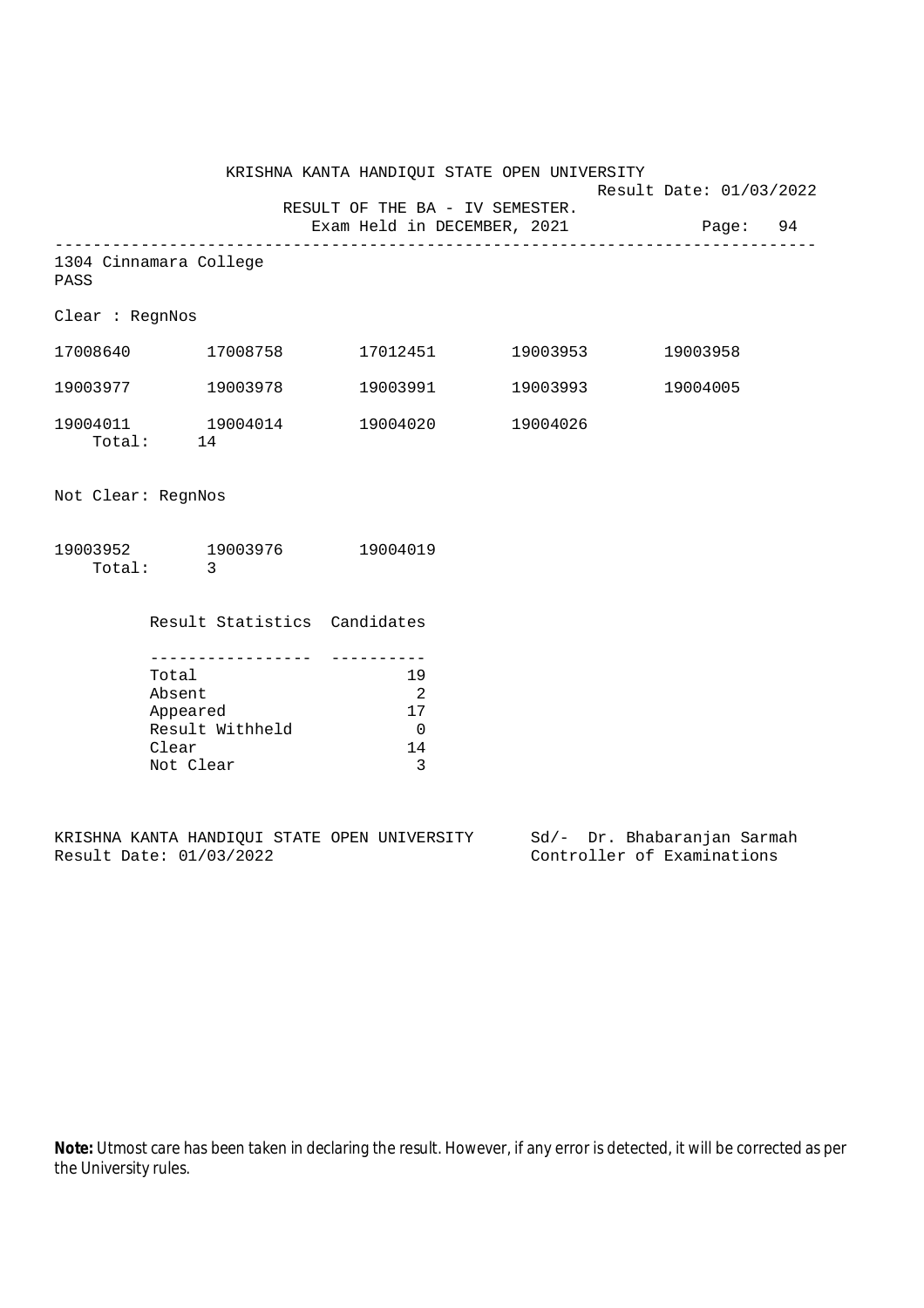KRISHNA KANTA HANDIQUI STATE OPEN UNIVERSITY

Result Date: 01/03/2022

RESULT OF THE BA - IV SEMESTER.

Exam Held in DECEMBER, 2021

---

1304 Cinnamara College

PASS

Clear : RegnNos

| | | | | |
|---|---|---|---|---|
| 17008640 | 17008758 | 17012451 | 19003953 | 19003958 |
| 19003977 | 19003978 | 19003991 | 19003993 | 19004005 |
| 19004011 | 19004014 | 19004020 | 19004026 | |

Total: 14

Not Clear: RegnNos

| | | |
|---|---|---|
| 19003952 | 19003976 | 19004019 |

Total: 3

| Result Statistics | Candidates |
|---|---|
| Total | 19 |
| Absent | 2 |
| Appeared | 17 |
| Result Withheld | 0 |
| Clear | 14 |
| Not Clear | 3 |

KRISHNA KANTA HANDIQUI STATE OPEN UNIVERSITY

Result Date: 01/03/2022

Sd/- Dr. Bhabaranjan Sarmah

Controller of Examinations

**Note:** Utmost care has been taken in declaring the result. However, if any error is detected, it will be corrected as per the University rules.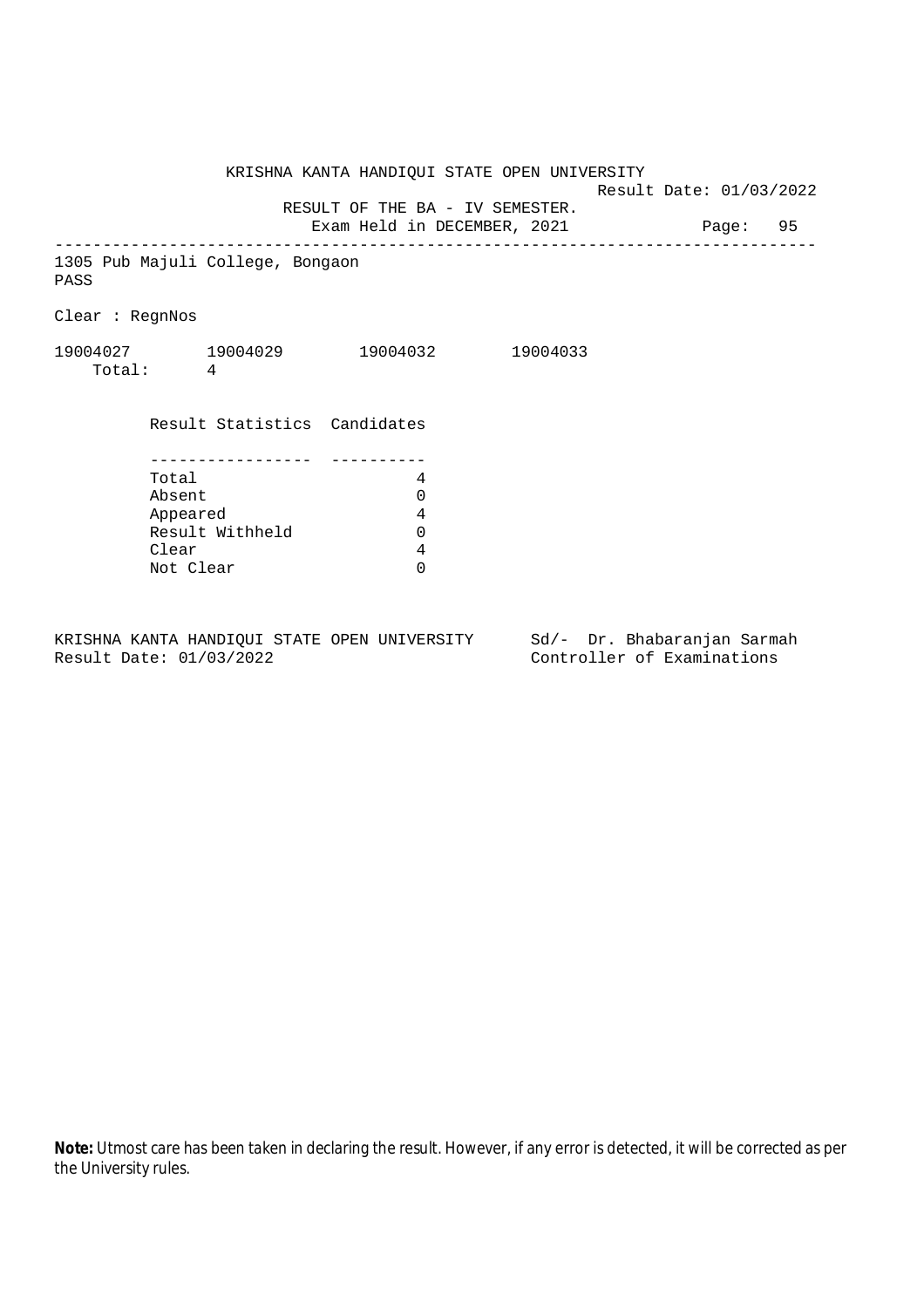KRISHNA KANTA HANDIQUI STATE OPEN UNIVERSITY

Result Date: 01/03/2022

RESULT OF THE BA - IV SEMESTER.

Exam Held in DECEMBER, 2021

Page: 95

---

1305 Pub Majuli College, Bongaon

PASS

Clear : RegnNos

19004027 19004029 19004032 19004033

Total: 4

| Result Statistics | Candidates |
|---|---|
| Total | 4 |
| Absent | 0 |
| Appeared | 4 |
| Result Withheld | 0 |
| Clear | 4 |
| Not Clear | 0 |

KRISHNA KANTA HANDIQUI STATE OPEN UNIVERSITY
Result Date: 01/03/2022

Sd/- Dr. Bhabaranjan Sarmah
Controller of Examinations

**Note:** Utmost care has been taken in declaring the result. However, if any error is detected, it will be corrected as per the University rules.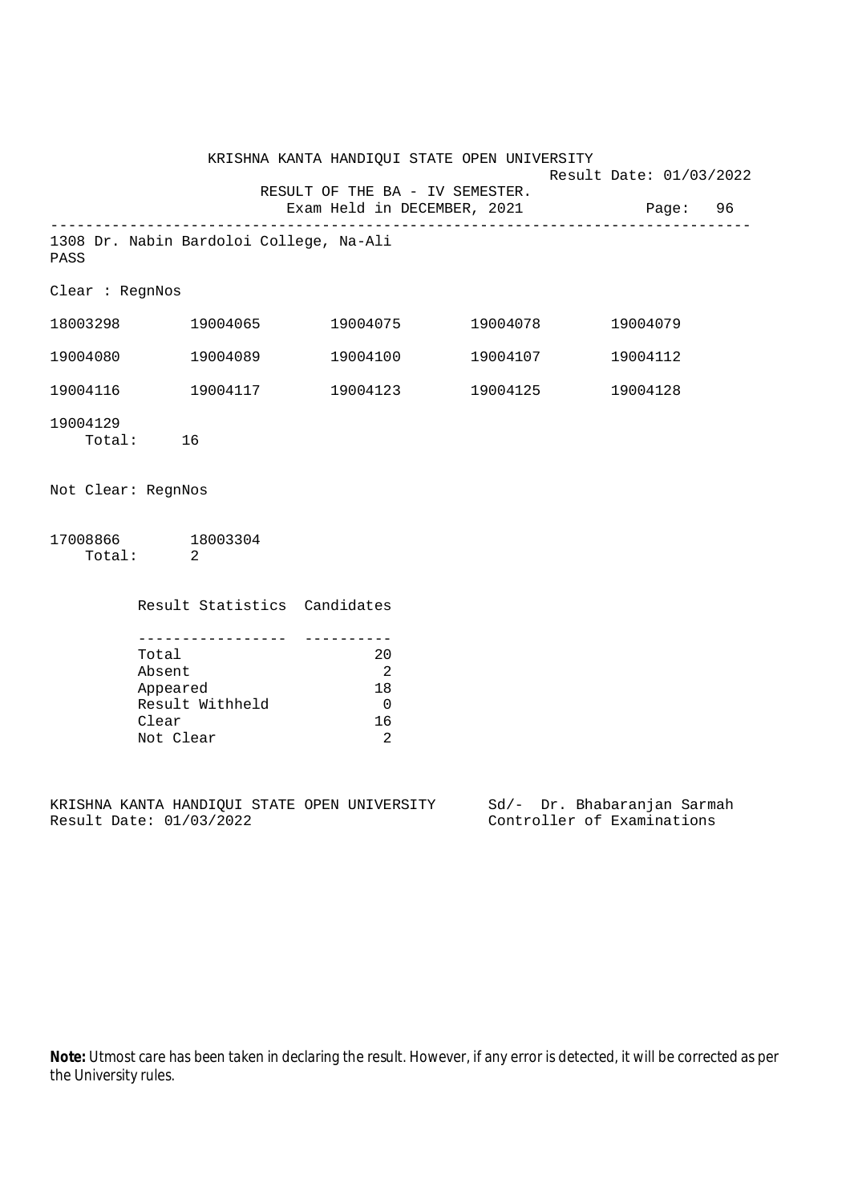KRISHNA KANTA HANDIQUI STATE OPEN UNIVERSITY

Result Date: 01/03/2022

RESULT OF THE BA - IV SEMESTER.

Exam Held in DECEMBER, 2021

---

1308 Dr. Nabin Bardoloi College, Na-Ali

PASS

Clear : RegnNos

| | | | | |
|---|---|---|---|---|
| 18003298 | 19004065 | 19004075 | 19004078 | 19004079 |
| 19004080 | 19004089 | 19004100 | 19004107 | 19004112 |
| 19004116 | 19004117 | 19004123 | 19004125 | 19004128 |
| 19004129 | | | | |

Total: 16

Not Clear: RegnNos

| | |
|---|---|
| 17008866 | 18003304 |

Total: 2

| Result Statistics | Candidates |
|---|---|
| Total | 20 |
| Absent | 2 |
| Appeared | 18 |
| Result Withheld | 0 |
| Clear | 16 |
| Not Clear | 2 |

KRISHNA KANTA HANDIQUI STATE OPEN UNIVERSITY
Result Date: 01/03/2022

Sd/- Dr. Bhabaranjan Sarmah
Controller of Examinations

**Note:** Utmost care has been taken in declaring the result. However, if any error is detected, it will be corrected as per the University rules.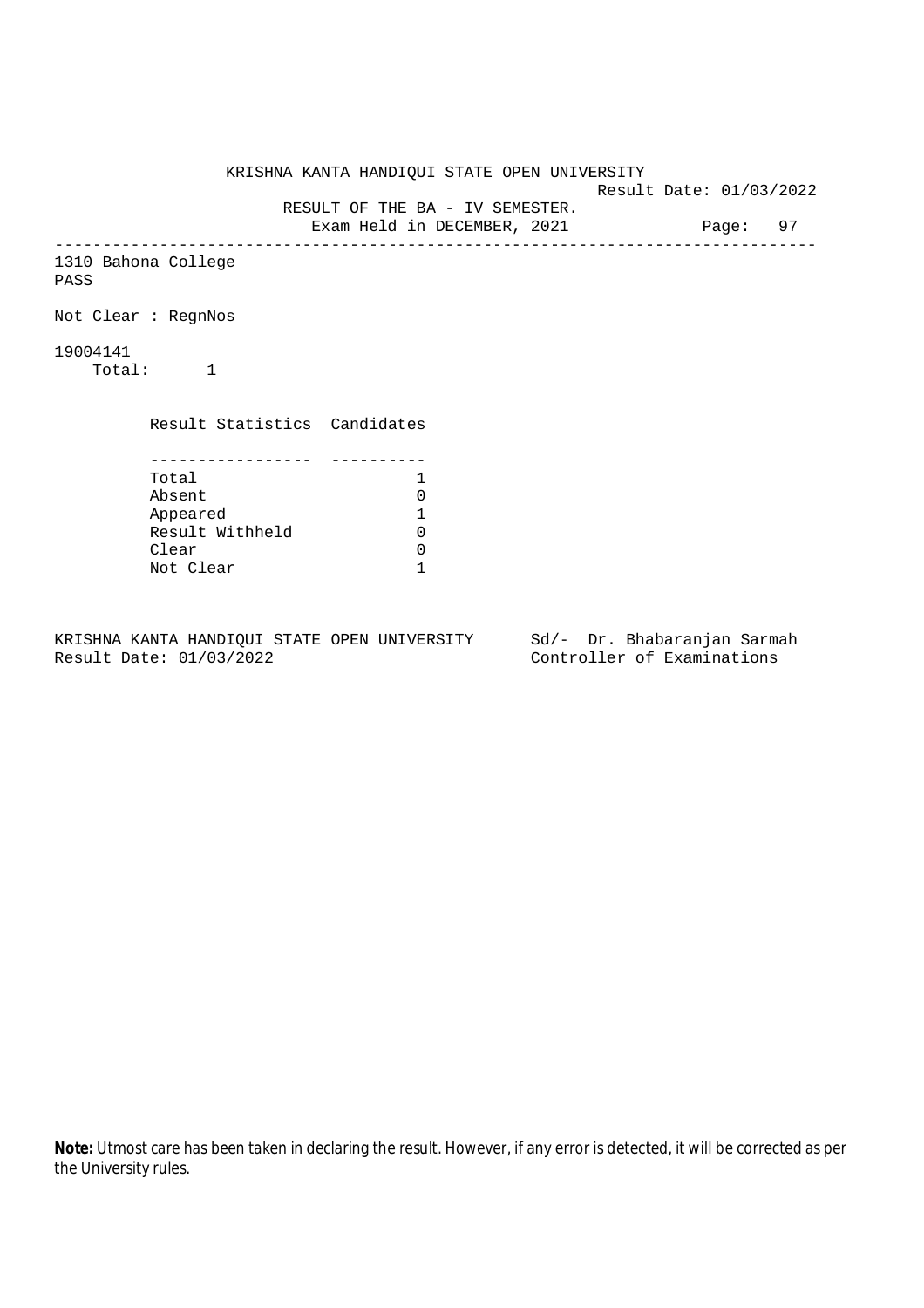KRISHNA KANTA HANDIQUI STATE OPEN UNIVERSITY

Result Date: 01/03/2022

RESULT OF THE BA - IV SEMESTER.

Exam Held in DECEMBER, 2021

Page: 97

---

1310 Bahona College

PASS

Not Clear : RegnNos

19004141

Total: 1

| Result Statistics | Candidates |
|---|---|
| Total | 1 |
| Absent | 0 |
| Appeared | 1 |
| Result Withheld | 0 |
| Clear | 0 |
| Not Clear | 1 |

KRISHNA KANTA HANDIQUI STATE OPEN UNIVERSITY
Result Date: 01/03/2022

Sd/- Dr. Bhabaranjan Sarmah
Controller of Examinations

**Note:** Utmost care has been taken in declaring the result. However, if any error is detected, it will be corrected as per the University rules.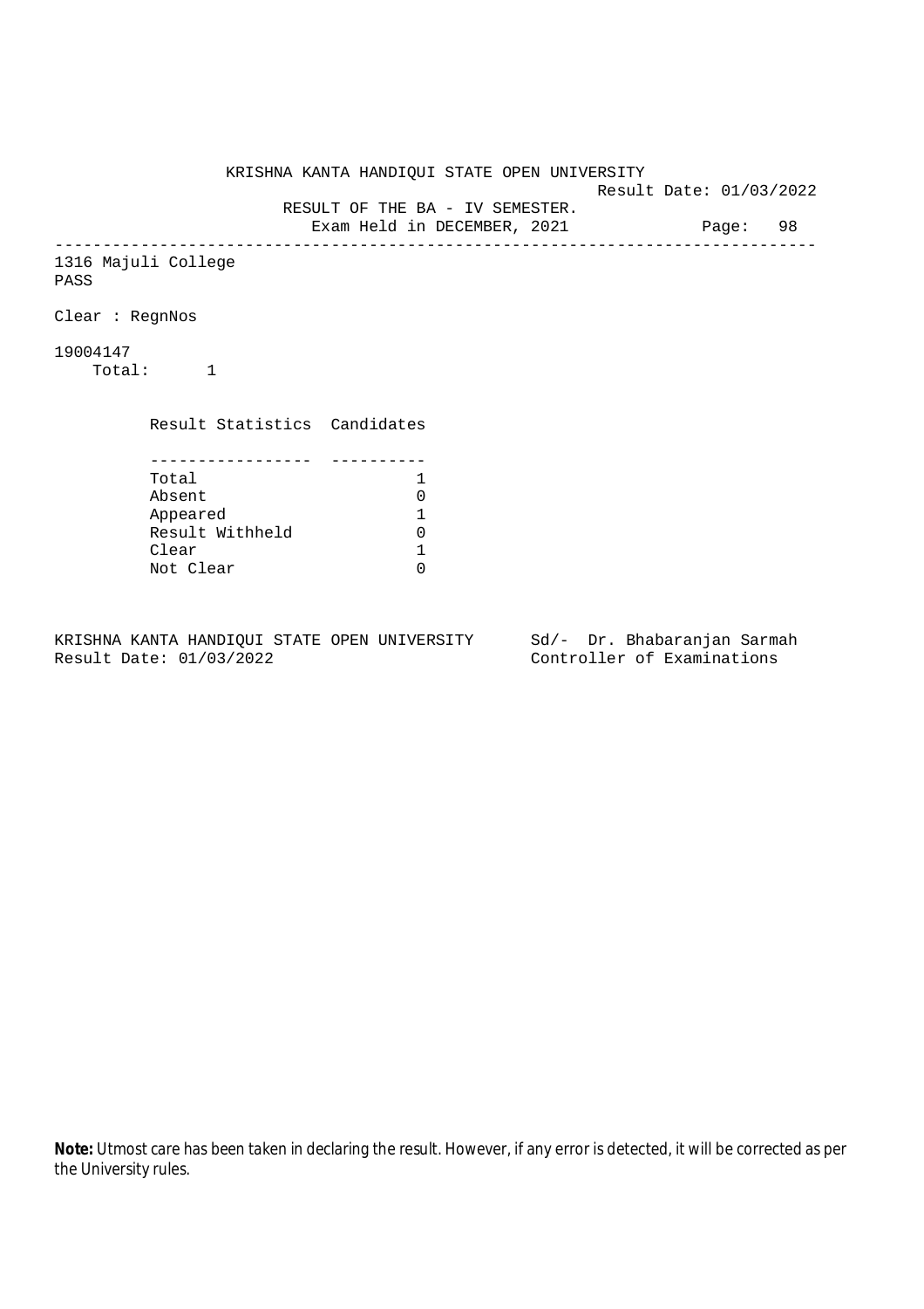KRISHNA KANTA HANDIQUI STATE OPEN UNIVERSITY

Result Date: 01/03/2022

RESULT OF THE BA - IV SEMESTER.

Exam Held in DECEMBER, 2021

---

1316 Majuli College

PASS

Clear : RegnNos

19004147

Total: 1

| Result Statistics | Candidates |
|---|---|
| Total | 1 |
| Absent | 0 |
| Appeared | 1 |
| Result Withheld | 0 |
| Clear | 1 |
| Not Clear | 0 |

KRISHNA KANTA HANDIQUI STATE OPEN UNIVERSITY
Result Date: 01/03/2022

Sd/- Dr. Bhabaranjan Sarmah
Controller of Examinations

**Note:** Utmost care has been taken in declaring the result. However, if any error is detected, it will be corrected as per the University rules.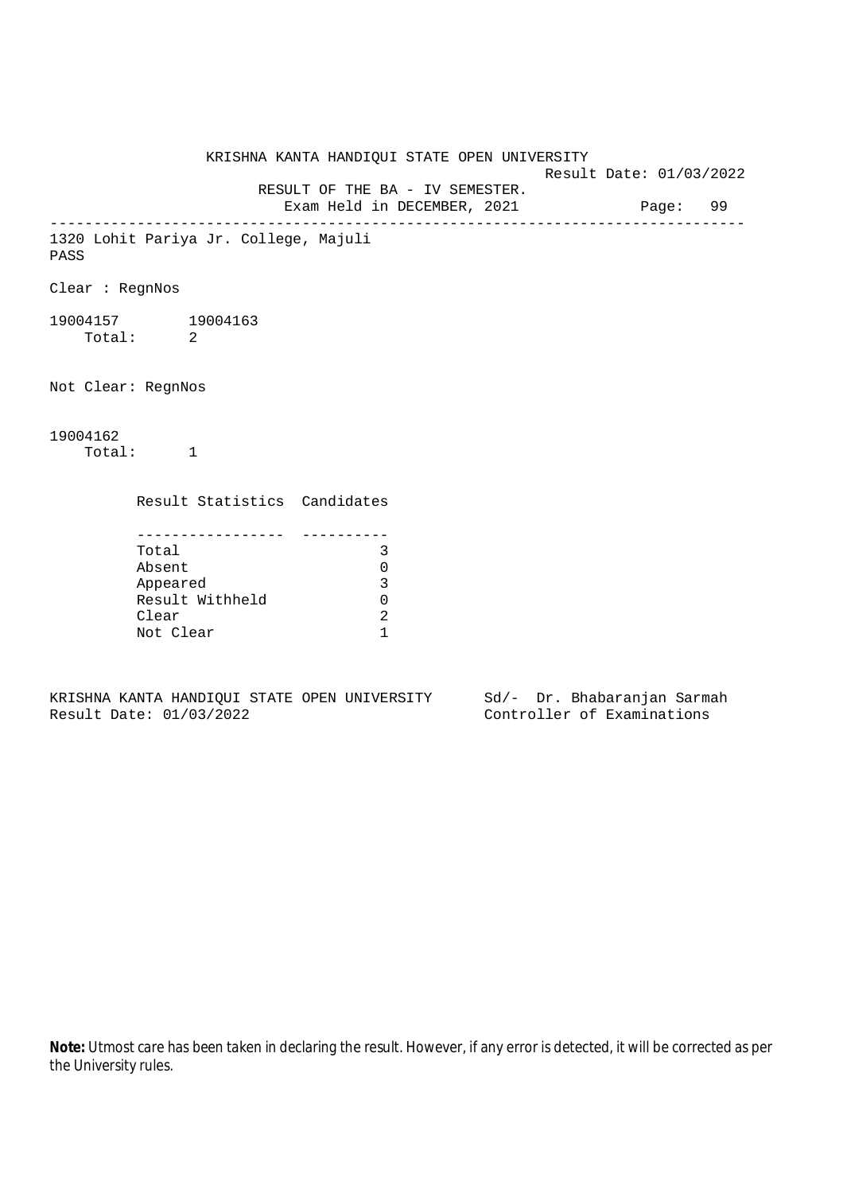KRISHNA KANTA HANDIQUI STATE OPEN UNIVERSITY

Result Date: 01/03/2022

RESULT OF THE BA - IV SEMESTER.

Exam Held in DECEMBER, 2021

---

1320 Lohit Pariya Jr. College, Majuli

PASS

Clear : RegnNos

19004157 19004163

Total: 2

Not Clear: RegnNos

19004162

Total: 1

| Result Statistics | Candidates |
|---|---|
| Total | 3 |
| Absent | 0 |
| Appeared | 3 |
| Result Withheld | 0 |
| Clear | 2 |
| Not Clear | 1 |

KRISHNA KANTA HANDIQUI STATE OPEN UNIVERSITY
Result Date: 01/03/2022

Sd/- Dr. Bhabaranjan Sarmah
Controller of Examinations

**Note:** Utmost care has been taken in declaring the result. However, if any error is detected, it will be corrected as per the University rules.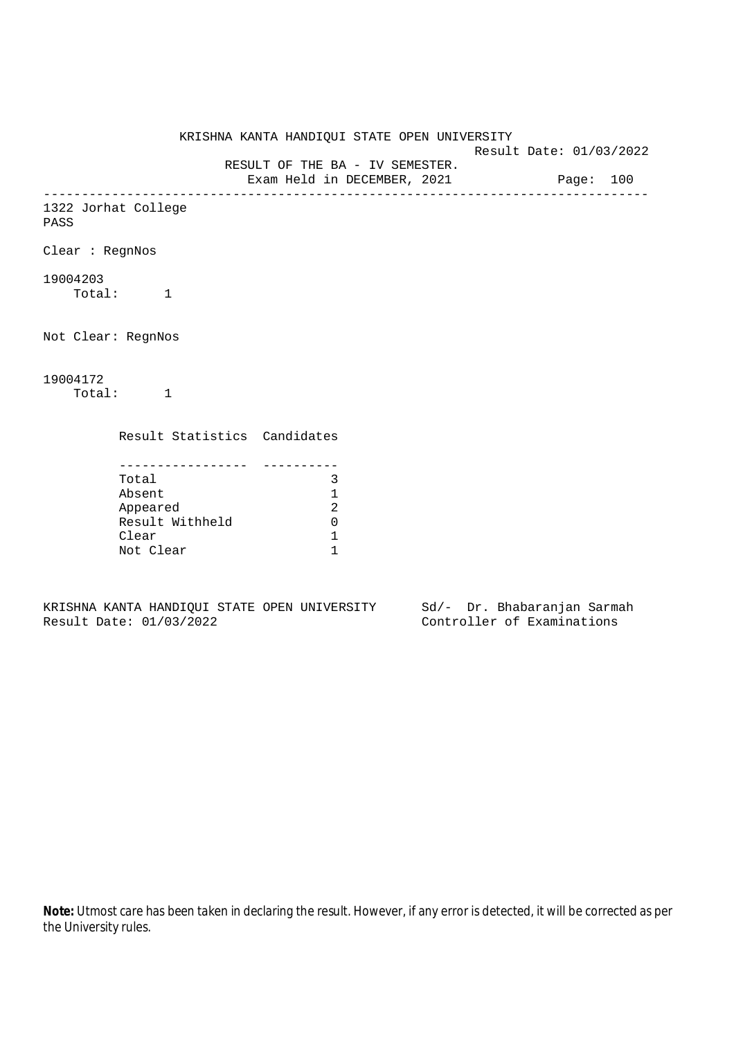KRISHNA KANTA HANDIQUI STATE OPEN UNIVERSITY

Result Date: 01/03/2022

RESULT OF THE BA - IV SEMESTER.

Exam Held in DECEMBER, 2021

---

1322 Jorhat College

PASS

Clear : RegnNos

19004203

Total: 1

Not Clear: RegnNos

19004172

Total: 1

| Result Statistics | Candidates |
| --- | --- |
| Total | 3 |
| Absent | 1 |
| Appeared | 2 |
| Result Withheld | 0 |
| Clear | 1 |
| Not Clear | 1 |

KRISHNA KANTA HANDIQUI STATE OPEN UNIVERSITY
Result Date: 01/03/2022

Sd/- Dr. Bhabaranjan Sarmah
Controller of Examinations

**Note:** Utmost care has been taken in declaring the result. However, if any error is detected, it will be corrected as per the University rules.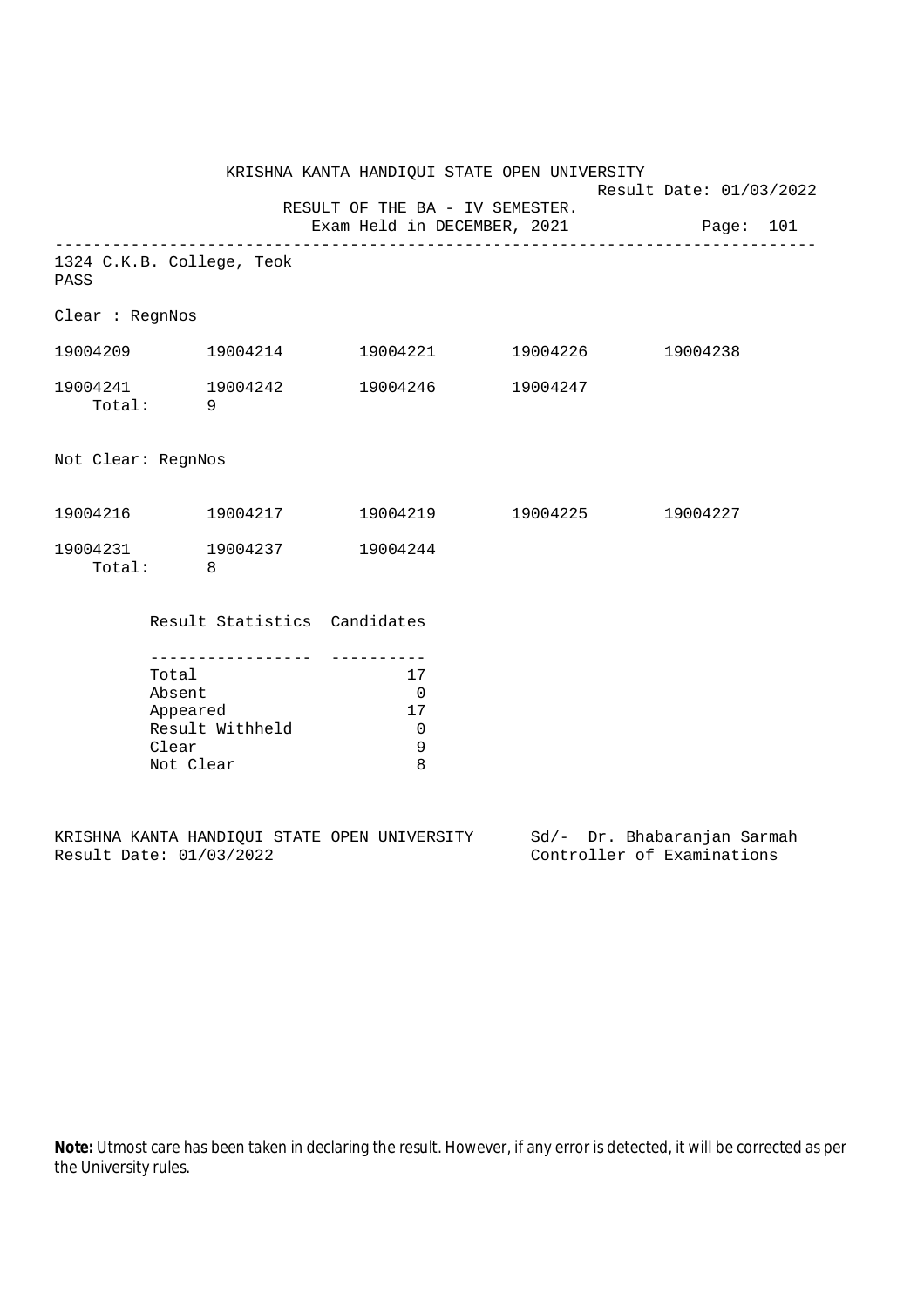KRISHNA KANTA HANDIQUI STATE OPEN UNIVERSITY

Result Date: 01/03/2022

RESULT OF THE BA - IV SEMESTER.

Exam Held in DECEMBER, 2021

Page: 101

---

1324 C.K.B. College, Teok

PASS

Clear : RegnNos

| | | | | |
|---|---|---|---|---|
| 19004209 | 19004214 | 19004221 | 19004226 | 19004238 |
| 19004241 | 19004242 | 19004246 | 19004247 | |

Total: 9

Not Clear: RegnNos

| | | | | |
|---|---|---|---|---|
| 19004216 | 19004217 | 19004219 | 19004225 | 19004227 |
| 19004231 | 19004237 | 19004244 | | |

Total: 8

| Result Statistics | Candidates |
|---|---|
| Total | 17 |
| Absent | 0 |
| Appeared | 17 |
| Result Withheld | 0 |
| Clear | 9 |
| Not Clear | 8 |

KRISHNA KANTA HANDIQUI STATE OPEN UNIVERSITY
Result Date: 01/03/2022

Sd/- Dr. Bhabaranjan Sarmah
Controller of Examinations

**Note:** Utmost care has been taken in declaring the result. However, if any error is detected, it will be corrected as per the University rules.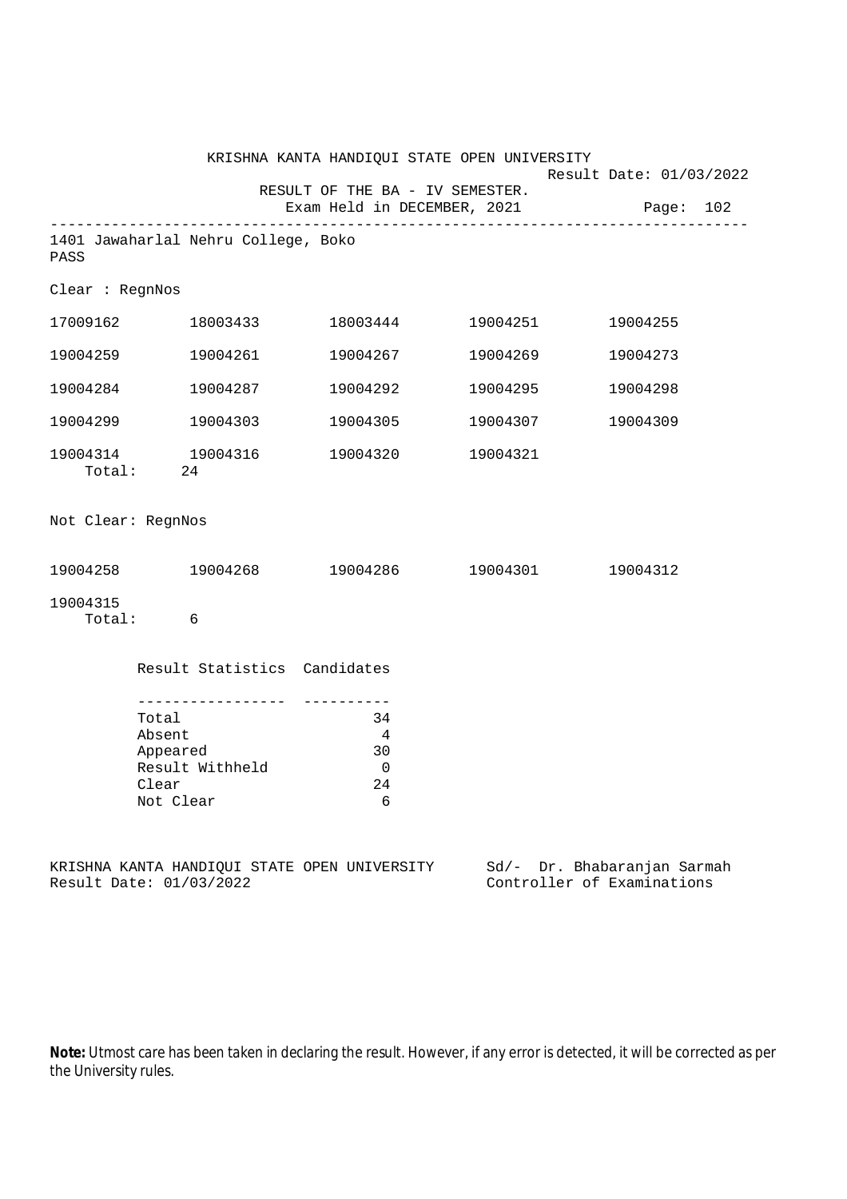KRISHNA KANTA HANDIQUI STATE OPEN UNIVERSITY

Result Date: 01/03/2022

RESULT OF THE BA - IV SEMESTER.

Exam Held in DECEMBER, 2021

1401 Jawaharlal Nehru College, Boko

PASS

Clear : RegnNos

| | | | | |
|---|---|---|---|---|
| 17009162 | 18003433 | 18003444 | 19004251 | 19004255 |
| 19004259 | 19004261 | 19004267 | 19004269 | 19004273 |
| 19004284 | 19004287 | 19004292 | 19004295 | 19004298 |
| 19004299 | 19004303 | 19004305 | 19004307 | 19004309 |
| 19004314 | 19004316 | 19004320 | 19004321 | |

Total: 24

Not Clear: RegnNos

| | | | | |
|---|---|---|---|---|
| 19004258 | 19004268 | 19004286 | 19004301 | 19004312 |
| 19004315 | | | | |

Total: 6

| Result Statistics | Candidates |
|---|---|
| Total | 34 |
| Absent | 4 |
| Appeared | 30 |
| Result Withheld | 0 |
| Clear | 24 |
| Not Clear | 6 |

KRISHNA KANTA HANDIQUI STATE OPEN UNIVERSITY
Result Date: 01/03/2022

Sd/- Dr. Bhabaranjan Sarmah
Controller of Examinations

**Note:** Utmost care has been taken in declaring the result. However, if any error is detected, it will be corrected as per the University rules.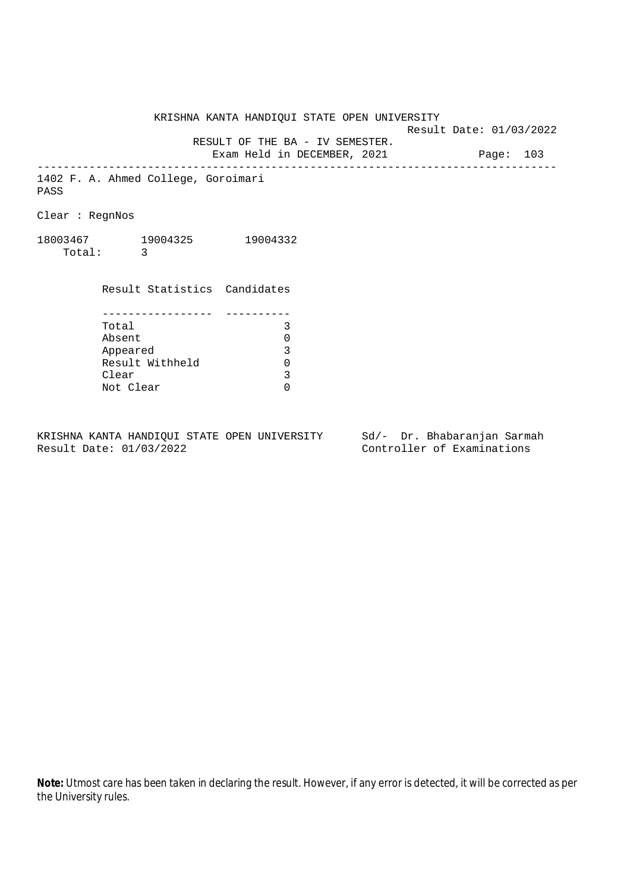KRISHNA KANTA HANDIQUI STATE OPEN UNIVERSITY

Result Date: 01/03/2022

RESULT OF THE BA - IV SEMESTER.

Exam Held in DECEMBER, 2021

---

1402 F. A. Ahmed College, Goroimari

PASS

Clear : RegnNos

18003467 19004325 19004332

Total: 3

| Result Statistics | Candidates |
|---|---|
| Total | 3 |
| Absent | 0 |
| Appeared | 3 |
| Result Withheld | 0 |
| Clear | 3 |
| Not Clear | 0 |

KRISHNA KANTA HANDIQUI STATE OPEN UNIVERSITY
Result Date: 01/03/2022

Sd/- Dr. Bhabaranjan Sarmah
Controller of Examinations

**Note:** Utmost care has been taken in declaring the result. However, if any error is detected, it will be corrected as per the University rules.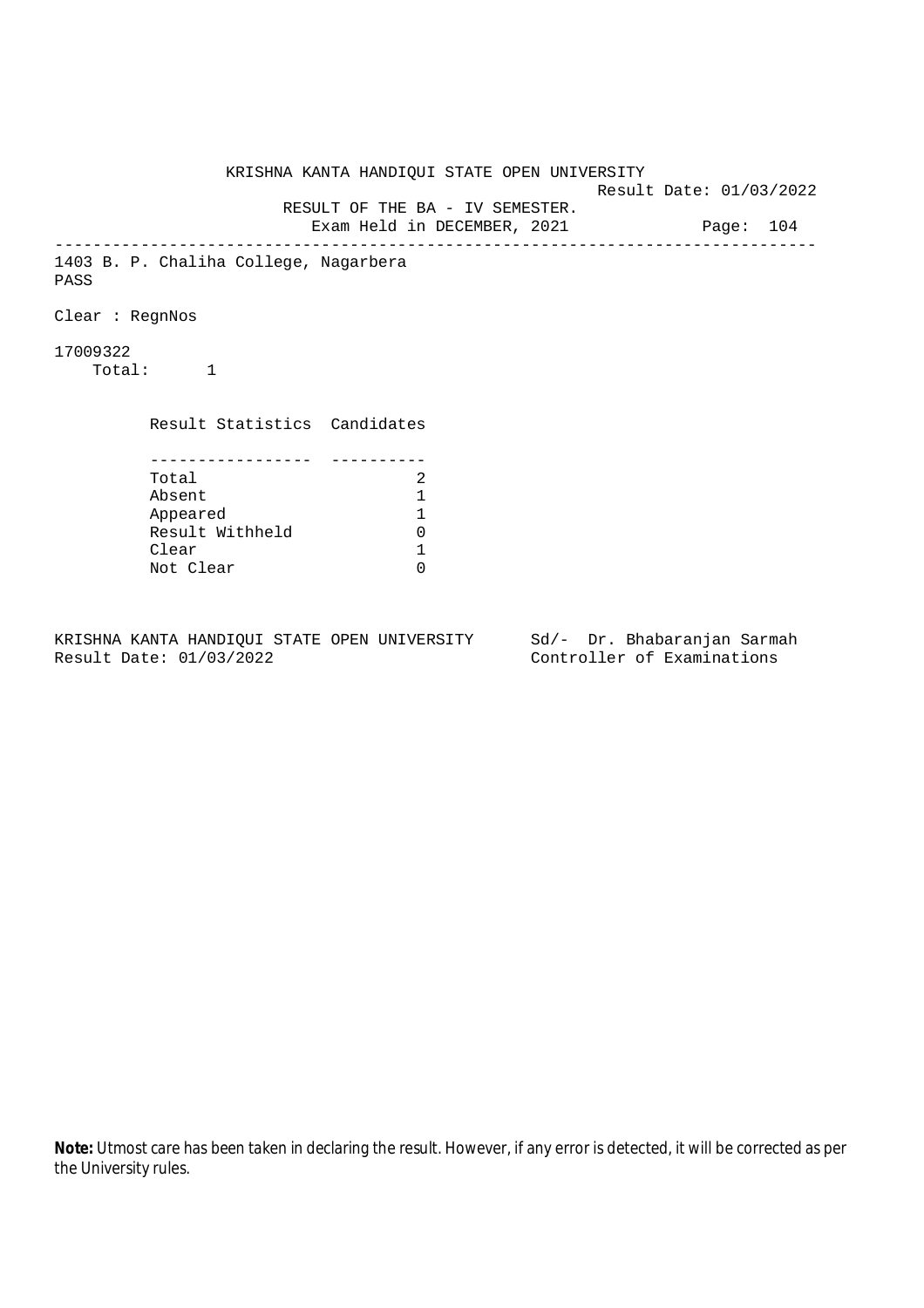KRISHNA KANTA HANDIQUI STATE OPEN UNIVERSITY

Result Date: 01/03/2022

RESULT OF THE BA - IV SEMESTER.

Exam Held in DECEMBER, 2021

---

1403 B. P. Chaliha College, Nagarbera

PASS

Clear : RegnNos

17009322

Total: 1

| Result Statistics | Candidates |
|---|---|
| Total | 2 |
| Absent | 1 |
| Appeared | 1 |
| Result Withheld | 0 |
| Clear | 1 |
| Not Clear | 0 |

KRISHNA KANTA HANDIQUI STATE OPEN UNIVERSITY
Result Date: 01/03/2022

Sd/- Dr. Bhabaranjan Sarmah
Controller of Examinations

**Note:** Utmost care has been taken in declaring the result. However, if any error is detected, it will be corrected as per the University rules.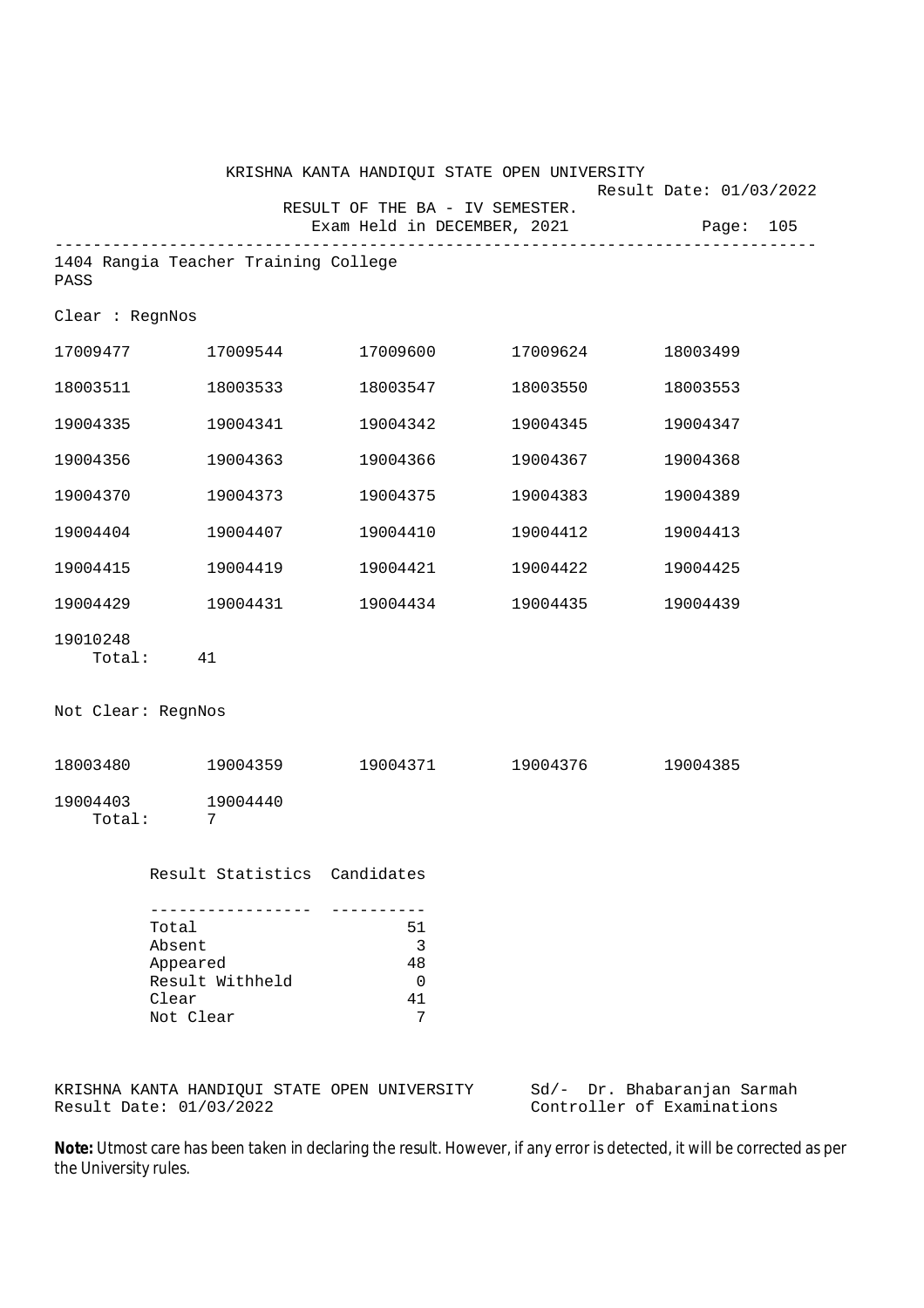KRISHNA KANTA HANDIQUI STATE OPEN UNIVERSITY

Result Date: 01/03/2022

RESULT OF THE BA - IV SEMESTER.

Exam Held in DECEMBER, 2021

Page: 105

---

1404 Rangia Teacher Training College

PASS

Clear : RegnNos

| | | | | |
|---|---|---|---|---|
| 17009477 | 17009544 | 17009600 | 17009624 | 18003499 |
| 18003511 | 18003533 | 18003547 | 18003550 | 18003553 |
| 19004335 | 19004341 | 19004342 | 19004345 | 19004347 |
| 19004356 | 19004363 | 19004366 | 19004367 | 19004368 |
| 19004370 | 19004373 | 19004375 | 19004383 | 19004389 |
| 19004404 | 19004407 | 19004410 | 19004412 | 19004413 |
| 19004415 | 19004419 | 19004421 | 19004422 | 19004425 |
| 19004429 | 19004431 | 19004434 | 19004435 | 19004439 |
| 19010248 | | | | |

Total: 41

Not Clear: RegnNos

| | | | | |
|---|---|---|---|---|
| 18003480 | 19004359 | 19004371 | 19004376 | 19004385 |
| 19004403 | 19004440 | | | |

Total: 7

| Result Statistics | Candidates |
|---|---|
| Total | 51 |
| Absent | 3 |
| Appeared | 48 |
| Result Withheld | 0 |
| Clear | 41 |
| Not Clear | 7 |

KRISHNA KANTA HANDIQUI STATE OPEN UNIVERSITY
Result Date: 01/03/2022

Sd/- Dr. Bhabaranjan Sarmah
Controller of Examinations

**Note:** Utmost care has been taken in declaring the result. However, if any error is detected, it will be corrected as per the University rules.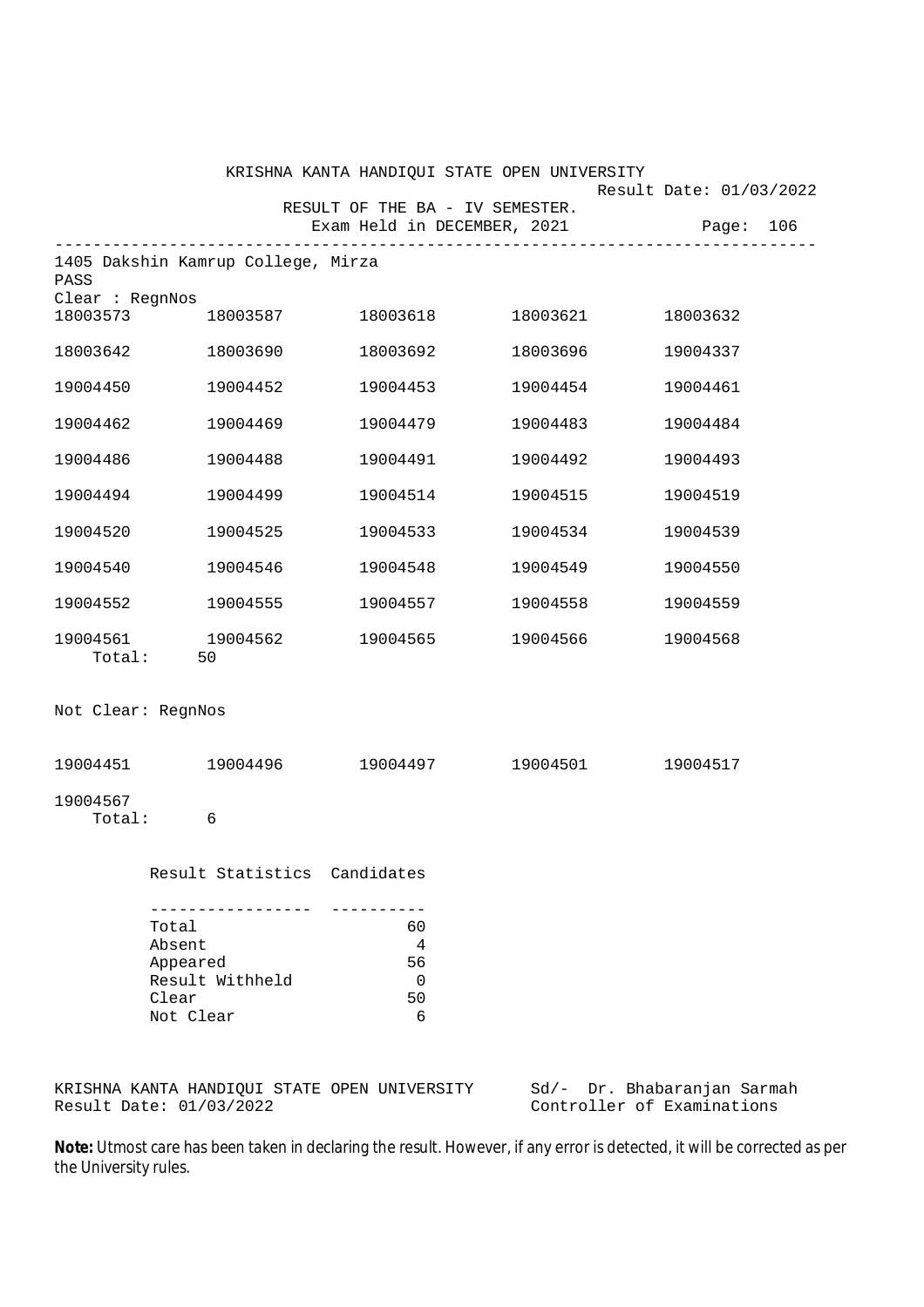KRISHNA KANTA HANDIQUI STATE OPEN UNIVERSITY

Result Date: 01/03/2022

RESULT OF THE BA - IV SEMESTER.

Exam Held in DECEMBER, 2021

---

1405 Dakshin Kamrup College, Mirza

PASS

Clear : RegnNos

| | | | | |
|---|---|---|---|---|
| 18003573 | 18003587 | 18003618 | 18003621 | 18003632 |
| 18003642 | 18003690 | 18003692 | 18003696 | 19004337 |
| 19004450 | 19004452 | 19004453 | 19004454 | 19004461 |
| 19004462 | 19004469 | 19004479 | 19004483 | 19004484 |
| 19004486 | 19004488 | 19004491 | 19004492 | 19004493 |
| 19004494 | 19004499 | 19004514 | 19004515 | 19004519 |
| 19004520 | 19004525 | 19004533 | 19004534 | 19004539 |
| 19004540 | 19004546 | 19004548 | 19004549 | 19004550 |
| 19004552 | 19004555 | 19004557 | 19004558 | 19004559 |
| 19004561 | 19004562 | 19004565 | 19004566 | 19004568 |

Total: 50

Not Clear: RegnNos

| | | | | |
|---|---|---|---|---|
| 19004451 | 19004496 | 19004497 | 19004501 | 19004517 |
| 19004567 | | | | |

Total: 6

| Result Statistics | Candidates |
|---|---|
| Total | 60 |
| Absent | 4 |
| Appeared | 56 |
| Result Withheld | 0 |
| Clear | 50 |
| Not Clear | 6 |

KRISHNA KANTA HANDIQUI STATE OPEN UNIVERSITY
Result Date: 01/03/2022

Sd/- Dr. Bhabaranjan Sarmah
Controller of Examinations

**Note:** Utmost care has been taken in declaring the result. However, if any error is detected, it will be corrected as per the University rules.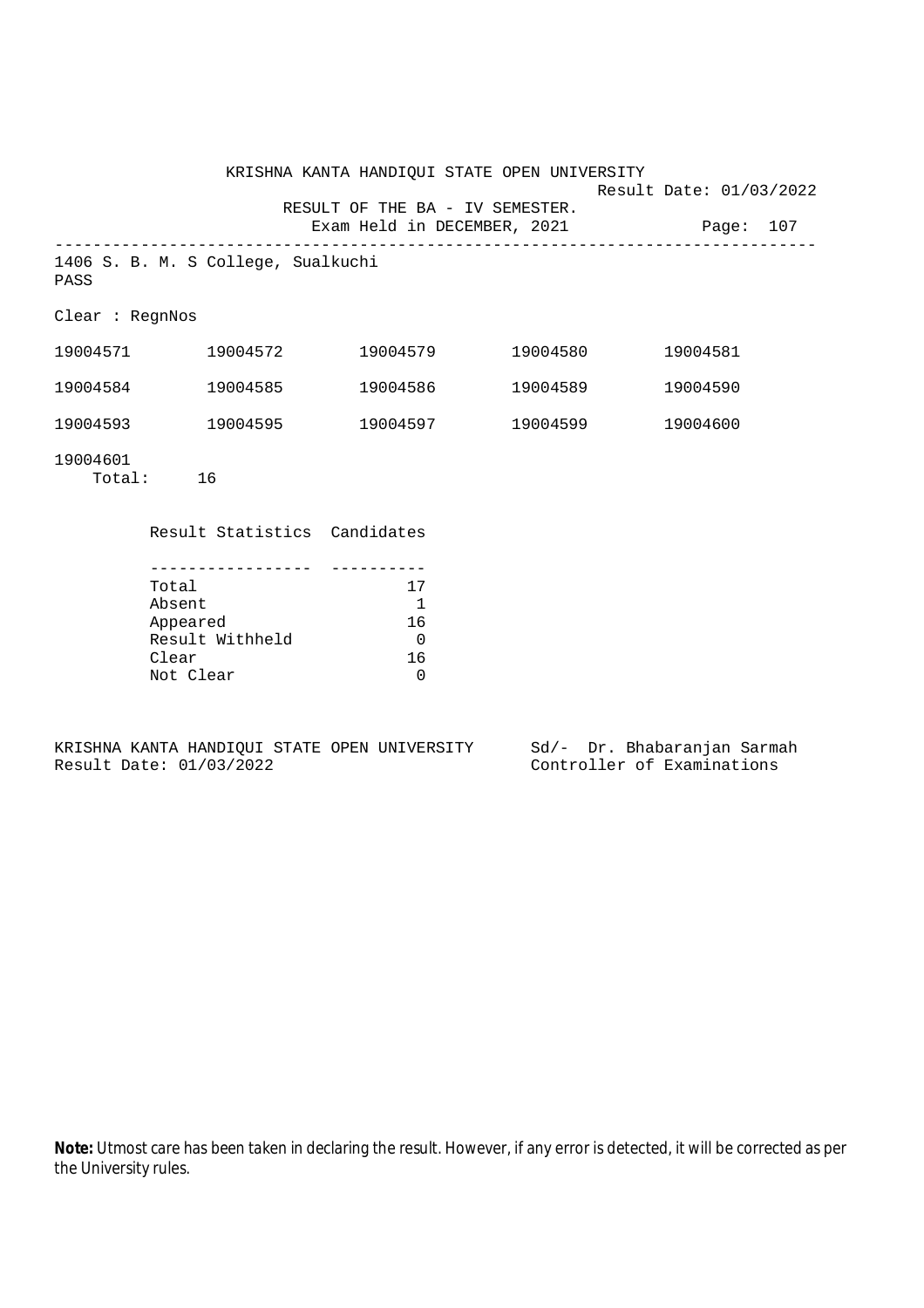KRISHNA KANTA HANDIQUI STATE OPEN UNIVERSITY

Result Date: 01/03/2022

RESULT OF THE BA - IV SEMESTER.

Exam Held in DECEMBER, 2021

---

1406 S. B. M. S College, Sualkuchi

PASS

Clear : RegnNos

| | | | | |
|---|---|---|---|---|
| 19004571 | 19004572 | 19004579 | 19004580 | 19004581 |
| 19004584 | 19004585 | 19004586 | 19004589 | 19004590 |
| 19004593 | 19004595 | 19004597 | 19004599 | 19004600 |
| 19004601 | | | | |

Total: 16

| Result Statistics | Candidates |
|---|---|
| Total | 17 |
| Absent | 1 |
| Appeared | 16 |
| Result Withheld | 0 |
| Clear | 16 |
| Not Clear | 0 |

KRISHNA KANTA HANDIQUI STATE OPEN UNIVERSITY
Result Date: 01/03/2022

Sd/- Dr. Bhabaranjan Sarmah
Controller of Examinations

**Note:** Utmost care has been taken in declaring the result. However, if any error is detected, it will be corrected as per the University rules.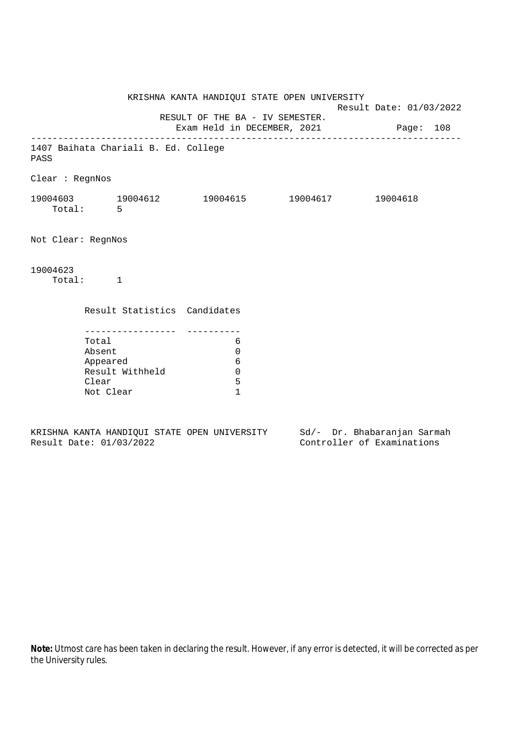KRISHNA KANTA HANDIQUI STATE OPEN UNIVERSITY

Result Date: 01/03/2022

RESULT OF THE BA - IV SEMESTER.

Exam Held in DECEMBER, 2021

---

1407 Baihata Chariali B. Ed. College

PASS

Clear : RegnNos

19004603 19004612 19004615 19004617 19004618

Total: 5

Not Clear: RegnNos

19004623

Total: 1

| Result Statistics | Candidates |
|---|---|
| Total | 6 |
| Absent | 0 |
| Appeared | 6 |
| Result Withheld | 0 |
| Clear | 5 |
| Not Clear | 1 |

KRISHNA KANTA HANDIQUI STATE OPEN UNIVERSITY
Result Date: 01/03/2022

Sd/- Dr. Bhabaranjan Sarmah
Controller of Examinations

**Note:** Utmost care has been taken in declaring the result. However, if any error is detected, it will be corrected as per the University rules.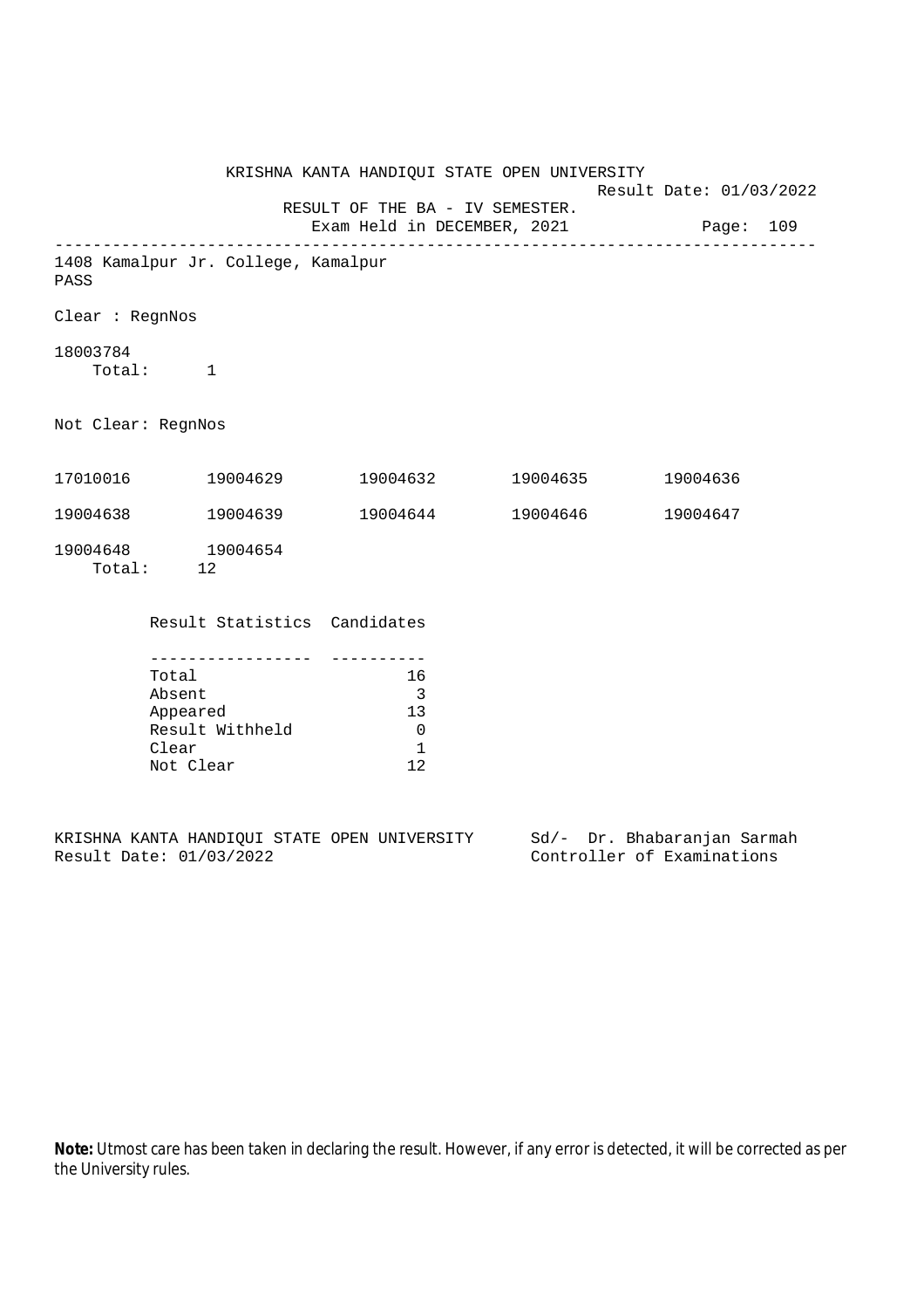KRISHNA KANTA HANDIQUI STATE OPEN UNIVERSITY

Result Date: 01/03/2022

RESULT OF THE BA - IV SEMESTER.

Exam Held in DECEMBER, 2021

Page: 109

---

1408 Kamalpur Jr. College, Kamalpur

PASS

Clear : RegnNos

18003784

Total: 1

Not Clear: RegnNos

| | | | | |
|---|---|---|---|---|
| 17010016 | 19004629 | 19004632 | 19004635 | 19004636 |
| 19004638 | 19004639 | 19004644 | 19004646 | 19004647 |
| 19004648 | 19004654 | | | |

Total: 12

| Result Statistics | Candidates |
|---|---|
| Total | 16 |
| Absent | 3 |
| Appeared | 13 |
| Result Withheld | 0 |
| Clear | 1 |
| Not Clear | 12 |

KRISHNA KANTA HANDIQUI STATE OPEN UNIVERSITY

Result Date: 01/03/2022

Sd/- Dr. Bhabaranjan Sarmah

Controller of Examinations

**Note:** Utmost care has been taken in declaring the result. However, if any error is detected, it will be corrected as per the University rules.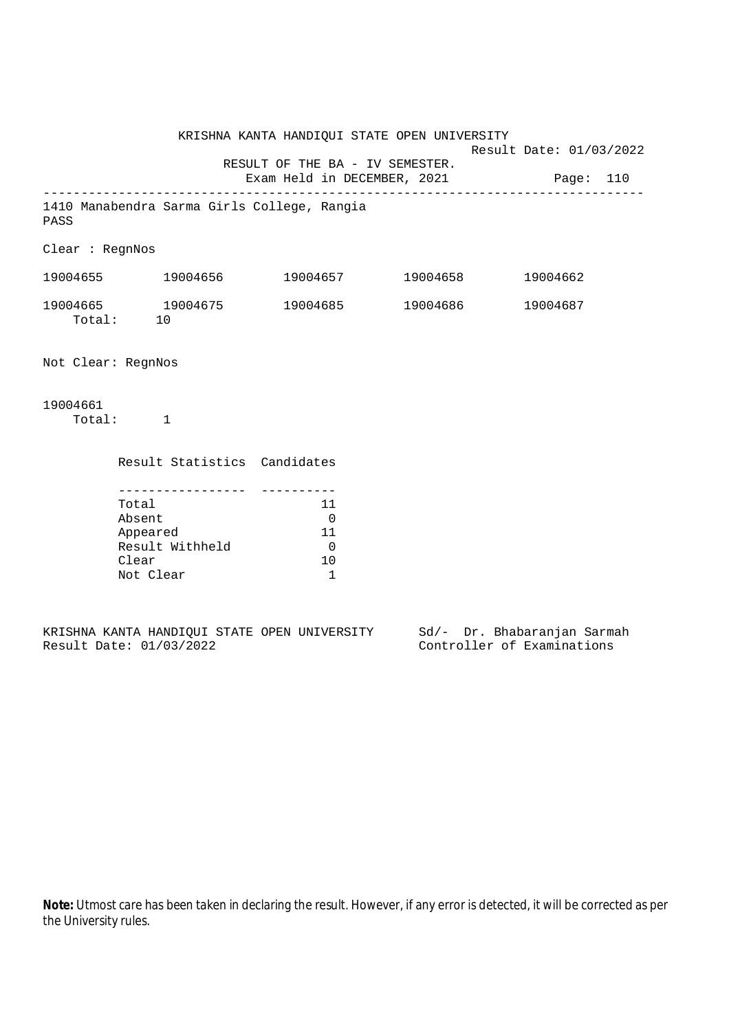KRISHNA KANTA HANDIQUI STATE OPEN UNIVERSITY

Result Date: 01/03/2022

RESULT OF THE BA - IV SEMESTER.

Exam Held in DECEMBER, 2021

Page: 110

---

1410 Manabendra Sarma Girls College, Rangia

PASS

Clear : RegnNos

| | | | | |
|---|---|---|---|---|
| 19004655 | 19004656 | 19004657 | 19004658 | 19004662 |
| 19004665 | 19004675 | 19004685 | 19004686 | 19004687 |

Total: 10

Not Clear: RegnNos

19004661

Total: 1

| Result Statistics | Candidates |
|---|---|
| Total | 11 |
| Absent | 0 |
| Appeared | 11 |
| Result Withheld | 0 |
| Clear | 10 |
| Not Clear | 1 |

KRISHNA KANTA HANDIQUI STATE OPEN UNIVERSITY
Result Date: 01/03/2022

Sd/- Dr. Bhabaranjan Sarmah
Controller of Examinations

**Note:** Utmost care has been taken in declaring the result. However, if any error is detected, it will be corrected as per the University rules.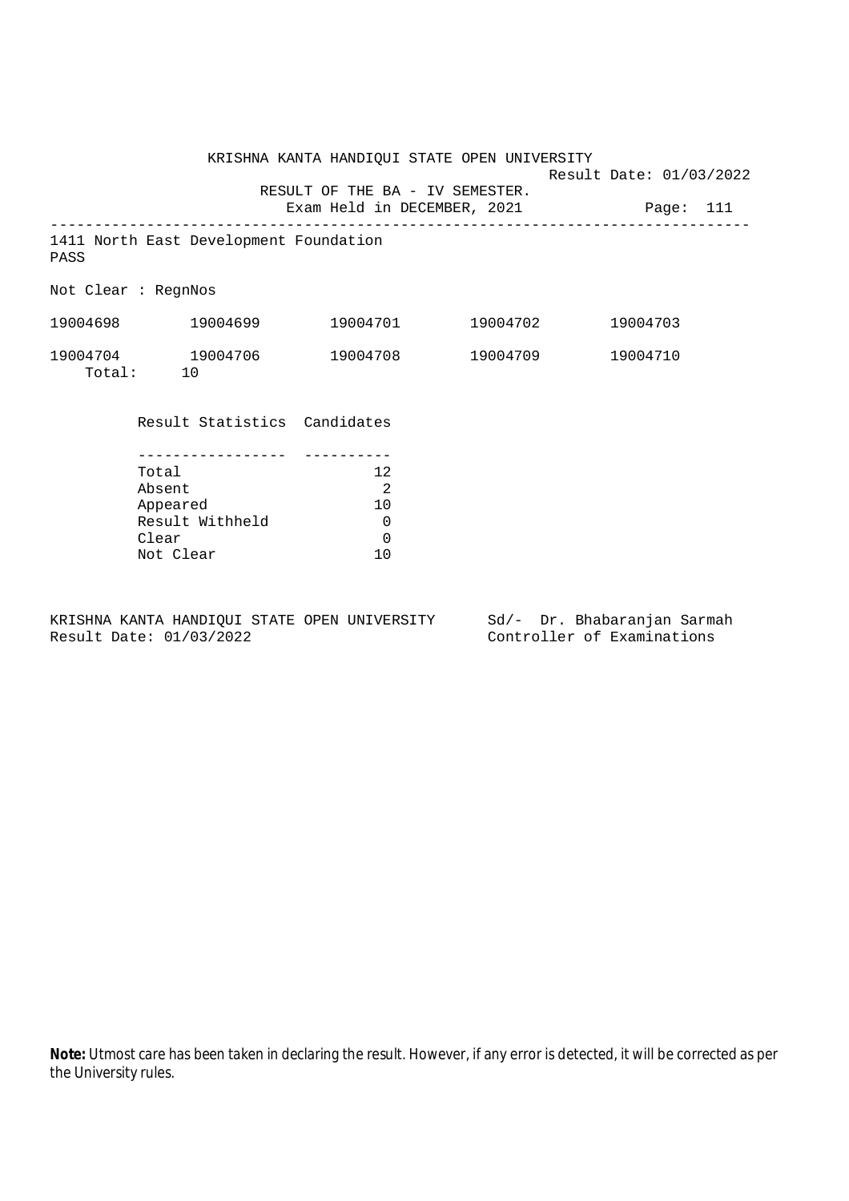KRISHNA KANTA HANDIQUI STATE OPEN UNIVERSITY

Result Date: 01/03/2022

RESULT OF THE BA - IV SEMESTER.

Exam Held in DECEMBER, 2021

---

1411 North East Development Foundation

PASS

Not Clear : RegnNos

| | | | | |
|---|---|---|---|---|
| 19004698 | 19004699 | 19004701 | 19004702 | 19004703 |
| 19004704 | 19004706 | 19004708 | 19004709 | 19004710 |

Total: 10

| Result Statistics | Candidates |
|---|---|
| Total | 12 |
| Absent | 2 |
| Appeared | 10 |
| Result Withheld | 0 |
| Clear | 0 |
| Not Clear | 10 |

KRISHNA KANTA HANDIQUI STATE OPEN UNIVERSITY
Result Date: 01/03/2022

Sd/- Dr. Bhabaranjan Sarmah
Controller of Examinations

**Note:** Utmost care has been taken in declaring the result. However, if any error is detected, it will be corrected as per the University rules.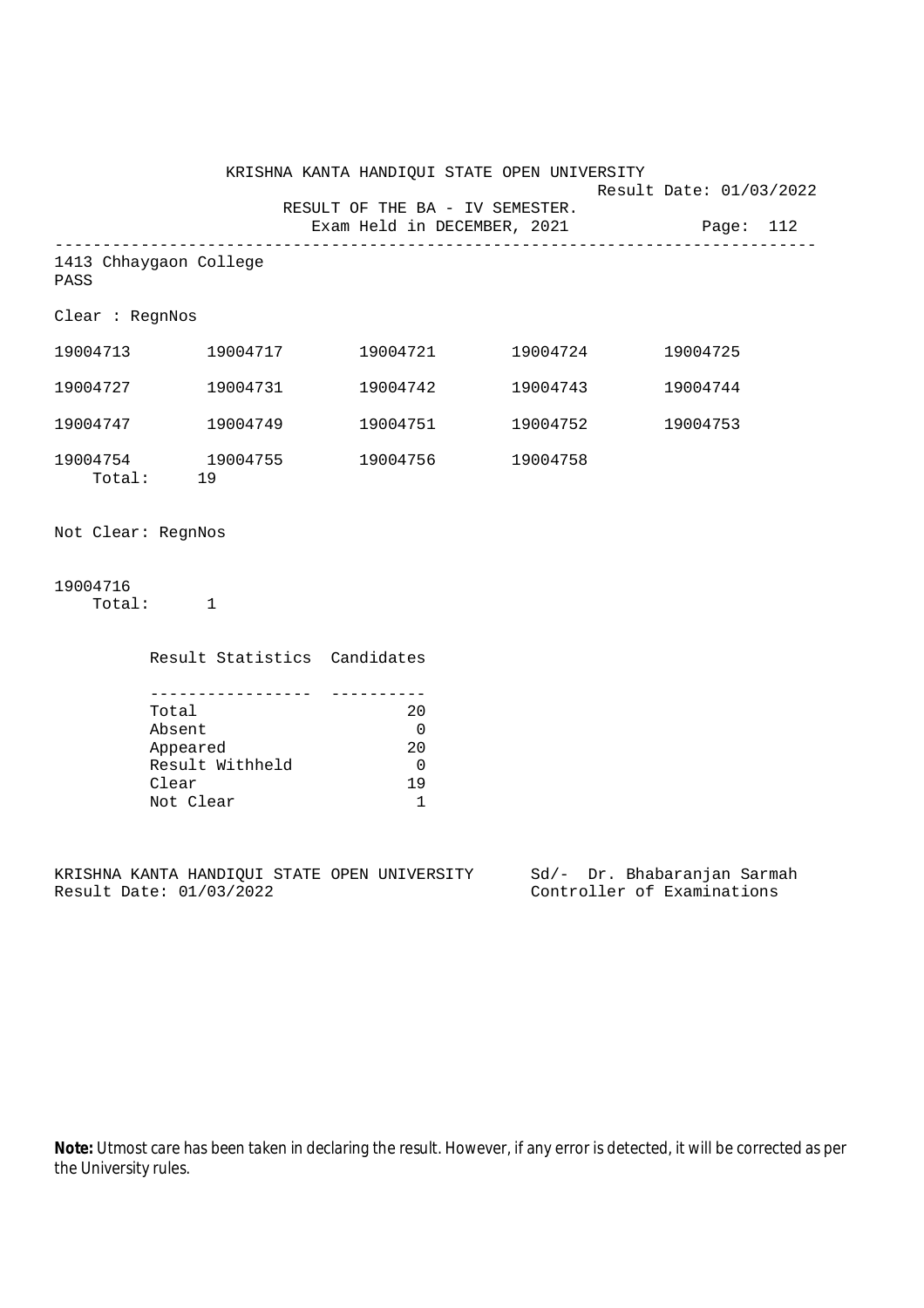KRISHNA KANTA HANDIQUI STATE OPEN UNIVERSITY

Result Date: 01/03/2022

RESULT OF THE BA - IV SEMESTER.

Exam Held in DECEMBER, 2021

---

1413 Chhaygaon College

PASS

Clear : RegnNos

| | | | | |
|---|---|---|---|---|
| 19004713 | 19004717 | 19004721 | 19004724 | 19004725 |
| 19004727 | 19004731 | 19004742 | 19004743 | 19004744 |
| 19004747 | 19004749 | 19004751 | 19004752 | 19004753 |
| 19004754 | 19004755 | 19004756 | 19004758 | |

Total: 19

Not Clear: RegnNos

19004716

Total: 1

| Result Statistics | Candidates |
|---|---|
| Total | 20 |
| Absent | 0 |
| Appeared | 20 |
| Result Withheld | 0 |
| Clear | 19 |
| Not Clear | 1 |

KRISHNA KANTA HANDIQUI STATE OPEN UNIVERSITY

Result Date: 01/03/2022

Sd/- Dr. Bhabaranjan Sarmah

Controller of Examinations

**Note:** Utmost care has been taken in declaring the result. However, if any error is detected, it will be corrected as per the University rules.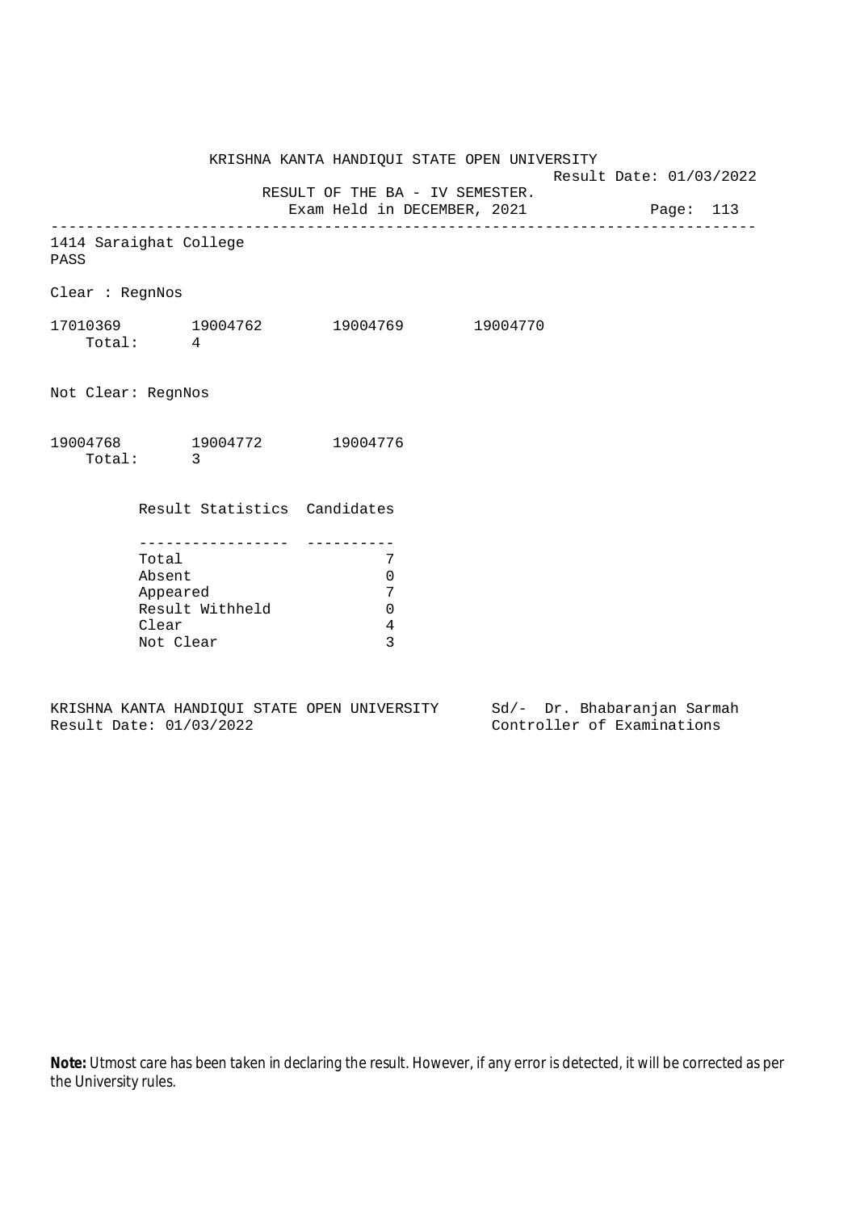KRISHNA KANTA HANDIQUI STATE OPEN UNIVERSITY

Result Date: 01/03/2022

RESULT OF THE BA - IV SEMESTER.

Exam Held in DECEMBER, 2021

---

1414 Saraighat College

PASS

Clear : RegnNos

17010369 19004762 19004769 19004770

Total: 4

Not Clear: RegnNos

19004768 19004772 19004776

Total: 3

| Result Statistics | Candidates |
|---|---|
| Total | 7 |
| Absent | 0 |
| Appeared | 7 |
| Result Withheld | 0 |
| Clear | 4 |
| Not Clear | 3 |

KRISHNA KANTA HANDIQUI STATE OPEN UNIVERSITY
Result Date: 01/03/2022

Sd/- Dr. Bhabaranjan Sarmah
Controller of Examinations

**Note:** Utmost care has been taken in declaring the result. However, if any error is detected, it will be corrected as per the University rules.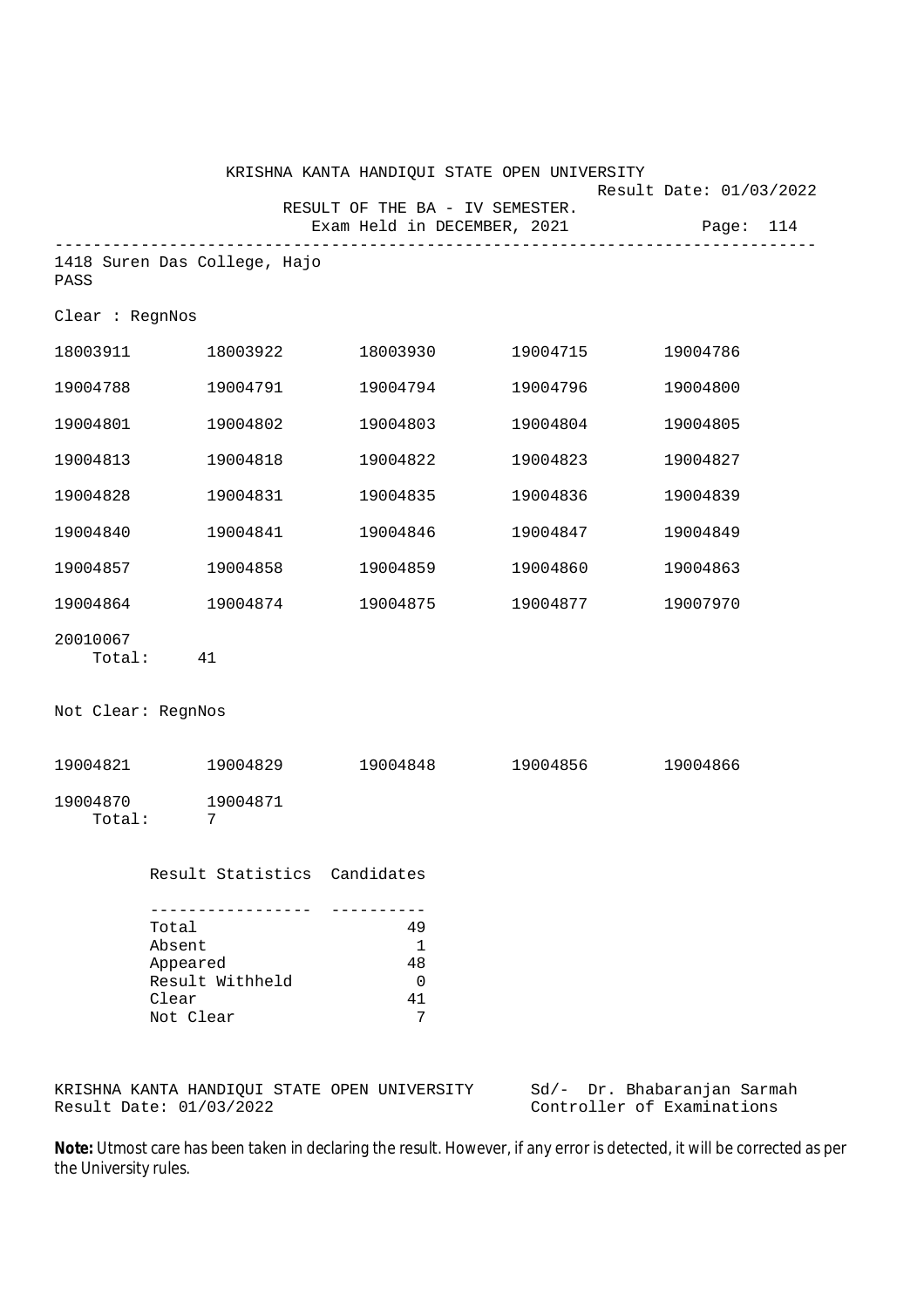KRISHNA KANTA HANDIQUI STATE OPEN UNIVERSITY

Result Date: 01/03/2022

RESULT OF THE BA - IV SEMESTER.

Exam Held in DECEMBER, 2021

Page: 114

---

1418 Suren Das College, Hajo

PASS

Clear : RegnNos

| | | | | |
|---|---|---|---|---|
| 18003911 | 18003922 | 18003930 | 19004715 | 19004786 |
| 19004788 | 19004791 | 19004794 | 19004796 | 19004800 |
| 19004801 | 19004802 | 19004803 | 19004804 | 19004805 |
| 19004813 | 19004818 | 19004822 | 19004823 | 19004827 |
| 19004828 | 19004831 | 19004835 | 19004836 | 19004839 |
| 19004840 | 19004841 | 19004846 | 19004847 | 19004849 |
| 19004857 | 19004858 | 19004859 | 19004860 | 19004863 |
| 19004864 | 19004874 | 19004875 | 19004877 | 19007970 |
| 20010067 | | | | |

Total: 41

Not Clear: RegnNos

| | | | | |
|---|---|---|---|---|
| 19004821 | 19004829 | 19004848 | 19004856 | 19004866 |
| 19004870 | 19004871 | | | |

Total: 7

| Result Statistics | Candidates |
|---|---|
| Total | 49 |
| Absent | 1 |
| Appeared | 48 |
| Result Withheld | 0 |
| Clear | 41 |
| Not Clear | 7 |

KRISHNA KANTA HANDIQUI STATE OPEN UNIVERSITY
Result Date: 01/03/2022

Sd/- Dr. Bhabaranjan Sarmah
Controller of Examinations

**Note:** Utmost care has been taken in declaring the result. However, if any error is detected, it will be corrected as per the University rules.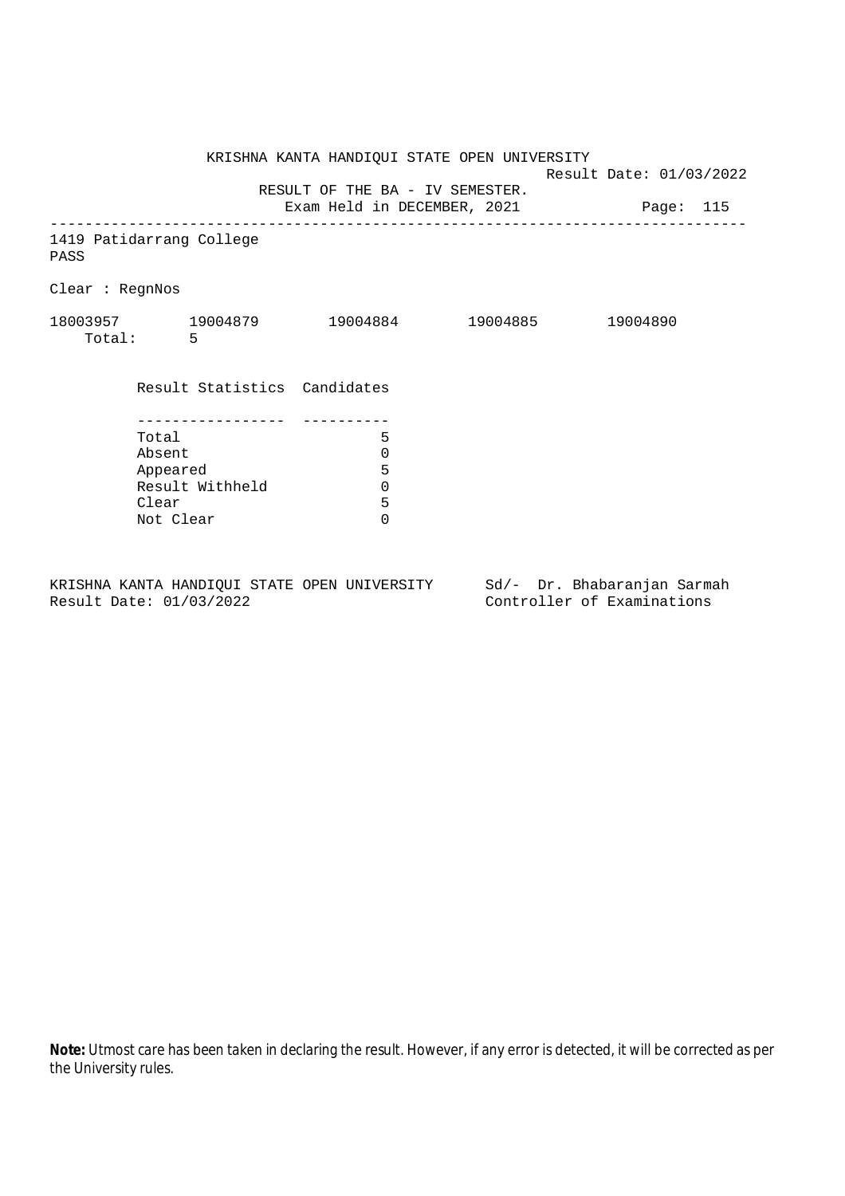KRISHNA KANTA HANDIQUI STATE OPEN UNIVERSITY

Result Date: 01/03/2022

RESULT OF THE BA - IV SEMESTER.

Exam Held in DECEMBER, 2021

1419 Patidarrang College

PASS

Clear : RegnNos

18003957 19004879 19004884 19004885 19004890

Total: 5

| Result Statistics | Candidates |
|---|---|
| Total | 5 |
| Absent | 0 |
| Appeared | 5 |
| Result Withheld | 0 |
| Clear | 5 |
| Not Clear | 0 |

KRISHNA KANTA HANDIQUI STATE OPEN UNIVERSITY
Result Date: 01/03/2022

Sd/- Dr. Bhabaranjan Sarmah
Controller of Examinations

**Note:** Utmost care has been taken in declaring the result. However, if any error is detected, it will be corrected as per the University rules.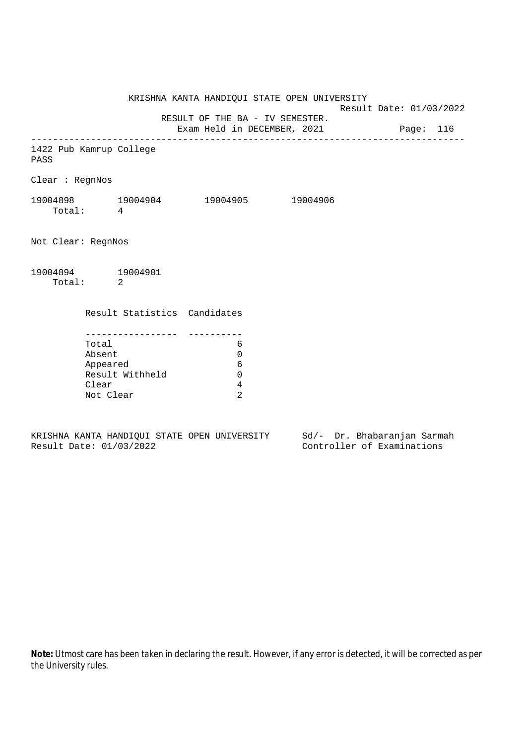KRISHNA KANTA HANDIQUI STATE OPEN UNIVERSITY

Result Date: 01/03/2022

RESULT OF THE BA - IV SEMESTER.

Exam Held in DECEMBER, 2021

---

1422 Pub Kamrup College

PASS

Clear : RegnNos

19004898 19004904 19004905 19004906

Total: 4

Not Clear: RegnNos

19004894 19004901

Total: 2

| Result Statistics | Candidates |
|---|---|
| Total | 6 |
| Absent | 0 |
| Appeared | 6 |
| Result Withheld | 0 |
| Clear | 4 |
| Not Clear | 2 |

KRISHNA KANTA HANDIQUI STATE OPEN UNIVERSITY
Result Date: 01/03/2022

Sd/- Dr. Bhabaranjan Sarmah
Controller of Examinations

**Note:** Utmost care has been taken in declaring the result. However, if any error is detected, it will be corrected as per the University rules.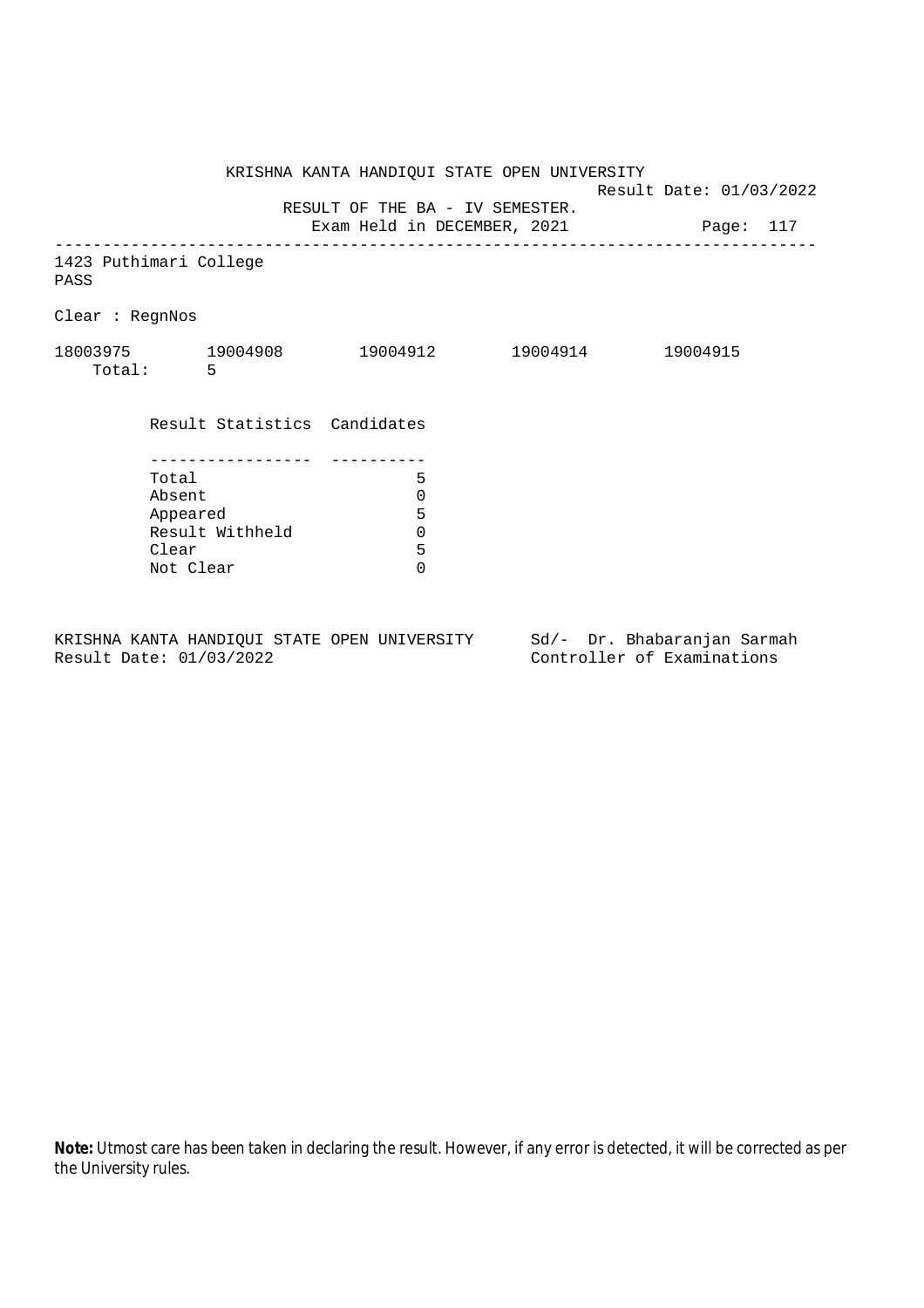KRISHNA KANTA HANDIQUI STATE OPEN UNIVERSITY

Result Date: 01/03/2022

RESULT OF THE BA - IV SEMESTER.

Exam Held in DECEMBER, 2021

Page: 117

---

1423 Puthimari College

PASS

Clear : RegnNos

18003975 19004908 19004912 19004914 19004915

Total: 5

| Result Statistics | Candidates |
|---|---|
| Total | 5 |
| Absent | 0 |
| Appeared | 5 |
| Result Withheld | 0 |
| Clear | 5 |
| Not Clear | 0 |

KRISHNA KANTA HANDIQUI STATE OPEN UNIVERSITY
Result Date: 01/03/2022

Sd/- Dr. Bhabaranjan Sarmah
Controller of Examinations

**Note:** Utmost care has been taken in declaring the result. However, if any error is detected, it will be corrected as per the University rules.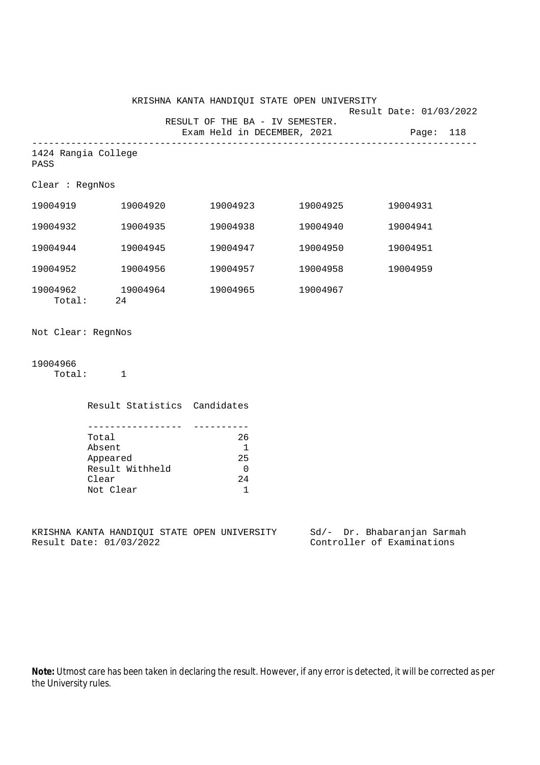KRISHNA KANTA HANDIQUI STATE OPEN UNIVERSITY

Result Date: 01/03/2022

RESULT OF THE BA - IV SEMESTER.

Exam Held in DECEMBER, 2021

Page: 118

---

1424 Rangia College

PASS

Clear : RegnNos

| | | | | |
|---|---|---|---|---|
| 19004919 | 19004920 | 19004923 | 19004925 | 19004931 |
| 19004932 | 19004935 | 19004938 | 19004940 | 19004941 |
| 19004944 | 19004945 | 19004947 | 19004950 | 19004951 |
| 19004952 | 19004956 | 19004957 | 19004958 | 19004959 |
| 19004962 | 19004964 | 19004965 | 19004967 | |

Total: 24

Not Clear: RegnNos

19004966

Total: 1

| Result Statistics | Candidates |
|---|---|
| Total | 26 |
| Absent | 1 |
| Appeared | 25 |
| Result Withheld | 0 |
| Clear | 24 |
| Not Clear | 1 |

KRISHNA KANTA HANDIQUI STATE OPEN UNIVERSITY
Result Date: 01/03/2022

Sd/- Dr. Bhabaranjan Sarmah
Controller of Examinations

**Note:** Utmost care has been taken in declaring the result. However, if any error is detected, it will be corrected as per the University rules.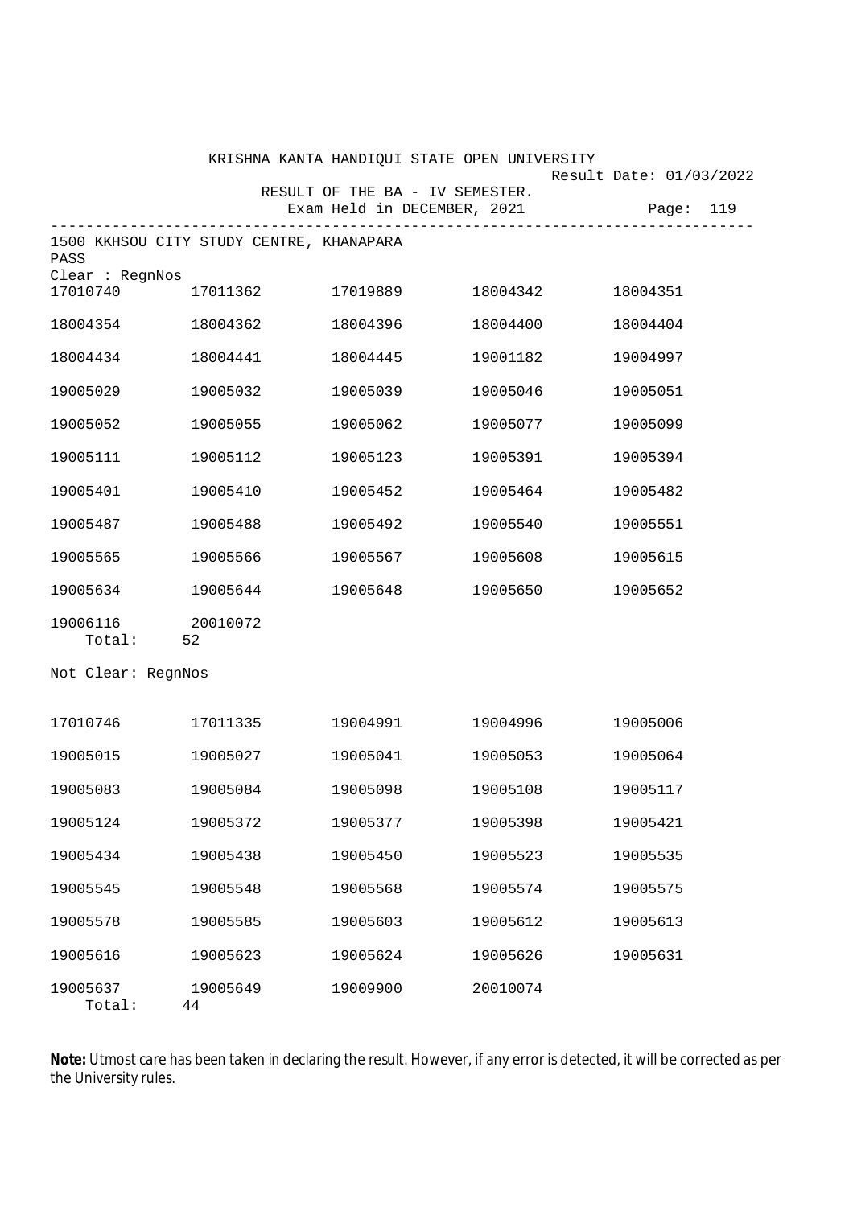KRISHNA KANTA HANDIQUI STATE OPEN UNIVERSITY

Result Date: 01/03/2022

RESULT OF THE BA - IV SEMESTER.

Exam Held in DECEMBER, 2021

1500 KKHSOU CITY STUDY CENTRE, KHANAPARA

PASS

Clear : RegnNos

| | | | | |
|---|---|---|---|---|
| 17010740 | 17011362 | 17019889 | 18004342 | 18004351 |
| 18004354 | 18004362 | 18004396 | 18004400 | 18004404 |
| 18004434 | 18004441 | 18004445 | 19001182 | 19004997 |
| 19005029 | 19005032 | 19005039 | 19005046 | 19005051 |
| 19005052 | 19005055 | 19005062 | 19005077 | 19005099 |
| 19005111 | 19005112 | 19005123 | 19005391 | 19005394 |
| 19005401 | 19005410 | 19005452 | 19005464 | 19005482 |
| 19005487 | 19005488 | 19005492 | 19005540 | 19005551 |
| 19005565 | 19005566 | 19005567 | 19005608 | 19005615 |
| 19005634 | 19005644 | 19005648 | 19005650 | 19005652 |
| 19006116 | 20010072 | | | |

Total: 52

Not Clear: RegnNos

| | | | | |
|---|---|---|---|---|
| 17010746 | 17011335 | 19004991 | 19004996 | 19005006 |
| 19005015 | 19005027 | 19005041 | 19005053 | 19005064 |
| 19005083 | 19005084 | 19005098 | 19005108 | 19005117 |
| 19005124 | 19005372 | 19005377 | 19005398 | 19005421 |
| 19005434 | 19005438 | 19005450 | 19005523 | 19005535 |
| 19005545 | 19005548 | 19005568 | 19005574 | 19005575 |
| 19005578 | 19005585 | 19005603 | 19005612 | 19005613 |
| 19005616 | 19005623 | 19005624 | 19005626 | 19005631 |
| 19005637 | 19005649 | 19009900 | 20010074 | |

Total: 44

**Note:** Utmost care has been taken in declaring the result. However, if any error is detected, it will be corrected as per the University rules.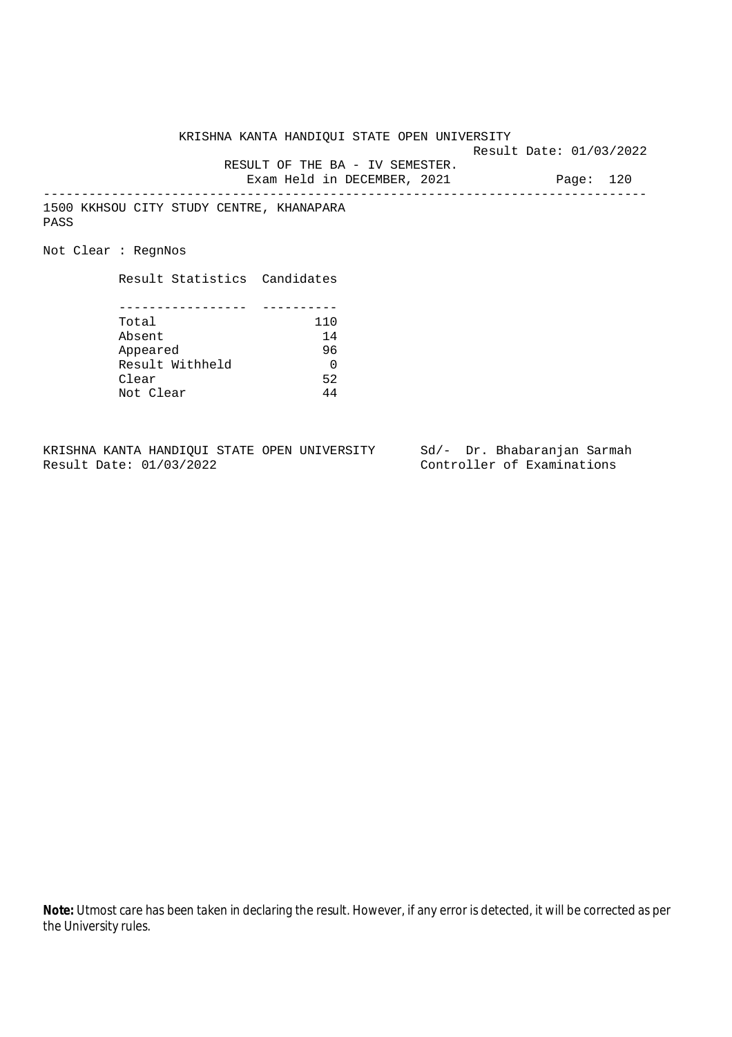KRISHNA KANTA HANDIQUI STATE OPEN UNIVERSITY

Result Date: 01/03/2022

RESULT OF THE BA - IV SEMESTER.

Exam Held in DECEMBER, 2021

---

1500 KKHSOU CITY STUDY CENTRE, KHANAPARA

PASS

Not Clear : RegnNos

| Result Statistics | Candidates |
|---|---|
| Total | 110 |
| Absent | 14 |
| Appeared | 96 |
| Result Withheld | 0 |
| Clear | 52 |
| Not Clear | 44 |

KRISHNA KANTA HANDIQUI STATE OPEN UNIVERSITY
Result Date: 01/03/2022

Sd/- Dr. Bhabaranjan Sarmah
Controller of Examinations

**Note:** Utmost care has been taken in declaring the result. However, if any error is detected, it will be corrected as per the University rules.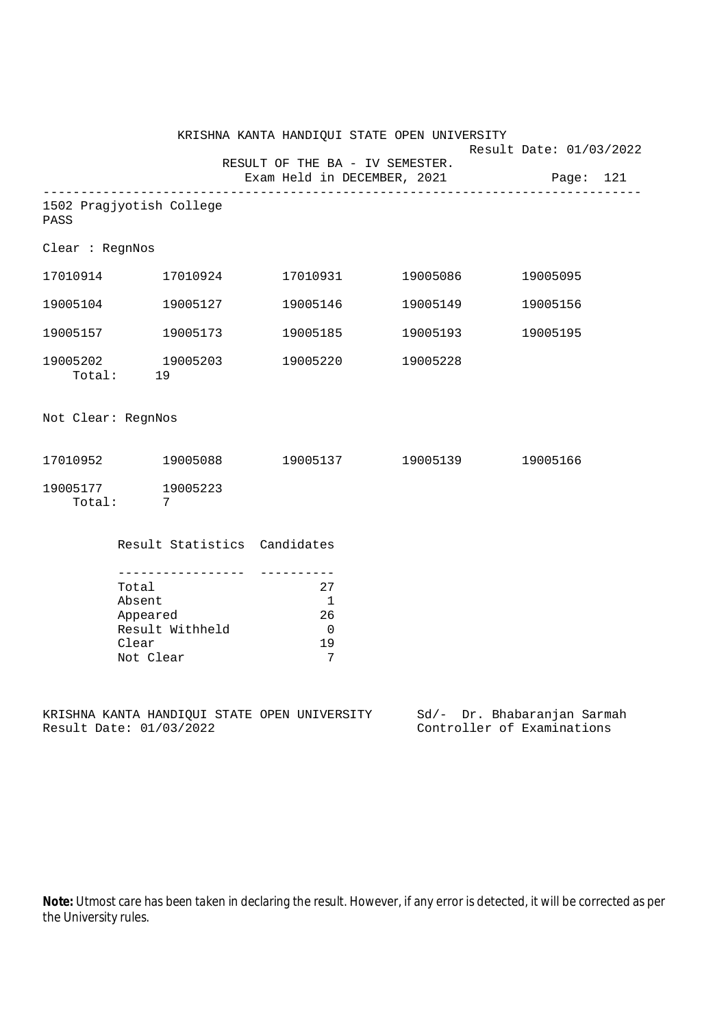KRISHNA KANTA HANDIQUI STATE OPEN UNIVERSITY

Result Date: 01/03/2022

RESULT OF THE BA - IV SEMESTER.

Exam Held in DECEMBER, 2021

Page: 121

---

1502 Pragjyotish College

PASS

Clear : RegnNos

| | | | | |
|---|---|---|---|---|
| 17010914 | 17010924 | 17010931 | 19005086 | 19005095 |
| 19005104 | 19005127 | 19005146 | 19005149 | 19005156 |
| 19005157 | 19005173 | 19005185 | 19005193 | 19005195 |
| 19005202 | 19005203 | 19005220 | 19005228 | |

Total: 19

Not Clear: RegnNos

| | | | | |
|---|---|---|---|---|
| 17010952 | 19005088 | 19005137 | 19005139 | 19005166 |
| 19005177 | 19005223 | | | |

Total: 7

| Result Statistics | Candidates |
|---|---|
| Total | 27 |
| Absent | 1 |
| Appeared | 26 |
| Result Withheld | 0 |
| Clear | 19 |
| Not Clear | 7 |

KRISHNA KANTA HANDIQUI STATE OPEN UNIVERSITY
Result Date: 01/03/2022

Sd/- Dr. Bhabaranjan Sarmah
Controller of Examinations

**Note:** Utmost care has been taken in declaring the result. However, if any error is detected, it will be corrected as per the University rules.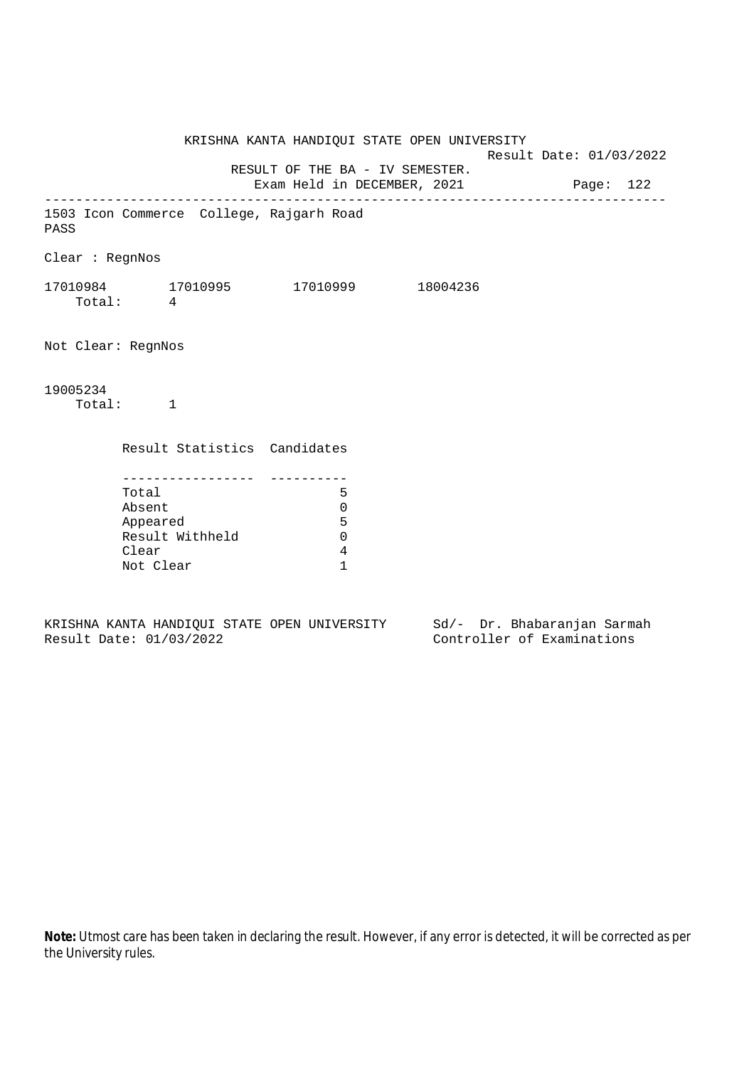KRISHNA KANTA HANDIQUI STATE OPEN UNIVERSITY

Result Date: 01/03/2022

RESULT OF THE BA - IV SEMESTER.

Exam Held in DECEMBER, 2021

---

1503 Icon Commerce College, Rajgarh Road

PASS

Clear : RegnNos

17010984 17010995 17010999 18004236

Total: 4

Not Clear: RegnNos

19005234

Total: 1

| Result Statistics | Candidates |
|---|---|
| Total | 5 |
| Absent | 0 |
| Appeared | 5 |
| Result Withheld | 0 |
| Clear | 4 |
| Not Clear | 1 |

KRISHNA KANTA HANDIQUI STATE OPEN UNIVERSITY

Result Date: 01/03/2022

Sd/- Dr. Bhabaranjan Sarmah

Controller of Examinations

**Note:** Utmost care has been taken in declaring the result. However, if any error is detected, it will be corrected as per the University rules.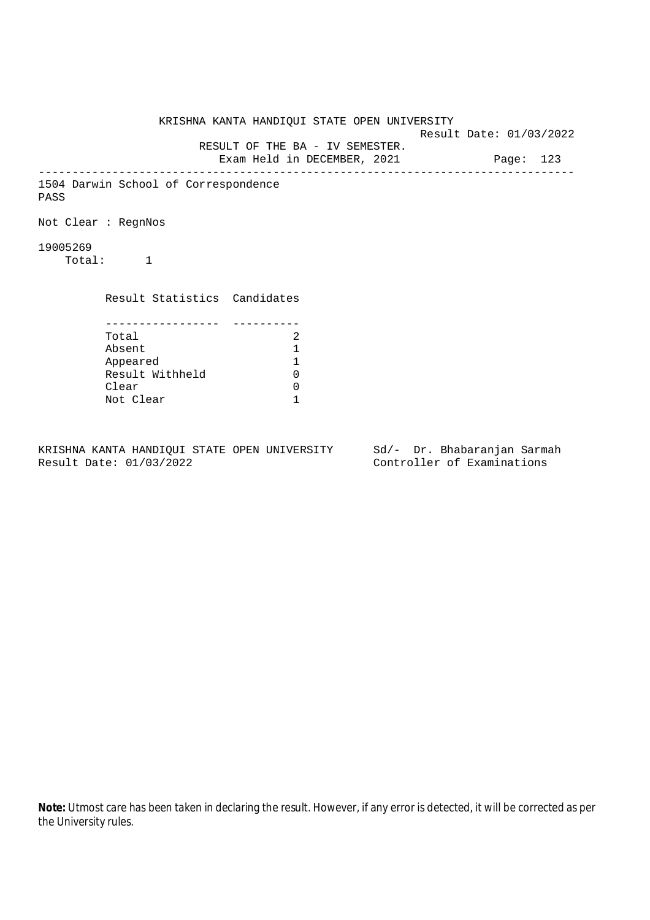KRISHNA KANTA HANDIQUI STATE OPEN UNIVERSITY

Result Date: 01/03/2022

RESULT OF THE BA - IV SEMESTER.

Exam Held in DECEMBER, 2021

---

1504 Darwin School of Correspondence

PASS

Not Clear : RegnNos

19005269

Total: 1

| Result Statistics | Candidates |
|---|---|
| Total | 2 |
| Absent | 1 |
| Appeared | 1 |
| Result Withheld | 0 |
| Clear | 0 |
| Not Clear | 1 |

KRISHNA KANTA HANDIQUI STATE OPEN UNIVERSITY
Result Date: 01/03/2022

Sd/- Dr. Bhabaranjan Sarmah
Controller of Examinations

**Note:** Utmost care has been taken in declaring the result. However, if any error is detected, it will be corrected as per the University rules.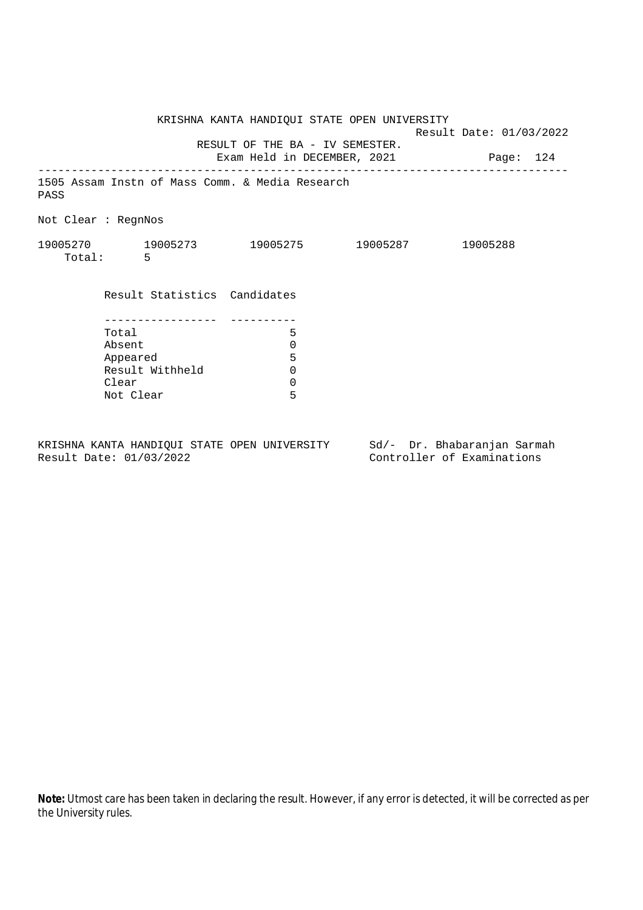KRISHNA KANTA HANDIQUI STATE OPEN UNIVERSITY

Result Date: 01/03/2022

RESULT OF THE BA - IV SEMESTER.

Exam Held in DECEMBER, 2021

---

1505 Assam Instn of Mass Comm. & Media Research

PASS

Not Clear : RegnNos

19005270 19005273 19005275 19005287 19005288

Total: 5

| Result Statistics | Candidates |
|---|---|
| Total | 5 |
| Absent | 0 |
| Appeared | 5 |
| Result Withheld | 0 |
| Clear | 0 |
| Not Clear | 5 |

KRISHNA KANTA HANDIQUI STATE OPEN UNIVERSITY

Result Date: 01/03/2022

Sd/- Dr. Bhabaranjan Sarmah

Controller of Examinations

**Note:** Utmost care has been taken in declaring the result. However, if any error is detected, it will be corrected as per the University rules.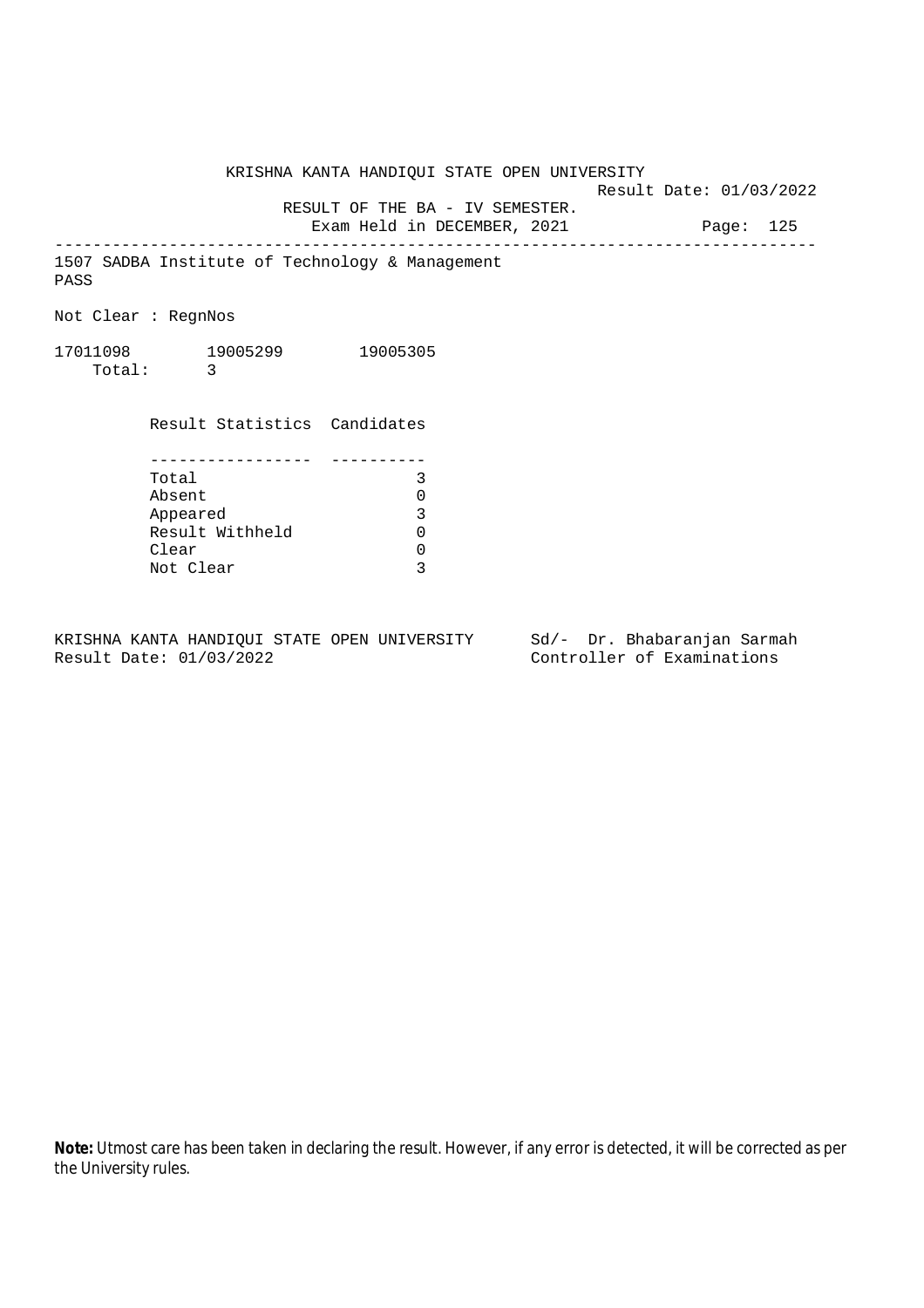KRISHNA KANTA HANDIQUI STATE OPEN UNIVERSITY

Result Date: 01/03/2022

RESULT OF THE BA - IV SEMESTER.

Exam Held in DECEMBER, 2021

---

1507 SADBA Institute of Technology & Management

PASS

Not Clear : RegnNos

17011098 19005299 19005305

Total: 3

| Result Statistics | Candidates |
|---|---|
| Total | 3 |
| Absent | 0 |
| Appeared | 3 |
| Result Withheld | 0 |
| Clear | 0 |
| Not Clear | 3 |

KRISHNA KANTA HANDIQUI STATE OPEN UNIVERSITY
Result Date: 01/03/2022

Sd/- Dr. Bhabaranjan Sarmah
Controller of Examinations

**Note:** Utmost care has been taken in declaring the result. However, if any error is detected, it will be corrected as per the University rules.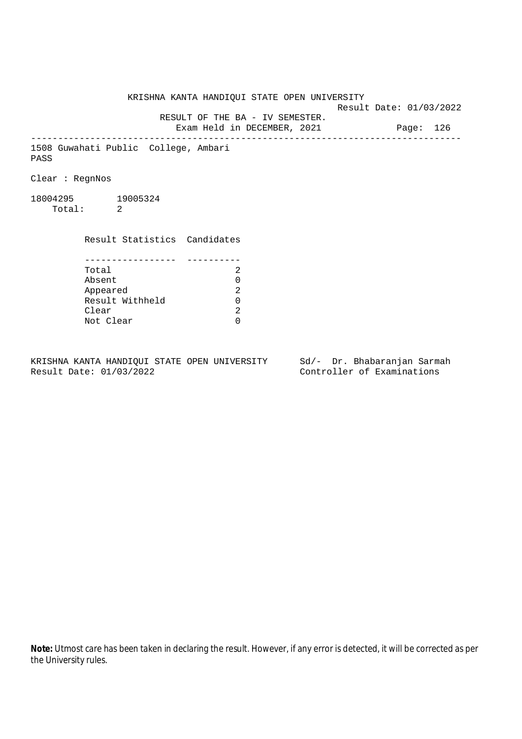KRISHNA KANTA HANDIQUI STATE OPEN UNIVERSITY

Result Date: 01/03/2022

RESULT OF THE BA - IV SEMESTER.

Exam Held in DECEMBER, 2021

---

1508 Guwahati Public College, Ambari

PASS

Clear : RegnNos

18004295 19005324

Total: 2

| Result Statistics | Candidates |
|---|---|
| Total | 2 |
| Absent | 0 |
| Appeared | 2 |
| Result Withheld | 0 |
| Clear | 2 |
| Not Clear | 0 |

KRISHNA KANTA HANDIQUI STATE OPEN UNIVERSITY
Result Date: 01/03/2022

Sd/- Dr. Bhabaranjan Sarmah
Controller of Examinations

**Note:** Utmost care has been taken in declaring the result. However, if any error is detected, it will be corrected as per the University rules.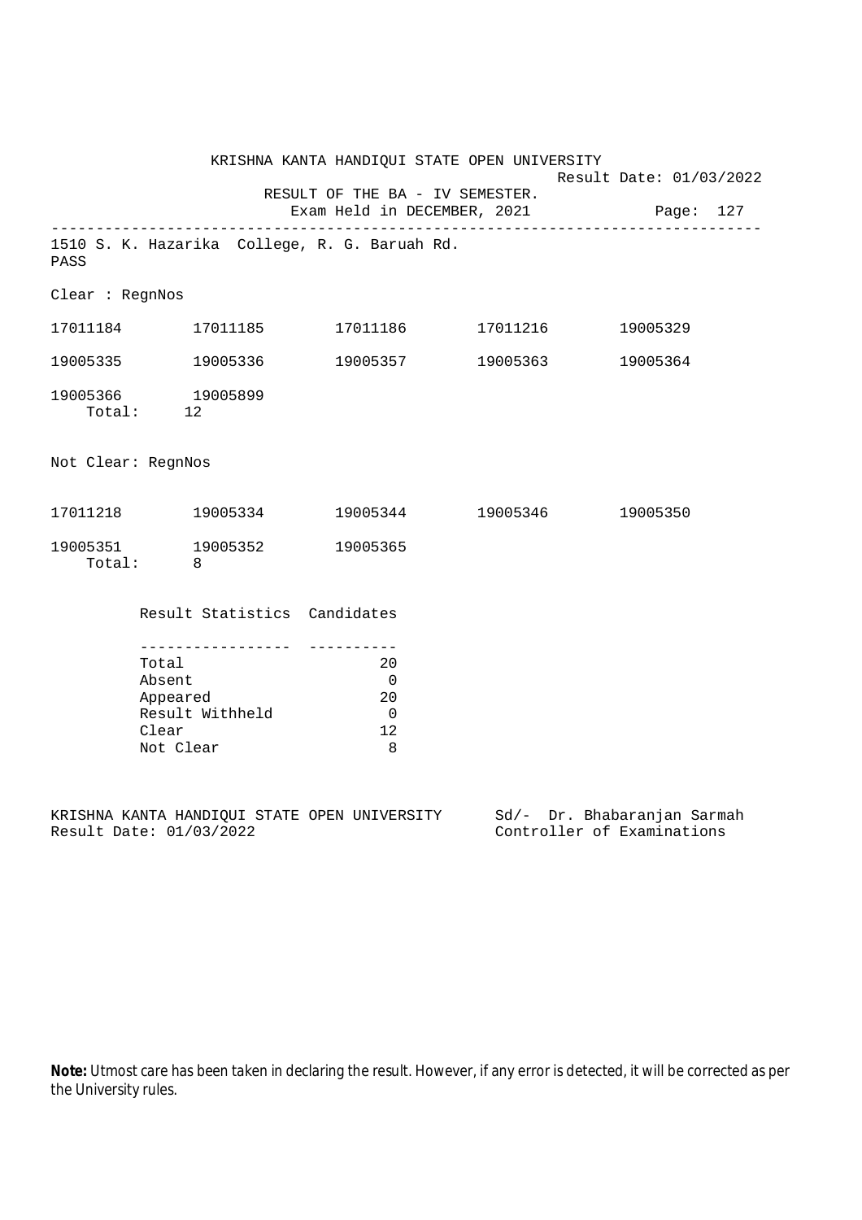KRISHNA KANTA HANDIQUI STATE OPEN UNIVERSITY

Result Date: 01/03/2022

RESULT OF THE BA - IV SEMESTER.

Exam Held in DECEMBER, 2021

---

1510 S. K. Hazarika College, R. G. Baruah Rd.

PASS

Clear : RegnNos

| | | | | |
|---|---|---|---|---|
| 17011184 | 17011185 | 17011186 | 17011216 | 19005329 |
| 19005335 | 19005336 | 19005357 | 19005363 | 19005364 |
| 19005366 | 19005899 | | | |

Total: 12

Not Clear: RegnNos

| | | | | |
|---|---|---|---|---|
| 17011218 | 19005334 | 19005344 | 19005346 | 19005350 |
| 19005351 | 19005352 | 19005365 | | |

Total: 8

| Result Statistics | Candidates |
|---|---|
| Total | 20 |
| Absent | 0 |
| Appeared | 20 |
| Result Withheld | 0 |
| Clear | 12 |
| Not Clear | 8 |

KRISHNA KANTA HANDIQUI STATE OPEN UNIVERSITY
Result Date: 01/03/2022

Sd/- Dr. Bhabaranjan Sarmah
Controller of Examinations

**Note:** Utmost care has been taken in declaring the result. However, if any error is detected, it will be corrected as per the University rules.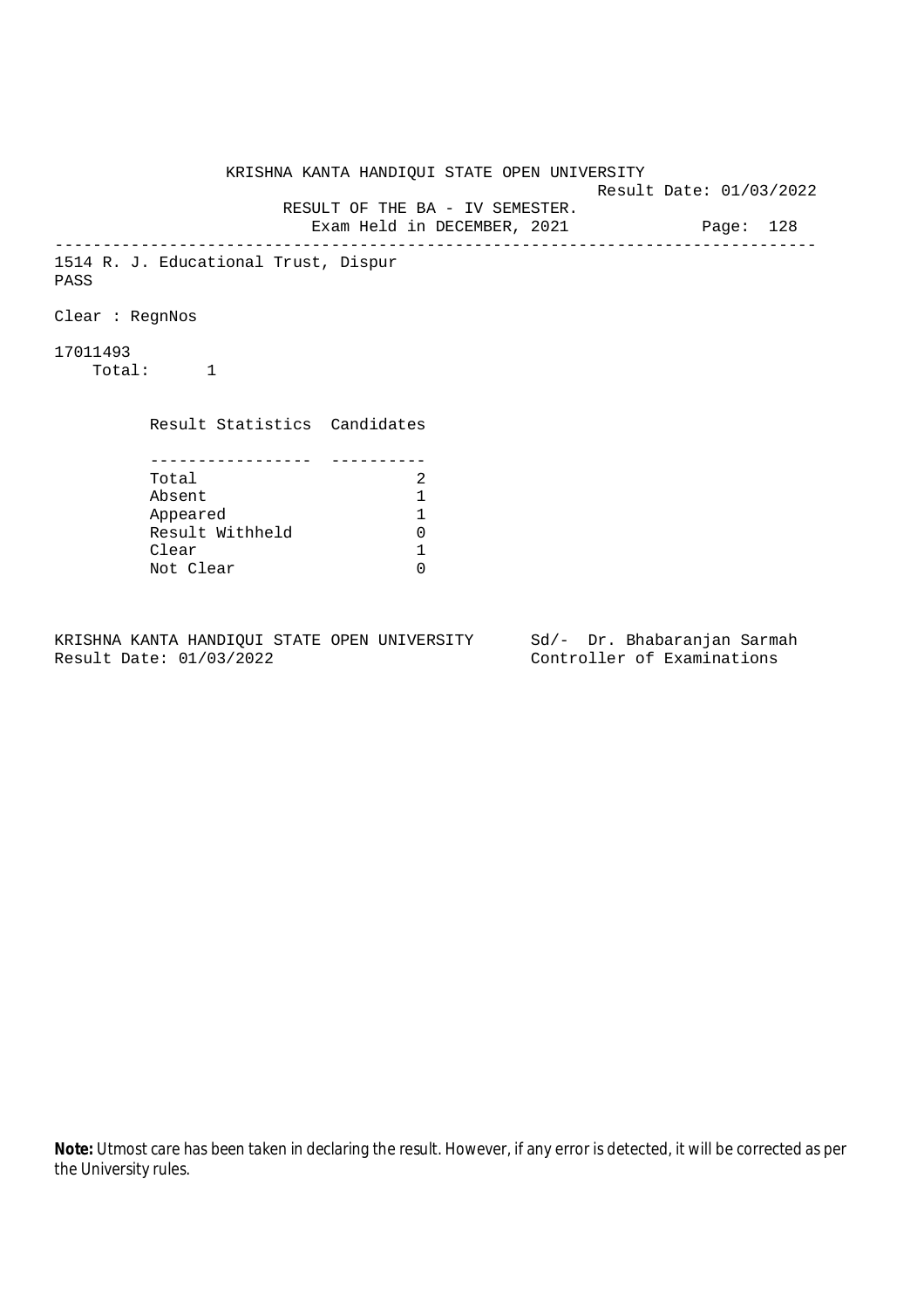KRISHNA KANTA HANDIQUI STATE OPEN UNIVERSITY

Result Date: 01/03/2022

RESULT OF THE BA - IV SEMESTER.

Exam Held in DECEMBER, 2021

Page: 128

---

1514 R. J. Educational Trust, Dispur

PASS

Clear : RegnNos

17011493

Total: 1

| Result Statistics | Candidates |
|---|---|
| Total | 2 |
| Absent | 1 |
| Appeared | 1 |
| Result Withheld | 0 |
| Clear | 1 |
| Not Clear | 0 |

KRISHNA KANTA HANDIQUI STATE OPEN UNIVERSITY
Result Date: 01/03/2022

Sd/- Dr. Bhabaranjan Sarmah
Controller of Examinations

**Note:** Utmost care has been taken in declaring the result. However, if any error is detected, it will be corrected as per the University rules.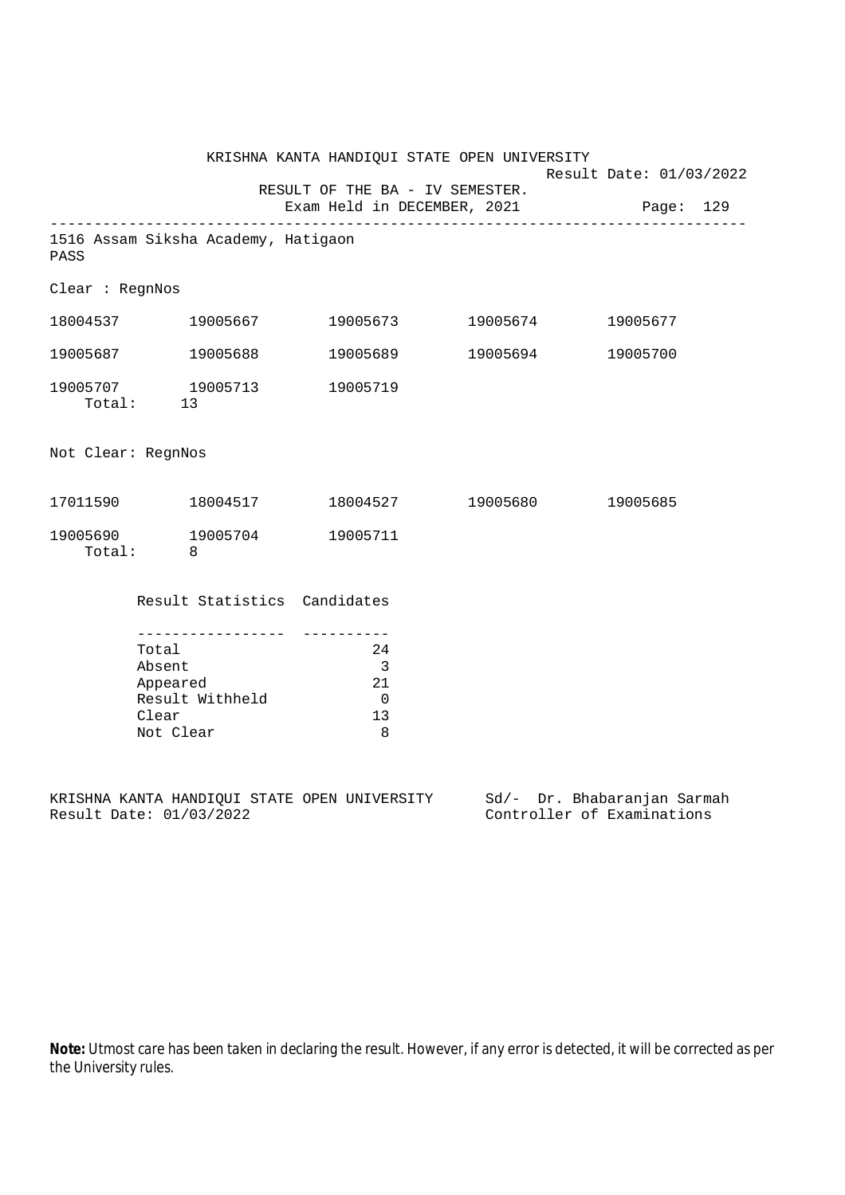KRISHNA KANTA HANDIQUI STATE OPEN UNIVERSITY

Result Date: 01/03/2022

RESULT OF THE BA - IV SEMESTER.

Exam Held in DECEMBER, 2021

---

1516 Assam Siksha Academy, Hatigaon

PASS

Clear : RegnNos

| | | | | |
|---|---|---|---|---|
| 18004537 | 19005667 | 19005673 | 19005674 | 19005677 |
| 19005687 | 19005688 | 19005689 | 19005694 | 19005700 |
| 19005707 | 19005713 | 19005719 | | |

Total: 13

Not Clear: RegnNos

| | | | | |
|---|---|---|---|---|
| 17011590 | 18004517 | 18004527 | 19005680 | 19005685 |
| 19005690 | 19005704 | 19005711 | | |

Total: 8

| Result Statistics | Candidates |
|---|---|
| Total | 24 |
| Absent | 3 |
| Appeared | 21 |
| Result Withheld | 0 |
| Clear | 13 |
| Not Clear | 8 |

KRISHNA KANTA HANDIQUI STATE OPEN UNIVERSITY
Result Date: 01/03/2022

Sd/- Dr. Bhabaranjan Sarmah
Controller of Examinations

**Note:** Utmost care has been taken in declaring the result. However, if any error is detected, it will be corrected as per the University rules.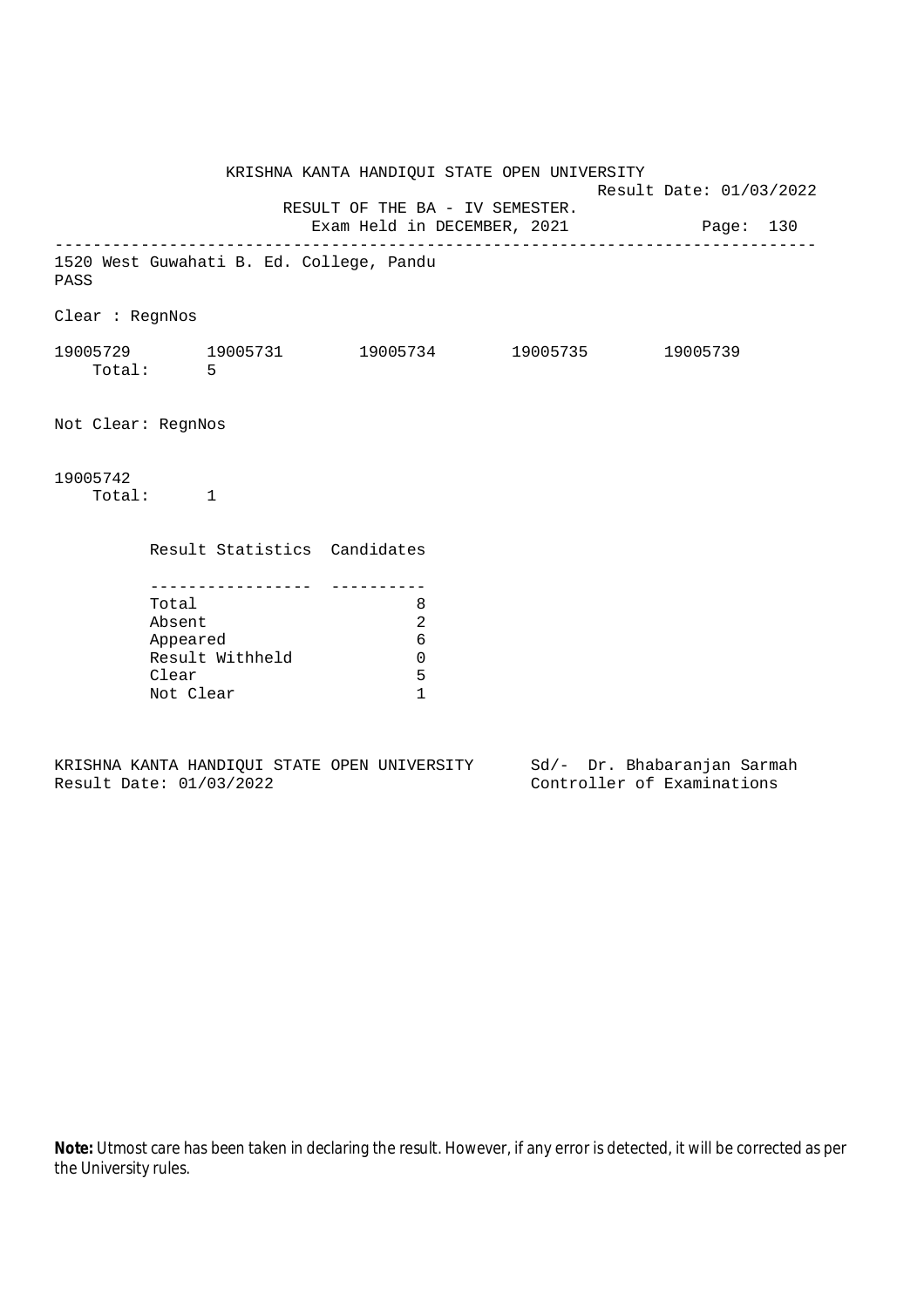KRISHNA KANTA HANDIQUI STATE OPEN UNIVERSITY

Result Date: 01/03/2022

RESULT OF THE BA - IV SEMESTER.

Exam Held in DECEMBER, 2021

---

1520 West Guwahati B. Ed. College, Pandu

PASS

Clear : RegnNos

19005729 19005731 19005734 19005735 19005739

Total: 5

Not Clear: RegnNos

19005742

Total: 1

| Result Statistics | Candidates |
|---|---|
| Total | 8 |
| Absent | 2 |
| Appeared | 6 |
| Result Withheld | 0 |
| Clear | 5 |
| Not Clear | 1 |

KRISHNA KANTA HANDIQUI STATE OPEN UNIVERSITY
Result Date: 01/03/2022

Sd/- Dr. Bhabaranjan Sarmah
Controller of Examinations

**Note:** Utmost care has been taken in declaring the result. However, if any error is detected, it will be corrected as per the University rules.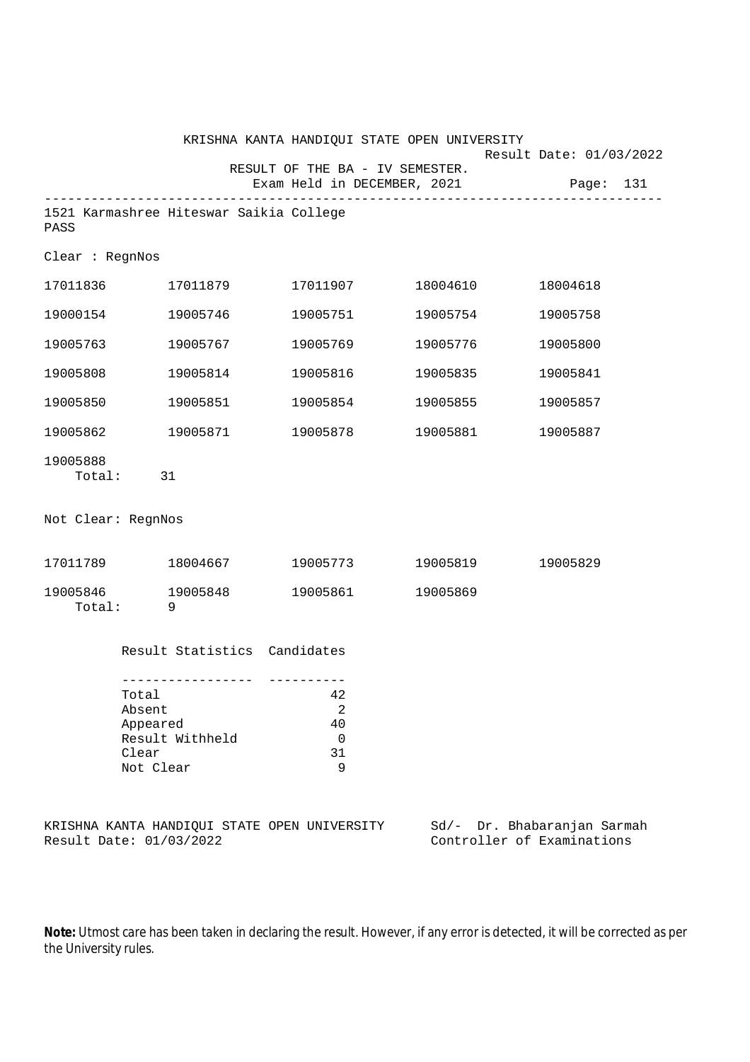KRISHNA KANTA HANDIQUI STATE OPEN UNIVERSITY

Result Date: 01/03/2022

RESULT OF THE BA - IV SEMESTER.

Exam Held in DECEMBER, 2021

Page: 131

---

1521 Karmashree Hiteswar Saikia College

PASS

Clear : RegnNos

| | | | | |
|---|---|---|---|---|
| 17011836 | 17011879 | 17011907 | 18004610 | 18004618 |
| 19000154 | 19005746 | 19005751 | 19005754 | 19005758 |
| 19005763 | 19005767 | 19005769 | 19005776 | 19005800 |
| 19005808 | 19005814 | 19005816 | 19005835 | 19005841 |
| 19005850 | 19005851 | 19005854 | 19005855 | 19005857 |
| 19005862 | 19005871 | 19005878 | 19005881 | 19005887 |
| 19005888 | | | | |

Total: 31

Not Clear: RegnNos

| | | | | |
|---|---|---|---|---|
| 17011789 | 18004667 | 19005773 | 19005819 | 19005829 |
| 19005846 | 19005848 | 19005861 | 19005869 | |

Total: 9

| Result Statistics | Candidates |
|---|---|
| Total | 42 |
| Absent | 2 |
| Appeared | 40 |
| Result Withheld | 0 |
| Clear | 31 |
| Not Clear | 9 |

KRISHNA KANTA HANDIQUI STATE OPEN UNIVERSITY
Result Date: 01/03/2022

Sd/- Dr. Bhabaranjan Sarmah
Controller of Examinations

**Note:** Utmost care has been taken in declaring the result. However, if any error is detected, it will be corrected as per the University rules.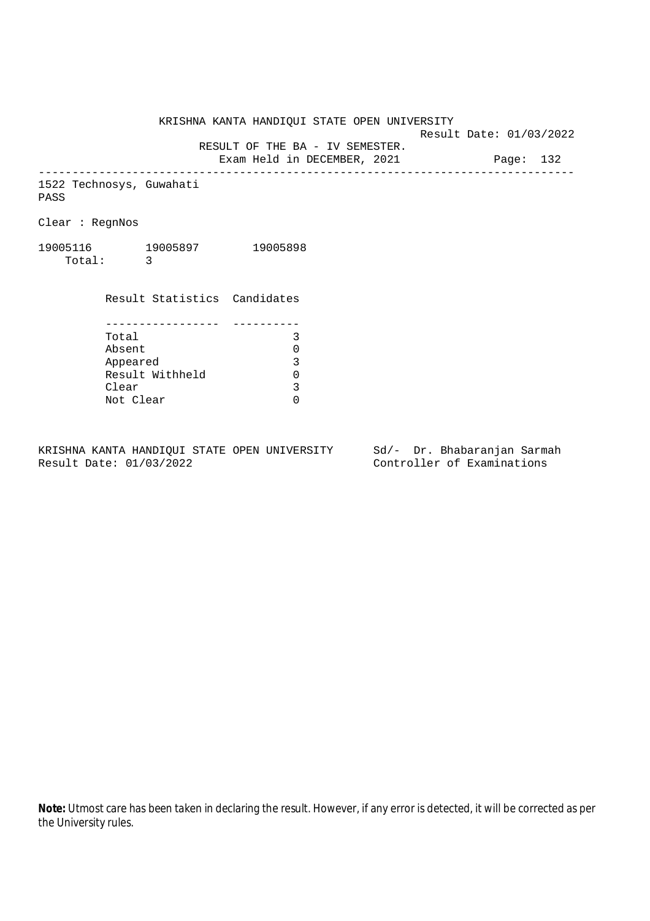KRISHNA KANTA HANDIQUI STATE OPEN UNIVERSITY

Result Date: 01/03/2022

RESULT OF THE BA - IV SEMESTER.

Exam Held in DECEMBER, 2021

---

1522 Technosys, Guwahati

PASS

Clear : RegnNos

19005116 19005897 19005898

Total: 3

| Result Statistics | Candidates |
|---|---|
| Total | 3 |
| Absent | 0 |
| Appeared | 3 |
| Result Withheld | 0 |
| Clear | 3 |
| Not Clear | 0 |

KRISHNA KANTA HANDIQUI STATE OPEN UNIVERSITY
Result Date: 01/03/2022

Sd/- Dr. Bhabaranjan Sarmah
Controller of Examinations

**Note:** Utmost care has been taken in declaring the result. However, if any error is detected, it will be corrected as per the University rules.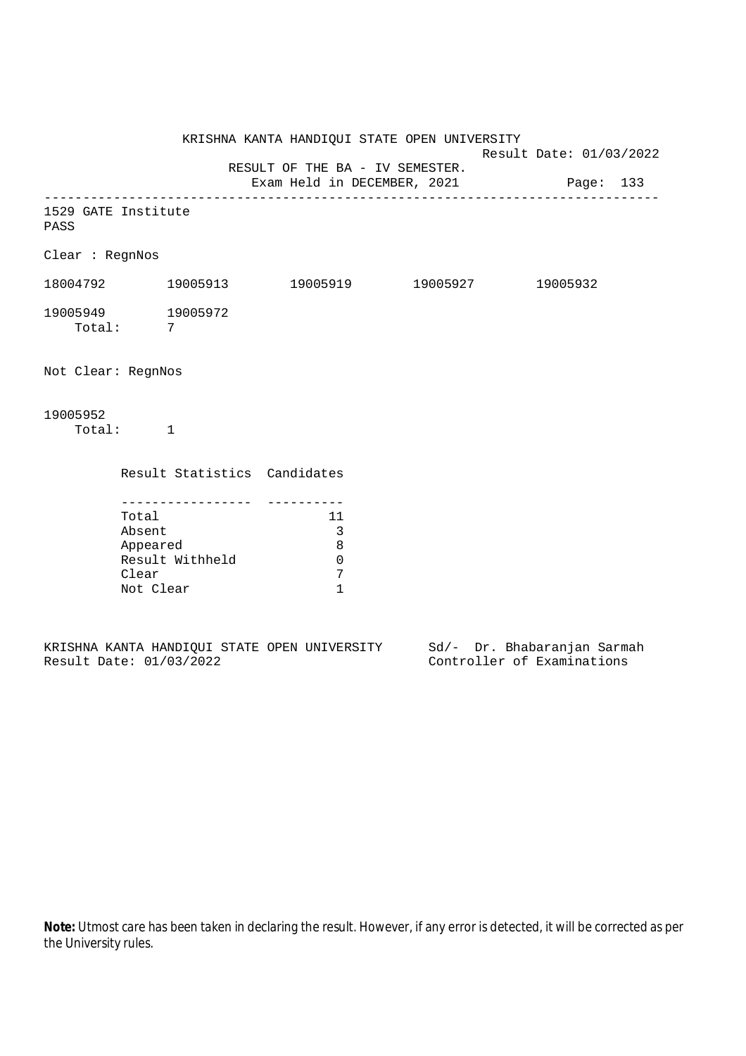KRISHNA KANTA HANDIQUI STATE OPEN UNIVERSITY

Result Date: 01/03/2022

RESULT OF THE BA - IV SEMESTER.

Exam Held in DECEMBER, 2021

---

1529 GATE Institute

PASS

Clear : RegnNos

18004792 19005913 19005919 19005927 19005932

19005949 19005972

Total: 7

Not Clear: RegnNos

19005952

Total: 1

| Result Statistics | Candidates |
|---|---|
| Total | 11 |
| Absent | 3 |
| Appeared | 8 |
| Result Withheld | 0 |
| Clear | 7 |
| Not Clear | 1 |

KRISHNA KANTA HANDIQUI STATE OPEN UNIVERSITY
Result Date: 01/03/2022

Sd/- Dr. Bhabaranjan Sarmah
Controller of Examinations

**Note:** Utmost care has been taken in declaring the result. However, if any error is detected, it will be corrected as per the University rules.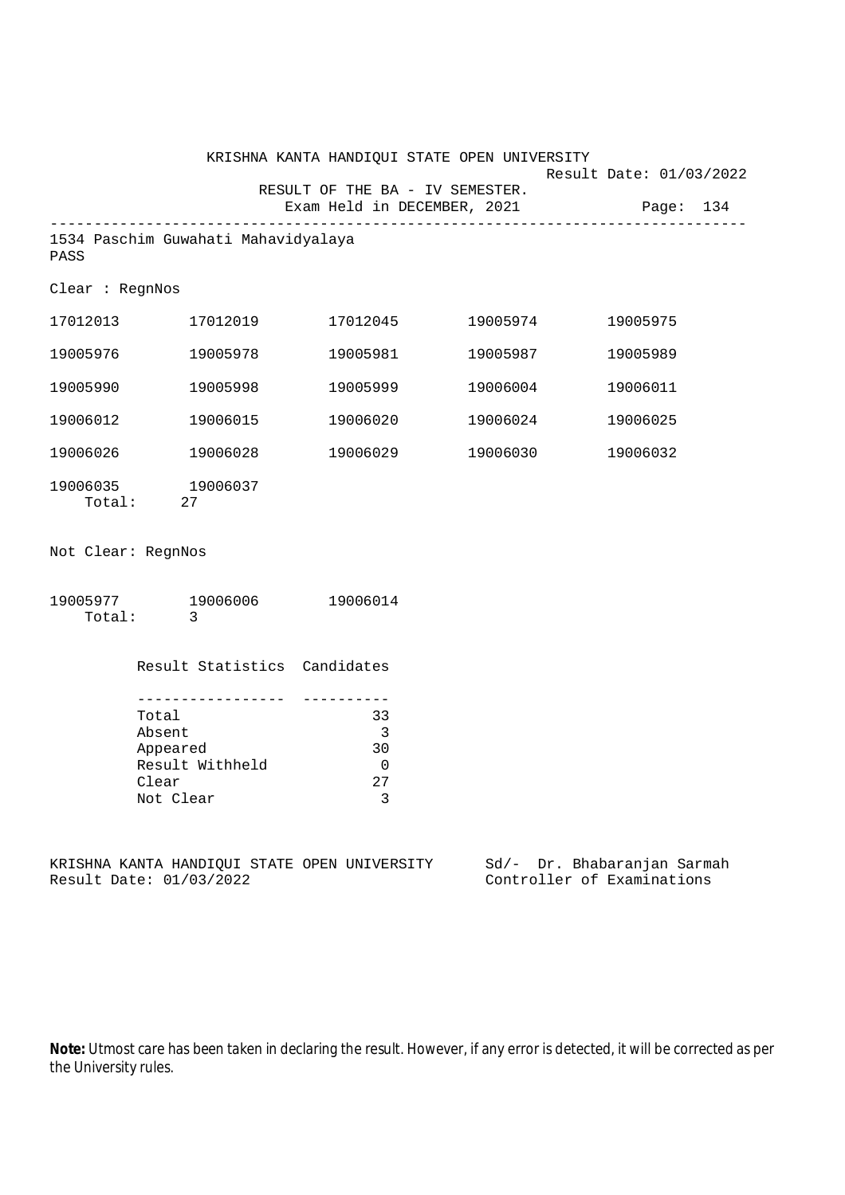KRISHNA KANTA HANDIQUI STATE OPEN UNIVERSITY

Result Date: 01/03/2022

RESULT OF THE BA - IV SEMESTER.

Exam Held in DECEMBER, 2021

1534 Paschim Guwahati Mahavidyalaya

PASS

Clear : RegnNos

| | | | | |
|---|---|---|---|---|
| 17012013 | 17012019 | 17012045 | 19005974 | 19005975 |
| 19005976 | 19005978 | 19005981 | 19005987 | 19005989 |
| 19005990 | 19005998 | 19005999 | 19006004 | 19006011 |
| 19006012 | 19006015 | 19006020 | 19006024 | 19006025 |
| 19006026 | 19006028 | 19006029 | 19006030 | 19006032 |
| 19006035 | 19006037 | | | |

Total: 27

Not Clear: RegnNos

| | | |
|---|---|---|
| 19005977 | 19006006 | 19006014 |

Total: 3

| Result Statistics | Candidates |
|---|---|
| Total | 33 |
| Absent | 3 |
| Appeared | 30 |
| Result Withheld | 0 |
| Clear | 27 |
| Not Clear | 3 |

KRISHNA KANTA HANDIQUI STATE OPEN UNIVERSITY
Result Date: 01/03/2022

Sd/- Dr. Bhabaranjan Sarmah
Controller of Examinations

**Note:** Utmost care has been taken in declaring the result. However, if any error is detected, it will be corrected as per the University rules.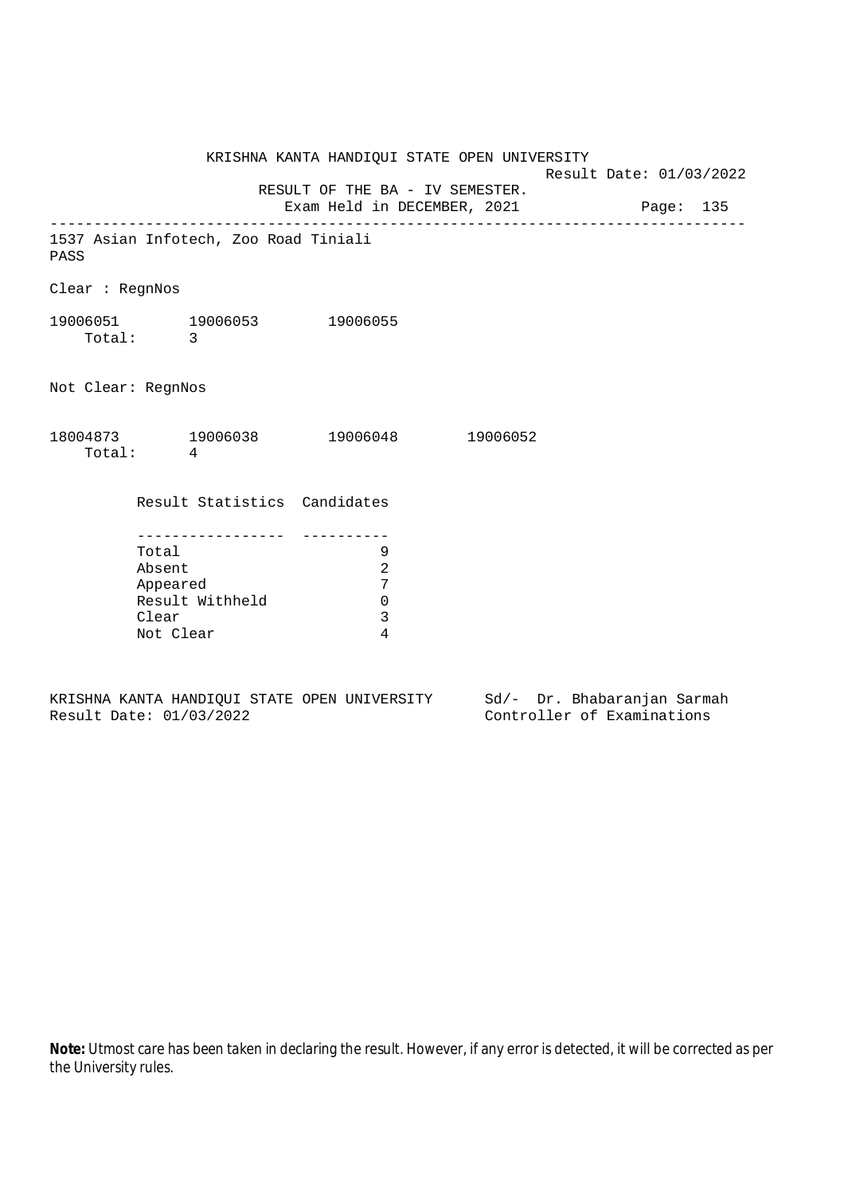KRISHNA KANTA HANDIQUI STATE OPEN UNIVERSITY

Result Date: 01/03/2022

RESULT OF THE BA - IV SEMESTER.

Exam Held in DECEMBER, 2021

---

1537 Asian Infotech, Zoo Road Tiniali

PASS

Clear : RegnNos

19006051 19006053 19006055

Total: 3

Not Clear: RegnNos

18004873 19006038 19006048 19006052

Total: 4

| Result Statistics | Candidates |
|---|---|
| Total | 9 |
| Absent | 2 |
| Appeared | 7 |
| Result Withheld | 0 |
| Clear | 3 |
| Not Clear | 4 |

KRISHNA KANTA HANDIQUI STATE OPEN UNIVERSITY
Result Date: 01/03/2022

Sd/- Dr. Bhabaranjan Sarmah
Controller of Examinations

**Note:** Utmost care has been taken in declaring the result. However, if any error is detected, it will be corrected as per the University rules.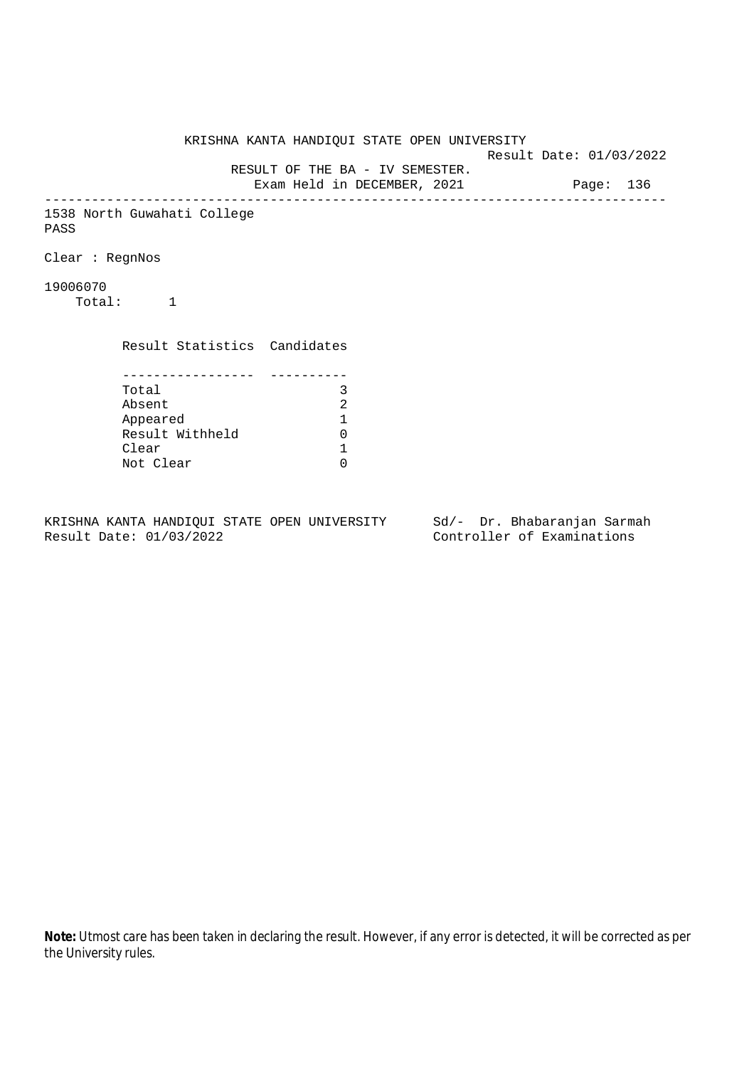KRISHNA KANTA HANDIQUI STATE OPEN UNIVERSITY

Result Date: 01/03/2022

RESULT OF THE BA - IV SEMESTER.

Exam Held in DECEMBER, 2021

---

1538 North Guwahati College

PASS

Clear : RegnNos

19006070

Total: 1

| Result Statistics | Candidates |
|---|---|
| Total | 3 |
| Absent | 2 |
| Appeared | 1 |
| Result Withheld | 0 |
| Clear | 1 |
| Not Clear | 0 |

KRISHNA KANTA HANDIQUI STATE OPEN UNIVERSITY
Result Date: 01/03/2022

Sd/- Dr. Bhabaranjan Sarmah
Controller of Examinations

**Note:** Utmost care has been taken in declaring the result. However, if any error is detected, it will be corrected as per the University rules.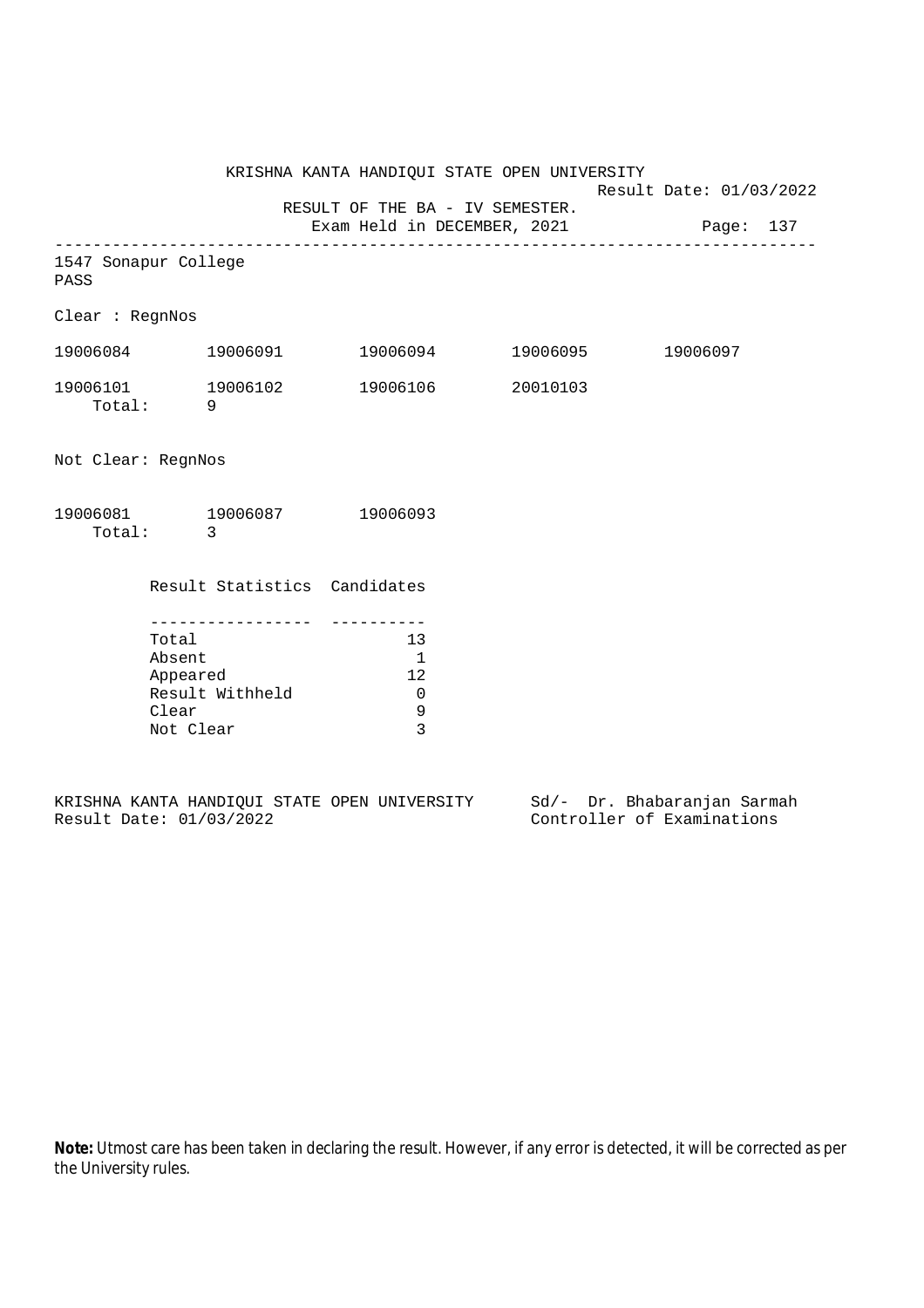KRISHNA KANTA HANDIQUI STATE OPEN UNIVERSITY

Result Date: 01/03/2022

RESULT OF THE BA - IV SEMESTER.

Exam Held in DECEMBER, 2021

---

1547 Sonapur College

PASS

Clear : RegnNos

19006084 19006091 19006094 19006095 19006097

19006101 19006102 19006106 20010103

Total: 9

Not Clear: RegnNos

19006081 19006087 19006093

Total: 3

| Result Statistics | Candidates |
|---|---|
| Total | 13 |
| Absent | 1 |
| Appeared | 12 |
| Result Withheld | 0 |
| Clear | 9 |
| Not Clear | 3 |

KRISHNA KANTA HANDIQUI STATE OPEN UNIVERSITY
Result Date: 01/03/2022

Sd/- Dr. Bhabaranjan Sarmah
Controller of Examinations

**Note:** Utmost care has been taken in declaring the result. However, if any error is detected, it will be corrected as per the University rules.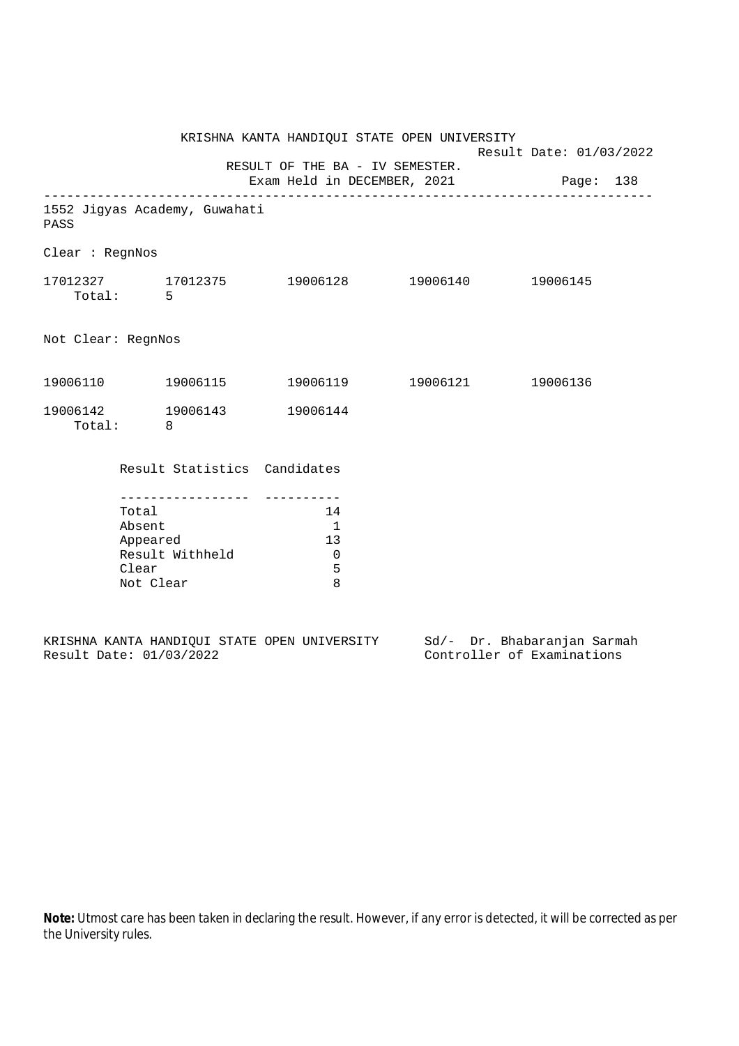KRISHNA KANTA HANDIQUI STATE OPEN UNIVERSITY

Result Date: 01/03/2022

RESULT OF THE BA - IV SEMESTER.

Exam Held in DECEMBER, 2021

---

1552 Jigyas Academy, Guwahati

PASS

Clear : RegnNos

17012327 17012375 19006128 19006140 19006145

Total: 5

Not Clear: RegnNos

19006110 19006115 19006119 19006121 19006136

19006142 19006143 19006144

Total: 8

| Result Statistics | Candidates |
|---|---|
| Total | 14 |
| Absent | 1 |
| Appeared | 13 |
| Result Withheld | 0 |
| Clear | 5 |
| Not Clear | 8 |

KRISHNA KANTA HANDIQUI STATE OPEN UNIVERSITY

Result Date: 01/03/2022

Sd/- Dr. Bhabaranjan Sarmah

Controller of Examinations

**Note:** Utmost care has been taken in declaring the result. However, if any error is detected, it will be corrected as per the University rules.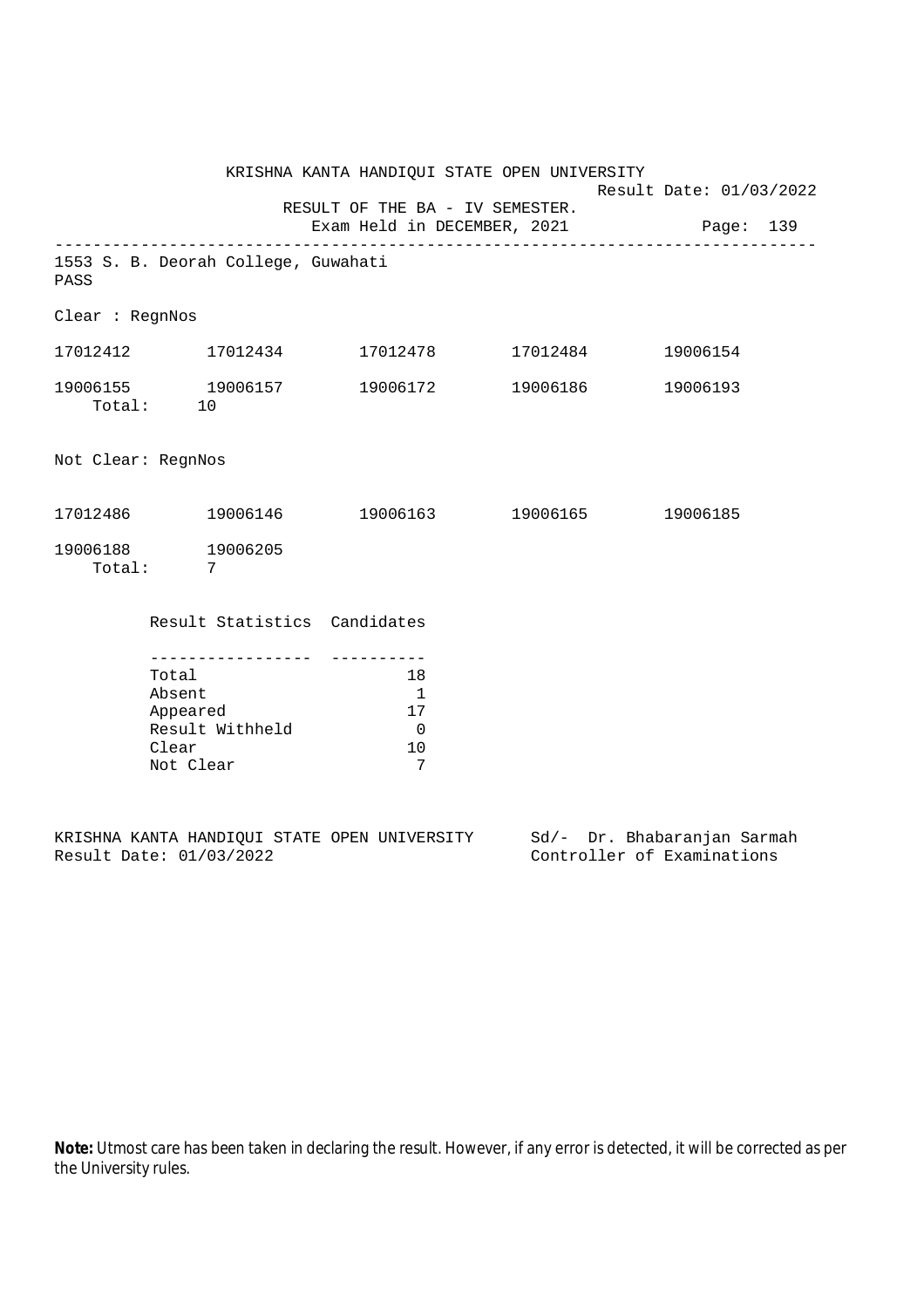KRISHNA KANTA HANDIQUI STATE OPEN UNIVERSITY

Result Date: 01/03/2022

RESULT OF THE BA - IV SEMESTER.

Exam Held in DECEMBER, 2021

Page: 139

---

1553 S. B. Deorah College, Guwahati

PASS

Clear : RegnNos

17012412 17012434 17012478 17012484 19006154

19006155 19006157 19006172 19006186 19006193

Total: 10

Not Clear: RegnNos

17012486 19006146 19006163 19006165 19006185

19006188 19006205

Total: 7

| Result Statistics | Candidates |
|---|---|
| Total | 18 |
| Absent | 1 |
| Appeared | 17 |
| Result Withheld | 0 |
| Clear | 10 |
| Not Clear | 7 |

KRISHNA KANTA HANDIQUI STATE OPEN UNIVERSITY
Result Date: 01/03/2022

Sd/- Dr. Bhabaranjan Sarmah
Controller of Examinations

**Note:** Utmost care has been taken in declaring the result. However, if any error is detected, it will be corrected as per the University rules.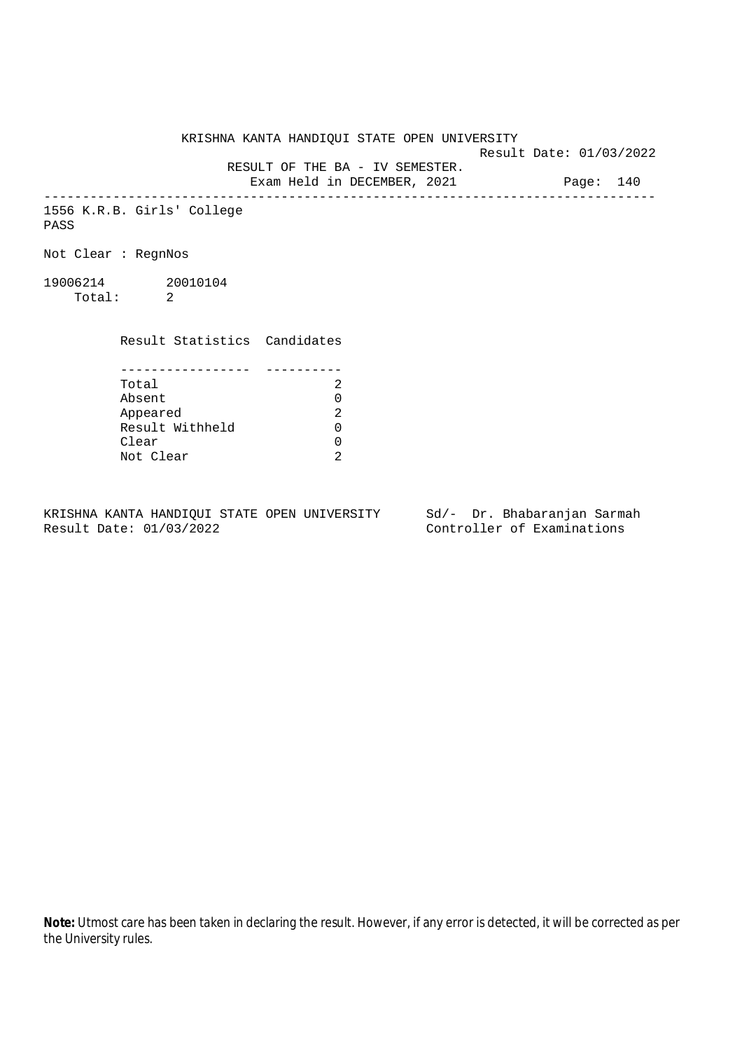KRISHNA KANTA HANDIQUI STATE OPEN UNIVERSITY

Result Date: 01/03/2022

RESULT OF THE BA - IV SEMESTER.

Exam Held in DECEMBER, 2021

1556 K.R.B. Girls' College

PASS

Not Clear : RegnNos

19006214 20010104

Total: 2

| Result Statistics | Candidates |
|---|---|
| Total | 2 |
| Absent | 0 |
| Appeared | 2 |
| Result Withheld | 0 |
| Clear | 0 |
| Not Clear | 2 |

KRISHNA KANTA HANDIQUI STATE OPEN UNIVERSITY
Result Date: 01/03/2022

Sd/- Dr. Bhabaranjan Sarmah
Controller of Examinations

**Note:** Utmost care has been taken in declaring the result. However, if any error is detected, it will be corrected as per the University rules.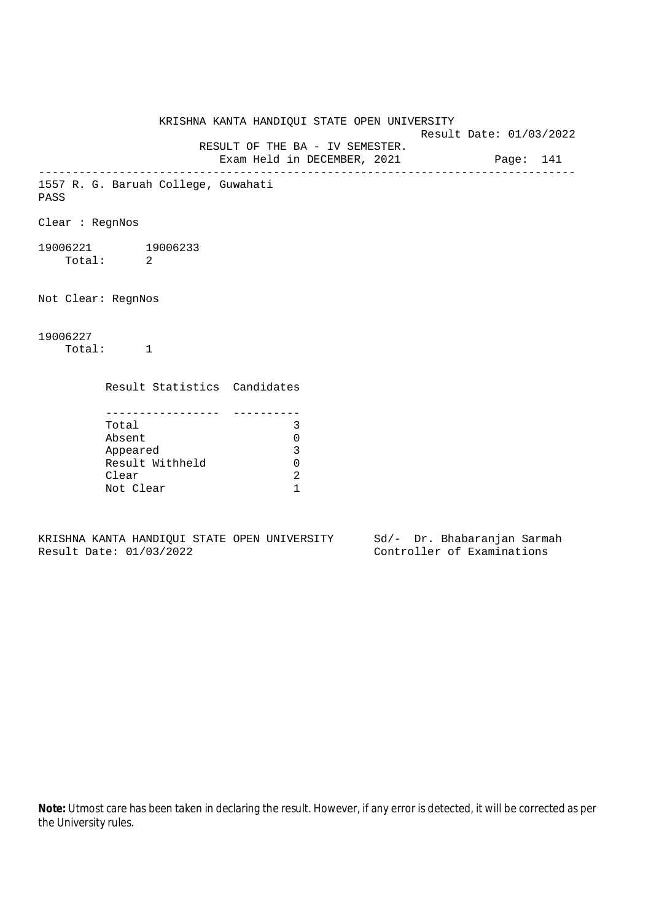KRISHNA KANTA HANDIQUI STATE OPEN UNIVERSITY

Result Date: 01/03/2022

RESULT OF THE BA - IV SEMESTER.

Exam Held in DECEMBER, 2021

Page: 141

---

1557 R. G. Baruah College, Guwahati

PASS

Clear : RegnNos

19006221 19006233

Total: 2

Not Clear: RegnNos

19006227

Total: 1

| Result Statistics | Candidates |
|---|---|
| Total | 3 |
| Absent | 0 |
| Appeared | 3 |
| Result Withheld | 0 |
| Clear | 2 |
| Not Clear | 1 |

KRISHNA KANTA HANDIQUI STATE OPEN UNIVERSITY
Result Date: 01/03/2022

Sd/- Dr. Bhabaranjan Sarmah
Controller of Examinations

**Note:** Utmost care has been taken in declaring the result. However, if any error is detected, it will be corrected as per the University rules.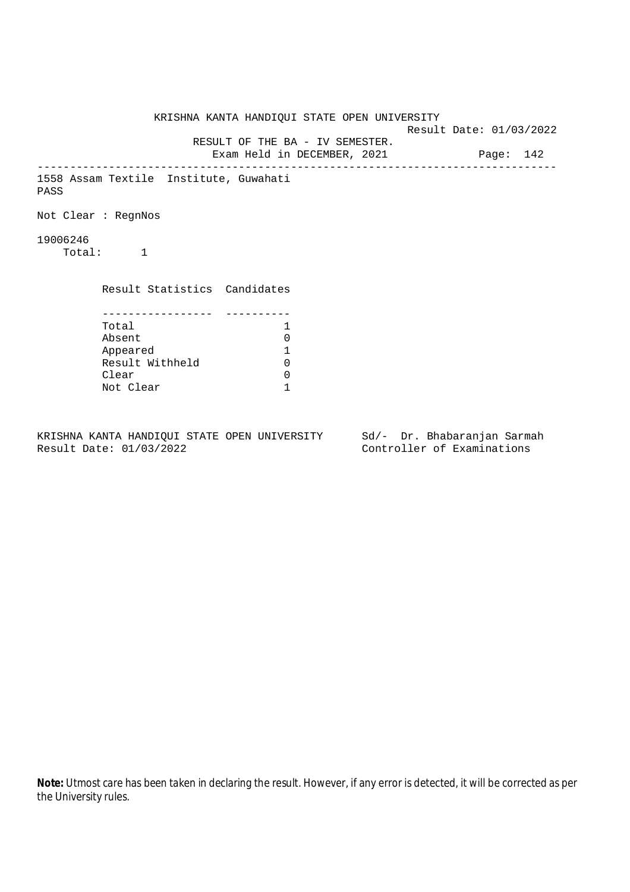KRISHNA KANTA HANDIQUI STATE OPEN UNIVERSITY

Result Date: 01/03/2022

RESULT OF THE BA - IV SEMESTER.

Exam Held in DECEMBER, 2021

---

1558 Assam Textile Institute, Guwahati

PASS

Not Clear : RegnNos

19006246

Total: 1

| Result Statistics | Candidates |
| --- | --- |
| Total | 1 |
| Absent | 0 |
| Appeared | 1 |
| Result Withheld | 0 |
| Clear | 0 |
| Not Clear | 1 |

KRISHNA KANTA HANDIQUI STATE OPEN UNIVERSITY
Result Date: 01/03/2022

Sd/- Dr. Bhabaranjan Sarmah
Controller of Examinations

**Note:** Utmost care has been taken in declaring the result. However, if any error is detected, it will be corrected as per the University rules.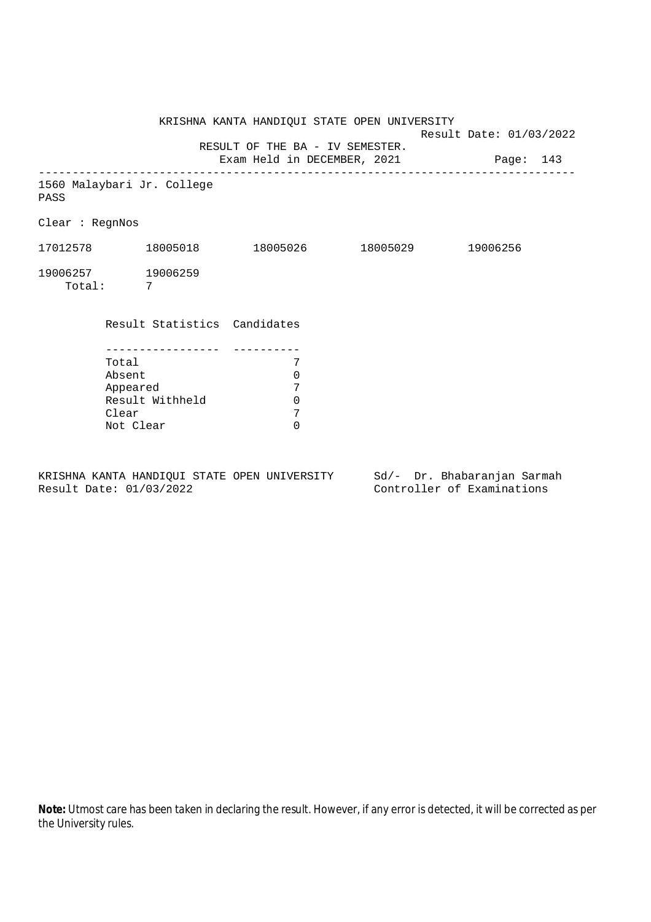KRISHNA KANTA HANDIQUI STATE OPEN UNIVERSITY

Result Date: 01/03/2022

RESULT OF THE BA - IV SEMESTER.

Exam Held in DECEMBER, 2021

Page: 143

---

1560 Malaybari Jr. College

PASS

Clear : RegnNos

17012578 18005018 18005026 18005029 19006256

19006257 19006259

Total: 7

| Result Statistics | Candidates |
| --- | --- |
| Total | 7 |
| Absent | 0 |
| Appeared | 7 |
| Result Withheld | 0 |
| Clear | 7 |
| Not Clear | 0 |

KRISHNA KANTA HANDIQUI STATE OPEN UNIVERSITY

Result Date: 01/03/2022

Sd/- Dr. Bhabaranjan Sarmah

Controller of Examinations

**Note:** Utmost care has been taken in declaring the result. However, if any error is detected, it will be corrected as per the University rules.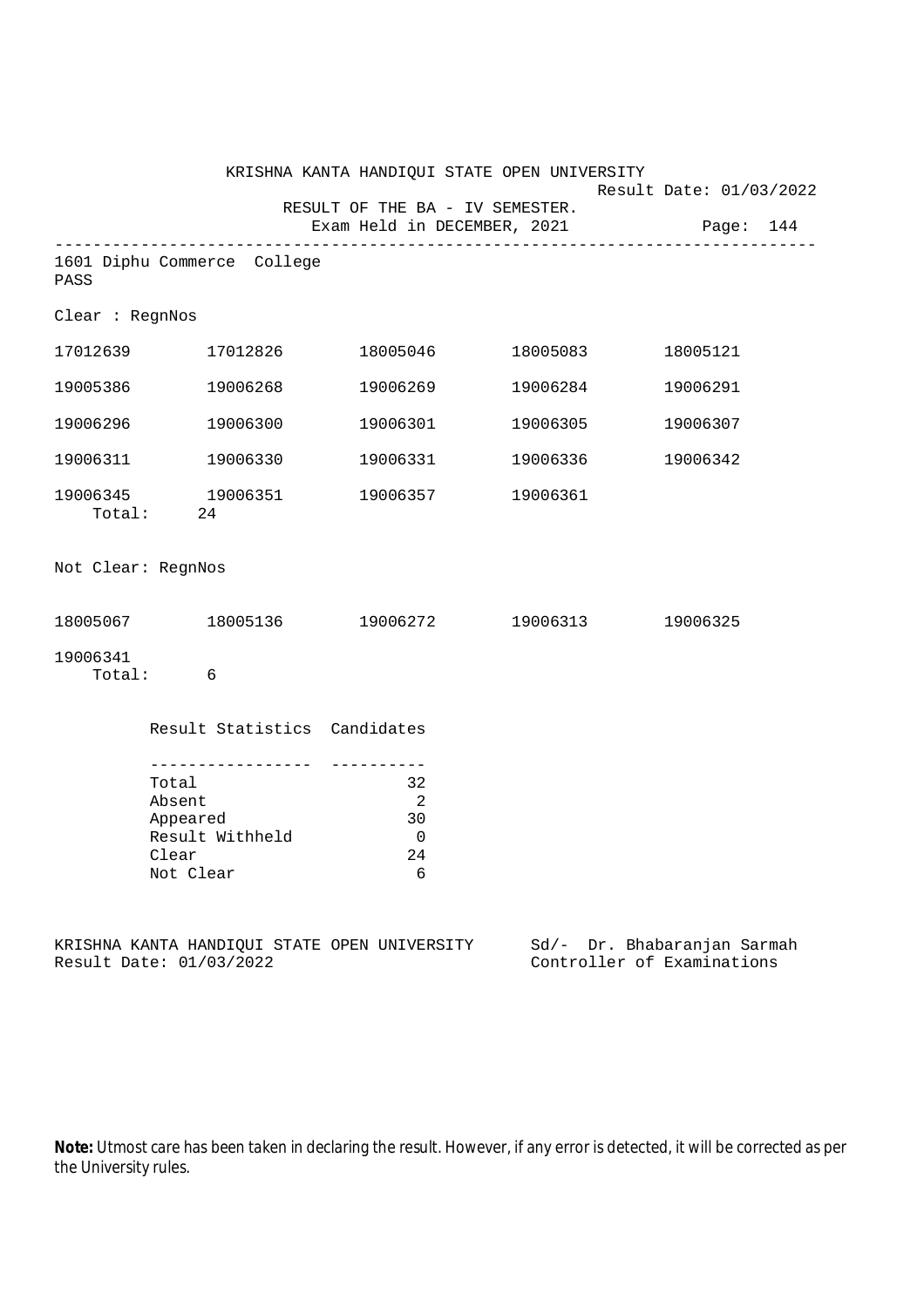KRISHNA KANTA HANDIQUI STATE OPEN UNIVERSITY

Result Date: 01/03/2022

RESULT OF THE BA - IV SEMESTER.

Exam Held in DECEMBER, 2021

Page: 144

---

1601 Diphu Commerce College

PASS

Clear : RegnNos

| | | | | |
|---|---|---|---|---|
| 17012639 | 17012826 | 18005046 | 18005083 | 18005121 |
| 19005386 | 19006268 | 19006269 | 19006284 | 19006291 |
| 19006296 | 19006300 | 19006301 | 19006305 | 19006307 |
| 19006311 | 19006330 | 19006331 | 19006336 | 19006342 |
| 19006345 | 19006351 | 19006357 | 19006361 | |

Total: 24

Not Clear: RegnNos

| | | | | |
|---|---|---|---|---|
| 18005067 | 18005136 | 19006272 | 19006313 | 19006325 |
| 19006341 | | | | |

Total: 6

| Result Statistics | Candidates |
|---|---|
| Total | 32 |
| Absent | 2 |
| Appeared | 30 |
| Result Withheld | 0 |
| Clear | 24 |
| Not Clear | 6 |

KRISHNA KANTA HANDIQUI STATE OPEN UNIVERSITY
Result Date: 01/03/2022

Sd/- Dr. Bhabaranjan Sarmah
Controller of Examinations

**Note:** Utmost care has been taken in declaring the result. However, if any error is detected, it will be corrected as per the University rules.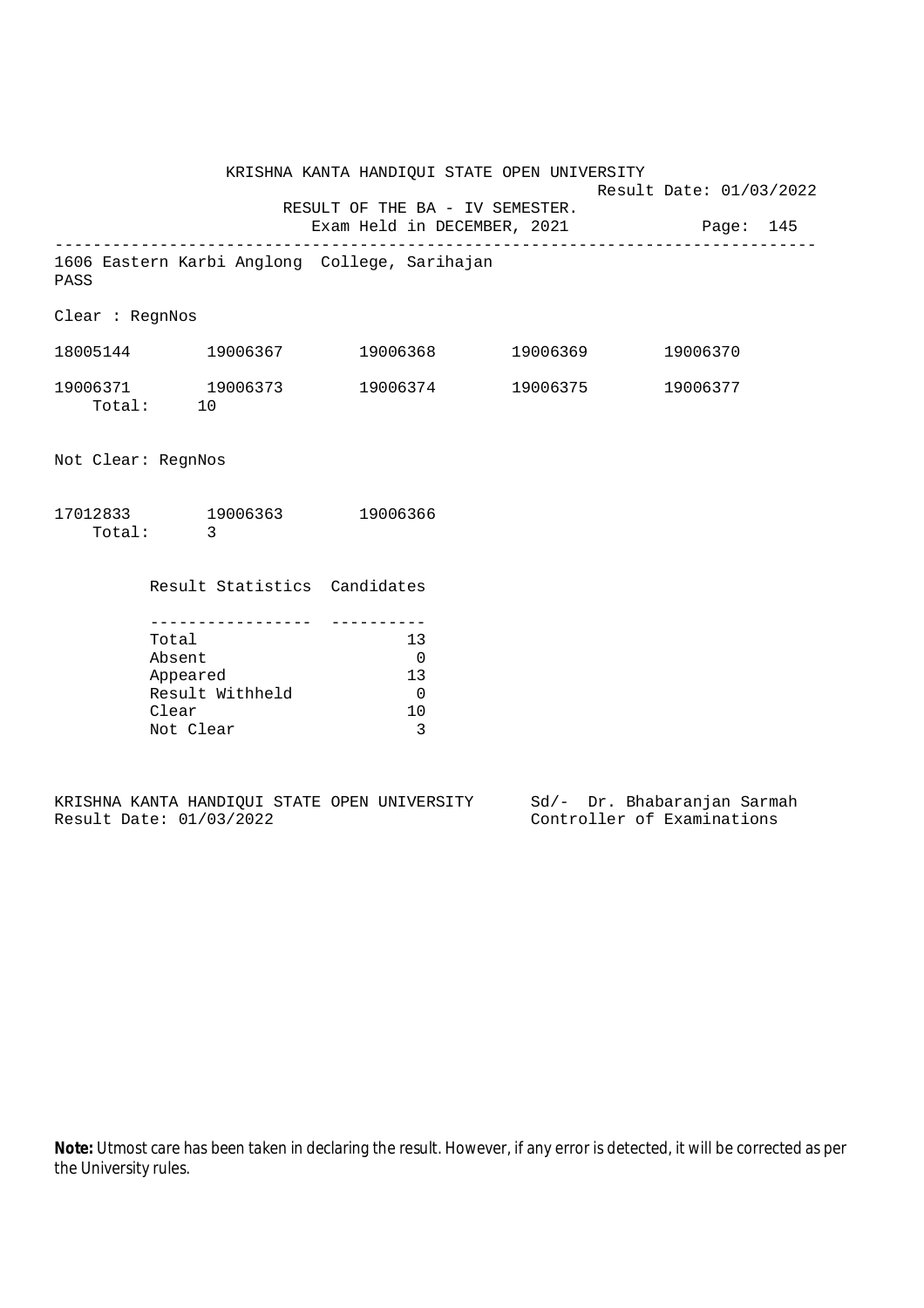KRISHNA KANTA HANDIQUI STATE OPEN UNIVERSITY

Result Date: 01/03/2022

RESULT OF THE BA - IV SEMESTER.

Exam Held in DECEMBER, 2021

Page: 145

---

1606 Eastern Karbi Anglong College, Sarihajan

PASS

Clear : RegnNos

18005144 19006367 19006368 19006369 19006370

19006371 19006373 19006374 19006375 19006377

Total: 10

Not Clear: RegnNos

17012833 19006363 19006366

Total: 3

| Result Statistics | Candidates |
|---|---|
| Total | 13 |
| Absent | 0 |
| Appeared | 13 |
| Result Withheld | 0 |
| Clear | 10 |
| Not Clear | 3 |

KRISHNA KANTA HANDIQUI STATE OPEN UNIVERSITY
Result Date: 01/03/2022

Sd/- Dr. Bhabaranjan Sarmah
Controller of Examinations

**Note:** Utmost care has been taken in declaring the result. However, if any error is detected, it will be corrected as per the University rules.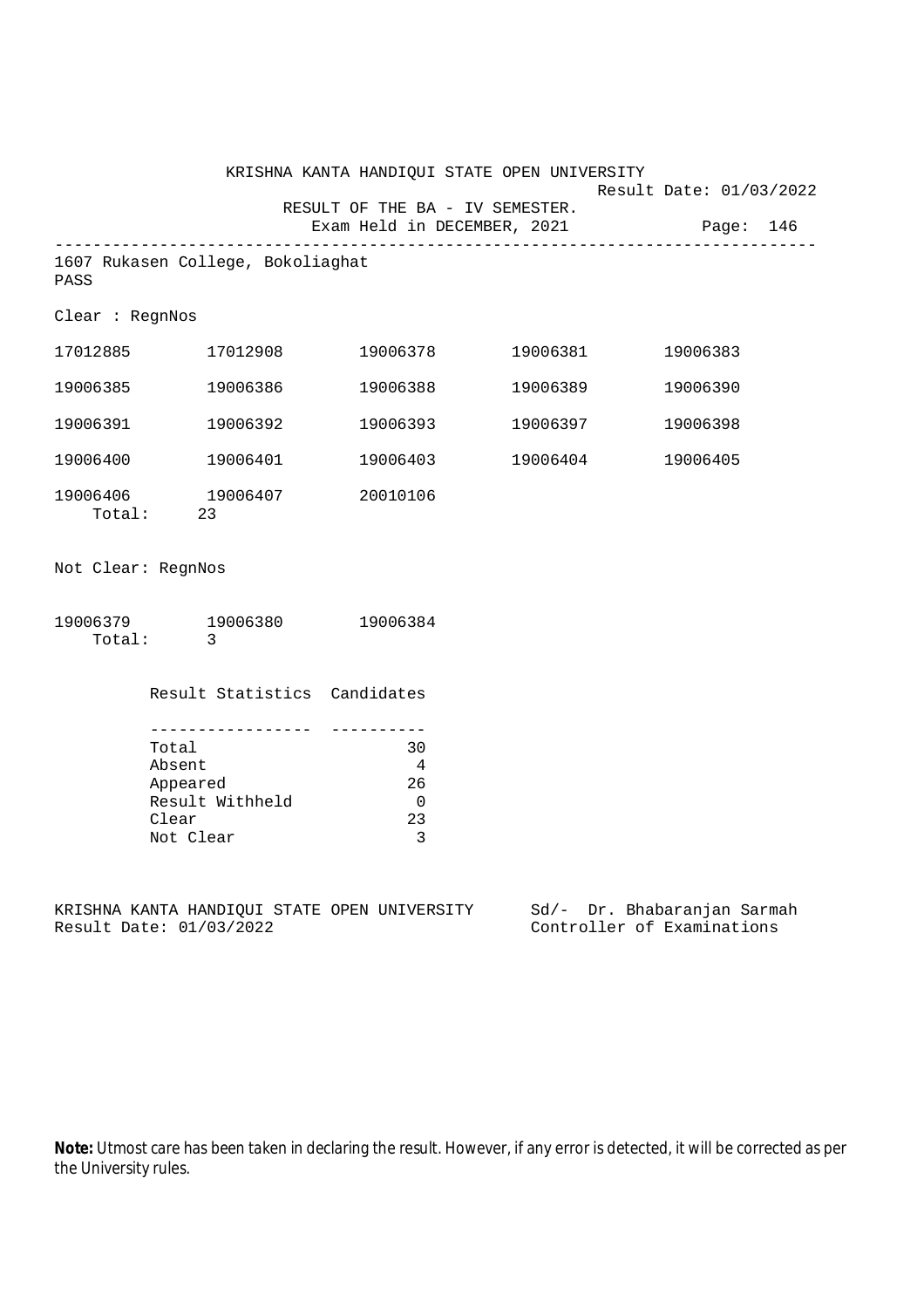KRISHNA KANTA HANDIQUI STATE OPEN UNIVERSITY

Result Date: 01/03/2022

RESULT OF THE BA - IV SEMESTER.

Exam Held in DECEMBER, 2021

---

1607 Rukasen College, Bokoliaghat

PASS

Clear : RegnNos

| | | | | |
|---|---|---|---|---|
| 17012885 | 17012908 | 19006378 | 19006381 | 19006383 |
| 19006385 | 19006386 | 19006388 | 19006389 | 19006390 |
| 19006391 | 19006392 | 19006393 | 19006397 | 19006398 |
| 19006400 | 19006401 | 19006403 | 19006404 | 19006405 |
| 19006406 | 19006407 | 20010106 | | |

Total: 23

Not Clear: RegnNos

| | | |
|---|---|---|
| 19006379 | 19006380 | 19006384 |

Total: 3

| Result Statistics | Candidates |
|---|---|
| Total | 30 |
| Absent | 4 |
| Appeared | 26 |
| Result Withheld | 0 |
| Clear | 23 |
| Not Clear | 3 |

KRISHNA KANTA HANDIQUI STATE OPEN UNIVERSITY
Result Date: 01/03/2022

Sd/- Dr. Bhabaranjan Sarmah
Controller of Examinations

**Note:** Utmost care has been taken in declaring the result. However, if any error is detected, it will be corrected as per the University rules.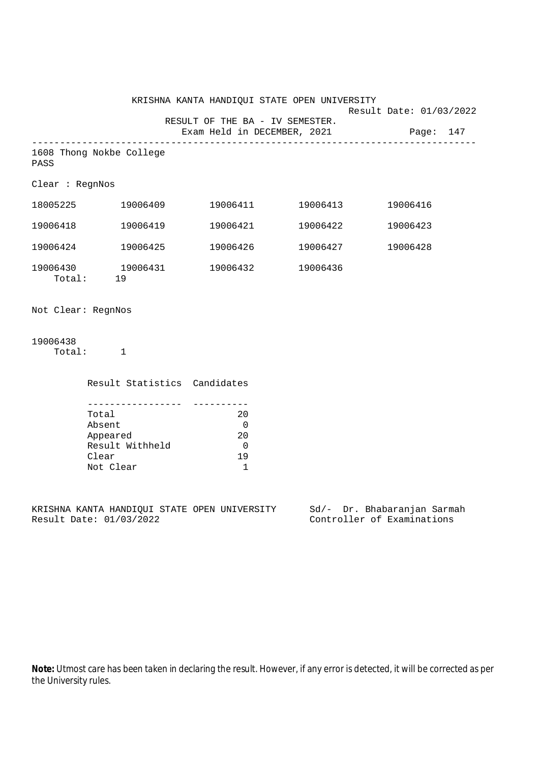KRISHNA KANTA HANDIQUI STATE OPEN UNIVERSITY

Result Date: 01/03/2022

RESULT OF THE BA - IV SEMESTER.

Exam Held in DECEMBER, 2021

---

1608 Thong Nokbe College

PASS

Clear : RegnNos

| | | | | |
|---|---|---|---|---|
| 18005225 | 19006409 | 19006411 | 19006413 | 19006416 |
| 19006418 | 19006419 | 19006421 | 19006422 | 19006423 |
| 19006424 | 19006425 | 19006426 | 19006427 | 19006428 |
| 19006430 | 19006431 | 19006432 | 19006436 | |

Total: 19

Not Clear: RegnNos

19006438

Total: 1

| Result Statistics | Candidates |
|---|---|
| Total | 20 |
| Absent | 0 |
| Appeared | 20 |
| Result Withheld | 0 |
| Clear | 19 |
| Not Clear | 1 |

KRISHNA KANTA HANDIQUI STATE OPEN UNIVERSITY
Result Date: 01/03/2022

Sd/- Dr. Bhabaranjan Sarmah
Controller of Examinations

**Note:** Utmost care has been taken in declaring the result. However, if any error is detected, it will be corrected as per the University rules.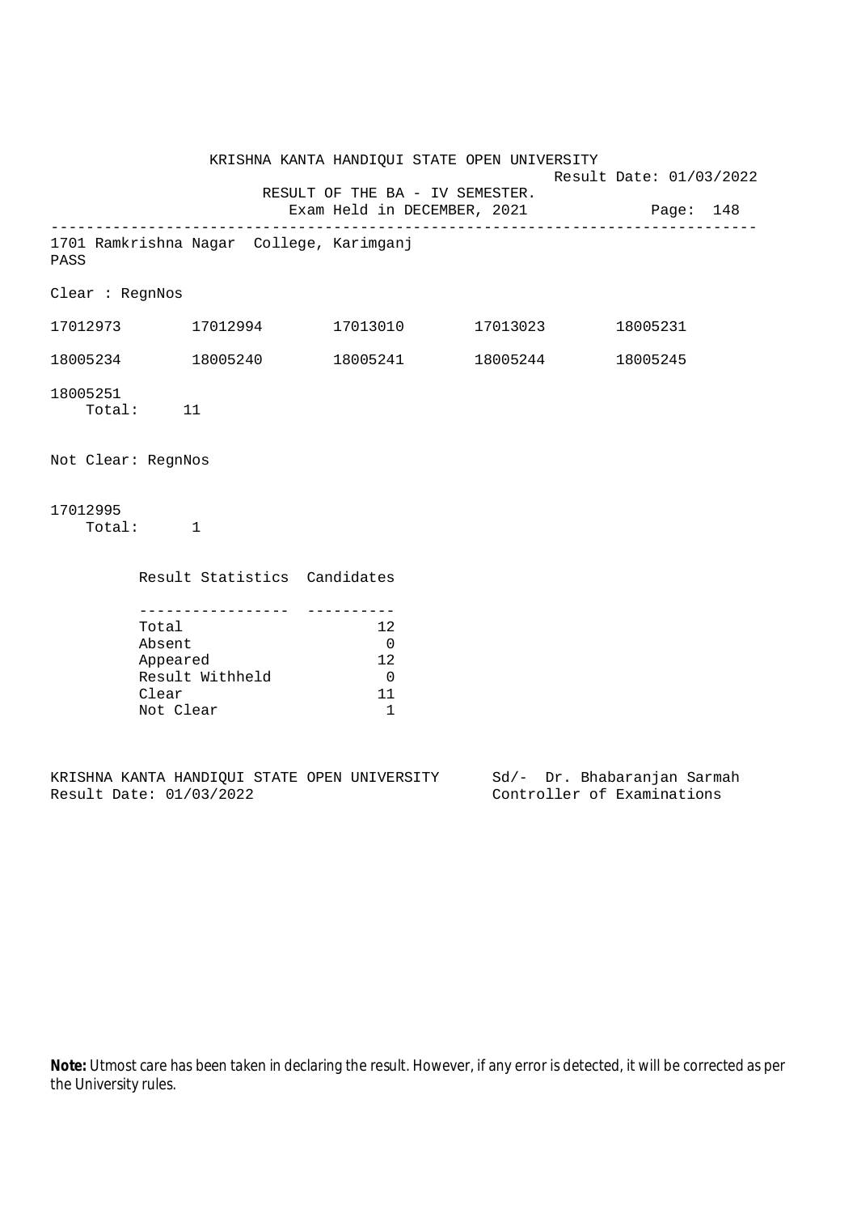KRISHNA KANTA HANDIQUI STATE OPEN UNIVERSITY

Result Date: 01/03/2022

RESULT OF THE BA - IV SEMESTER.

Exam Held in DECEMBER, 2021

Page: 148

---

1701 Ramkrishna Nagar College, Karimganj

PASS

Clear : RegnNos

17012973 17012994 17013010 17013023 18005231

18005234 18005240 18005241 18005244 18005245

18005251

Total: 11

Not Clear: RegnNos

17012995

Total: 1

| Result Statistics | Candidates |
|---|---|
| Total | 12 |
| Absent | 0 |
| Appeared | 12 |
| Result Withheld | 0 |
| Clear | 11 |
| Not Clear | 1 |

KRISHNA KANTA HANDIQUI STATE OPEN UNIVERSITY
Result Date: 01/03/2022

Sd/- Dr. Bhabaranjan Sarmah
Controller of Examinations

**Note:** Utmost care has been taken in declaring the result. However, if any error is detected, it will be corrected as per the University rules.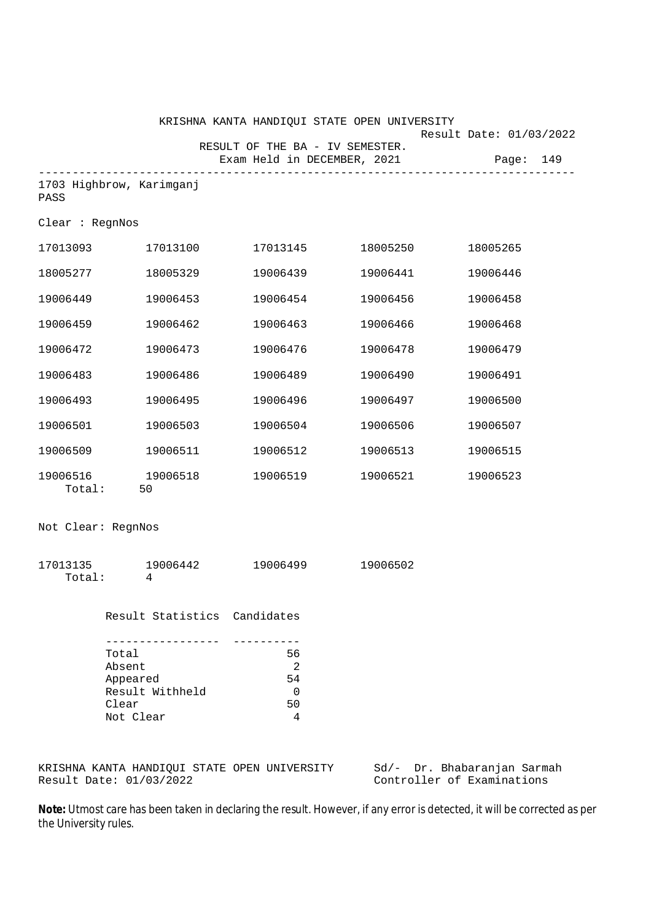KRISHNA KANTA HANDIQUI STATE OPEN UNIVERSITY

Result Date: 01/03/2022

RESULT OF THE BA - IV SEMESTER.

Exam Held in DECEMBER, 2021

---

1703 Highbrow, Karimganj

PASS

Clear : RegnNos

| | | | | |
|---|---|---|---|---|
| 17013093 | 17013100 | 17013145 | 18005250 | 18005265 |
| 18005277 | 18005329 | 19006439 | 19006441 | 19006446 |
| 19006449 | 19006453 | 19006454 | 19006456 | 19006458 |
| 19006459 | 19006462 | 19006463 | 19006466 | 19006468 |
| 19006472 | 19006473 | 19006476 | 19006478 | 19006479 |
| 19006483 | 19006486 | 19006489 | 19006490 | 19006491 |
| 19006493 | 19006495 | 19006496 | 19006497 | 19006500 |
| 19006501 | 19006503 | 19006504 | 19006506 | 19006507 |
| 19006509 | 19006511 | 19006512 | 19006513 | 19006515 |
| 19006516 | 19006518 | 19006519 | 19006521 | 19006523 |

Total: 50

Not Clear: RegnNos

| | | | |
|---|---|---|---|
| 17013135 | 19006442 | 19006499 | 19006502 |

Total: 4

| Result Statistics | Candidates |
|---|---|
| Total | 56 |
| Absent | 2 |
| Appeared | 54 |
| Result Withheld | 0 |
| Clear | 50 |
| Not Clear | 4 |

KRISHNA KANTA HANDIQUI STATE OPEN UNIVERSITY
Result Date: 01/03/2022

Sd/- Dr. Bhabaranjan Sarmah
Controller of Examinations

**Note:** Utmost care has been taken in declaring the result. However, if any error is detected, it will be corrected as per the University rules.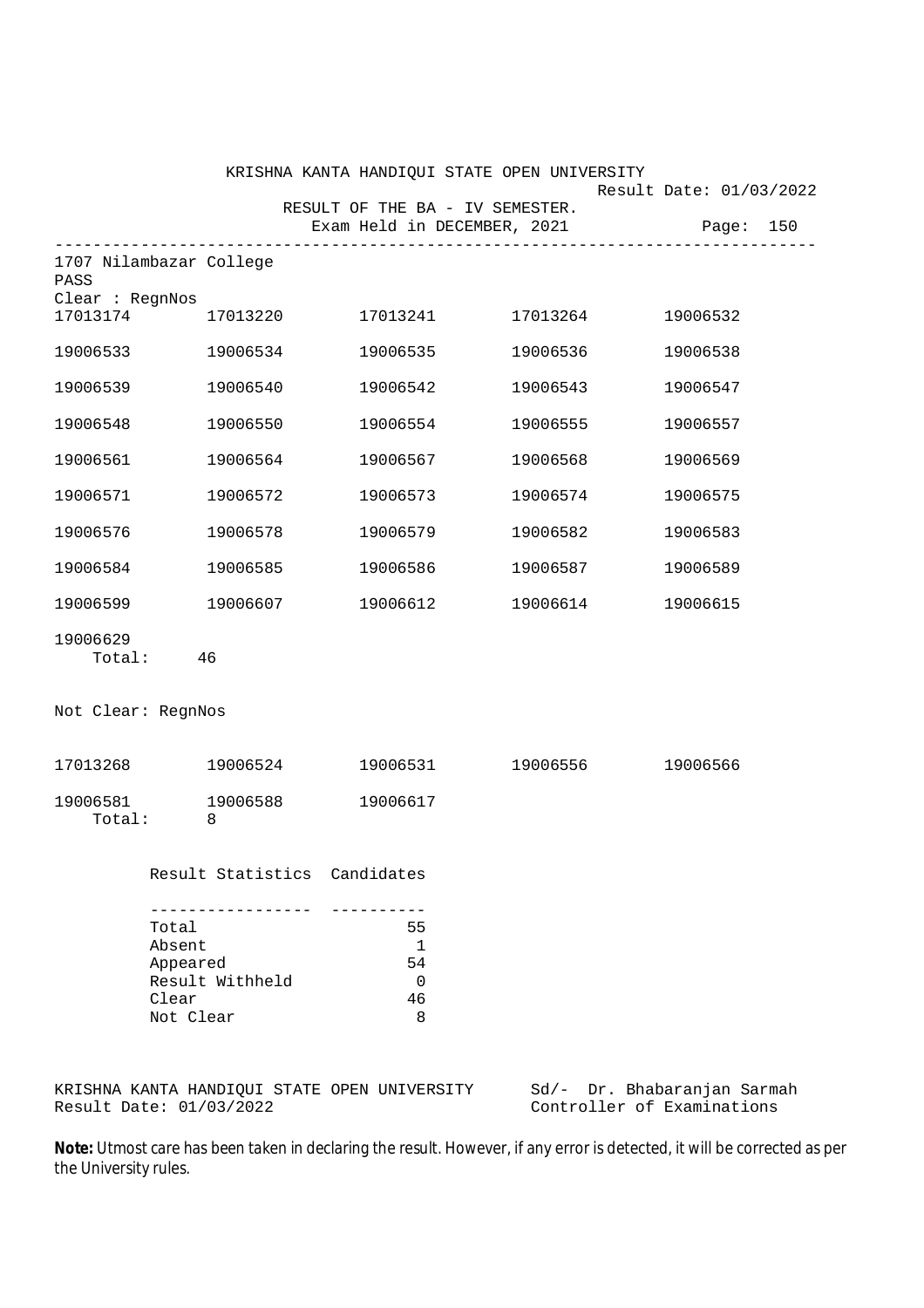KRISHNA KANTA HANDIQUI STATE OPEN UNIVERSITY

Result Date: 01/03/2022

RESULT OF THE BA - IV SEMESTER.

Exam Held in DECEMBER, 2021

---

1707 Nilambazar College

PASS

Clear : RegnNos

| | | | | |
|---|---|---|---|---|
| 17013174 | 17013220 | 17013241 | 17013264 | 19006532 |
| 19006533 | 19006534 | 19006535 | 19006536 | 19006538 |
| 19006539 | 19006540 | 19006542 | 19006543 | 19006547 |
| 19006548 | 19006550 | 19006554 | 19006555 | 19006557 |
| 19006561 | 19006564 | 19006567 | 19006568 | 19006569 |
| 19006571 | 19006572 | 19006573 | 19006574 | 19006575 |
| 19006576 | 19006578 | 19006579 | 19006582 | 19006583 |
| 19006584 | 19006585 | 19006586 | 19006587 | 19006589 |
| 19006599 | 19006607 | 19006612 | 19006614 | 19006615 |
| 19006629 | | | | |

Total: 46

Not Clear: RegnNos

| | | | | |
|---|---|---|---|---|
| 17013268 | 19006524 | 19006531 | 19006556 | 19006566 |
| 19006581 | 19006588 | 19006617 | | |

Total: 8

| Result Statistics | Candidates |
|---|---|
| Total | 55 |
| Absent | 1 |
| Appeared | 54 |
| Result Withheld | 0 |
| Clear | 46 |
| Not Clear | 8 |

KRISHNA KANTA HANDIQUI STATE OPEN UNIVERSITY
Result Date: 01/03/2022

Sd/- Dr. Bhabaranjan Sarmah
Controller of Examinations

**Note:** Utmost care has been taken in declaring the result. However, if any error is detected, it will be corrected as per the University rules.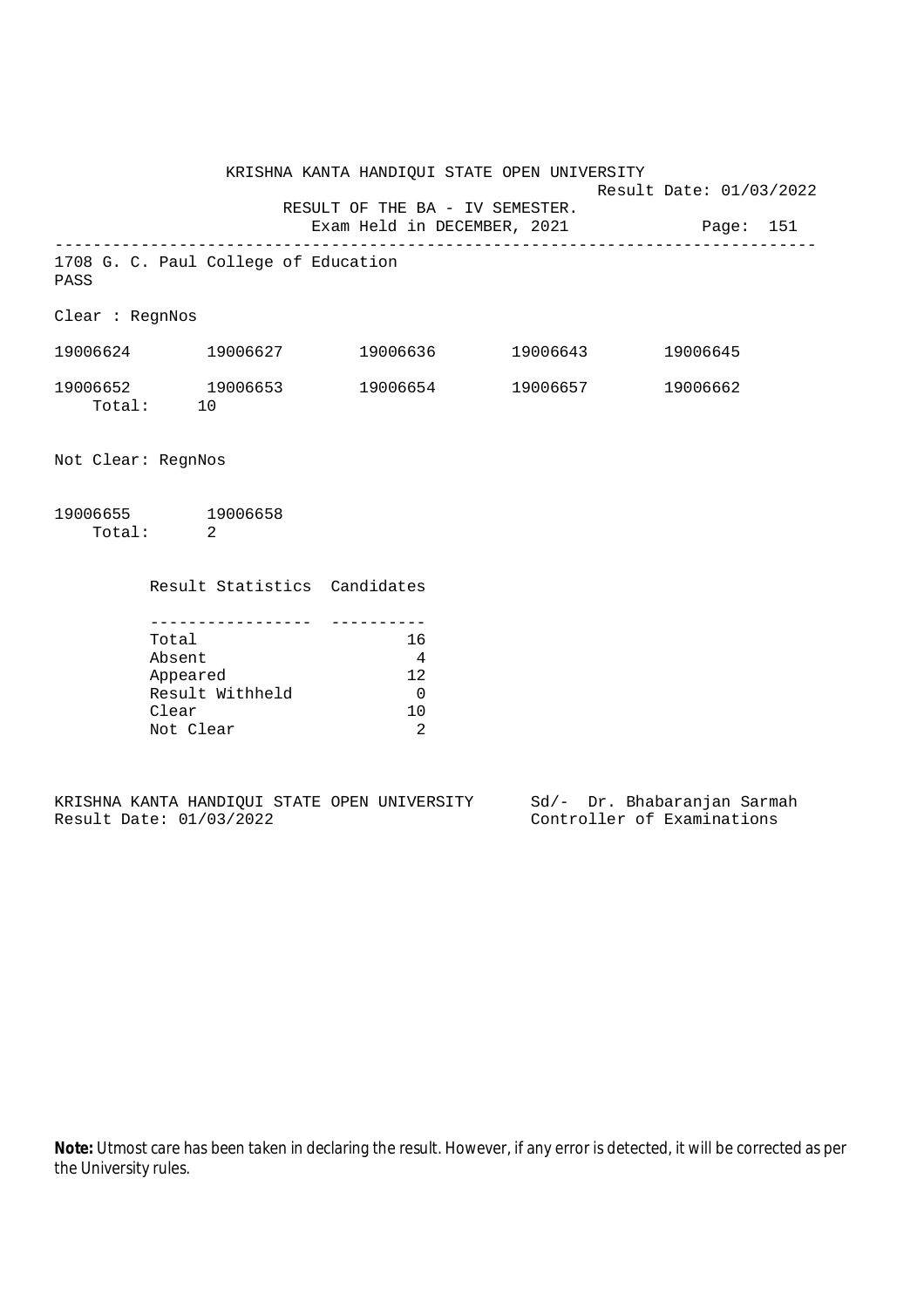KRISHNA KANTA HANDIQUI STATE OPEN UNIVERSITY

Result Date: 01/03/2022

RESULT OF THE BA - IV SEMESTER.

Exam Held in DECEMBER, 2021

Page: 151

---

1708 G. C. Paul College of Education

PASS

Clear : RegnNos

| | | | | |
|---|---|---|---|---|
| 19006624 | 19006627 | 19006636 | 19006643 | 19006645 |
| 19006652 | 19006653 | 19006654 | 19006657 | 19006662 |

Total: 10

Not Clear: RegnNos

19006655    19006658

Total: 2

| Result Statistics | Candidates |
|---|---|
| Total | 16 |
| Absent | 4 |
| Appeared | 12 |
| Result Withheld | 0 |
| Clear | 10 |
| Not Clear | 2 |

KRISHNA KANTA HANDIQUI STATE OPEN UNIVERSITY
Result Date: 01/03/2022

Sd/- Dr. Bhabaranjan Sarmah
Controller of Examinations

**Note:** Utmost care has been taken in declaring the result. However, if any error is detected, it will be corrected as per the University rules.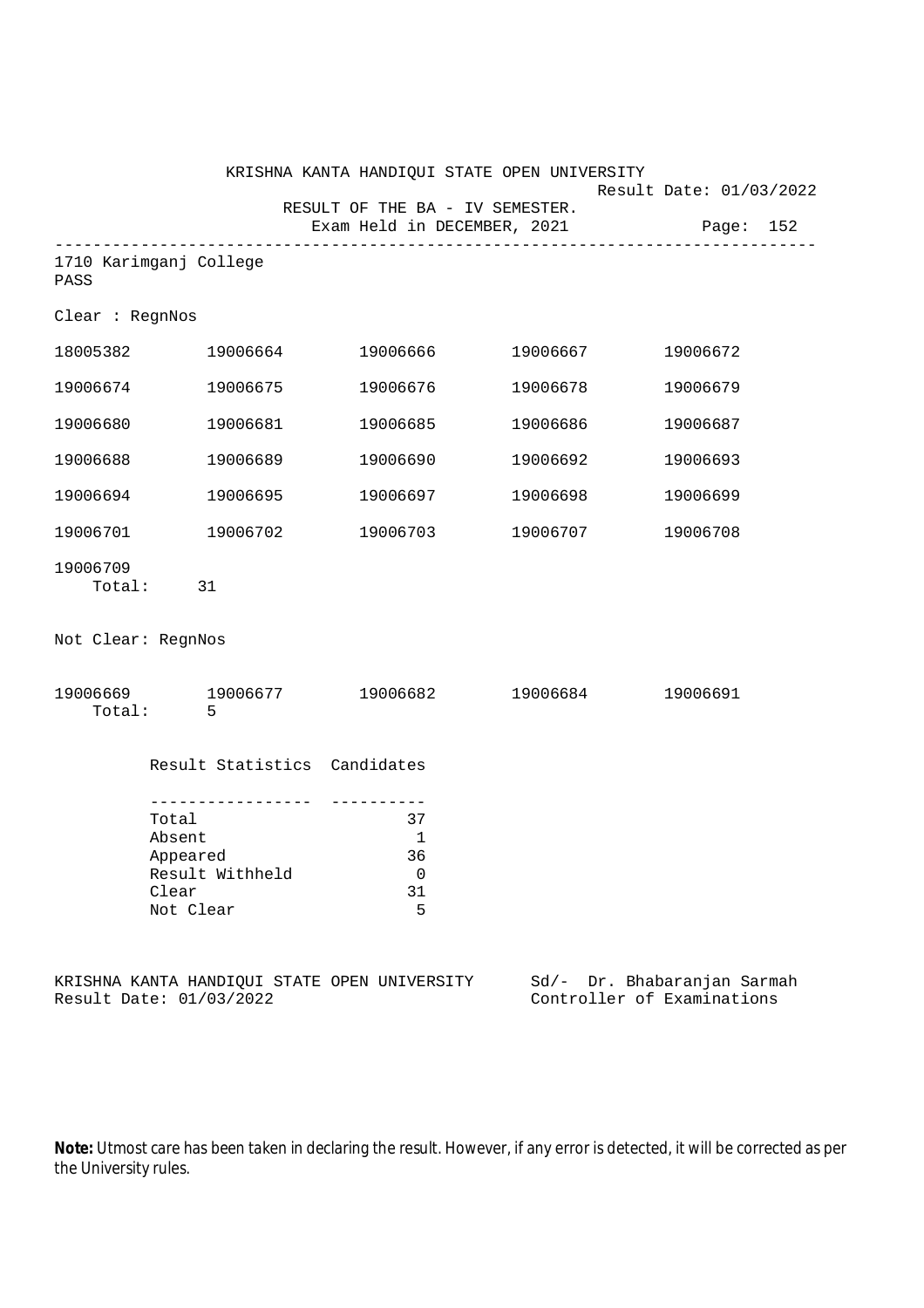KRISHNA KANTA HANDIQUI STATE OPEN UNIVERSITY

Result Date: 01/03/2022

RESULT OF THE BA - IV SEMESTER.

Exam Held in DECEMBER, 2021

Page: 152

---

1710 Karimganj College

PASS

Clear : RegnNos

| | | | | |
|---|---|---|---|---|
| 18005382 | 19006664 | 19006666 | 19006667 | 19006672 |
| 19006674 | 19006675 | 19006676 | 19006678 | 19006679 |
| 19006680 | 19006681 | 19006685 | 19006686 | 19006687 |
| 19006688 | 19006689 | 19006690 | 19006692 | 19006693 |
| 19006694 | 19006695 | 19006697 | 19006698 | 19006699 |
| 19006701 | 19006702 | 19006703 | 19006707 | 19006708 |
| 19006709 | | | | |

Total: 31

Not Clear: RegnNos

| | | | | |
|---|---|---|---|---|
| 19006669 | 19006677 | 19006682 | 19006684 | 19006691 |

Total: 5

| Result Statistics | Candidates |
|---|---|
| Total | 37 |
| Absent | 1 |
| Appeared | 36 |
| Result Withheld | 0 |
| Clear | 31 |
| Not Clear | 5 |

KRISHNA KANTA HANDIQUI STATE OPEN UNIVERSITY
Result Date: 01/03/2022

Sd/- Dr. Bhabaranjan Sarmah
Controller of Examinations

**Note:** Utmost care has been taken in declaring the result. However, if any error is detected, it will be corrected as per the University rules.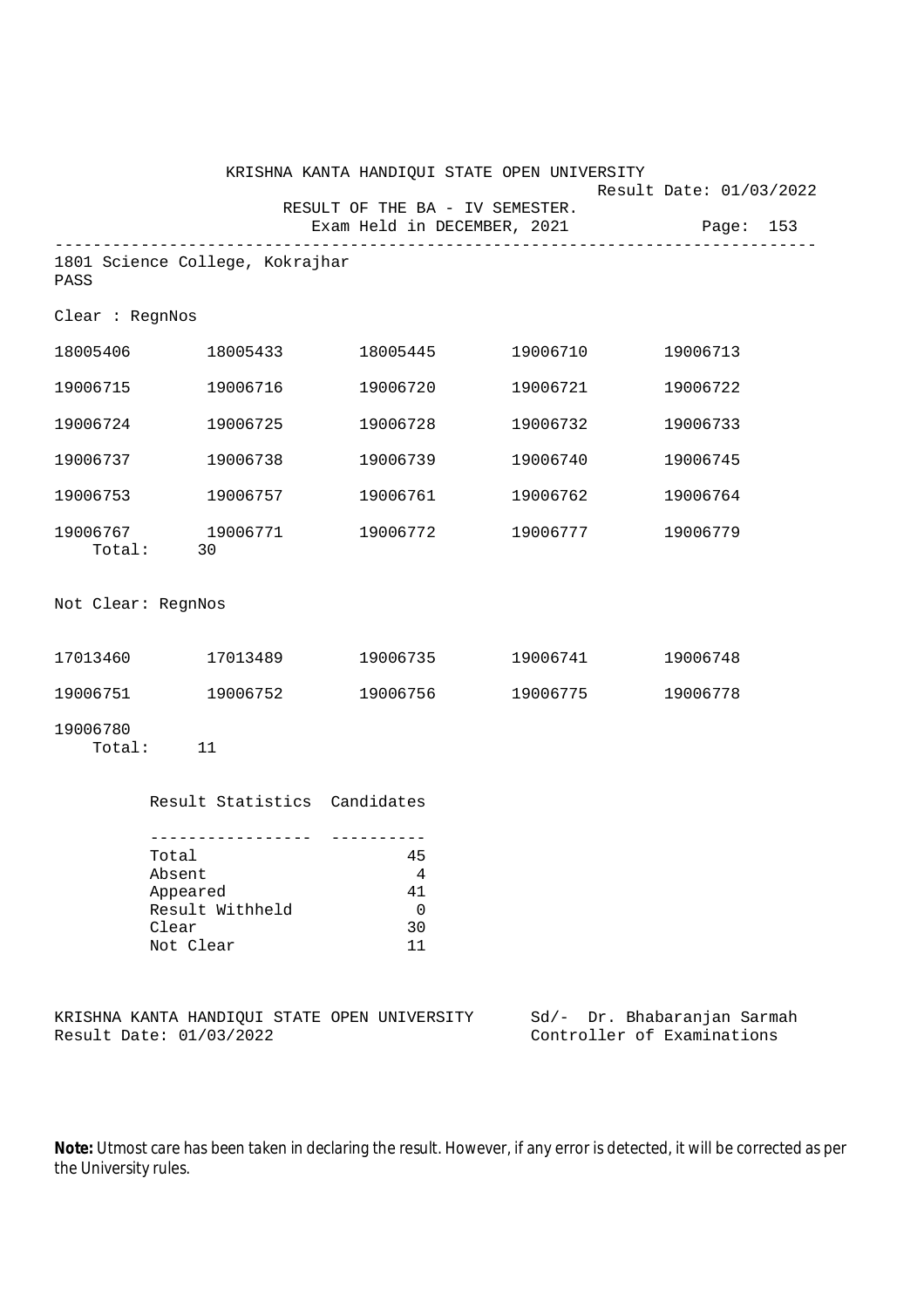KRISHNA KANTA HANDIQUI STATE OPEN UNIVERSITY

Result Date: 01/03/2022

RESULT OF THE BA - IV SEMESTER.

Exam Held in DECEMBER, 2021

---

1801 Science College, Kokrajhar

PASS

Clear : RegnNos

| | | | | |
|---|---|---|---|---|
| 18005406 | 18005433 | 18005445 | 19006710 | 19006713 |
| 19006715 | 19006716 | 19006720 | 19006721 | 19006722 |
| 19006724 | 19006725 | 19006728 | 19006732 | 19006733 |
| 19006737 | 19006738 | 19006739 | 19006740 | 19006745 |
| 19006753 | 19006757 | 19006761 | 19006762 | 19006764 |
| 19006767 | 19006771 | 19006772 | 19006777 | 19006779 |

Total: 30

Not Clear: RegnNos

| | | | | |
|---|---|---|---|---|
| 17013460 | 17013489 | 19006735 | 19006741 | 19006748 |
| 19006751 | 19006752 | 19006756 | 19006775 | 19006778 |
| 19006780 | | | | |

Total: 11

| Result Statistics | Candidates |
|---|---|
| Total | 45 |
| Absent | 4 |
| Appeared | 41 |
| Result Withheld | 0 |
| Clear | 30 |
| Not Clear | 11 |

KRISHNA KANTA HANDIQUI STATE OPEN UNIVERSITY
Result Date: 01/03/2022

Sd/- Dr. Bhabaranjan Sarmah
Controller of Examinations

**Note:** Utmost care has been taken in declaring the result. However, if any error is detected, it will be corrected as per the University rules.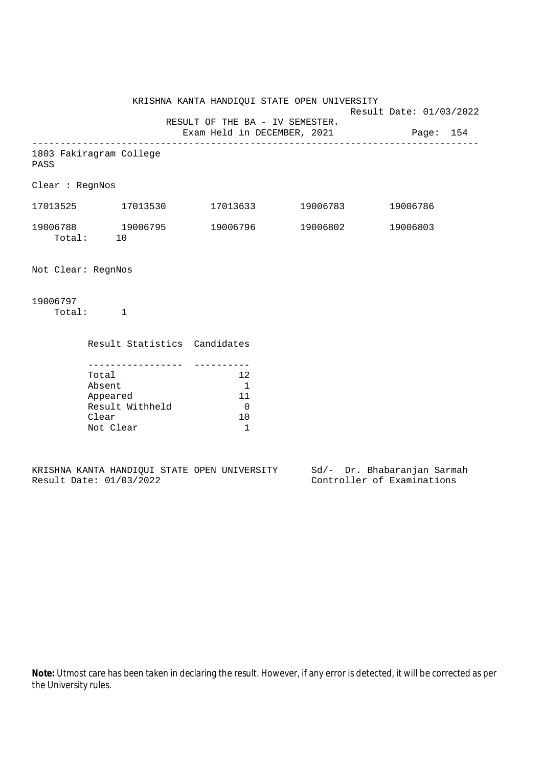KRISHNA KANTA HANDIQUI STATE OPEN UNIVERSITY

Result Date: 01/03/2022

RESULT OF THE BA - IV SEMESTER.

Exam Held in DECEMBER, 2021

Page: 154

---

1803 Fakiragram College

PASS

Clear : RegnNos

| | | | | |
|---|---|---|---|---|
| 17013525 | 17013530 | 17013633 | 19006783 | 19006786 |
| 19006788 | 19006795 | 19006796 | 19006802 | 19006803 |

Total: 10

Not Clear: RegnNos

19006797

Total: 1

| Result Statistics | Candidates |
|---|---|
| Total | 12 |
| Absent | 1 |
| Appeared | 11 |
| Result Withheld | 0 |
| Clear | 10 |
| Not Clear | 1 |

KRISHNA KANTA HANDIQUI STATE OPEN UNIVERSITY

Result Date: 01/03/2022

Sd/- Dr. Bhabaranjan Sarmah

Controller of Examinations

**Note:** Utmost care has been taken in declaring the result. However, if any error is detected, it will be corrected as per the University rules.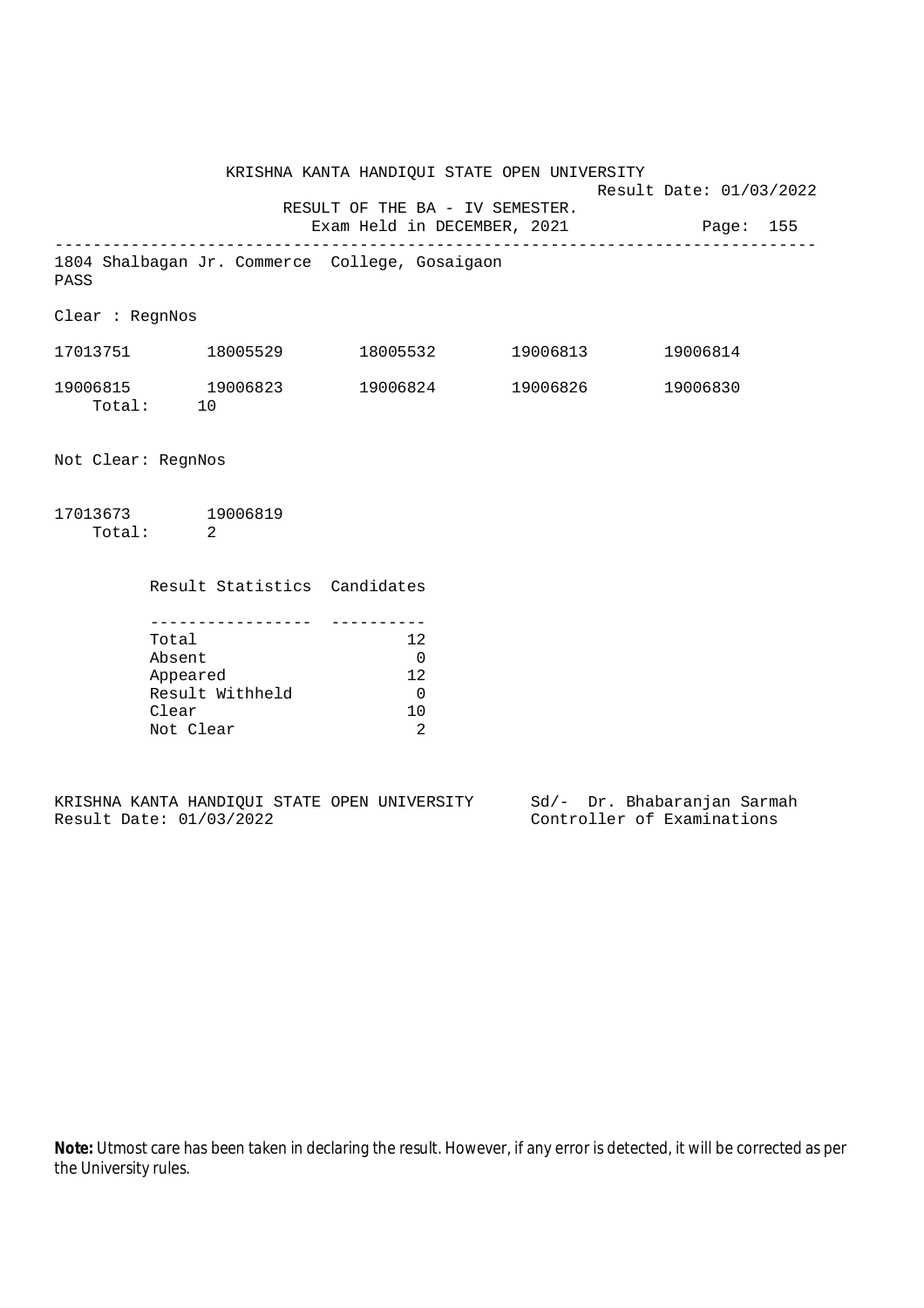KRISHNA KANTA HANDIQUI STATE OPEN UNIVERSITY

Result Date: 01/03/2022

RESULT OF THE BA - IV SEMESTER.

Exam Held in DECEMBER, 2021

---

1804 Shalbagan Jr. Commerce College, Gosaigaon

PASS

Clear : RegnNos

| | | | | |
|---|---|---|---|---|
| 17013751 | 18005529 | 18005532 | 19006813 | 19006814 |
| 19006815 | 19006823 | 19006824 | 19006826 | 19006830 |

Total: 10

Not Clear: RegnNos

| | |
|---|---|
| 17013673 | 19006819 |

Total: 2

| Result Statistics | Candidates |
|---|---|
| Total | 12 |
| Absent | 0 |
| Appeared | 12 |
| Result Withheld | 0 |
| Clear | 10 |
| Not Clear | 2 |

KRISHNA KANTA HANDIQUI STATE OPEN UNIVERSITY
Result Date: 01/03/2022

Sd/- Dr. Bhabaranjan Sarmah
Controller of Examinations

**Note:** Utmost care has been taken in declaring the result. However, if any error is detected, it will be corrected as per the University rules.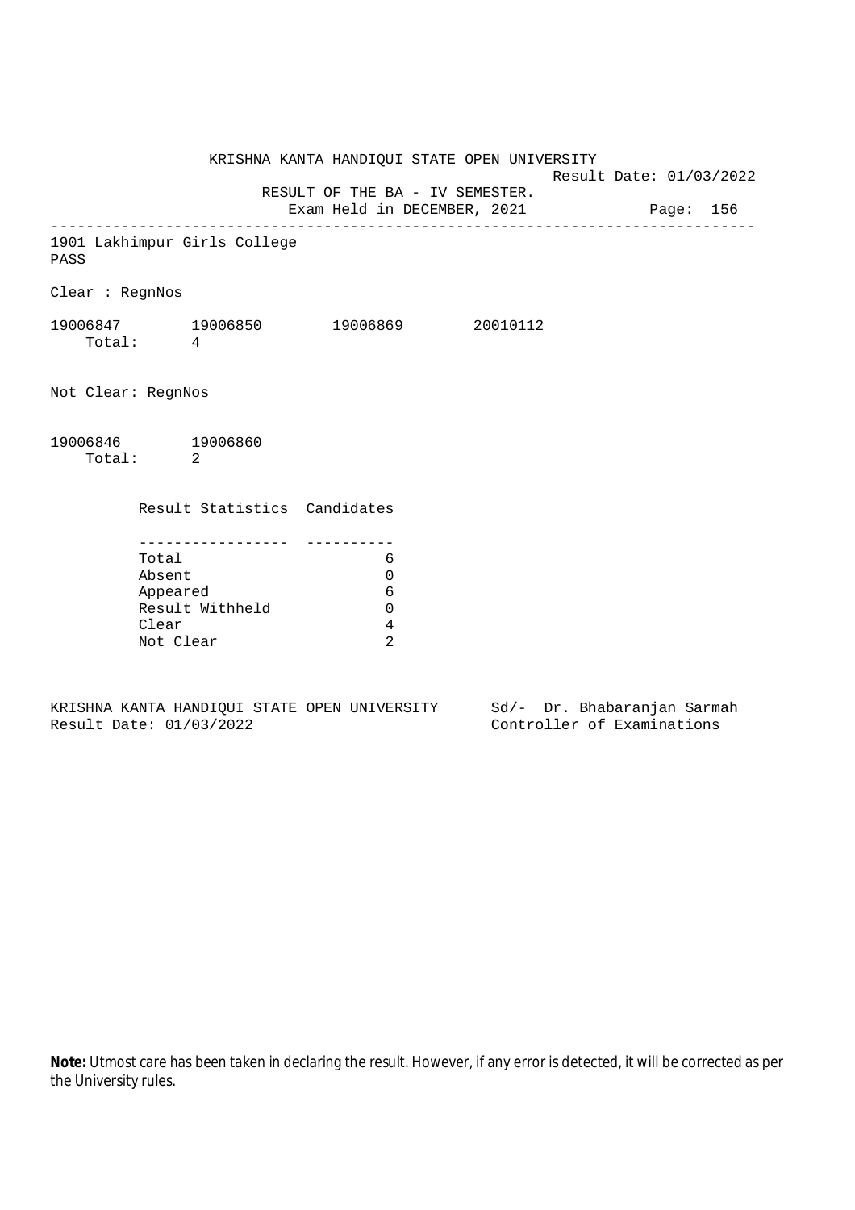KRISHNA KANTA HANDIQUI STATE OPEN UNIVERSITY

Result Date: 01/03/2022

RESULT OF THE BA - IV SEMESTER.

Exam Held in DECEMBER, 2021

---

1901 Lakhimpur Girls College

PASS

Clear : RegnNos

19006847 19006850 19006869 20010112

Total: 4

Not Clear: RegnNos

19006846 19006860

Total: 2

| Result Statistics | Candidates |
|---|---|
| Total | 6 |
| Absent | 0 |
| Appeared | 6 |
| Result Withheld | 0 |
| Clear | 4 |
| Not Clear | 2 |

KRISHNA KANTA HANDIQUI STATE OPEN UNIVERSITY    Sd/- Dr. Bhabaranjan Sarmah

Result Date: 01/03/2022    Controller of Examinations

**Note:** Utmost care has been taken in declaring the result. However, if any error is detected, it will be corrected as per the University rules.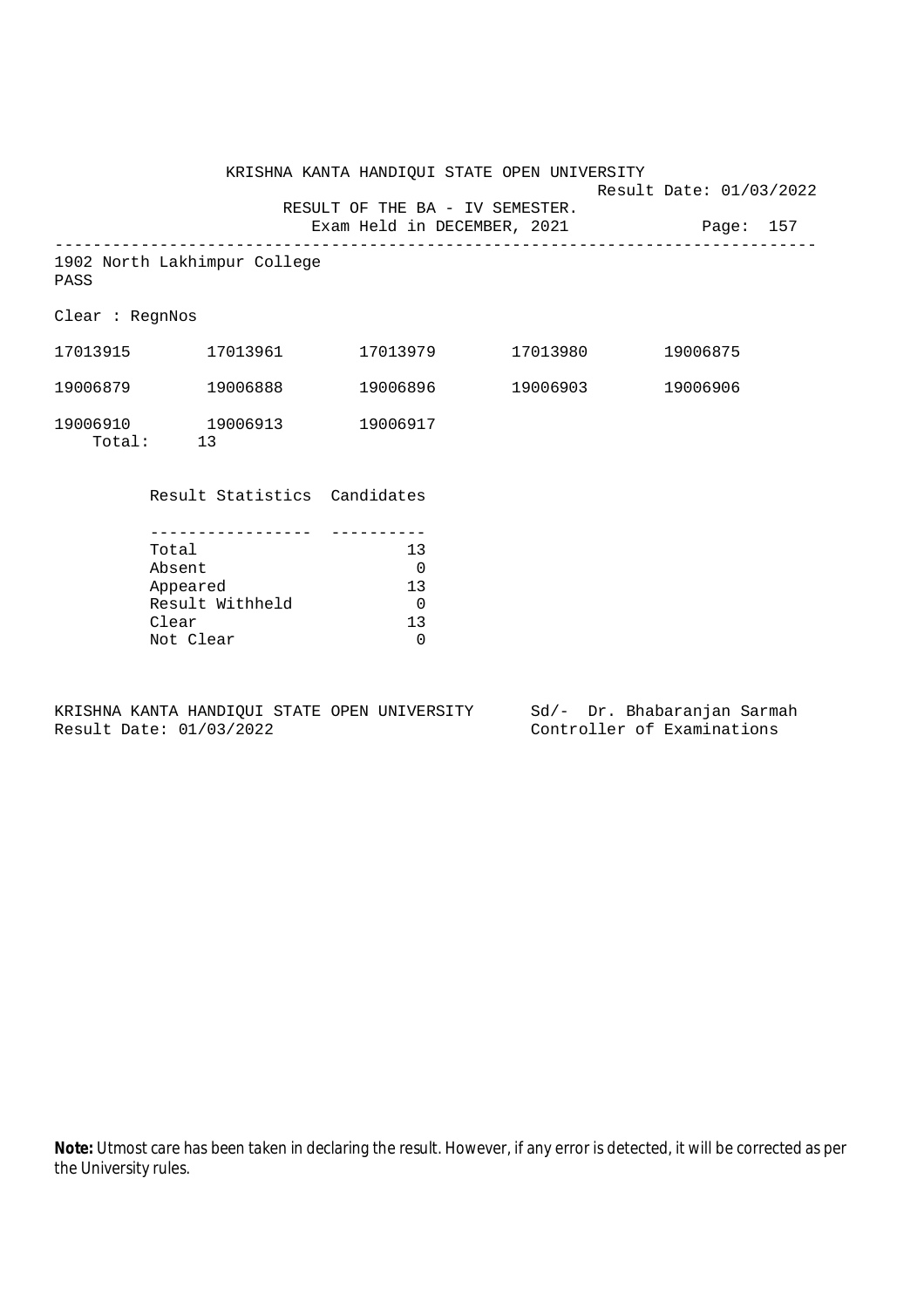KRISHNA KANTA HANDIQUI STATE OPEN UNIVERSITY

Result Date: 01/03/2022

RESULT OF THE BA - IV SEMESTER.

Exam Held in DECEMBER, 2021

---

1902 North Lakhimpur College

PASS

Clear : RegnNos

| | | | | |
|---|---|---|---|---|
| 17013915 | 17013961 | 17013979 | 17013980 | 19006875 |
| 19006879 | 19006888 | 19006896 | 19006903 | 19006906 |
| 19006910 | 19006913 | 19006917 | | |

Total: 13

| Result Statistics | Candidates |
|---|---|
| Total | 13 |
| Absent | 0 |
| Appeared | 13 |
| Result Withheld | 0 |
| Clear | 13 |
| Not Clear | 0 |

KRISHNA KANTA HANDIQUI STATE OPEN UNIVERSITY
Result Date: 01/03/2022

Sd/- Dr. Bhabaranjan Sarmah
Controller of Examinations

**Note:** Utmost care has been taken in declaring the result. However, if any error is detected, it will be corrected as per the University rules.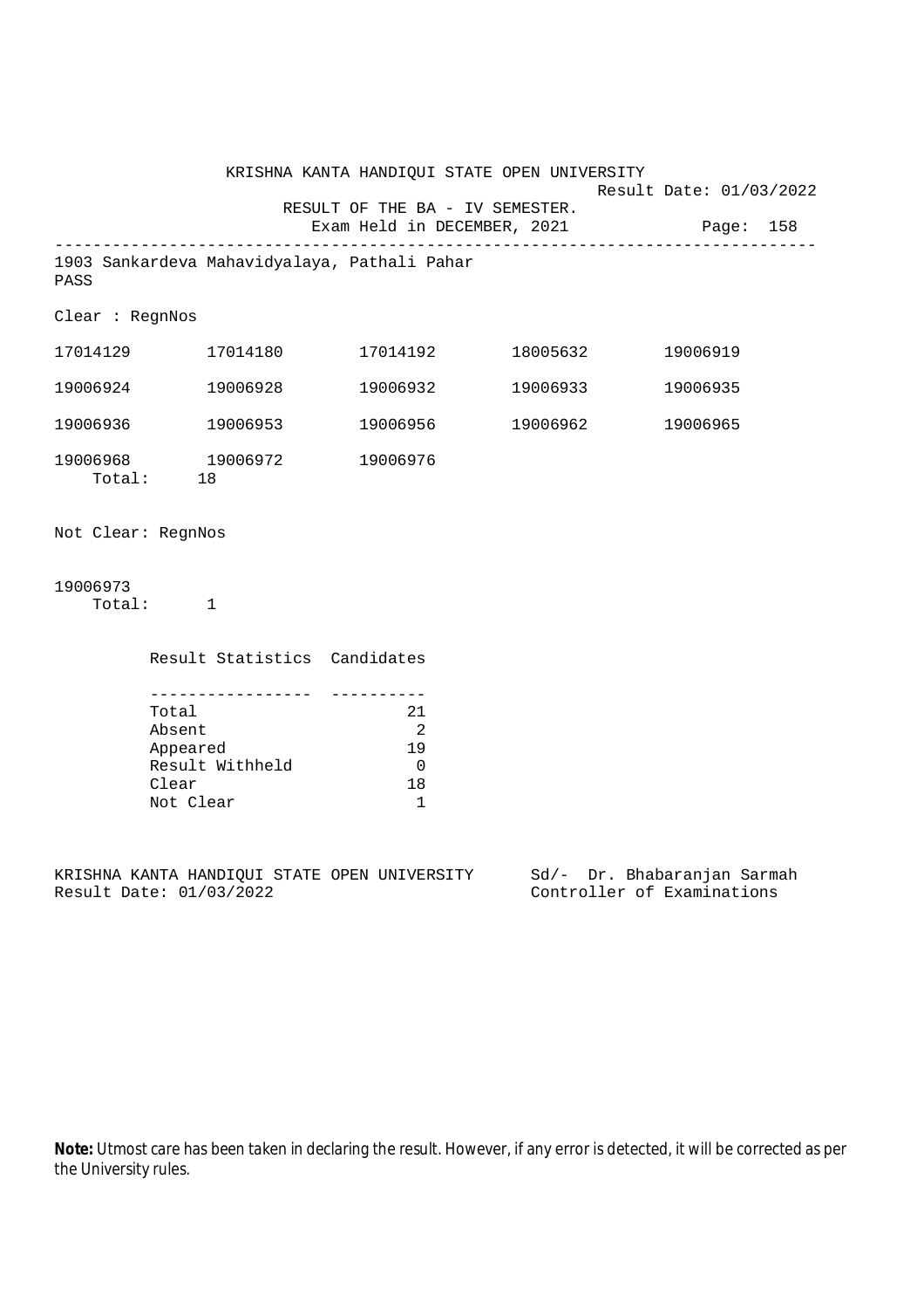KRISHNA KANTA HANDIQUI STATE OPEN UNIVERSITY

Result Date: 01/03/2022

RESULT OF THE BA - IV SEMESTER.

Exam Held in DECEMBER, 2021

---

1903 Sankardeva Mahavidyalaya, Pathali Pahar

PASS

Clear : RegnNos

| | | | | |
|---|---|---|---|---|
| 17014129 | 17014180 | 17014192 | 18005632 | 19006919 |
| 19006924 | 19006928 | 19006932 | 19006933 | 19006935 |
| 19006936 | 19006953 | 19006956 | 19006962 | 19006965 |
| 19006968 | 19006972 | 19006976 | | |

Total: 18

Not Clear: RegnNos

19006973

Total: 1

| Result Statistics | Candidates |
|---|---|
| Total | 21 |
| Absent | 2 |
| Appeared | 19 |
| Result Withheld | 0 |
| Clear | 18 |
| Not Clear | 1 |

KRISHNA KANTA HANDIQUI STATE OPEN UNIVERSITY
Result Date: 01/03/2022

Sd/- Dr. Bhabaranjan Sarmah
Controller of Examinations

**Note:** Utmost care has been taken in declaring the result. However, if any error is detected, it will be corrected as per the University rules.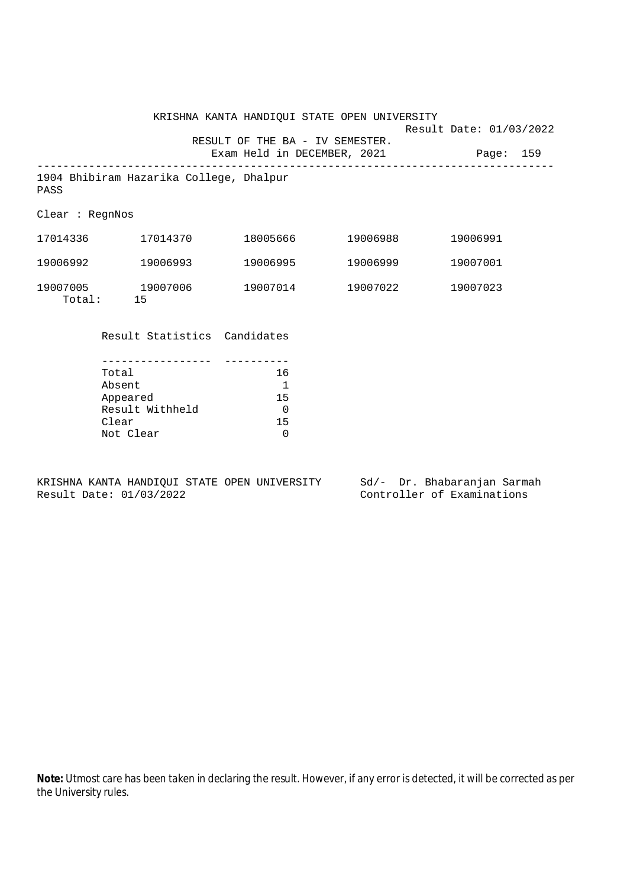KRISHNA KANTA HANDIQUI STATE OPEN UNIVERSITY

Result Date: 01/03/2022

RESULT OF THE BA - IV SEMESTER.

Exam Held in DECEMBER, 2021

---

1904 Bhibiram Hazarika College, Dhalpur

PASS

Clear : RegnNos

| | | | | |
|---|---|---|---|---|
| 17014336 | 17014370 | 18005666 | 19006988 | 19006991 |
| 19006992 | 19006993 | 19006995 | 19006999 | 19007001 |
| 19007005 | 19007006 | 19007014 | 19007022 | 19007023 |

Total: 15

| Result Statistics | Candidates |
|---|---|
| Total | 16 |
| Absent | 1 |
| Appeared | 15 |
| Result Withheld | 0 |
| Clear | 15 |
| Not Clear | 0 |

KRISHNA KANTA HANDIQUI STATE OPEN UNIVERSITY

Result Date: 01/03/2022

Sd/- Dr. Bhabaranjan Sarmah

Controller of Examinations

**Note:** Utmost care has been taken in declaring the result. However, if any error is detected, it will be corrected as per the University rules.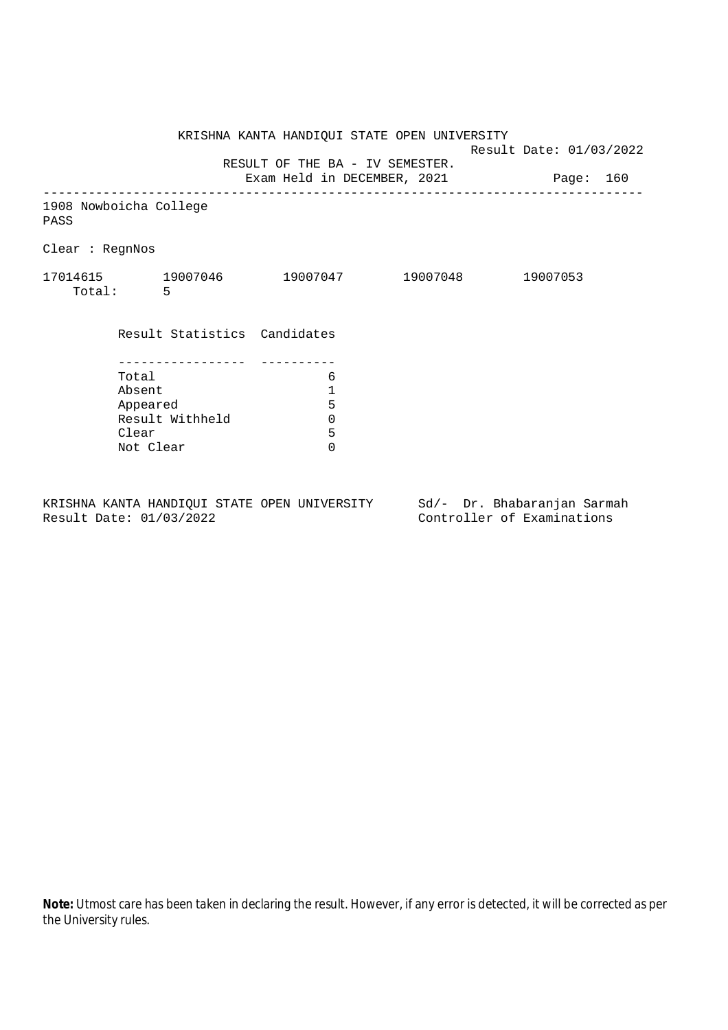KRISHNA KANTA HANDIQUI STATE OPEN UNIVERSITY

Result Date: 01/03/2022

RESULT OF THE BA - IV SEMESTER.

Exam Held in DECEMBER, 2021

Page: 160

---

1908 Nowboicha College

PASS

Clear : RegnNos

17014615    19007046    19007047    19007048    19007053

Total: 5

| Result Statistics | Candidates |
|---|---|
| Total | 6 |
| Absent | 1 |
| Appeared | 5 |
| Result Withheld | 0 |
| Clear | 5 |
| Not Clear | 0 |

KRISHNA KANTA HANDIQUI STATE OPEN UNIVERSITY
Result Date: 01/03/2022

Sd/- Dr. Bhabaranjan Sarmah
Controller of Examinations

**Note:** Utmost care has been taken in declaring the result. However, if any error is detected, it will be corrected as per the University rules.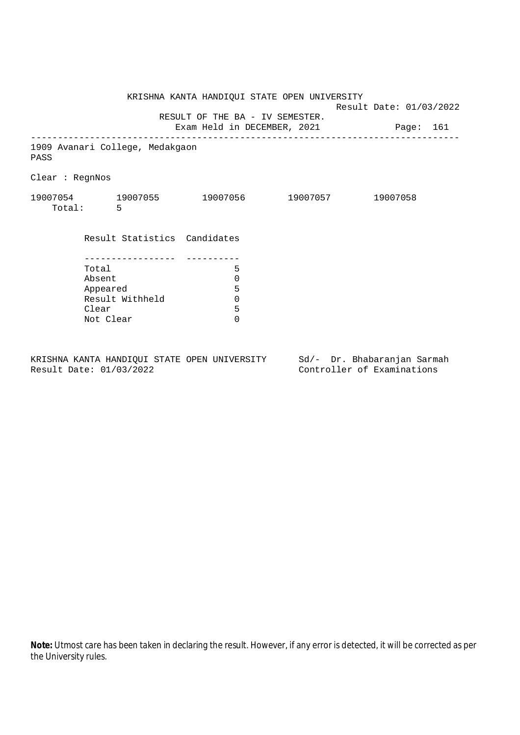KRISHNA KANTA HANDIQUI STATE OPEN UNIVERSITY

Result Date: 01/03/2022

RESULT OF THE BA - IV SEMESTER.

Exam Held in DECEMBER, 2021

1909 Avanari College, Medakgaon

PASS

Clear : RegnNos

19007054 19007055 19007056 19007057 19007058

Total: 5

| Result Statistics | Candidates |
|---|---|
| Total | 5 |
| Absent | 0 |
| Appeared | 5 |
| Result Withheld | 0 |
| Clear | 5 |
| Not Clear | 0 |

KRISHNA KANTA HANDIQUI STATE OPEN UNIVERSITY
Result Date: 01/03/2022

Sd/- Dr. Bhabaranjan Sarmah
Controller of Examinations

**Note:** Utmost care has been taken in declaring the result. However, if any error is detected, it will be corrected as per the University rules.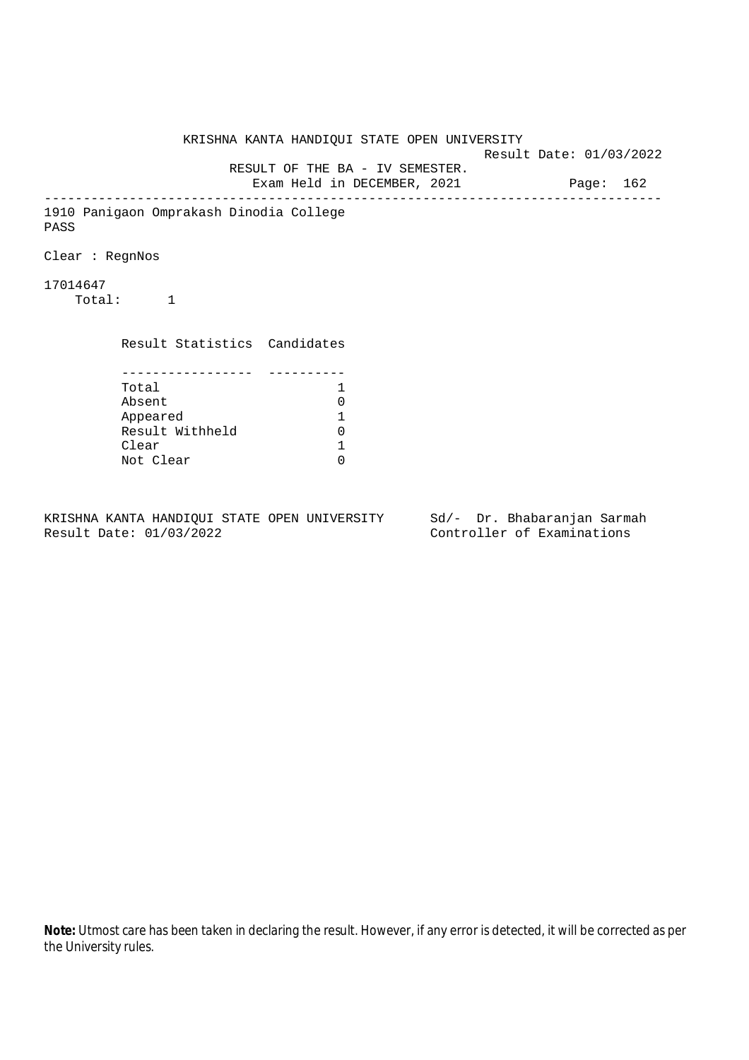KRISHNA KANTA HANDIQUI STATE OPEN UNIVERSITY

Result Date: 01/03/2022

RESULT OF THE BA - IV SEMESTER.

Exam Held in DECEMBER, 2021

---

1910 Panigaon Omprakash Dinodia College

PASS

Clear : RegnNos

17014647

Total: 1

| Result Statistics | Candidates |
|---|---|
| Total | 1 |
| Absent | 0 |
| Appeared | 1 |
| Result Withheld | 0 |
| Clear | 1 |
| Not Clear | 0 |

KRISHNA KANTA HANDIQUI STATE OPEN UNIVERSITY

Result Date: 01/03/2022

Sd/- Dr. Bhabaranjan Sarmah

Controller of Examinations

**Note:** Utmost care has been taken in declaring the result. However, if any error is detected, it will be corrected as per the University rules.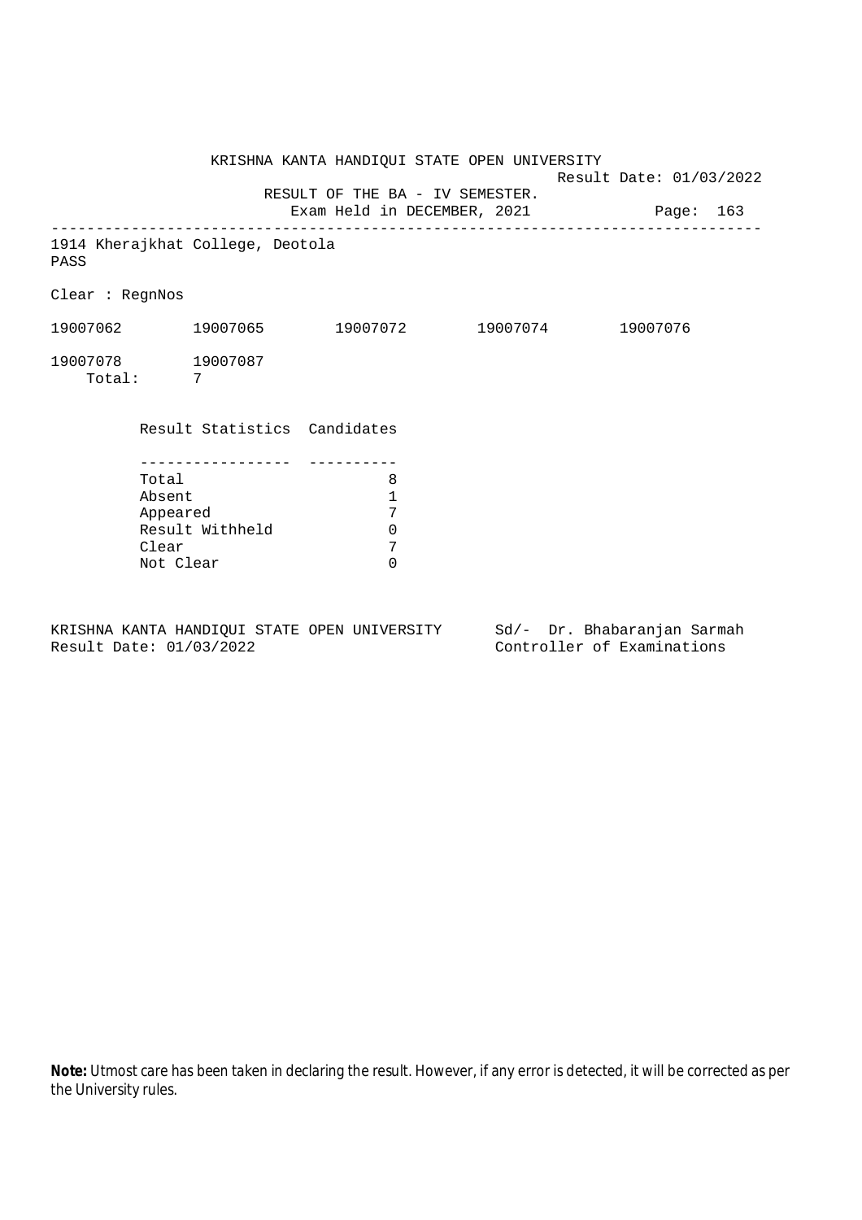KRISHNA KANTA HANDIQUI STATE OPEN UNIVERSITY

Result Date: 01/03/2022

RESULT OF THE BA - IV SEMESTER.

Exam Held in DECEMBER, 2021

---

1914 Kherajkhat College, Deotola

PASS

Clear : RegnNos

19007062 19007065 19007072 19007074 19007076

19007078 19007087

Total: 7

| Result Statistics | Candidates |
|---|---|
| Total | 8 |
| Absent | 1 |
| Appeared | 7 |
| Result Withheld | 0 |
| Clear | 7 |
| Not Clear | 0 |

KRISHNA KANTA HANDIQUI STATE OPEN UNIVERSITY
Result Date: 01/03/2022

Sd/- Dr. Bhabaranjan Sarmah
Controller of Examinations

**Note:** Utmost care has been taken in declaring the result. However, if any error is detected, it will be corrected as per the University rules.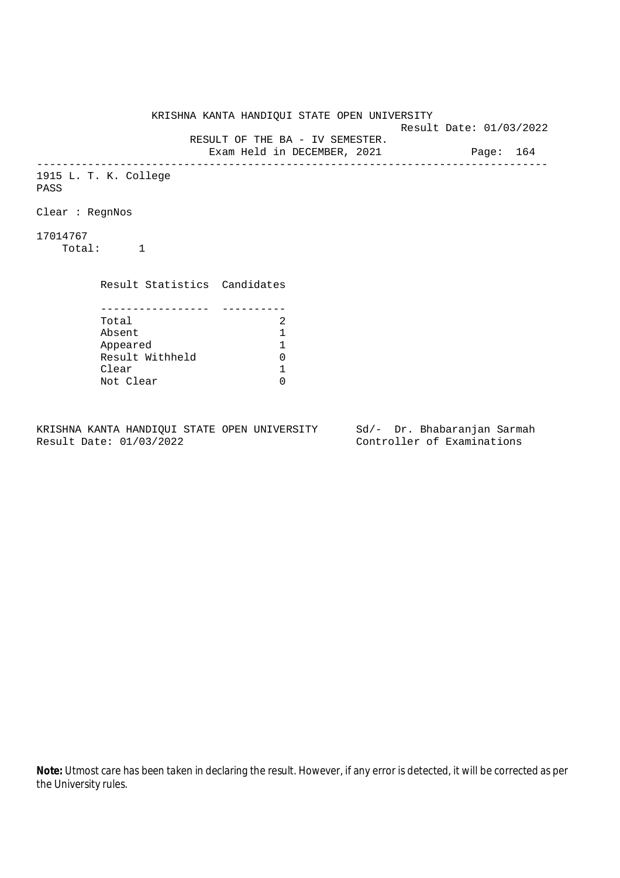KRISHNA KANTA HANDIQUI STATE OPEN UNIVERSITY

Result Date: 01/03/2022

RESULT OF THE BA - IV SEMESTER.

Exam Held in DECEMBER, 2021

---

1915 L. T. K. College

PASS

Clear : RegnNos

17014767

Total: 1

| Result Statistics | Candidates |
|---|---|
| Total | 2 |
| Absent | 1 |
| Appeared | 1 |
| Result Withheld | 0 |
| Clear | 1 |
| Not Clear | 0 |

KRISHNA KANTA HANDIQUI STATE OPEN UNIVERSITY
Result Date: 01/03/2022

Sd/- Dr. Bhabaranjan Sarmah
Controller of Examinations

**Note:** Utmost care has been taken in declaring the result. However, if any error is detected, it will be corrected as per the University rules.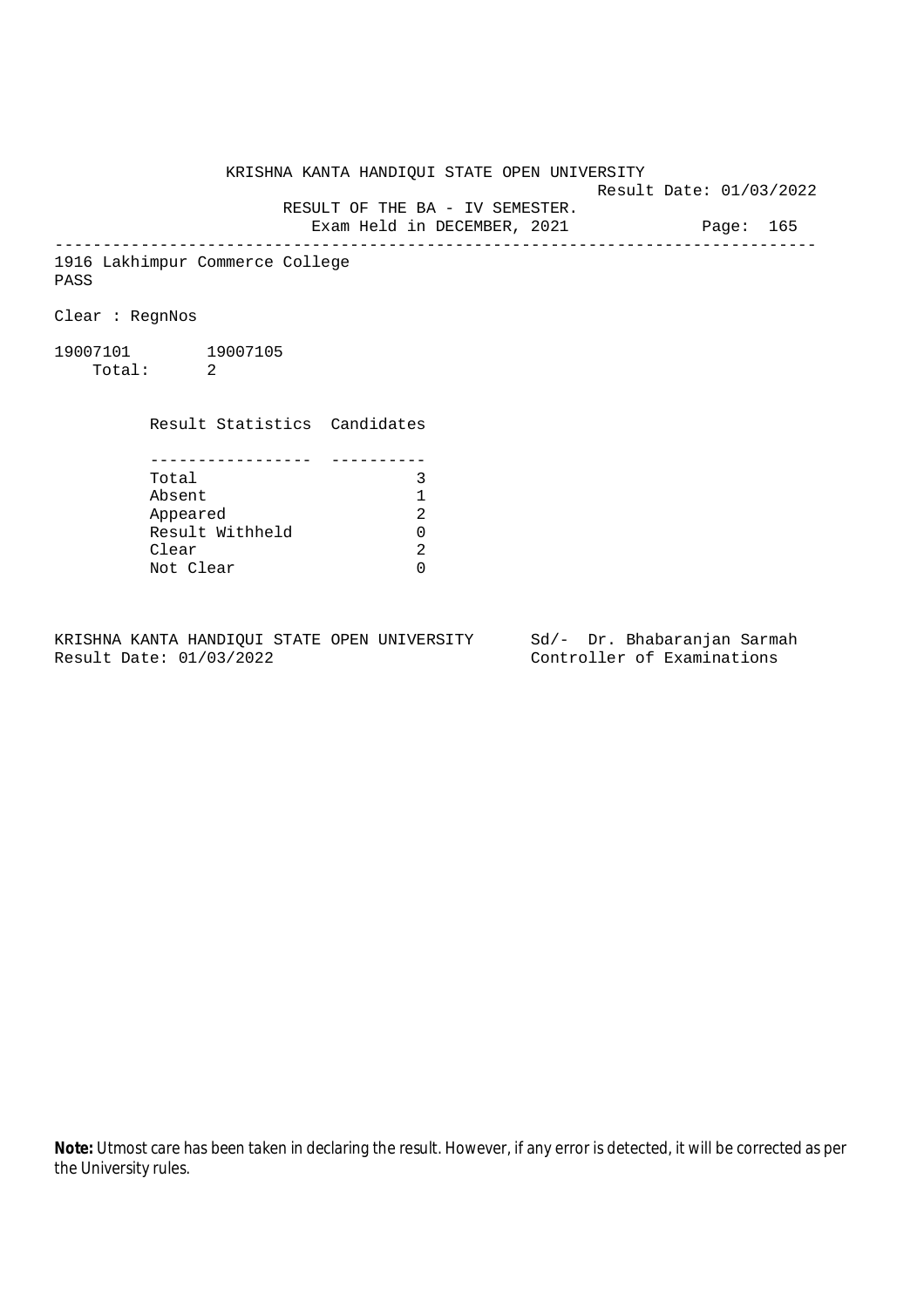KRISHNA KANTA HANDIQUI STATE OPEN UNIVERSITY

Result Date: 01/03/2022

RESULT OF THE BA - IV SEMESTER.

Exam Held in DECEMBER, 2021

---

1916 Lakhimpur Commerce College

PASS

Clear : RegnNos

19007101 19007105

Total: 2

| Result Statistics | Candidates |
|---|---|
| Total | 3 |
| Absent | 1 |
| Appeared | 2 |
| Result Withheld | 0 |
| Clear | 2 |
| Not Clear | 0 |

KRISHNA KANTA HANDIQUI STATE OPEN UNIVERSITY
Result Date: 01/03/2022

Sd/- Dr. Bhabaranjan Sarmah
Controller of Examinations

**Note:** Utmost care has been taken in declaring the result. However, if any error is detected, it will be corrected as per the University rules.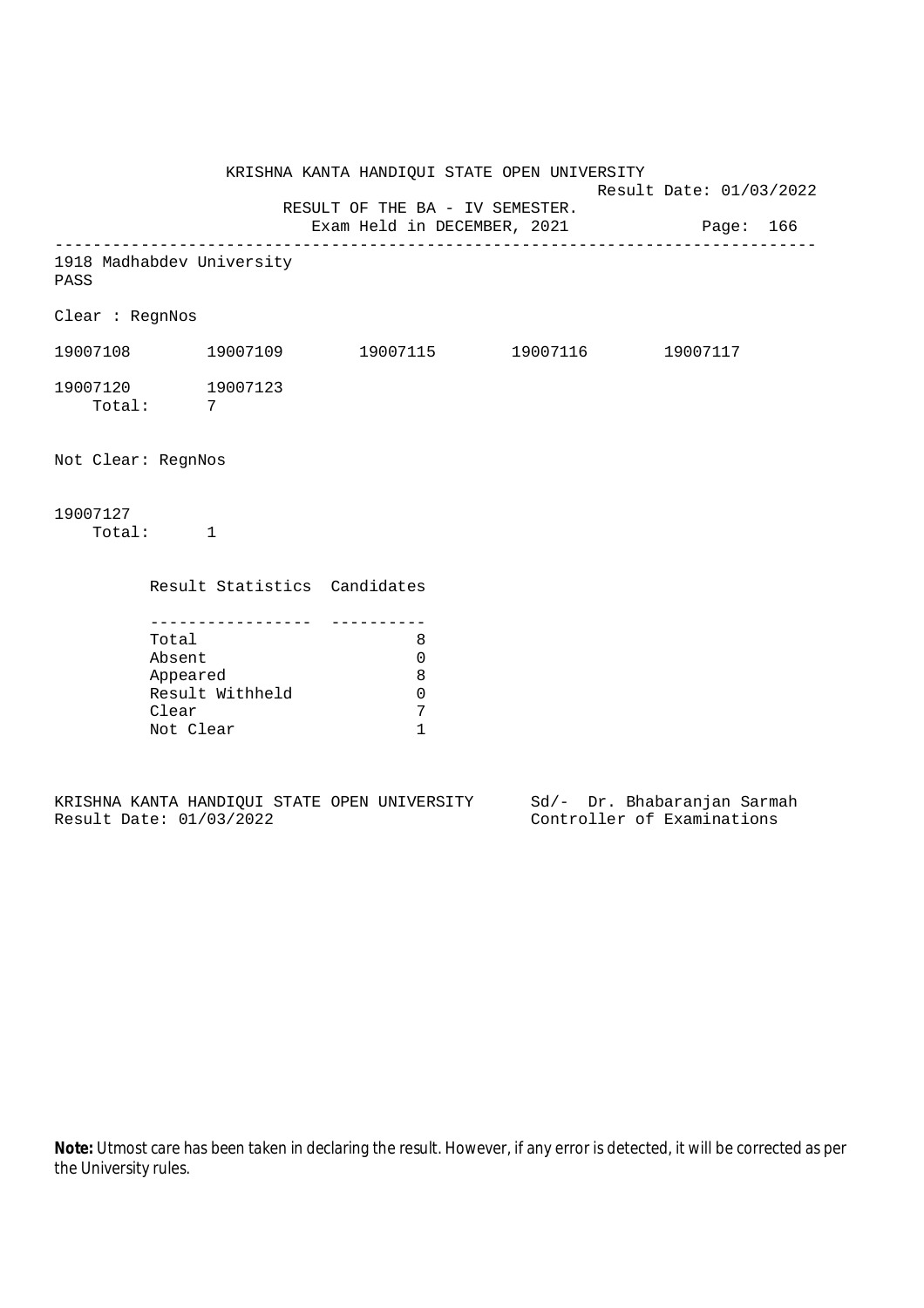KRISHNA KANTA HANDIQUI STATE OPEN UNIVERSITY

Result Date: 01/03/2022

RESULT OF THE BA - IV SEMESTER.

Exam Held in DECEMBER, 2021

Page: 166

---

1918 Madhabdev University

PASS

Clear : RegnNos

19007108 19007109 19007115 19007116 19007117

19007120 19007123

Total: 7

Not Clear: RegnNos

19007127

Total: 1

| Result Statistics | Candidates |
|---|---|
| Total | 8 |
| Absent | 0 |
| Appeared | 8 |
| Result Withheld | 0 |
| Clear | 7 |
| Not Clear | 1 |

KRISHNA KANTA HANDIQUI STATE OPEN UNIVERSITY
Result Date: 01/03/2022

Sd/- Dr. Bhabaranjan Sarmah
Controller of Examinations

**Note:** Utmost care has been taken in declaring the result. However, if any error is detected, it will be corrected as per the University rules.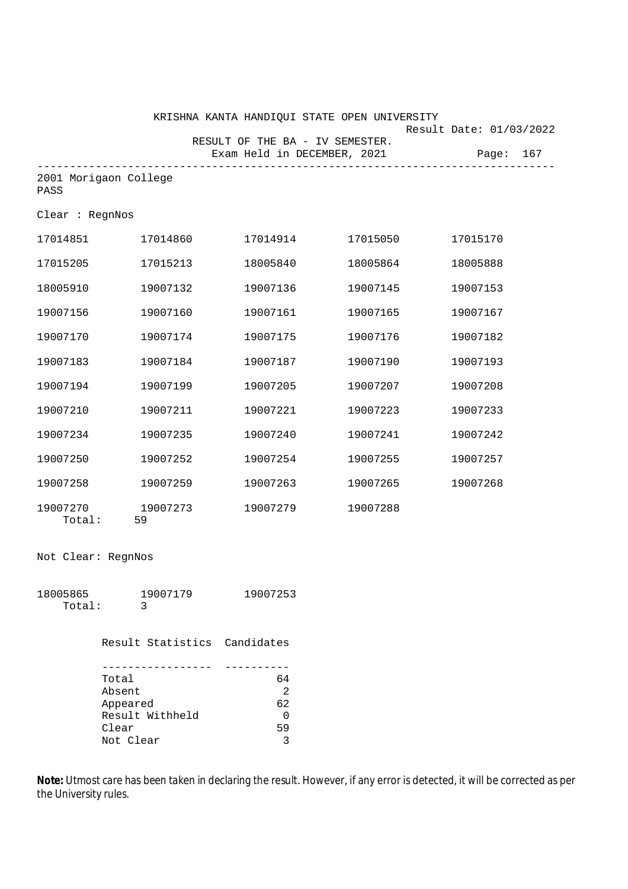KRISHNA KANTA HANDIQUI STATE OPEN UNIVERSITY

Result Date: 01/03/2022

RESULT OF THE BA - IV SEMESTER.

Exam Held in DECEMBER, 2021

---

2001 Morigaon College

PASS

Clear : RegnNos

| | | | | |
|---|---|---|---|---|
| 17014851 | 17014860 | 17014914 | 17015050 | 17015170 |
| 17015205 | 17015213 | 18005840 | 18005864 | 18005888 |
| 18005910 | 19007132 | 19007136 | 19007145 | 19007153 |
| 19007156 | 19007160 | 19007161 | 19007165 | 19007167 |
| 19007170 | 19007174 | 19007175 | 19007176 | 19007182 |
| 19007183 | 19007184 | 19007187 | 19007190 | 19007193 |
| 19007194 | 19007199 | 19007205 | 19007207 | 19007208 |
| 19007210 | 19007211 | 19007221 | 19007223 | 19007233 |
| 19007234 | 19007235 | 19007240 | 19007241 | 19007242 |
| 19007250 | 19007252 | 19007254 | 19007255 | 19007257 |
| 19007258 | 19007259 | 19007263 | 19007265 | 19007268 |
| 19007270 | 19007273 | 19007279 | 19007288 | |

Total: 59

Not Clear: RegnNos

| | | |
|---|---|---|
| 18005865 | 19007179 | 19007253 |

Total: 3

| Result Statistics | Candidates |
|---|---|
| Total | 64 |
| Absent | 2 |
| Appeared | 62 |
| Result Withheld | 0 |
| Clear | 59 |
| Not Clear | 3 |

**Note:** Utmost care has been taken in declaring the result. However, if any error is detected, it will be corrected as per the University rules.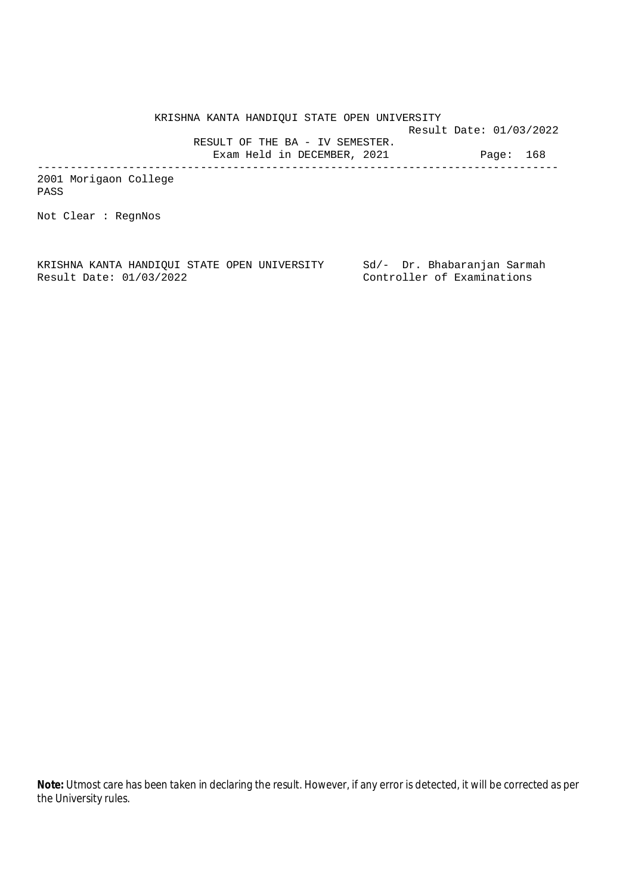KRISHNA KANTA HANDIQUI STATE OPEN UNIVERSITY

Result Date: 01/03/2022

RESULT OF THE BA - IV SEMESTER.

Exam Held in DECEMBER, 2021

---

2001 Morigaon College

PASS

Not Clear : RegnNos

KRISHNA KANTA HANDIQUI STATE OPEN UNIVERSITY
Result Date: 01/03/2022

Sd/- Dr. Bhabaranjan Sarmah
Controller of Examinations

**Note:** Utmost care has been taken in declaring the result. However, if any error is detected, it will be corrected as per the University rules.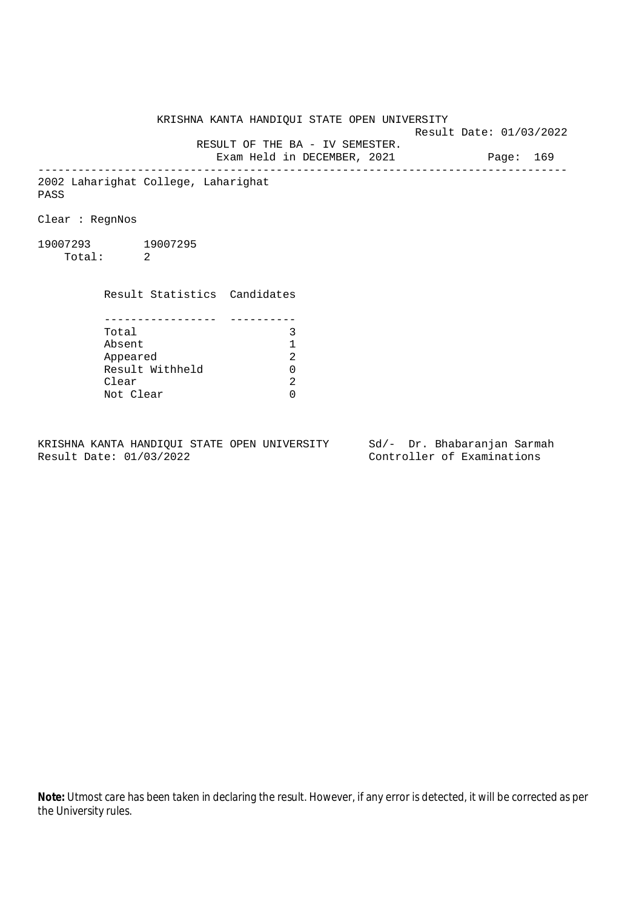KRISHNA KANTA HANDIQUI STATE OPEN UNIVERSITY

Result Date: 01/03/2022

RESULT OF THE BA - IV SEMESTER.

Exam Held in DECEMBER, 2021

---

2002 Laharighat College, Laharighat

PASS

Clear : RegnNos

19007293 19007295

Total: 2

| Result Statistics | Candidates |
|---|---|
| Total | 3 |
| Absent | 1 |
| Appeared | 2 |
| Result Withheld | 0 |
| Clear | 2 |
| Not Clear | 0 |

KRISHNA KANTA HANDIQUI STATE OPEN UNIVERSITY
Result Date: 01/03/2022

Sd/- Dr. Bhabaranjan Sarmah
Controller of Examinations

**Note:** Utmost care has been taken in declaring the result. However, if any error is detected, it will be corrected as per the University rules.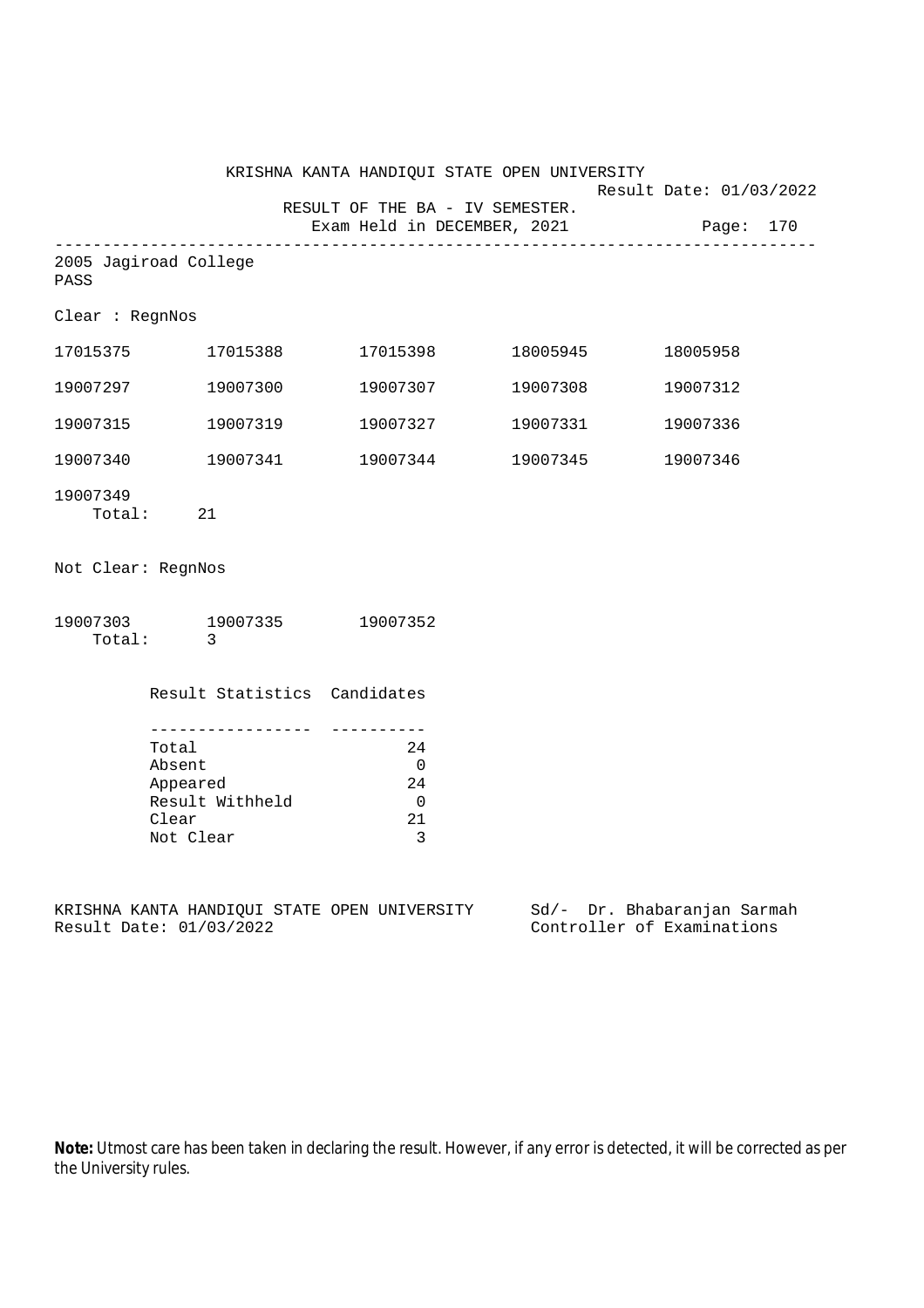KRISHNA KANTA HANDIQUI STATE OPEN UNIVERSITY

Result Date: 01/03/2022

RESULT OF THE BA - IV SEMESTER.

Exam Held in DECEMBER, 2021

Page: 170

---

2005 Jagiroad College

PASS

Clear : RegnNos

| | | | | |
|---|---|---|---|---|
| 17015375 | 17015388 | 17015398 | 18005945 | 18005958 |
| 19007297 | 19007300 | 19007307 | 19007308 | 19007312 |
| 19007315 | 19007319 | 19007327 | 19007331 | 19007336 |
| 19007340 | 19007341 | 19007344 | 19007345 | 19007346 |
| 19007349 | | | | |

Total: 21

Not Clear: RegnNos

| | | |
|---|---|---|
| 19007303 | 19007335 | 19007352 |

Total: 3

| Result Statistics | Candidates |
|---|---|
| Total | 24 |
| Absent | 0 |
| Appeared | 24 |
| Result Withheld | 0 |
| Clear | 21 |
| Not Clear | 3 |

KRISHNA KANTA HANDIQUI STATE OPEN UNIVERSITY
Result Date: 01/03/2022

Sd/- Dr. Bhabaranjan Sarmah
Controller of Examinations

**Note:** Utmost care has been taken in declaring the result. However, if any error is detected, it will be corrected as per the University rules.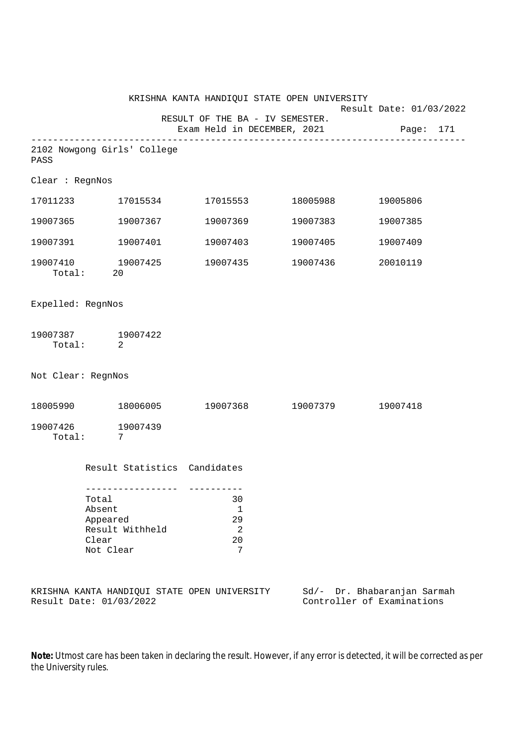KRISHNA KANTA HANDIQUI STATE OPEN UNIVERSITY

Result Date: 01/03/2022

RESULT OF THE BA - IV SEMESTER.

Exam Held in DECEMBER, 2021

---

2102 Nowgong Girls' College

PASS

Clear : RegnNos

| | | | | |
|---|---|---|---|---|
| 17011233 | 17015534 | 17015553 | 18005988 | 19005806 |
| 19007365 | 19007367 | 19007369 | 19007383 | 19007385 |
| 19007391 | 19007401 | 19007403 | 19007405 | 19007409 |
| 19007410 | 19007425 | 19007435 | 19007436 | 20010119 |

Total: 20

Expelled: RegnNos

| | |
|---|---|
| 19007387 | 19007422 |

Total: 2

Not Clear: RegnNos

| | | | | |
|---|---|---|---|---|
| 18005990 | 18006005 | 19007368 | 19007379 | 19007418 |
| 19007426 | 19007439 | | | |

Total: 7

| Result Statistics | Candidates |
|---|---|
| Total | 30 |
| Absent | 1 |
| Appeared | 29 |
| Result Withheld | 2 |
| Clear | 20 |
| Not Clear | 7 |

KRISHNA KANTA HANDIQUI STATE OPEN UNIVERSITY
Result Date: 01/03/2022

Sd/- Dr. Bhabaranjan Sarmah
Controller of Examinations

**Note:** Utmost care has been taken in declaring the result. However, if any error is detected, it will be corrected as per the University rules.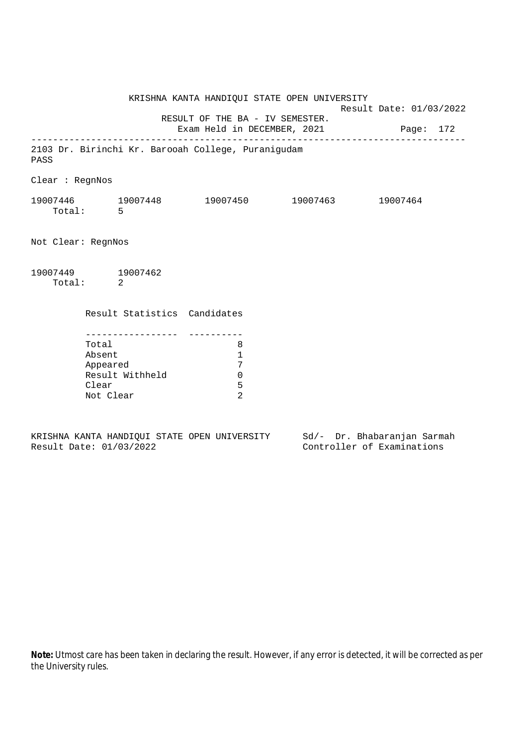KRISHNA KANTA HANDIQUI STATE OPEN UNIVERSITY

Result Date: 01/03/2022

RESULT OF THE BA - IV SEMESTER.

Exam Held in DECEMBER, 2021

---

2103 Dr. Birinchi Kr. Barooah College, Puranigudam

PASS

Clear : RegnNos

19007446 19007448 19007450 19007463 19007464

Total: 5

Not Clear: RegnNos

19007449 19007462

Total: 2

| Result Statistics | Candidates |
|---|---|
| Total | 8 |
| Absent | 1 |
| Appeared | 7 |
| Result Withheld | 0 |
| Clear | 5 |
| Not Clear | 2 |

KRISHNA KANTA HANDIQUI STATE OPEN UNIVERSITY
Result Date: 01/03/2022

Sd/- Dr. Bhabaranjan Sarmah
Controller of Examinations

**Note:** Utmost care has been taken in declaring the result. However, if any error is detected, it will be corrected as per the University rules.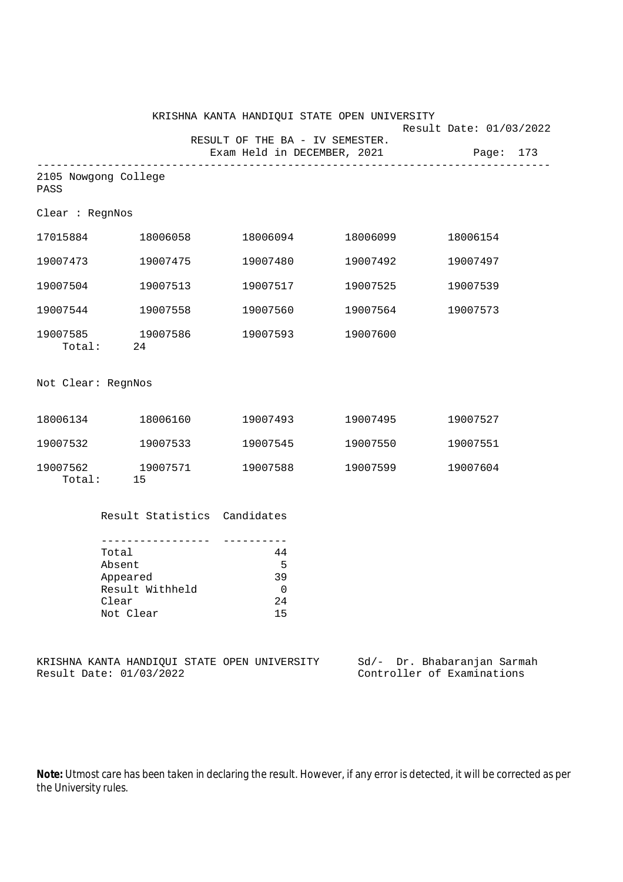KRISHNA KANTA HANDIQUI STATE OPEN UNIVERSITY

Result Date: 01/03/2022

RESULT OF THE BA - IV SEMESTER.

Exam Held in DECEMBER, 2021

---

2105 Nowgong College

PASS

Clear : RegnNos

| | | | | |
|---|---|---|---|---|
| 17015884 | 18006058 | 18006094 | 18006099 | 18006154 |
| 19007473 | 19007475 | 19007480 | 19007492 | 19007497 |
| 19007504 | 19007513 | 19007517 | 19007525 | 19007539 |
| 19007544 | 19007558 | 19007560 | 19007564 | 19007573 |
| 19007585 | 19007586 | 19007593 | 19007600 | |

Total: 24

Not Clear: RegnNos

| | | | | |
|---|---|---|---|---|
| 18006134 | 18006160 | 19007493 | 19007495 | 19007527 |
| 19007532 | 19007533 | 19007545 | 19007550 | 19007551 |
| 19007562 | 19007571 | 19007588 | 19007599 | 19007604 |

Total: 15

| Result Statistics | Candidates |
|---|---|
| Total | 44 |
| Absent | 5 |
| Appeared | 39 |
| Result Withheld | 0 |
| Clear | 24 |
| Not Clear | 15 |

KRISHNA KANTA HANDIQUI STATE OPEN UNIVERSITY
Result Date: 01/03/2022

Sd/- Dr. Bhabaranjan Sarmah
Controller of Examinations

**Note:** Utmost care has been taken in declaring the result. However, if any error is detected, it will be corrected as per the University rules.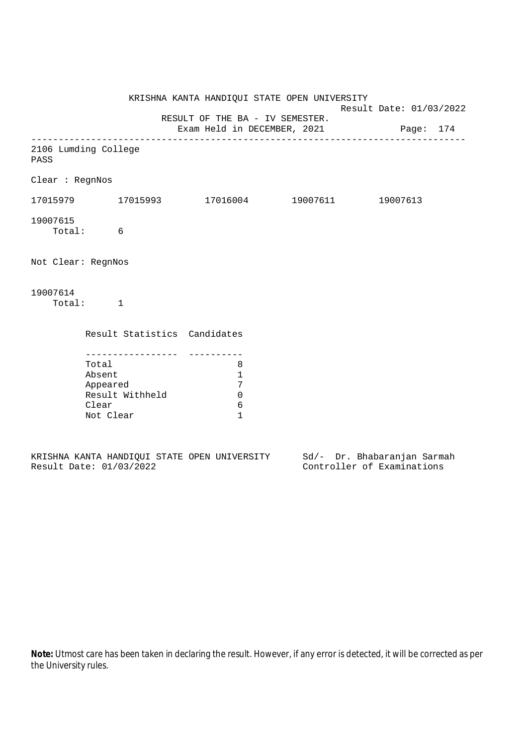KRISHNA KANTA HANDIQUI STATE OPEN UNIVERSITY

Result Date: 01/03/2022

RESULT OF THE BA - IV SEMESTER.

Exam Held in DECEMBER, 2021

---

2106 Lumding College

PASS

Clear : RegnNos

17015979 17015993 17016004 19007611 19007613

19007615

Total: 6

Not Clear: RegnNos

19007614

Total: 1

| Result Statistics | Candidates |
|---|---|
| Total | 8 |
| Absent | 1 |
| Appeared | 7 |
| Result Withheld | 0 |
| Clear | 6 |
| Not Clear | 1 |

KRISHNA KANTA HANDIQUI STATE OPEN UNIVERSITY
Result Date: 01/03/2022

Sd/- Dr. Bhabaranjan Sarmah
Controller of Examinations

**Note:** Utmost care has been taken in declaring the result. However, if any error is detected, it will be corrected as per the University rules.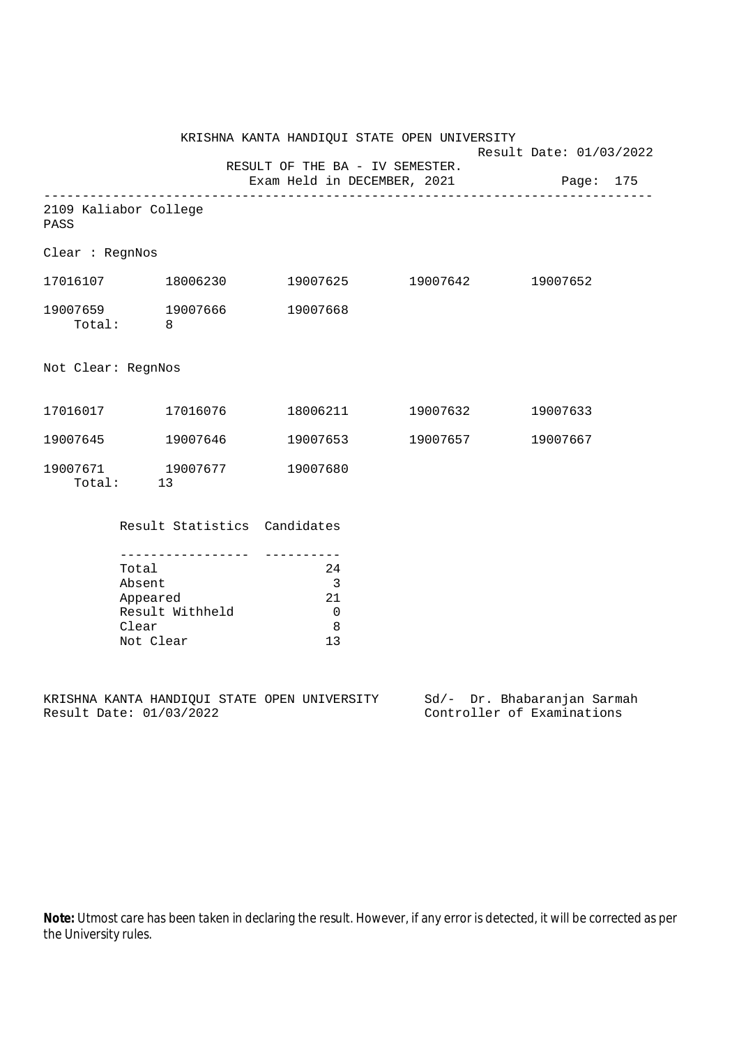KRISHNA KANTA HANDIQUI STATE OPEN UNIVERSITY

Result Date: 01/03/2022

RESULT OF THE BA - IV SEMESTER.

Exam Held in DECEMBER, 2021

---

2109 Kaliabor College

PASS

Clear : RegnNos

| | | | | |
|---|---|---|---|---|
| 17016107 | 18006230 | 19007625 | 19007642 | 19007652 |
| 19007659 | 19007666 | 19007668 | | |

Total: 8

Not Clear: RegnNos

| | | | | |
|---|---|---|---|---|
| 17016017 | 17016076 | 18006211 | 19007632 | 19007633 |
| 19007645 | 19007646 | 19007653 | 19007657 | 19007667 |
| 19007671 | 19007677 | 19007680 | | |

Total: 13

| Result Statistics | Candidates |
|---|---|
| Total | 24 |
| Absent | 3 |
| Appeared | 21 |
| Result Withheld | 0 |
| Clear | 8 |
| Not Clear | 13 |

KRISHNA KANTA HANDIQUI STATE OPEN UNIVERSITY
Result Date: 01/03/2022

Sd/- Dr. Bhabaranjan Sarmah
Controller of Examinations

**Note:** Utmost care has been taken in declaring the result. However, if any error is detected, it will be corrected as per the University rules.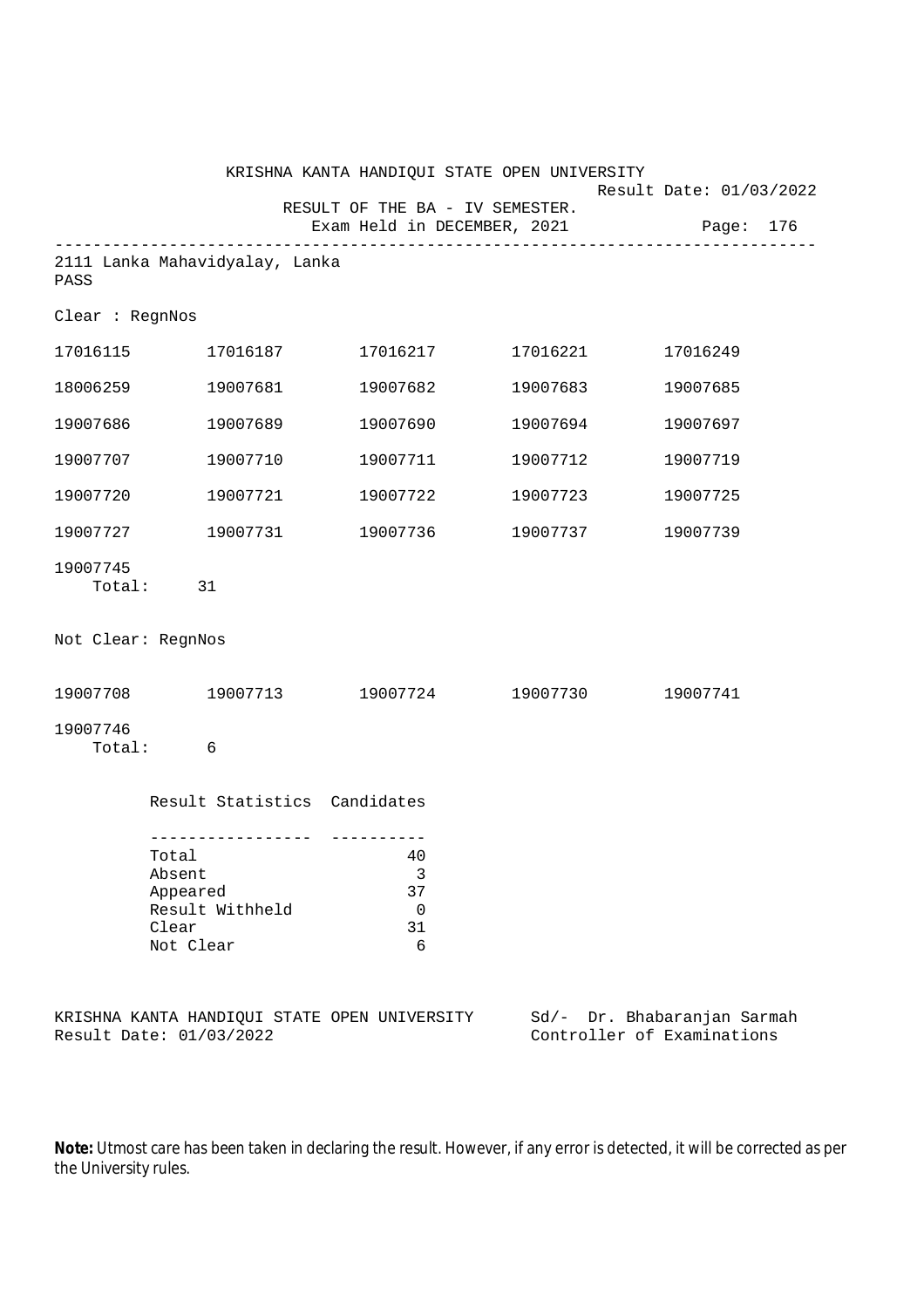KRISHNA KANTA HANDIQUI STATE OPEN UNIVERSITY

Result Date: 01/03/2022

RESULT OF THE BA - IV SEMESTER.

Exam Held in DECEMBER, 2021

Page: 176

---

2111 Lanka Mahavidyalay, Lanka

PASS

Clear : RegnNos

| | | | | |
|---|---|---|---|---|
| 17016115 | 17016187 | 17016217 | 17016221 | 17016249 |
| 18006259 | 19007681 | 19007682 | 19007683 | 19007685 |
| 19007686 | 19007689 | 19007690 | 19007694 | 19007697 |
| 19007707 | 19007710 | 19007711 | 19007712 | 19007719 |
| 19007720 | 19007721 | 19007722 | 19007723 | 19007725 |
| 19007727 | 19007731 | 19007736 | 19007737 | 19007739 |
| 19007745 | | | | |

Total: 31

Not Clear: RegnNos

| | | | | |
|---|---|---|---|---|
| 19007708 | 19007713 | 19007724 | 19007730 | 19007741 |
| 19007746 | | | | |

Total: 6

| Result Statistics | Candidates |
|---|---|
| Total | 40 |
| Absent | 3 |
| Appeared | 37 |
| Result Withheld | 0 |
| Clear | 31 |
| Not Clear | 6 |

KRISHNA KANTA HANDIQUI STATE OPEN UNIVERSITY
Result Date: 01/03/2022

Sd/- Dr. Bhabaranjan Sarmah
Controller of Examinations

**Note:** Utmost care has been taken in declaring the result. However, if any error is detected, it will be corrected as per the University rules.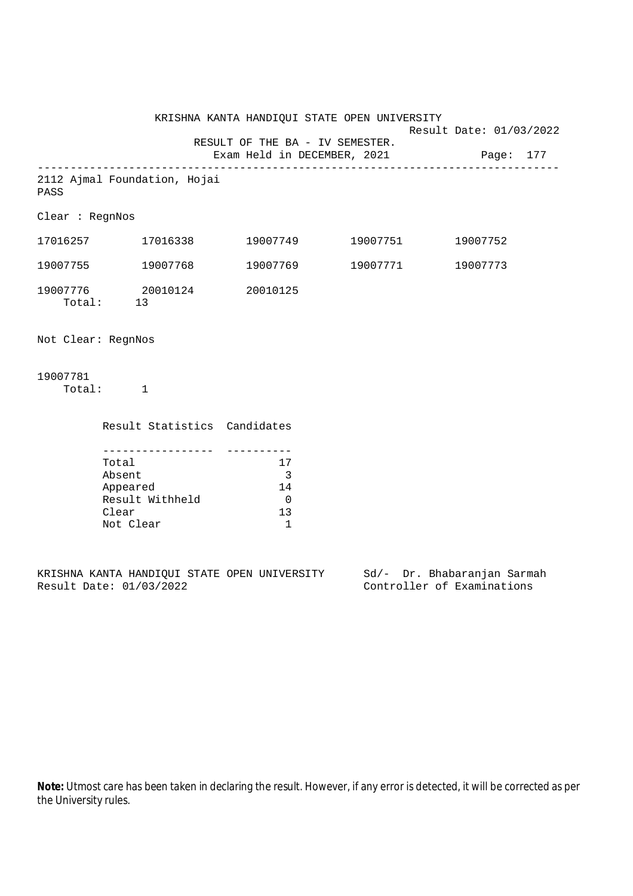KRISHNA KANTA HANDIQUI STATE OPEN UNIVERSITY

Result Date: 01/03/2022

RESULT OF THE BA - IV SEMESTER.

Exam Held in DECEMBER, 2021

---

2112 Ajmal Foundation, Hojai

PASS

Clear : RegnNos

| | | | | |
|---|---|---|---|---|
| 17016257 | 17016338 | 19007749 | 19007751 | 19007752 |
| 19007755 | 19007768 | 19007769 | 19007771 | 19007773 |
| 19007776 | 20010124 | 20010125 | | |

Total: 13

Not Clear: RegnNos

19007781

Total: 1

| Result Statistics | Candidates |
|---|---|
| Total | 17 |
| Absent | 3 |
| Appeared | 14 |
| Result Withheld | 0 |
| Clear | 13 |
| Not Clear | 1 |

KRISHNA KANTA HANDIQUI STATE OPEN UNIVERSITY
Result Date: 01/03/2022

Sd/- Dr. Bhabaranjan Sarmah
Controller of Examinations

**Note:** Utmost care has been taken in declaring the result. However, if any error is detected, it will be corrected as per the University rules.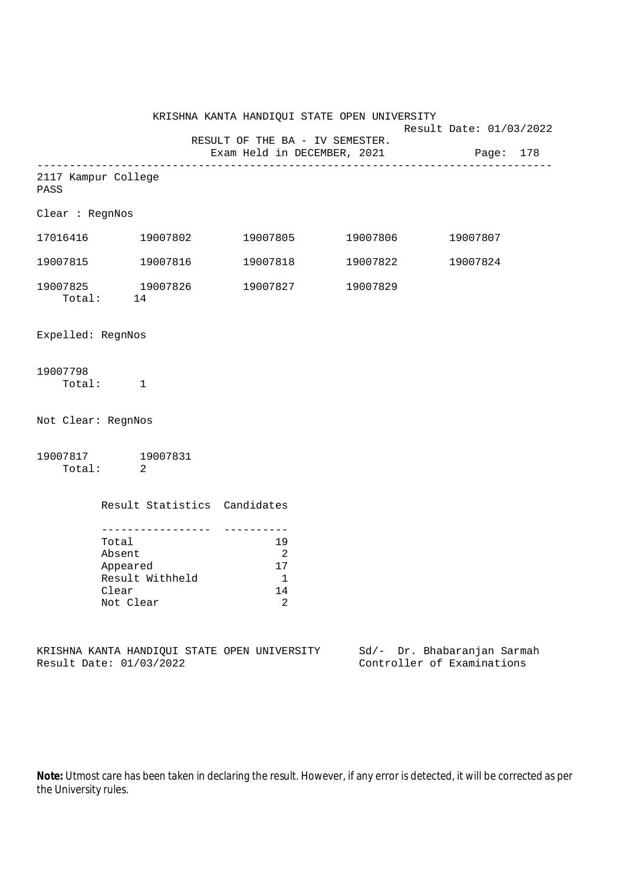KRISHNA KANTA HANDIQUI STATE OPEN UNIVERSITY

Result Date: 01/03/2022

RESULT OF THE BA - IV SEMESTER.

Exam Held in DECEMBER, 2021

---

2117 Kampur College

PASS

Clear : RegnNos

| | | | | |
|---|---|---|---|---|
| 17016416 | 19007802 | 19007805 | 19007806 | 19007807 |
| 19007815 | 19007816 | 19007818 | 19007822 | 19007824 |
| 19007825 | 19007826 | 19007827 | 19007829 | |

Total: 14

Expelled: RegnNos

19007798

Total: 1

Not Clear: RegnNos

19007817 19007831

Total: 2

| Result Statistics | Candidates |
|---|---|
| Total | 19 |
| Absent | 2 |
| Appeared | 17 |
| Result Withheld | 1 |
| Clear | 14 |
| Not Clear | 2 |

KRISHNA KANTA HANDIQUI STATE OPEN UNIVERSITY

Result Date: 01/03/2022

Sd/- Dr. Bhabaranjan Sarmah

Controller of Examinations

**Note:** Utmost care has been taken in declaring the result. However, if any error is detected, it will be corrected as per the University rules.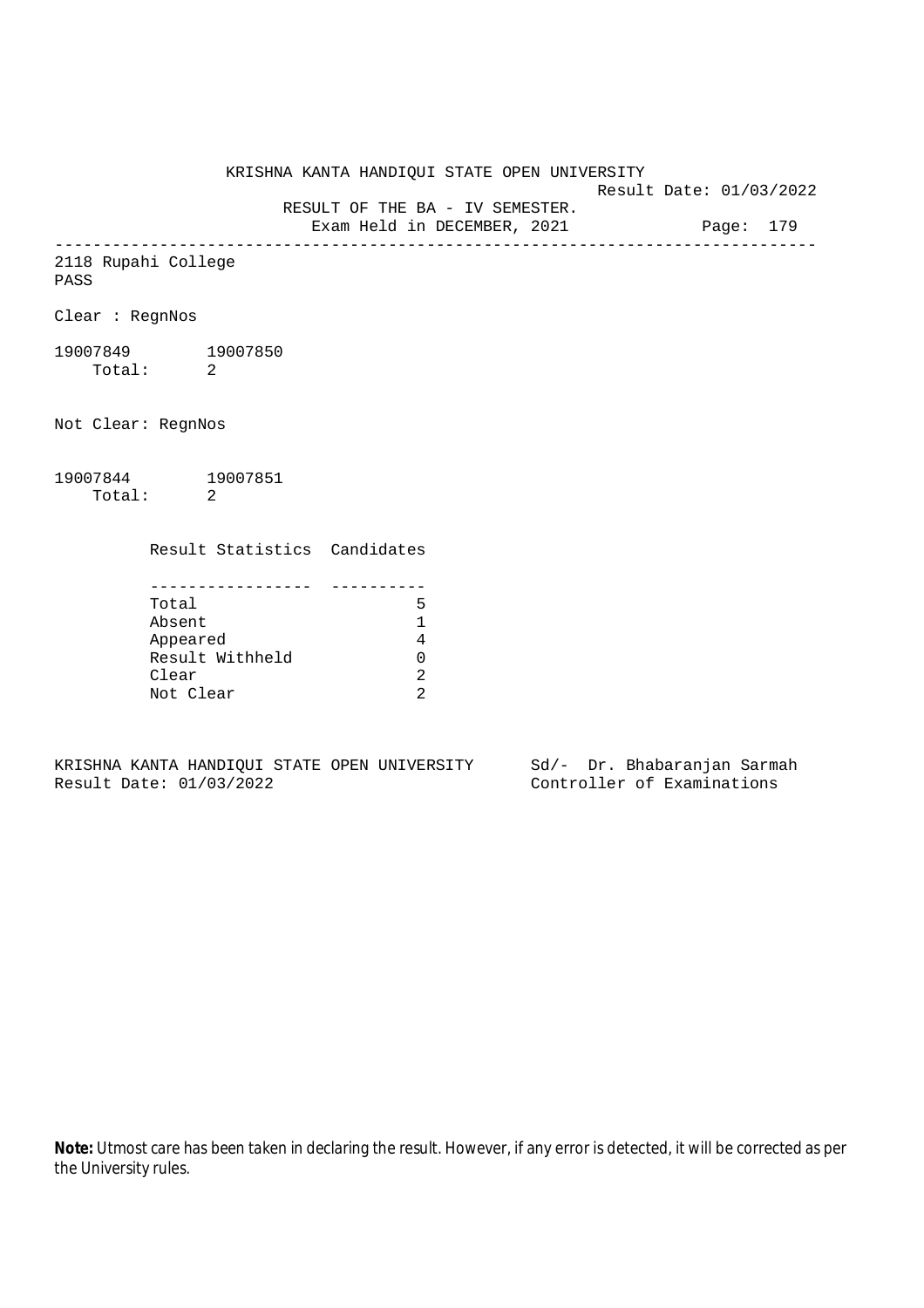KRISHNA KANTA HANDIQUI STATE OPEN UNIVERSITY

Result Date: 01/03/2022

RESULT OF THE BA - IV SEMESTER.

Exam Held in DECEMBER, 2021

---

2118 Rupahi College

PASS

Clear : RegnNos

19007849 19007850

Total: 2

Not Clear: RegnNos

19007844 19007851

Total: 2

| Result Statistics | Candidates |
| --- | --- |
| Total | 5 |
| Absent | 1 |
| Appeared | 4 |
| Result Withheld | 0 |
| Clear | 2 |
| Not Clear | 2 |

KRISHNA KANTA HANDIQUI STATE OPEN UNIVERSITY

Result Date: 01/03/2022

Sd/- Dr. Bhabaranjan Sarmah

Controller of Examinations

**Note:** Utmost care has been taken in declaring the result. However, if any error is detected, it will be corrected as per the University rules.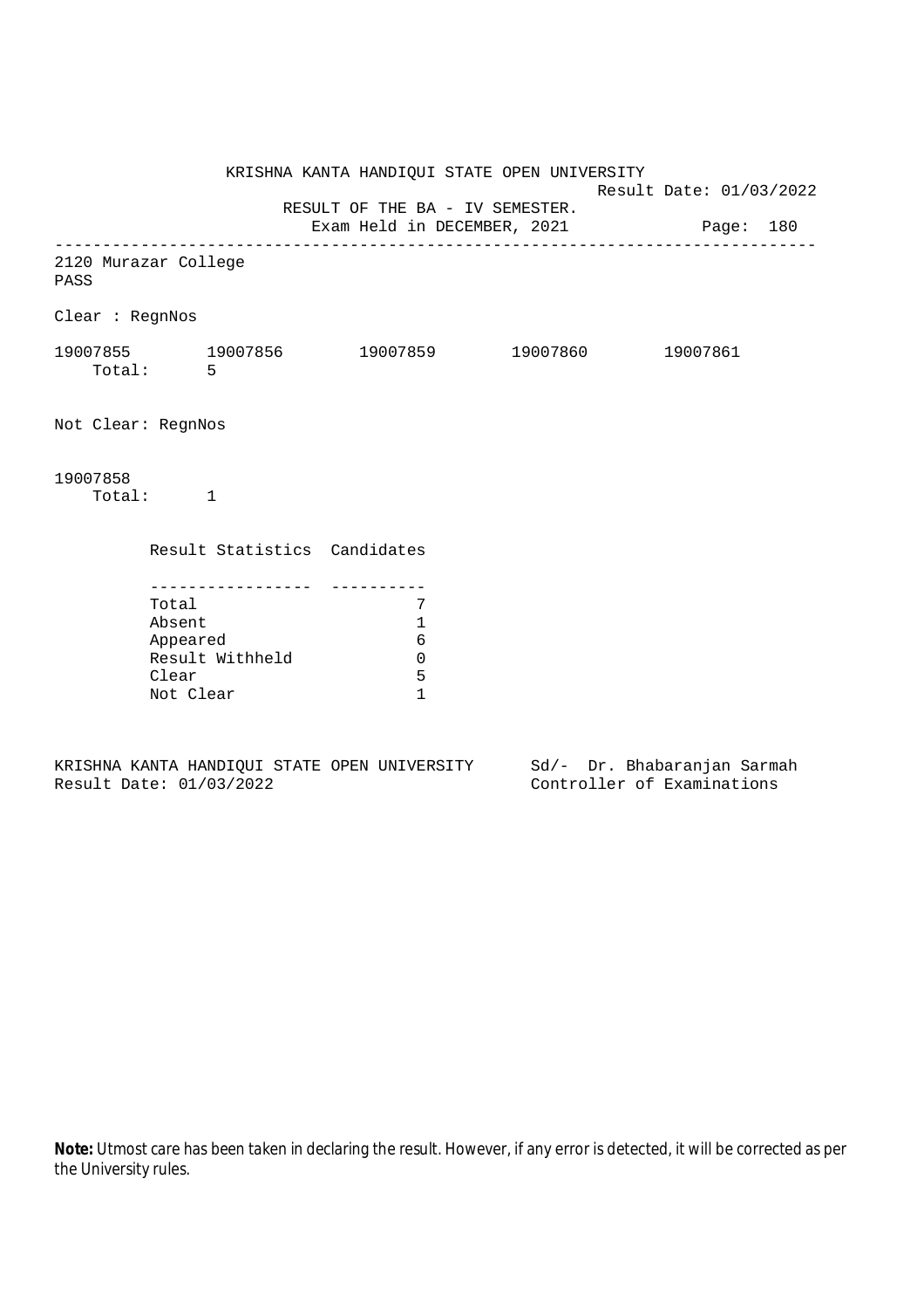KRISHNA KANTA HANDIQUI STATE OPEN UNIVERSITY

Result Date: 01/03/2022

RESULT OF THE BA - IV SEMESTER.

Exam Held in DECEMBER, 2021

---

2120 Murazar College

PASS

Clear : RegnNos

19007855 19007856 19007859 19007860 19007861

Total: 5

Not Clear: RegnNos

19007858

Total: 1

| Result Statistics | Candidates |
|---|---|
| Total | 7 |
| Absent | 1 |
| Appeared | 6 |
| Result Withheld | 0 |
| Clear | 5 |
| Not Clear | 1 |

KRISHNA KANTA HANDIQUI STATE OPEN UNIVERSITY
Result Date: 01/03/2022

Sd/- Dr. Bhabaranjan Sarmah
Controller of Examinations

**Note:** Utmost care has been taken in declaring the result. However, if any error is detected, it will be corrected as per the University rules.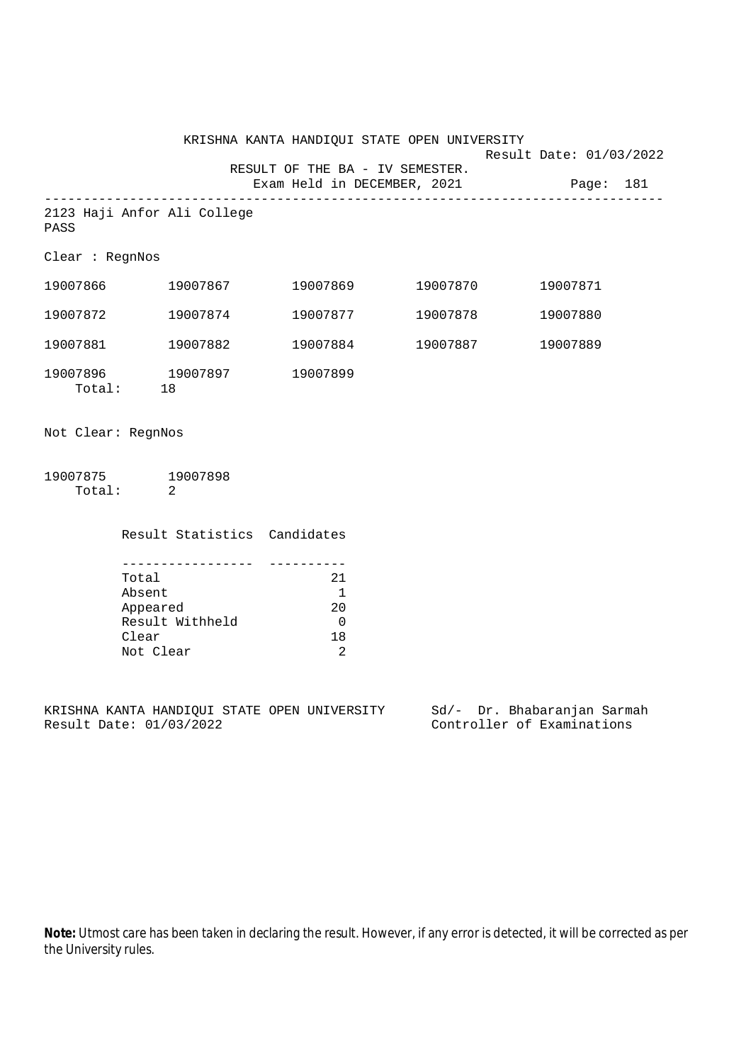KRISHNA KANTA HANDIQUI STATE OPEN UNIVERSITY

Result Date: 01/03/2022

RESULT OF THE BA - IV SEMESTER.

Exam Held in DECEMBER, 2021

Page: 181

---

2123 Haji Anfor Ali College

PASS

Clear : RegnNos

| | | | | |
|---|---|---|---|---|
| 19007866 | 19007867 | 19007869 | 19007870 | 19007871 |
| 19007872 | 19007874 | 19007877 | 19007878 | 19007880 |
| 19007881 | 19007882 | 19007884 | 19007887 | 19007889 |
| 19007896 | 19007897 | 19007899 | | |

Total: 18

Not Clear: RegnNos

| | |
|---|---|
| 19007875 | 19007898 |

Total: 2

| Result Statistics | Candidates |
|---|---|
| Total | 21 |
| Absent | 1 |
| Appeared | 20 |
| Result Withheld | 0 |
| Clear | 18 |
| Not Clear | 2 |

KRISHNA KANTA HANDIQUI STATE OPEN UNIVERSITY
Result Date: 01/03/2022

Sd/- Dr. Bhabaranjan Sarmah
Controller of Examinations

**Note:** Utmost care has been taken in declaring the result. However, if any error is detected, it will be corrected as per the University rules.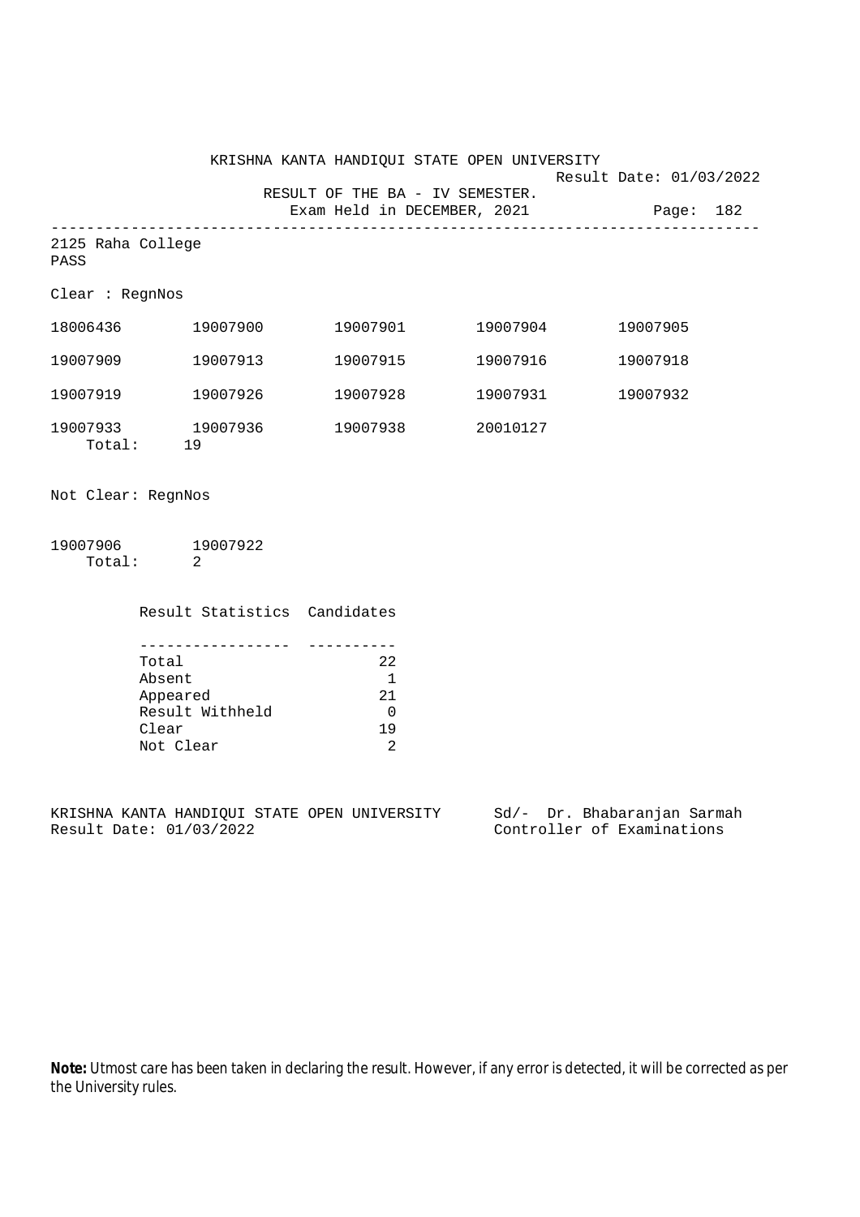KRISHNA KANTA HANDIQUI STATE OPEN UNIVERSITY

Result Date: 01/03/2022

RESULT OF THE BA - IV SEMESTER.

Exam Held in DECEMBER, 2021

---

2125 Raha College

PASS

Clear : RegnNos

| | | | | |
|---|---|---|---|---|
| 18006436 | 19007900 | 19007901 | 19007904 | 19007905 |
| 19007909 | 19007913 | 19007915 | 19007916 | 19007918 |
| 19007919 | 19007926 | 19007928 | 19007931 | 19007932 |
| 19007933 | 19007936 | 19007938 | 20010127 | |

Total: 19

Not Clear: RegnNos

| | |
|---|---|
| 19007906 | 19007922 |

Total: 2

| Result Statistics | Candidates |
|---|---|
| Total | 22 |
| Absent | 1 |
| Appeared | 21 |
| Result Withheld | 0 |
| Clear | 19 |
| Not Clear | 2 |

KRISHNA KANTA HANDIQUI STATE OPEN UNIVERSITY
Result Date: 01/03/2022

Sd/- Dr. Bhabaranjan Sarmah
Controller of Examinations

**Note:** Utmost care has been taken in declaring the result. However, if any error is detected, it will be corrected as per the University rules.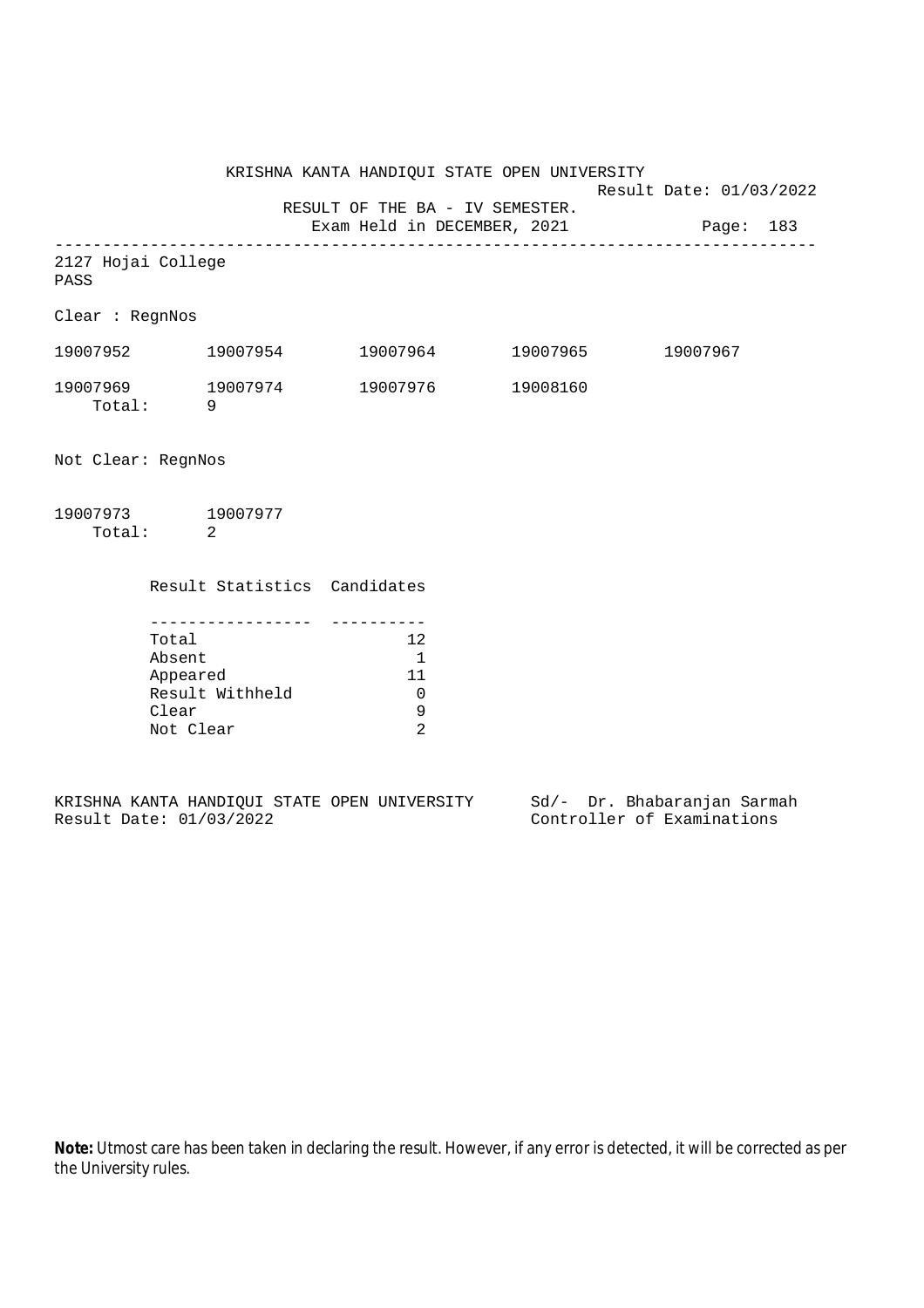KRISHNA KANTA HANDIQUI STATE OPEN UNIVERSITY

Result Date: 01/03/2022

RESULT OF THE BA - IV SEMESTER.

Exam Held in DECEMBER, 2021

Page: 183

---

2127 Hojai College
PASS

Clear : RegnNos

| | | | | |
|---|---|---|---|---|
| 19007952 | 19007954 | 19007964 | 19007965 | 19007967 |
| 19007969 | 19007974 | 19007976 | 19008160 | |

Total: 9

Not Clear: RegnNos

| | |
|---|---|
| 19007973 | 19007977 |

Total: 2

| Result Statistics | Candidates |
|---|---|
| Total | 12 |
| Absent | 1 |
| Appeared | 11 |
| Result Withheld | 0 |
| Clear | 9 |
| Not Clear | 2 |

KRISHNA KANTA HANDIQUI STATE OPEN UNIVERSITY
Result Date: 01/03/2022

Sd/- Dr. Bhabaranjan Sarmah
Controller of Examinations

**Note:** Utmost care has been taken in declaring the result. However, if any error is detected, it will be corrected as per the University rules.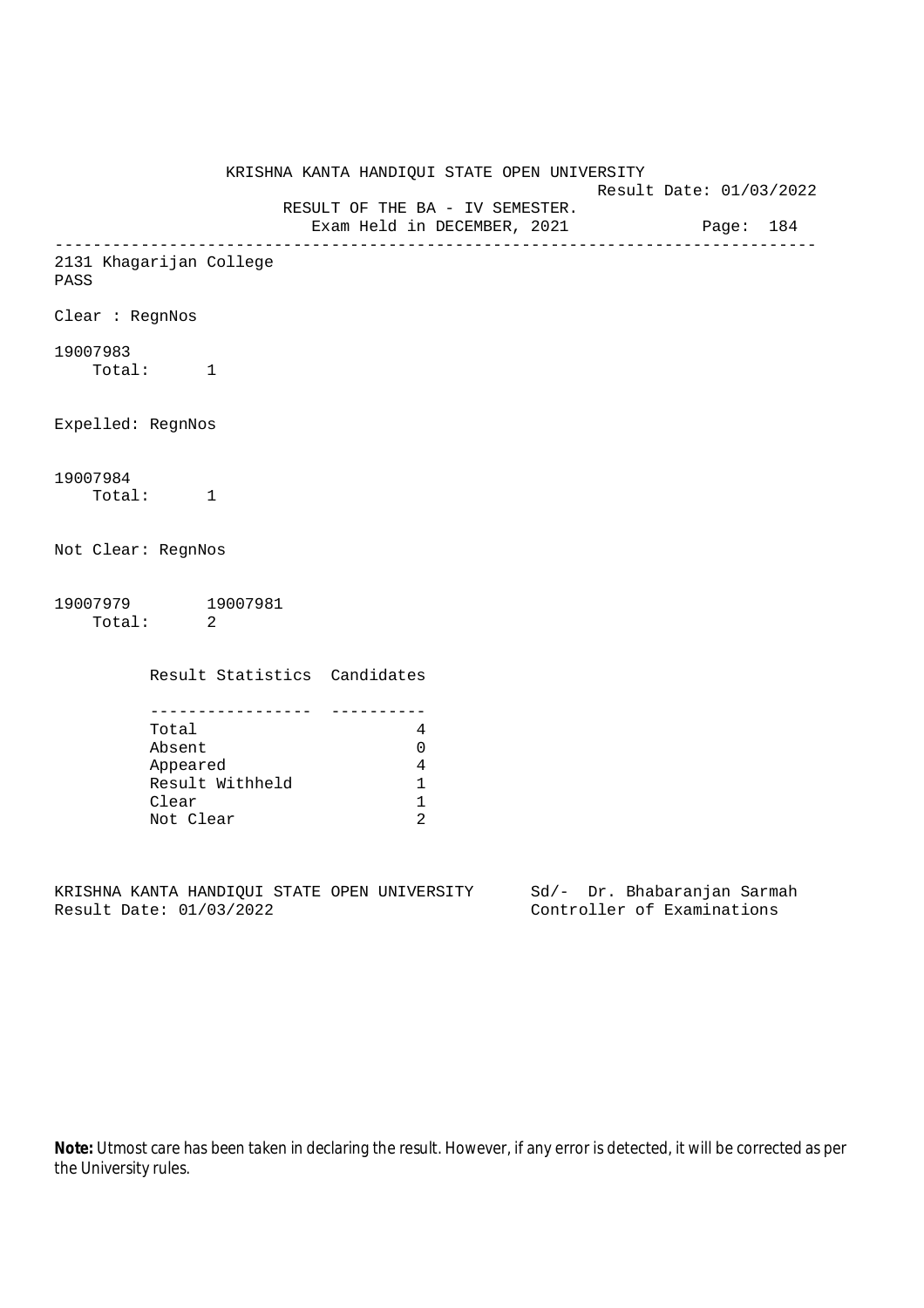KRISHNA KANTA HANDIQUI STATE OPEN UNIVERSITY

Result Date: 01/03/2022

RESULT OF THE BA - IV SEMESTER.

Exam Held in DECEMBER, 2021

Page: 184

---

2131 Khagarijan College
PASS

Clear : RegnNos

19007983
Total: 1

Expelled: RegnNos

19007984
Total: 1

Not Clear: RegnNos

19007979 19007981
Total: 2

| Result Statistics | Candidates |
|---|---|
| Total | 4 |
| Absent | 0 |
| Appeared | 4 |
| Result Withheld | 1 |
| Clear | 1 |
| Not Clear | 2 |

KRISHNA KANTA HANDIQUI STATE OPEN UNIVERSITY
Result Date: 01/03/2022

Sd/- Dr. Bhabaranjan Sarmah
Controller of Examinations

**Note:** Utmost care has been taken in declaring the result. However, if any error is detected, it will be corrected as per the University rules.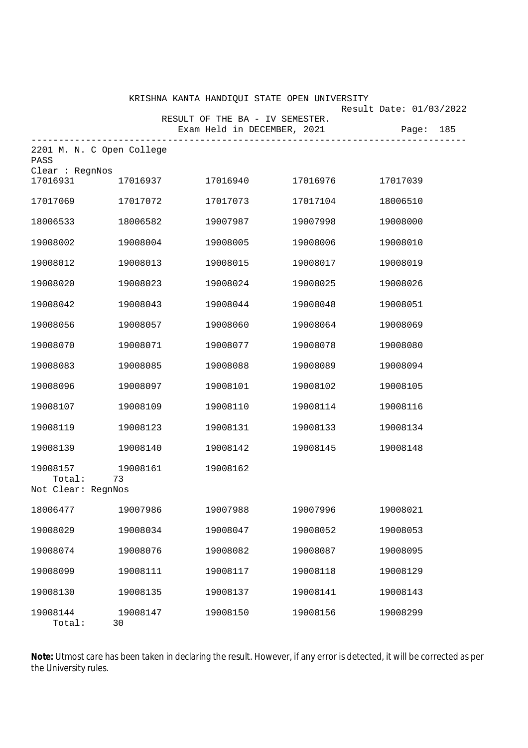KRISHNA KANTA HANDIQUI STATE OPEN UNIVERSITY

Result Date: 01/03/2022

RESULT OF THE BA - IV SEMESTER.

Exam Held in DECEMBER, 2021

Page: 185

---

2201 M. N. C Open College

PASS

Clear : RegnNos

| | | | | |
|---|---|---|---|---|
| 17016931 | 17016937 | 17016940 | 17016976 | 17017039 |
| 17017069 | 17017072 | 17017073 | 17017104 | 18006510 |
| 18006533 | 18006582 | 19007987 | 19007998 | 19008000 |
| 19008002 | 19008004 | 19008005 | 19008006 | 19008010 |
| 19008012 | 19008013 | 19008015 | 19008017 | 19008019 |
| 19008020 | 19008023 | 19008024 | 19008025 | 19008026 |
| 19008042 | 19008043 | 19008044 | 19008048 | 19008051 |
| 19008056 | 19008057 | 19008060 | 19008064 | 19008069 |
| 19008070 | 19008071 | 19008077 | 19008078 | 19008080 |
| 19008083 | 19008085 | 19008088 | 19008089 | 19008094 |
| 19008096 | 19008097 | 19008101 | 19008102 | 19008105 |
| 19008107 | 19008109 | 19008110 | 19008114 | 19008116 |
| 19008119 | 19008123 | 19008131 | 19008133 | 19008134 |
| 19008139 | 19008140 | 19008142 | 19008145 | 19008148 |
| 19008157 | 19008161 | 19008162 | | |

Total: 73

Not Clear: RegnNos

| | | | | |
|---|---|---|---|---|
| 18006477 | 19007986 | 19007988 | 19007996 | 19008021 |
| 19008029 | 19008034 | 19008047 | 19008052 | 19008053 |
| 19008074 | 19008076 | 19008082 | 19008087 | 19008095 |
| 19008099 | 19008111 | 19008117 | 19008118 | 19008129 |
| 19008130 | 19008135 | 19008137 | 19008141 | 19008143 |
| 19008144 | 19008147 | 19008150 | 19008156 | 19008299 |

Total: 30

**Note:** Utmost care has been taken in declaring the result. However, if any error is detected, it will be corrected as per the University rules.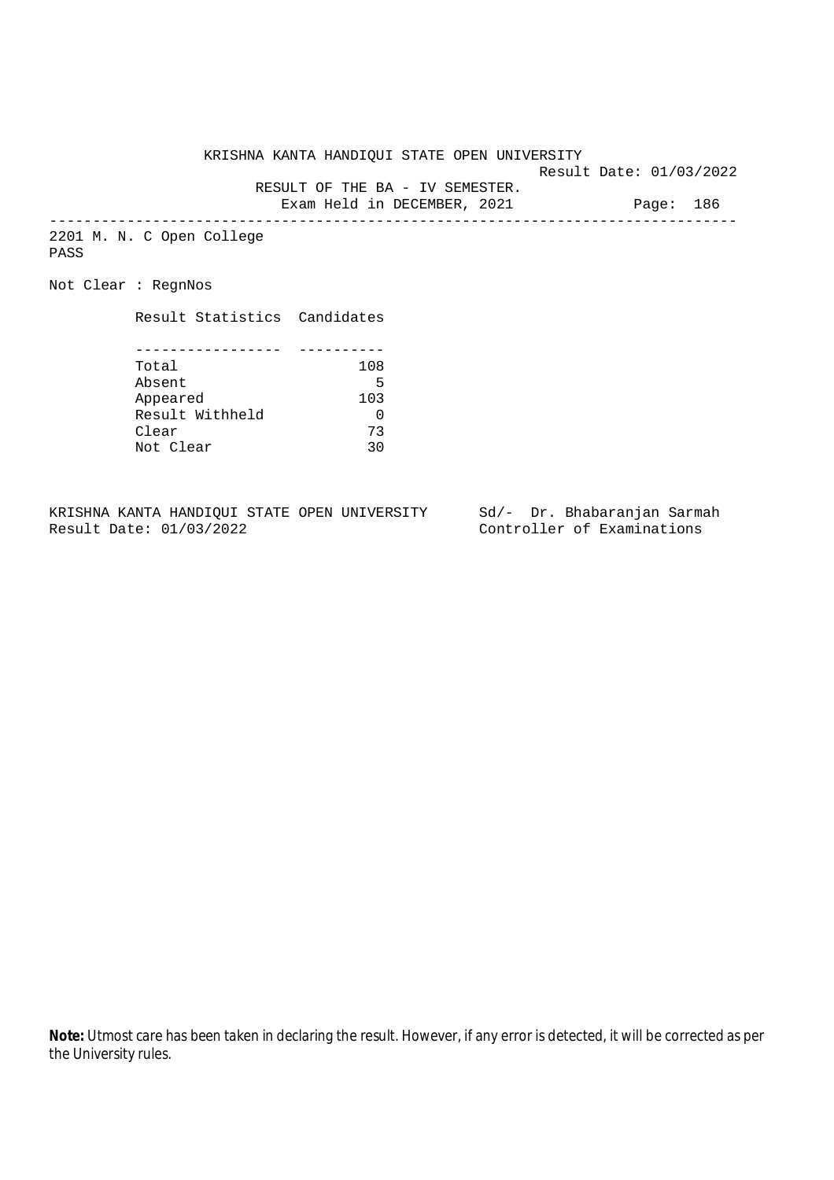KRISHNA KANTA HANDIQUI STATE OPEN UNIVERSITY

Result Date: 01/03/2022

RESULT OF THE BA - IV SEMESTER.

Exam Held in DECEMBER, 2021

---

2201 M. N. C Open College

PASS

Not Clear : RegnNos

| Result Statistics | Candidates |
|---|---|
| Total | 108 |
| Absent | 5 |
| Appeared | 103 |
| Result Withheld | 0 |
| Clear | 73 |
| Not Clear | 30 |

KRISHNA KANTA HANDIQUI STATE OPEN UNIVERSITY
Result Date: 01/03/2022

Sd/- Dr. Bhabaranjan Sarmah
Controller of Examinations

**Note:** Utmost care has been taken in declaring the result. However, if any error is detected, it will be corrected as per the University rules.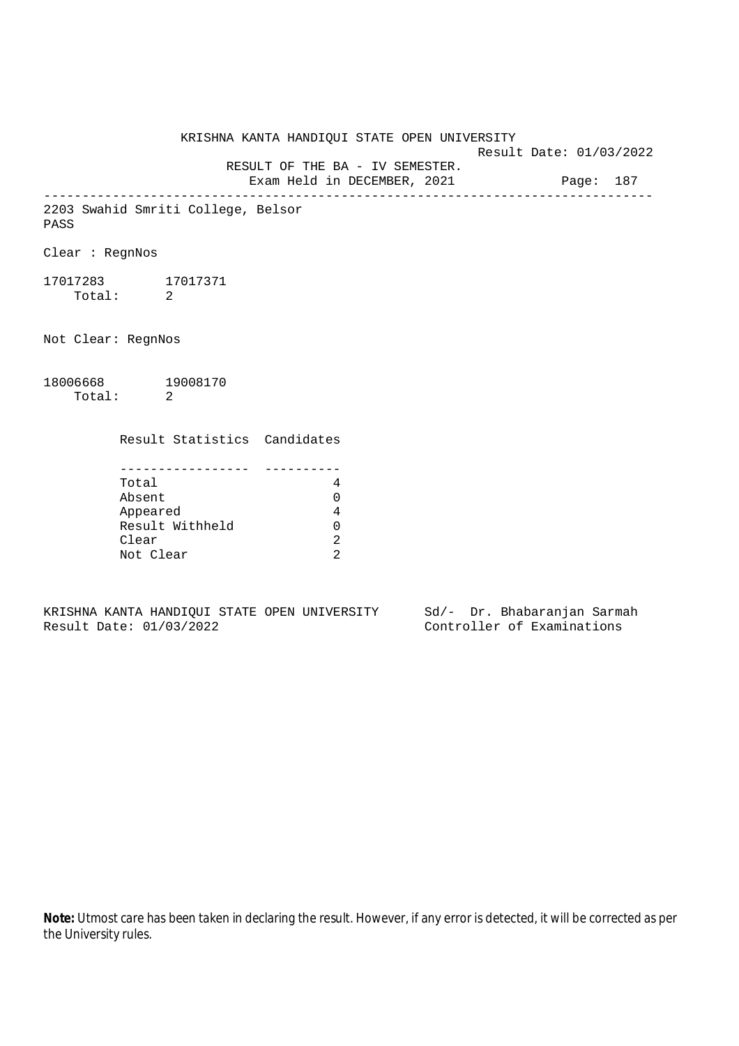KRISHNA KANTA HANDIQUI STATE OPEN UNIVERSITY

Result Date: 01/03/2022

RESULT OF THE BA - IV SEMESTER.

Exam Held in DECEMBER, 2021

Page: 187

---

2203 Swahid Smriti College, Belsor

PASS

Clear : RegnNos

17017283 17017371

Total: 2

Not Clear: RegnNos

18006668 19008170

Total: 2

| Result Statistics | Candidates |
|---|---|
| Total | 4 |
| Absent | 0 |
| Appeared | 4 |
| Result Withheld | 0 |
| Clear | 2 |
| Not Clear | 2 |

KRISHNA KANTA HANDIQUI STATE OPEN UNIVERSITY
Result Date: 01/03/2022

Sd/- Dr. Bhabaranjan Sarmah
Controller of Examinations

**Note:** Utmost care has been taken in declaring the result. However, if any error is detected, it will be corrected as per the University rules.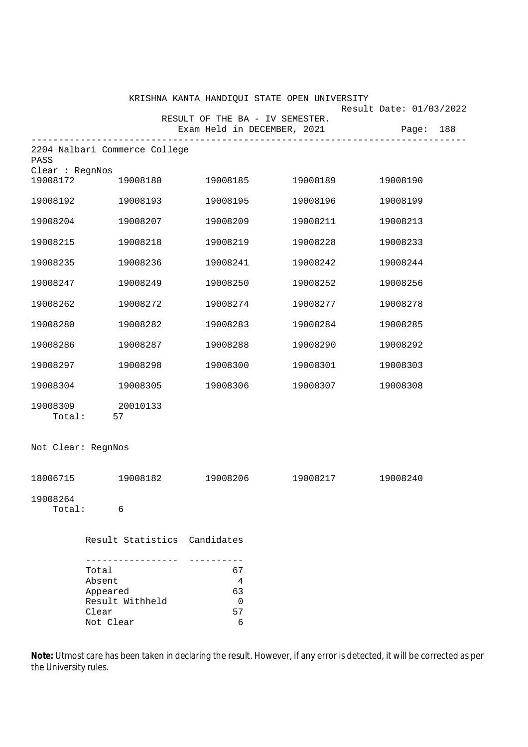KRISHNA KANTA HANDIQUI STATE OPEN UNIVERSITY

Result Date: 01/03/2022

RESULT OF THE BA - IV SEMESTER.

Exam Held in DECEMBER, 2021

---

2204 Nalbari Commerce College

PASS

Clear : RegnNos

| | | | | |
|---|---|---|---|---|
| 19008172 | 19008180 | 19008185 | 19008189 | 19008190 |
| 19008192 | 19008193 | 19008195 | 19008196 | 19008199 |
| 19008204 | 19008207 | 19008209 | 19008211 | 19008213 |
| 19008215 | 19008218 | 19008219 | 19008228 | 19008233 |
| 19008235 | 19008236 | 19008241 | 19008242 | 19008244 |
| 19008247 | 19008249 | 19008250 | 19008252 | 19008256 |
| 19008262 | 19008272 | 19008274 | 19008277 | 19008278 |
| 19008280 | 19008282 | 19008283 | 19008284 | 19008285 |
| 19008286 | 19008287 | 19008288 | 19008290 | 19008292 |
| 19008297 | 19008298 | 19008300 | 19008301 | 19008303 |
| 19008304 | 19008305 | 19008306 | 19008307 | 19008308 |
| 19008309 | 20010133 | | | |

Total: 57

Not Clear: RegnNos

| | | | | |
|---|---|---|---|---|
| 18006715 | 19008182 | 19008206 | 19008217 | 19008240 |
| 19008264 | | | | |

Total: 6

| Result Statistics | Candidates |
|---|---|
| Total | 67 |
| Absent | 4 |
| Appeared | 63 |
| Result Withheld | 0 |
| Clear | 57 |
| Not Clear | 6 |

**Note:** Utmost care has been taken in declaring the result. However, if any error is detected, it will be corrected as per the University rules.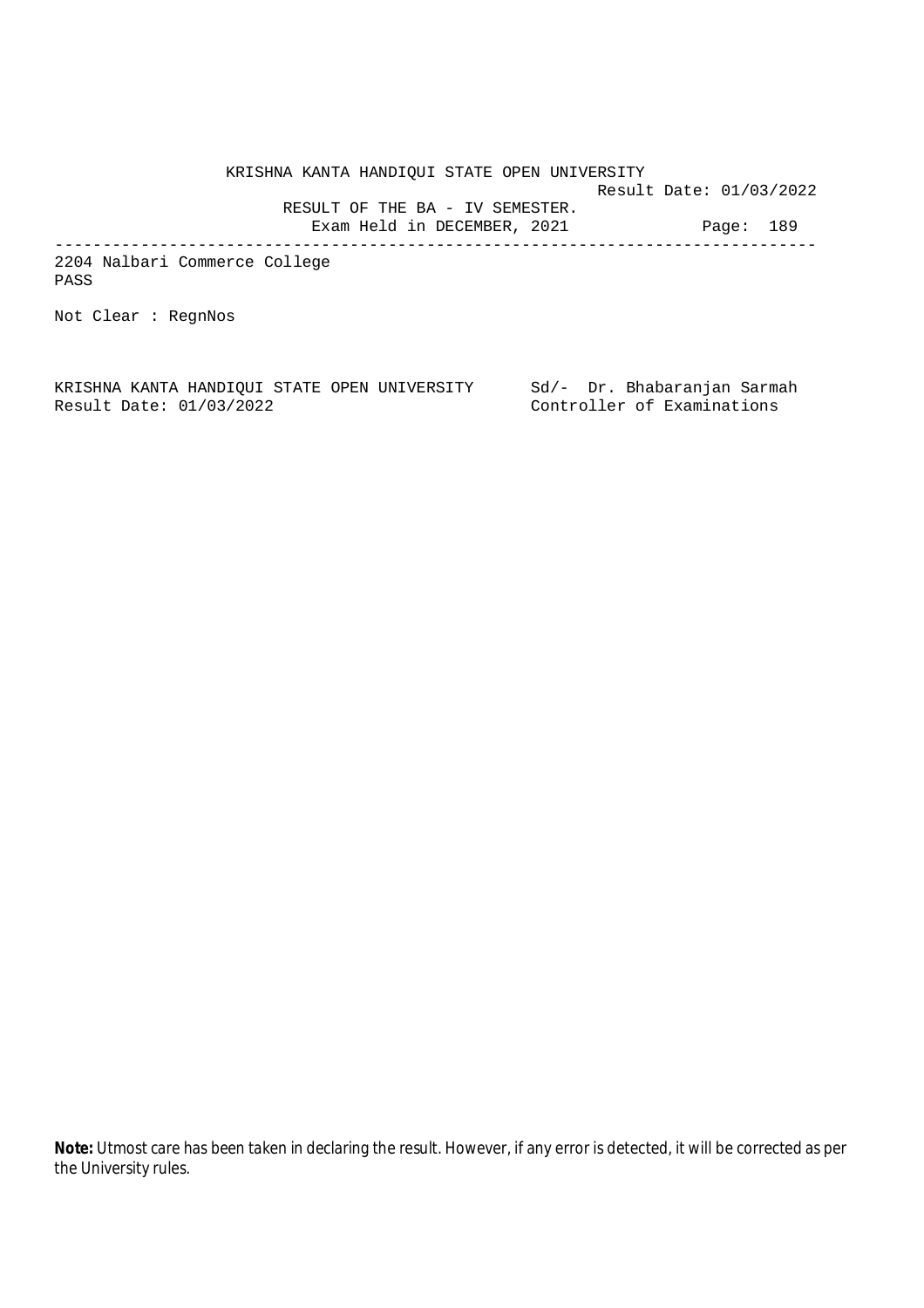KRISHNA KANTA HANDIQUI STATE OPEN UNIVERSITY

Result Date: 01/03/2022

RESULT OF THE BA - IV SEMESTER.

Exam Held in DECEMBER, 2021

---

2204 Nalbari Commerce College

PASS

Not Clear : RegnNos

KRISHNA KANTA HANDIQUI STATE OPEN UNIVERSITY
Result Date: 01/03/2022

Sd/- Dr. Bhabaranjan Sarmah
Controller of Examinations

**Note:** Utmost care has been taken in declaring the result. However, if any error is detected, it will be corrected as per the University rules.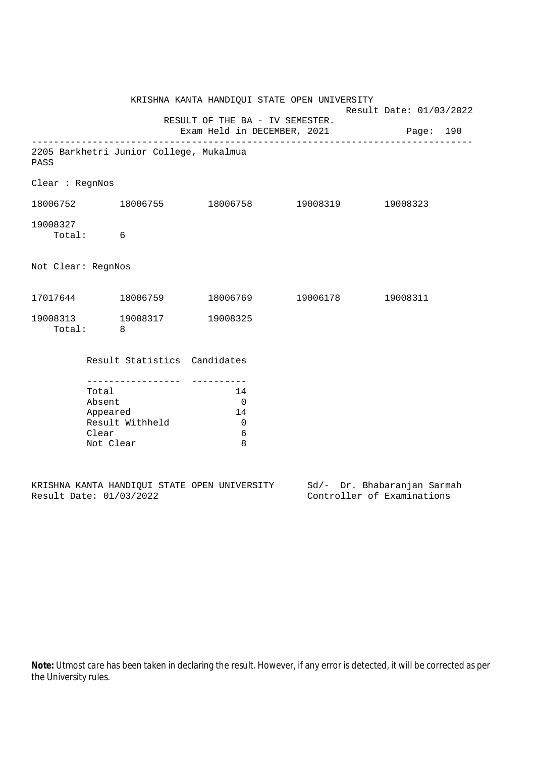KRISHNA KANTA HANDIQUI STATE OPEN UNIVERSITY

Result Date: 01/03/2022

RESULT OF THE BA - IV SEMESTER.

Exam Held in DECEMBER, 2021

---

2205 Barkhetri Junior College, Mukalmua

PASS

Clear : RegnNos

18006752 18006755 18006758 19008319 19008323

19008327

Total: 6

Not Clear: RegnNos

17017644 18006759 18006769 19006178 19008311

19008313 19008317 19008325

Total: 8

| Result Statistics | Candidates |
|---|---|
| Total | 14 |
| Absent | 0 |
| Appeared | 14 |
| Result Withheld | 0 |
| Clear | 6 |
| Not Clear | 8 |

KRISHNA KANTA HANDIQUI STATE OPEN UNIVERSITY

Result Date: 01/03/2022

Sd/- Dr. Bhabaranjan Sarmah

Controller of Examinations

**Note:** Utmost care has been taken in declaring the result. However, if any error is detected, it will be corrected as per the University rules.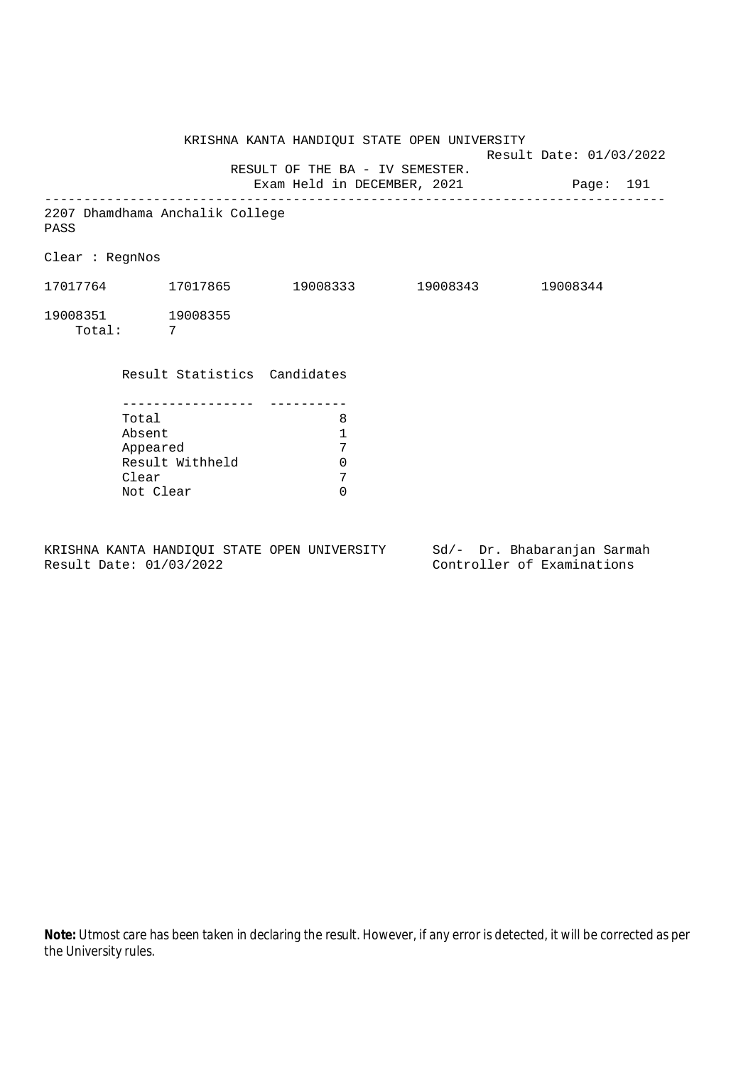KRISHNA KANTA HANDIQUI STATE OPEN UNIVERSITY

Result Date: 01/03/2022

RESULT OF THE BA - IV SEMESTER.

Exam Held in DECEMBER, 2021

---

2207 Dhamdhama Anchalik College

PASS

Clear : RegnNos

| | | | | |
|---|---|---|---|---|
| 17017764 | 17017865 | 19008333 | 19008343 | 19008344 |
| 19008351 | 19008355 | | | |

Total: 7

| Result Statistics | Candidates |
|---|---|
| Total | 8 |
| Absent | 1 |
| Appeared | 7 |
| Result Withheld | 0 |
| Clear | 7 |
| Not Clear | 0 |

KRISHNA KANTA HANDIQUI STATE OPEN UNIVERSITY
Result Date: 01/03/2022

Sd/- Dr. Bhabaranjan Sarmah
Controller of Examinations

**Note:** Utmost care has been taken in declaring the result. However, if any error is detected, it will be corrected as per the University rules.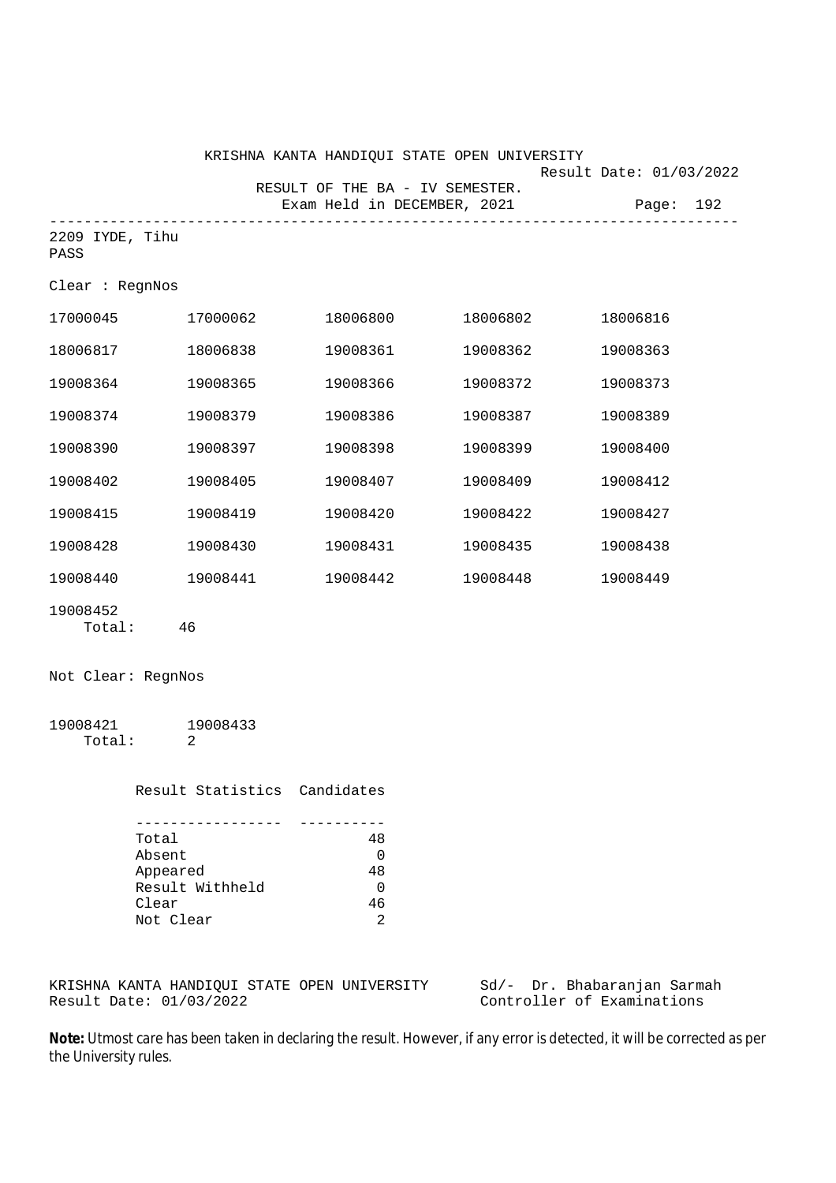KRISHNA KANTA HANDIQUI STATE OPEN UNIVERSITY

Result Date: 01/03/2022

RESULT OF THE BA - IV SEMESTER.

Exam Held in DECEMBER, 2021

Page: 192

---

2209 IYDE, Tihu

PASS

Clear : RegnNos

| | | | | |
|---|---|---|---|---|
| 17000045 | 17000062 | 18006800 | 18006802 | 18006816 |
| 18006817 | 18006838 | 19008361 | 19008362 | 19008363 |
| 19008364 | 19008365 | 19008366 | 19008372 | 19008373 |
| 19008374 | 19008379 | 19008386 | 19008387 | 19008389 |
| 19008390 | 19008397 | 19008398 | 19008399 | 19008400 |
| 19008402 | 19008405 | 19008407 | 19008409 | 19008412 |
| 19008415 | 19008419 | 19008420 | 19008422 | 19008427 |
| 19008428 | 19008430 | 19008431 | 19008435 | 19008438 |
| 19008440 | 19008441 | 19008442 | 19008448 | 19008449 |
| 19008452 | | | | |

Total: 46

Not Clear: RegnNos

| | |
|---|---|
| 19008421 | 19008433 |

Total: 2

| Result Statistics | Candidates |
|---|---|
| Total | 48 |
| Absent | 0 |
| Appeared | 48 |
| Result Withheld | 0 |
| Clear | 46 |
| Not Clear | 2 |

KRISHNA KANTA HANDIQUI STATE OPEN UNIVERSITY
Result Date: 01/03/2022

Sd/- Dr. Bhabaranjan Sarmah
Controller of Examinations

**Note:** Utmost care has been taken in declaring the result. However, if any error is detected, it will be corrected as per the University rules.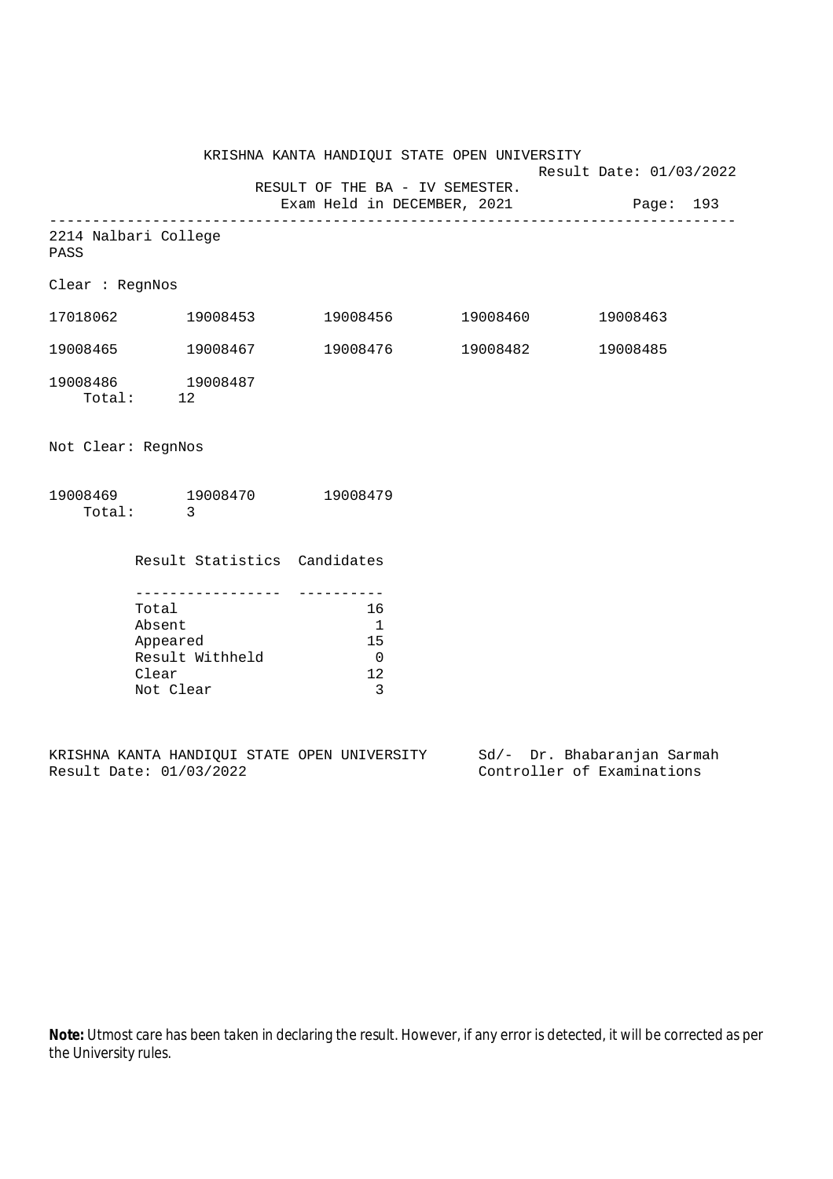KRISHNA KANTA HANDIQUI STATE OPEN UNIVERSITY

Result Date: 01/03/2022

RESULT OF THE BA - IV SEMESTER.

Exam Held in DECEMBER, 2021

Page: 193

---

2214 Nalbari College

PASS

Clear : RegnNos

17018062 19008453 19008456 19008460 19008463

19008465 19008467 19008476 19008482 19008485

19008486 19008487

Total: 12

Not Clear: RegnNos

19008469 19008470 19008479

Total: 3

| Result Statistics | Candidates |
|---|---|
| Total | 16 |
| Absent | 1 |
| Appeared | 15 |
| Result Withheld | 0 |
| Clear | 12 |
| Not Clear | 3 |

KRISHNA KANTA HANDIQUI STATE OPEN UNIVERSITY

Result Date: 01/03/2022

Sd/- Dr. Bhabaranjan Sarmah

Controller of Examinations

**Note:** Utmost care has been taken in declaring the result. However, if any error is detected, it will be corrected as per the University rules.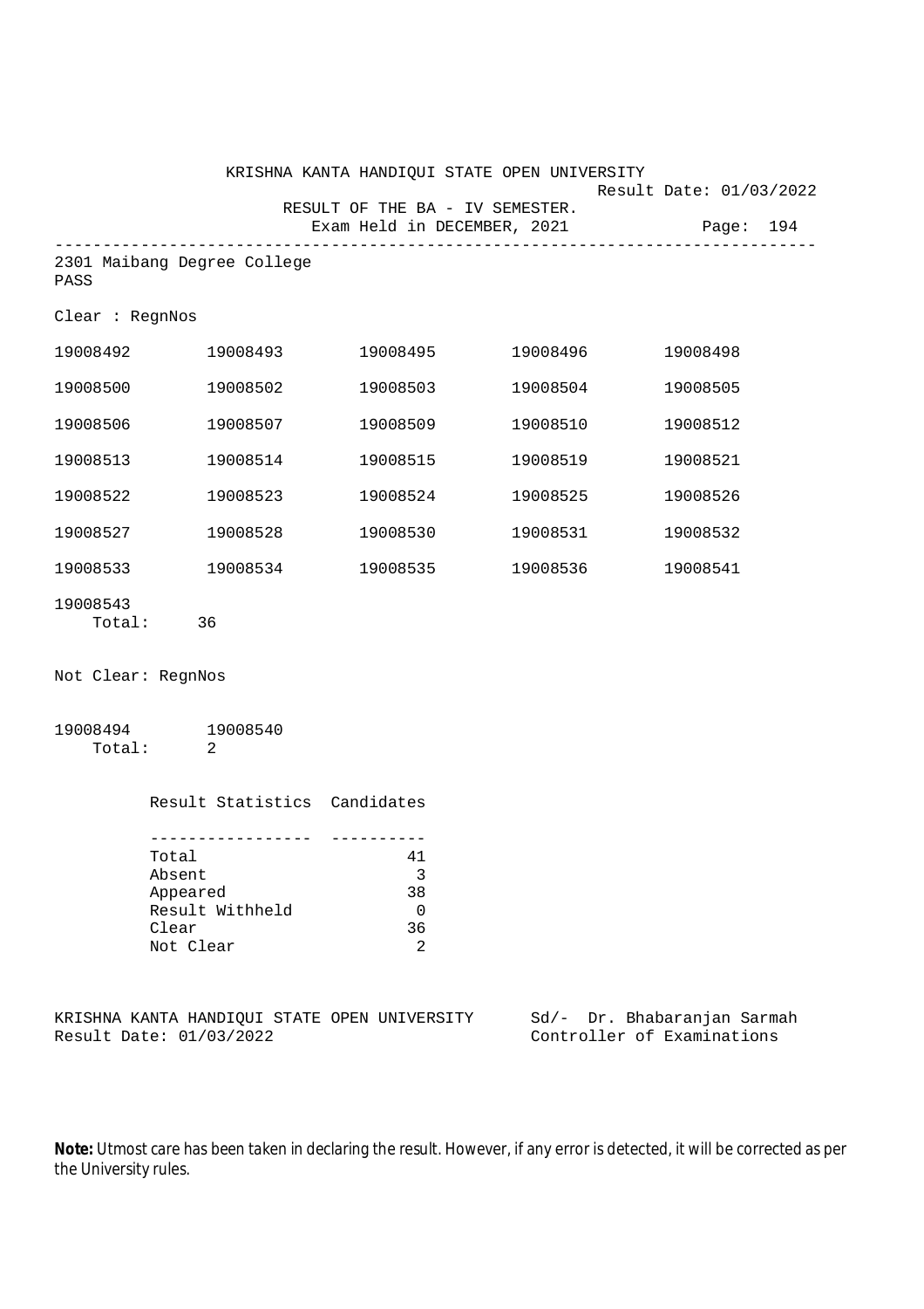KRISHNA KANTA HANDIQUI STATE OPEN UNIVERSITY

Result Date: 01/03/2022

RESULT OF THE BA - IV SEMESTER.

Exam Held in DECEMBER, 2021

---

2301 Maibang Degree College

PASS

Clear : RegnNos

| | | | | |
|---|---|---|---|---|
| 19008492 | 19008493 | 19008495 | 19008496 | 19008498 |
| 19008500 | 19008502 | 19008503 | 19008504 | 19008505 |
| 19008506 | 19008507 | 19008509 | 19008510 | 19008512 |
| 19008513 | 19008514 | 19008515 | 19008519 | 19008521 |
| 19008522 | 19008523 | 19008524 | 19008525 | 19008526 |
| 19008527 | 19008528 | 19008530 | 19008531 | 19008532 |
| 19008533 | 19008534 | 19008535 | 19008536 | 19008541 |
| 19008543 | | | | |

Total: 36

Not Clear: RegnNos

19008494 19008540

Total: 2

| Result Statistics | Candidates |
|---|---|
| Total | 41 |
| Absent | 3 |
| Appeared | 38 |
| Result Withheld | 0 |
| Clear | 36 |
| Not Clear | 2 |

KRISHNA KANTA HANDIQUI STATE OPEN UNIVERSITY
Result Date: 01/03/2022

Sd/- Dr. Bhabaranjan Sarmah
Controller of Examinations

**Note:** Utmost care has been taken in declaring the result. However, if any error is detected, it will be corrected as per the University rules.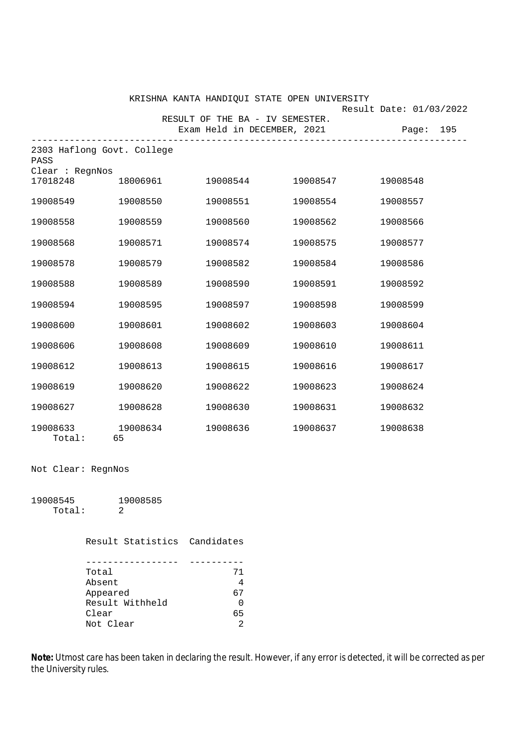KRISHNA KANTA HANDIQUI STATE OPEN UNIVERSITY

Result Date: 01/03/2022

RESULT OF THE BA - IV SEMESTER.

Exam Held in DECEMBER, 2021

2303 Haflong Govt. College

PASS

Clear : RegnNos

| | | | | |
|---|---|---|---|---|
| 17018248 | 18006961 | 19008544 | 19008547 | 19008548 |
| 19008549 | 19008550 | 19008551 | 19008554 | 19008557 |
| 19008558 | 19008559 | 19008560 | 19008562 | 19008566 |
| 19008568 | 19008571 | 19008574 | 19008575 | 19008577 |
| 19008578 | 19008579 | 19008582 | 19008584 | 19008586 |
| 19008588 | 19008589 | 19008590 | 19008591 | 19008592 |
| 19008594 | 19008595 | 19008597 | 19008598 | 19008599 |
| 19008600 | 19008601 | 19008602 | 19008603 | 19008604 |
| 19008606 | 19008608 | 19008609 | 19008610 | 19008611 |
| 19008612 | 19008613 | 19008615 | 19008616 | 19008617 |
| 19008619 | 19008620 | 19008622 | 19008623 | 19008624 |
| 19008627 | 19008628 | 19008630 | 19008631 | 19008632 |
| 19008633 | 19008634 | 19008636 | 19008637 | 19008638 |

Total: 65

Not Clear: RegnNos

19008545 19008585

Total: 2

| Result Statistics | Candidates |
|---|---|
| Total | 71 |
| Absent | 4 |
| Appeared | 67 |
| Result Withheld | 0 |
| Clear | 65 |
| Not Clear | 2 |

**Note:** Utmost care has been taken in declaring the result. However, if any error is detected, it will be corrected as per the University rules.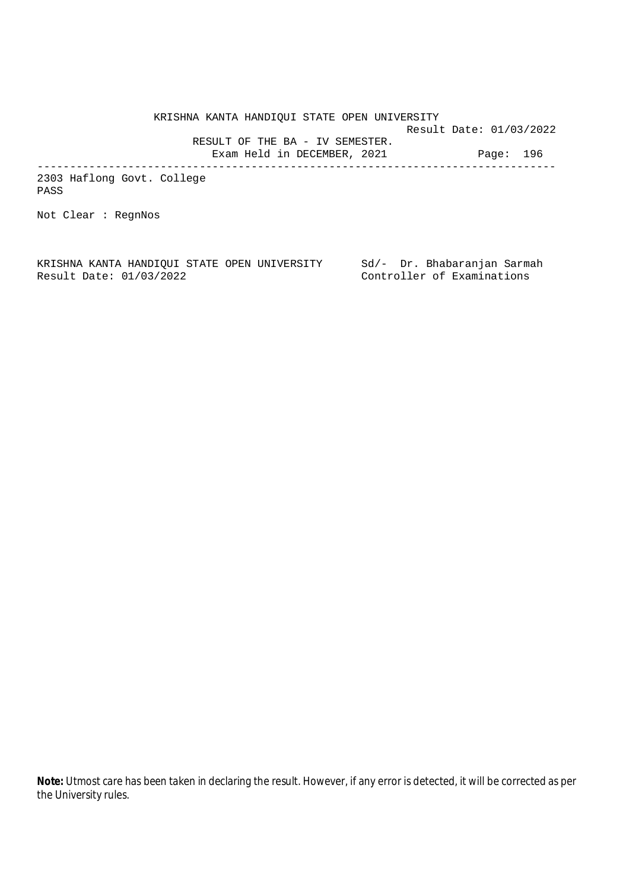KRISHNA KANTA HANDIQUI STATE OPEN UNIVERSITY

Result Date: 01/03/2022

RESULT OF THE BA - IV SEMESTER.

Exam Held in DECEMBER, 2021

---

2303 Haflong Govt. College

PASS

Not Clear : RegnNos

KRISHNA KANTA HANDIQUI STATE OPEN UNIVERSITY
Result Date: 01/03/2022

Sd/- Dr. Bhabaranjan Sarmah
Controller of Examinations

**Note:** Utmost care has been taken in declaring the result. However, if any error is detected, it will be corrected as per the University rules.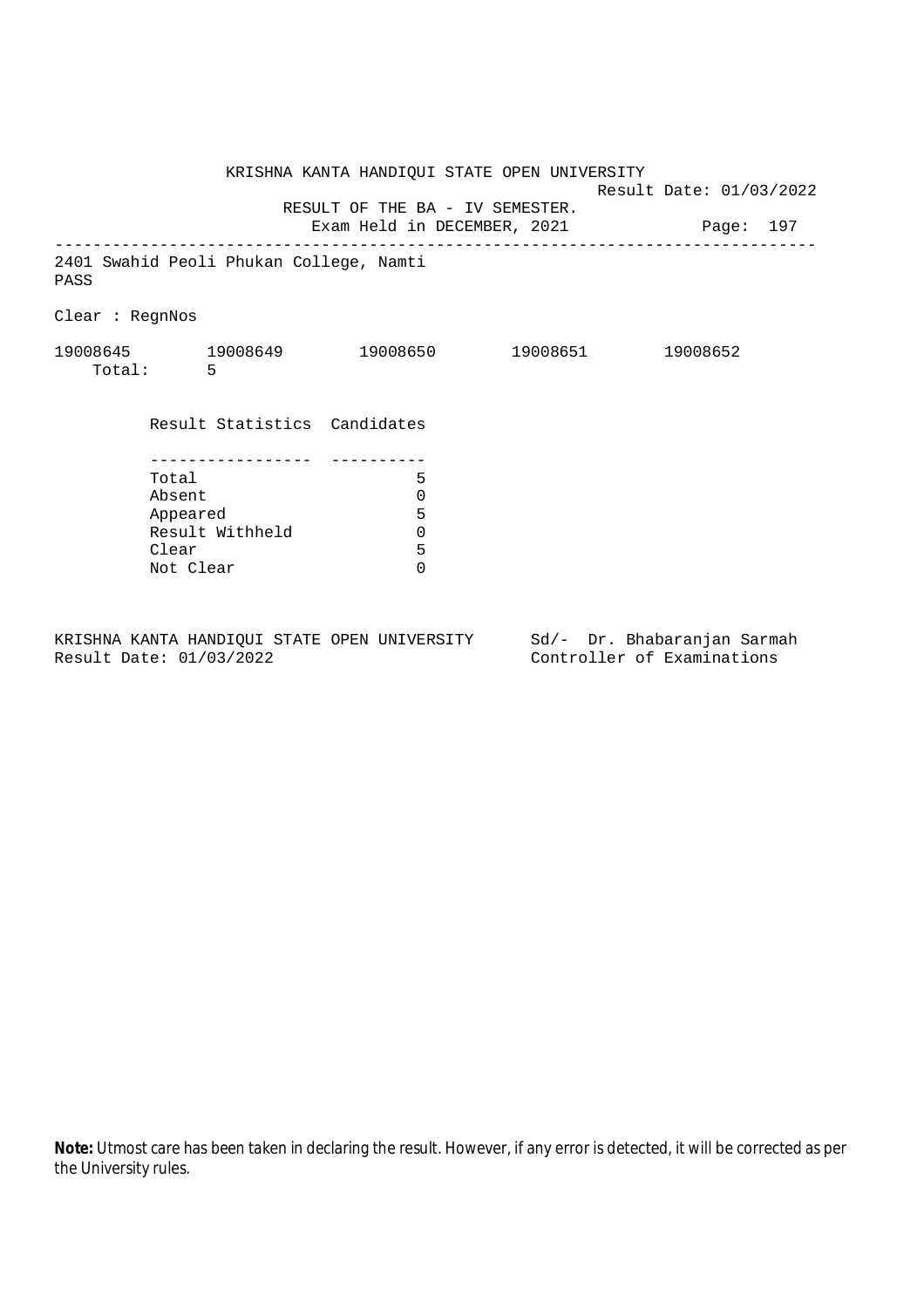KRISHNA KANTA HANDIQUI STATE OPEN UNIVERSITY

Result Date: 01/03/2022

RESULT OF THE BA - IV SEMESTER.

Exam Held in DECEMBER, 2021

---

2401 Swahid Peoli Phukan College, Namti

PASS

Clear : RegnNos

19008645 19008649 19008650 19008651 19008652

Total: 5

| Result Statistics | Candidates |
|---|---|
| Total | 5 |
| Absent | 0 |
| Appeared | 5 |
| Result Withheld | 0 |
| Clear | 5 |
| Not Clear | 0 |

KRISHNA KANTA HANDIQUI STATE OPEN UNIVERSITY

Result Date: 01/03/2022

Sd/- Dr. Bhabaranjan Sarmah

Controller of Examinations

**Note:** Utmost care has been taken in declaring the result. However, if any error is detected, it will be corrected as per the University rules.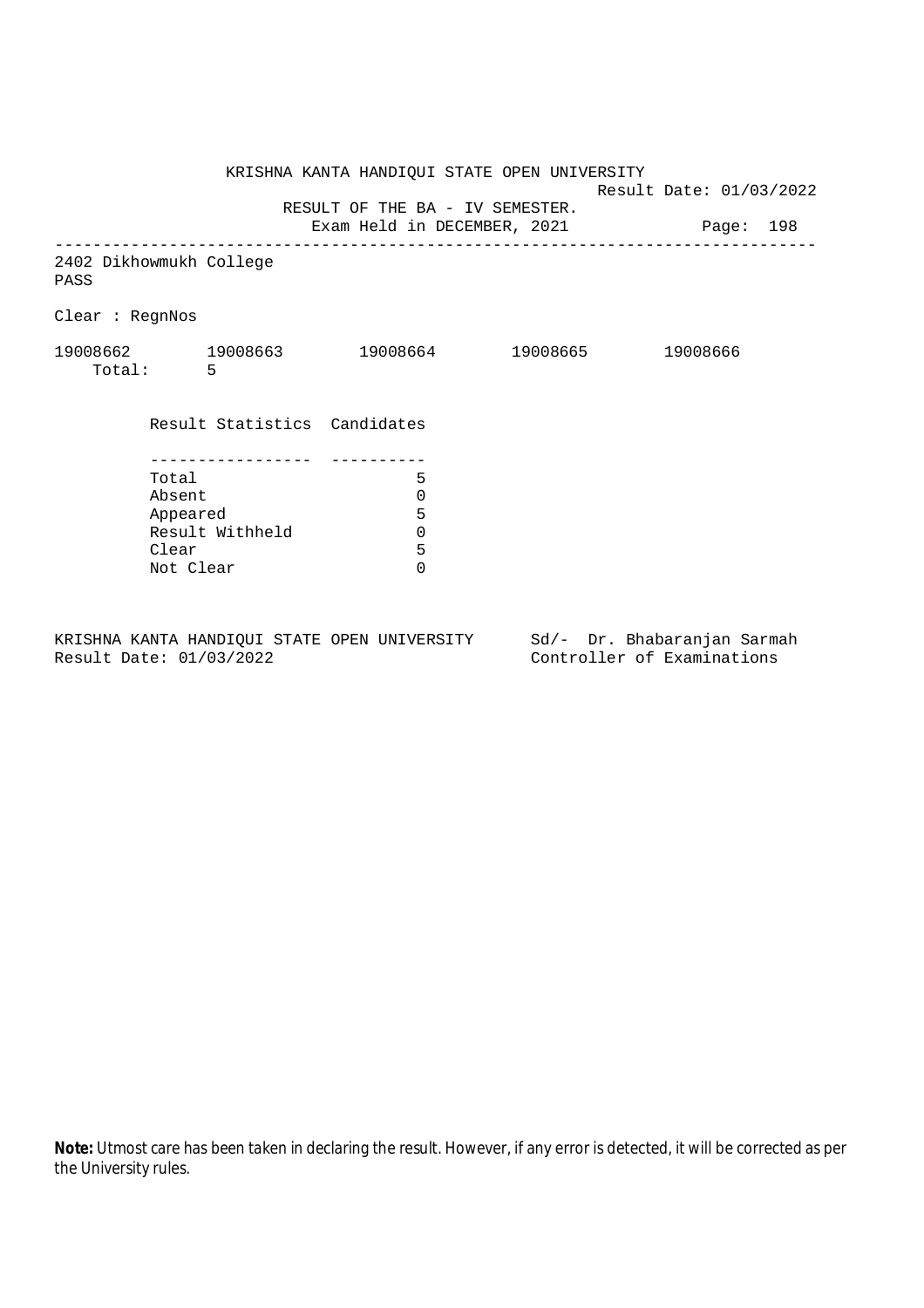KRISHNA KANTA HANDIQUI STATE OPEN UNIVERSITY

Result Date: 01/03/2022

RESULT OF THE BA - IV SEMESTER.

Exam Held in DECEMBER, 2021

---

2402 Dikhowmukh College

PASS

Clear : RegnNos

19008662 19008663 19008664 19008665 19008666

Total: 5

| Result Statistics | Candidates |
|---|---|
| Total | 5 |
| Absent | 0 |
| Appeared | 5 |
| Result Withheld | 0 |
| Clear | 5 |
| Not Clear | 0 |

KRISHNA KANTA HANDIQUI STATE OPEN UNIVERSITY
Result Date: 01/03/2022

Sd/- Dr. Bhabaranjan Sarmah
Controller of Examinations

**Note:** Utmost care has been taken in declaring the result. However, if any error is detected, it will be corrected as per the University rules.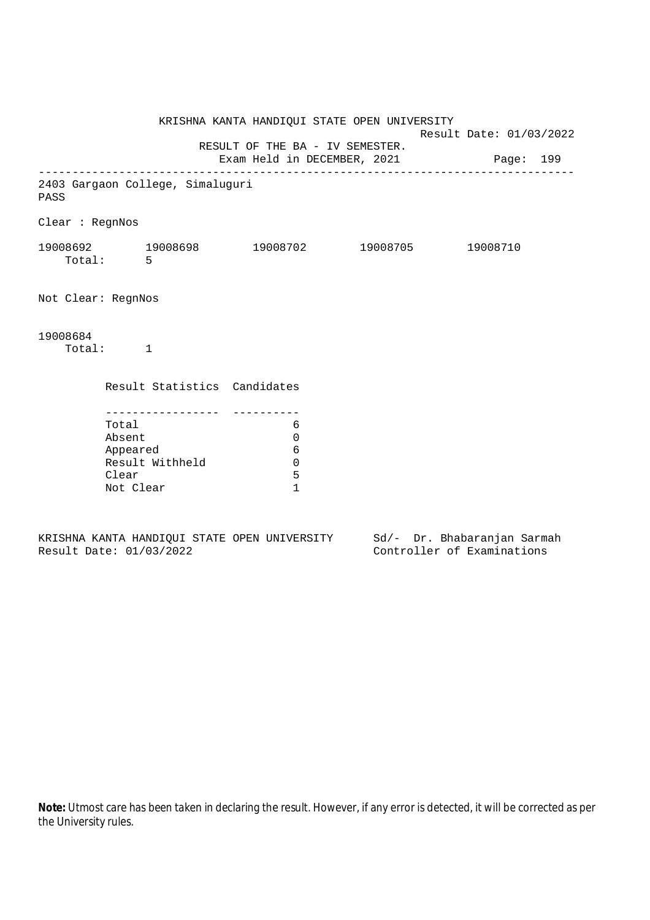KRISHNA KANTA HANDIQUI STATE OPEN UNIVERSITY

Result Date: 01/03/2022

RESULT OF THE BA - IV SEMESTER.

Exam Held in DECEMBER, 2021

---

2403 Gargaon College, Simaluguri

PASS

Clear : RegnNos

19008692 19008698 19008702 19008705 19008710

Total: 5

Not Clear: RegnNos

19008684

Total: 1

| Result Statistics | Candidates |
|---|---|
| Total | 6 |
| Absent | 0 |
| Appeared | 6 |
| Result Withheld | 0 |
| Clear | 5 |
| Not Clear | 1 |

KRISHNA KANTA HANDIQUI STATE OPEN UNIVERSITY

Result Date: 01/03/2022

Sd/- Dr. Bhabaranjan Sarmah

Controller of Examinations

**Note:** Utmost care has been taken in declaring the result. However, if any error is detected, it will be corrected as per the University rules.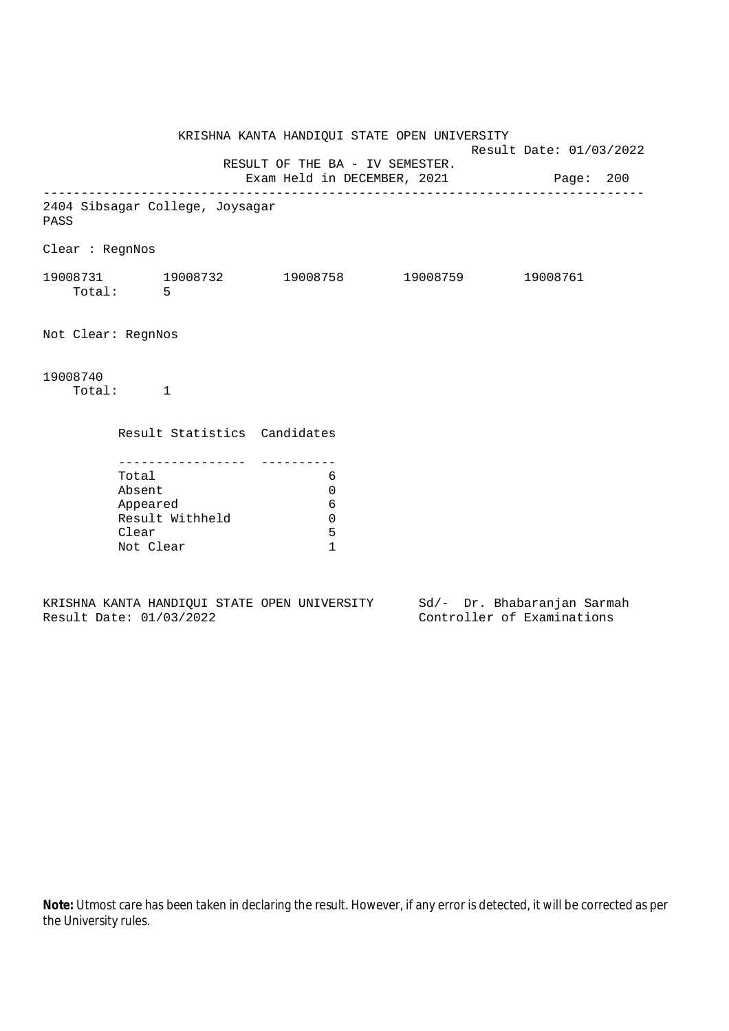KRISHNA KANTA HANDIQUI STATE OPEN UNIVERSITY

Result Date: 01/03/2022

RESULT OF THE BA - IV SEMESTER.

Exam Held in DECEMBER, 2021

Page: 200

---

2404 Sibsagar College, Joysagar

PASS

Clear : RegnNos

19008731 19008732 19008758 19008759 19008761

Total: 5

Not Clear: RegnNos

19008740

Total: 1

| Result Statistics | Candidates |
|---|---|
| Total | 6 |
| Absent | 0 |
| Appeared | 6 |
| Result Withheld | 0 |
| Clear | 5 |
| Not Clear | 1 |

KRISHNA KANTA HANDIQUI STATE OPEN UNIVERSITY

Result Date: 01/03/2022

Sd/- Dr. Bhabaranjan Sarmah

Controller of Examinations

**Note:** Utmost care has been taken in declaring the result. However, if any error is detected, it will be corrected as per the University rules.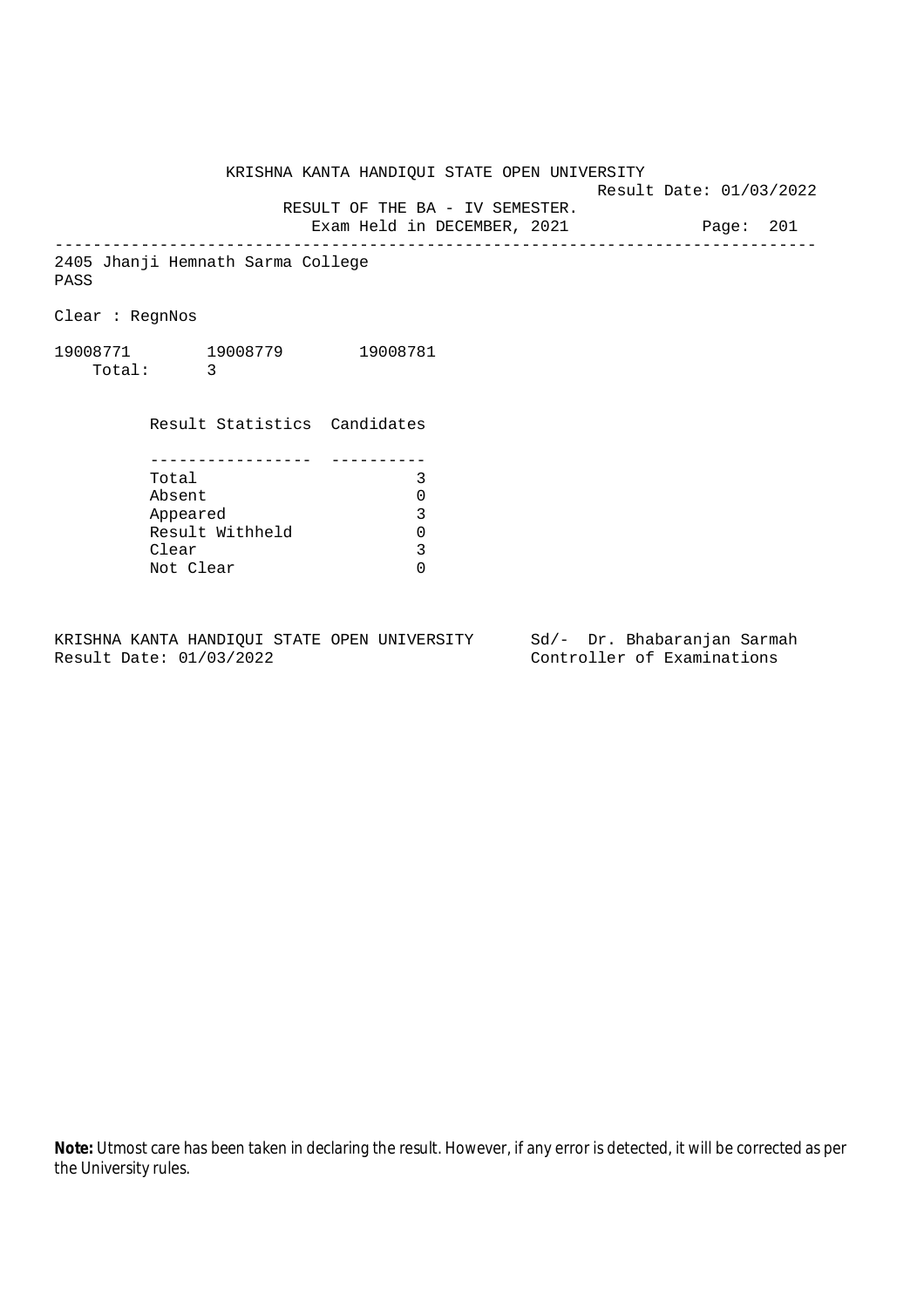KRISHNA KANTA HANDIQUI STATE OPEN UNIVERSITY

Result Date: 01/03/2022

RESULT OF THE BA - IV SEMESTER.

Exam Held in DECEMBER, 2021

---

2405 Jhanji Hemnath Sarma College

PASS

Clear : RegnNos

19008771 19008779 19008781

Total: 3

| Result Statistics | Candidates |
|---|---|
| Total | 3 |
| Absent | 0 |
| Appeared | 3 |
| Result Withheld | 0 |
| Clear | 3 |
| Not Clear | 0 |

KRISHNA KANTA HANDIQUI STATE OPEN UNIVERSITY
Result Date: 01/03/2022

Sd/- Dr. Bhabaranjan Sarmah
Controller of Examinations

**Note:** Utmost care has been taken in declaring the result. However, if any error is detected, it will be corrected as per the University rules.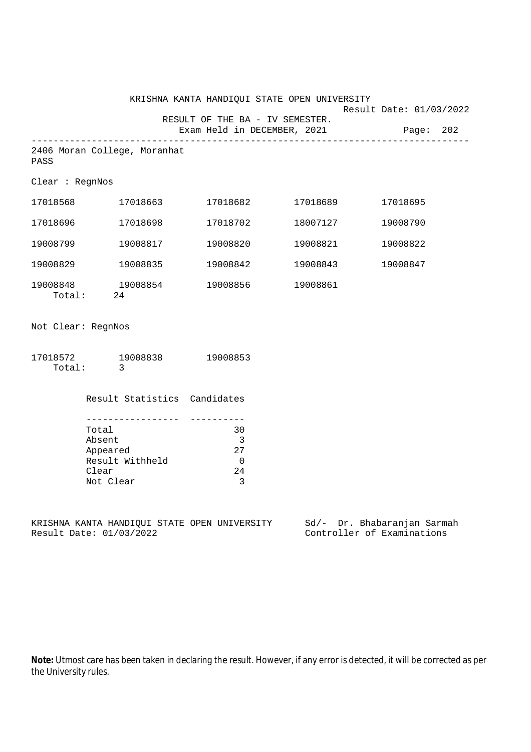KRISHNA KANTA HANDIQUI STATE OPEN UNIVERSITY

Result Date: 01/03/2022

RESULT OF THE BA - IV SEMESTER.

Exam Held in DECEMBER, 2021

Page: 202

---

2406 Moran College, Moranhat

PASS

Clear : RegnNos

| | | | | |
|---|---|---|---|---|
| 17018568 | 17018663 | 17018682 | 17018689 | 17018695 |
| 17018696 | 17018698 | 17018702 | 18007127 | 19008790 |
| 19008799 | 19008817 | 19008820 | 19008821 | 19008822 |
| 19008829 | 19008835 | 19008842 | 19008843 | 19008847 |
| 19008848 | 19008854 | 19008856 | 19008861 | |

Total: 24

Not Clear: RegnNos

| | | |
|---|---|---|
| 17018572 | 19008838 | 19008853 |

Total: 3

| Result Statistics | Candidates |
|---|---|
| Total | 30 |
| Absent | 3 |
| Appeared | 27 |
| Result Withheld | 0 |
| Clear | 24 |
| Not Clear | 3 |

KRISHNA KANTA HANDIQUI STATE OPEN UNIVERSITY
Result Date: 01/03/2022

Sd/- Dr. Bhabaranjan Sarmah
Controller of Examinations

**Note:** Utmost care has been taken in declaring the result. However, if any error is detected, it will be corrected as per the University rules.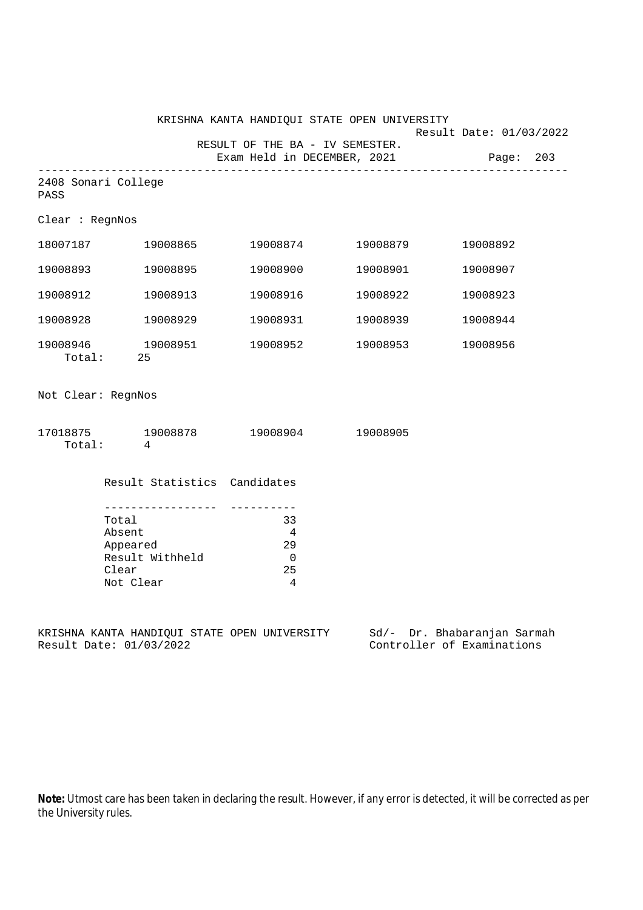KRISHNA KANTA HANDIQUI STATE OPEN UNIVERSITY

Result Date: 01/03/2022

RESULT OF THE BA - IV SEMESTER.

Exam Held in DECEMBER, 2021

---

2408 Sonari College

PASS

Clear : RegnNos

| | | | | |
|---|---|---|---|---|
| 18007187 | 19008865 | 19008874 | 19008879 | 19008892 |
| 19008893 | 19008895 | 19008900 | 19008901 | 19008907 |
| 19008912 | 19008913 | 19008916 | 19008922 | 19008923 |
| 19008928 | 19008929 | 19008931 | 19008939 | 19008944 |
| 19008946 | 19008951 | 19008952 | 19008953 | 19008956 |

Total: 25

Not Clear: RegnNos

| | | | |
|---|---|---|---|
| 17018875 | 19008878 | 19008904 | 19008905 |

Total: 4

| Result Statistics | Candidates |
|---|---|
| Total | 33 |
| Absent | 4 |
| Appeared | 29 |
| Result Withheld | 0 |
| Clear | 25 |
| Not Clear | 4 |

KRISHNA KANTA HANDIQUI STATE OPEN UNIVERSITY
Result Date: 01/03/2022

Sd/- Dr. Bhabaranjan Sarmah
Controller of Examinations

**Note:** Utmost care has been taken in declaring the result. However, if any error is detected, it will be corrected as per the University rules.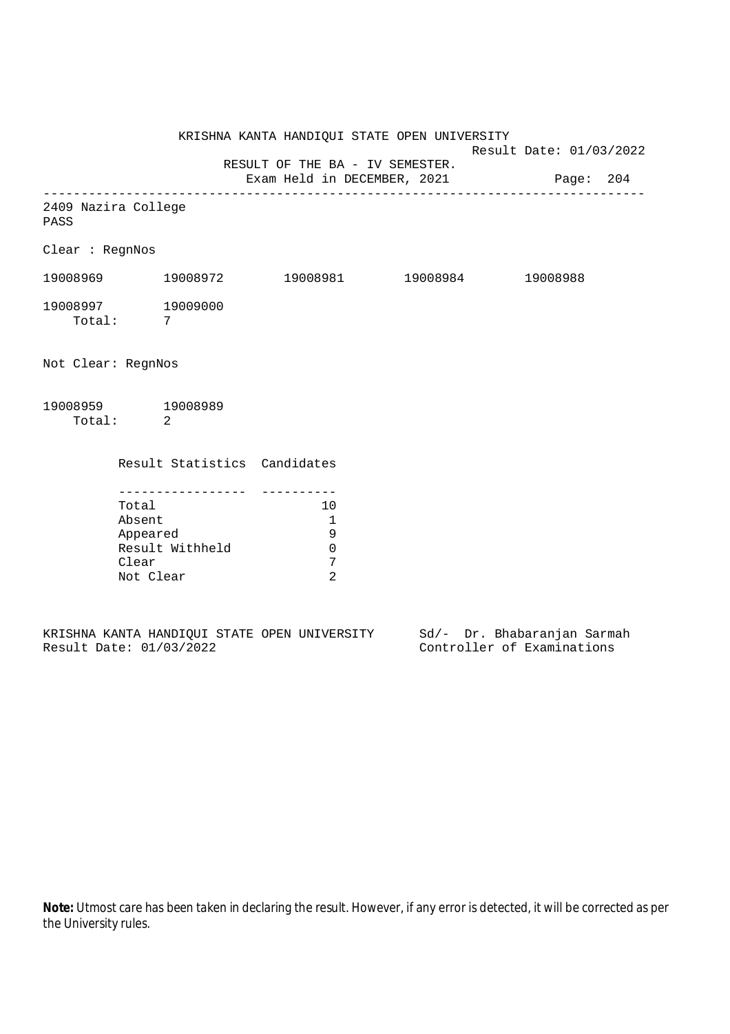KRISHNA KANTA HANDIQUI STATE OPEN UNIVERSITY

Result Date: 01/03/2022

RESULT OF THE BA - IV SEMESTER.

Exam Held in DECEMBER, 2021

---

2409 Nazira College

PASS

Clear : RegnNos

19008969 19008972 19008981 19008984 19008988

19008997 19009000

Total: 7

Not Clear: RegnNos

19008959 19008989

Total: 2

| Result Statistics | Candidates |
|---|---|
| Total | 10 |
| Absent | 1 |
| Appeared | 9 |
| Result Withheld | 0 |
| Clear | 7 |
| Not Clear | 2 |

KRISHNA KANTA HANDIQUI STATE OPEN UNIVERSITY
Result Date: 01/03/2022

Sd/- Dr. Bhabaranjan Sarmah
Controller of Examinations

**Note:** Utmost care has been taken in declaring the result. However, if any error is detected, it will be corrected as per the University rules.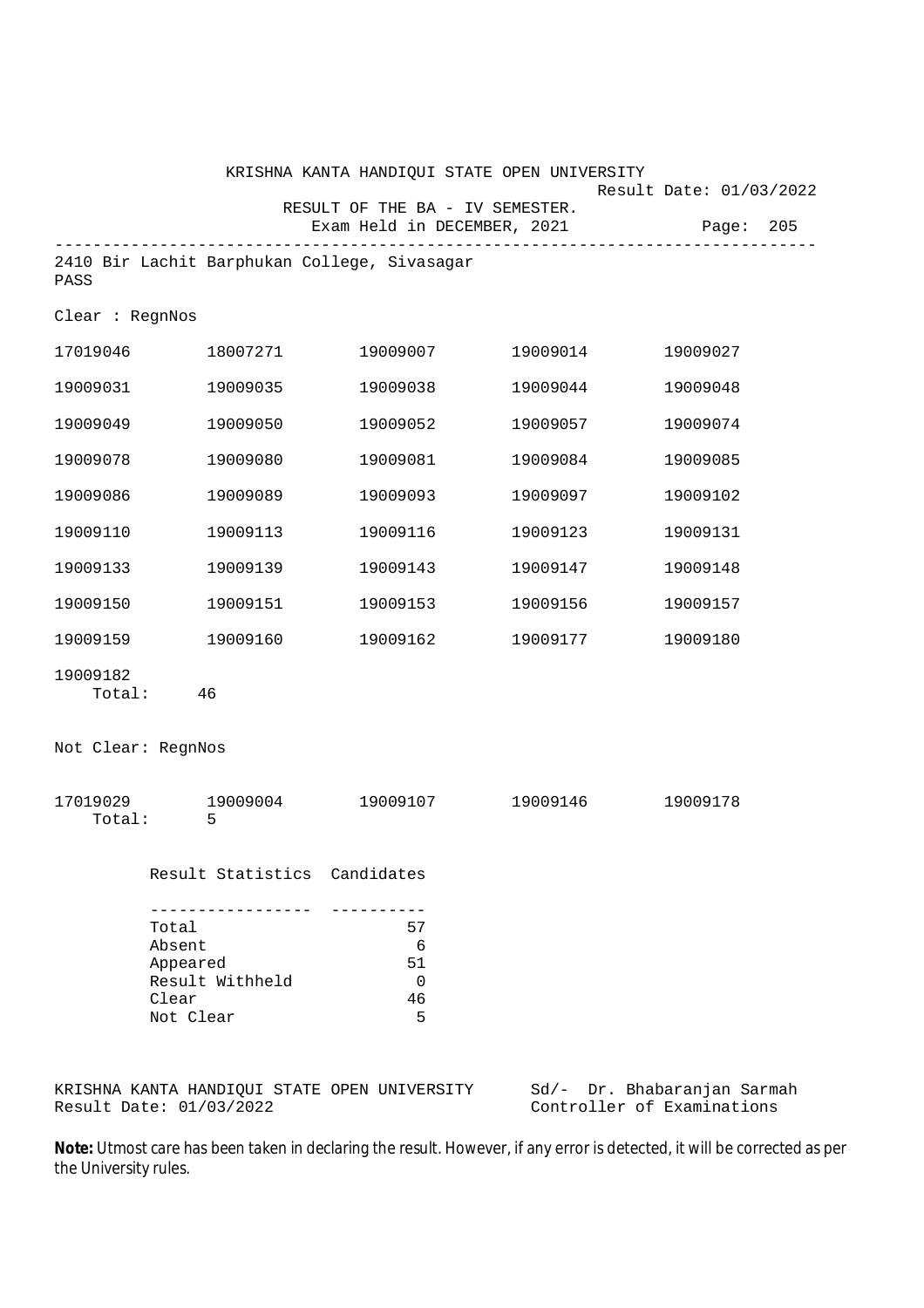KRISHNA KANTA HANDIQUI STATE OPEN UNIVERSITY

Result Date: 01/03/2022

RESULT OF THE BA - IV SEMESTER.

Exam Held in DECEMBER, 2021

Page: 205

---

2410 Bir Lachit Barphukan College, Sivasagar

PASS

Clear : RegnNos

| | | | | |
|---|---|---|---|---|
| 17019046 | 18007271 | 19009007 | 19009014 | 19009027 |
| 19009031 | 19009035 | 19009038 | 19009044 | 19009048 |
| 19009049 | 19009050 | 19009052 | 19009057 | 19009074 |
| 19009078 | 19009080 | 19009081 | 19009084 | 19009085 |
| 19009086 | 19009089 | 19009093 | 19009097 | 19009102 |
| 19009110 | 19009113 | 19009116 | 19009123 | 19009131 |
| 19009133 | 19009139 | 19009143 | 19009147 | 19009148 |
| 19009150 | 19009151 | 19009153 | 19009156 | 19009157 |
| 19009159 | 19009160 | 19009162 | 19009177 | 19009180 |
| 19009182 | | | | |

Total: 46

Not Clear: RegnNos

| | | | | |
|---|---|---|---|---|
| 17019029 | 19009004 | 19009107 | 19009146 | 19009178 |

Total: 5

| Result Statistics | Candidates |
|---|---|
| Total | 57 |
| Absent | 6 |
| Appeared | 51 |
| Result Withheld | 0 |
| Clear | 46 |
| Not Clear | 5 |

KRISHNA KANTA HANDIQUI STATE OPEN UNIVERSITY
Result Date: 01/03/2022

Sd/- Dr. Bhabaranjan Sarmah
Controller of Examinations

**Note:** Utmost care has been taken in declaring the result. However, if any error is detected, it will be corrected as per the University rules.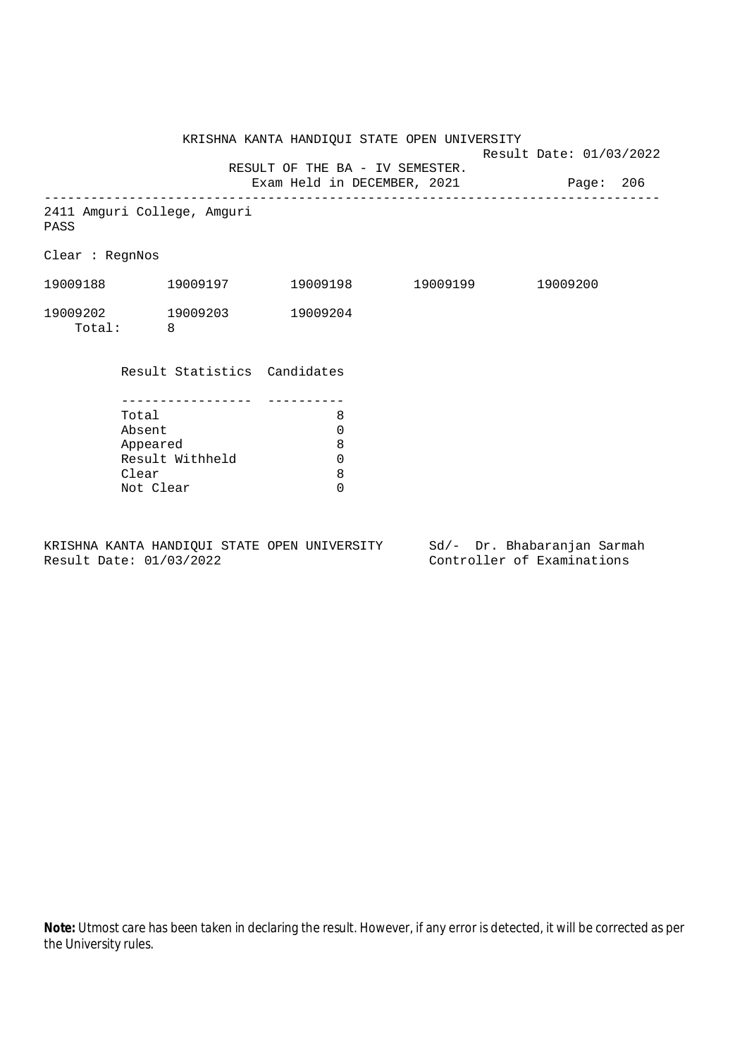KRISHNA KANTA HANDIQUI STATE OPEN UNIVERSITY

Result Date: 01/03/2022

RESULT OF THE BA - IV SEMESTER.

Exam Held in DECEMBER, 2021

---

2411 Amguri College, Amguri

PASS

Clear : RegnNos

19009188 19009197 19009198 19009199 19009200

19009202 19009203 19009204

Total: 8

| Result Statistics | Candidates |
|---|---|
| Total | 8 |
| Absent | 0 |
| Appeared | 8 |
| Result Withheld | 0 |
| Clear | 8 |
| Not Clear | 0 |

KRISHNA KANTA HANDIQUI STATE OPEN UNIVERSITY
Result Date: 01/03/2022

Sd/- Dr. Bhabaranjan Sarmah
Controller of Examinations

**Note:** Utmost care has been taken in declaring the result. However, if any error is detected, it will be corrected as per the University rules.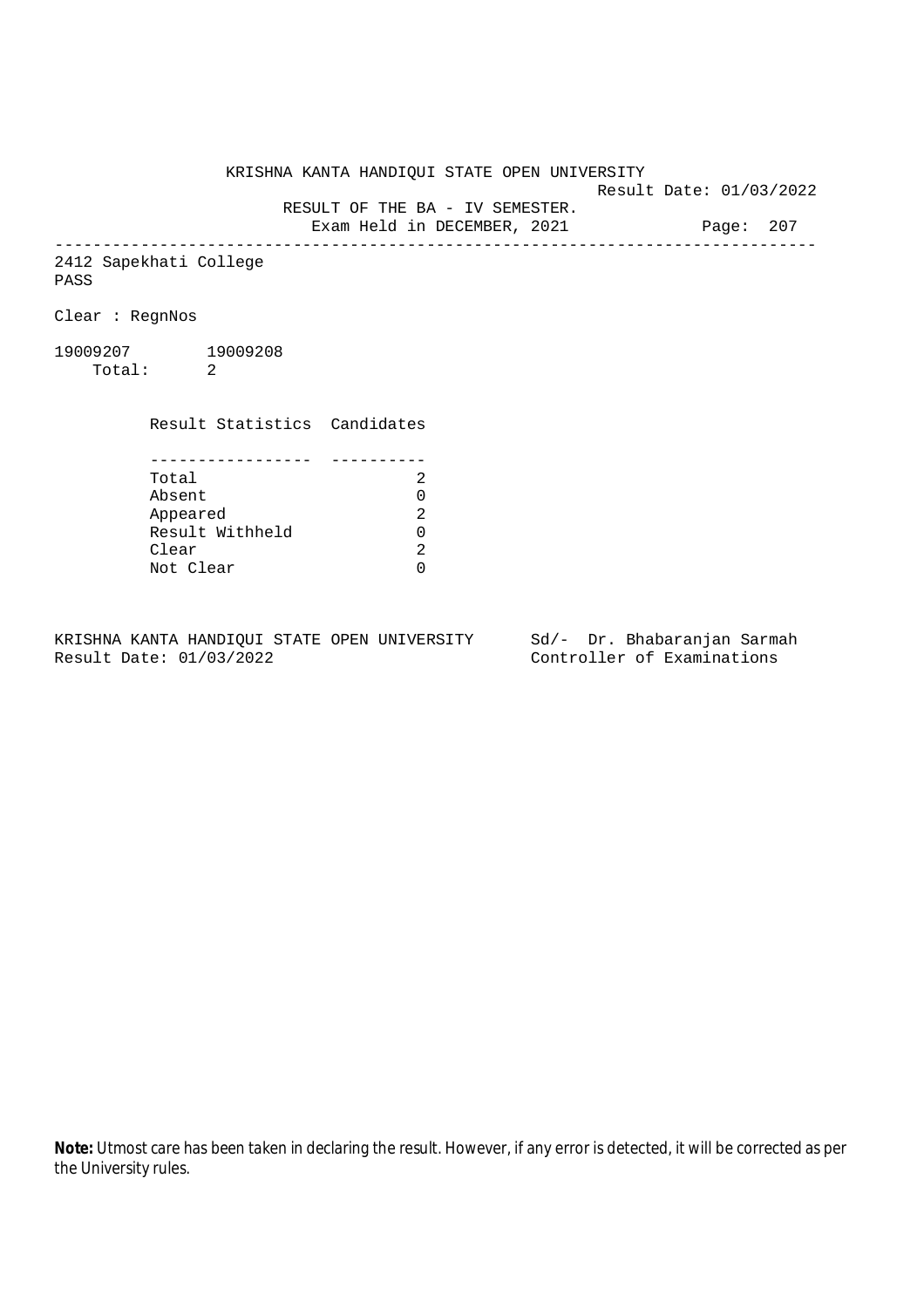KRISHNA KANTA HANDIQUI STATE OPEN UNIVERSITY

Result Date: 01/03/2022

RESULT OF THE BA - IV SEMESTER.

Exam Held in DECEMBER, 2021

---

2412 Sapekhati College

PASS

Clear : RegnNos

19009207 19009208

Total: 2

| Result Statistics | Candidates |
|---|---|
| Total | 2 |
| Absent | 0 |
| Appeared | 2 |
| Result Withheld | 0 |
| Clear | 2 |
| Not Clear | 0 |

KRISHNA KANTA HANDIQUI STATE OPEN UNIVERSITY
Result Date: 01/03/2022

Sd/- Dr. Bhabaranjan Sarmah
Controller of Examinations

**Note:** Utmost care has been taken in declaring the result. However, if any error is detected, it will be corrected as per the University rules.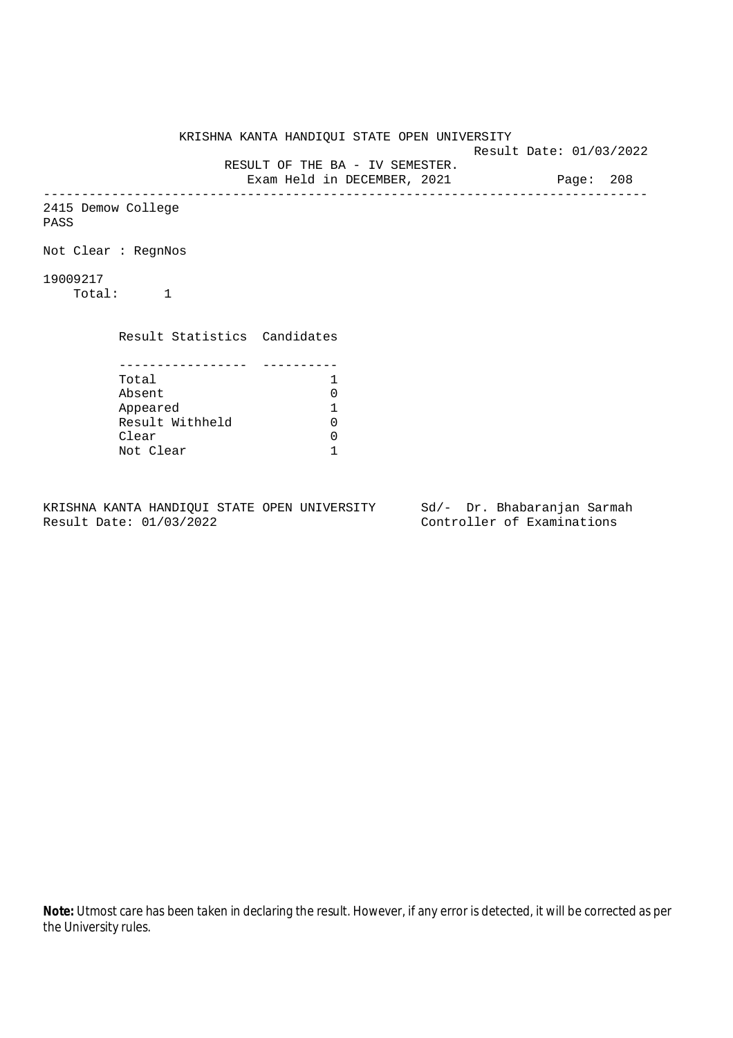KRISHNA KANTA HANDIQUI STATE OPEN UNIVERSITY

Result Date: 01/03/2022

RESULT OF THE BA - IV SEMESTER.

Exam Held in DECEMBER, 2021

---

2415 Demow College

PASS

Not Clear : RegnNos

19009217

Total: 1

| Result Statistics | Candidates |
|---|---|
| Total | 1 |
| Absent | 0 |
| Appeared | 1 |
| Result Withheld | 0 |
| Clear | 0 |
| Not Clear | 1 |

KRISHNA KANTA HANDIQUI STATE OPEN UNIVERSITY
Result Date: 01/03/2022

Sd/- Dr. Bhabaranjan Sarmah
Controller of Examinations

**Note:** Utmost care has been taken in declaring the result. However, if any error is detected, it will be corrected as per the University rules.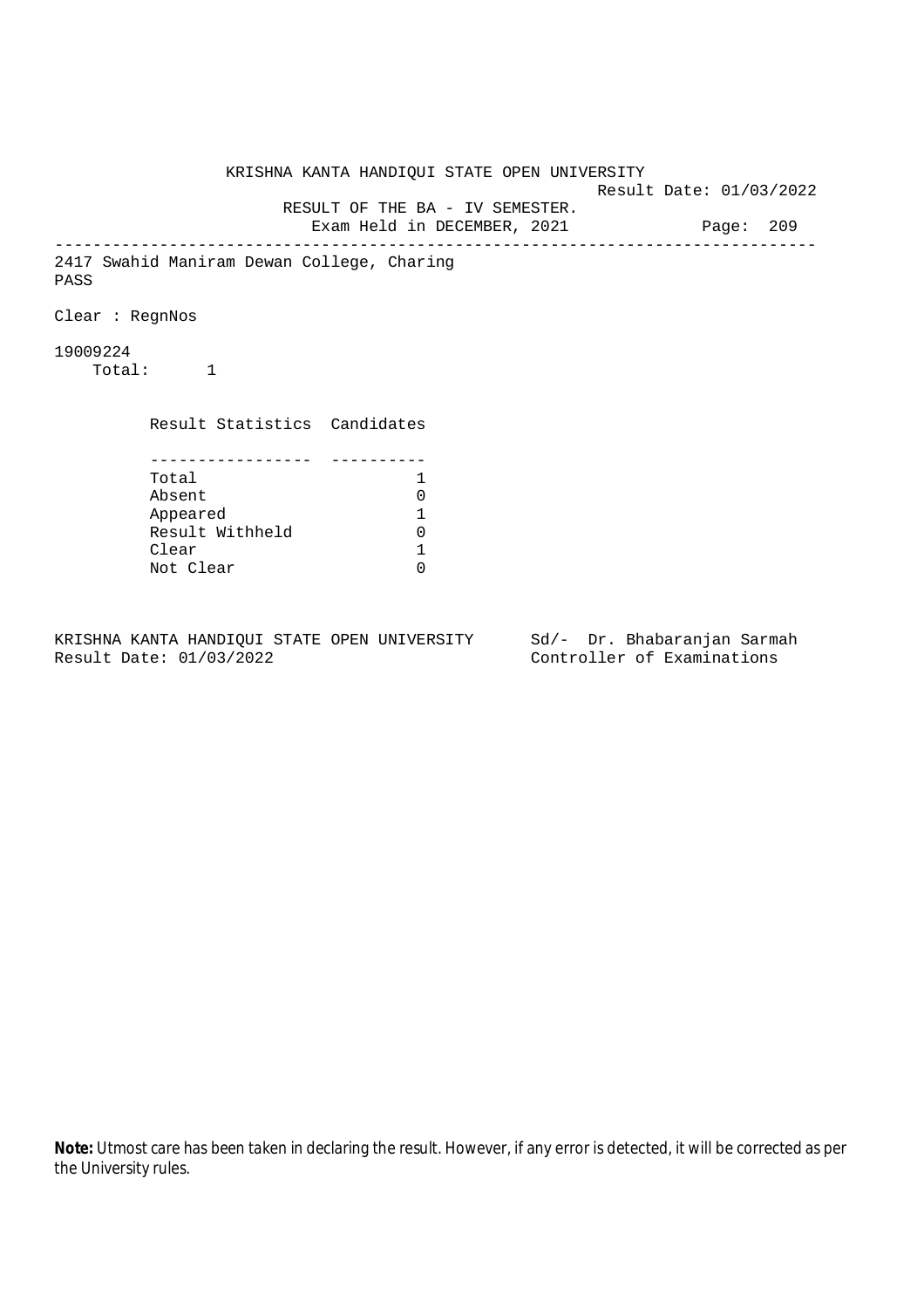KRISHNA KANTA HANDIQUI STATE OPEN UNIVERSITY

Result Date: 01/03/2022

RESULT OF THE BA - IV SEMESTER.

Exam Held in DECEMBER, 2021

---

2417 Swahid Maniram Dewan College, Charing

PASS

Clear : RegnNos

19009224

Total: 1

| Result Statistics | Candidates |
|---|---|
| Total | 1 |
| Absent | 0 |
| Appeared | 1 |
| Result Withheld | 0 |
| Clear | 1 |
| Not Clear | 0 |

KRISHNA KANTA HANDIQUI STATE OPEN UNIVERSITY
Result Date: 01/03/2022

Sd/- Dr. Bhabaranjan Sarmah
Controller of Examinations

**Note:** Utmost care has been taken in declaring the result. However, if any error is detected, it will be corrected as per the University rules.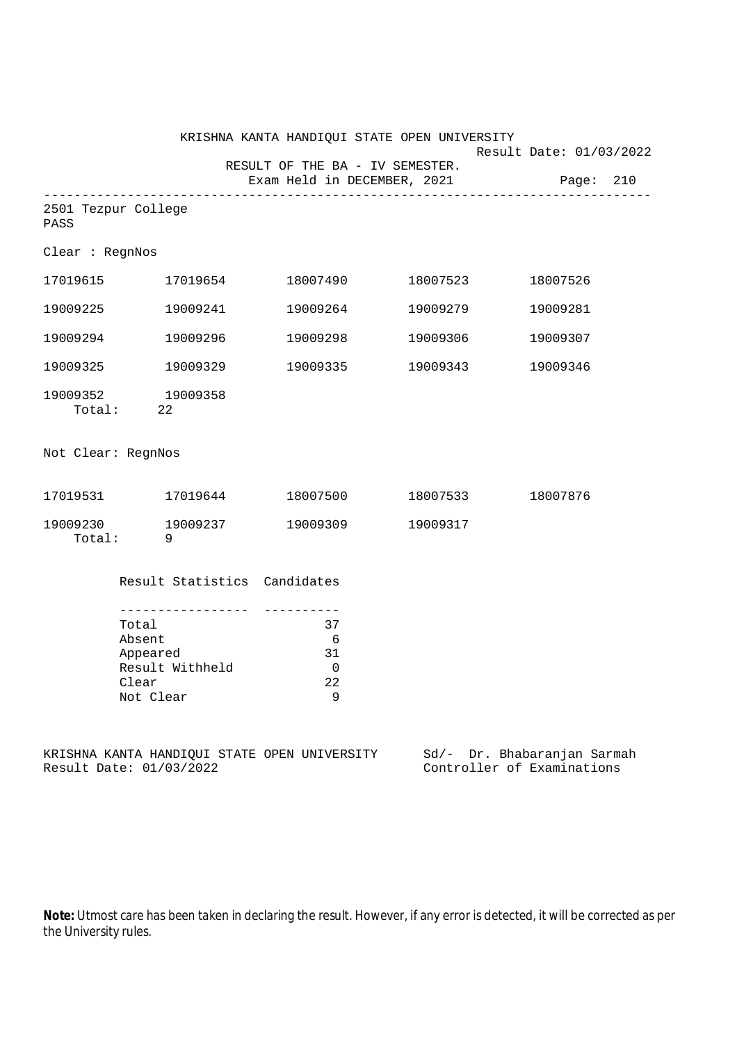KRISHNA KANTA HANDIQUI STATE OPEN UNIVERSITY

Result Date: 01/03/2022

RESULT OF THE BA - IV SEMESTER.

Exam Held in DECEMBER, 2021

---

2501 Tezpur College

PASS

Clear : RegnNos

| | | | | |
|---|---|---|---|---|
| 17019615 | 17019654 | 18007490 | 18007523 | 18007526 |
| 19009225 | 19009241 | 19009264 | 19009279 | 19009281 |
| 19009294 | 19009296 | 19009298 | 19009306 | 19009307 |
| 19009325 | 19009329 | 19009335 | 19009343 | 19009346 |
| 19009352 | 19009358 | | | |

Total: 22

Not Clear: RegnNos

| | | | | |
|---|---|---|---|---|
| 17019531 | 17019644 | 18007500 | 18007533 | 18007876 |
| 19009230 | 19009237 | 19009309 | 19009317 | |

Total: 9

| Result Statistics | Candidates |
|---|---|
| Total | 37 |
| Absent | 6 |
| Appeared | 31 |
| Result Withheld | 0 |
| Clear | 22 |
| Not Clear | 9 |

KRISHNA KANTA HANDIQUI STATE OPEN UNIVERSITY
Result Date: 01/03/2022

Sd/- Dr. Bhabaranjan Sarmah
Controller of Examinations

**Note:** Utmost care has been taken in declaring the result. However, if any error is detected, it will be corrected as per the University rules.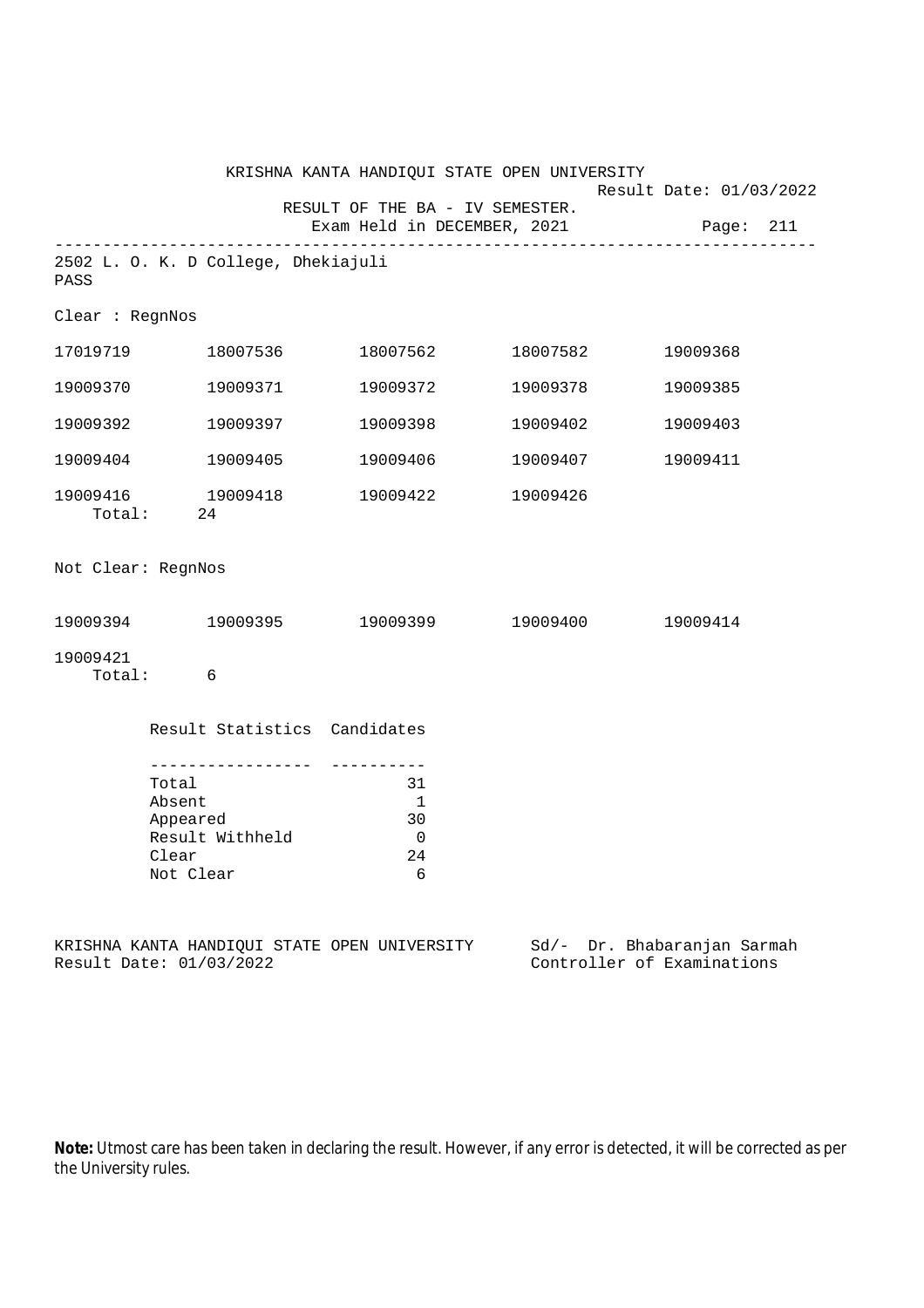KRISHNA KANTA HANDIQUI STATE OPEN UNIVERSITY

Result Date: 01/03/2022

RESULT OF THE BA - IV SEMESTER.

Exam Held in DECEMBER, 2021

2502 L. O. K. D College, Dhekiajuli

PASS

Clear : RegnNos

| | | | | |
|---|---|---|---|---|
| 17019719 | 18007536 | 18007562 | 18007582 | 19009368 |
| 19009370 | 19009371 | 19009372 | 19009378 | 19009385 |
| 19009392 | 19009397 | 19009398 | 19009402 | 19009403 |
| 19009404 | 19009405 | 19009406 | 19009407 | 19009411 |
| 19009416 | 19009418 | 19009422 | 19009426 | |

Total: 24

Not Clear: RegnNos

| | | | | |
|---|---|---|---|---|
| 19009394 | 19009395 | 19009399 | 19009400 | 19009414 |
| 19009421 | | | | |

Total: 6

| Result Statistics | Candidates |
|---|---|
| Total | 31 |
| Absent | 1 |
| Appeared | 30 |
| Result Withheld | 0 |
| Clear | 24 |
| Not Clear | 6 |

KRISHNA KANTA HANDIQUI STATE OPEN UNIVERSITY
Result Date: 01/03/2022

Sd/- Dr. Bhabaranjan Sarmah
Controller of Examinations

**Note:** Utmost care has been taken in declaring the result. However, if any error is detected, it will be corrected as per the University rules.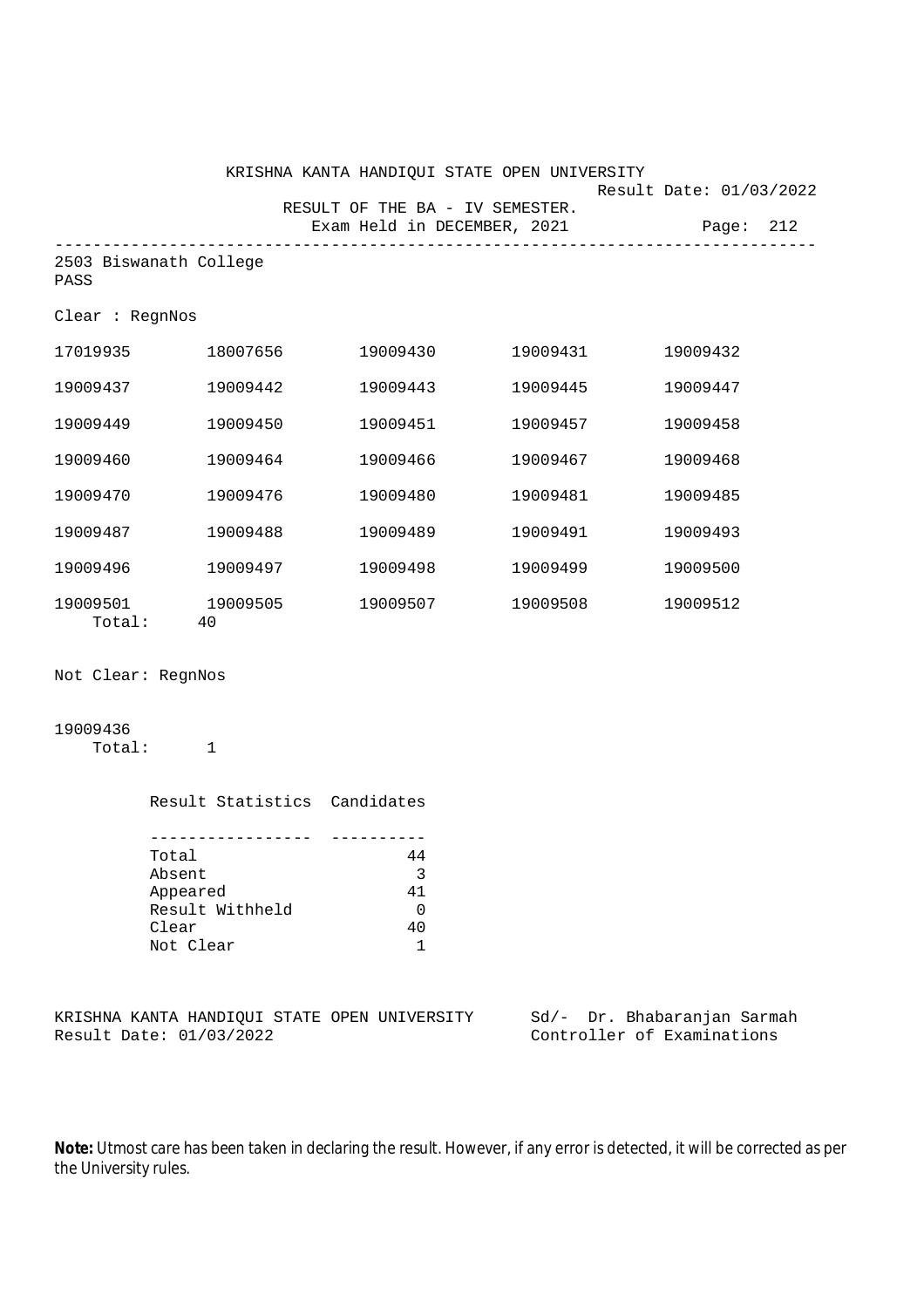KRISHNA KANTA HANDIQUI STATE OPEN UNIVERSITY

Result Date: 01/03/2022

RESULT OF THE BA - IV SEMESTER.

Exam Held in DECEMBER, 2021

Page: 212

---

2503 Biswanath College

PASS

Clear : RegnNos

| | | | | |
|---|---|---|---|---|
| 17019935 | 18007656 | 19009430 | 19009431 | 19009432 |
| 19009437 | 19009442 | 19009443 | 19009445 | 19009447 |
| 19009449 | 19009450 | 19009451 | 19009457 | 19009458 |
| 19009460 | 19009464 | 19009466 | 19009467 | 19009468 |
| 19009470 | 19009476 | 19009480 | 19009481 | 19009485 |
| 19009487 | 19009488 | 19009489 | 19009491 | 19009493 |
| 19009496 | 19009497 | 19009498 | 19009499 | 19009500 |
| 19009501 | 19009505 | 19009507 | 19009508 | 19009512 |

Total: 40

Not Clear: RegnNos

19009436

Total: 1

| Result Statistics | Candidates |
|---|---|
| Total | 44 |
| Absent | 3 |
| Appeared | 41 |
| Result Withheld | 0 |
| Clear | 40 |
| Not Clear | 1 |

KRISHNA KANTA HANDIQUI STATE OPEN UNIVERSITY

Result Date: 01/03/2022

Sd/- Dr. Bhabaranjan Sarmah

Controller of Examinations

**Note:** Utmost care has been taken in declaring the result. However, if any error is detected, it will be corrected as per the University rules.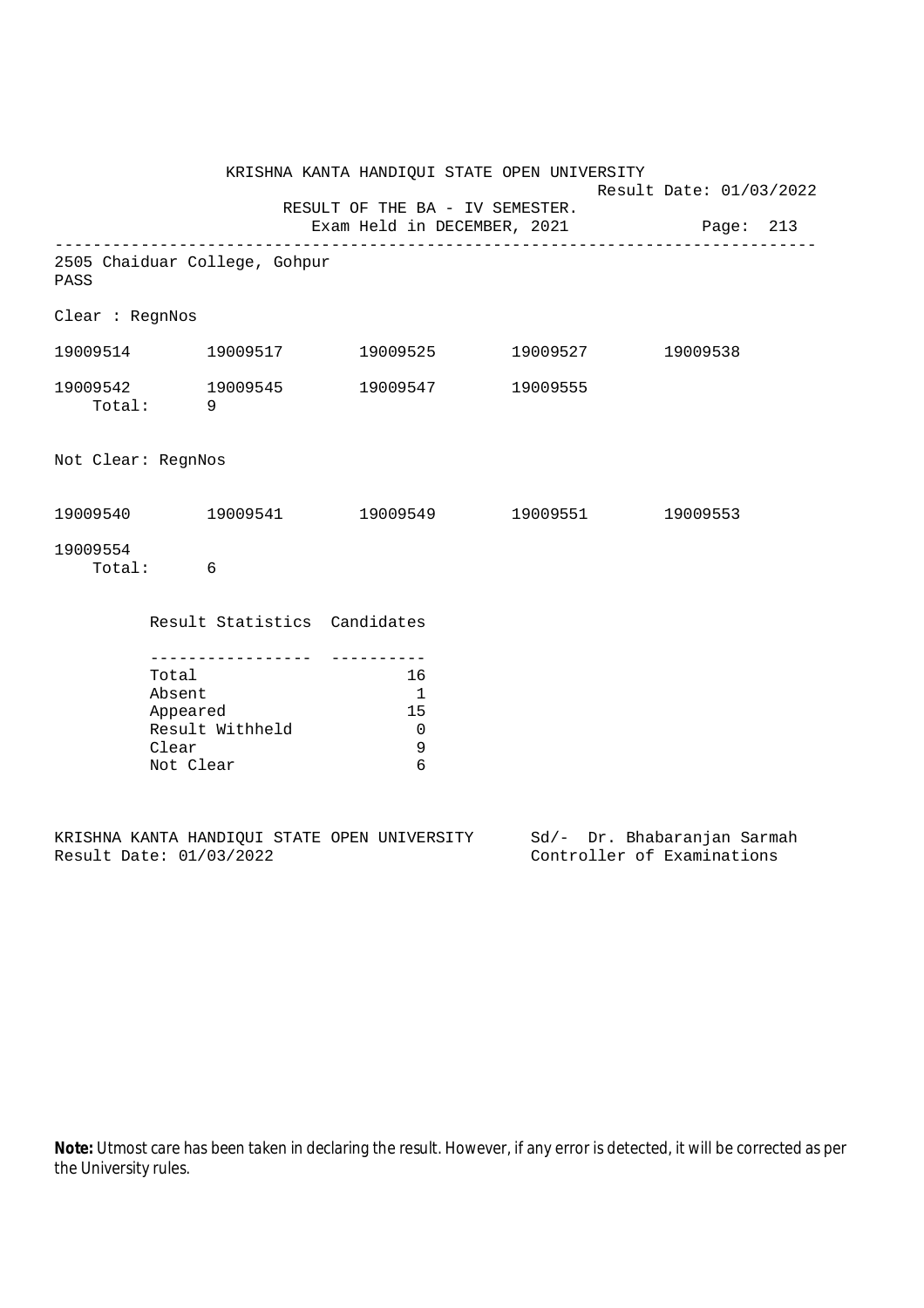KRISHNA KANTA HANDIQUI STATE OPEN UNIVERSITY

Result Date: 01/03/2022

RESULT OF THE BA - IV SEMESTER.

Exam Held in DECEMBER, 2021

---

2505 Chaiduar College, Gohpur

PASS

Clear : RegnNos

| | | | | |
|---|---|---|---|---|
| 19009514 | 19009517 | 19009525 | 19009527 | 19009538 |
| 19009542 | 19009545 | 19009547 | 19009555 | |

Total: 9

Not Clear: RegnNos

| | | | | |
|---|---|---|---|---|
| 19009540 | 19009541 | 19009549 | 19009551 | 19009553 |
| 19009554 | | | | |

Total: 6

| Result Statistics | Candidates |
|---|---|
| Total | 16 |
| Absent | 1 |
| Appeared | 15 |
| Result Withheld | 0 |
| Clear | 9 |
| Not Clear | 6 |

KRISHNA KANTA HANDIQUI STATE OPEN UNIVERSITY

Result Date: 01/03/2022

Sd/- Dr. Bhabaranjan Sarmah

Controller of Examinations

**Note:** Utmost care has been taken in declaring the result. However, if any error is detected, it will be corrected as per the University rules.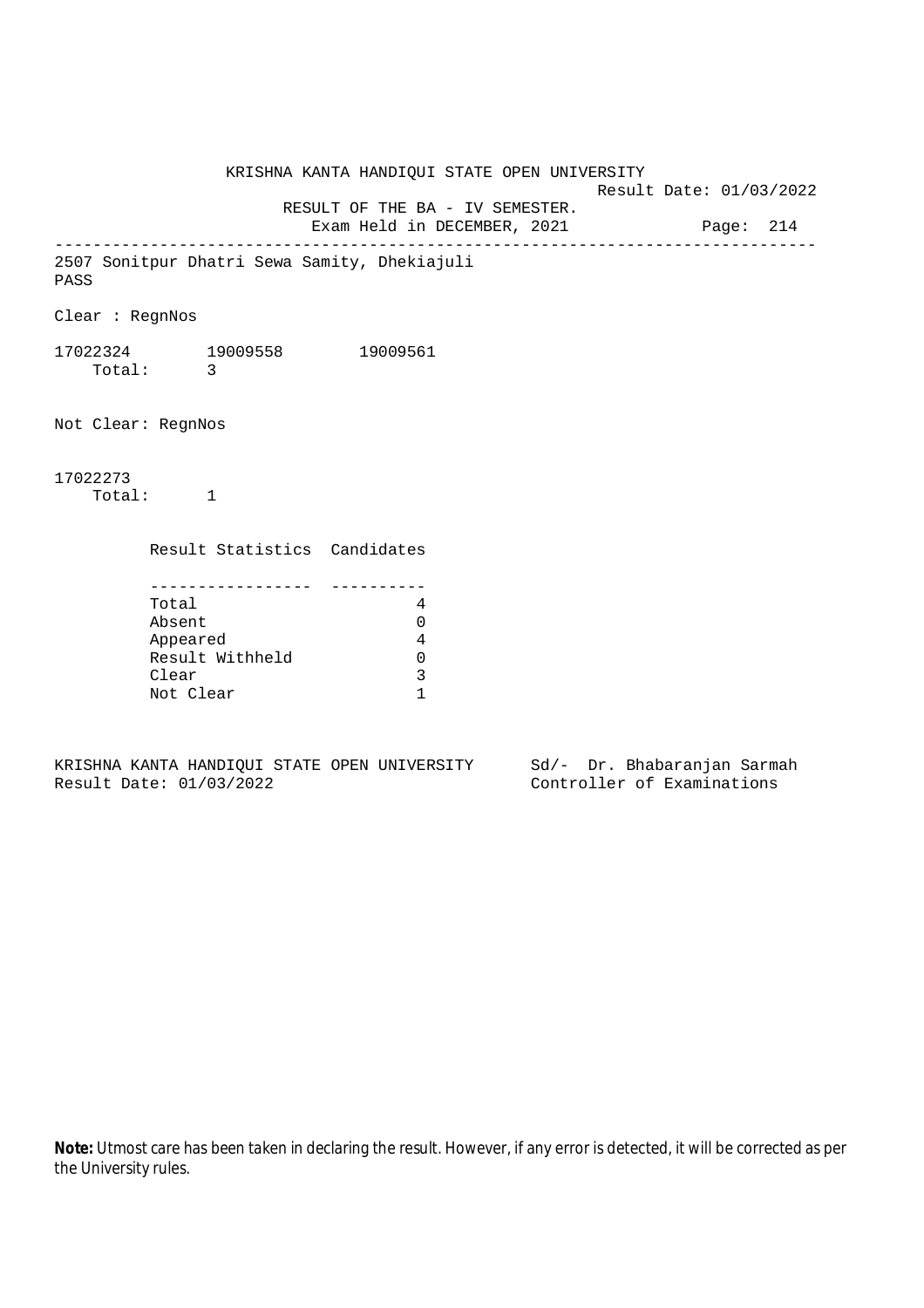KRISHNA KANTA HANDIQUI STATE OPEN UNIVERSITY

Result Date: 01/03/2022

RESULT OF THE BA - IV SEMESTER.

Exam Held in DECEMBER, 2021

---

2507 Sonitpur Dhatri Sewa Samity, Dhekiajuli

PASS

Clear : RegnNos

17022324 19009558 19009561

Total: 3

Not Clear: RegnNos

17022273

Total: 1

| Result Statistics | Candidates |
|---|---|
| Total | 4 |
| Absent | 0 |
| Appeared | 4 |
| Result Withheld | 0 |
| Clear | 3 |
| Not Clear | 1 |

KRISHNA KANTA HANDIQUI STATE OPEN UNIVERSITY
Result Date: 01/03/2022

Sd/- Dr. Bhabaranjan Sarmah
Controller of Examinations

**Note:** Utmost care has been taken in declaring the result. However, if any error is detected, it will be corrected as per the University rules.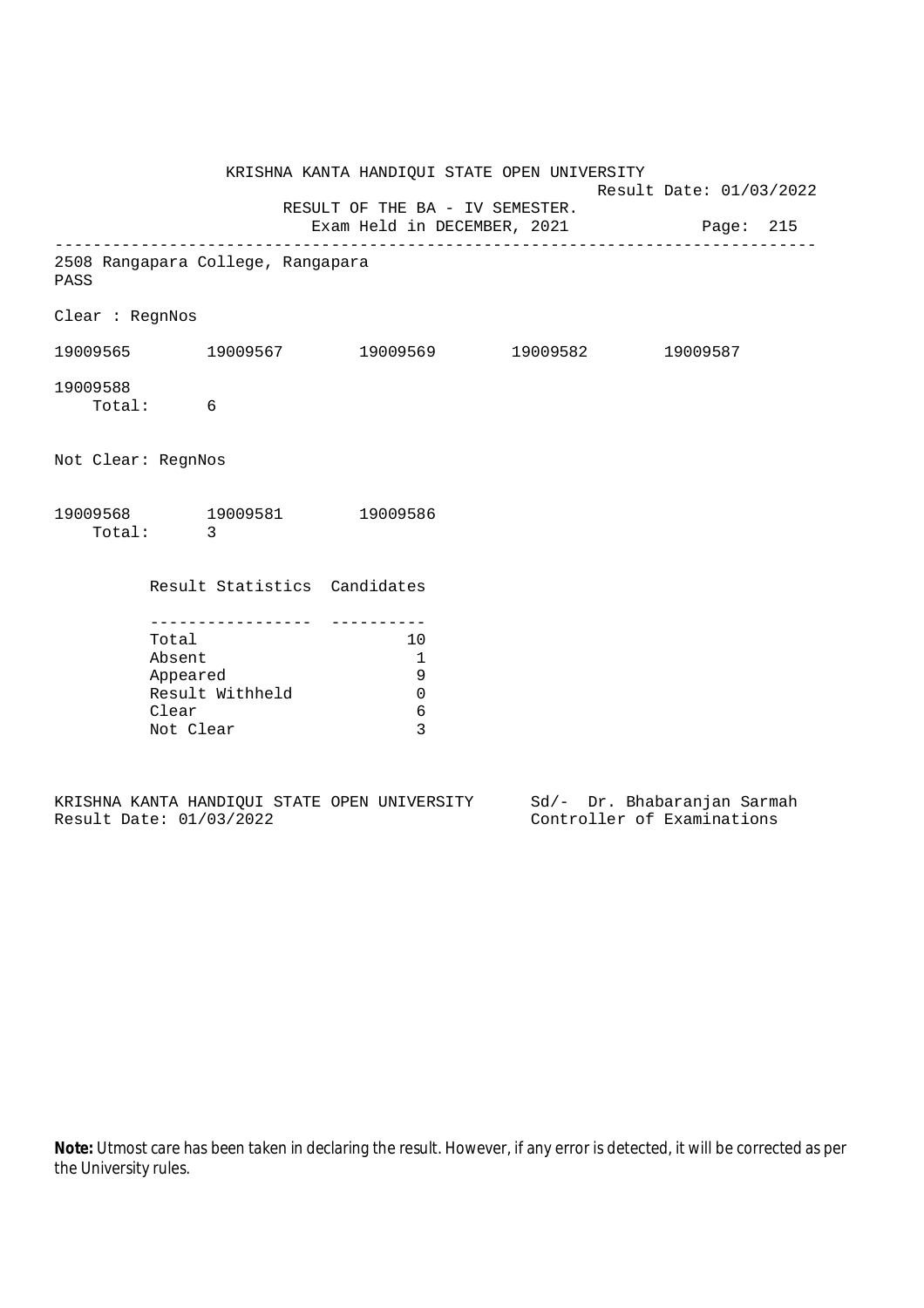KRISHNA KANTA HANDIQUI STATE OPEN UNIVERSITY

Result Date: 01/03/2022

RESULT OF THE BA - IV SEMESTER.

Exam Held in DECEMBER, 2021

---

2508 Rangapara College, Rangapara

PASS

Clear : RegnNos

19009565 19009567 19009569 19009582 19009587

19009588

Total: 6

Not Clear: RegnNos

19009568 19009581 19009586

Total: 3

| Result Statistics | Candidates |
|---|---|
| Total | 10 |
| Absent | 1 |
| Appeared | 9 |
| Result Withheld | 0 |
| Clear | 6 |
| Not Clear | 3 |

KRISHNA KANTA HANDIQUI STATE OPEN UNIVERSITY

Result Date: 01/03/2022

Sd/- Dr. Bhabaranjan Sarmah

Controller of Examinations

**Note:** Utmost care has been taken in declaring the result. However, if any error is detected, it will be corrected as per the University rules.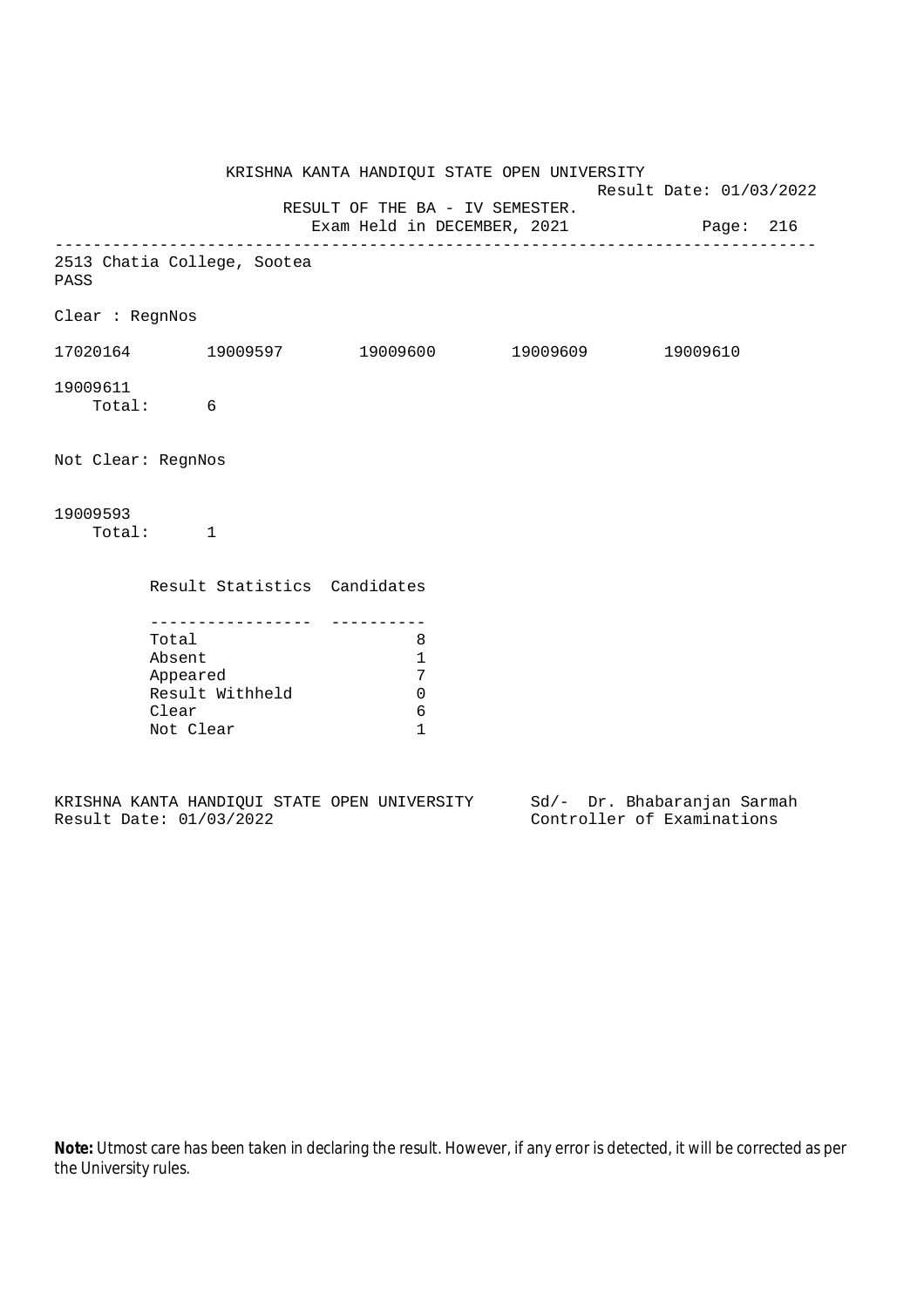KRISHNA KANTA HANDIQUI STATE OPEN UNIVERSITY

Result Date: 01/03/2022

RESULT OF THE BA - IV SEMESTER.

Exam Held in DECEMBER, 2021

---

2513 Chatia College, Sootea

PASS

Clear : RegnNos

17020164 19009597 19009600 19009609 19009610

19009611

Total: 6

Not Clear: RegnNos

19009593

Total: 1

| Result Statistics | Candidates |
|---|---|
| Total | 8 |
| Absent | 1 |
| Appeared | 7 |
| Result Withheld | 0 |
| Clear | 6 |
| Not Clear | 1 |

KRISHNA KANTA HANDIQUI STATE OPEN UNIVERSITY
Result Date: 01/03/2022

Sd/- Dr. Bhabaranjan Sarmah
Controller of Examinations

**Note:** Utmost care has been taken in declaring the result. However, if any error is detected, it will be corrected as per the University rules.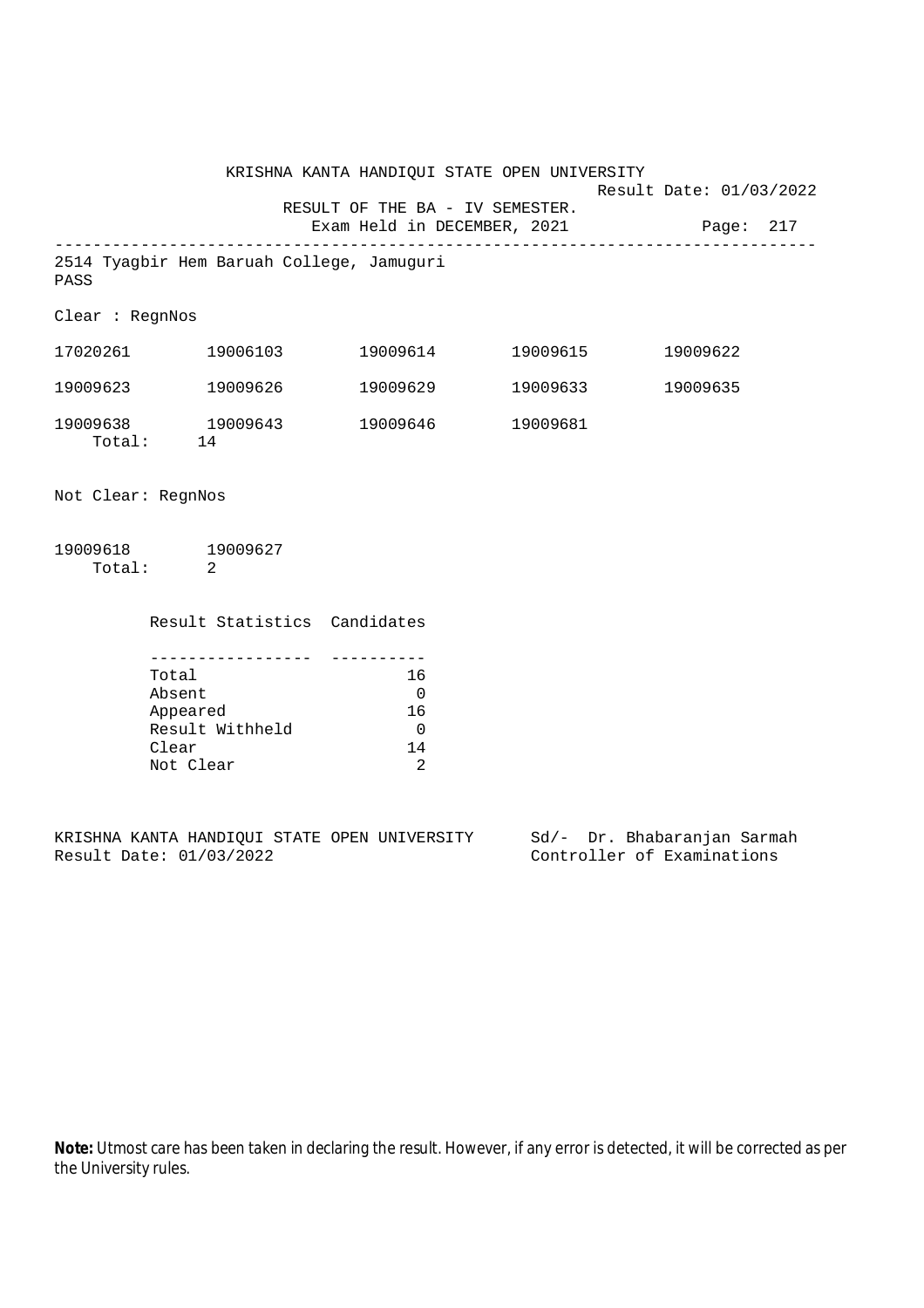KRISHNA KANTA HANDIQUI STATE OPEN UNIVERSITY

Result Date: 01/03/2022

RESULT OF THE BA - IV SEMESTER.

Exam Held in DECEMBER, 2021

2514 Tyagbir Hem Baruah College, Jamuguri

PASS

Clear : RegnNos

| | | | | |
|---|---|---|---|---|
| 17020261 | 19006103 | 19009614 | 19009615 | 19009622 |
| 19009623 | 19009626 | 19009629 | 19009633 | 19009635 |
| 19009638 | 19009643 | 19009646 | 19009681 | |

Total: 14

Not Clear: RegnNos

| | |
|---|---|
| 19009618 | 19009627 |

Total: 2

| Result Statistics | Candidates |
|---|---|
| Total | 16 |
| Absent | 0 |
| Appeared | 16 |
| Result Withheld | 0 |
| Clear | 14 |
| Not Clear | 2 |

KRISHNA KANTA HANDIQUI STATE OPEN UNIVERSITY
Result Date: 01/03/2022

Sd/- Dr. Bhabaranjan Sarmah
Controller of Examinations

**Note:** Utmost care has been taken in declaring the result. However, if any error is detected, it will be corrected as per the University rules.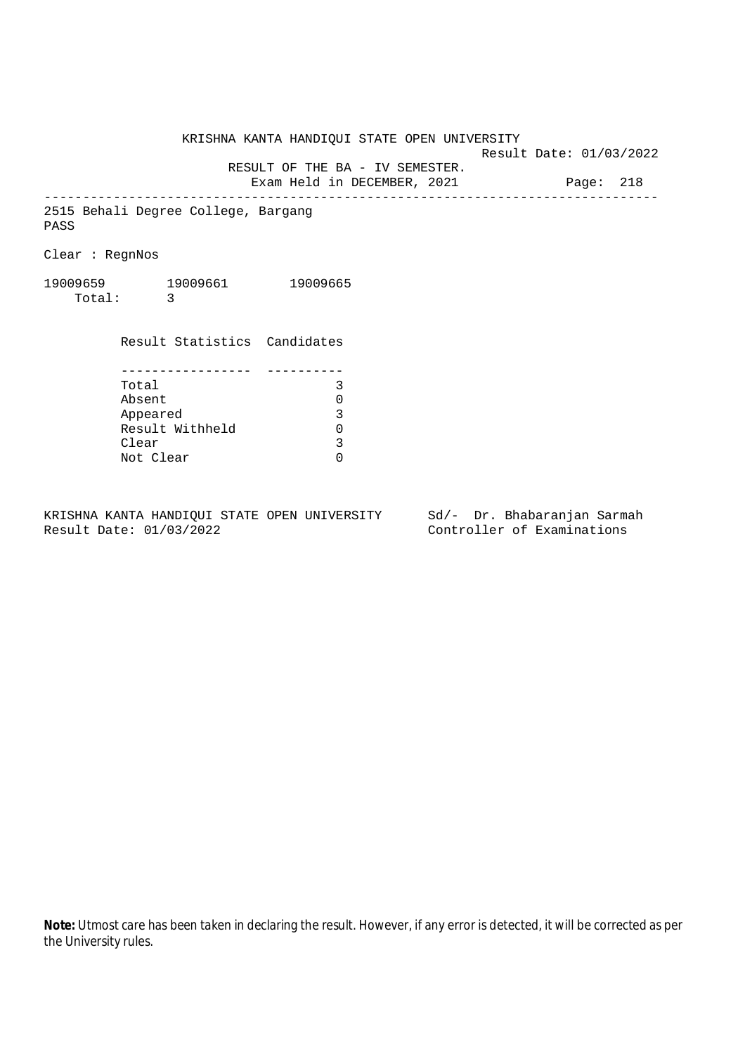KRISHNA KANTA HANDIQUI STATE OPEN UNIVERSITY

Result Date: 01/03/2022

RESULT OF THE BA - IV SEMESTER.

Exam Held in DECEMBER, 2021

---

2515 Behali Degree College, Bargang

PASS

Clear : RegnNos

19009659 19009661 19009665

Total: 3

| Result Statistics | Candidates |
|---|---|
| Total | 3 |
| Absent | 0 |
| Appeared | 3 |
| Result Withheld | 0 |
| Clear | 3 |
| Not Clear | 0 |

KRISHNA KANTA HANDIQUI STATE OPEN UNIVERSITY
Result Date: 01/03/2022

Sd/- Dr. Bhabaranjan Sarmah
Controller of Examinations

**Note:** Utmost care has been taken in declaring the result. However, if any error is detected, it will be corrected as per the University rules.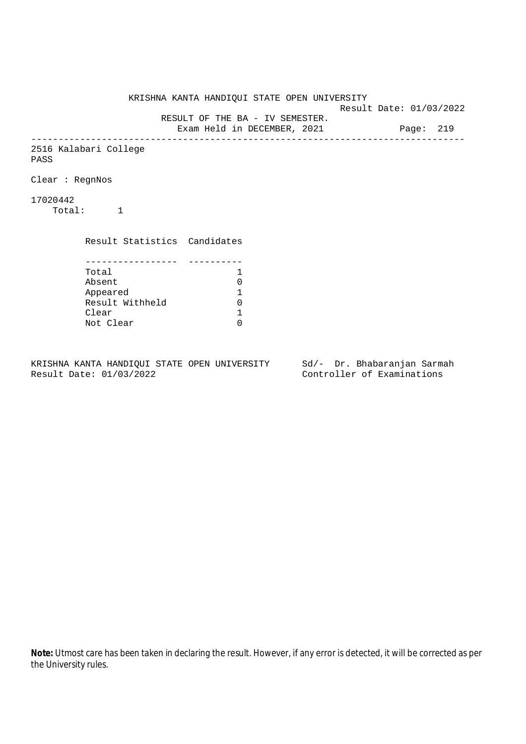KRISHNA KANTA HANDIQUI STATE OPEN UNIVERSITY

Result Date: 01/03/2022

RESULT OF THE BA - IV SEMESTER.

Exam Held in DECEMBER, 2021

---

2516 Kalabari College

PASS

Clear : RegnNos

17020442

Total: 1

| Result Statistics | Candidates |
|---|---|
| Total | 1 |
| Absent | 0 |
| Appeared | 1 |
| Result Withheld | 0 |
| Clear | 1 |
| Not Clear | 0 |

KRISHNA KANTA HANDIQUI STATE OPEN UNIVERSITY
Result Date: 01/03/2022

Sd/- Dr. Bhabaranjan Sarmah
Controller of Examinations

**Note:** Utmost care has been taken in declaring the result. However, if any error is detected, it will be corrected as per the University rules.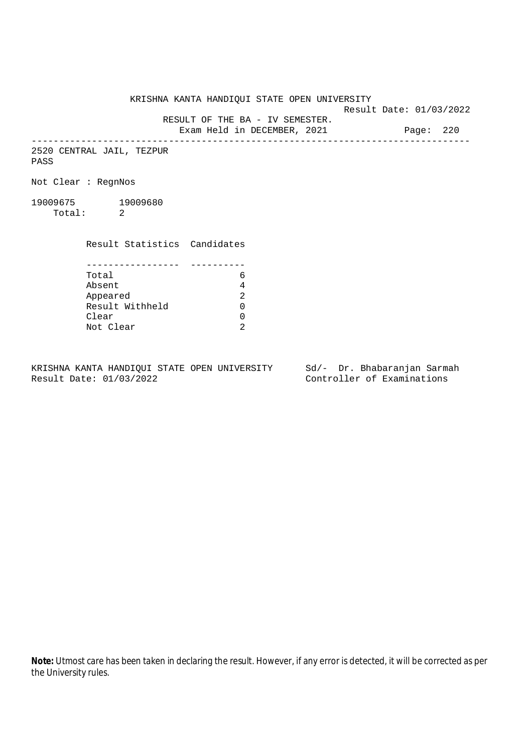KRISHNA KANTA HANDIQUI STATE OPEN UNIVERSITY

Result Date: 01/03/2022

RESULT OF THE BA - IV SEMESTER.

Exam Held in DECEMBER, 2021

---

2520 CENTRAL JAIL, TEZPUR

PASS

Not Clear : RegnNos

19009675 19009680

Total: 2

| Result Statistics | Candidates |
|---|---|
| Total | 6 |
| Absent | 4 |
| Appeared | 2 |
| Result Withheld | 0 |
| Clear | 0 |
| Not Clear | 2 |

KRISHNA KANTA HANDIQUI STATE OPEN UNIVERSITY
Result Date: 01/03/2022

Sd/- Dr. Bhabaranjan Sarmah
Controller of Examinations

**Note:** Utmost care has been taken in declaring the result. However, if any error is detected, it will be corrected as per the University rules.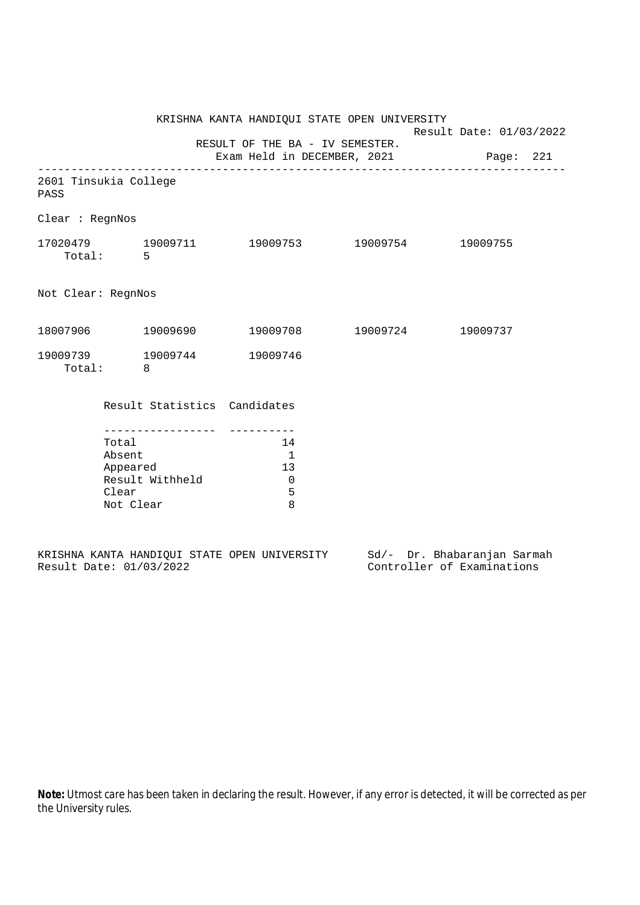KRISHNA KANTA HANDIQUI STATE OPEN UNIVERSITY

Result Date: 01/03/2022

RESULT OF THE BA - IV SEMESTER.

Exam Held in DECEMBER, 2021

---

2601 Tinsukia College

PASS

Clear : RegnNos

17020479 19009711 19009753 19009754 19009755

Total: 5

Not Clear: RegnNos

18007906 19009690 19009708 19009724 19009737

19009739 19009744 19009746

Total: 8

| Result Statistics | Candidates |
|---|---|
| Total | 14 |
| Absent | 1 |
| Appeared | 13 |
| Result Withheld | 0 |
| Clear | 5 |
| Not Clear | 8 |

KRISHNA KANTA HANDIQUI STATE OPEN UNIVERSITY
Result Date: 01/03/2022

Sd/- Dr. Bhabaranjan Sarmah
Controller of Examinations

**Note:** Utmost care has been taken in declaring the result. However, if any error is detected, it will be corrected as per the University rules.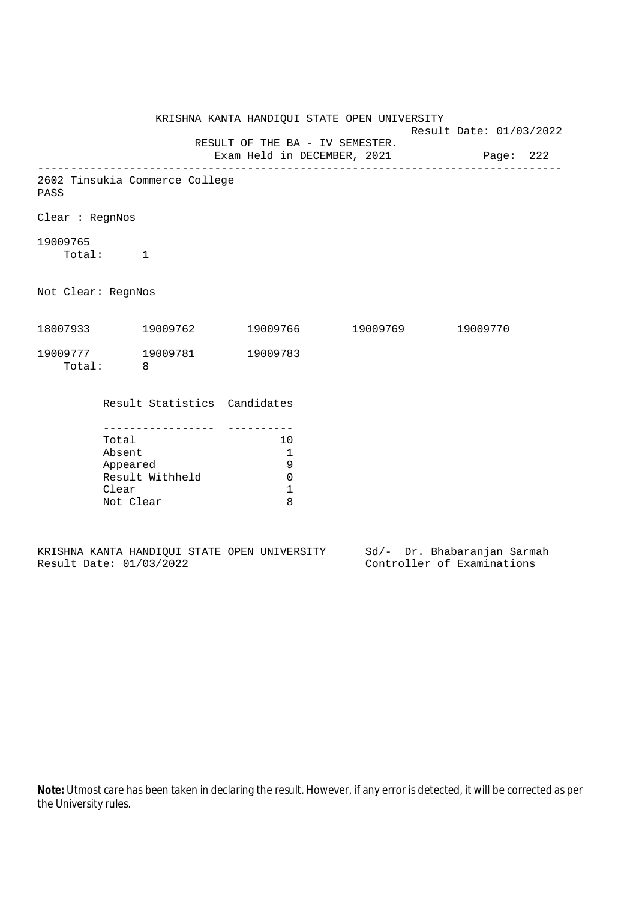KRISHNA KANTA HANDIQUI STATE OPEN UNIVERSITY

Result Date: 01/03/2022

RESULT OF THE BA - IV SEMESTER.

Exam Held in DECEMBER, 2021

---

2602 Tinsukia Commerce College

PASS

Clear : RegnNos

19009765

Total: 1

Not Clear: RegnNos

18007933 19009762 19009766 19009769 19009770

19009777 19009781 19009783

Total: 8

| Result Statistics | Candidates |
|---|---|
| Total | 10 |
| Absent | 1 |
| Appeared | 9 |
| Result Withheld | 0 |
| Clear | 1 |
| Not Clear | 8 |

KRISHNA KANTA HANDIQUI STATE OPEN UNIVERSITY

Result Date: 01/03/2022

Sd/- Dr. Bhabaranjan Sarmah

Controller of Examinations

**Note:** Utmost care has been taken in declaring the result. However, if any error is detected, it will be corrected as per the University rules.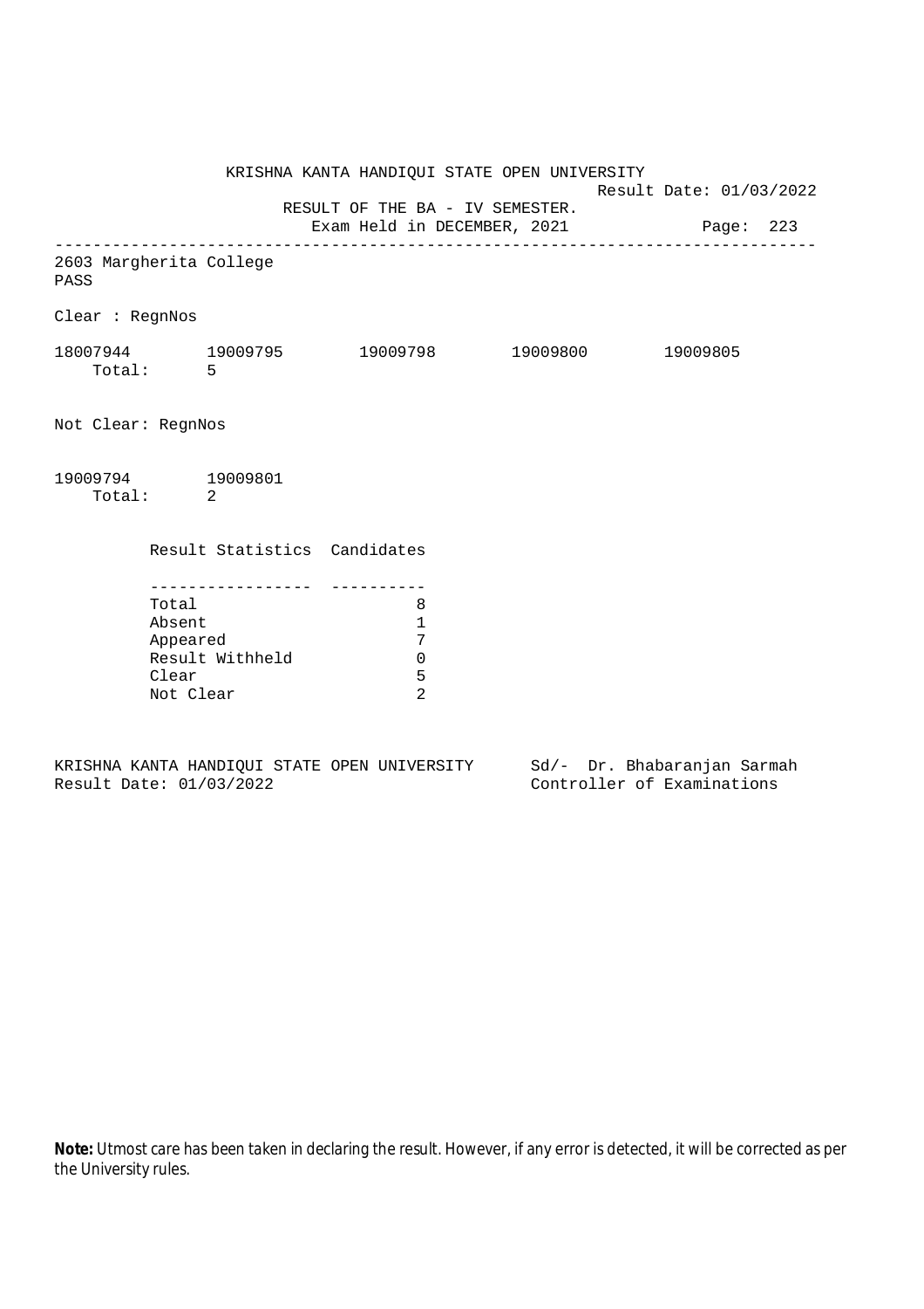KRISHNA KANTA HANDIQUI STATE OPEN UNIVERSITY

Result Date: 01/03/2022

RESULT OF THE BA - IV SEMESTER.

Exam Held in DECEMBER, 2021

---

2603 Margherita College

PASS

Clear : RegnNos

18007944 19009795 19009798 19009800 19009805

Total: 5

Not Clear: RegnNos

19009794 19009801

Total: 2

| Result Statistics | Candidates |
|---|---|
| Total | 8 |
| Absent | 1 |
| Appeared | 7 |
| Result Withheld | 0 |
| Clear | 5 |
| Not Clear | 2 |

KRISHNA KANTA HANDIQUI STATE OPEN UNIVERSITY
Result Date: 01/03/2022

Sd/- Dr. Bhabaranjan Sarmah
Controller of Examinations

**Note:** Utmost care has been taken in declaring the result. However, if any error is detected, it will be corrected as per the University rules.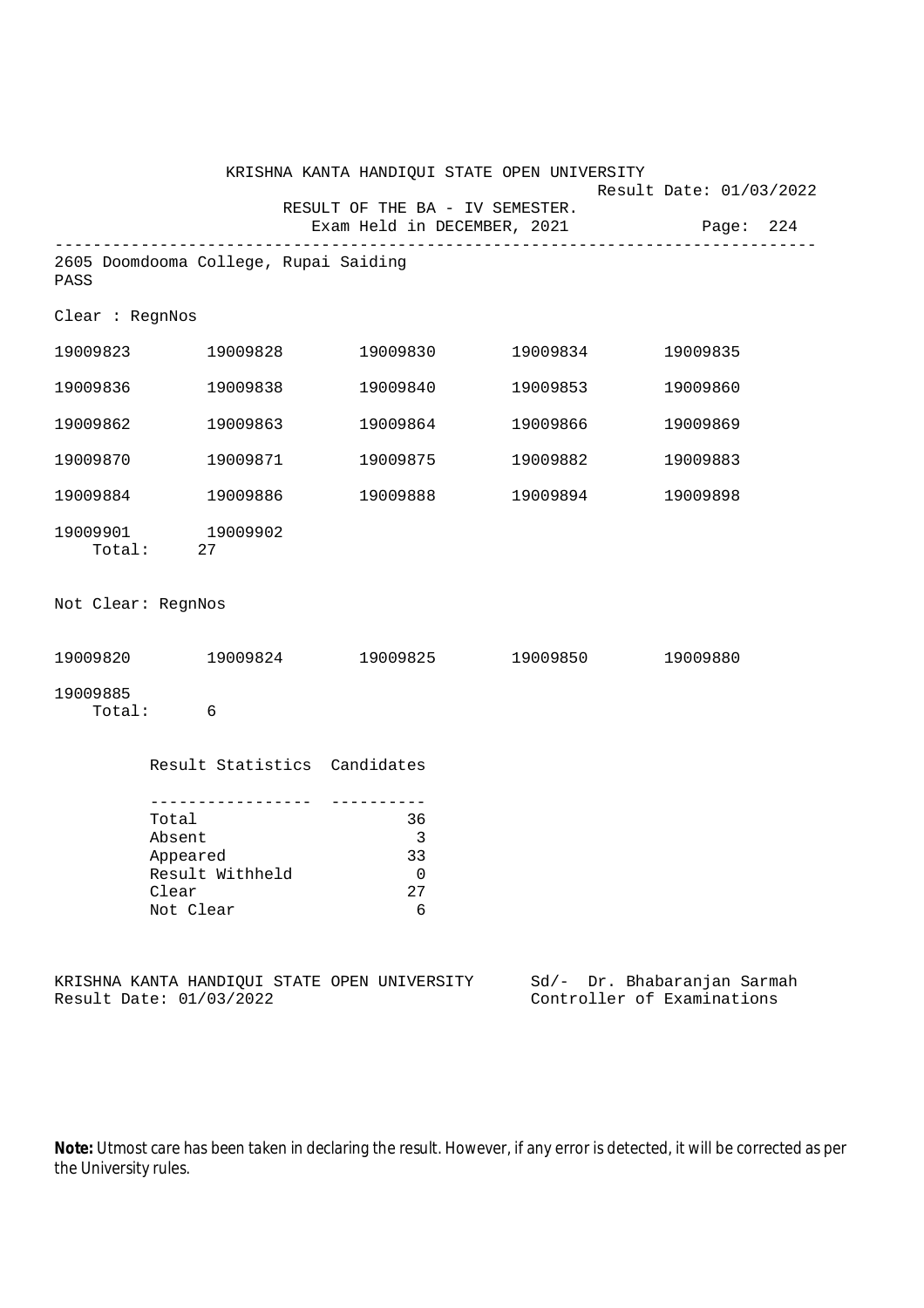KRISHNA KANTA HANDIQUI STATE OPEN UNIVERSITY

Result Date: 01/03/2022

RESULT OF THE BA - IV SEMESTER.

Exam Held in DECEMBER, 2021

---

2605 Doomdooma College, Rupai Saiding

PASS

Clear : RegnNos

| | | | | |
|---|---|---|---|---|
| 19009823 | 19009828 | 19009830 | 19009834 | 19009835 |
| 19009836 | 19009838 | 19009840 | 19009853 | 19009860 |
| 19009862 | 19009863 | 19009864 | 19009866 | 19009869 |
| 19009870 | 19009871 | 19009875 | 19009882 | 19009883 |
| 19009884 | 19009886 | 19009888 | 19009894 | 19009898 |
| 19009901 | 19009902 | | | |

Total: 27

Not Clear: RegnNos

| | | | | |
|---|---|---|---|---|
| 19009820 | 19009824 | 19009825 | 19009850 | 19009880 |
| 19009885 | | | | |

Total: 6

| Result Statistics | Candidates |
|---|---|
| Total | 36 |
| Absent | 3 |
| Appeared | 33 |
| Result Withheld | 0 |
| Clear | 27 |
| Not Clear | 6 |

KRISHNA KANTA HANDIQUI STATE OPEN UNIVERSITY
Result Date: 01/03/2022

Sd/- Dr. Bhabaranjan Sarmah
Controller of Examinations

**Note:** Utmost care has been taken in declaring the result. However, if any error is detected, it will be corrected as per the University rules.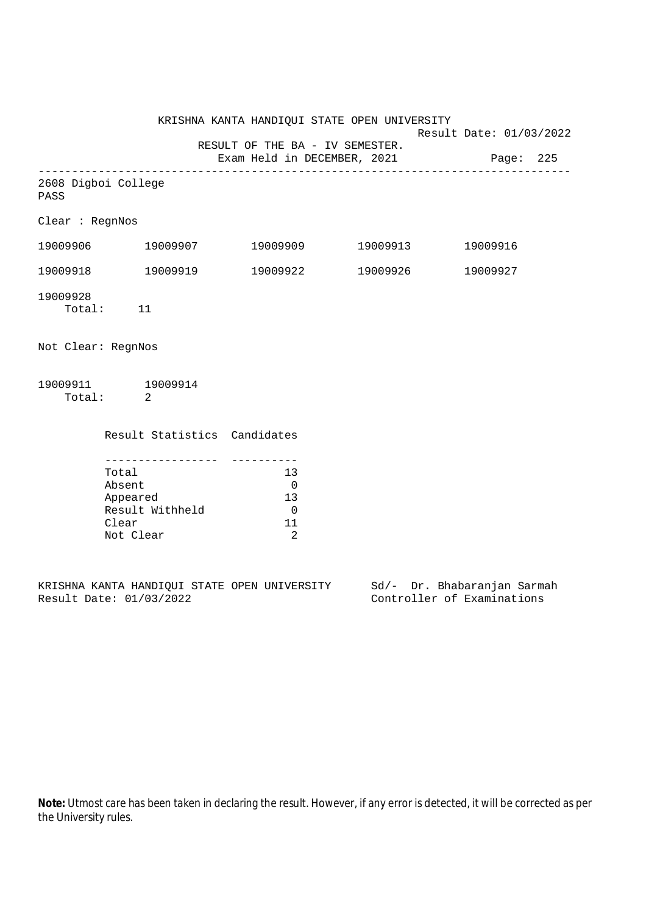KRISHNA KANTA HANDIQUI STATE OPEN UNIVERSITY

Result Date: 01/03/2022

RESULT OF THE BA - IV SEMESTER.

Exam Held in DECEMBER, 2021

Page: 225

---

2608 Digboi College

PASS

Clear : RegnNos

19009906 19009907 19009909 19009913 19009916

19009918 19009919 19009922 19009926 19009927

19009928

Total: 11

Not Clear: RegnNos

19009911 19009914

Total: 2

| Result Statistics | Candidates |
|---|---|
| Total | 13 |
| Absent | 0 |
| Appeared | 13 |
| Result Withheld | 0 |
| Clear | 11 |
| Not Clear | 2 |

KRISHNA KANTA HANDIQUI STATE OPEN UNIVERSITY
Result Date: 01/03/2022

Sd/- Dr. Bhabaranjan Sarmah
Controller of Examinations

**Note:** Utmost care has been taken in declaring the result. However, if any error is detected, it will be corrected as per the University rules.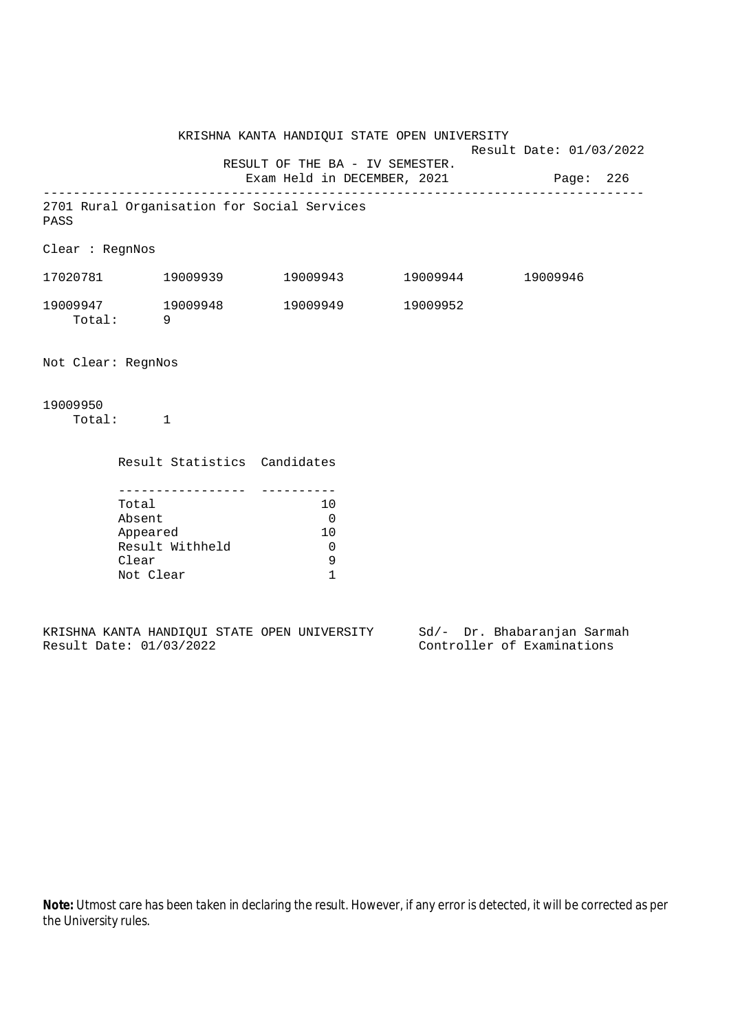KRISHNA KANTA HANDIQUI STATE OPEN UNIVERSITY

Result Date: 01/03/2022

RESULT OF THE BA - IV SEMESTER.

Exam Held in DECEMBER, 2021

---

2701 Rural Organisation for Social Services

PASS

Clear : RegnNos

| | | | | |
|---|---|---|---|---|
| 17020781 | 19009939 | 19009943 | 19009944 | 19009946 |
| 19009947 | 19009948 | 19009949 | 19009952 | |

Total: 9

Not Clear: RegnNos

19009950

Total: 1

| Result Statistics | Candidates |
|---|---|
| Total | 10 |
| Absent | 0 |
| Appeared | 10 |
| Result Withheld | 0 |
| Clear | 9 |
| Not Clear | 1 |

KRISHNA KANTA HANDIQUI STATE OPEN UNIVERSITY
Result Date: 01/03/2022

Sd/- Dr. Bhabaranjan Sarmah
Controller of Examinations

**Note:** Utmost care has been taken in declaring the result. However, if any error is detected, it will be corrected as per the University rules.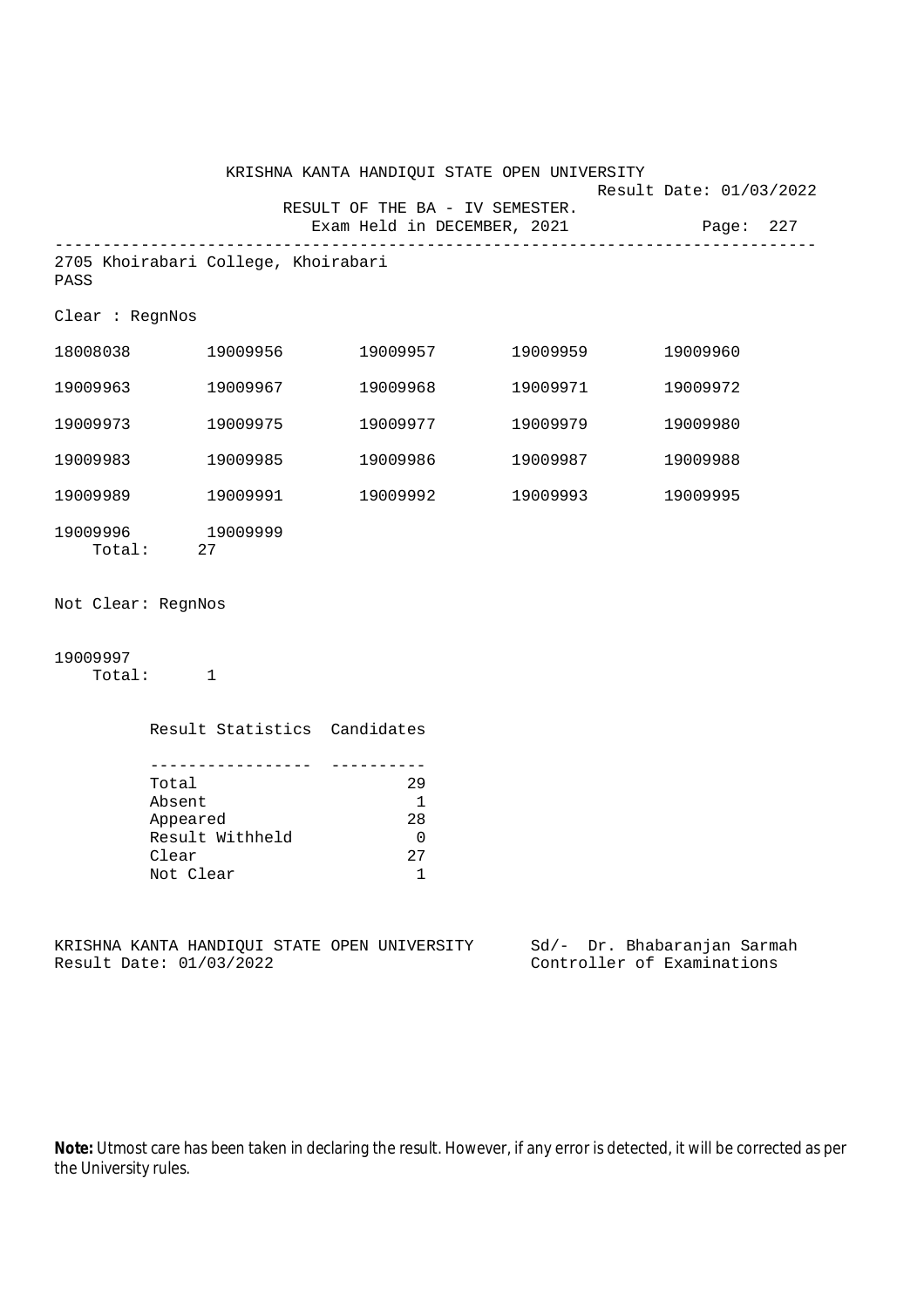KRISHNA KANTA HANDIQUI STATE OPEN UNIVERSITY

Result Date: 01/03/2022

RESULT OF THE BA - IV SEMESTER.

Exam Held in DECEMBER, 2021

2705 Khoirabari College, Khoirabari

PASS

Clear : RegnNos

| | | | | |
|---|---|---|---|---|
| 18008038 | 19009956 | 19009957 | 19009959 | 19009960 |
| 19009963 | 19009967 | 19009968 | 19009971 | 19009972 |
| 19009973 | 19009975 | 19009977 | 19009979 | 19009980 |
| 19009983 | 19009985 | 19009986 | 19009987 | 19009988 |
| 19009989 | 19009991 | 19009992 | 19009993 | 19009995 |
| 19009996 | 19009999 | | | |

Total: 27

Not Clear: RegnNos

19009997

Total: 1

| Result Statistics | Candidates |
|---|---|
| Total | 29 |
| Absent | 1 |
| Appeared | 28 |
| Result Withheld | 0 |
| Clear | 27 |
| Not Clear | 1 |

KRISHNA KANTA HANDIQUI STATE OPEN UNIVERSITY
Result Date: 01/03/2022

Sd/- Dr. Bhabaranjan Sarmah
Controller of Examinations

**Note:** Utmost care has been taken in declaring the result. However, if any error is detected, it will be corrected as per the University rules.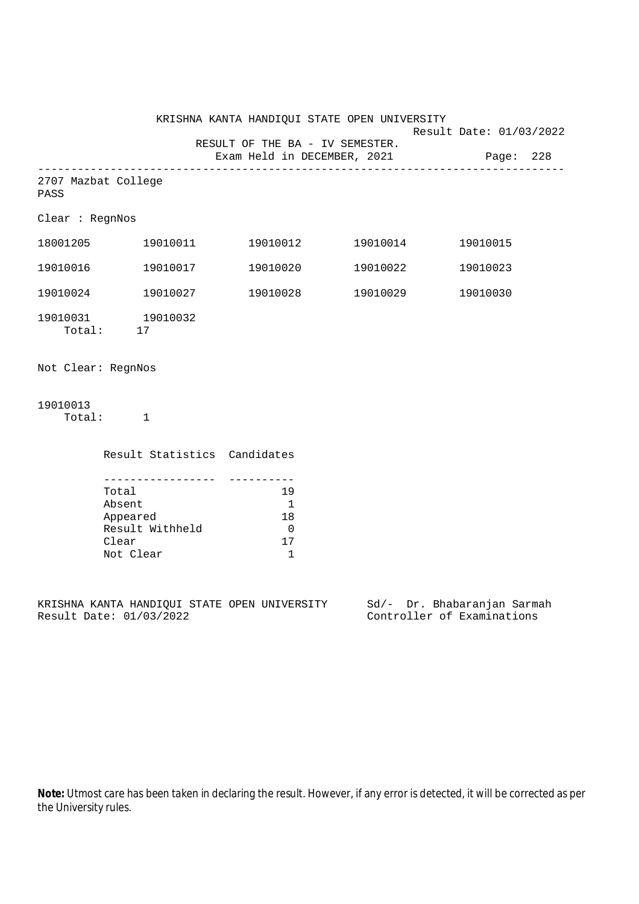KRISHNA KANTA HANDIQUI STATE OPEN UNIVERSITY

Result Date: 01/03/2022

RESULT OF THE BA - IV SEMESTER.

Exam Held in DECEMBER, 2021

---

2707 Mazbat College

PASS

Clear : RegnNos

| | | | | |
|---|---|---|---|---|
| 18001205 | 19010011 | 19010012 | 19010014 | 19010015 |
| 19010016 | 19010017 | 19010020 | 19010022 | 19010023 |
| 19010024 | 19010027 | 19010028 | 19010029 | 19010030 |
| 19010031 | 19010032 | | | |

Total: 17

Not Clear: RegnNos

19010013

Total: 1

| Result Statistics | Candidates |
|---|---|
| Total | 19 |
| Absent | 1 |
| Appeared | 18 |
| Result Withheld | 0 |
| Clear | 17 |
| Not Clear | 1 |

KRISHNA KANTA HANDIQUI STATE OPEN UNIVERSITY
Result Date: 01/03/2022

Sd/- Dr. Bhabaranjan Sarmah
Controller of Examinations

**Note:** Utmost care has been taken in declaring the result. However, if any error is detected, it will be corrected as per the University rules.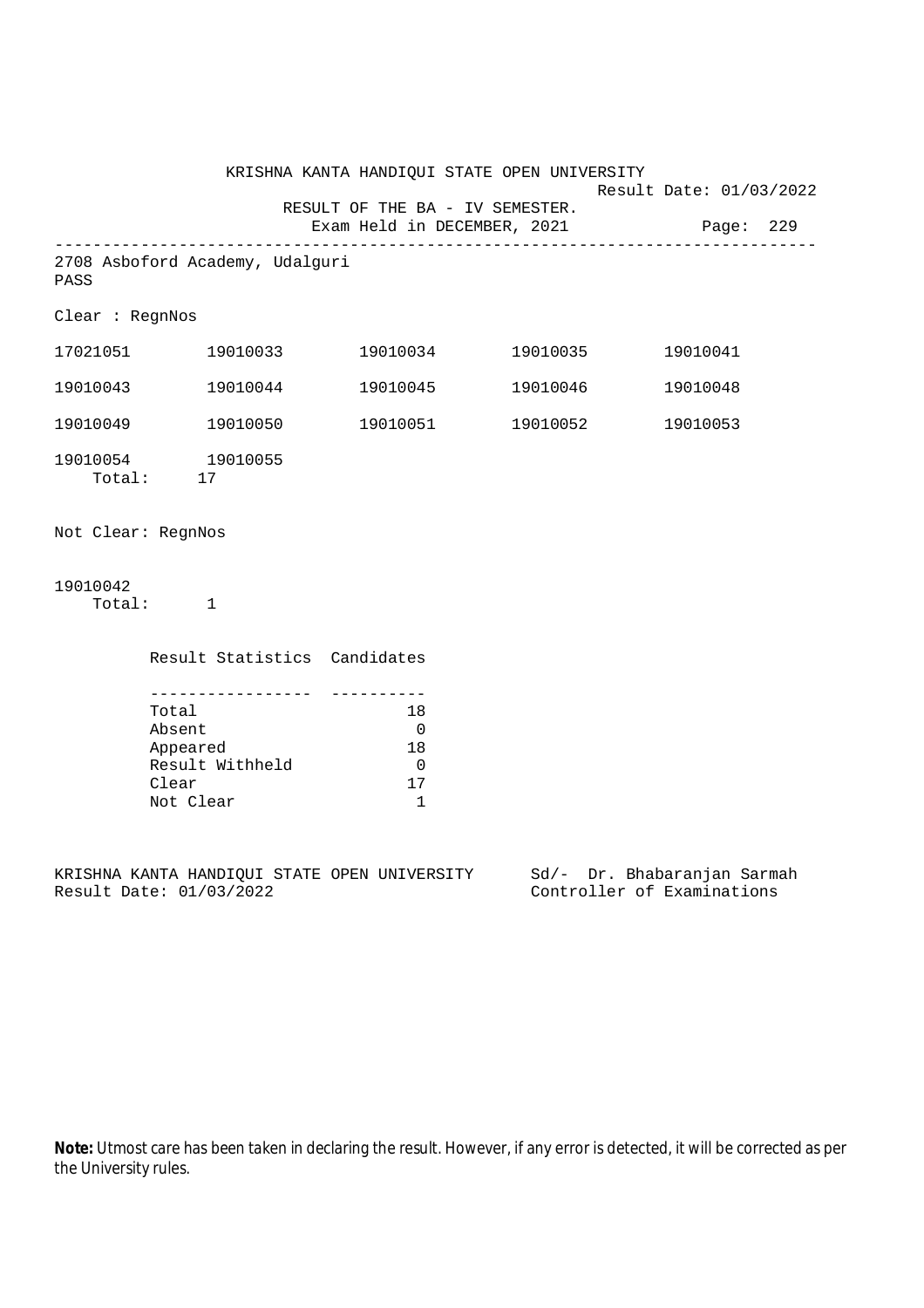KRISHNA KANTA HANDIQUI STATE OPEN UNIVERSITY

Result Date: 01/03/2022

RESULT OF THE BA - IV SEMESTER.

Exam Held in DECEMBER, 2021

Page: 229

---

2708 Asboford Academy, Udalguri

PASS

Clear : RegnNos

| | | | | |
|---|---|---|---|---|
| 17021051 | 19010033 | 19010034 | 19010035 | 19010041 |
| 19010043 | 19010044 | 19010045 | 19010046 | 19010048 |
| 19010049 | 19010050 | 19010051 | 19010052 | 19010053 |
| 19010054 | 19010055 | | | |

Total: 17

Not Clear: RegnNos

19010042

Total: 1

| Result Statistics | Candidates |
|---|---|
| Total | 18 |
| Absent | 0 |
| Appeared | 18 |
| Result Withheld | 0 |
| Clear | 17 |
| Not Clear | 1 |

KRISHNA KANTA HANDIQUI STATE OPEN UNIVERSITY

Result Date: 01/03/2022

Sd/- Dr. Bhabaranjan Sarmah

Controller of Examinations

**Note:** Utmost care has been taken in declaring the result. However, if any error is detected, it will be corrected as per the University rules.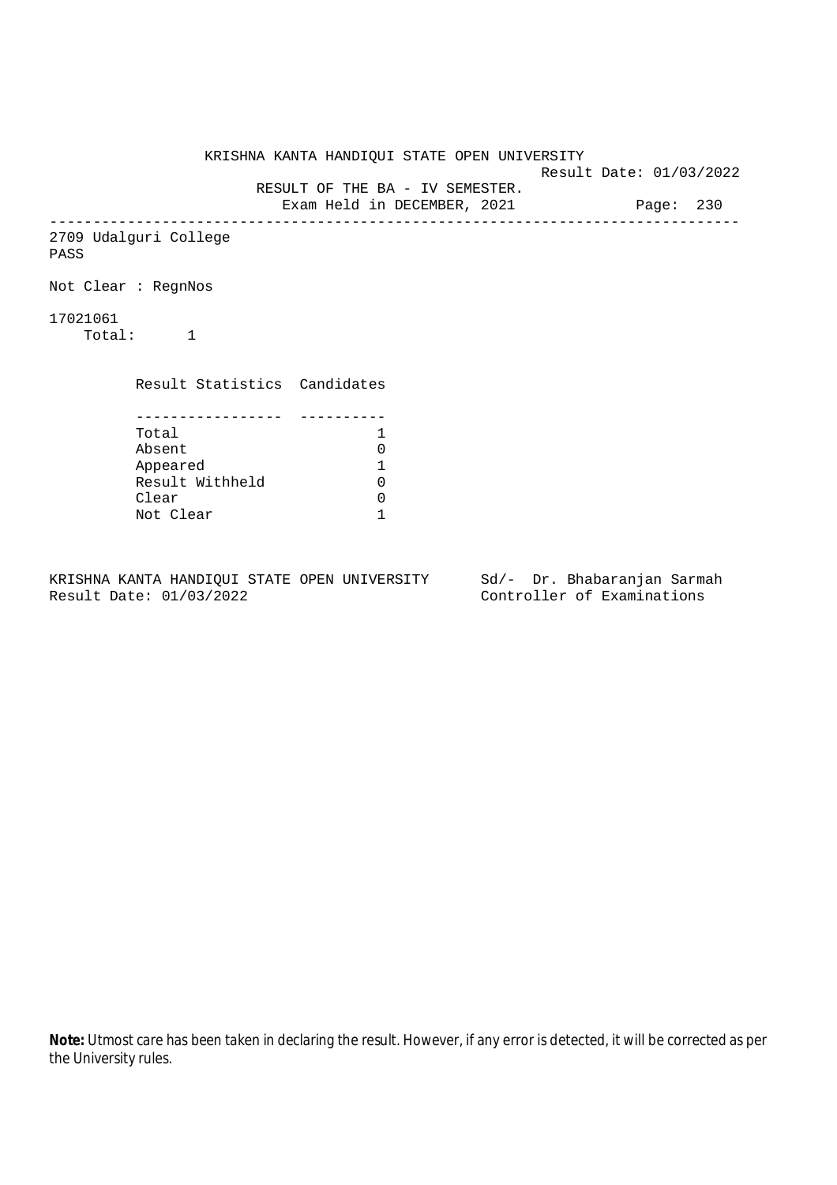KRISHNA KANTA HANDIQUI STATE OPEN UNIVERSITY

Result Date: 01/03/2022

RESULT OF THE BA - IV SEMESTER.

Exam Held in DECEMBER, 2021

---

2709 Udalguri College

PASS

Not Clear : RegnNos

17021061

Total: 1

| Result Statistics | Candidates |
|---|---|
| Total | 1 |
| Absent | 0 |
| Appeared | 1 |
| Result Withheld | 0 |
| Clear | 0 |
| Not Clear | 1 |

KRISHNA KANTA HANDIQUI STATE OPEN UNIVERSITY
Result Date: 01/03/2022

Sd/- Dr. Bhabaranjan Sarmah
Controller of Examinations

**Note:** Utmost care has been taken in declaring the result. However, if any error is detected, it will be corrected as per the University rules.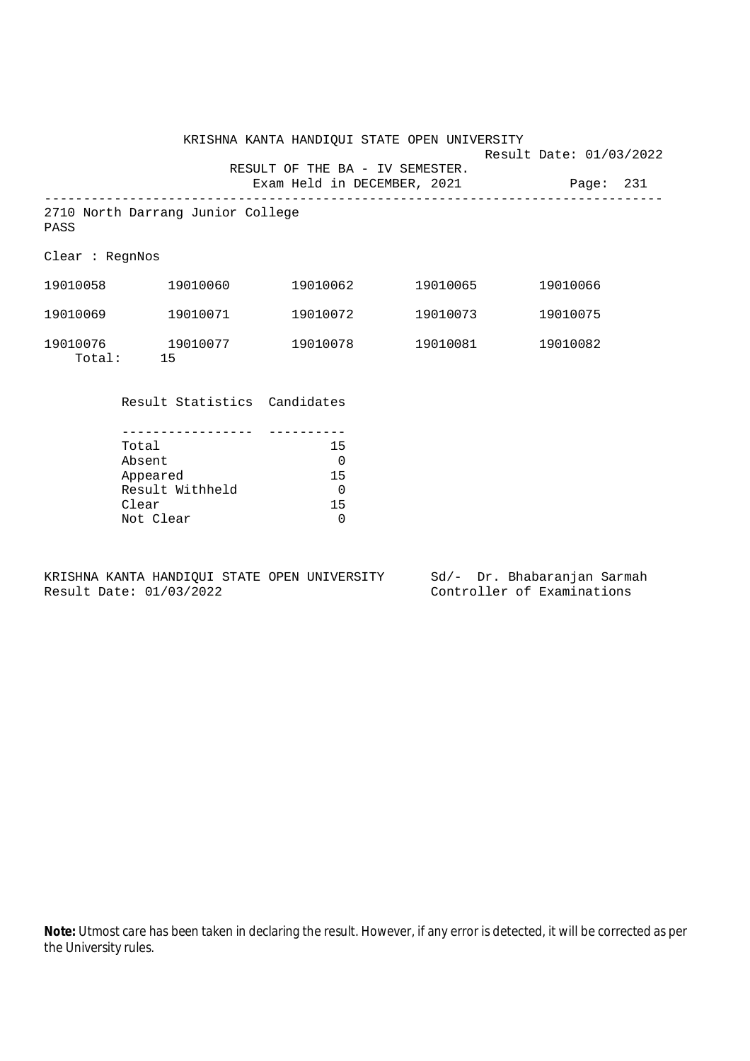KRISHNA KANTA HANDIQUI STATE OPEN UNIVERSITY

Result Date: 01/03/2022

RESULT OF THE BA - IV SEMESTER.

Exam Held in DECEMBER, 2021

Page: 231

---

2710 North Darrang Junior College

PASS

Clear : RegnNos

| | | | | |
|---|---|---|---|---|
| 19010058 | 19010060 | 19010062 | 19010065 | 19010066 |
| 19010069 | 19010071 | 19010072 | 19010073 | 19010075 |
| 19010076 | 19010077 | 19010078 | 19010081 | 19010082 |

Total: 15

| Result Statistics | Candidates |
|---|---|
| Total | 15 |
| Absent | 0 |
| Appeared | 15 |
| Result Withheld | 0 |
| Clear | 15 |
| Not Clear | 0 |

KRISHNA KANTA HANDIQUI STATE OPEN UNIVERSITY
Result Date: 01/03/2022

Sd/- Dr. Bhabaranjan Sarmah
Controller of Examinations

**Note:** Utmost care has been taken in declaring the result. However, if any error is detected, it will be corrected as per the University rules.